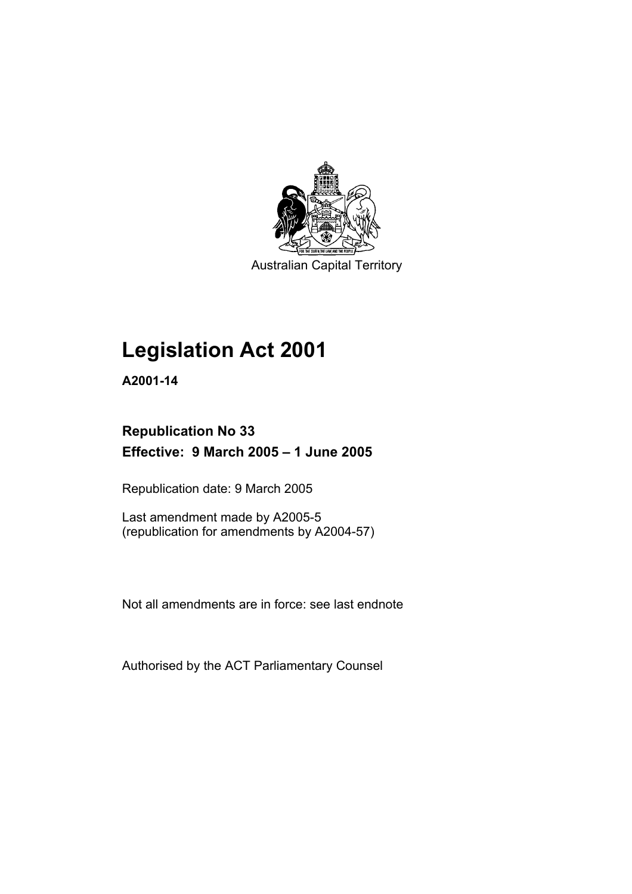Australian Capital Territory

# Legislation Act 2001

**A2001-14**

**Republication No 33**
**Effective: 9 March 2005 – 1 June 2005**

Republication date: 9 March 2005

Last amendment made by A2005-5
(republication for amendments by A2004-57)

Not all amendments are in force: see last endnote

Authorised by the ACT Parliamentary Counsel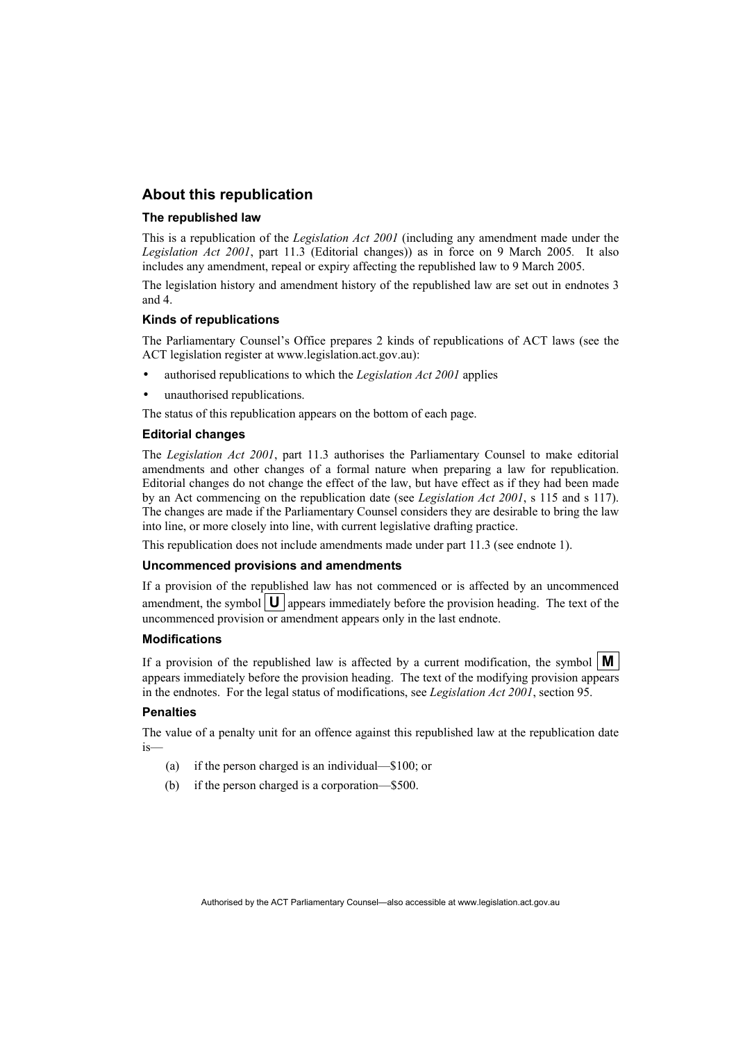## About this republication

### The republished law

This is a republication of the *Legislation Act 2001* (including any amendment made under the *Legislation Act 2001*, part 11.3 (Editorial changes)) as in force on 9 March 2005*.* It also includes any amendment, repeal or expiry affecting the republished law to 9 March 2005.

The legislation history and amendment history of the republished law are set out in endnotes 3 and 4.

### Kinds of republications

The Parliamentary Counsel's Office prepares 2 kinds of republications of ACT laws (see the ACT legislation register at www.legislation.act.gov.au):

- authorised republications to which the *Legislation Act 2001* applies
- unauthorised republications.

The status of this republication appears on the bottom of each page.

### Editorial changes

The *Legislation Act 2001*, part 11.3 authorises the Parliamentary Counsel to make editorial amendments and other changes of a formal nature when preparing a law for republication. Editorial changes do not change the effect of the law, but have effect as if they had been made by an Act commencing on the republication date (see *Legislation Act 2001*, s 115 and s 117). The changes are made if the Parliamentary Counsel considers they are desirable to bring the law into line, or more closely into line, with current legislative drafting practice.

This republication does not include amendments made under part 11.3 (see endnote 1).

### Uncommenced provisions and amendments

If a provision of the republished law has not commenced or is affected by an uncommenced amendment, the symbol **U** appears immediately before the provision heading. The text of the uncommenced provision or amendment appears only in the last endnote.

### Modifications

If a provision of the republished law is affected by a current modification, the symbol **M** appears immediately before the provision heading. The text of the modifying provision appears in the endnotes. For the legal status of modifications, see *Legislation Act 2001*, section 95.

### Penalties

The value of a penalty unit for an offence against this republished law at the republication date is—

(a) if the person charged is an individual—$100; or

(b) if the person charged is a corporation—$500.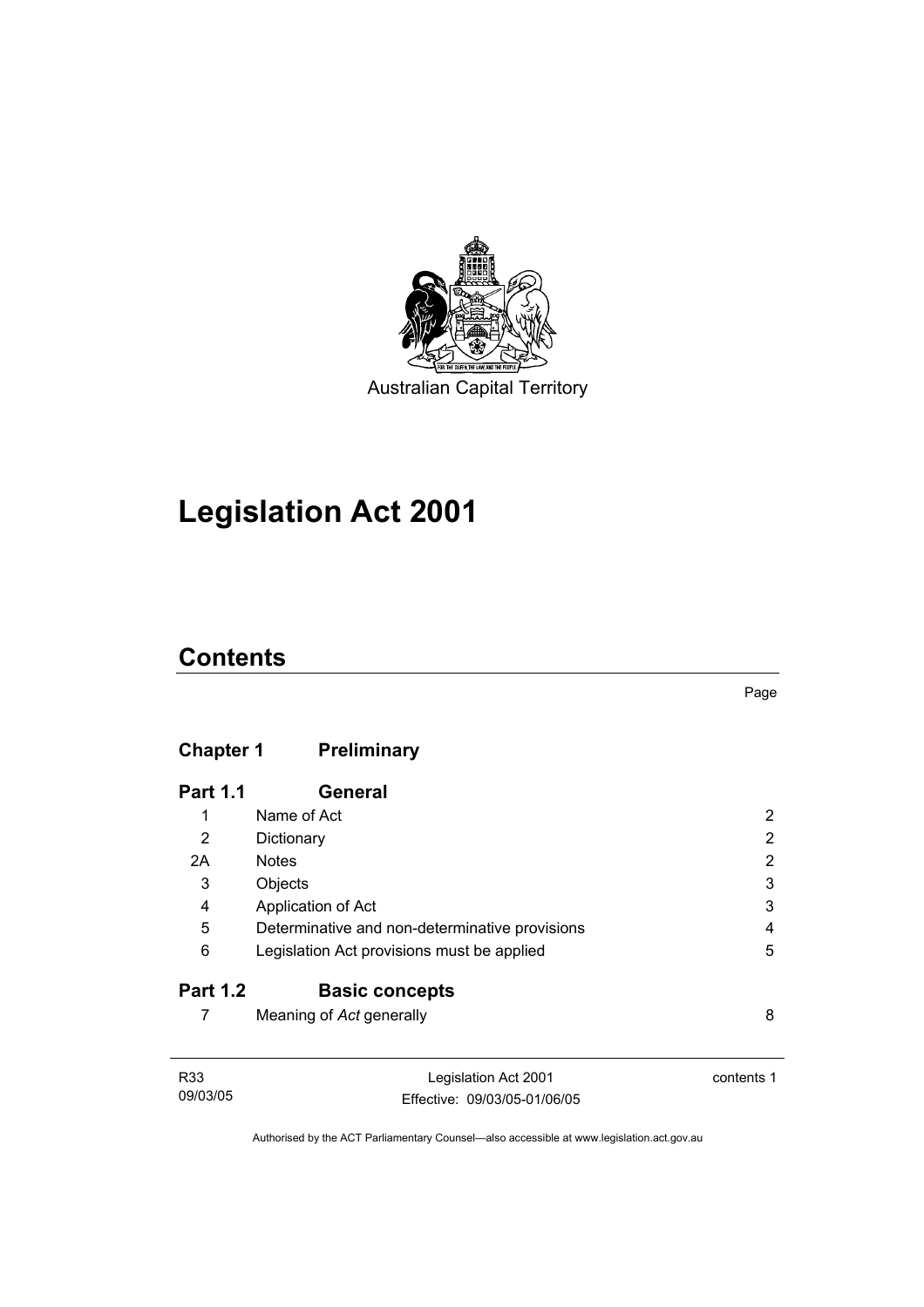Australian Capital Territory

# Legislation Act 2001

## Contents

Page

| | | |
|---|---|---|
| **Chapter 1** | **Preliminary** | |
| **Part 1.1** | **General** | |
| 1 | Name of Act | 2 |
| 2 | Dictionary | 2 |
| 2A | Notes | 2 |
| 3 | Objects | 3 |
| 4 | Application of Act | 3 |
| 5 | Determinative and non-determinative provisions | 4 |
| 6 | Legislation Act provisions must be applied | 5 |
| **Part 1.2** | **Basic concepts** | |
| 7 | Meaning of *Act* generally | 8 |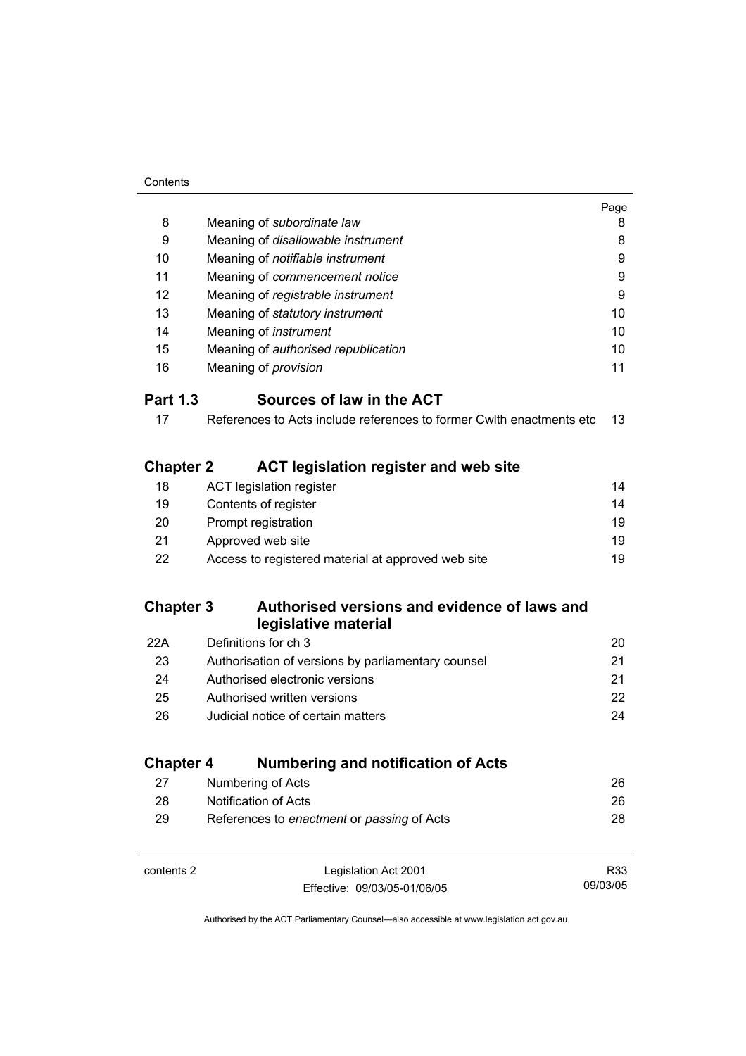| | | Page |
|---|---|---|
| 8 | Meaning of *subordinate law* | 8 |
| 9 | Meaning of *disallowable instrument* | 8 |
| 10 | Meaning of *notifiable instrument* | 9 |
| 11 | Meaning of *commencement notice* | 9 |
| 12 | Meaning of *registrable instrument* | 9 |
| 13 | Meaning of *statutory instrument* | 10 |
| 14 | Meaning of *instrument* | 10 |
| 15 | Meaning of *authorised republication* | 10 |
| 16 | Meaning of *provision* | 11 |

## Part 1.3 Sources of law in the ACT

| | | |
|---|---|---|
| 17 | References to Acts include references to former Cwlth enactments etc | 13 |

## Chapter 2 ACT legislation register and web site

| | | |
|---|---|---|
| 18 | ACT legislation register | 14 |
| 19 | Contents of register | 14 |
| 20 | Prompt registration | 19 |
| 21 | Approved web site | 19 |
| 22 | Access to registered material at approved web site | 19 |

## Chapter 3 Authorised versions and evidence of laws and legislative material

| | | |
|---|---|---|
| 22A | Definitions for ch 3 | 20 |
| 23 | Authorisation of versions by parliamentary counsel | 21 |
| 24 | Authorised electronic versions | 21 |
| 25 | Authorised written versions | 22 |
| 26 | Judicial notice of certain matters | 24 |

## Chapter 4 Numbering and notification of Acts

| | | |
|---|---|---|
| 27 | Numbering of Acts | 26 |
| 28 | Notification of Acts | 26 |
| 29 | References to *enactment* or *passing* of Acts | 28 |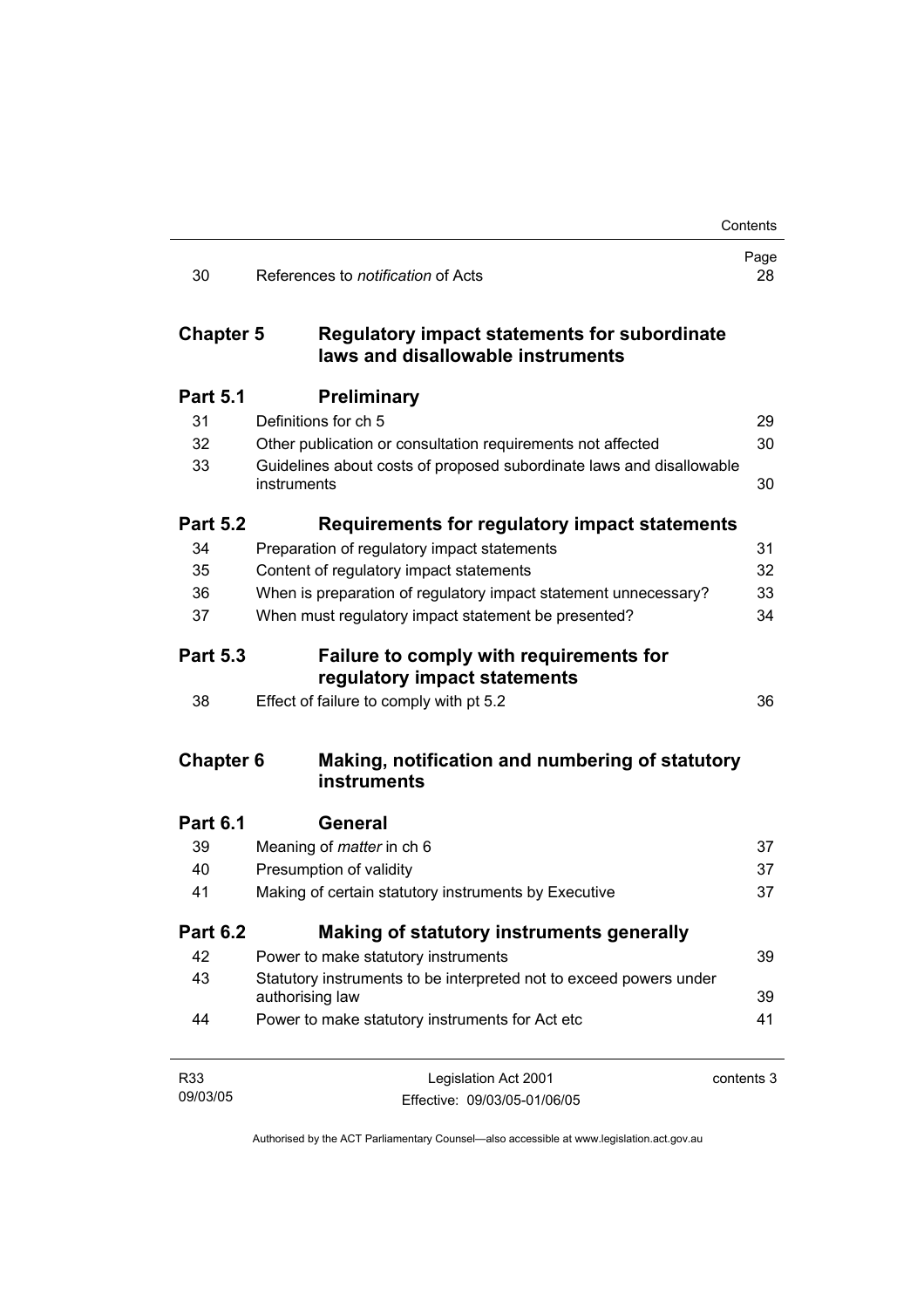| | | Page |
|---|---|---|
| 30 | References to *notification* of Acts | 28 |

## Chapter 5 Regulatory impact statements for subordinate laws and disallowable instruments

### Part 5.1 Preliminary

| | | |
|---|---|---|
| 31 | Definitions for ch 5 | 29 |
| 32 | Other publication or consultation requirements not affected | 30 |
| 33 | Guidelines about costs of proposed subordinate laws and disallowable instruments | 30 |

### Part 5.2 Requirements for regulatory impact statements

| | | |
|---|---|---|
| 34 | Preparation of regulatory impact statements | 31 |
| 35 | Content of regulatory impact statements | 32 |
| 36 | When is preparation of regulatory impact statement unnecessary? | 33 |
| 37 | When must regulatory impact statement be presented? | 34 |

### Part 5.3 Failure to comply with requirements for regulatory impact statements

| | | |
|---|---|---|
| 38 | Effect of failure to comply with pt 5.2 | 36 |

## Chapter 6 Making, notification and numbering of statutory instruments

### Part 6.1 General

| | | |
|---|---|---|
| 39 | Meaning of *matter* in ch 6 | 37 |
| 40 | Presumption of validity | 37 |
| 41 | Making of certain statutory instruments by Executive | 37 |

### Part 6.2 Making of statutory instruments generally

| | | |
|---|---|---|
| 42 | Power to make statutory instruments | 39 |
| 43 | Statutory instruments to be interpreted not to exceed powers under authorising law | 39 |
| 44 | Power to make statutory instruments for Act etc | 41 |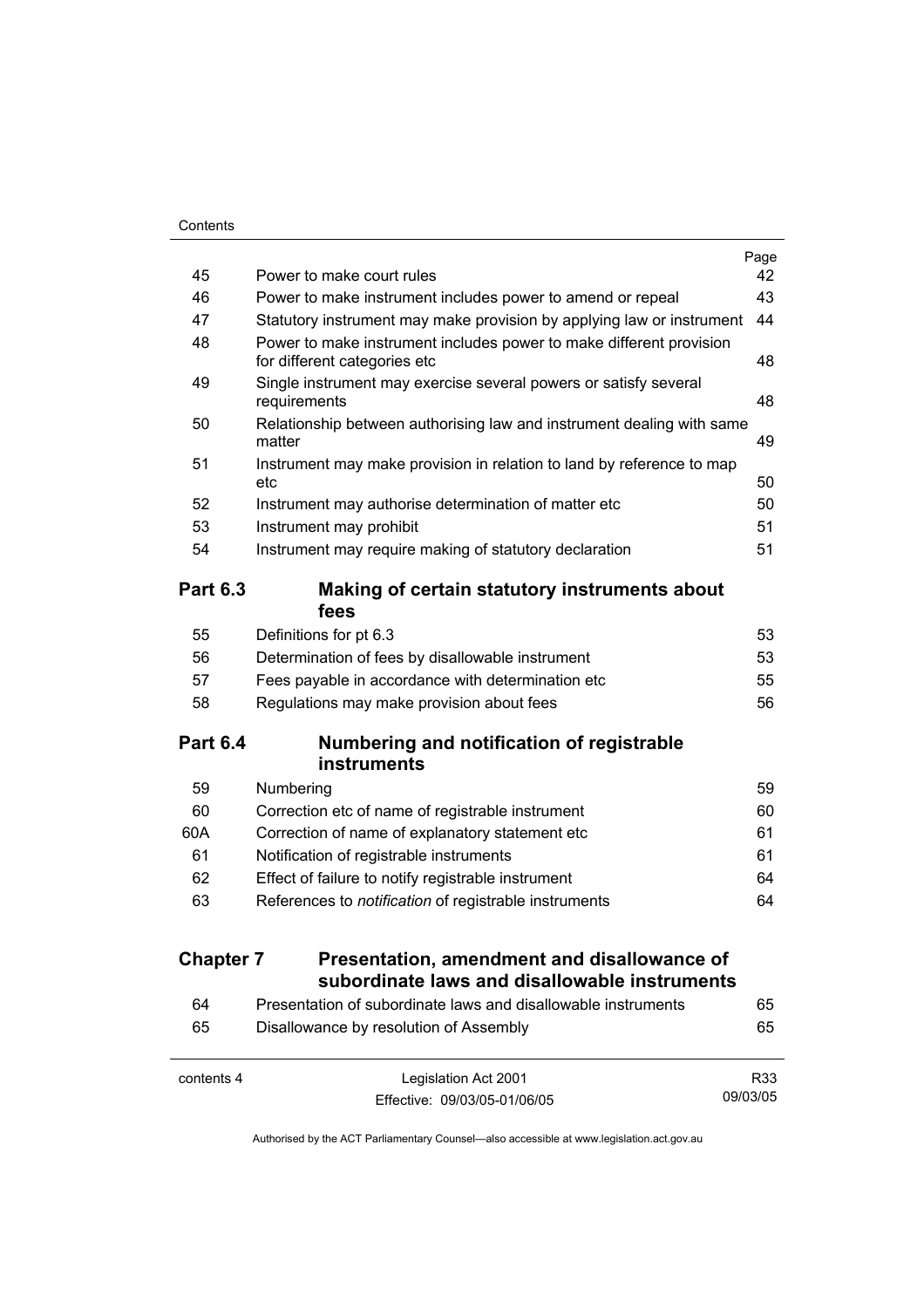| | | Page |
|---|---|---|
| 45 | Power to make court rules | 42 |
| 46 | Power to make instrument includes power to amend or repeal | 43 |
| 47 | Statutory instrument may make provision by applying law or instrument | 44 |
| 48 | Power to make instrument includes power to make different provision for different categories etc | 48 |
| 49 | Single instrument may exercise several powers or satisfy several requirements | 48 |
| 50 | Relationship between authorising law and instrument dealing with same matter | 49 |
| 51 | Instrument may make provision in relation to land by reference to map etc | 50 |
| 52 | Instrument may authorise determination of matter etc | 50 |
| 53 | Instrument may prohibit | 51 |
| 54 | Instrument may require making of statutory declaration | 51 |

**Part 6.3 Making of certain statutory instruments about fees**

| | | |
|---|---|---|
| 55 | Definitions for pt 6.3 | 53 |
| 56 | Determination of fees by disallowable instrument | 53 |
| 57 | Fees payable in accordance with determination etc | 55 |
| 58 | Regulations may make provision about fees | 56 |

**Part 6.4 Numbering and notification of registrable instruments**

| | | |
|---|---|---|
| 59 | Numbering | 59 |
| 60 | Correction etc of name of registrable instrument | 60 |
| 60A | Correction of name of explanatory statement etc | 61 |
| 61 | Notification of registrable instruments | 61 |
| 62 | Effect of failure to notify registrable instrument | 64 |
| 63 | References to *notification* of registrable instruments | 64 |

**Chapter 7 Presentation, amendment and disallowance of subordinate laws and disallowable instruments**

| | | |
|---|---|---|
| 64 | Presentation of subordinate laws and disallowable instruments | 65 |
| 65 | Disallowance by resolution of Assembly | 65 |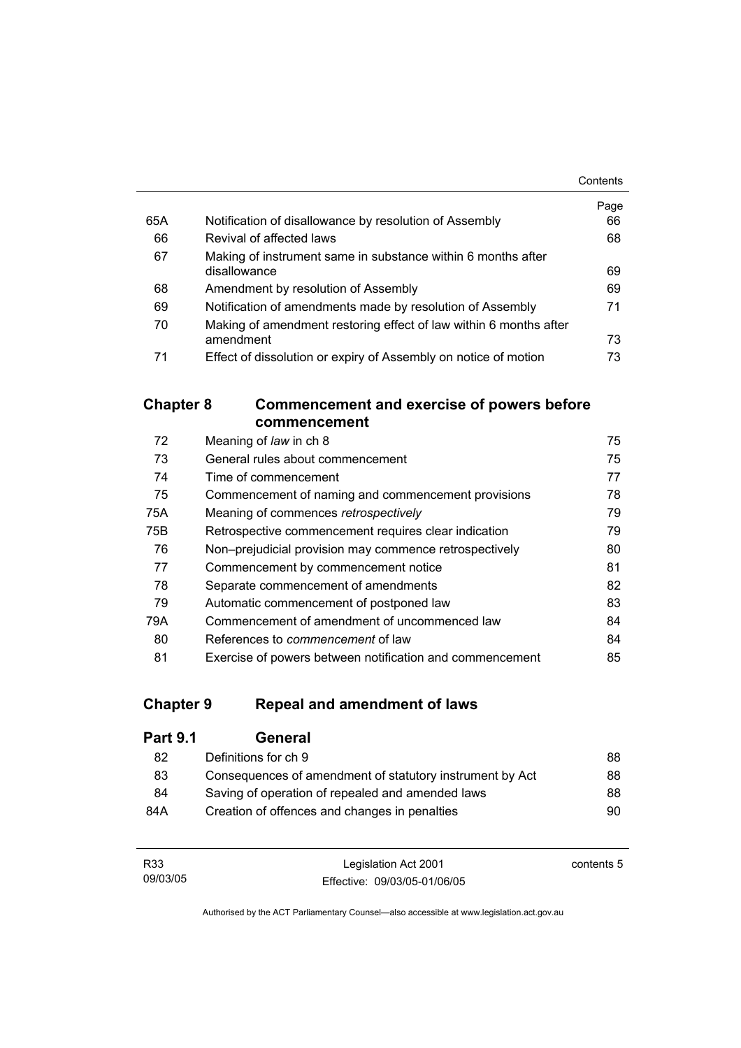| | | Page |
|---|---|---|
| 65A | Notification of disallowance by resolution of Assembly | 66 |
| 66 | Revival of affected laws | 68 |
| 67 | Making of instrument same in substance within 6 months after disallowance | 69 |
| 68 | Amendment by resolution of Assembly | 69 |
| 69 | Notification of amendments made by resolution of Assembly | 71 |
| 70 | Making of amendment restoring effect of law within 6 months after amendment | 73 |
| 71 | Effect of dissolution or expiry of Assembly on notice of motion | 73 |

## Chapter 8 Commencement and exercise of powers before commencement

| | | |
|---|---|---|
| 72 | Meaning of *law* in ch 8 | 75 |
| 73 | General rules about commencement | 75 |
| 74 | Time of commencement | 77 |
| 75 | Commencement of naming and commencement provisions | 78 |
| 75A | Meaning of commences *retrospectively* | 79 |
| 75B | Retrospective commencement requires clear indication | 79 |
| 76 | Non–prejudicial provision may commence retrospectively | 80 |
| 77 | Commencement by commencement notice | 81 |
| 78 | Separate commencement of amendments | 82 |
| 79 | Automatic commencement of postponed law | 83 |
| 79A | Commencement of amendment of uncommenced law | 84 |
| 80 | References to *commencement* of law | 84 |
| 81 | Exercise of powers between notification and commencement | 85 |

## Chapter 9 Repeal and amendment of laws

### Part 9.1 General

| | | |
|---|---|---|
| 82 | Definitions for ch 9 | 88 |
| 83 | Consequences of amendment of statutory instrument by Act | 88 |
| 84 | Saving of operation of repealed and amended laws | 88 |
| 84A | Creation of offences and changes in penalties | 90 |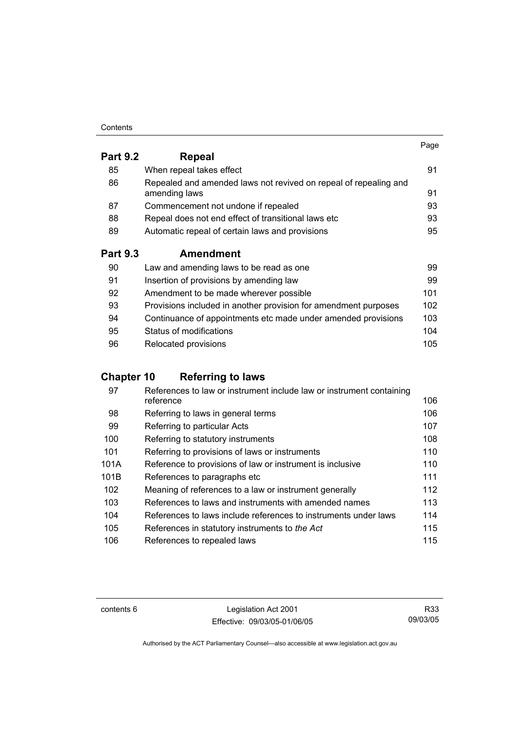| | | Page |
|---|---|---|
| **Part 9.2** | **Repeal** | |
| 85 | When repeal takes effect | 91 |
| 86 | Repealed and amended laws not revived on repeal of repealing and amending laws | 91 |
| 87 | Commencement not undone if repealed | 93 |
| 88 | Repeal does not end effect of transitional laws etc | 93 |
| 89 | Automatic repeal of certain laws and provisions | 95 |
| **Part 9.3** | **Amendment** | |
| 90 | Law and amending laws to be read as one | 99 |
| 91 | Insertion of provisions by amending law | 99 |
| 92 | Amendment to be made wherever possible | 101 |
| 93 | Provisions included in another provision for amendment purposes | 102 |
| 94 | Continuance of appointments etc made under amended provisions | 103 |
| 95 | Status of modifications | 104 |
| 96 | Relocated provisions | 105 |
| **Chapter 10** | **Referring to laws** | |
| 97 | References to law or instrument include law or instrument containing reference | 106 |
| 98 | Referring to laws in general terms | 106 |
| 99 | Referring to particular Acts | 107 |
| 100 | Referring to statutory instruments | 108 |
| 101 | Referring to provisions of laws or instruments | 110 |
| 101A | Reference to provisions of law or instrument is inclusive | 110 |
| 101B | References to paragraphs etc | 111 |
| 102 | Meaning of references to a law or instrument generally | 112 |
| 103 | References to laws and instruments with amended names | 113 |
| 104 | References to laws include references to instruments under laws | 114 |
| 105 | References in statutory instruments to *the Act* | 115 |
| 106 | References to repealed laws | 115 |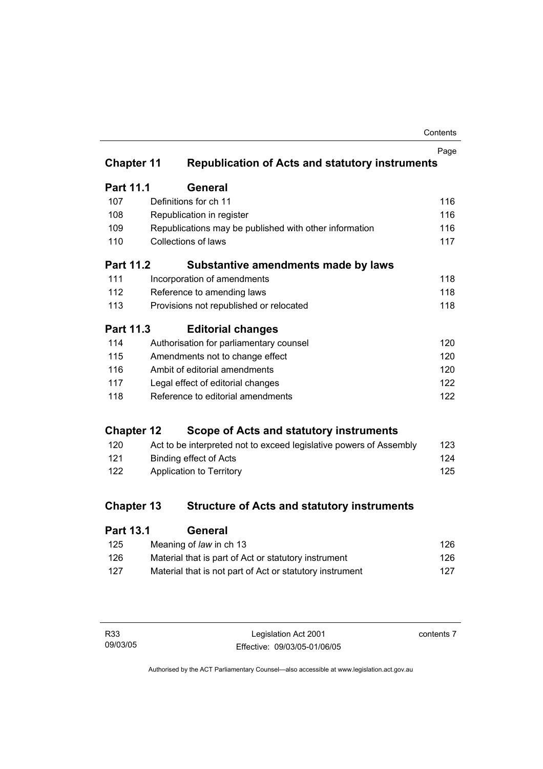| | | Page |
|---|---|---|
| **Chapter 11** | **Republication of Acts and statutory instruments** | |
| **Part 11.1** | **General** | |
| 107 | Definitions for ch 11 | 116 |
| 108 | Republication in register | 116 |
| 109 | Republications may be published with other information | 116 |
| 110 | Collections of laws | 117 |
| **Part 11.2** | **Substantive amendments made by laws** | |
| 111 | Incorporation of amendments | 118 |
| 112 | Reference to amending laws | 118 |
| 113 | Provisions not republished or relocated | 118 |
| **Part 11.3** | **Editorial changes** | |
| 114 | Authorisation for parliamentary counsel | 120 |
| 115 | Amendments not to change effect | 120 |
| 116 | Ambit of editorial amendments | 120 |
| 117 | Legal effect of editorial changes | 122 |
| 118 | Reference to editorial amendments | 122 |
| **Chapter 12** | **Scope of Acts and statutory instruments** | |
| 120 | Act to be interpreted not to exceed legislative powers of Assembly | 123 |
| 121 | Binding effect of Acts | 124 |
| 122 | Application to Territory | 125 |
| **Chapter 13** | **Structure of Acts and statutory instruments** | |
| **Part 13.1** | **General** | |
| 125 | Meaning of *law* in ch 13 | 126 |
| 126 | Material that is part of Act or statutory instrument | 126 |
| 127 | Material that is not part of Act or statutory instrument | 127 |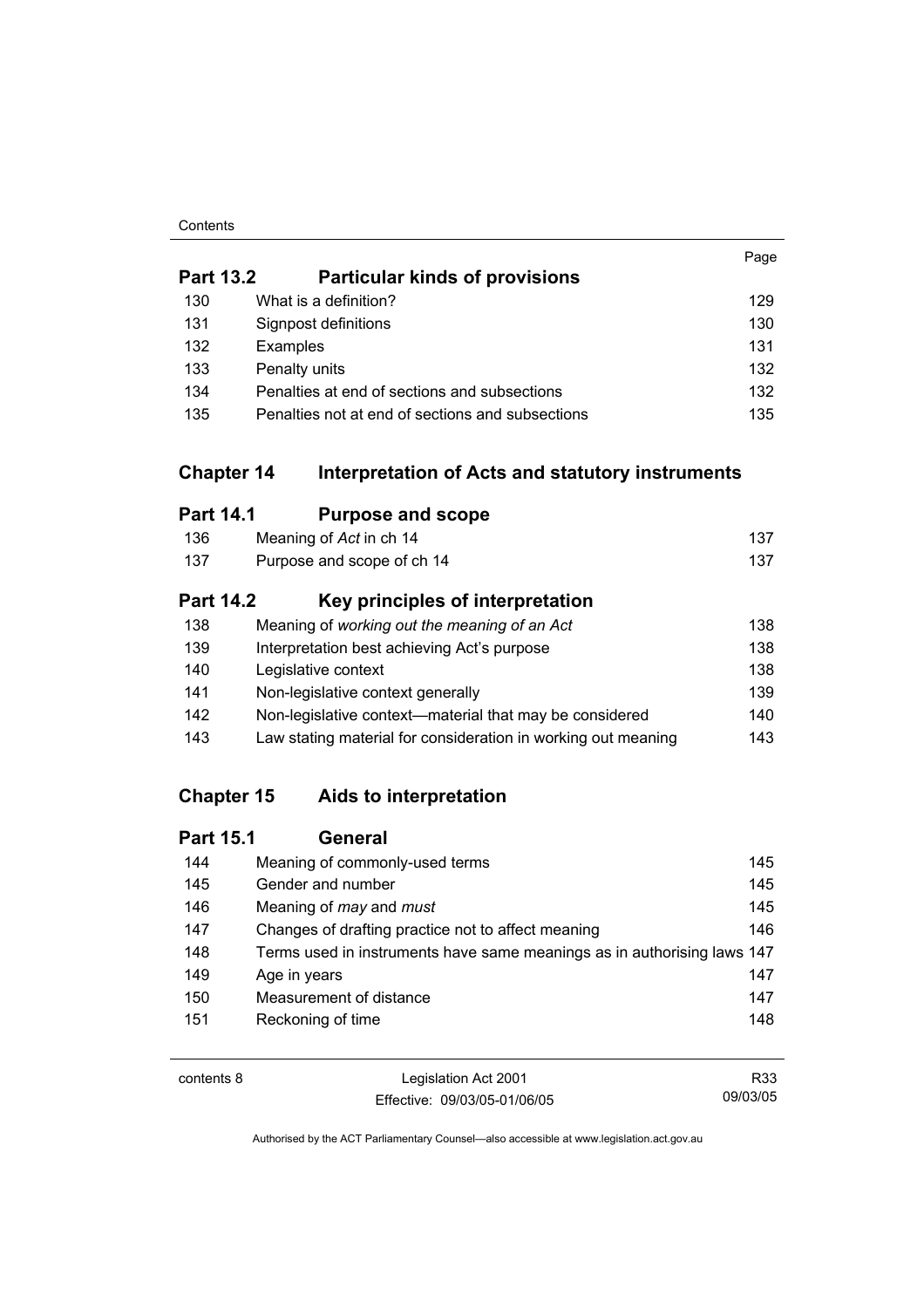| | | Page |
|---|---|---|
| **Part 13.2** | **Particular kinds of provisions** | |
| 130 | What is a definition? | 129 |
| 131 | Signpost definitions | 130 |
| 132 | Examples | 131 |
| 133 | Penalty units | 132 |
| 134 | Penalties at end of sections and subsections | 132 |
| 135 | Penalties not at end of sections and subsections | 135 |

## Chapter 14 Interpretation of Acts and statutory instruments

| | | |
|---|---|---|
| **Part 14.1** | **Purpose and scope** | |
| 136 | Meaning of *Act* in ch 14 | 137 |
| 137 | Purpose and scope of ch 14 | 137 |
| **Part 14.2** | **Key principles of interpretation** | |
| 138 | Meaning of *working out the meaning of an Act* | 138 |
| 139 | Interpretation best achieving Act's purpose | 138 |
| 140 | Legislative context | 138 |
| 141 | Non-legislative context generally | 139 |
| 142 | Non-legislative context—material that may be considered | 140 |
| 143 | Law stating material for consideration in working out meaning | 143 |

## Chapter 15 Aids to interpretation

| | | |
|---|---|---|
| **Part 15.1** | **General** | |
| 144 | Meaning of commonly-used terms | 145 |
| 145 | Gender and number | 145 |
| 146 | Meaning of *may* and *must* | 145 |
| 147 | Changes of drafting practice not to affect meaning | 146 |
| 148 | Terms used in instruments have same meanings as in authorising laws | 147 |
| 149 | Age in years | 147 |
| 150 | Measurement of distance | 147 |
| 151 | Reckoning of time | 148 |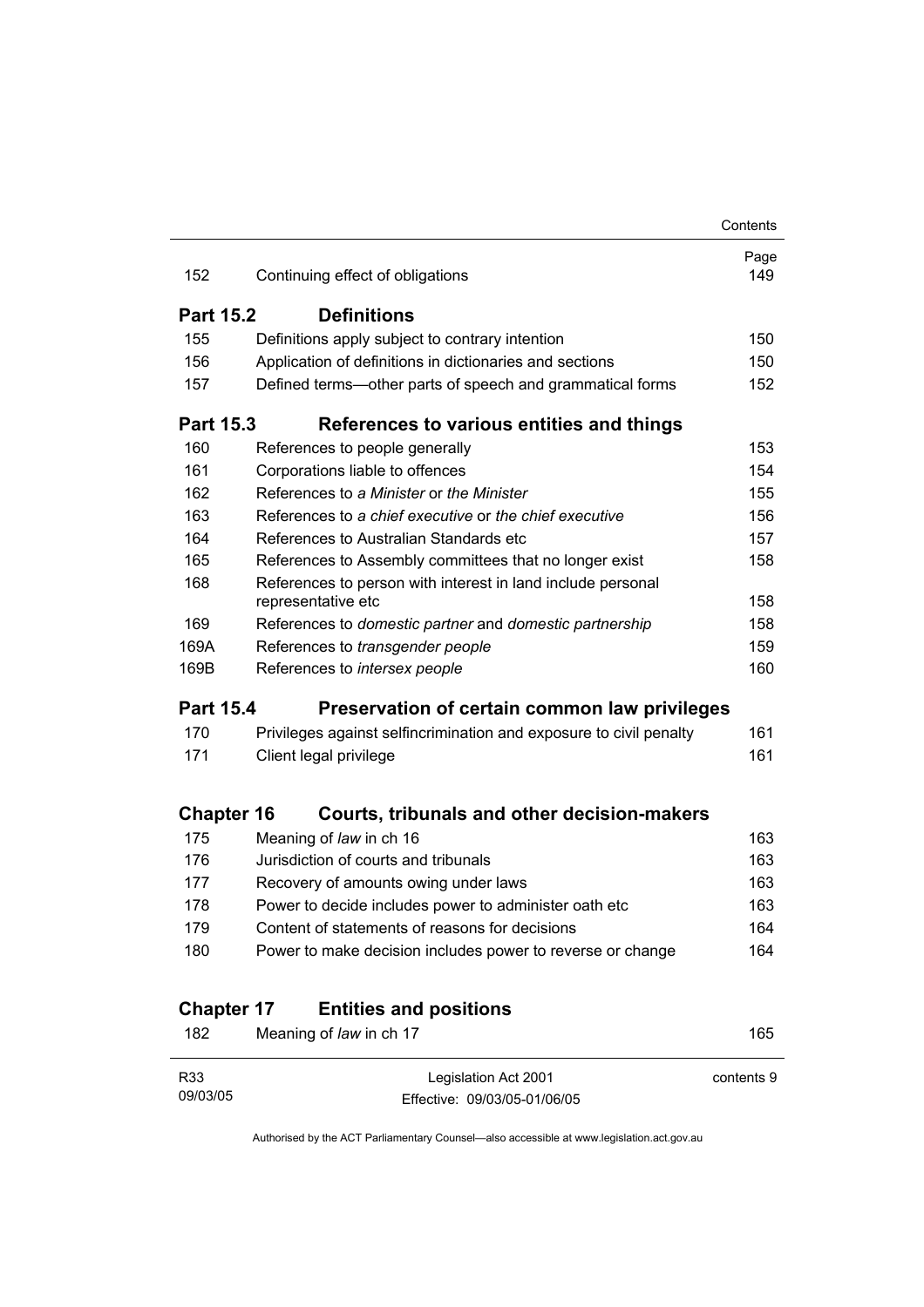| | | Page |
|---|---|---|
| 152 | Continuing effect of obligations | 149 |
| **Part 15.2** | **Definitions** | |
| 155 | Definitions apply subject to contrary intention | 150 |
| 156 | Application of definitions in dictionaries and sections | 150 |
| 157 | Defined terms—other parts of speech and grammatical forms | 152 |
| **Part 15.3** | **References to various entities and things** | |
| 160 | References to people generally | 153 |
| 161 | Corporations liable to offences | 154 |
| 162 | References to *a Minister* or *the Minister* | 155 |
| 163 | References to *a chief executive* or *the chief executive* | 156 |
| 164 | References to Australian Standards etc | 157 |
| 165 | References to Assembly committees that no longer exist | 158 |
| 168 | References to person with interest in land include personal representative etc | 158 |
| 169 | References to *domestic partner* and *domestic partnership* | 158 |
| 169A | References to *transgender people* | 159 |
| 169B | References to *intersex people* | 160 |
| **Part 15.4** | **Preservation of certain common law privileges** | |
| 170 | Privileges against selfincrimination and exposure to civil penalty | 161 |
| 171 | Client legal privilege | 161 |
| **Chapter 16** | **Courts, tribunals and other decision-makers** | |
| 175 | Meaning of *law* in ch 16 | 163 |
| 176 | Jurisdiction of courts and tribunals | 163 |
| 177 | Recovery of amounts owing under laws | 163 |
| 178 | Power to decide includes power to administer oath etc | 163 |
| 179 | Content of statements of reasons for decisions | 164 |
| 180 | Power to make decision includes power to reverse or change | 164 |
| **Chapter 17** | **Entities and positions** | |
| 182 | Meaning of *law* in ch 17 | 165 |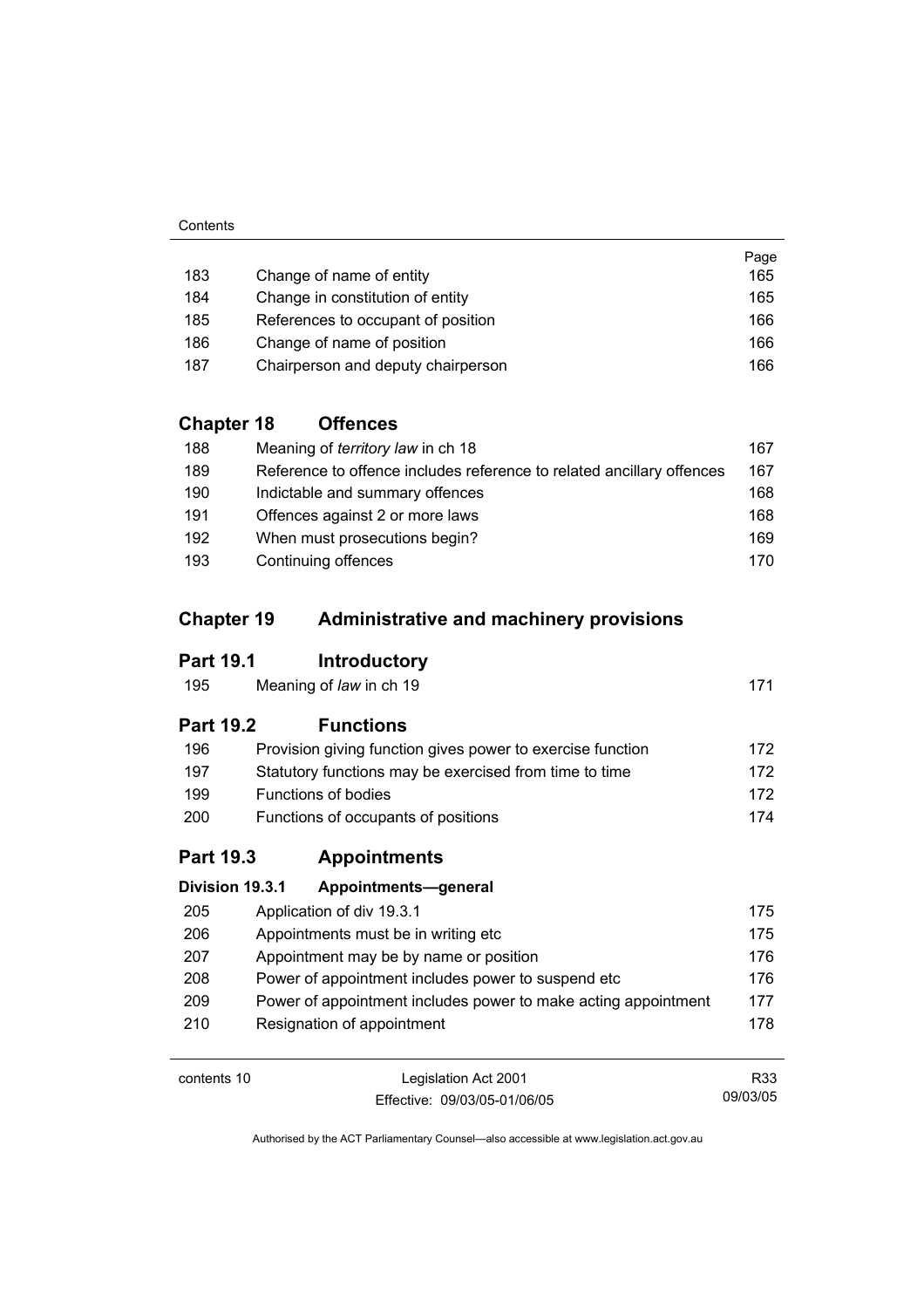| | | Page |
|---|---|---|
| 183 | Change of name of entity | 165 |
| 184 | Change in constitution of entity | 165 |
| 185 | References to occupant of position | 166 |
| 186 | Change of name of position | 166 |
| 187 | Chairperson and deputy chairperson | 166 |

## Chapter 18 Offences

| | | |
|---|---|---|
| 188 | Meaning of *territory law* in ch 18 | 167 |
| 189 | Reference to offence includes reference to related ancillary offences | 167 |
| 190 | Indictable and summary offences | 168 |
| 191 | Offences against 2 or more laws | 168 |
| 192 | When must prosecutions begin? | 169 |
| 193 | Continuing offences | 170 |

## Chapter 19 Administrative and machinery provisions

### Part 19.1 Introductory

| | | |
|---|---|---|
| 195 | Meaning of *law* in ch 19 | 171 |

### Part 19.2 Functions

| | | |
|---|---|---|
| 196 | Provision giving function gives power to exercise function | 172 |
| 197 | Statutory functions may be exercised from time to time | 172 |
| 199 | Functions of bodies | 172 |
| 200 | Functions of occupants of positions | 174 |

### Part 19.3 Appointments

#### Division 19.3.1 Appointments—general

| | | |
|---|---|---|
| 205 | Application of div 19.3.1 | 175 |
| 206 | Appointments must be in writing etc | 175 |
| 207 | Appointment may be by name or position | 176 |
| 208 | Power of appointment includes power to suspend etc | 176 |
| 209 | Power of appointment includes power to make acting appointment | 177 |
| 210 | Resignation of appointment | 178 |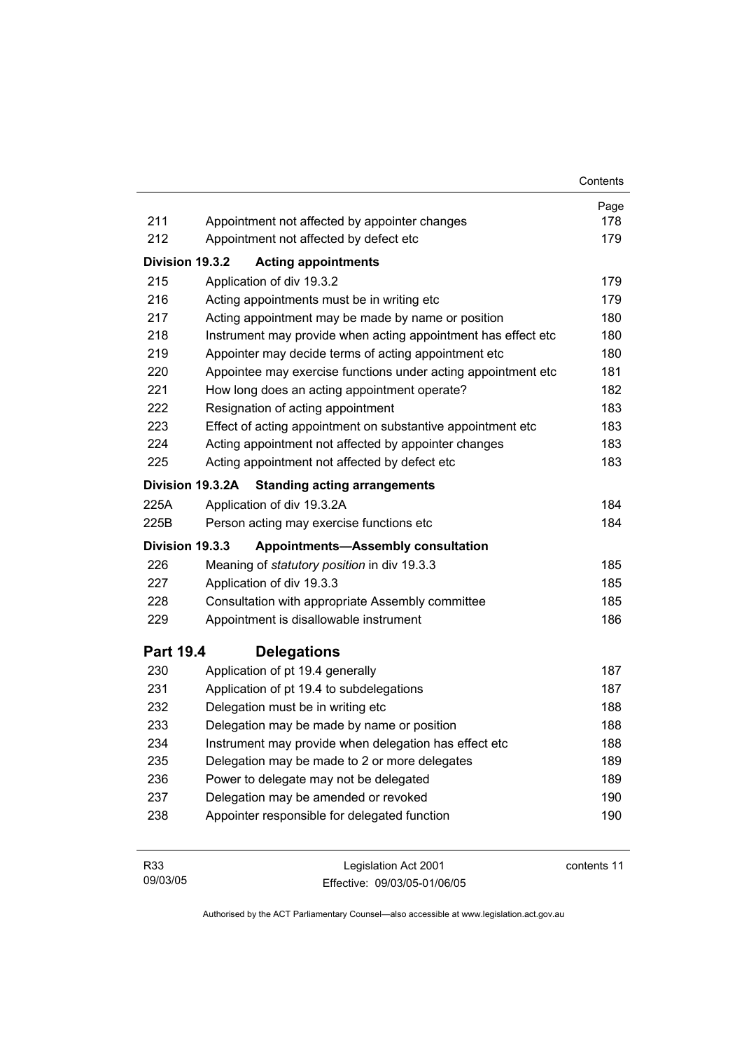| | | Page |
|---|---|---|
| 211 | Appointment not affected by appointer changes | 178 |
| 212 | Appointment not affected by defect etc | 179 |
| **Division 19.3.2** | **Acting appointments** | |
| 215 | Application of div 19.3.2 | 179 |
| 216 | Acting appointments must be in writing etc | 179 |
| 217 | Acting appointment may be made by name or position | 180 |
| 218 | Instrument may provide when acting appointment has effect etc | 180 |
| 219 | Appointer may decide terms of acting appointment etc | 180 |
| 220 | Appointee may exercise functions under acting appointment etc | 181 |
| 221 | How long does an acting appointment operate? | 182 |
| 222 | Resignation of acting appointment | 183 |
| 223 | Effect of acting appointment on substantive appointment etc | 183 |
| 224 | Acting appointment not affected by appointer changes | 183 |
| 225 | Acting appointment not affected by defect etc | 183 |
| **Division 19.3.2A** | **Standing acting arrangements** | |
| 225A | Application of div 19.3.2A | 184 |
| 225B | Person acting may exercise functions etc | 184 |
| **Division 19.3.3** | **Appointments—Assembly consultation** | |
| 226 | Meaning of *statutory position* in div 19.3.3 | 185 |
| 227 | Application of div 19.3.3 | 185 |
| 228 | Consultation with appropriate Assembly committee | 185 |
| 229 | Appointment is disallowable instrument | 186 |
| **Part 19.4** | **Delegations** | |
| 230 | Application of pt 19.4 generally | 187 |
| 231 | Application of pt 19.4 to subdelegations | 187 |
| 232 | Delegation must be in writing etc | 188 |
| 233 | Delegation may be made by name or position | 188 |
| 234 | Instrument may provide when delegation has effect etc | 188 |
| 235 | Delegation may be made to 2 or more delegates | 189 |
| 236 | Power to delegate may not be delegated | 189 |
| 237 | Delegation may be amended or revoked | 190 |
| 238 | Appointer responsible for delegated function | 190 |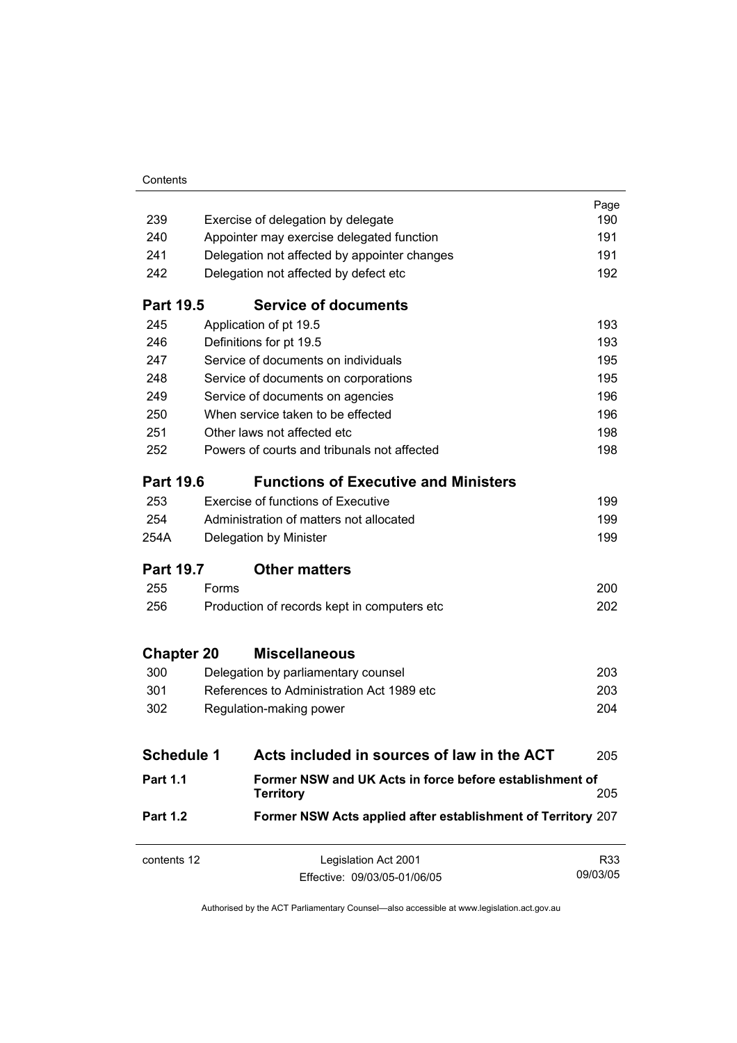| | | Page |
|---|---|---|
| 239 | Exercise of delegation by delegate | 190 |
| 240 | Appointer may exercise delegated function | 191 |
| 241 | Delegation not affected by appointer changes | 191 |
| 242 | Delegation not affected by defect etc | 192 |

**Part 19.5 Service of documents**

| | | |
|---|---|---|
| 245 | Application of pt 19.5 | 193 |
| 246 | Definitions for pt 19.5 | 193 |
| 247 | Service of documents on individuals | 195 |
| 248 | Service of documents on corporations | 195 |
| 249 | Service of documents on agencies | 196 |
| 250 | When service taken to be effected | 196 |
| 251 | Other laws not affected etc | 198 |
| 252 | Powers of courts and tribunals not affected | 198 |

**Part 19.6 Functions of Executive and Ministers**

| | | |
|---|---|---|
| 253 | Exercise of functions of Executive | 199 |
| 254 | Administration of matters not allocated | 199 |
| 254A | Delegation by Minister | 199 |

**Part 19.7 Other matters**

| | | |
|---|---|---|
| 255 | Forms | 200 |
| 256 | Production of records kept in computers etc | 202 |

**Chapter 20 Miscellaneous**

| | | |
|---|---|---|
| 300 | Delegation by parliamentary counsel | 203 |
| 301 | References to Administration Act 1989 etc | 203 |
| 302 | Regulation-making power | 204 |

| | | |
|---|---|---|
| **Schedule 1** | **Acts included in sources of law in the ACT** | 205 |
| **Part 1.1** | **Former NSW and UK Acts in force before establishment of Territory** | 205 |
| **Part 1.2** | **Former NSW Acts applied after establishment of Territory** | 207 |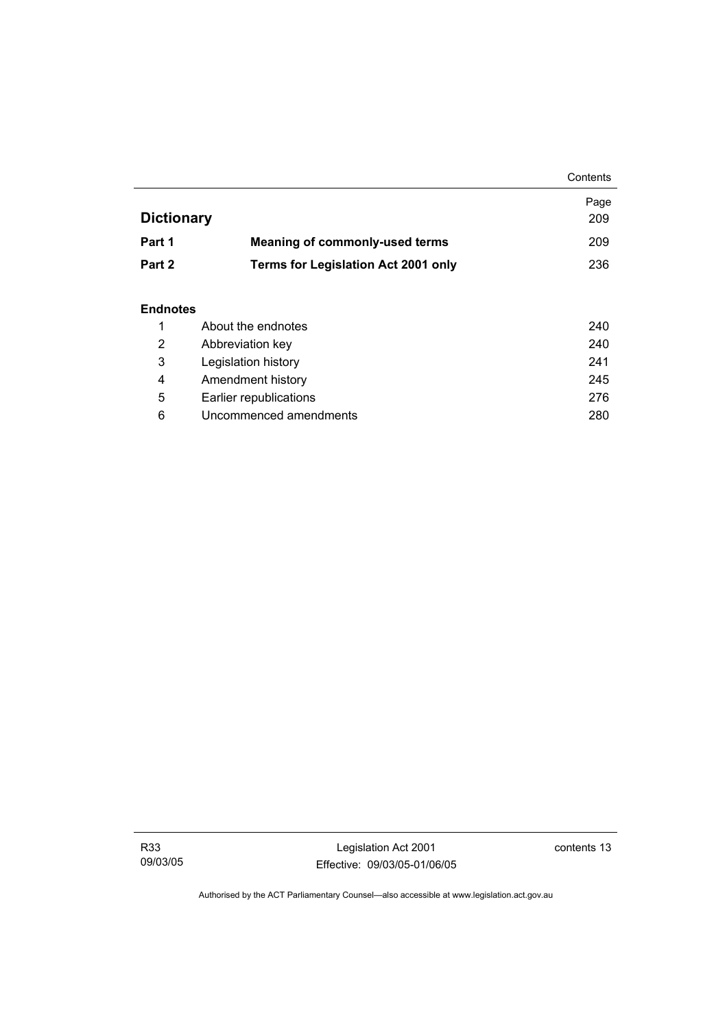| | | Page |
|---|---|---|
| **Dictionary** | | 209 |
| **Part 1** | **Meaning of commonly-used terms** | 209 |
| **Part 2** | **Terms for Legislation Act 2001 only** | 236 |

**Endnotes**

| | | |
|---|---|---|
| 1 | About the endnotes | 240 |
| 2 | Abbreviation key | 240 |
| 3 | Legislation history | 241 |
| 4 | Amendment history | 245 |
| 5 | Earlier republications | 276 |
| 6 | Uncommenced amendments | 280 |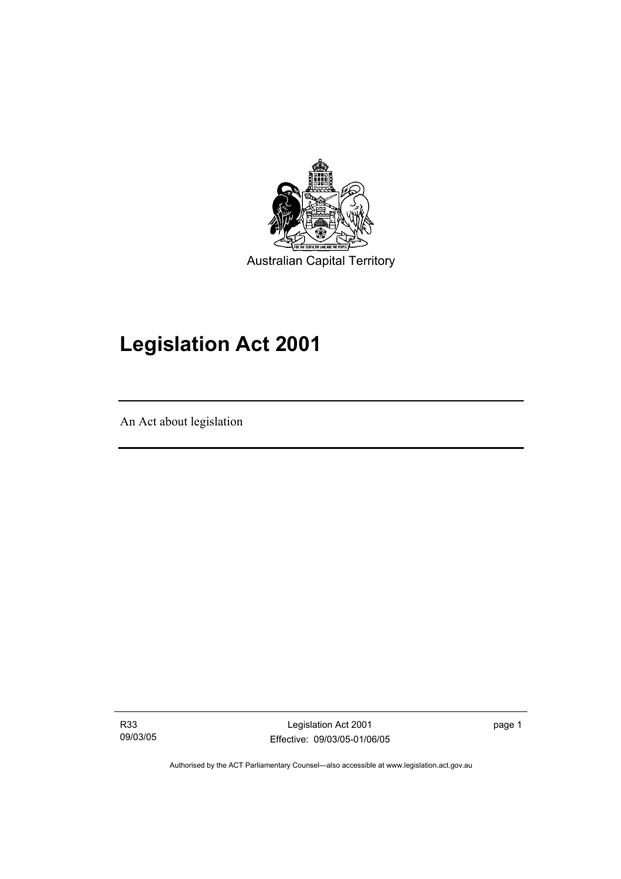Australian Capital Territory

# Legislation Act 2001

An Act about legislation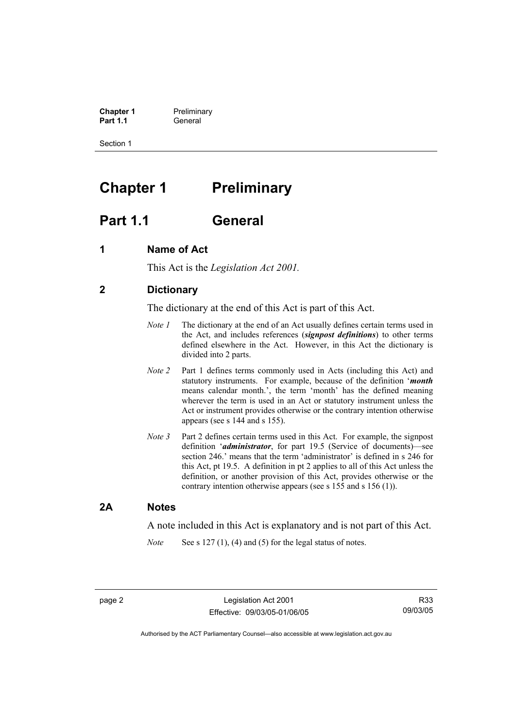# Chapter 1 Preliminary

## Part 1.1 General

### 1 Name of Act

This Act is the *Legislation Act 2001*.

### 2 Dictionary

The dictionary at the end of this Act is part of this Act.

*Note 1* The dictionary at the end of an Act usually defines certain terms used in the Act, and includes references (***signpost definitions***) to other terms defined elsewhere in the Act. However, in this Act the dictionary is divided into 2 parts.

*Note 2* Part 1 defines terms commonly used in Acts (including this Act) and statutory instruments. For example, because of the definition '***month*** means calendar month.', the term 'month' has the defined meaning wherever the term is used in an Act or statutory instrument unless the Act or instrument provides otherwise or the contrary intention otherwise appears (see s 144 and s 155).

*Note 3* Part 2 defines certain terms used in this Act. For example, the signpost definition '***administrator***, for part 19.5 (Service of documents)—see section 246.' means that the term 'administrator' is defined in s 246 for this Act, pt 19.5. A definition in pt 2 applies to all of this Act unless the definition, or another provision of this Act, provides otherwise or the contrary intention otherwise appears (see s 155 and s 156 (1)).

### 2A Notes

A note included in this Act is explanatory and is not part of this Act.

*Note* See s 127 (1), (4) and (5) for the legal status of notes.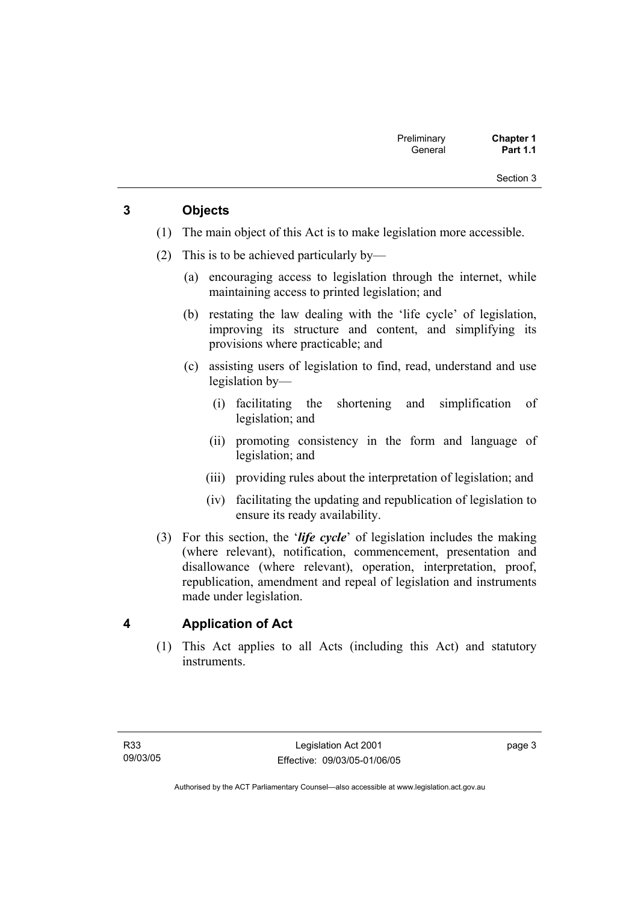## 3 Objects

(1) The main object of this Act is to make legislation more accessible.

(2) This is to be achieved particularly by—

(a) encouraging access to legislation through the internet, while maintaining access to printed legislation; and

(b) restating the law dealing with the 'life cycle' of legislation, improving its structure and content, and simplifying its provisions where practicable; and

(c) assisting users of legislation to find, read, understand and use legislation by—

(i) facilitating the shortening and simplification of legislation; and

(ii) promoting consistency in the form and language of legislation; and

(iii) providing rules about the interpretation of legislation; and

(iv) facilitating the updating and republication of legislation to ensure its ready availability.

(3) For this section, the '***life cycle***' of legislation includes the making (where relevant), notification, commencement, presentation and disallowance (where relevant), operation, interpretation, proof, republication, amendment and repeal of legislation and instruments made under legislation.

## 4 Application of Act

(1) This Act applies to all Acts (including this Act) and statutory instruments.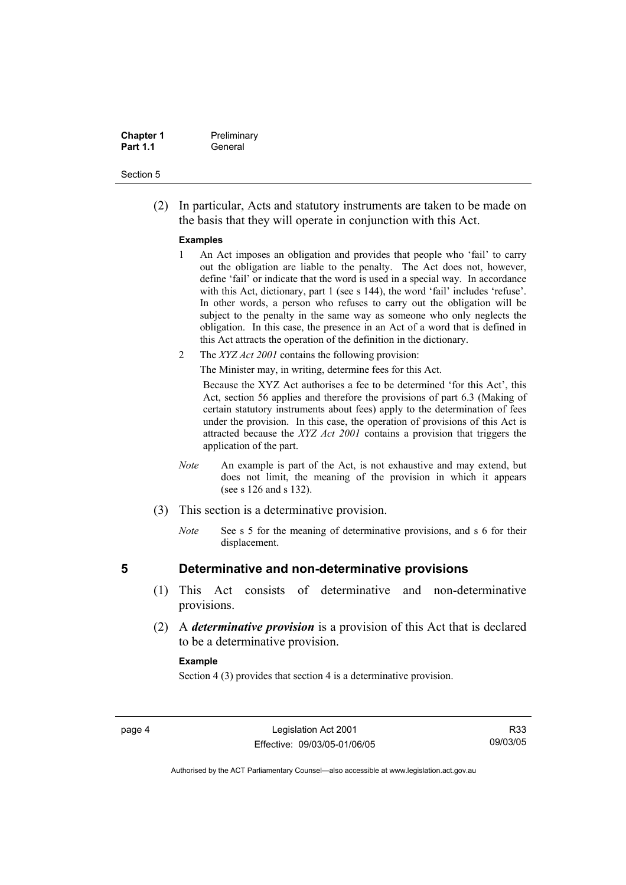(2) In particular, Acts and statutory instruments are taken to be made on the basis that they will operate in conjunction with this Act.

**Examples**

1 An Act imposes an obligation and provides that people who 'fail' to carry out the obligation are liable to the penalty. The Act does not, however, define 'fail' or indicate that the word is used in a special way. In accordance with this Act, dictionary, part 1 (see s 144), the word 'fail' includes 'refuse'. In other words, a person who refuses to carry out the obligation will be subject to the penalty in the same way as someone who only neglects the obligation. In this case, the presence in an Act of a word that is defined in this Act attracts the operation of the definition in the dictionary.

2 The *XYZ Act 2001* contains the following provision:

The Minister may, in writing, determine fees for this Act.

Because the XYZ Act authorises a fee to be determined 'for this Act', this Act, section 56 applies and therefore the provisions of part 6.3 (Making of certain statutory instruments about fees) apply to the determination of fees under the provision. In this case, the operation of provisions of this Act is attracted because the *XYZ Act 2001* contains a provision that triggers the application of the part.

*Note* An example is part of the Act, is not exhaustive and may extend, but does not limit, the meaning of the provision in which it appears (see s 126 and s 132).

(3) This section is a determinative provision.

*Note* See s 5 for the meaning of determinative provisions, and s 6 for their displacement.

## 5 Determinative and non-determinative provisions

(1) This Act consists of determinative and non-determinative provisions.

(2) A ***determinative provision*** is a provision of this Act that is declared to be a determinative provision.

**Example**

Section 4 (3) provides that section 4 is a determinative provision.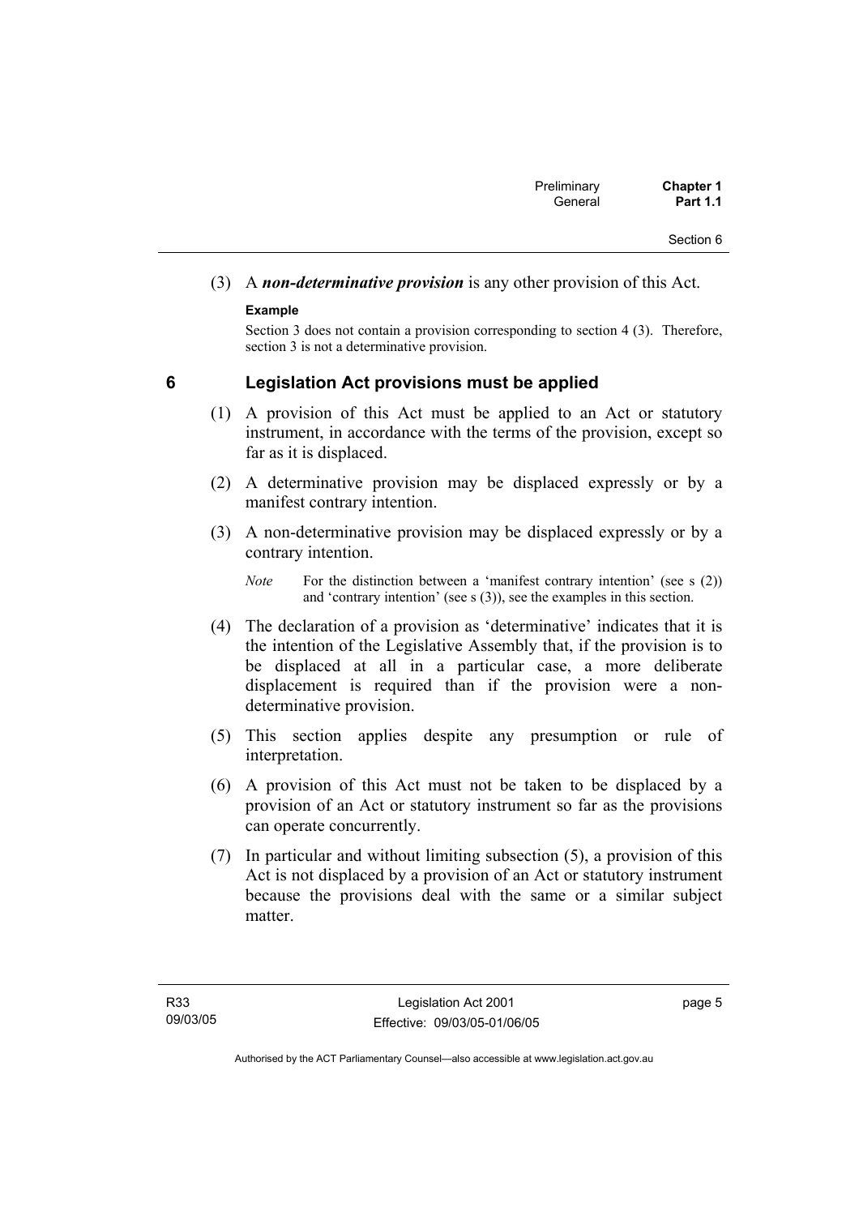(3) A ***non-determinative provision*** is any other provision of this Act.

**Example**

Section 3 does not contain a provision corresponding to section 4 (3). Therefore, section 3 is not a determinative provision.

## 6 Legislation Act provisions must be applied

(1) A provision of this Act must be applied to an Act or statutory instrument, in accordance with the terms of the provision, except so far as it is displaced.

(2) A determinative provision may be displaced expressly or by a manifest contrary intention.

(3) A non-determinative provision may be displaced expressly or by a contrary intention.

*Note* For the distinction between a 'manifest contrary intention' (see s (2)) and 'contrary intention' (see s (3)), see the examples in this section.

(4) The declaration of a provision as 'determinative' indicates that it is the intention of the Legislative Assembly that, if the provision is to be displaced at all in a particular case, a more deliberate displacement is required than if the provision were a non-determinative provision.

(5) This section applies despite any presumption or rule of interpretation.

(6) A provision of this Act must not be taken to be displaced by a provision of an Act or statutory instrument so far as the provisions can operate concurrently.

(7) In particular and without limiting subsection (5), a provision of this Act is not displaced by a provision of an Act or statutory instrument because the provisions deal with the same or a similar subject matter.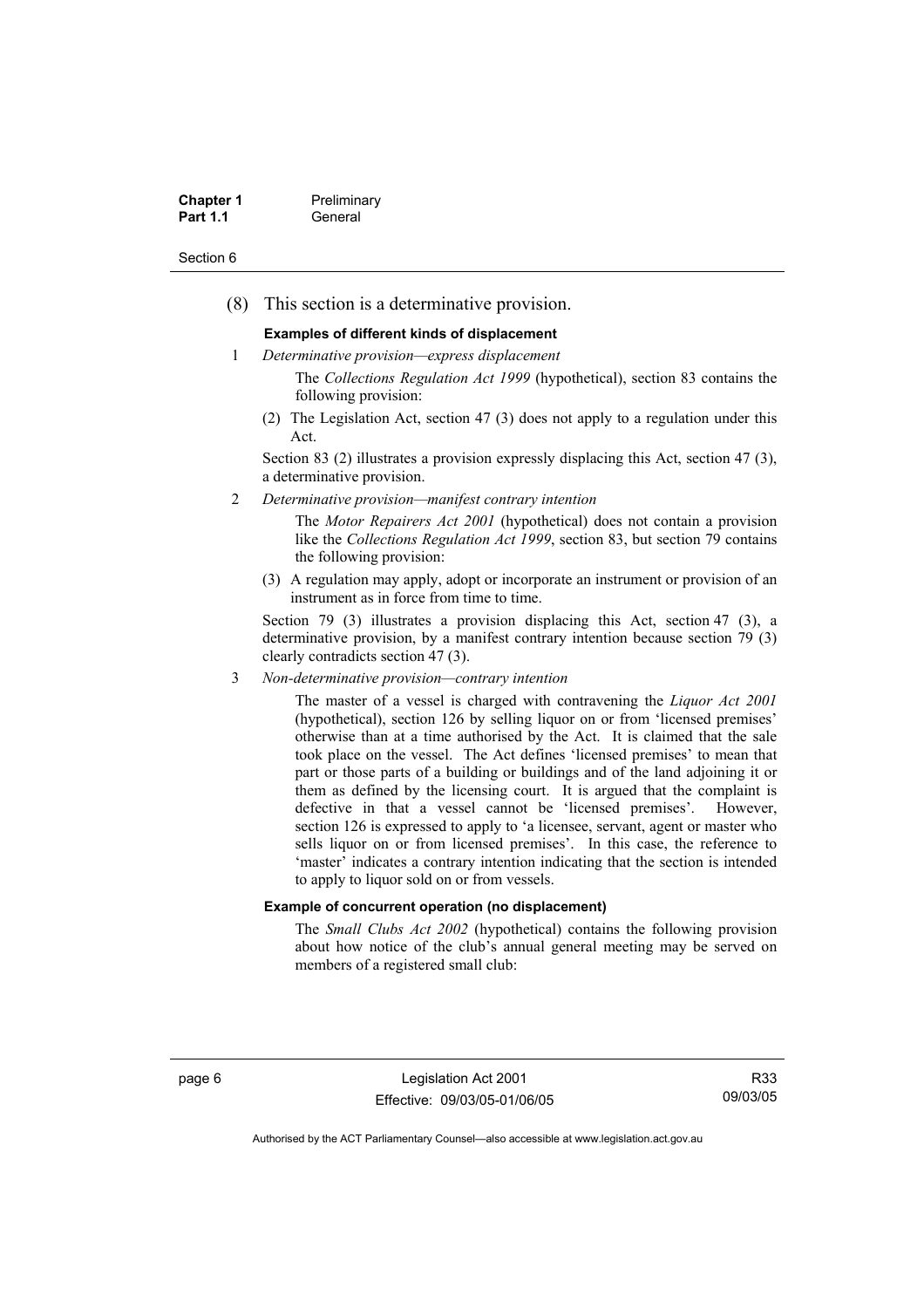(8) This section is a determinative provision.

**Examples of different kinds of displacement**

1 *Determinative provision—express displacement*

The *Collections Regulation Act 1999* (hypothetical), section 83 contains the following provision:

(2) The Legislation Act, section 47 (3) does not apply to a regulation under this Act.

Section 83 (2) illustrates a provision expressly displacing this Act, section 47 (3), a determinative provision.

2 *Determinative provision—manifest contrary intention*

The *Motor Repairers Act 2001* (hypothetical) does not contain a provision like the *Collections Regulation Act 1999*, section 83, but section 79 contains the following provision:

(3) A regulation may apply, adopt or incorporate an instrument or provision of an instrument as in force from time to time.

Section 79 (3) illustrates a provision displacing this Act, section 47 (3), a determinative provision, by a manifest contrary intention because section 79 (3) clearly contradicts section 47 (3).

3 *Non-determinative provision—contrary intention*

The master of a vessel is charged with contravening the *Liquor Act 2001* (hypothetical), section 126 by selling liquor on or from 'licensed premises' otherwise than at a time authorised by the Act. It is claimed that the sale took place on the vessel. The Act defines 'licensed premises' to mean that part or those parts of a building or buildings and of the land adjoining it or them as defined by the licensing court. It is argued that the complaint is defective in that a vessel cannot be 'licensed premises'. However, section 126 is expressed to apply to 'a licensee, servant, agent or master who sells liquor on or from licensed premises'. In this case, the reference to 'master' indicates a contrary intention indicating that the section is intended to apply to liquor sold on or from vessels.

**Example of concurrent operation (no displacement)**

The *Small Clubs Act 2002* (hypothetical) contains the following provision about how notice of the club's annual general meeting may be served on members of a registered small club: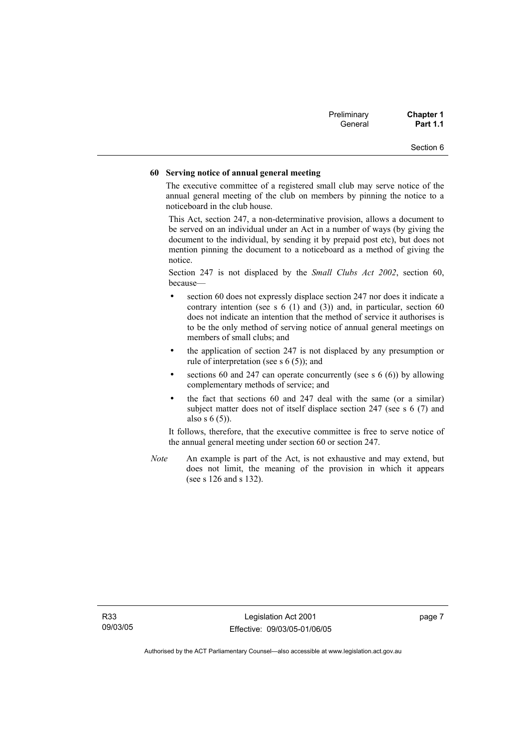**60 Serving notice of annual general meeting**

The executive committee of a registered small club may serve notice of the annual general meeting of the club on members by pinning the notice to a noticeboard in the club house.

This Act, section 247, a non-determinative provision, allows a document to be served on an individual under an Act in a number of ways (by giving the document to the individual, by sending it by prepaid post etc), but does not mention pinning the document to a noticeboard as a method of giving the notice.

Section 247 is not displaced by the *Small Clubs Act 2002*, section 60, because—

- section 60 does not expressly displace section 247 nor does it indicate a contrary intention (see s 6 (1) and (3)) and, in particular, section 60 does not indicate an intention that the method of service it authorises is to be the only method of serving notice of annual general meetings on members of small clubs; and
- the application of section 247 is not displaced by any presumption or rule of interpretation (see s 6 (5)); and
- sections 60 and 247 can operate concurrently (see s 6 (6)) by allowing complementary methods of service; and
- the fact that sections 60 and 247 deal with the same (or a similar) subject matter does not of itself displace section 247 (see s 6 (7) and also s 6 (5)).

It follows, therefore, that the executive committee is free to serve notice of the annual general meeting under section 60 or section 247.

*Note* An example is part of the Act, is not exhaustive and may extend, but does not limit, the meaning of the provision in which it appears (see s 126 and s 132).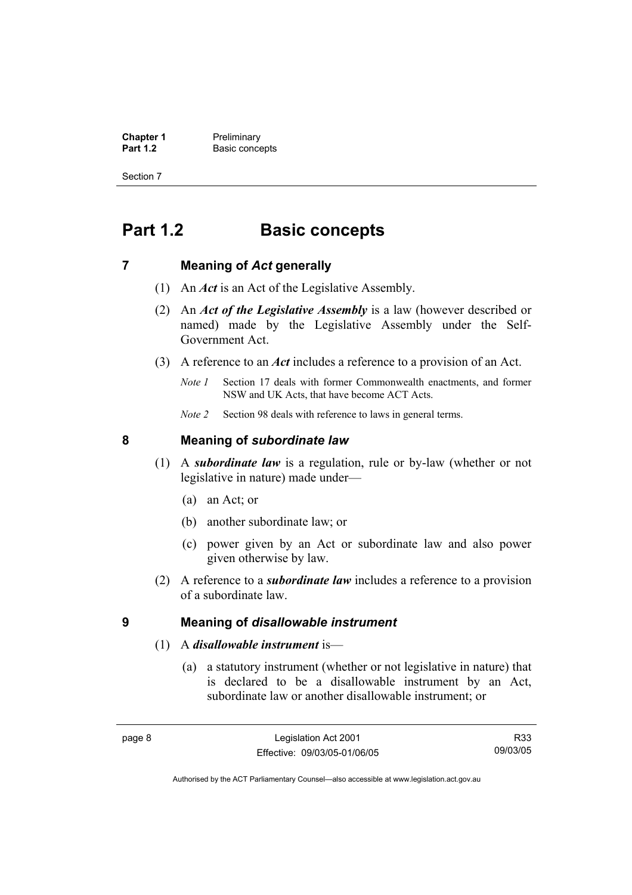# Part 1.2 Basic concepts

## 7 Meaning of *Act* generally

(1) An ***Act*** is an Act of the Legislative Assembly.

(2) An ***Act of the Legislative Assembly*** is a law (however described or named) made by the Legislative Assembly under the Self-Government Act.

(3) A reference to an ***Act*** includes a reference to a provision of an Act.

*Note 1* Section 17 deals with former Commonwealth enactments, and former NSW and UK Acts, that have become ACT Acts.

*Note 2* Section 98 deals with reference to laws in general terms.

## 8 Meaning of *subordinate law*

(1) A ***subordinate law*** is a regulation, rule or by-law (whether or not legislative in nature) made under—

(a) an Act; or

(b) another subordinate law; or

(c) power given by an Act or subordinate law and also power given otherwise by law.

(2) A reference to a ***subordinate law*** includes a reference to a provision of a subordinate law.

## 9 Meaning of *disallowable instrument*

(1) A ***disallowable instrument*** is—

(a) a statutory instrument (whether or not legislative in nature) that is declared to be a disallowable instrument by an Act, subordinate law or another disallowable instrument; or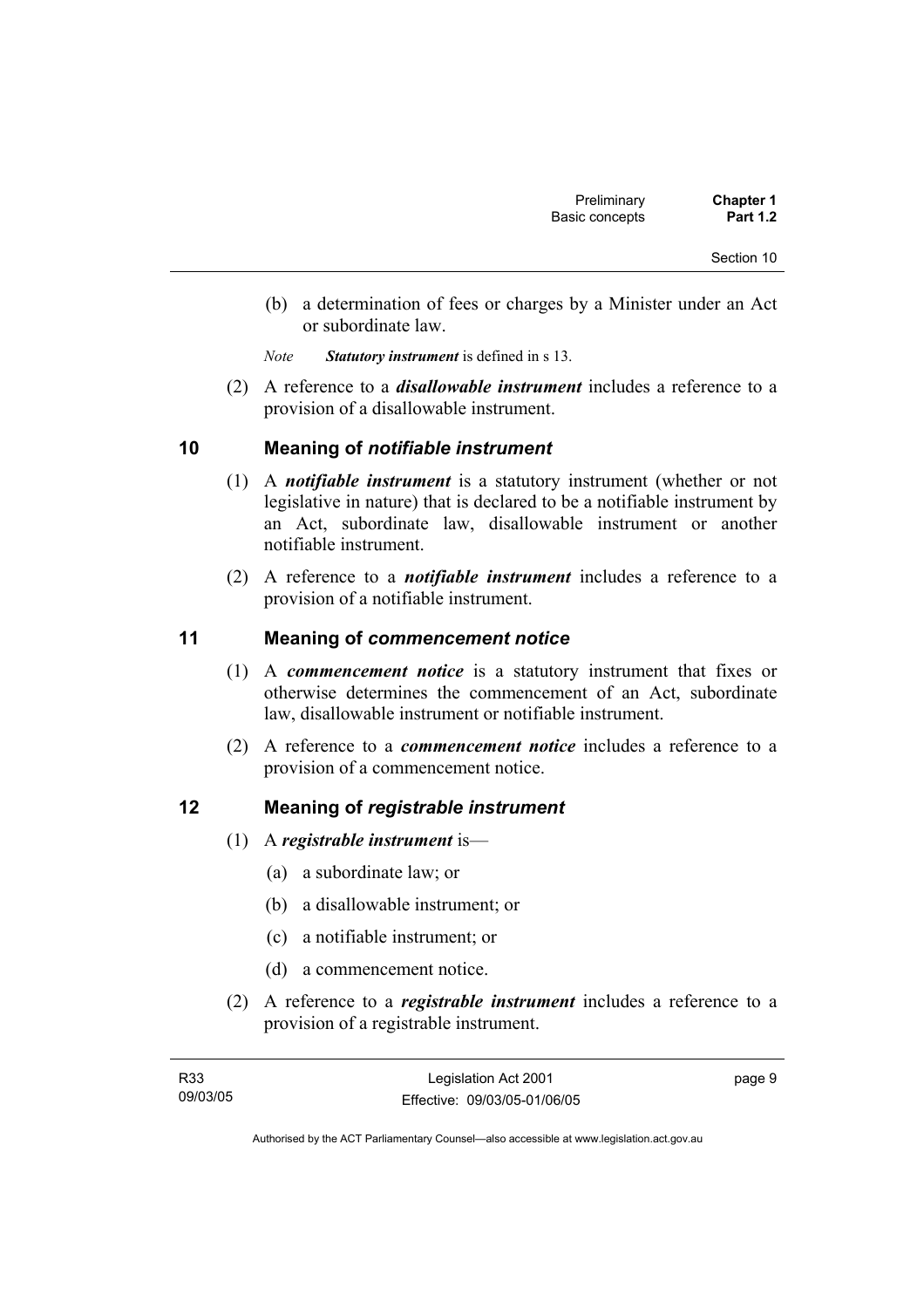(b) a determination of fees or charges by a Minister under an Act or subordinate law.

*Note* ***Statutory instrument*** is defined in s 13.

(2) A reference to a ***disallowable instrument*** includes a reference to a provision of a disallowable instrument.

## 10 Meaning of *notifiable instrument*

(1) A ***notifiable instrument*** is a statutory instrument (whether or not legislative in nature) that is declared to be a notifiable instrument by an Act, subordinate law, disallowable instrument or another notifiable instrument.

(2) A reference to a ***notifiable instrument*** includes a reference to a provision of a notifiable instrument.

## 11 Meaning of *commencement notice*

(1) A ***commencement notice*** is a statutory instrument that fixes or otherwise determines the commencement of an Act, subordinate law, disallowable instrument or notifiable instrument.

(2) A reference to a ***commencement notice*** includes a reference to a provision of a commencement notice.

## 12 Meaning of *registrable instrument*

(1) A ***registrable instrument*** is—

(a) a subordinate law; or

(b) a disallowable instrument; or

(c) a notifiable instrument; or

(d) a commencement notice.

(2) A reference to a ***registrable instrument*** includes a reference to a provision of a registrable instrument.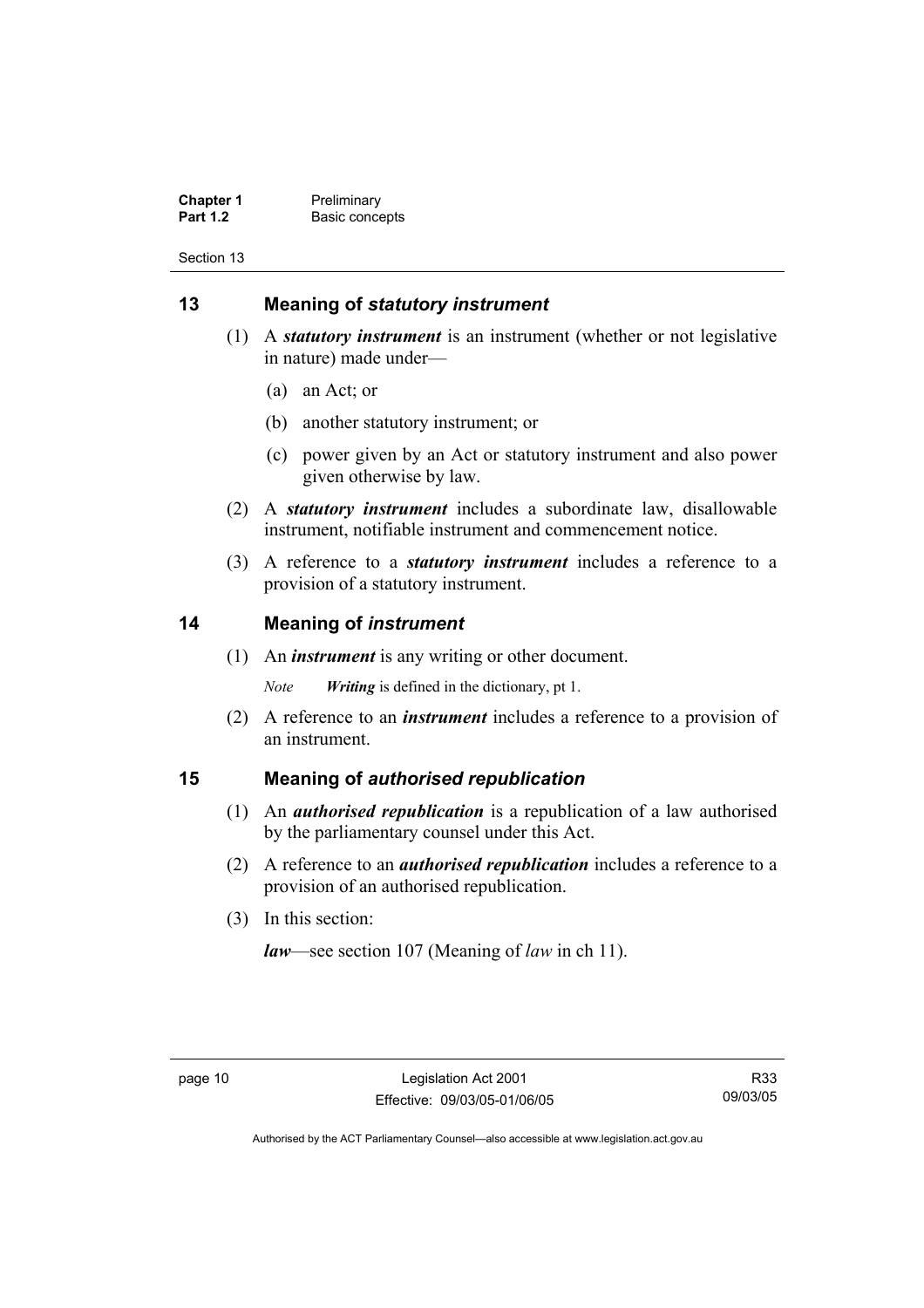## 13 Meaning of *statutory instrument*

(1) A ***statutory instrument*** is an instrument (whether or not legislative in nature) made under—

(a) an Act; or

(b) another statutory instrument; or

(c) power given by an Act or statutory instrument and also power given otherwise by law.

(2) A ***statutory instrument*** includes a subordinate law, disallowable instrument, notifiable instrument and commencement notice.

(3) A reference to a ***statutory instrument*** includes a reference to a provision of a statutory instrument.

## 14 Meaning of *instrument*

(1) An ***instrument*** is any writing or other document.

*Note* ***Writing*** is defined in the dictionary, pt 1.

(2) A reference to an ***instrument*** includes a reference to a provision of an instrument.

## 15 Meaning of *authorised republication*

(1) An ***authorised republication*** is a republication of a law authorised by the parliamentary counsel under this Act.

(2) A reference to an ***authorised republication*** includes a reference to a provision of an authorised republication.

(3) In this section:

***law***—see section 107 (Meaning of *law* in ch 11).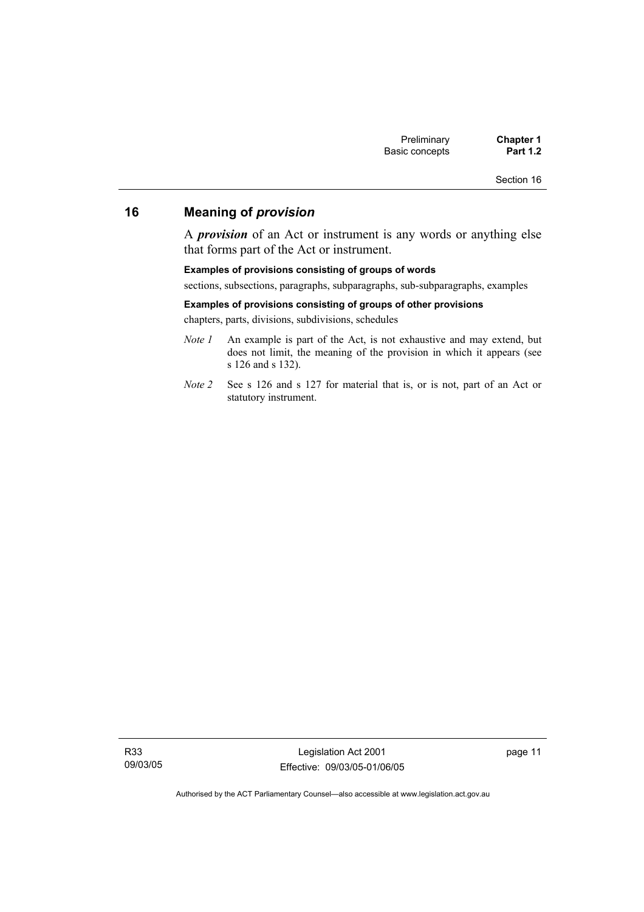## 16 Meaning of *provision*

A ***provision*** of an Act or instrument is any words or anything else that forms part of the Act or instrument.

**Examples of provisions consisting of groups of words**

sections, subsections, paragraphs, subparagraphs, sub-subparagraphs, examples

**Examples of provisions consisting of groups of other provisions**

chapters, parts, divisions, subdivisions, schedules

*Note 1* An example is part of the Act, is not exhaustive and may extend, but does not limit, the meaning of the provision in which it appears (see s 126 and s 132).

*Note 2* See s 126 and s 127 for material that is, or is not, part of an Act or statutory instrument.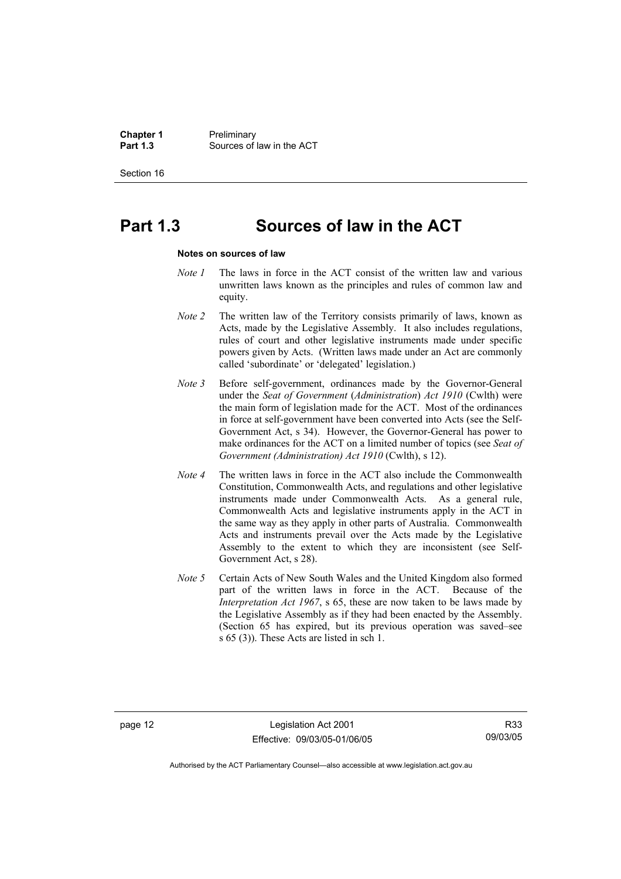# Part 1.3 Sources of law in the ACT

**Notes on sources of law**

*Note 1* The laws in force in the ACT consist of the written law and various unwritten laws known as the principles and rules of common law and equity.

*Note 2* The written law of the Territory consists primarily of laws, known as Acts, made by the Legislative Assembly. It also includes regulations, rules of court and other legislative instruments made under specific powers given by Acts. (Written laws made under an Act are commonly called 'subordinate' or 'delegated' legislation.)

*Note 3* Before self-government, ordinances made by the Governor-General under the *Seat of Government* (*Administration*) *Act 1910* (Cwlth) were the main form of legislation made for the ACT. Most of the ordinances in force at self-government have been converted into Acts (see the Self-Government Act, s 34). However, the Governor-General has power to make ordinances for the ACT on a limited number of topics (see *Seat of Government (Administration) Act 1910* (Cwlth), s 12).

*Note 4* The written laws in force in the ACT also include the Commonwealth Constitution, Commonwealth Acts, and regulations and other legislative instruments made under Commonwealth Acts. As a general rule, Commonwealth Acts and legislative instruments apply in the ACT in the same way as they apply in other parts of Australia. Commonwealth Acts and instruments prevail over the Acts made by the Legislative Assembly to the extent to which they are inconsistent (see Self-Government Act, s 28).

*Note 5* Certain Acts of New South Wales and the United Kingdom also formed part of the written laws in force in the ACT. Because of the *Interpretation Act 1967*, s 65, these are now taken to be laws made by the Legislative Assembly as if they had been enacted by the Assembly. (Section 65 has expired, but its previous operation was saved–see s 65 (3)). These Acts are listed in sch 1.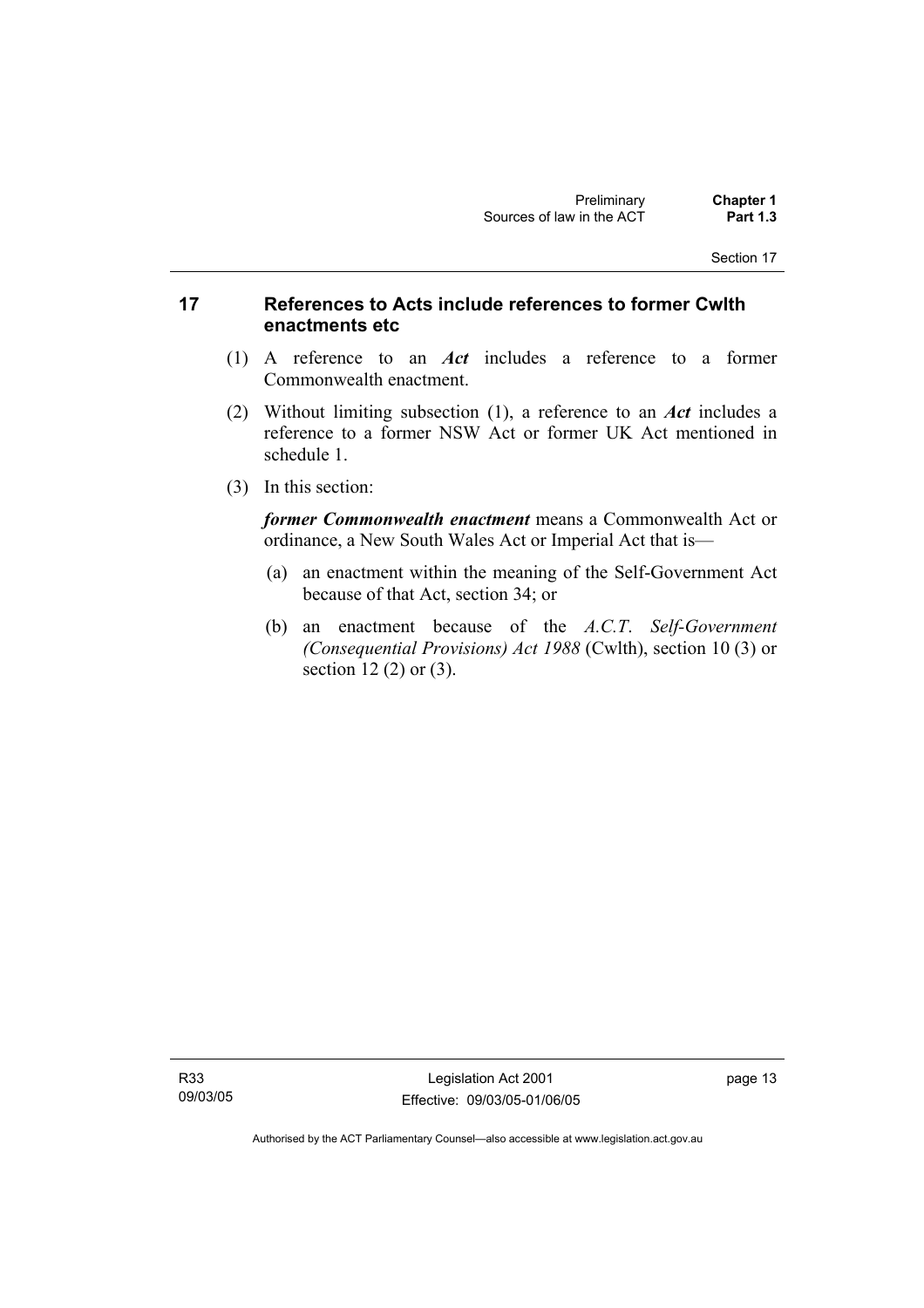## 17 References to Acts include references to former Cwlth enactments etc

(1) A reference to an ***Act*** includes a reference to a former Commonwealth enactment.

(2) Without limiting subsection (1), a reference to an ***Act*** includes a reference to a former NSW Act or former UK Act mentioned in schedule 1.

(3) In this section:

***former Commonwealth enactment*** means a Commonwealth Act or ordinance, a New South Wales Act or Imperial Act that is—

(a) an enactment within the meaning of the Self-Government Act because of that Act, section 34; or

(b) an enactment because of the *A.C.T. Self-Government (Consequential Provisions) Act 1988* (Cwlth), section 10 (3) or section 12 (2) or (3).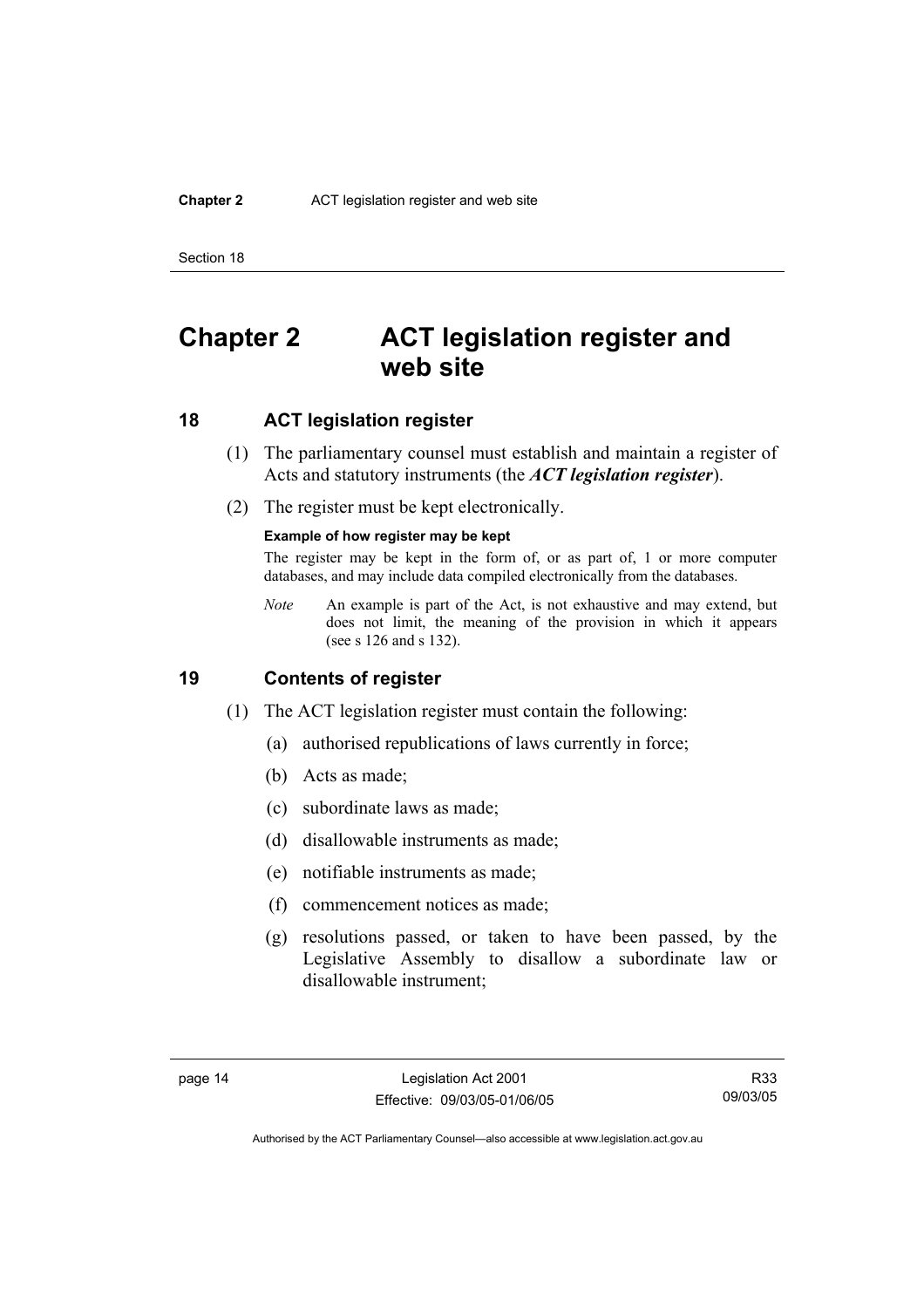# Chapter 2 ACT legislation register and web site

## 18 ACT legislation register

(1) The parliamentary counsel must establish and maintain a register of Acts and statutory instruments (the ***ACT legislation register***).

(2) The register must be kept electronically.

**Example of how register may be kept**

The register may be kept in the form of, or as part of, 1 or more computer databases, and may include data compiled electronically from the databases.

*Note* An example is part of the Act, is not exhaustive and may extend, but does not limit, the meaning of the provision in which it appears (see s 126 and s 132).

## 19 Contents of register

(1) The ACT legislation register must contain the following:

(a) authorised republications of laws currently in force;

(b) Acts as made;

(c) subordinate laws as made;

(d) disallowable instruments as made;

(e) notifiable instruments as made;

(f) commencement notices as made;

(g) resolutions passed, or taken to have been passed, by the Legislative Assembly to disallow a subordinate law or disallowable instrument;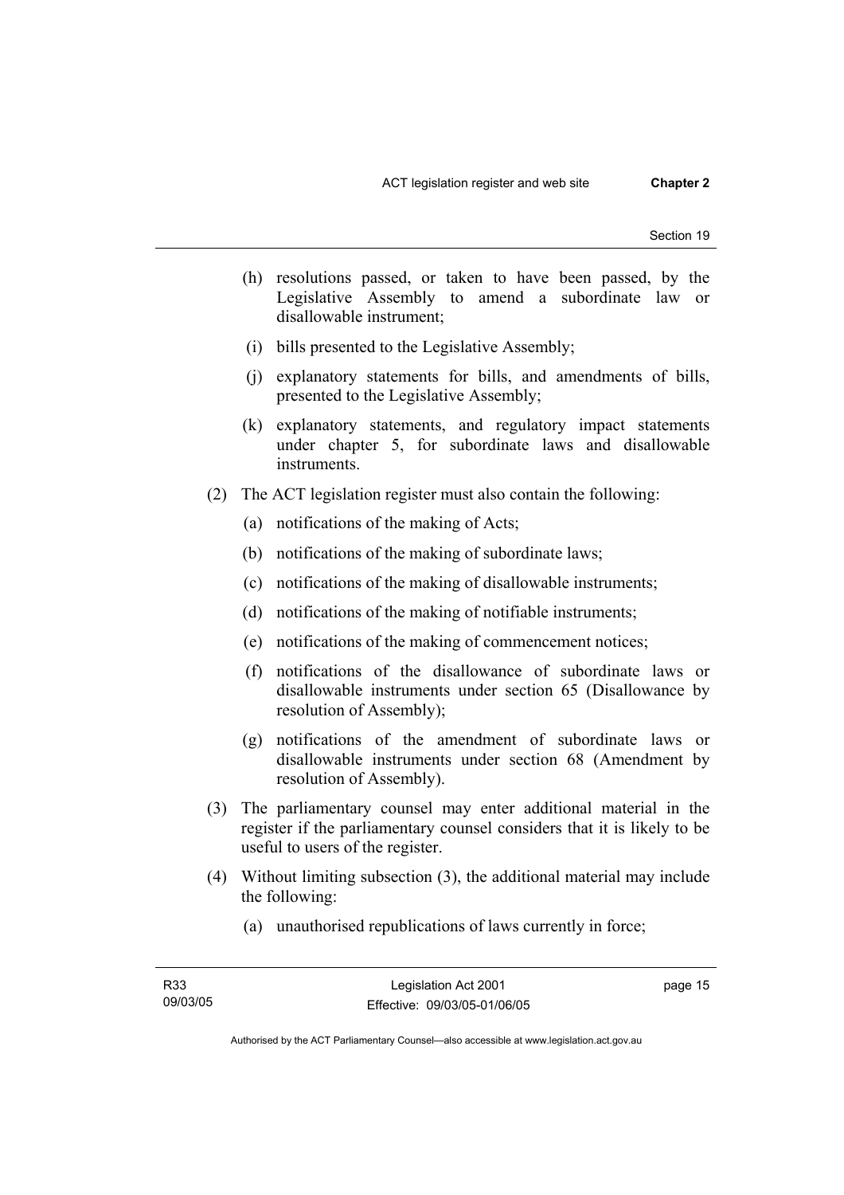(h) resolutions passed, or taken to have been passed, by the Legislative Assembly to amend a subordinate law or disallowable instrument;

(i) bills presented to the Legislative Assembly;

(j) explanatory statements for bills, and amendments of bills, presented to the Legislative Assembly;

(k) explanatory statements, and regulatory impact statements under chapter 5, for subordinate laws and disallowable instruments.

(2) The ACT legislation register must also contain the following:

(a) notifications of the making of Acts;

(b) notifications of the making of subordinate laws;

(c) notifications of the making of disallowable instruments;

(d) notifications of the making of notifiable instruments;

(e) notifications of the making of commencement notices;

(f) notifications of the disallowance of subordinate laws or disallowable instruments under section 65 (Disallowance by resolution of Assembly);

(g) notifications of the amendment of subordinate laws or disallowable instruments under section 68 (Amendment by resolution of Assembly).

(3) The parliamentary counsel may enter additional material in the register if the parliamentary counsel considers that it is likely to be useful to users of the register.

(4) Without limiting subsection (3), the additional material may include the following:

(a) unauthorised republications of laws currently in force;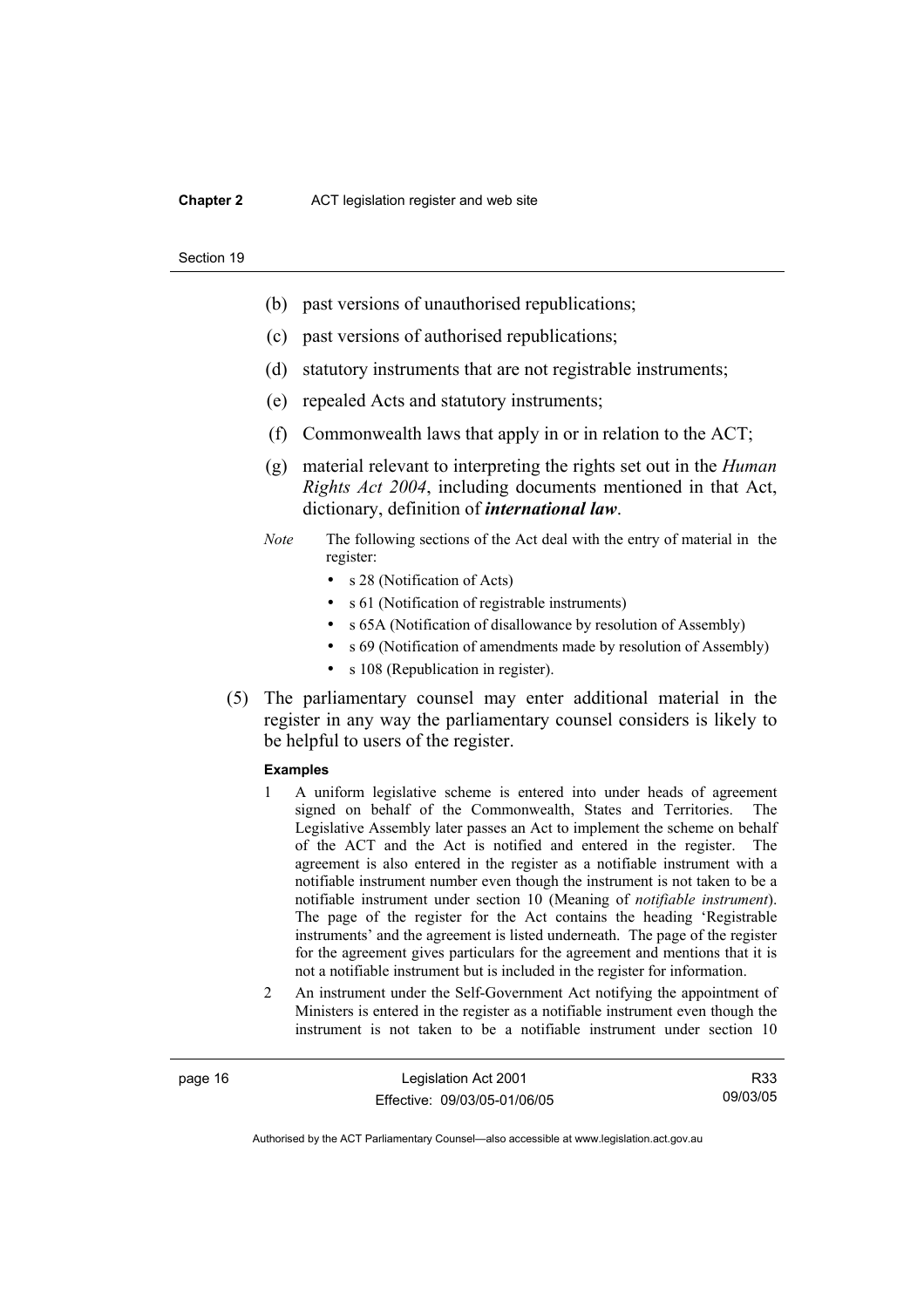(b) past versions of unauthorised republications;

(c) past versions of authorised republications;

(d) statutory instruments that are not registrable instruments;

(e) repealed Acts and statutory instruments;

(f) Commonwealth laws that apply in or in relation to the ACT;

(g) material relevant to interpreting the rights set out in the *Human Rights Act 2004*, including documents mentioned in that Act, dictionary, definition of ***international law***.

*Note* The following sections of the Act deal with the entry of material in the register:

- s 28 (Notification of Acts)
- s 61 (Notification of registrable instruments)
- s 65A (Notification of disallowance by resolution of Assembly)
- s 69 (Notification of amendments made by resolution of Assembly)
- s 108 (Republication in register).

(5) The parliamentary counsel may enter additional material in the register in any way the parliamentary counsel considers is likely to be helpful to users of the register.

**Examples**

1 A uniform legislative scheme is entered into under heads of agreement signed on behalf of the Commonwealth, States and Territories. The Legislative Assembly later passes an Act to implement the scheme on behalf of the ACT and the Act is notified and entered in the register. The agreement is also entered in the register as a notifiable instrument with a notifiable instrument number even though the instrument is not taken to be a notifiable instrument under section 10 (Meaning of *notifiable instrument*). The page of the register for the Act contains the heading 'Registrable instruments' and the agreement is listed underneath. The page of the register for the agreement gives particulars for the agreement and mentions that it is not a notifiable instrument but is included in the register for information.

2 An instrument under the Self-Government Act notifying the appointment of Ministers is entered in the register as a notifiable instrument even though the instrument is not taken to be a notifiable instrument under section 10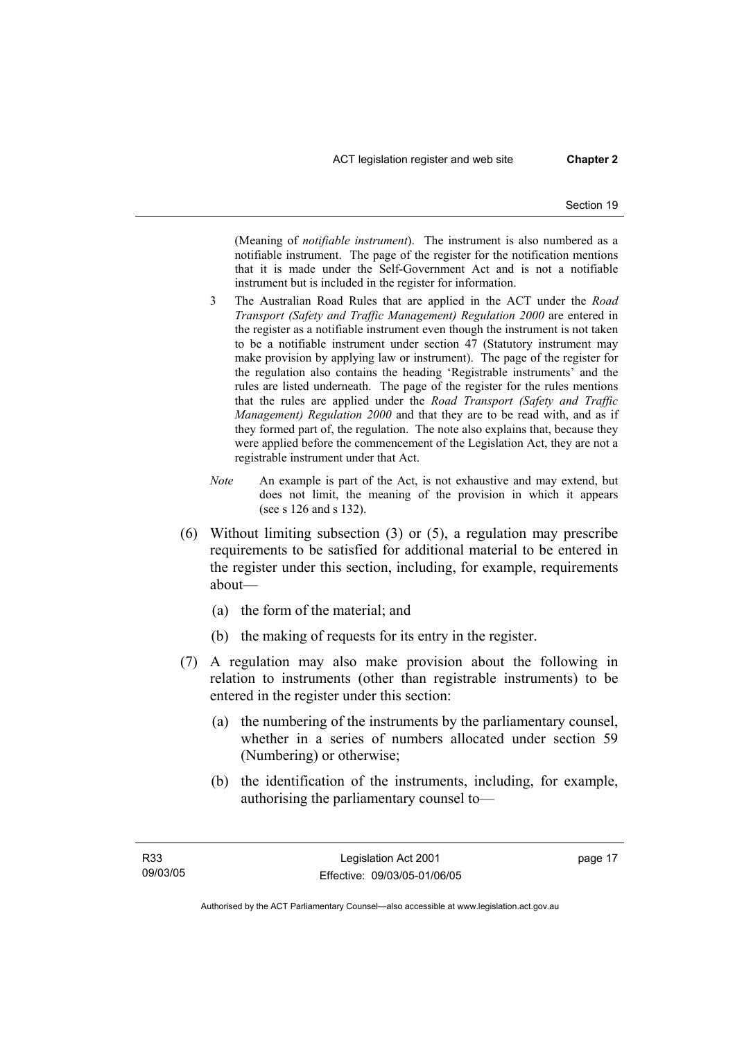(Meaning of *notifiable instrument*). The instrument is also numbered as a notifiable instrument. The page of the register for the notification mentions that it is made under the Self-Government Act and is not a notifiable instrument but is included in the register for information.

3 The Australian Road Rules that are applied in the ACT under the *Road Transport (Safety and Traffic Management) Regulation 2000* are entered in the register as a notifiable instrument even though the instrument is not taken to be a notifiable instrument under section 47 (Statutory instrument may make provision by applying law or instrument). The page of the register for the regulation also contains the heading 'Registrable instruments' and the rules are listed underneath. The page of the register for the rules mentions that the rules are applied under the *Road Transport (Safety and Traffic Management) Regulation 2000* and that they are to be read with, and as if they formed part of, the regulation. The note also explains that, because they were applied before the commencement of the Legislation Act, they are not a registrable instrument under that Act.

*Note* An example is part of the Act, is not exhaustive and may extend, but does not limit, the meaning of the provision in which it appears (see s 126 and s 132).

(6) Without limiting subsection (3) or (5), a regulation may prescribe requirements to be satisfied for additional material to be entered in the register under this section, including, for example, requirements about—

(a) the form of the material; and

(b) the making of requests for its entry in the register.

(7) A regulation may also make provision about the following in relation to instruments (other than registrable instruments) to be entered in the register under this section:

(a) the numbering of the instruments by the parliamentary counsel, whether in a series of numbers allocated under section 59 (Numbering) or otherwise;

(b) the identification of the instruments, including, for example, authorising the parliamentary counsel to—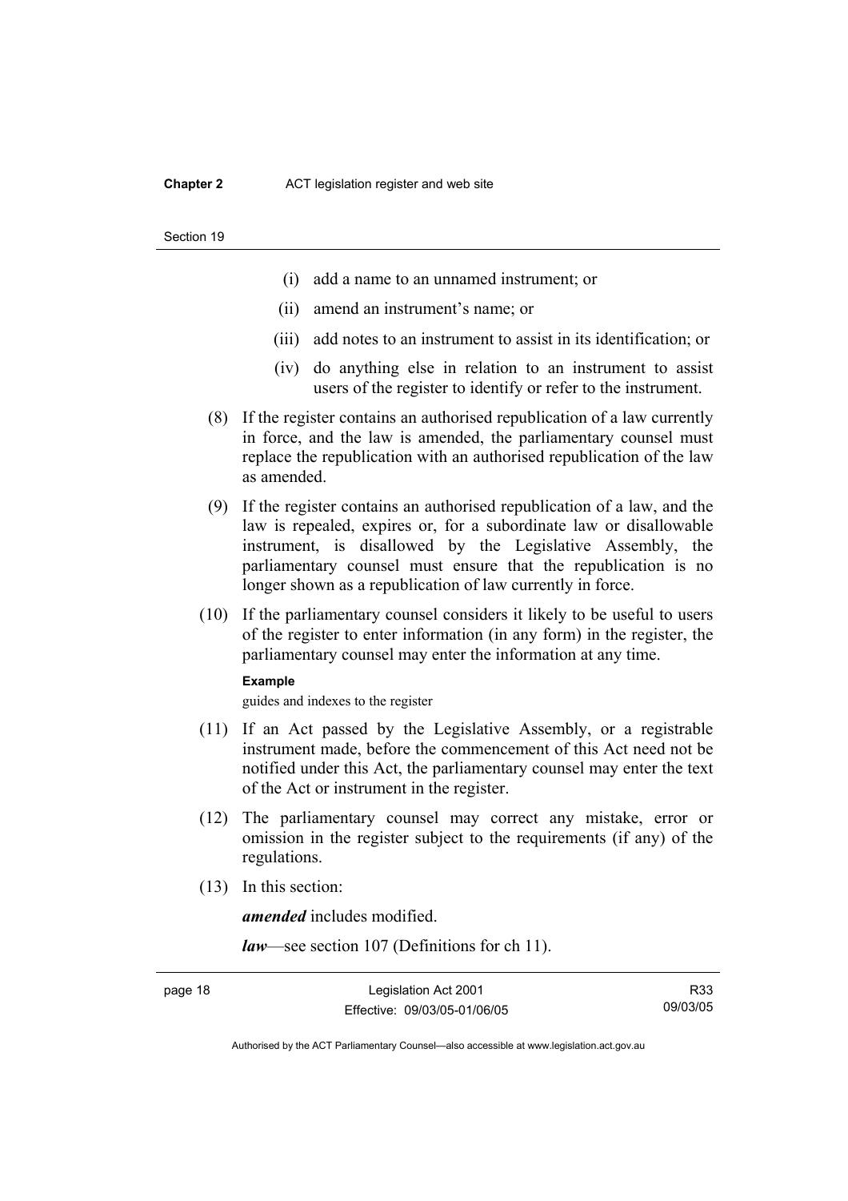- (i) add a name to an unnamed instrument; or
- (ii) amend an instrument's name; or
- (iii) add notes to an instrument to assist in its identification; or
- (iv) do anything else in relation to an instrument to assist users of the register to identify or refer to the instrument.

(8) If the register contains an authorised republication of a law currently in force, and the law is amended, the parliamentary counsel must replace the republication with an authorised republication of the law as amended.

(9) If the register contains an authorised republication of a law, and the law is repealed, expires or, for a subordinate law or disallowable instrument, is disallowed by the Legislative Assembly, the parliamentary counsel must ensure that the republication is no longer shown as a republication of law currently in force.

(10) If the parliamentary counsel considers it likely to be useful to users of the register to enter information (in any form) in the register, the parliamentary counsel may enter the information at any time.

**Example**

guides and indexes to the register

(11) If an Act passed by the Legislative Assembly, or a registrable instrument made, before the commencement of this Act need not be notified under this Act, the parliamentary counsel may enter the text of the Act or instrument in the register.

(12) The parliamentary counsel may correct any mistake, error or omission in the register subject to the requirements (if any) of the regulations.

(13) In this section:

***amended*** includes modified.

***law***—see section 107 (Definitions for ch 11).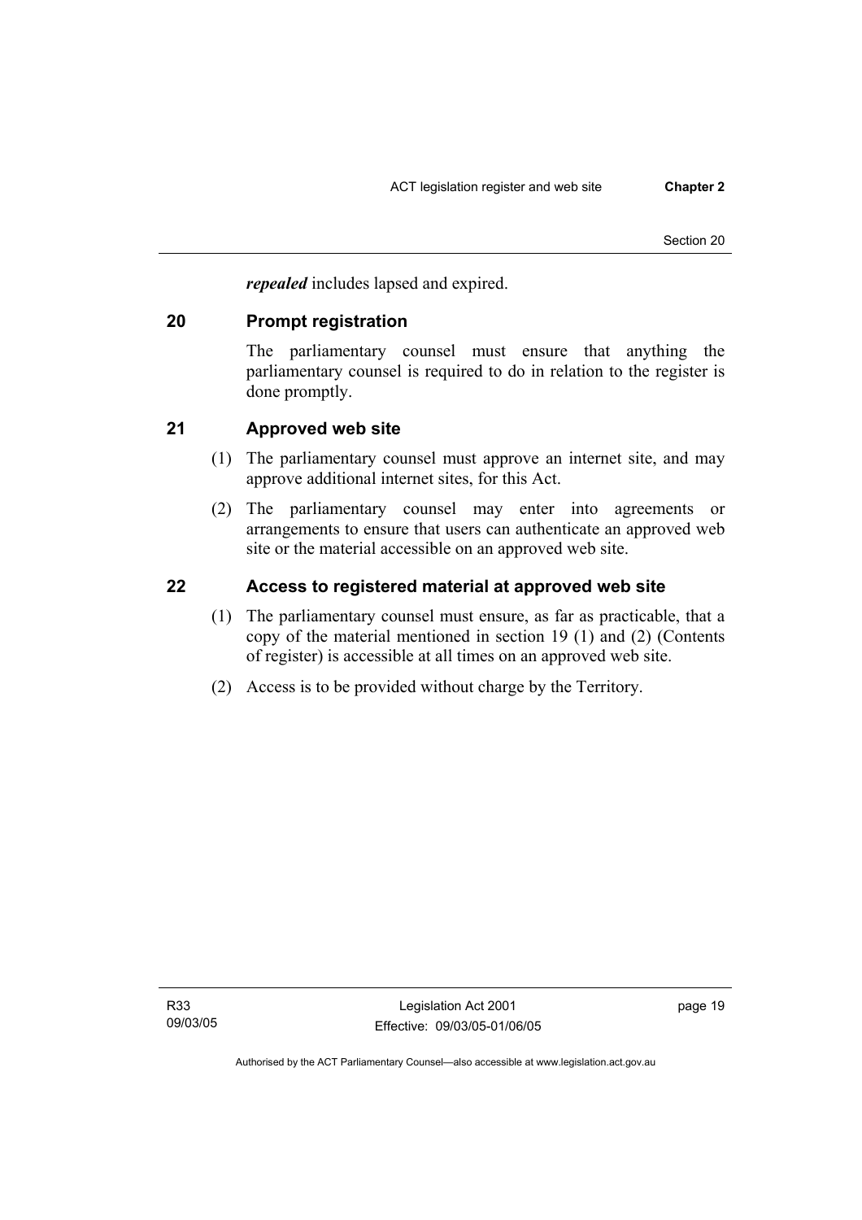***repealed*** includes lapsed and expired.

## 20 Prompt registration

The parliamentary counsel must ensure that anything the parliamentary counsel is required to do in relation to the register is done promptly.

## 21 Approved web site

(1) The parliamentary counsel must approve an internet site, and may approve additional internet sites, for this Act.

(2) The parliamentary counsel may enter into agreements or arrangements to ensure that users can authenticate an approved web site or the material accessible on an approved web site.

## 22 Access to registered material at approved web site

(1) The parliamentary counsel must ensure, as far as practicable, that a copy of the material mentioned in section 19 (1) and (2) (Contents of register) is accessible at all times on an approved web site.

(2) Access is to be provided without charge by the Territory.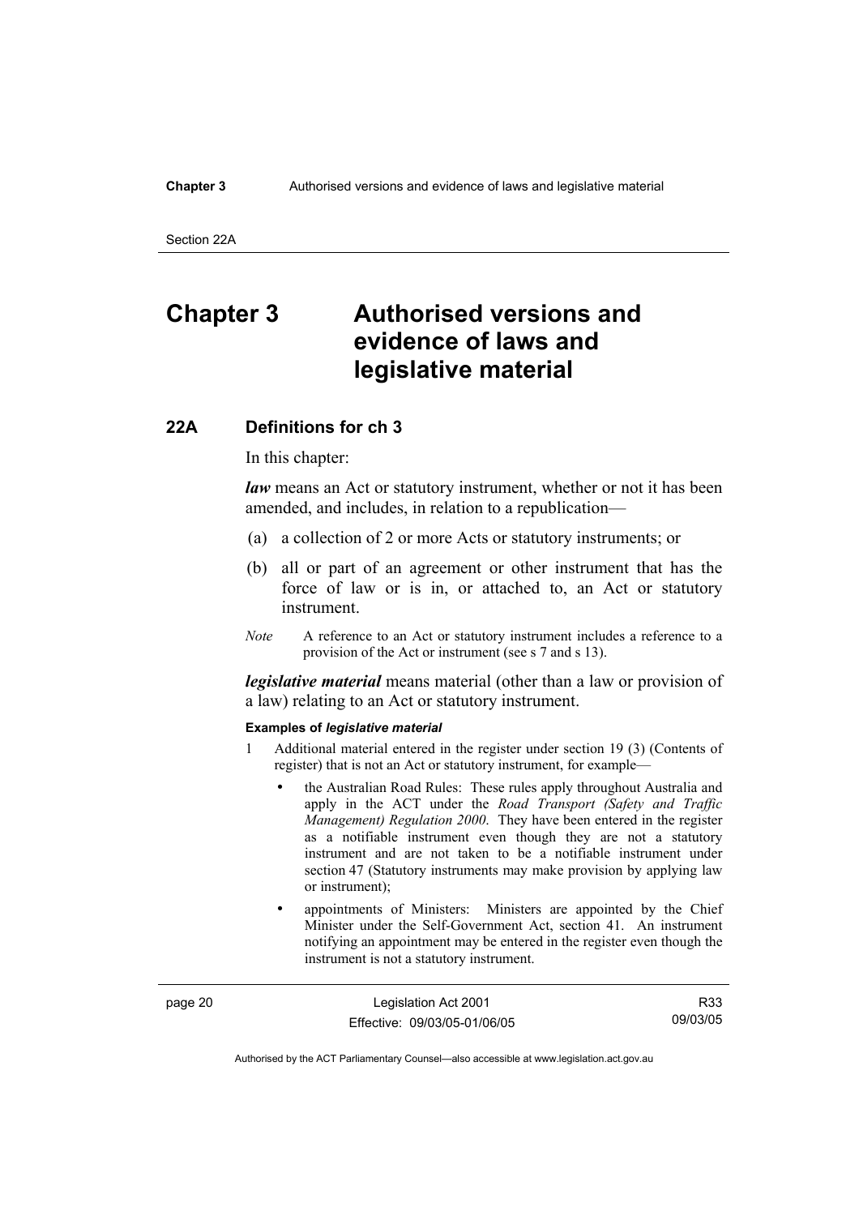# Chapter 3 Authorised versions and evidence of laws and legislative material

## 22A Definitions for ch 3

In this chapter:

***law*** means an Act or statutory instrument, whether or not it has been amended, and includes, in relation to a republication—

(a) a collection of 2 or more Acts or statutory instruments; or

(b) all or part of an agreement or other instrument that has the force of law or is in, or attached to, an Act or statutory instrument.

*Note* A reference to an Act or statutory instrument includes a reference to a provision of the Act or instrument (see s 7 and s 13).

***legislative material*** means material (other than a law or provision of a law) relating to an Act or statutory instrument.

**Examples of *legislative material***

1 Additional material entered in the register under section 19 (3) (Contents of register) that is not an Act or statutory instrument, for example—

- the Australian Road Rules: These rules apply throughout Australia and apply in the ACT under the *Road Transport (Safety and Traffic Management) Regulation 2000*. They have been entered in the register as a notifiable instrument even though they are not a statutory instrument and are not taken to be a notifiable instrument under section 47 (Statutory instruments may make provision by applying law or instrument);
- appointments of Ministers: Ministers are appointed by the Chief Minister under the Self-Government Act, section 41. An instrument notifying an appointment may be entered in the register even though the instrument is not a statutory instrument.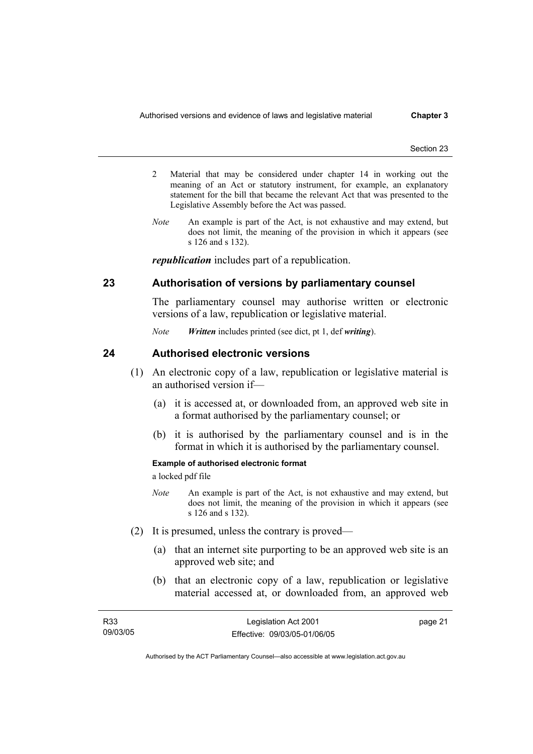2 Material that may be considered under chapter 14 in working out the meaning of an Act or statutory instrument, for example, an explanatory statement for the bill that became the relevant Act that was presented to the Legislative Assembly before the Act was passed.

*Note* An example is part of the Act, is not exhaustive and may extend, but does not limit, the meaning of the provision in which it appears (see s 126 and s 132).

***republication*** includes part of a republication.

## 23 Authorisation of versions by parliamentary counsel

The parliamentary counsel may authorise written or electronic versions of a law, republication or legislative material.

*Note* ***Written*** includes printed (see dict, pt 1, def ***writing***).

## 24 Authorised electronic versions

(1) An electronic copy of a law, republication or legislative material is an authorised version if—

(a) it is accessed at, or downloaded from, an approved web site in a format authorised by the parliamentary counsel; or

(b) it is authorised by the parliamentary counsel and is in the format in which it is authorised by the parliamentary counsel.

**Example of authorised electronic format**

a locked pdf file

*Note* An example is part of the Act, is not exhaustive and may extend, but does not limit, the meaning of the provision in which it appears (see s 126 and s 132).

(2) It is presumed, unless the contrary is proved—

(a) that an internet site purporting to be an approved web site is an approved web site; and

(b) that an electronic copy of a law, republication or legislative material accessed at, or downloaded from, an approved web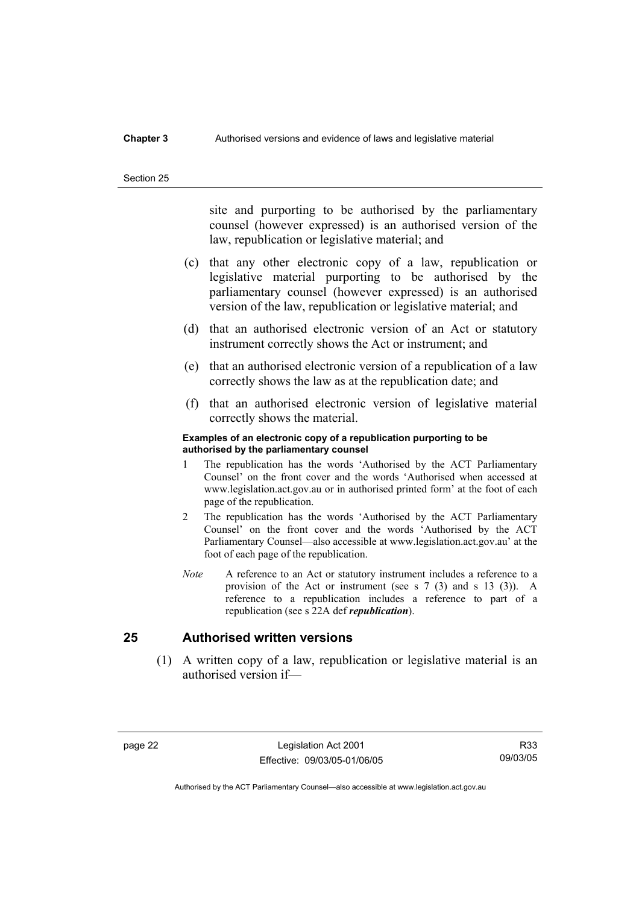site and purporting to be authorised by the parliamentary counsel (however expressed) is an authorised version of the law, republication or legislative material; and

(c) that any other electronic copy of a law, republication or legislative material purporting to be authorised by the parliamentary counsel (however expressed) is an authorised version of the law, republication or legislative material; and

(d) that an authorised electronic version of an Act or statutory instrument correctly shows the Act or instrument; and

(e) that an authorised electronic version of a republication of a law correctly shows the law as at the republication date; and

(f) that an authorised electronic version of legislative material correctly shows the material.

**Examples of an electronic copy of a republication purporting to be authorised by the parliamentary counsel**

1 The republication has the words 'Authorised by the ACT Parliamentary Counsel' on the front cover and the words 'Authorised when accessed at www.legislation.act.gov.au or in authorised printed form' at the foot of each page of the republication.

2 The republication has the words 'Authorised by the ACT Parliamentary Counsel' on the front cover and the words 'Authorised by the ACT Parliamentary Counsel—also accessible at www.legislation.act.gov.au' at the foot of each page of the republication.

*Note* A reference to an Act or statutory instrument includes a reference to a provision of the Act or instrument (see s 7 (3) and s 13 (3)). A reference to a republication includes a reference to part of a republication (see s 22A def ***republication***).

## 25 Authorised written versions

(1) A written copy of a law, republication or legislative material is an authorised version if—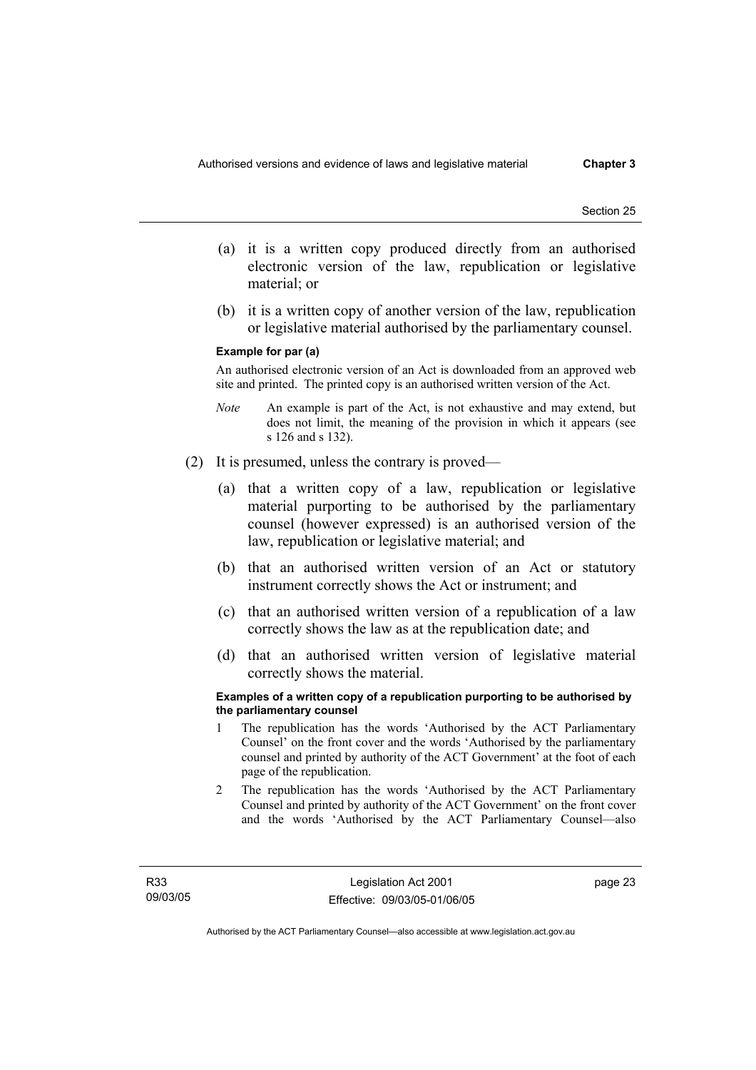(a) it is a written copy produced directly from an authorised electronic version of the law, republication or legislative material; or

(b) it is a written copy of another version of the law, republication or legislative material authorised by the parliamentary counsel.

**Example for par (a)**

An authorised electronic version of an Act is downloaded from an approved web site and printed. The printed copy is an authorised written version of the Act.

*Note* An example is part of the Act, is not exhaustive and may extend, but does not limit, the meaning of the provision in which it appears (see s 126 and s 132).

(2) It is presumed, unless the contrary is proved—

(a) that a written copy of a law, republication or legislative material purporting to be authorised by the parliamentary counsel (however expressed) is an authorised version of the law, republication or legislative material; and

(b) that an authorised written version of an Act or statutory instrument correctly shows the Act or instrument; and

(c) that an authorised written version of a republication of a law correctly shows the law as at the republication date; and

(d) that an authorised written version of legislative material correctly shows the material.

**Examples of a written copy of a republication purporting to be authorised by the parliamentary counsel**

1 The republication has the words 'Authorised by the ACT Parliamentary Counsel' on the front cover and the words 'Authorised by the parliamentary counsel and printed by authority of the ACT Government' at the foot of each page of the republication.

2 The republication has the words 'Authorised by the ACT Parliamentary Counsel and printed by authority of the ACT Government' on the front cover and the words 'Authorised by the ACT Parliamentary Counsel—also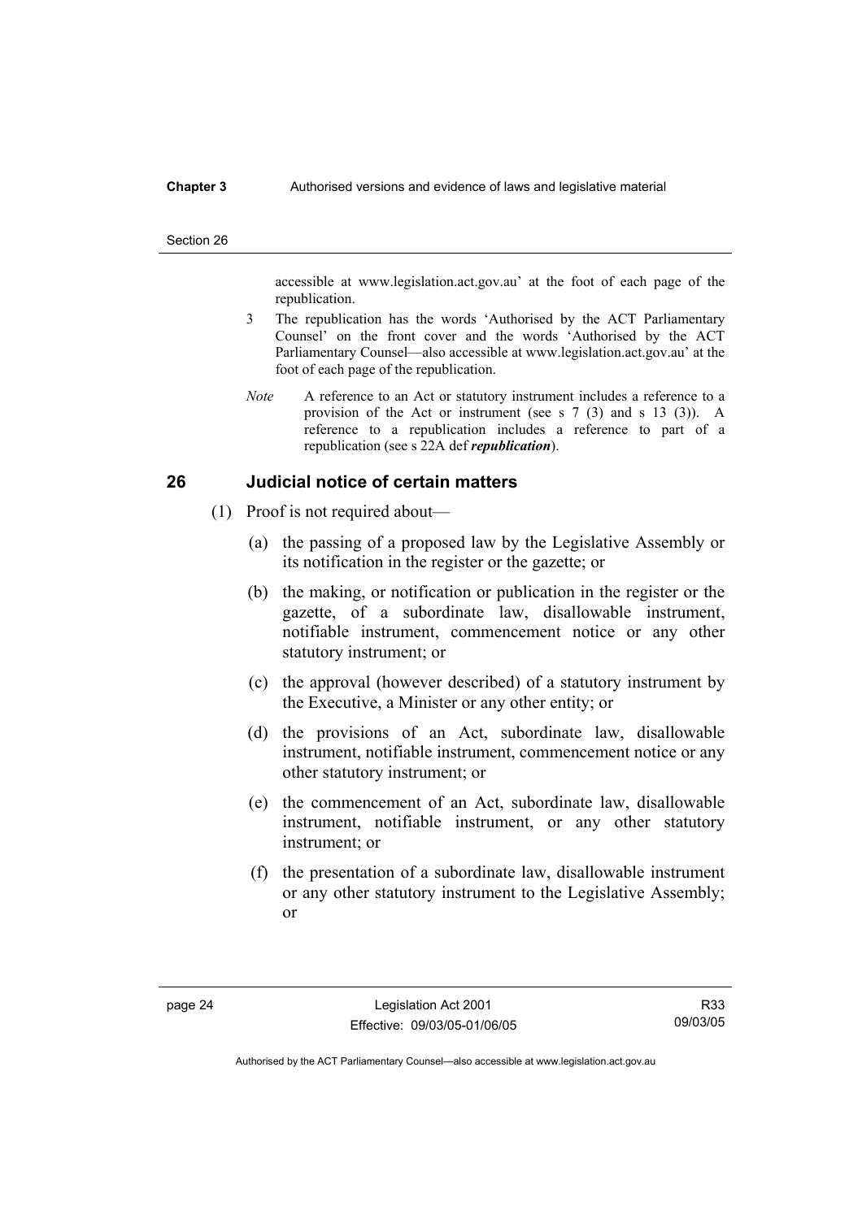accessible at www.legislation.act.gov.au' at the foot of each page of the republication.

3 The republication has the words 'Authorised by the ACT Parliamentary Counsel' on the front cover and the words 'Authorised by the ACT Parliamentary Counsel—also accessible at www.legislation.act.gov.au' at the foot of each page of the republication.

*Note* A reference to an Act or statutory instrument includes a reference to a provision of the Act or instrument (see s 7 (3) and s 13 (3)). A reference to a republication includes a reference to part of a republication (see s 22A def ***republication***).

## 26 Judicial notice of certain matters

(1) Proof is not required about—

(a) the passing of a proposed law by the Legislative Assembly or its notification in the register or the gazette; or

(b) the making, or notification or publication in the register or the gazette, of a subordinate law, disallowable instrument, notifiable instrument, commencement notice or any other statutory instrument; or

(c) the approval (however described) of a statutory instrument by the Executive, a Minister or any other entity; or

(d) the provisions of an Act, subordinate law, disallowable instrument, notifiable instrument, commencement notice or any other statutory instrument; or

(e) the commencement of an Act, subordinate law, disallowable instrument, notifiable instrument, or any other statutory instrument; or

(f) the presentation of a subordinate law, disallowable instrument or any other statutory instrument to the Legislative Assembly; or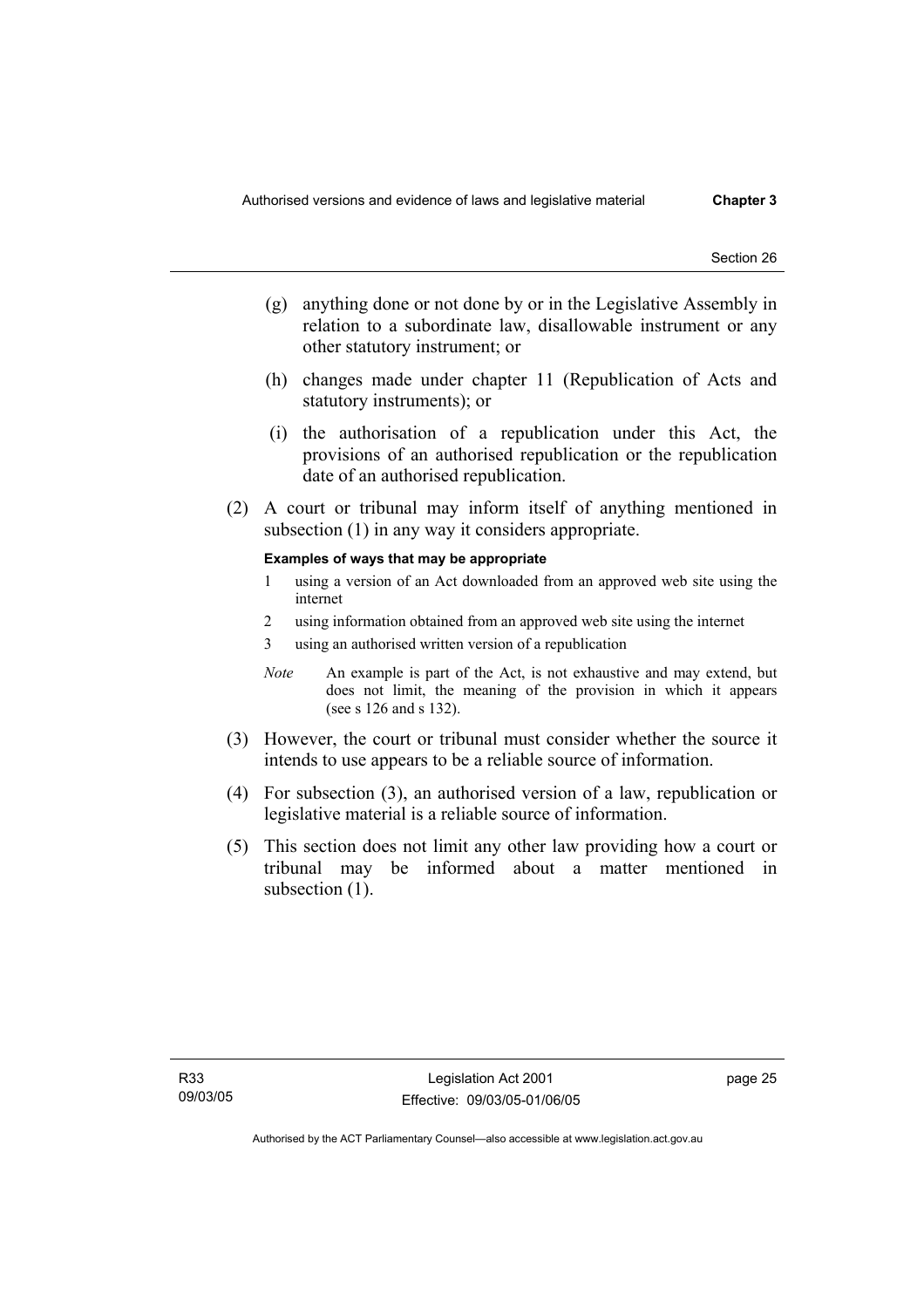(g) anything done or not done by or in the Legislative Assembly in relation to a subordinate law, disallowable instrument or any other statutory instrument; or

(h) changes made under chapter 11 (Republication of Acts and statutory instruments); or

(i) the authorisation of a republication under this Act, the provisions of an authorised republication or the republication date of an authorised republication.

(2) A court or tribunal may inform itself of anything mentioned in subsection (1) in any way it considers appropriate.

**Examples of ways that may be appropriate**

1 using a version of an Act downloaded from an approved web site using the internet

2 using information obtained from an approved web site using the internet

3 using an authorised written version of a republication

*Note* An example is part of the Act, is not exhaustive and may extend, but does not limit, the meaning of the provision in which it appears (see s 126 and s 132).

(3) However, the court or tribunal must consider whether the source it intends to use appears to be a reliable source of information.

(4) For subsection (3), an authorised version of a law, republication or legislative material is a reliable source of information.

(5) This section does not limit any other law providing how a court or tribunal may be informed about a matter mentioned in subsection (1).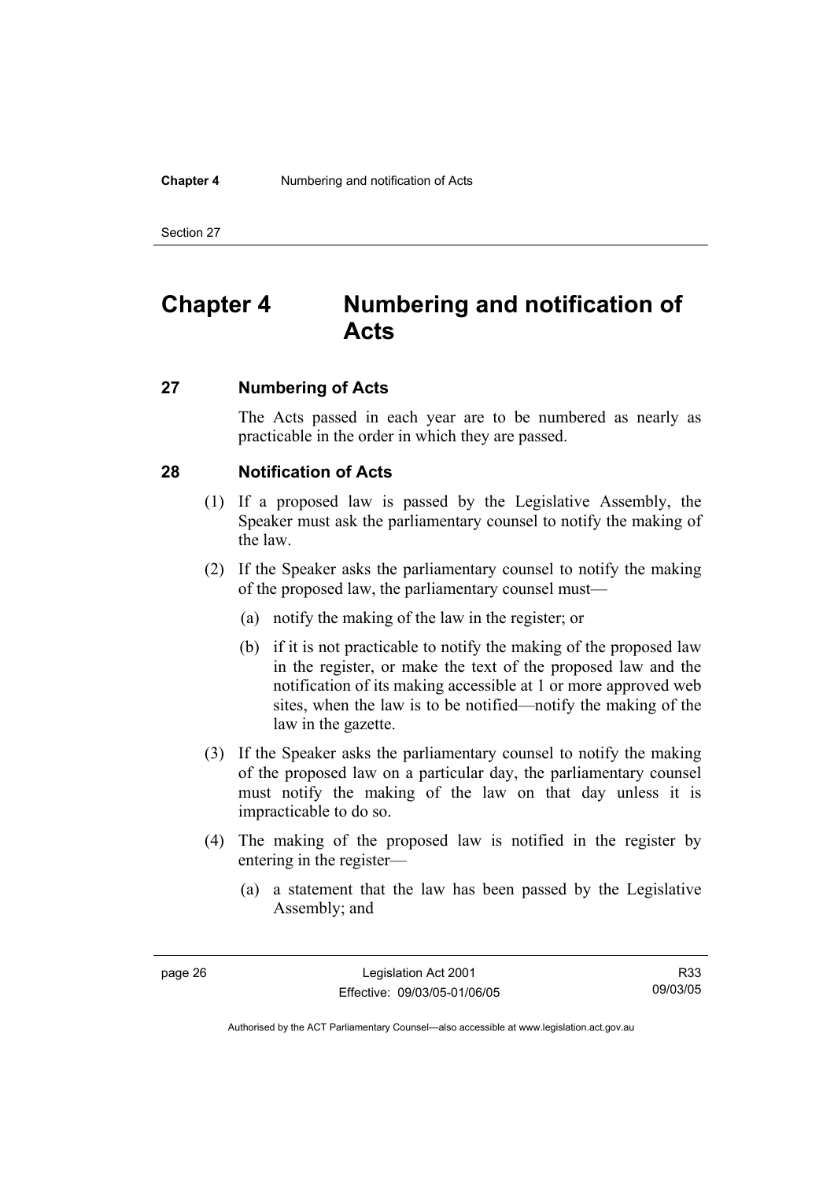# Chapter 4 Numbering and notification of Acts

## 27 Numbering of Acts

The Acts passed in each year are to be numbered as nearly as practicable in the order in which they are passed.

## 28 Notification of Acts

(1) If a proposed law is passed by the Legislative Assembly, the Speaker must ask the parliamentary counsel to notify the making of the law.

(2) If the Speaker asks the parliamentary counsel to notify the making of the proposed law, the parliamentary counsel must—

(a) notify the making of the law in the register; or

(b) if it is not practicable to notify the making of the proposed law in the register, or make the text of the proposed law and the notification of its making accessible at 1 or more approved web sites, when the law is to be notified—notify the making of the law in the gazette.

(3) If the Speaker asks the parliamentary counsel to notify the making of the proposed law on a particular day, the parliamentary counsel must notify the making of the law on that day unless it is impracticable to do so.

(4) The making of the proposed law is notified in the register by entering in the register—

(a) a statement that the law has been passed by the Legislative Assembly; and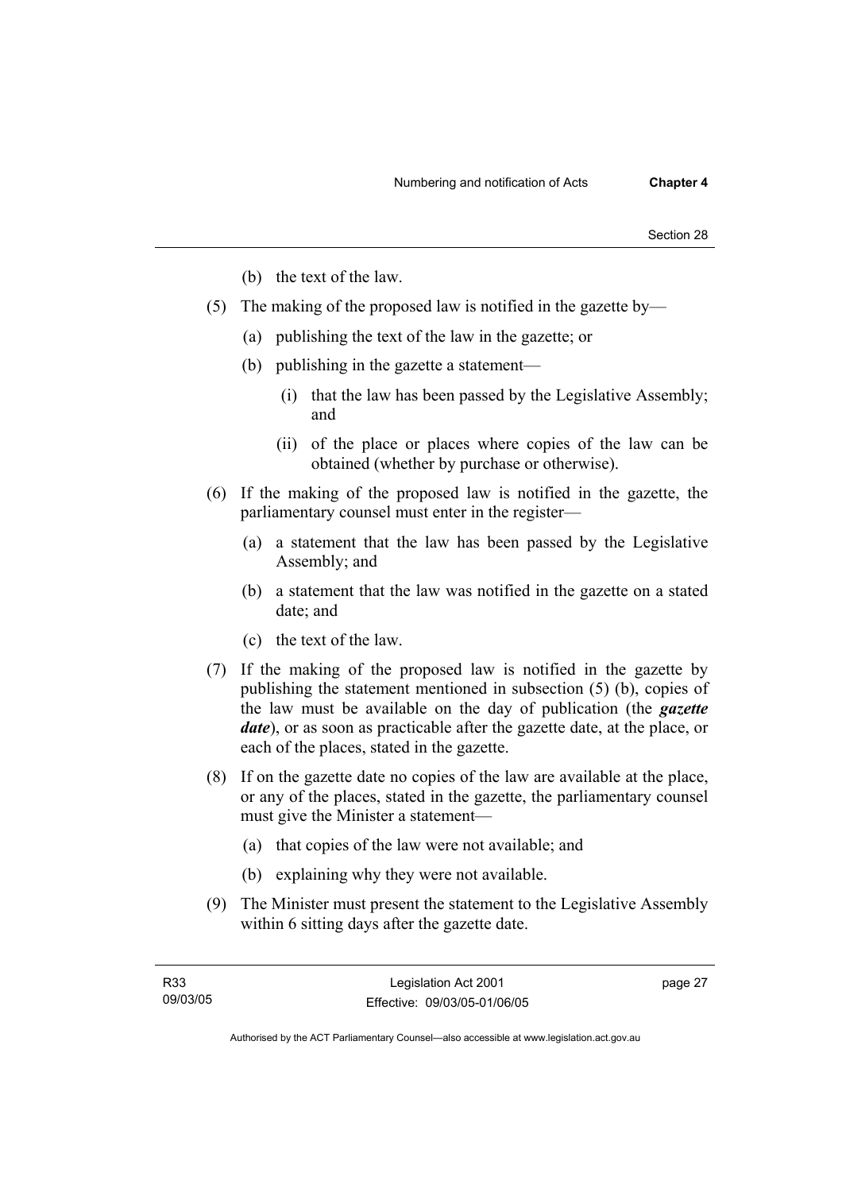(b) the text of the law.

(5) The making of the proposed law is notified in the gazette by—

  (a) publishing the text of the law in the gazette; or

  (b) publishing in the gazette a statement—

    (i) that the law has been passed by the Legislative Assembly; and

    (ii) of the place or places where copies of the law can be obtained (whether by purchase or otherwise).

(6) If the making of the proposed law is notified in the gazette, the parliamentary counsel must enter in the register—

  (a) a statement that the law has been passed by the Legislative Assembly; and

  (b) a statement that the law was notified in the gazette on a stated date; and

  (c) the text of the law.

(7) If the making of the proposed law is notified in the gazette by publishing the statement mentioned in subsection (5) (b), copies of the law must be available on the day of publication (the ***gazette date***), or as soon as practicable after the gazette date, at the place, or each of the places, stated in the gazette.

(8) If on the gazette date no copies of the law are available at the place, or any of the places, stated in the gazette, the parliamentary counsel must give the Minister a statement—

  (a) that copies of the law were not available; and

  (b) explaining why they were not available.

(9) The Minister must present the statement to the Legislative Assembly within 6 sitting days after the gazette date.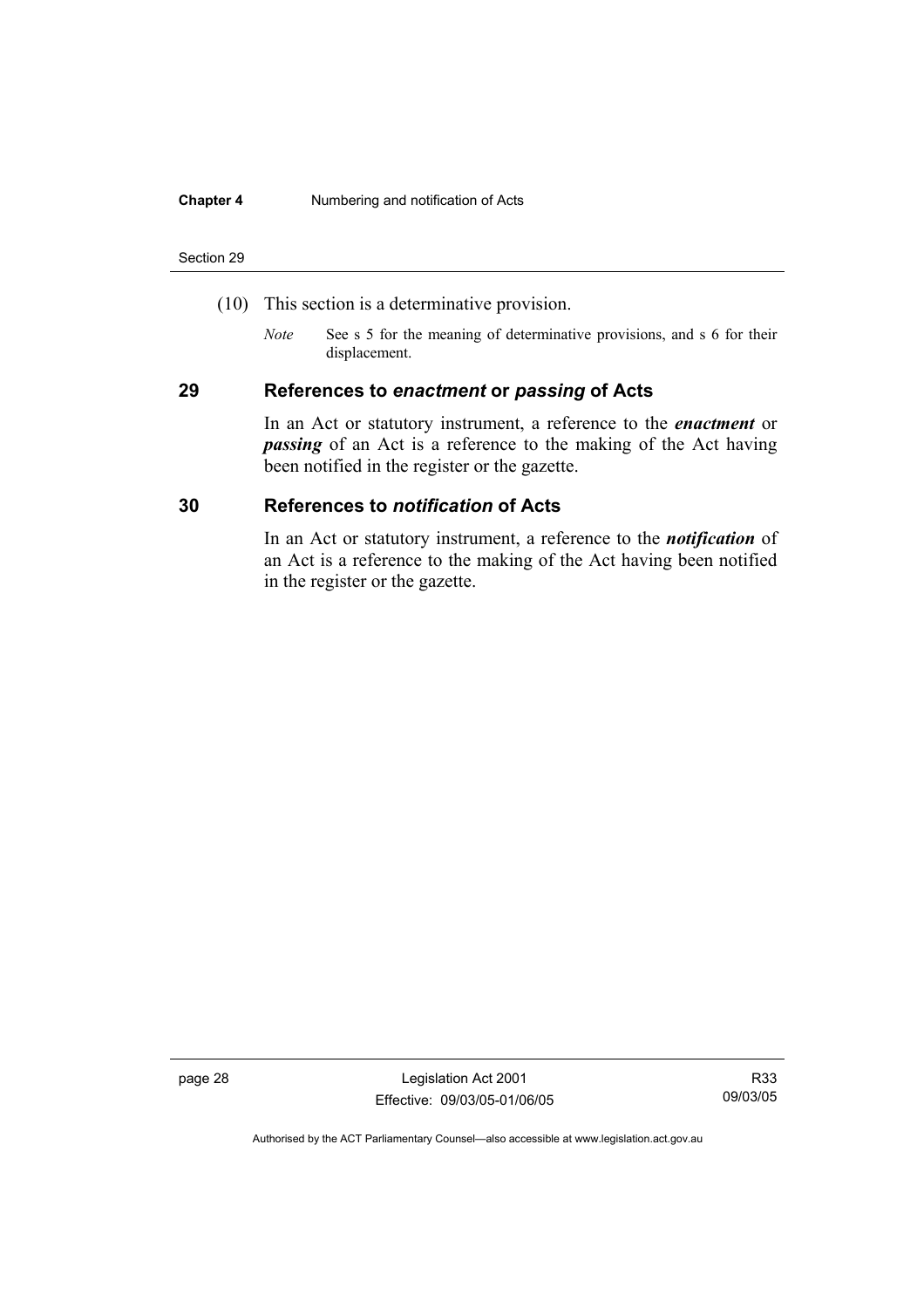(10) This section is a determinative provision.

*Note* See s 5 for the meaning of determinative provisions, and s 6 for their displacement.

## 29 References to *enactment* or *passing* of Acts

In an Act or statutory instrument, a reference to the ***enactment*** or ***passing*** of an Act is a reference to the making of the Act having been notified in the register or the gazette.

## 30 References to *notification* of Acts

In an Act or statutory instrument, a reference to the ***notification*** of an Act is a reference to the making of the Act having been notified in the register or the gazette.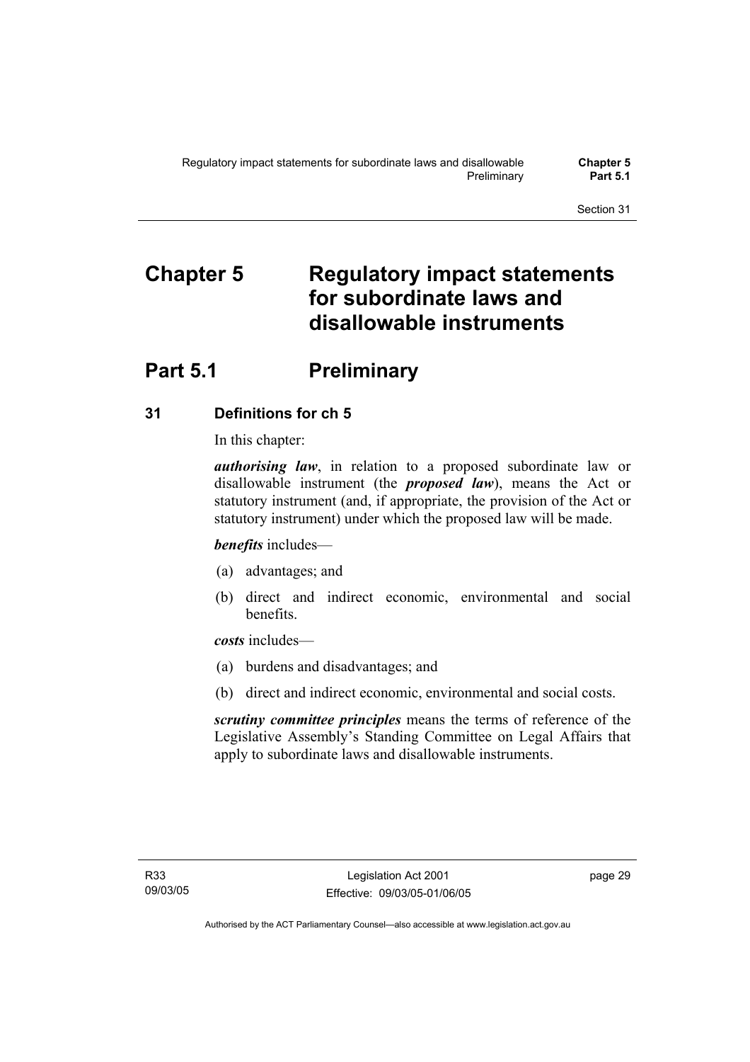# Chapter 5 Regulatory impact statements for subordinate laws and disallowable instruments

## Part 5.1 Preliminary

### 31 Definitions for ch 5

In this chapter:

***authorising law***, in relation to a proposed subordinate law or disallowable instrument (the ***proposed law***), means the Act or statutory instrument (and, if appropriate, the provision of the Act or statutory instrument) under which the proposed law will be made.

***benefits*** includes—

(a) advantages; and

(b) direct and indirect economic, environmental and social benefits.

***costs*** includes—

(a) burdens and disadvantages; and

(b) direct and indirect economic, environmental and social costs.

***scrutiny committee principles*** means the terms of reference of the Legislative Assembly's Standing Committee on Legal Affairs that apply to subordinate laws and disallowable instruments.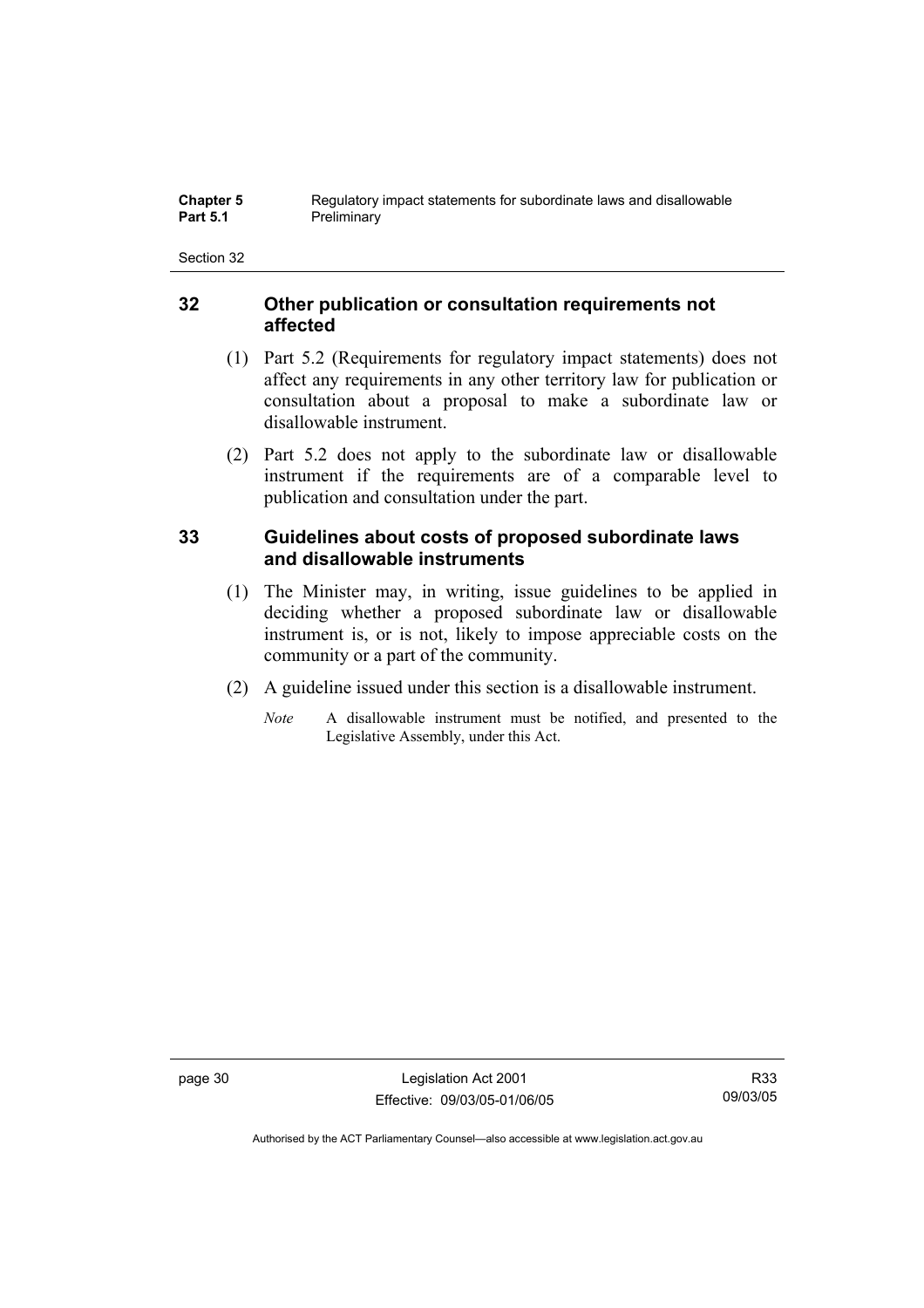## 32 Other publication or consultation requirements not affected

(1) Part 5.2 (Requirements for regulatory impact statements) does not affect any requirements in any other territory law for publication or consultation about a proposal to make a subordinate law or disallowable instrument.

(2) Part 5.2 does not apply to the subordinate law or disallowable instrument if the requirements are of a comparable level to publication and consultation under the part.

## 33 Guidelines about costs of proposed subordinate laws and disallowable instruments

(1) The Minister may, in writing, issue guidelines to be applied in deciding whether a proposed subordinate law or disallowable instrument is, or is not, likely to impose appreciable costs on the community or a part of the community.

(2) A guideline issued under this section is a disallowable instrument.

*Note* A disallowable instrument must be notified, and presented to the Legislative Assembly, under this Act.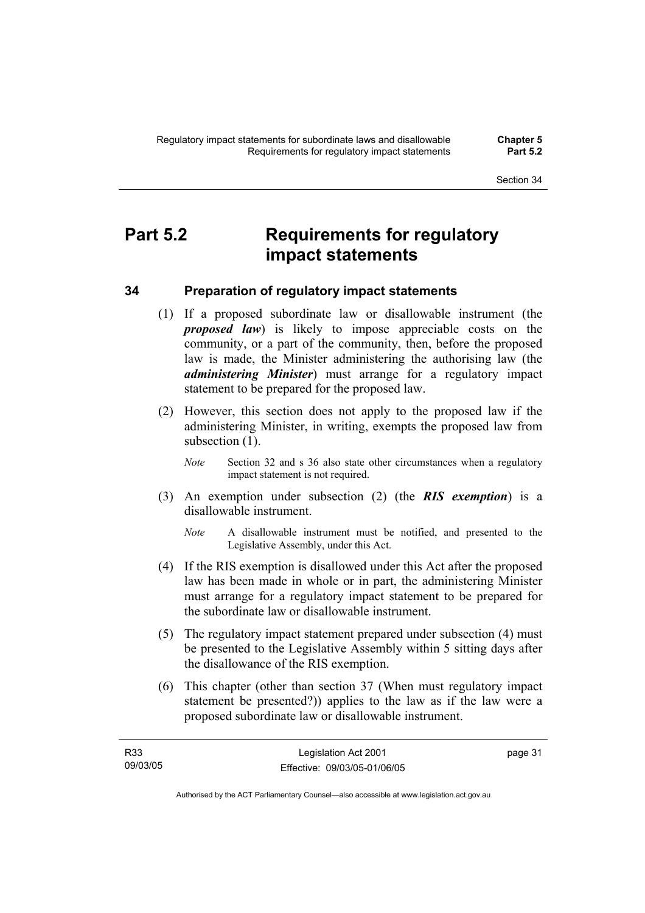# Part 5.2 Requirements for regulatory impact statements

## 34 Preparation of regulatory impact statements

(1) If a proposed subordinate law or disallowable instrument (the ***proposed law***) is likely to impose appreciable costs on the community, or a part of the community, then, before the proposed law is made, the Minister administering the authorising law (the ***administering Minister***) must arrange for a regulatory impact statement to be prepared for the proposed law.

(2) However, this section does not apply to the proposed law if the administering Minister, in writing, exempts the proposed law from subsection (1).

*Note* Section 32 and s 36 also state other circumstances when a regulatory impact statement is not required.

(3) An exemption under subsection (2) (the ***RIS exemption***) is a disallowable instrument.

*Note* A disallowable instrument must be notified, and presented to the Legislative Assembly, under this Act.

(4) If the RIS exemption is disallowed under this Act after the proposed law has been made in whole or in part, the administering Minister must arrange for a regulatory impact statement to be prepared for the subordinate law or disallowable instrument.

(5) The regulatory impact statement prepared under subsection (4) must be presented to the Legislative Assembly within 5 sitting days after the disallowance of the RIS exemption.

(6) This chapter (other than section 37 (When must regulatory impact statement be presented?)) applies to the law as if the law were a proposed subordinate law or disallowable instrument.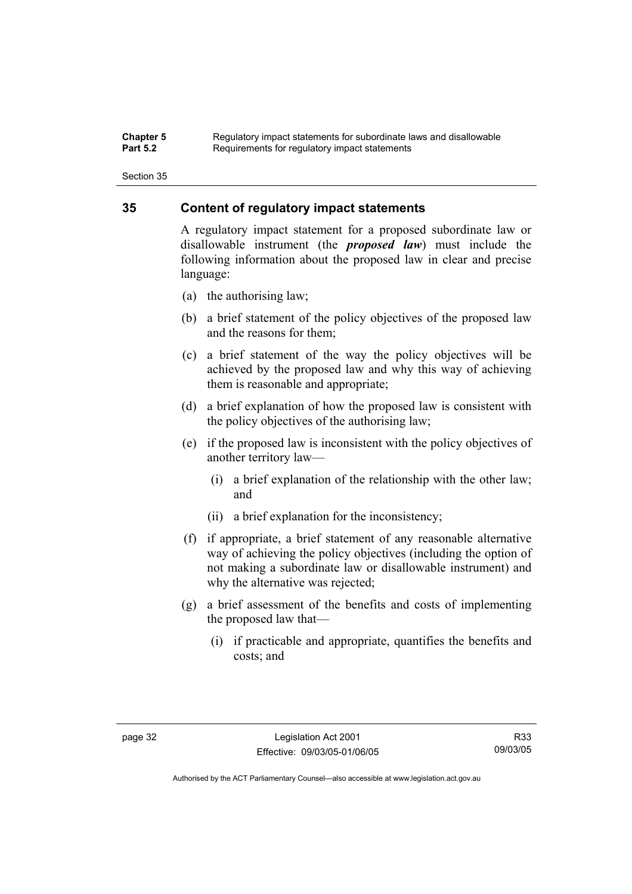## 35 Content of regulatory impact statements

A regulatory impact statement for a proposed subordinate law or disallowable instrument (the ***proposed law***) must include the following information about the proposed law in clear and precise language:

(a) the authorising law;

(b) a brief statement of the policy objectives of the proposed law and the reasons for them;

(c) a brief statement of the way the policy objectives will be achieved by the proposed law and why this way of achieving them is reasonable and appropriate;

(d) a brief explanation of how the proposed law is consistent with the policy objectives of the authorising law;

(e) if the proposed law is inconsistent with the policy objectives of another territory law—

(i) a brief explanation of the relationship with the other law; and

(ii) a brief explanation for the inconsistency;

(f) if appropriate, a brief statement of any reasonable alternative way of achieving the policy objectives (including the option of not making a subordinate law or disallowable instrument) and why the alternative was rejected;

(g) a brief assessment of the benefits and costs of implementing the proposed law that—

(i) if practicable and appropriate, quantifies the benefits and costs; and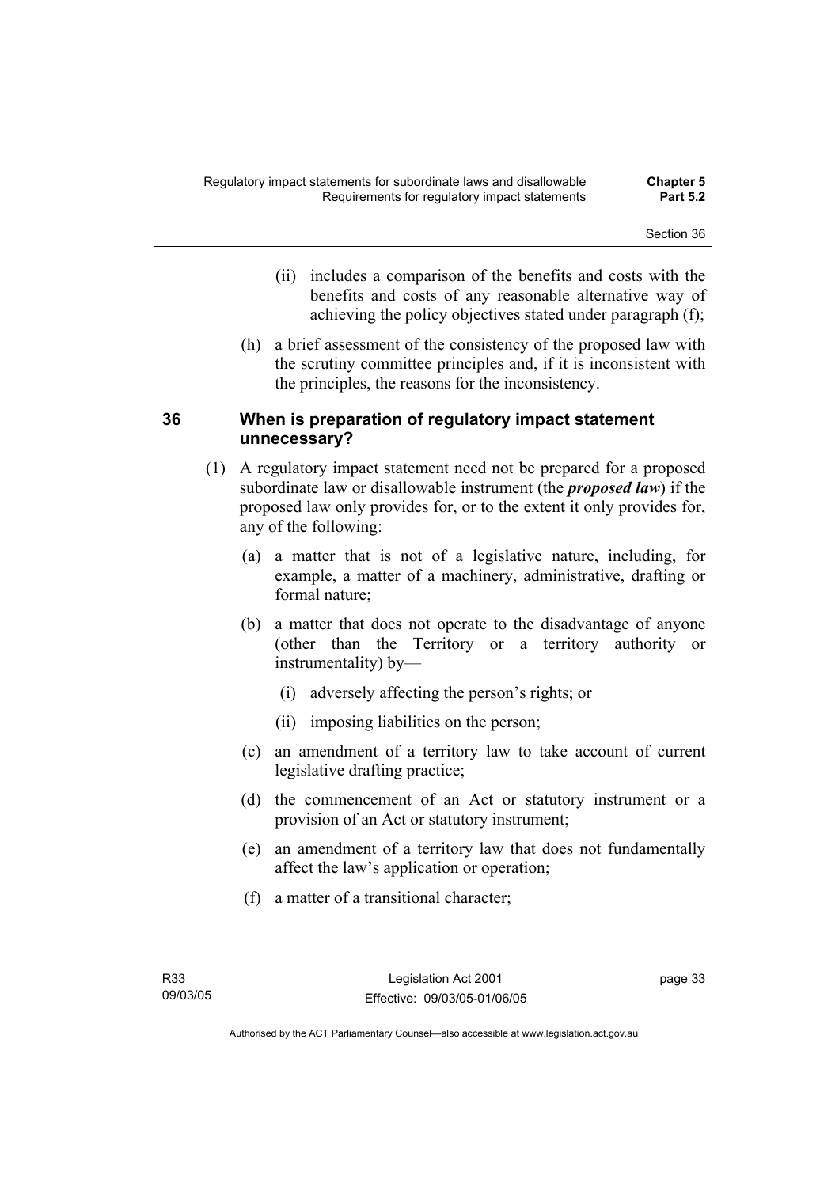(ii) includes a comparison of the benefits and costs with the benefits and costs of any reasonable alternative way of achieving the policy objectives stated under paragraph (f);

(h) a brief assessment of the consistency of the proposed law with the scrutiny committee principles and, if it is inconsistent with the principles, the reasons for the inconsistency.

## 36 When is preparation of regulatory impact statement unnecessary?

(1) A regulatory impact statement need not be prepared for a proposed subordinate law or disallowable instrument (the ***proposed law***) if the proposed law only provides for, or to the extent it only provides for, any of the following:

(a) a matter that is not of a legislative nature, including, for example, a matter of a machinery, administrative, drafting or formal nature;

(b) a matter that does not operate to the disadvantage of anyone (other than the Territory or a territory authority or instrumentality) by—

(i) adversely affecting the person's rights; or

(ii) imposing liabilities on the person;

(c) an amendment of a territory law to take account of current legislative drafting practice;

(d) the commencement of an Act or statutory instrument or a provision of an Act or statutory instrument;

(e) an amendment of a territory law that does not fundamentally affect the law's application or operation;

(f) a matter of a transitional character;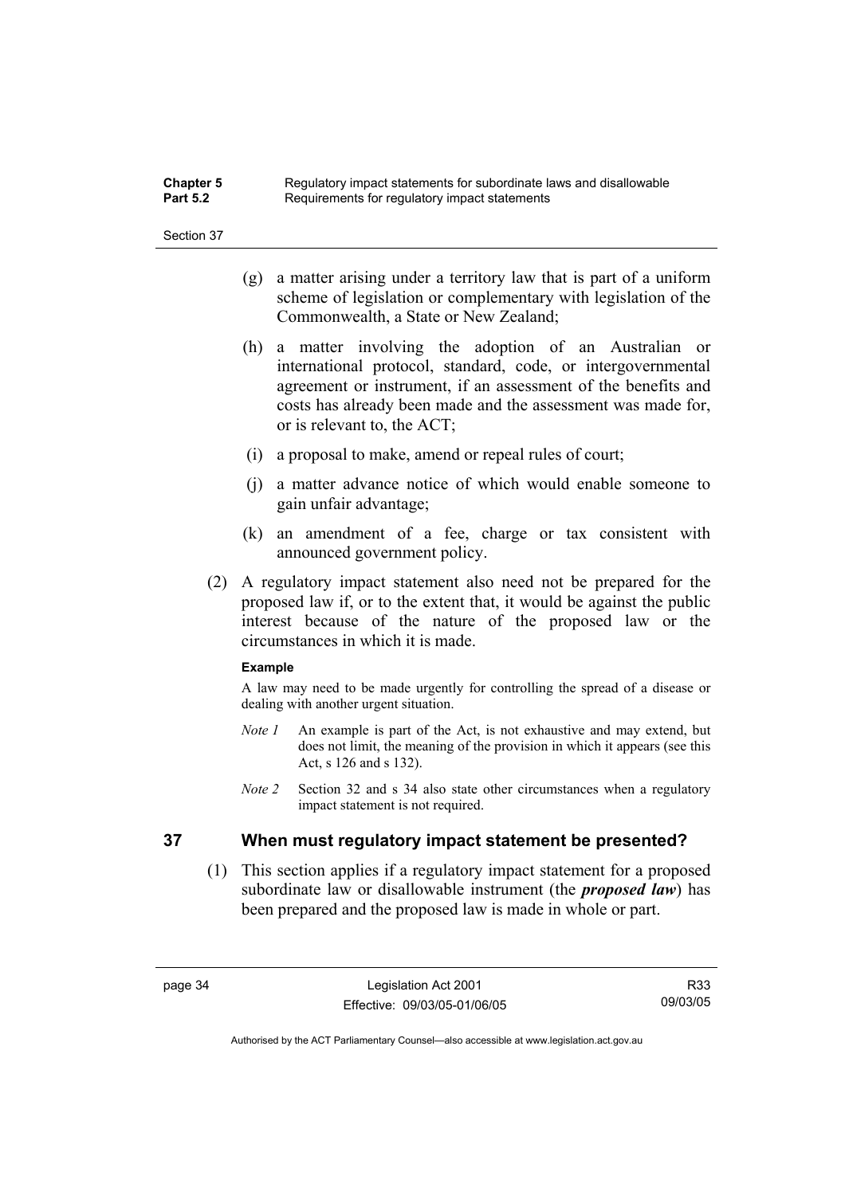(g) a matter arising under a territory law that is part of a uniform scheme of legislation or complementary with legislation of the Commonwealth, a State or New Zealand;

(h) a matter involving the adoption of an Australian or international protocol, standard, code, or intergovernmental agreement or instrument, if an assessment of the benefits and costs has already been made and the assessment was made for, or is relevant to, the ACT;

(i) a proposal to make, amend or repeal rules of court;

(j) a matter advance notice of which would enable someone to gain unfair advantage;

(k) an amendment of a fee, charge or tax consistent with announced government policy.

(2) A regulatory impact statement also need not be prepared for the proposed law if, or to the extent that, it would be against the public interest because of the nature of the proposed law or the circumstances in which it is made.

**Example**

A law may need to be made urgently for controlling the spread of a disease or dealing with another urgent situation.

*Note 1* An example is part of the Act, is not exhaustive and may extend, but does not limit, the meaning of the provision in which it appears (see this Act, s 126 and s 132).

*Note 2* Section 32 and s 34 also state other circumstances when a regulatory impact statement is not required.

## 37 When must regulatory impact statement be presented?

(1) This section applies if a regulatory impact statement for a proposed subordinate law or disallowable instrument (the ***proposed law***) has been prepared and the proposed law is made in whole or part.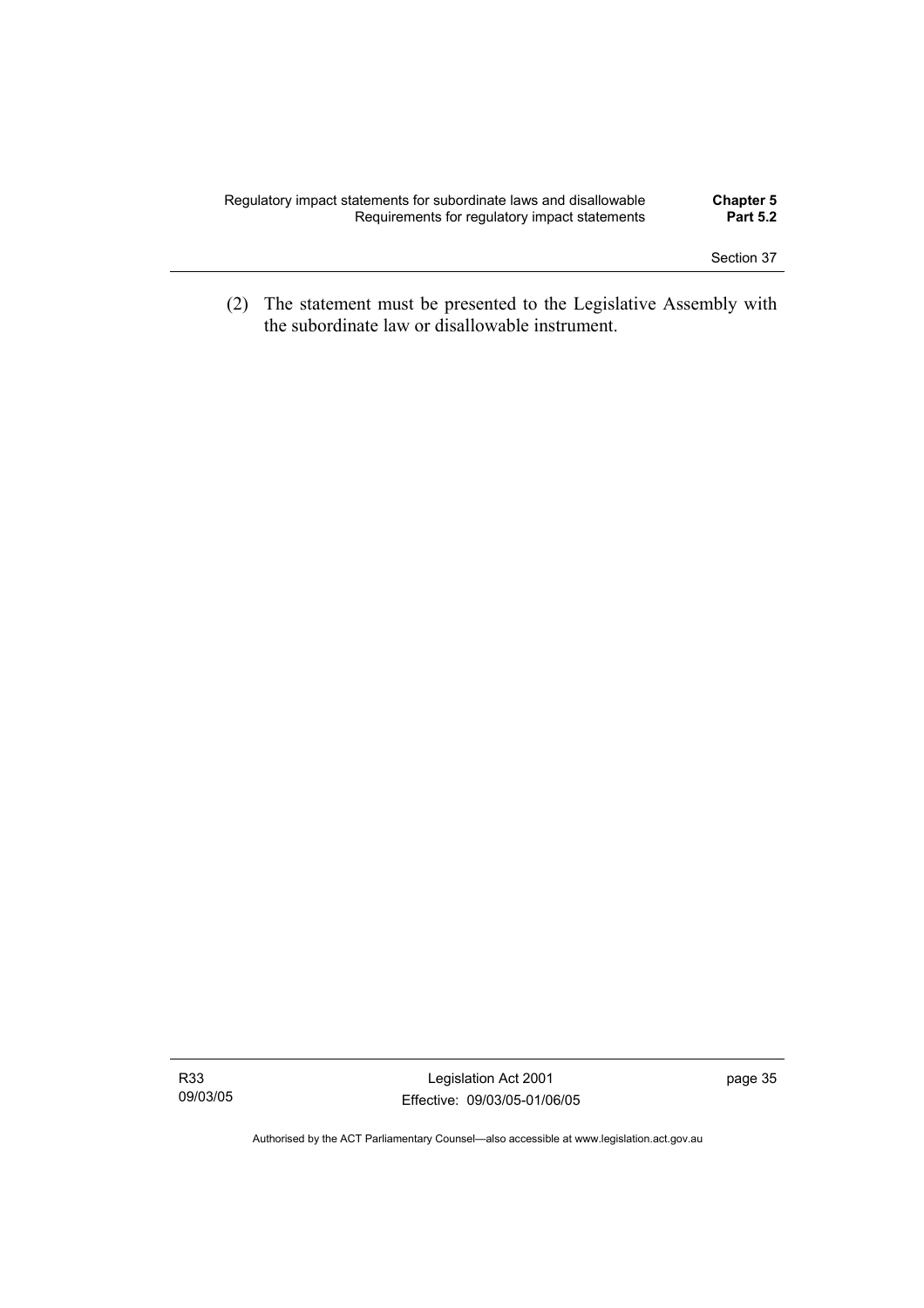(2) The statement must be presented to the Legislative Assembly with the subordinate law or disallowable instrument.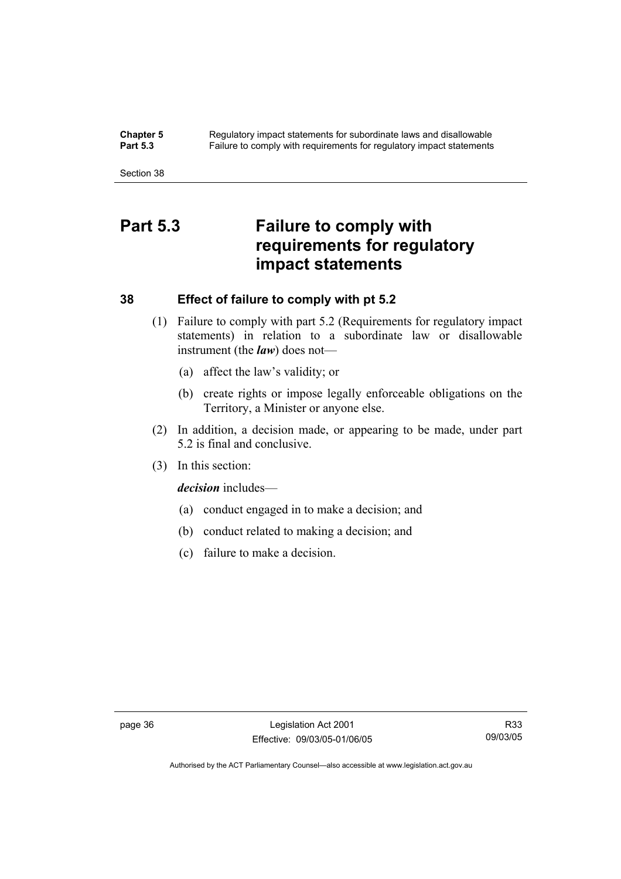# Part 5.3 Failure to comply with requirements for regulatory impact statements

## 38 Effect of failure to comply with pt 5.2

(1) Failure to comply with part 5.2 (Requirements for regulatory impact statements) in relation to a subordinate law or disallowable instrument (the ***law***) does not—

(a) affect the law's validity; or

(b) create rights or impose legally enforceable obligations on the Territory, a Minister or anyone else.

(2) In addition, a decision made, or appearing to be made, under part 5.2 is final and conclusive.

(3) In this section:

***decision*** includes—

(a) conduct engaged in to make a decision; and

(b) conduct related to making a decision; and

(c) failure to make a decision.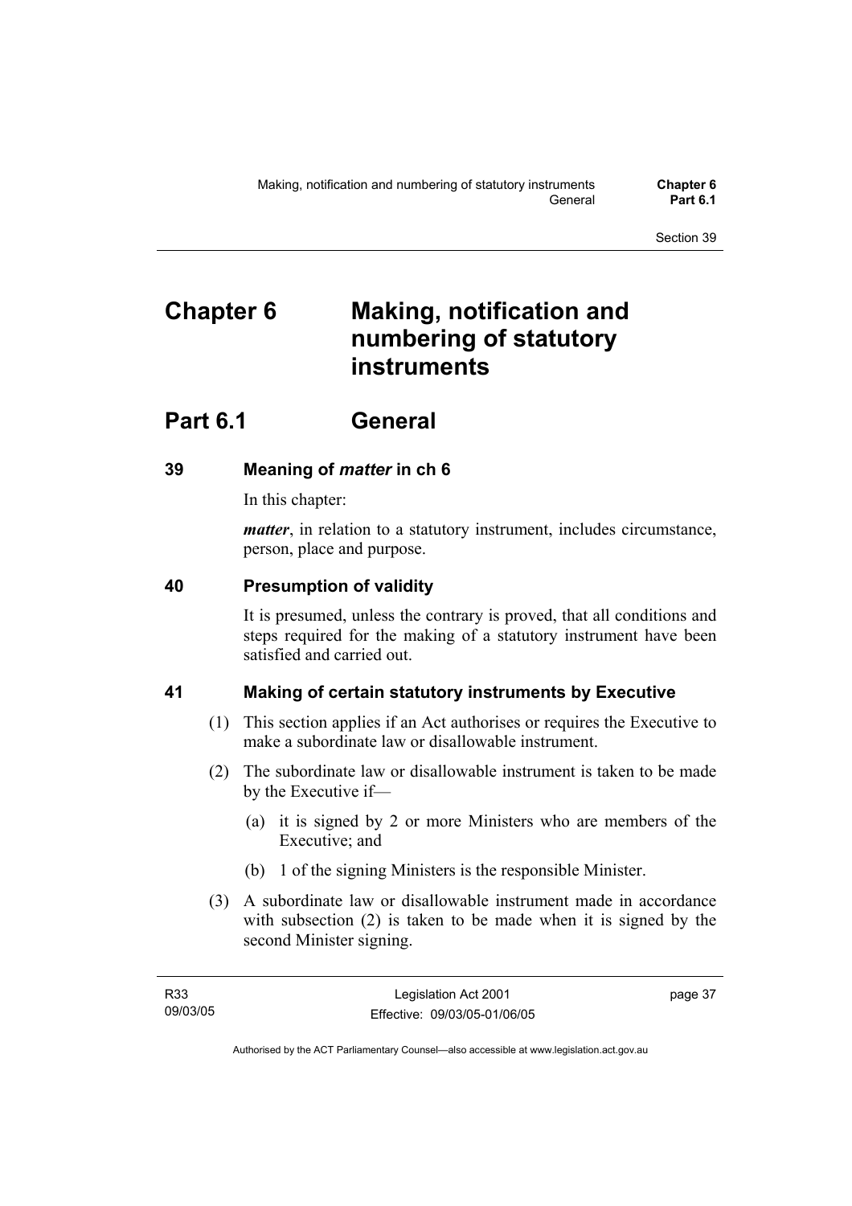# Chapter 6 Making, notification and numbering of statutory instruments

## Part 6.1 General

### 39 Meaning of *matter* in ch 6

In this chapter:

***matter***, in relation to a statutory instrument, includes circumstance, person, place and purpose.

### 40 Presumption of validity

It is presumed, unless the contrary is proved, that all conditions and steps required for the making of a statutory instrument have been satisfied and carried out.

### 41 Making of certain statutory instruments by Executive

(1) This section applies if an Act authorises or requires the Executive to make a subordinate law or disallowable instrument.

(2) The subordinate law or disallowable instrument is taken to be made by the Executive if—

(a) it is signed by 2 or more Ministers who are members of the Executive; and

(b) 1 of the signing Ministers is the responsible Minister.

(3) A subordinate law or disallowable instrument made in accordance with subsection (2) is taken to be made when it is signed by the second Minister signing.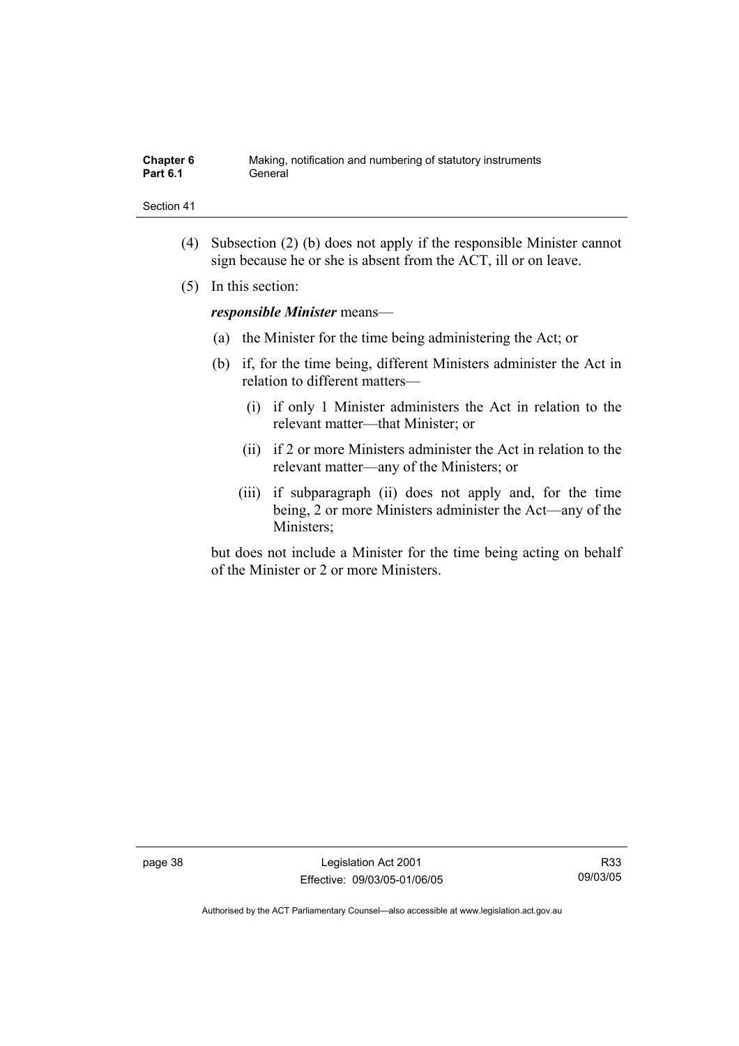(4) Subsection (2) (b) does not apply if the responsible Minister cannot sign because he or she is absent from the ACT, ill or on leave.

(5) In this section:

***responsible Minister*** means—

(a) the Minister for the time being administering the Act; or

(b) if, for the time being, different Ministers administer the Act in relation to different matters—

(i) if only 1 Minister administers the Act in relation to the relevant matter—that Minister; or

(ii) if 2 or more Ministers administer the Act in relation to the relevant matter—any of the Ministers; or

(iii) if subparagraph (ii) does not apply and, for the time being, 2 or more Ministers administer the Act—any of the Ministers;

but does not include a Minister for the time being acting on behalf of the Minister or 2 or more Ministers.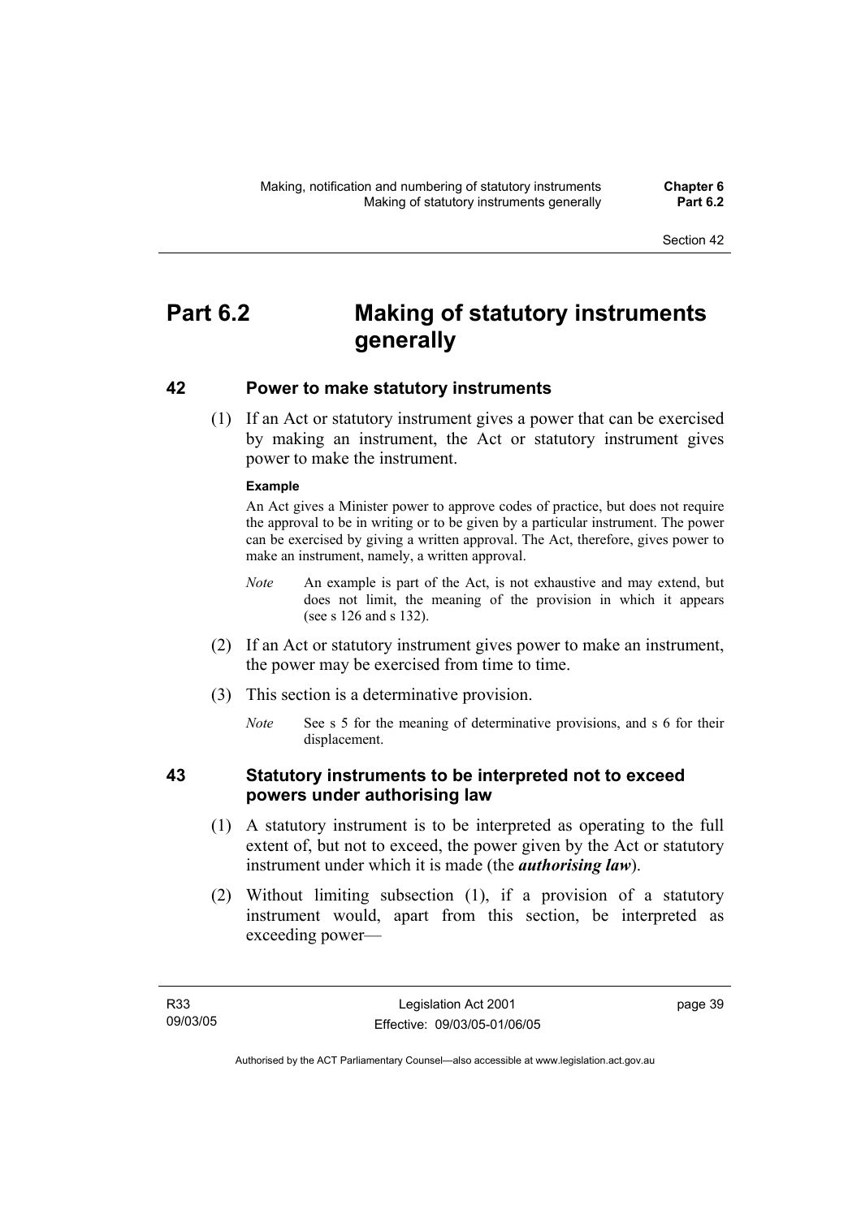# Part 6.2 Making of statutory instruments generally

## 42 Power to make statutory instruments

(1) If an Act or statutory instrument gives a power that can be exercised by making an instrument, the Act or statutory instrument gives power to make the instrument.

**Example**

An Act gives a Minister power to approve codes of practice, but does not require the approval to be in writing or to be given by a particular instrument. The power can be exercised by giving a written approval. The Act, therefore, gives power to make an instrument, namely, a written approval.

*Note* An example is part of the Act, is not exhaustive and may extend, but does not limit, the meaning of the provision in which it appears (see s 126 and s 132).

(2) If an Act or statutory instrument gives power to make an instrument, the power may be exercised from time to time.

(3) This section is a determinative provision.

*Note* See s 5 for the meaning of determinative provisions, and s 6 for their displacement.

## 43 Statutory instruments to be interpreted not to exceed powers under authorising law

(1) A statutory instrument is to be interpreted as operating to the full extent of, but not to exceed, the power given by the Act or statutory instrument under which it is made (the ***authorising law***).

(2) Without limiting subsection (1), if a provision of a statutory instrument would, apart from this section, be interpreted as exceeding power—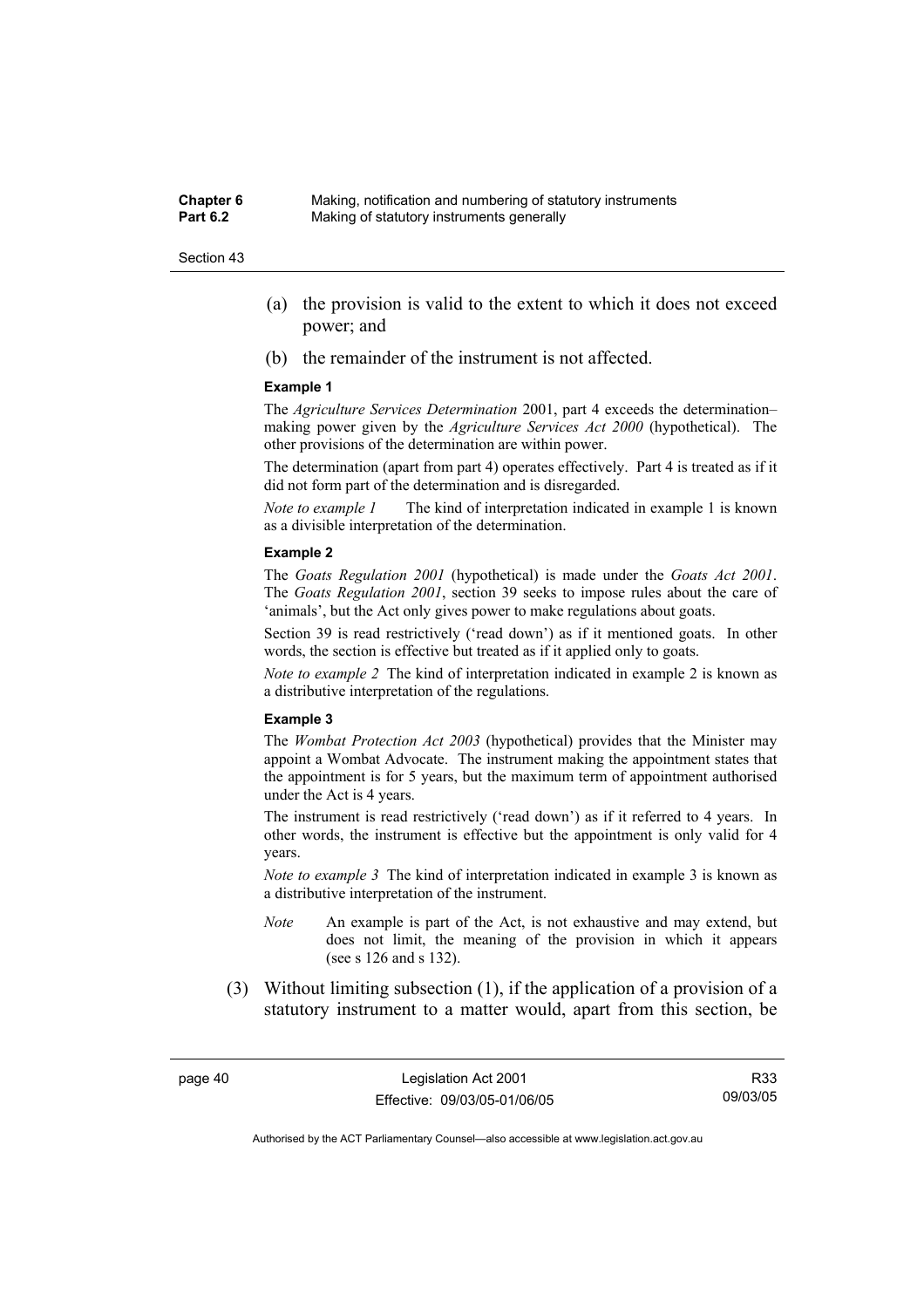(a) the provision is valid to the extent to which it does not exceed power; and

(b) the remainder of the instrument is not affected.

**Example 1**

The *Agriculture Services Determination* 2001, part 4 exceeds the determination–making power given by the *Agriculture Services Act 2000* (hypothetical). The other provisions of the determination are within power.

The determination (apart from part 4) operates effectively. Part 4 is treated as if it did not form part of the determination and is disregarded.

*Note to example 1* The kind of interpretation indicated in example 1 is known as a divisible interpretation of the determination.

**Example 2**

The *Goats Regulation 2001* (hypothetical) is made under the *Goats Act 2001*. The *Goats Regulation 2001*, section 39 seeks to impose rules about the care of 'animals', but the Act only gives power to make regulations about goats.

Section 39 is read restrictively ('read down') as if it mentioned goats. In other words, the section is effective but treated as if it applied only to goats.

*Note to example 2* The kind of interpretation indicated in example 2 is known as a distributive interpretation of the regulations.

**Example 3**

The *Wombat Protection Act 2003* (hypothetical) provides that the Minister may appoint a Wombat Advocate. The instrument making the appointment states that the appointment is for 5 years, but the maximum term of appointment authorised under the Act is 4 years.

The instrument is read restrictively ('read down') as if it referred to 4 years. In other words, the instrument is effective but the appointment is only valid for 4 years.

*Note to example 3* The kind of interpretation indicated in example 3 is known as a distributive interpretation of the instrument.

*Note* An example is part of the Act, is not exhaustive and may extend, but does not limit, the meaning of the provision in which it appears (see s 126 and s 132).

(3) Without limiting subsection (1), if the application of a provision of a statutory instrument to a matter would, apart from this section, be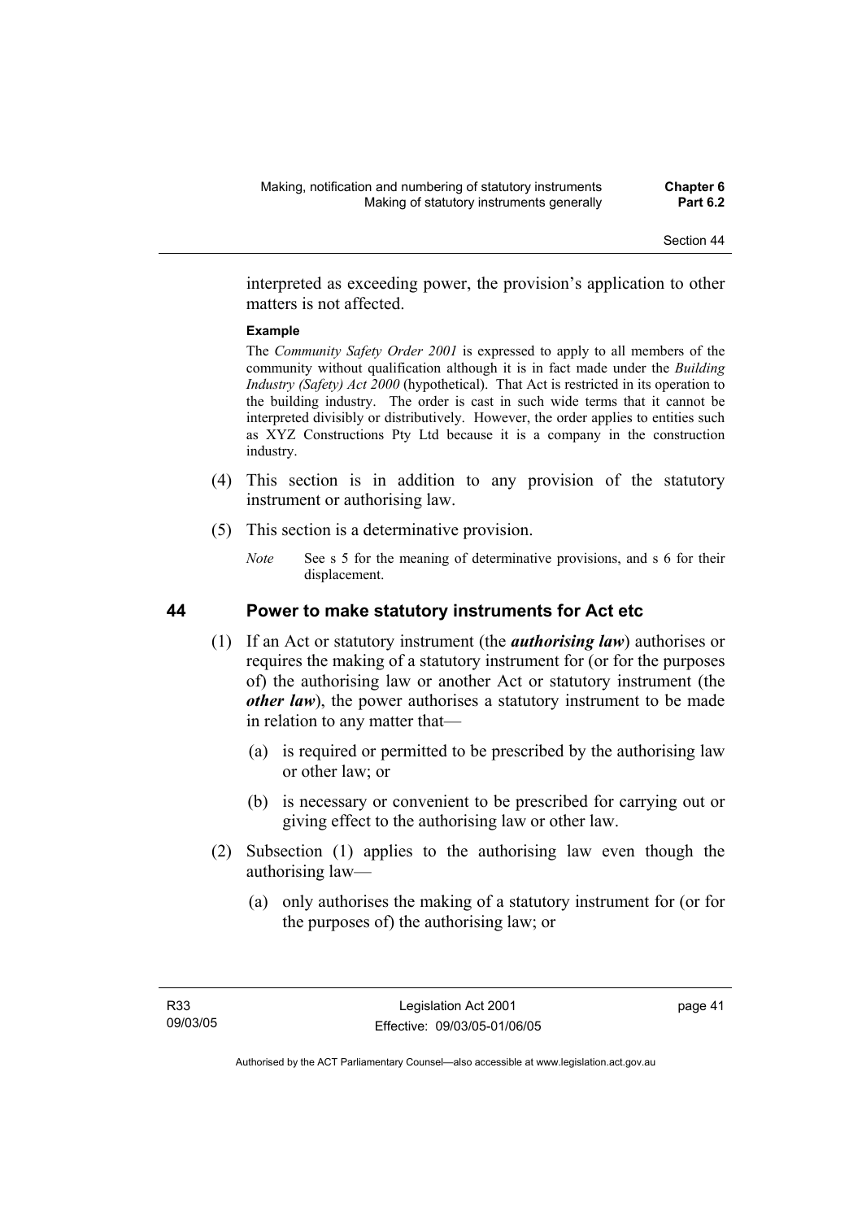interpreted as exceeding power, the provision's application to other matters is not affected.

**Example**

The *Community Safety Order 2001* is expressed to apply to all members of the community without qualification although it is in fact made under the *Building Industry (Safety) Act 2000* (hypothetical). That Act is restricted in its operation to the building industry. The order is cast in such wide terms that it cannot be interpreted divisibly or distributively. However, the order applies to entities such as XYZ Constructions Pty Ltd because it is a company in the construction industry.

(4) This section is in addition to any provision of the statutory instrument or authorising law.

(5) This section is a determinative provision.

*Note* See s 5 for the meaning of determinative provisions, and s 6 for their displacement.

## 44 Power to make statutory instruments for Act etc

(1) If an Act or statutory instrument (the ***authorising law***) authorises or requires the making of a statutory instrument for (or for the purposes of) the authorising law or another Act or statutory instrument (the ***other law***), the power authorises a statutory instrument to be made in relation to any matter that—

(a) is required or permitted to be prescribed by the authorising law or other law; or

(b) is necessary or convenient to be prescribed for carrying out or giving effect to the authorising law or other law.

(2) Subsection (1) applies to the authorising law even though the authorising law—

(a) only authorises the making of a statutory instrument for (or for the purposes of) the authorising law; or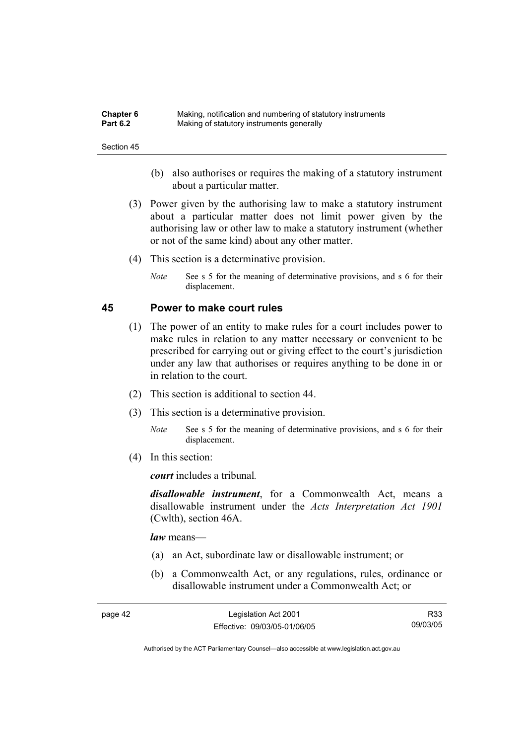(b) also authorises or requires the making of a statutory instrument about a particular matter.

(3) Power given by the authorising law to make a statutory instrument about a particular matter does not limit power given by the authorising law or other law to make a statutory instrument (whether or not of the same kind) about any other matter.

(4) This section is a determinative provision.

*Note* See s 5 for the meaning of determinative provisions, and s 6 for their displacement.

## 45 Power to make court rules

(1) The power of an entity to make rules for a court includes power to make rules in relation to any matter necessary or convenient to be prescribed for carrying out or giving effect to the court's jurisdiction under any law that authorises or requires anything to be done in or in relation to the court.

(2) This section is additional to section 44.

(3) This section is a determinative provision.

*Note* See s 5 for the meaning of determinative provisions, and s 6 for their displacement.

(4) In this section:

***court*** includes a tribunal.

***disallowable instrument***, for a Commonwealth Act, means a disallowable instrument under the *Acts Interpretation Act 1901* (Cwlth), section 46A.

***law*** means—

(a) an Act, subordinate law or disallowable instrument; or

(b) a Commonwealth Act, or any regulations, rules, ordinance or disallowable instrument under a Commonwealth Act; or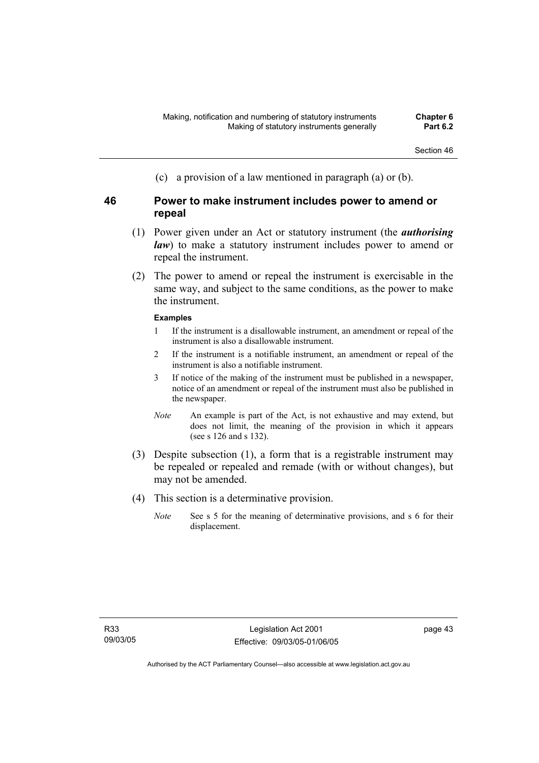(c) a provision of a law mentioned in paragraph (a) or (b).

### 46 Power to make instrument includes power to amend or repeal

(1) Power given under an Act or statutory instrument (the ***authorising law***) to make a statutory instrument includes power to amend or repeal the instrument.

(2) The power to amend or repeal the instrument is exercisable in the same way, and subject to the same conditions, as the power to make the instrument.

**Examples**

1 If the instrument is a disallowable instrument, an amendment or repeal of the instrument is also a disallowable instrument.

2 If the instrument is a notifiable instrument, an amendment or repeal of the instrument is also a notifiable instrument.

3 If notice of the making of the instrument must be published in a newspaper, notice of an amendment or repeal of the instrument must also be published in the newspaper.

*Note* An example is part of the Act, is not exhaustive and may extend, but does not limit, the meaning of the provision in which it appears (see s 126 and s 132).

(3) Despite subsection (1), a form that is a registrable instrument may be repealed or repealed and remade (with or without changes), but may not be amended.

(4) This section is a determinative provision.

*Note* See s 5 for the meaning of determinative provisions, and s 6 for their displacement.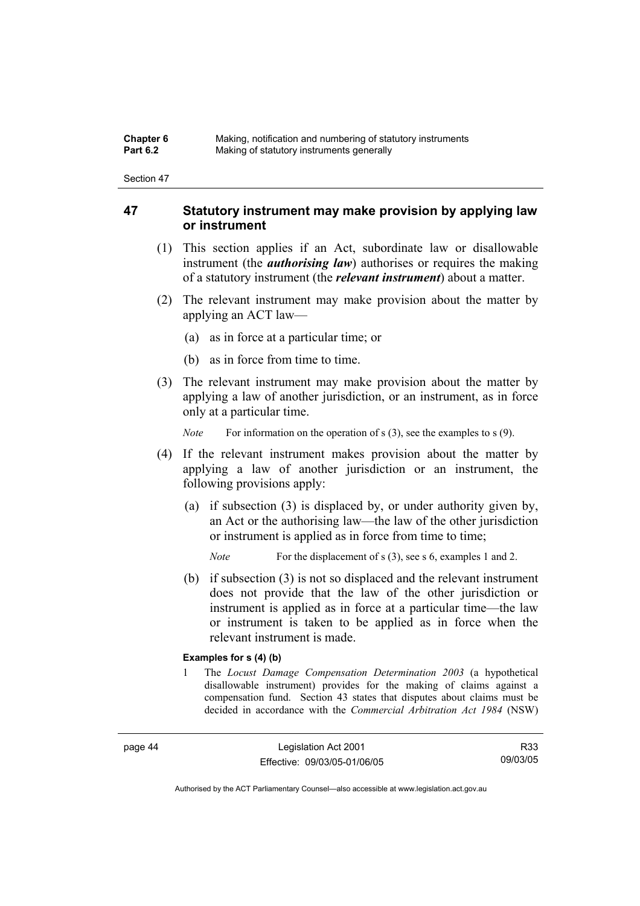## 47 Statutory instrument may make provision by applying law or instrument

(1) This section applies if an Act, subordinate law or disallowable instrument (the ***authorising law***) authorises or requires the making of a statutory instrument (the ***relevant instrument***) about a matter.

(2) The relevant instrument may make provision about the matter by applying an ACT law—

(a) as in force at a particular time; or

(b) as in force from time to time.

(3) The relevant instrument may make provision about the matter by applying a law of another jurisdiction, or an instrument, as in force only at a particular time.

*Note* For information on the operation of s (3), see the examples to s (9).

(4) If the relevant instrument makes provision about the matter by applying a law of another jurisdiction or an instrument, the following provisions apply:

(a) if subsection (3) is displaced by, or under authority given by, an Act or the authorising law—the law of the other jurisdiction or instrument is applied as in force from time to time;

*Note* For the displacement of s (3), see s 6, examples 1 and 2.

(b) if subsection (3) is not so displaced and the relevant instrument does not provide that the law of the other jurisdiction or instrument is applied as in force at a particular time—the law or instrument is taken to be applied as in force when the relevant instrument is made.

**Examples for s (4) (b)**

1 The *Locust Damage Compensation Determination 2003* (a hypothetical disallowable instrument) provides for the making of claims against a compensation fund. Section 43 states that disputes about claims must be decided in accordance with the *Commercial Arbitration Act 1984* (NSW)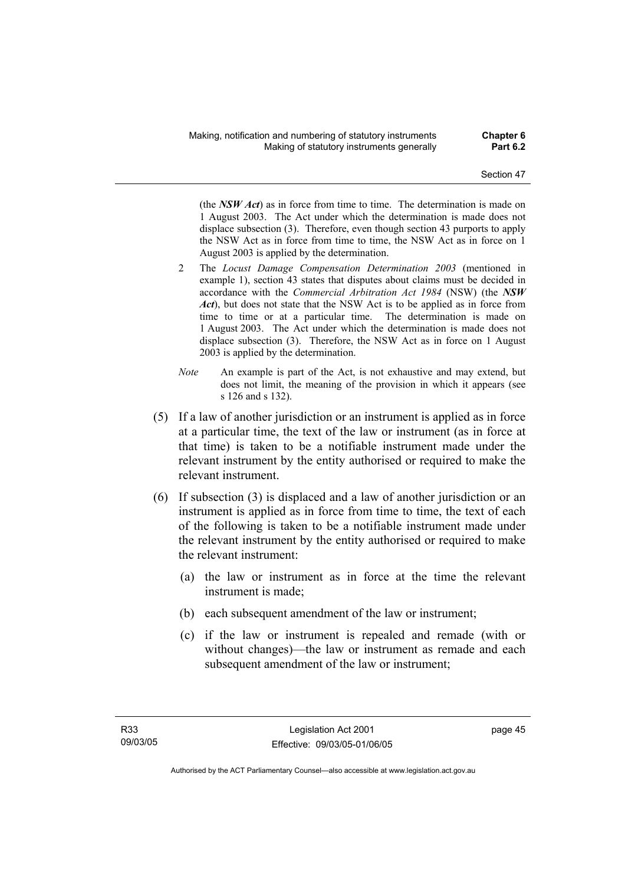(the ***NSW Act***) as in force from time to time. The determination is made on 1 August 2003. The Act under which the determination is made does not displace subsection (3). Therefore, even though section 43 purports to apply the NSW Act as in force from time to time, the NSW Act as in force on 1 August 2003 is applied by the determination.

2 The *Locust Damage Compensation Determination 2003* (mentioned in example 1), section 43 states that disputes about claims must be decided in accordance with the *Commercial Arbitration Act 1984* (NSW) (the ***NSW Act***), but does not state that the NSW Act is to be applied as in force from time to time or at a particular time. The determination is made on 1 August 2003. The Act under which the determination is made does not displace subsection (3). Therefore, the NSW Act as in force on 1 August 2003 is applied by the determination.

*Note* An example is part of the Act, is not exhaustive and may extend, but does not limit, the meaning of the provision in which it appears (see s 126 and s 132).

(5) If a law of another jurisdiction or an instrument is applied as in force at a particular time, the text of the law or instrument (as in force at that time) is taken to be a notifiable instrument made under the relevant instrument by the entity authorised or required to make the relevant instrument.

(6) If subsection (3) is displaced and a law of another jurisdiction or an instrument is applied as in force from time to time, the text of each of the following is taken to be a notifiable instrument made under the relevant instrument by the entity authorised or required to make the relevant instrument:

(a) the law or instrument as in force at the time the relevant instrument is made;

(b) each subsequent amendment of the law or instrument;

(c) if the law or instrument is repealed and remade (with or without changes)—the law or instrument as remade and each subsequent amendment of the law or instrument;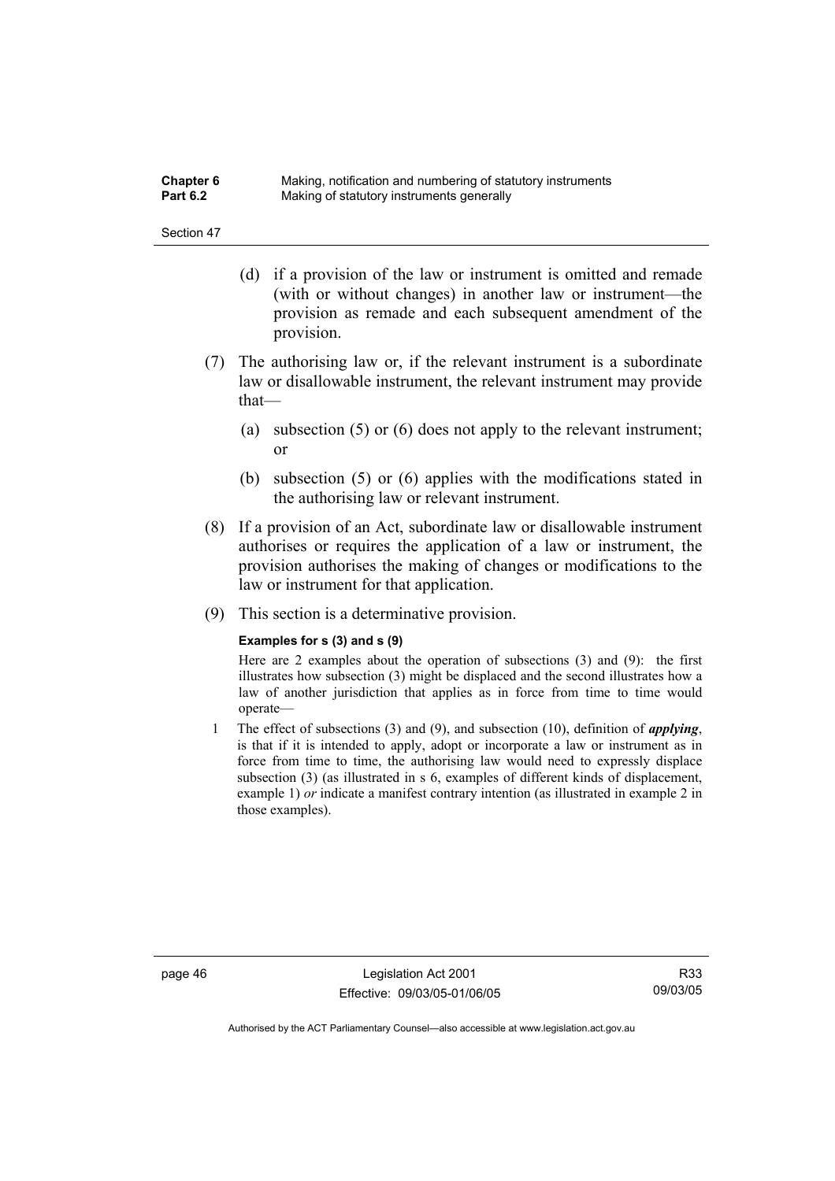(d) if a provision of the law or instrument is omitted and remade (with or without changes) in another law or instrument—the provision as remade and each subsequent amendment of the provision.

(7) The authorising law or, if the relevant instrument is a subordinate law or disallowable instrument, the relevant instrument may provide that—

(a) subsection (5) or (6) does not apply to the relevant instrument; or

(b) subsection (5) or (6) applies with the modifications stated in the authorising law or relevant instrument.

(8) If a provision of an Act, subordinate law or disallowable instrument authorises or requires the application of a law or instrument, the provision authorises the making of changes or modifications to the law or instrument for that application.

(9) This section is a determinative provision.

**Examples for s (3) and s (9)**

Here are 2 examples about the operation of subsections (3) and (9): the first illustrates how subsection (3) might be displaced and the second illustrates how a law of another jurisdiction that applies as in force from time to time would operate—

1 The effect of subsections (3) and (9), and subsection (10), definition of ***applying***, is that if it is intended to apply, adopt or incorporate a law or instrument as in force from time to time, the authorising law would need to expressly displace subsection (3) (as illustrated in s 6, examples of different kinds of displacement, example 1) *or* indicate a manifest contrary intention (as illustrated in example 2 in those examples).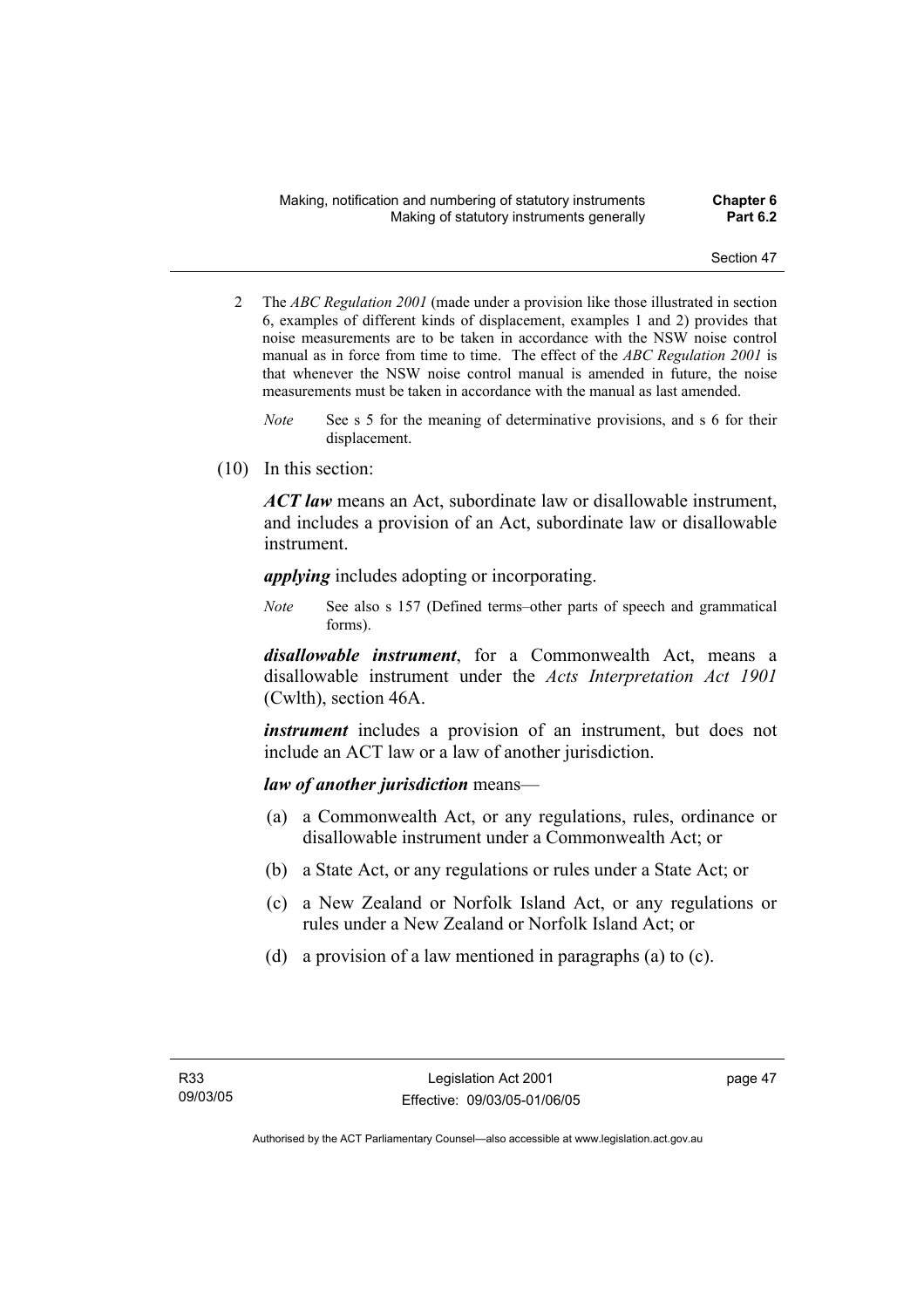2 The *ABC Regulation 2001* (made under a provision like those illustrated in section 6, examples of different kinds of displacement, examples 1 and 2) provides that noise measurements are to be taken in accordance with the NSW noise control manual as in force from time to time. The effect of the *ABC Regulation 2001* is that whenever the NSW noise control manual is amended in future, the noise measurements must be taken in accordance with the manual as last amended.

*Note* See s 5 for the meaning of determinative provisions, and s 6 for their displacement.

(10) In this section:

***ACT law*** means an Act, subordinate law or disallowable instrument, and includes a provision of an Act, subordinate law or disallowable instrument.

***applying*** includes adopting or incorporating.

*Note* See also s 157 (Defined terms–other parts of speech and grammatical forms).

***disallowable instrument***, for a Commonwealth Act, means a disallowable instrument under the *Acts Interpretation Act 1901* (Cwlth), section 46A.

***instrument*** includes a provision of an instrument, but does not include an ACT law or a law of another jurisdiction.

***law of another jurisdiction*** means—

(a) a Commonwealth Act, or any regulations, rules, ordinance or disallowable instrument under a Commonwealth Act; or

(b) a State Act, or any regulations or rules under a State Act; or

(c) a New Zealand or Norfolk Island Act, or any regulations or rules under a New Zealand or Norfolk Island Act; or

(d) a provision of a law mentioned in paragraphs (a) to (c).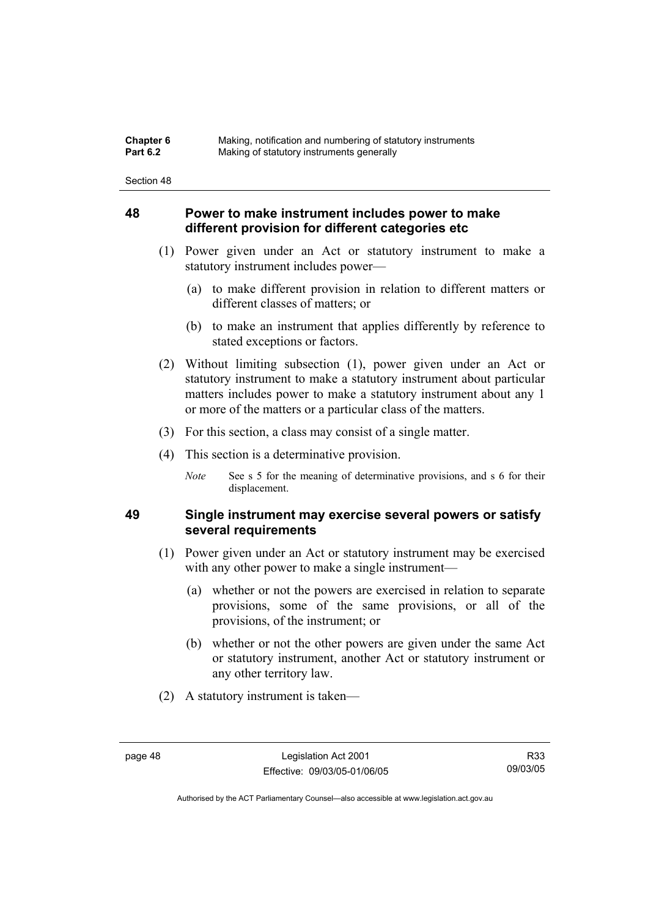## 48 Power to make instrument includes power to make different provision for different categories etc

(1) Power given under an Act or statutory instrument to make a statutory instrument includes power—

(a) to make different provision in relation to different matters or different classes of matters; or

(b) to make an instrument that applies differently by reference to stated exceptions or factors.

(2) Without limiting subsection (1), power given under an Act or statutory instrument to make a statutory instrument about particular matters includes power to make a statutory instrument about any 1 or more of the matters or a particular class of the matters.

(3) For this section, a class may consist of a single matter.

(4) This section is a determinative provision.

*Note* See s 5 for the meaning of determinative provisions, and s 6 for their displacement.

## 49 Single instrument may exercise several powers or satisfy several requirements

(1) Power given under an Act or statutory instrument may be exercised with any other power to make a single instrument—

(a) whether or not the powers are exercised in relation to separate provisions, some of the same provisions, or all of the provisions, of the instrument; or

(b) whether or not the other powers are given under the same Act or statutory instrument, another Act or statutory instrument or any other territory law.

(2) A statutory instrument is taken—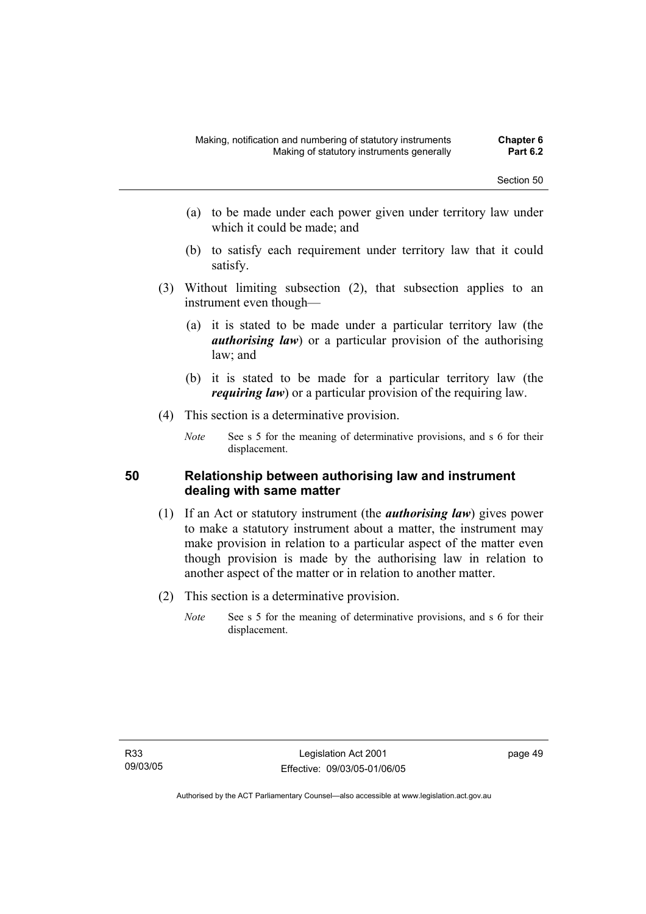(a) to be made under each power given under territory law under which it could be made; and

(b) to satisfy each requirement under territory law that it could satisfy.

(3) Without limiting subsection (2), that subsection applies to an instrument even though—

(a) it is stated to be made under a particular territory law (the ***authorising law***) or a particular provision of the authorising law; and

(b) it is stated to be made for a particular territory law (the ***requiring law***) or a particular provision of the requiring law.

(4) This section is a determinative provision.

*Note* See s 5 for the meaning of determinative provisions, and s 6 for their displacement.

## 50 Relationship between authorising law and instrument dealing with same matter

(1) If an Act or statutory instrument (the ***authorising law***) gives power to make a statutory instrument about a matter, the instrument may make provision in relation to a particular aspect of the matter even though provision is made by the authorising law in relation to another aspect of the matter or in relation to another matter.

(2) This section is a determinative provision.

*Note* See s 5 for the meaning of determinative provisions, and s 6 for their displacement.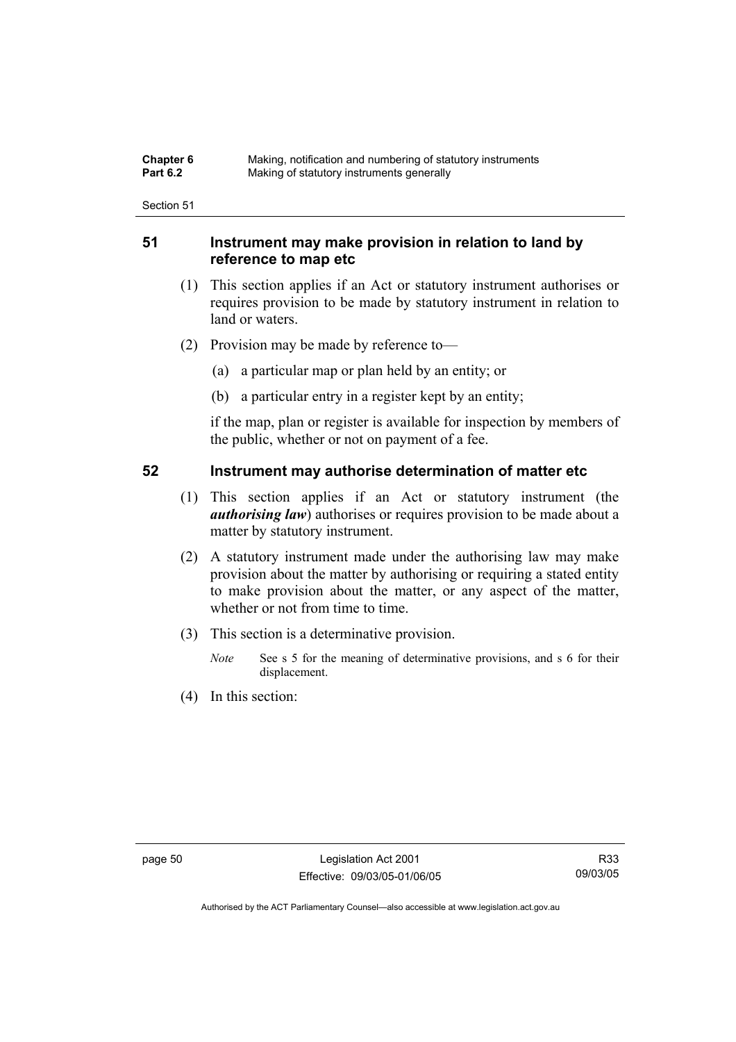## 51 Instrument may make provision in relation to land by reference to map etc

(1) This section applies if an Act or statutory instrument authorises or requires provision to be made by statutory instrument in relation to land or waters.

(2) Provision may be made by reference to—

(a) a particular map or plan held by an entity; or

(b) a particular entry in a register kept by an entity;

if the map, plan or register is available for inspection by members of the public, whether or not on payment of a fee.

## 52 Instrument may authorise determination of matter etc

(1) This section applies if an Act or statutory instrument (the ***authorising law***) authorises or requires provision to be made about a matter by statutory instrument.

(2) A statutory instrument made under the authorising law may make provision about the matter by authorising or requiring a stated entity to make provision about the matter, or any aspect of the matter, whether or not from time to time.

(3) This section is a determinative provision.

*Note* See s 5 for the meaning of determinative provisions, and s 6 for their displacement.

(4) In this section: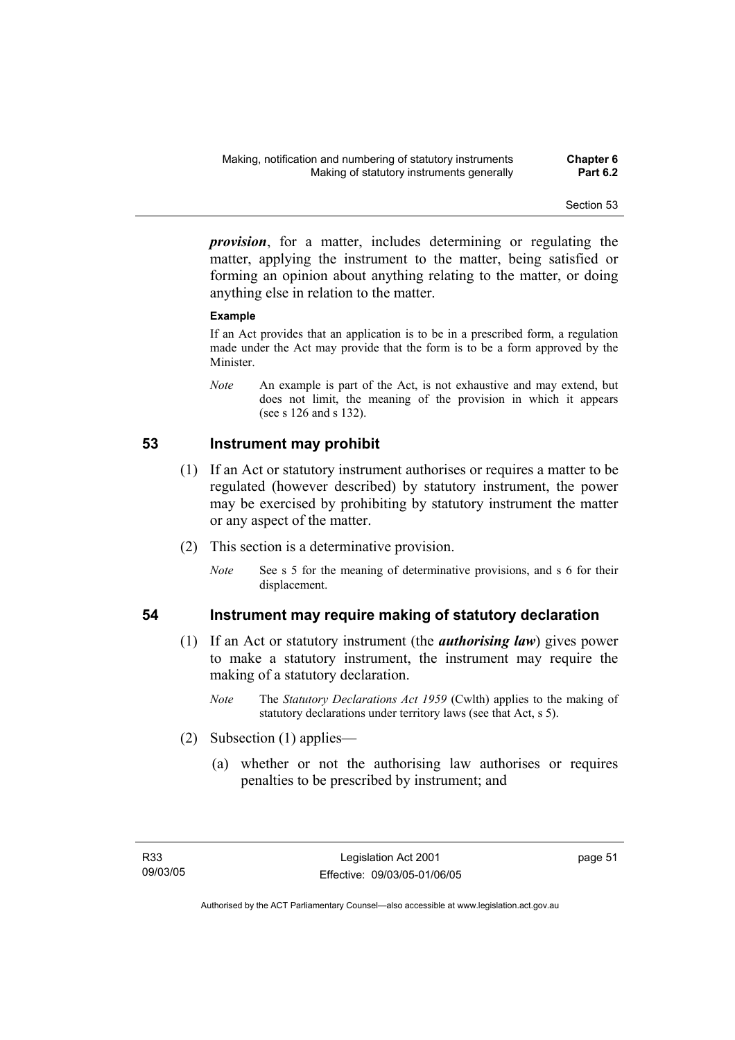***provision***, for a matter, includes determining or regulating the matter, applying the instrument to the matter, being satisfied or forming an opinion about anything relating to the matter, or doing anything else in relation to the matter.

**Example**

If an Act provides that an application is to be in a prescribed form, a regulation made under the Act may provide that the form is to be a form approved by the Minister.

*Note* An example is part of the Act, is not exhaustive and may extend, but does not limit, the meaning of the provision in which it appears (see s 126 and s 132).

## 53 Instrument may prohibit

(1) If an Act or statutory instrument authorises or requires a matter to be regulated (however described) by statutory instrument, the power may be exercised by prohibiting by statutory instrument the matter or any aspect of the matter.

(2) This section is a determinative provision.

*Note* See s 5 for the meaning of determinative provisions, and s 6 for their displacement.

## 54 Instrument may require making of statutory declaration

(1) If an Act or statutory instrument (the ***authorising law***) gives power to make a statutory instrument, the instrument may require the making of a statutory declaration.

*Note* The *Statutory Declarations Act 1959* (Cwlth) applies to the making of statutory declarations under territory laws (see that Act, s 5).

(2) Subsection (1) applies—

(a) whether or not the authorising law authorises or requires penalties to be prescribed by instrument; and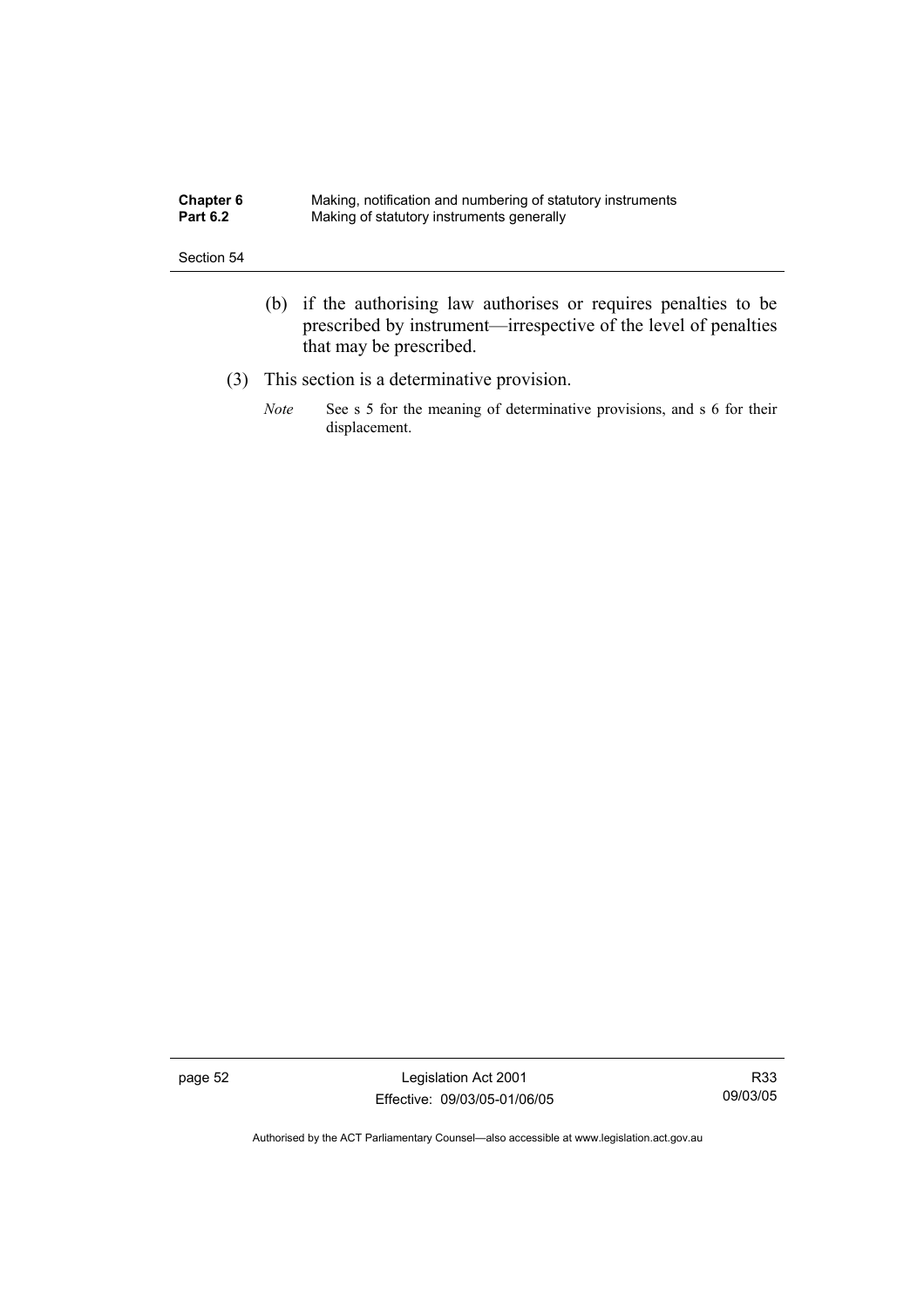(b) if the authorising law authorises or requires penalties to be prescribed by instrument—irrespective of the level of penalties that may be prescribed.

(3) This section is a determinative provision.

*Note* See s 5 for the meaning of determinative provisions, and s 6 for their displacement.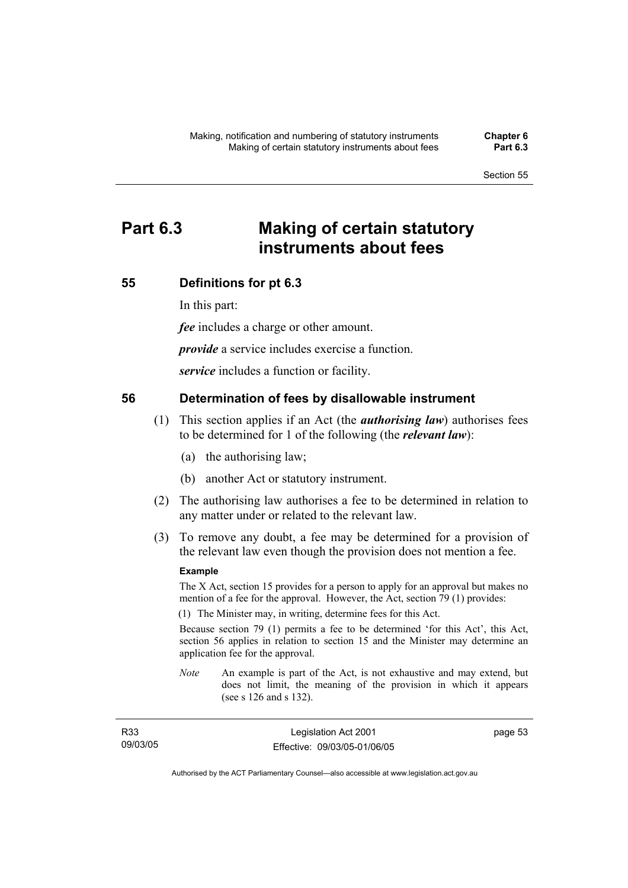# Part 6.3 Making of certain statutory instruments about fees

## 55 Definitions for pt 6.3

In this part:

***fee*** includes a charge or other amount.

***provide*** a service includes exercise a function.

***service*** includes a function or facility.

## 56 Determination of fees by disallowable instrument

(1) This section applies if an Act (the ***authorising law***) authorises fees to be determined for 1 of the following (the ***relevant law***):

(a) the authorising law;

(b) another Act or statutory instrument.

(2) The authorising law authorises a fee to be determined in relation to any matter under or related to the relevant law.

(3) To remove any doubt, a fee may be determined for a provision of the relevant law even though the provision does not mention a fee.

**Example**

The X Act, section 15 provides for a person to apply for an approval but makes no mention of a fee for the approval. However, the Act, section 79 (1) provides:

(1) The Minister may, in writing, determine fees for this Act.

Because section 79 (1) permits a fee to be determined 'for this Act', this Act, section 56 applies in relation to section 15 and the Minister may determine an application fee for the approval.

*Note* An example is part of the Act, is not exhaustive and may extend, but does not limit, the meaning of the provision in which it appears (see s 126 and s 132).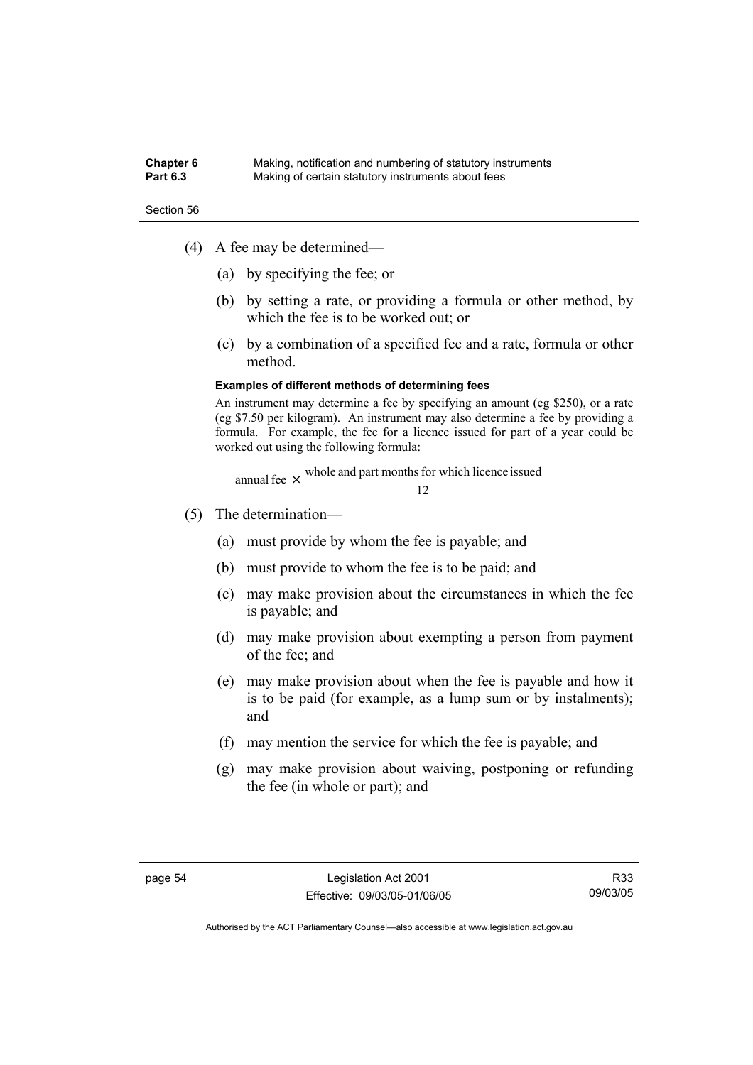(4) A fee may be determined—

(a) by specifying the fee; or

(b) by setting a rate, or providing a formula or other method, by which the fee is to be worked out; or

(c) by a combination of a specified fee and a rate, formula or other method.

**Examples of different methods of determining fees**

An instrument may determine a fee by specifying an amount (eg $250), or a rate (eg $7.50 per kilogram). An instrument may also determine a fee by providing a formula. For example, the fee for a licence issued for part of a year could be worked out using the following formula:

$$\text{annual fee} \times \frac{\text{whole and part months for which licence issued}}{12}$$

(5) The determination—

(a) must provide by whom the fee is payable; and

(b) must provide to whom the fee is to be paid; and

(c) may make provision about the circumstances in which the fee is payable; and

(d) may make provision about exempting a person from payment of the fee; and

(e) may make provision about when the fee is payable and how it is to be paid (for example, as a lump sum or by instalments); and

(f) may mention the service for which the fee is payable; and

(g) may make provision about waiving, postponing or refunding the fee (in whole or part); and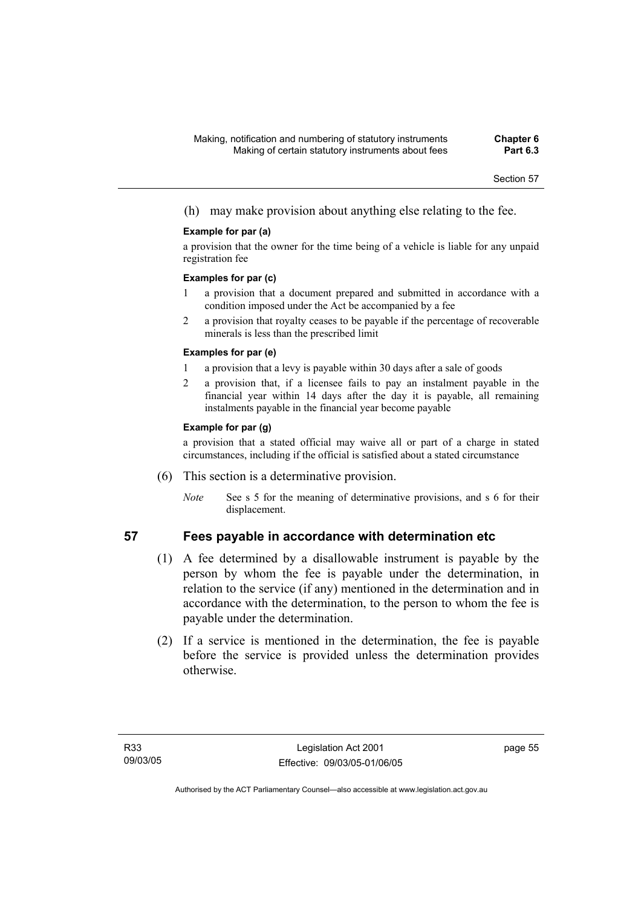(h) may make provision about anything else relating to the fee.

**Example for par (a)**

a provision that the owner for the time being of a vehicle is liable for any unpaid registration fee

**Examples for par (c)**

1 a provision that a document prepared and submitted in accordance with a condition imposed under the Act be accompanied by a fee

2 a provision that royalty ceases to be payable if the percentage of recoverable minerals is less than the prescribed limit

**Examples for par (e)**

1 a provision that a levy is payable within 30 days after a sale of goods

2 a provision that, if a licensee fails to pay an instalment payable in the financial year within 14 days after the day it is payable, all remaining instalments payable in the financial year become payable

**Example for par (g)**

a provision that a stated official may waive all or part of a charge in stated circumstances, including if the official is satisfied about a stated circumstance

(6) This section is a determinative provision.

*Note* See s 5 for the meaning of determinative provisions, and s 6 for their displacement.

## 57 Fees payable in accordance with determination etc

(1) A fee determined by a disallowable instrument is payable by the person by whom the fee is payable under the determination, in relation to the service (if any) mentioned in the determination and in accordance with the determination, to the person to whom the fee is payable under the determination.

(2) If a service is mentioned in the determination, the fee is payable before the service is provided unless the determination provides otherwise.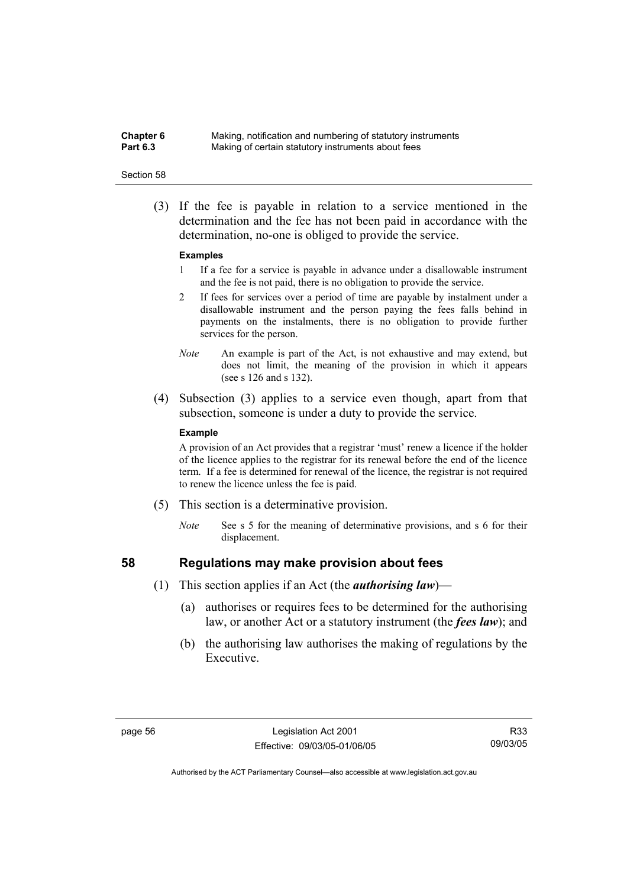(3) If the fee is payable in relation to a service mentioned in the determination and the fee has not been paid in accordance with the determination, no-one is obliged to provide the service.

**Examples**

1 If a fee for a service is payable in advance under a disallowable instrument and the fee is not paid, there is no obligation to provide the service.

2 If fees for services over a period of time are payable by instalment under a disallowable instrument and the person paying the fees falls behind in payments on the instalments, there is no obligation to provide further services for the person.

*Note* An example is part of the Act, is not exhaustive and may extend, but does not limit, the meaning of the provision in which it appears (see s 126 and s 132).

(4) Subsection (3) applies to a service even though, apart from that subsection, someone is under a duty to provide the service.

**Example**

A provision of an Act provides that a registrar 'must' renew a licence if the holder of the licence applies to the registrar for its renewal before the end of the licence term. If a fee is determined for renewal of the licence, the registrar is not required to renew the licence unless the fee is paid.

(5) This section is a determinative provision.

*Note* See s 5 for the meaning of determinative provisions, and s 6 for their displacement.

## 58 Regulations may make provision about fees

(1) This section applies if an Act (the ***authorising law***)—

(a) authorises or requires fees to be determined for the authorising law, or another Act or a statutory instrument (the ***fees law***); and

(b) the authorising law authorises the making of regulations by the Executive.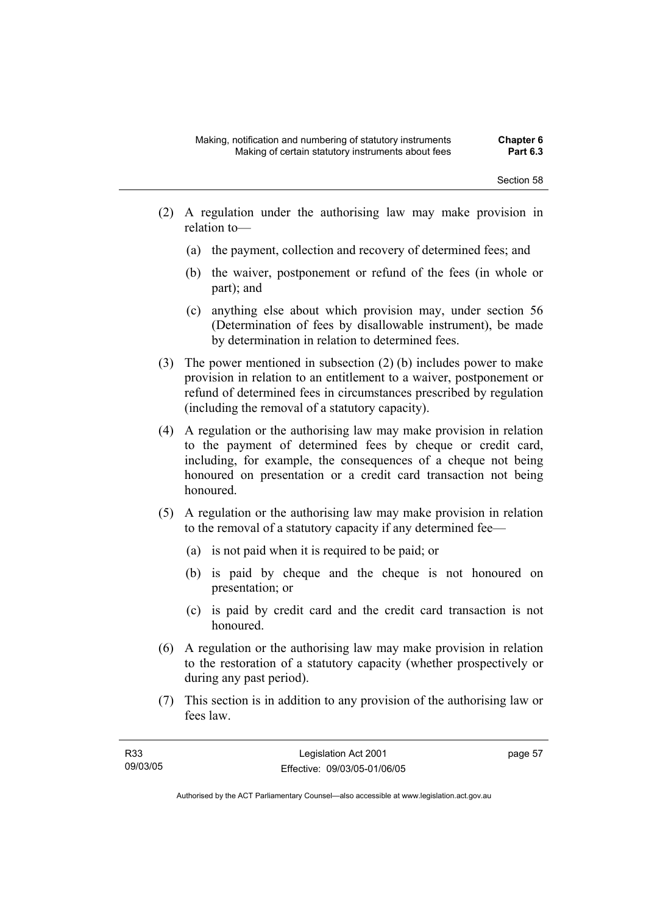(2) A regulation under the authorising law may make provision in relation to—

  (a) the payment, collection and recovery of determined fees; and

  (b) the waiver, postponement or refund of the fees (in whole or part); and

  (c) anything else about which provision may, under section 56 (Determination of fees by disallowable instrument), be made by determination in relation to determined fees.

(3) The power mentioned in subsection (2) (b) includes power to make provision in relation to an entitlement to a waiver, postponement or refund of determined fees in circumstances prescribed by regulation (including the removal of a statutory capacity).

(4) A regulation or the authorising law may make provision in relation to the payment of determined fees by cheque or credit card, including, for example, the consequences of a cheque not being honoured on presentation or a credit card transaction not being honoured.

(5) A regulation or the authorising law may make provision in relation to the removal of a statutory capacity if any determined fee—

  (a) is not paid when it is required to be paid; or

  (b) is paid by cheque and the cheque is not honoured on presentation; or

  (c) is paid by credit card and the credit card transaction is not honoured.

(6) A regulation or the authorising law may make provision in relation to the restoration of a statutory capacity (whether prospectively or during any past period).

(7) This section is in addition to any provision of the authorising law or fees law.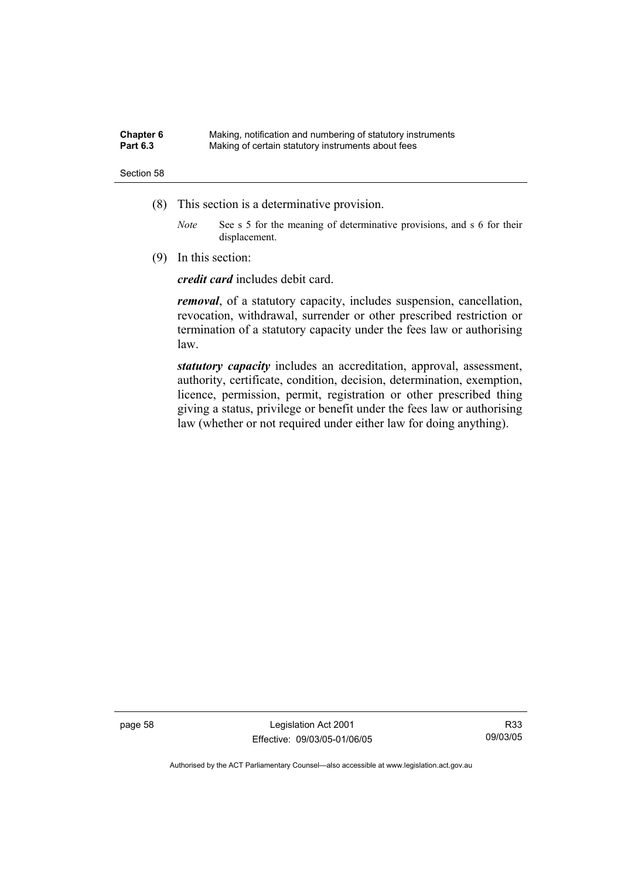(8) This section is a determinative provision.

*Note* See s 5 for the meaning of determinative provisions, and s 6 for their displacement.

(9) In this section:

***credit card*** includes debit card.

***removal***, of a statutory capacity, includes suspension, cancellation, revocation, withdrawal, surrender or other prescribed restriction or termination of a statutory capacity under the fees law or authorising law.

***statutory capacity*** includes an accreditation, approval, assessment, authority, certificate, condition, decision, determination, exemption, licence, permission, permit, registration or other prescribed thing giving a status, privilege or benefit under the fees law or authorising law (whether or not required under either law for doing anything).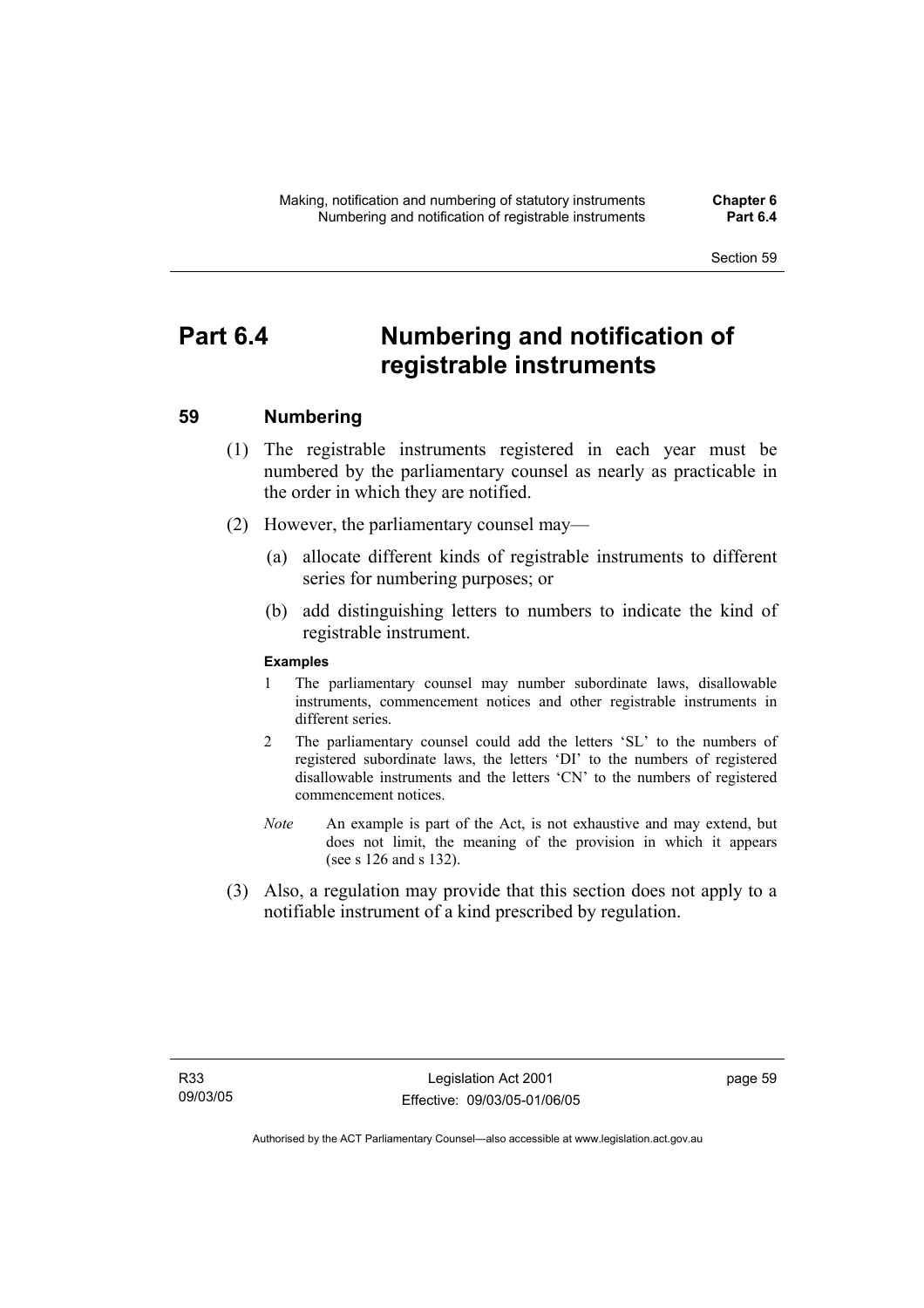# Part 6.4 Numbering and notification of registrable instruments

## 59 Numbering

(1) The registrable instruments registered in each year must be numbered by the parliamentary counsel as nearly as practicable in the order in which they are notified.

(2) However, the parliamentary counsel may—

(a) allocate different kinds of registrable instruments to different series for numbering purposes; or

(b) add distinguishing letters to numbers to indicate the kind of registrable instrument.

**Examples**

1 The parliamentary counsel may number subordinate laws, disallowable instruments, commencement notices and other registrable instruments in different series.

2 The parliamentary counsel could add the letters 'SL' to the numbers of registered subordinate laws, the letters 'DI' to the numbers of registered disallowable instruments and the letters 'CN' to the numbers of registered commencement notices.

*Note* An example is part of the Act, is not exhaustive and may extend, but does not limit, the meaning of the provision in which it appears (see s 126 and s 132).

(3) Also, a regulation may provide that this section does not apply to a notifiable instrument of a kind prescribed by regulation.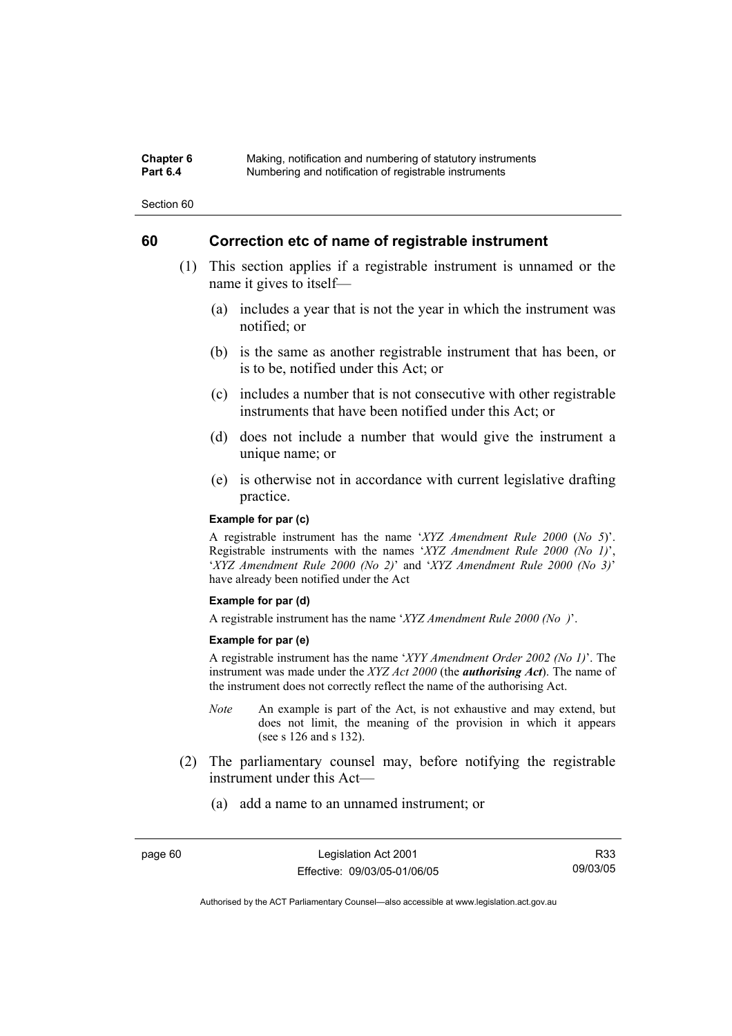## 60 Correction etc of name of registrable instrument

(1) This section applies if a registrable instrument is unnamed or the name it gives to itself—

(a) includes a year that is not the year in which the instrument was notified; or

(b) is the same as another registrable instrument that has been, or is to be, notified under this Act; or

(c) includes a number that is not consecutive with other registrable instruments that have been notified under this Act; or

(d) does not include a number that would give the instrument a unique name; or

(e) is otherwise not in accordance with current legislative drafting practice.

**Example for par (c)**

A registrable instrument has the name '*XYZ Amendment Rule 2000* (*No 5*)'. Registrable instruments with the names '*XYZ Amendment Rule 2000 (No 1)*', '*XYZ Amendment Rule 2000 (No 2)*' and '*XYZ Amendment Rule 2000 (No 3)*' have already been notified under the Act

**Example for par (d)**

A registrable instrument has the name '*XYZ Amendment Rule 2000 (No )*'.

**Example for par (e)**

A registrable instrument has the name '*XYY Amendment Order 2002 (No 1)*'. The instrument was made under the *XYZ Act 2000* (the ***authorising Act***). The name of the instrument does not correctly reflect the name of the authorising Act.

*Note* An example is part of the Act, is not exhaustive and may extend, but does not limit, the meaning of the provision in which it appears (see s 126 and s 132).

(2) The parliamentary counsel may, before notifying the registrable instrument under this Act—

(a) add a name to an unnamed instrument; or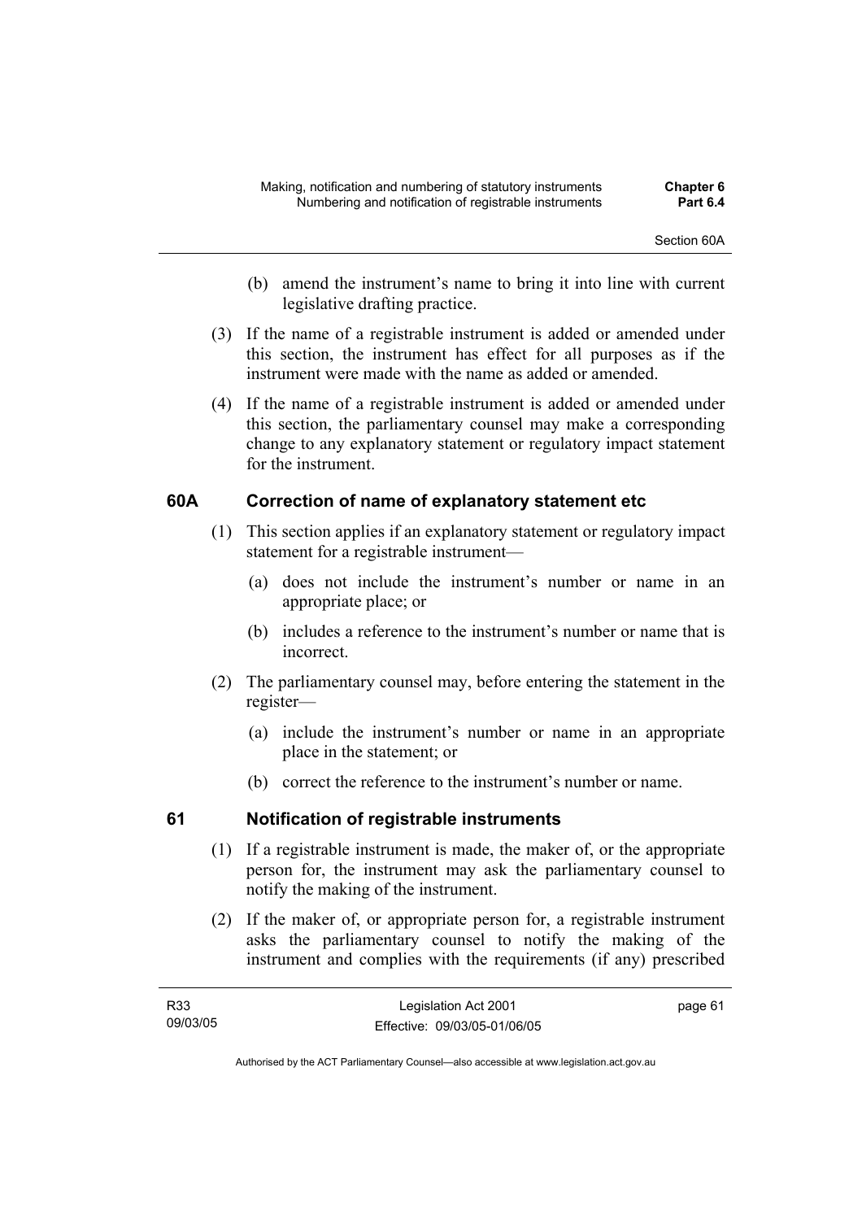(b) amend the instrument's name to bring it into line with current legislative drafting practice.

(3) If the name of a registrable instrument is added or amended under this section, the instrument has effect for all purposes as if the instrument were made with the name as added or amended.

(4) If the name of a registrable instrument is added or amended under this section, the parliamentary counsel may make a corresponding change to any explanatory statement or regulatory impact statement for the instrument.

## 60A Correction of name of explanatory statement etc

(1) This section applies if an explanatory statement or regulatory impact statement for a registrable instrument—

(a) does not include the instrument's number or name in an appropriate place; or

(b) includes a reference to the instrument's number or name that is incorrect.

(2) The parliamentary counsel may, before entering the statement in the register—

(a) include the instrument's number or name in an appropriate place in the statement; or

(b) correct the reference to the instrument's number or name.

## 61 Notification of registrable instruments

(1) If a registrable instrument is made, the maker of, or the appropriate person for, the instrument may ask the parliamentary counsel to notify the making of the instrument.

(2) If the maker of, or appropriate person for, a registrable instrument asks the parliamentary counsel to notify the making of the instrument and complies with the requirements (if any) prescribed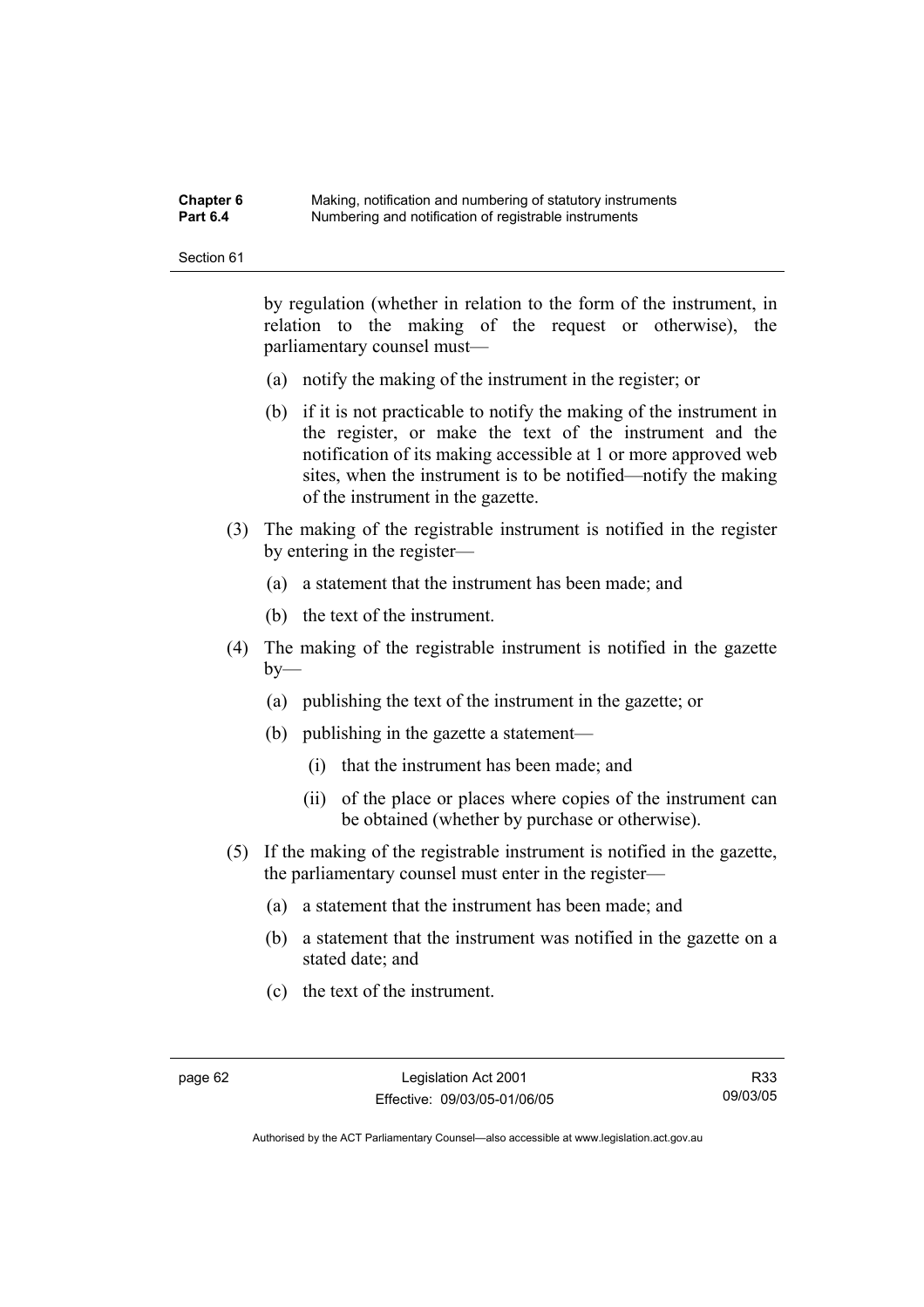by regulation (whether in relation to the form of the instrument, in relation to the making of the request or otherwise), the parliamentary counsel must—

(a) notify the making of the instrument in the register; or

(b) if it is not practicable to notify the making of the instrument in the register, or make the text of the instrument and the notification of its making accessible at 1 or more approved web sites, when the instrument is to be notified—notify the making of the instrument in the gazette.

(3) The making of the registrable instrument is notified in the register by entering in the register—

(a) a statement that the instrument has been made; and

(b) the text of the instrument.

(4) The making of the registrable instrument is notified in the gazette by—

(a) publishing the text of the instrument in the gazette; or

(b) publishing in the gazette a statement—

(i) that the instrument has been made; and

(ii) of the place or places where copies of the instrument can be obtained (whether by purchase or otherwise).

(5) If the making of the registrable instrument is notified in the gazette, the parliamentary counsel must enter in the register—

(a) a statement that the instrument has been made; and

(b) a statement that the instrument was notified in the gazette on a stated date; and

(c) the text of the instrument.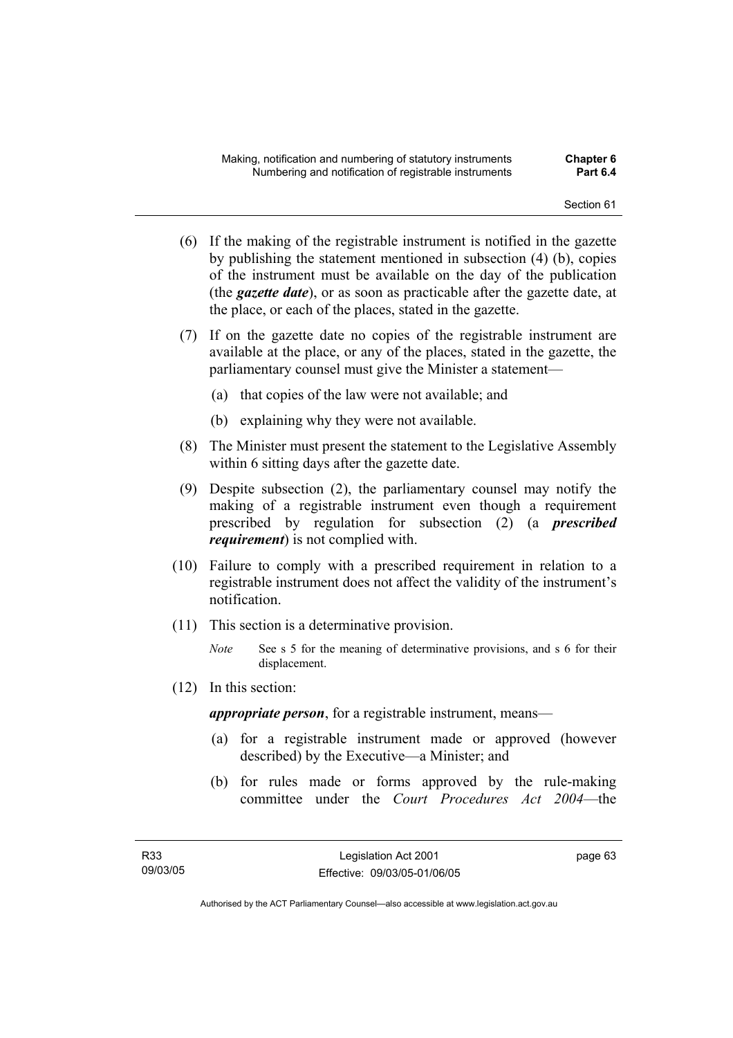(6) If the making of the registrable instrument is notified in the gazette by publishing the statement mentioned in subsection (4) (b), copies of the instrument must be available on the day of the publication (the ***gazette date***), or as soon as practicable after the gazette date, at the place, or each of the places, stated in the gazette.

(7) If on the gazette date no copies of the registrable instrument are available at the place, or any of the places, stated in the gazette, the parliamentary counsel must give the Minister a statement—

(a) that copies of the law were not available; and

(b) explaining why they were not available.

(8) The Minister must present the statement to the Legislative Assembly within 6 sitting days after the gazette date.

(9) Despite subsection (2), the parliamentary counsel may notify the making of a registrable instrument even though a requirement prescribed by regulation for subsection (2) (a ***prescribed requirement***) is not complied with.

(10) Failure to comply with a prescribed requirement in relation to a registrable instrument does not affect the validity of the instrument's notification.

(11) This section is a determinative provision.

*Note* See s 5 for the meaning of determinative provisions, and s 6 for their displacement.

(12) In this section:

***appropriate person***, for a registrable instrument, means—

(a) for a registrable instrument made or approved (however described) by the Executive—a Minister; and

(b) for rules made or forms approved by the rule-making committee under the *Court Procedures Act 2004*—the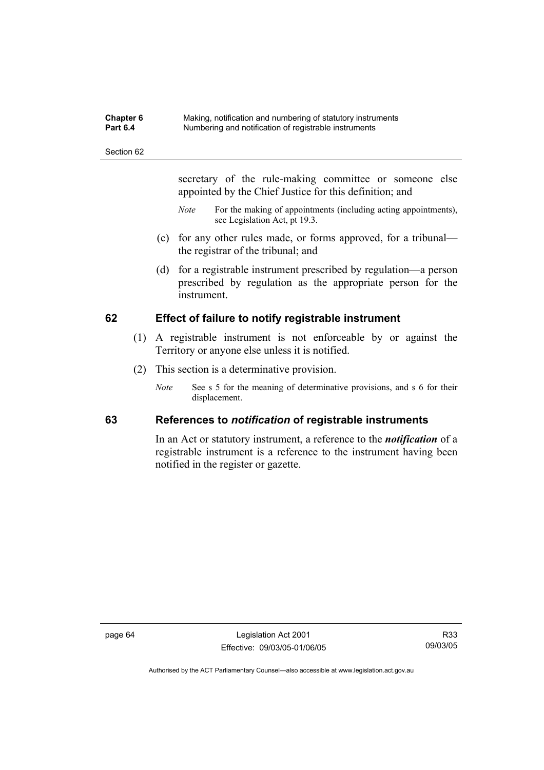secretary of the rule-making committee or someone else appointed by the Chief Justice for this definition; and

*Note* For the making of appointments (including acting appointments), see Legislation Act, pt 19.3.

(c) for any other rules made, or forms approved, for a tribunal—the registrar of the tribunal; and

(d) for a registrable instrument prescribed by regulation—a person prescribed by regulation as the appropriate person for the instrument.

## 62 Effect of failure to notify registrable instrument

(1) A registrable instrument is not enforceable by or against the Territory or anyone else unless it is notified.

(2) This section is a determinative provision.

*Note* See s 5 for the meaning of determinative provisions, and s 6 for their displacement.

## 63 References to *notification* of registrable instruments

In an Act or statutory instrument, a reference to the ***notification*** of a registrable instrument is a reference to the instrument having been notified in the register or gazette.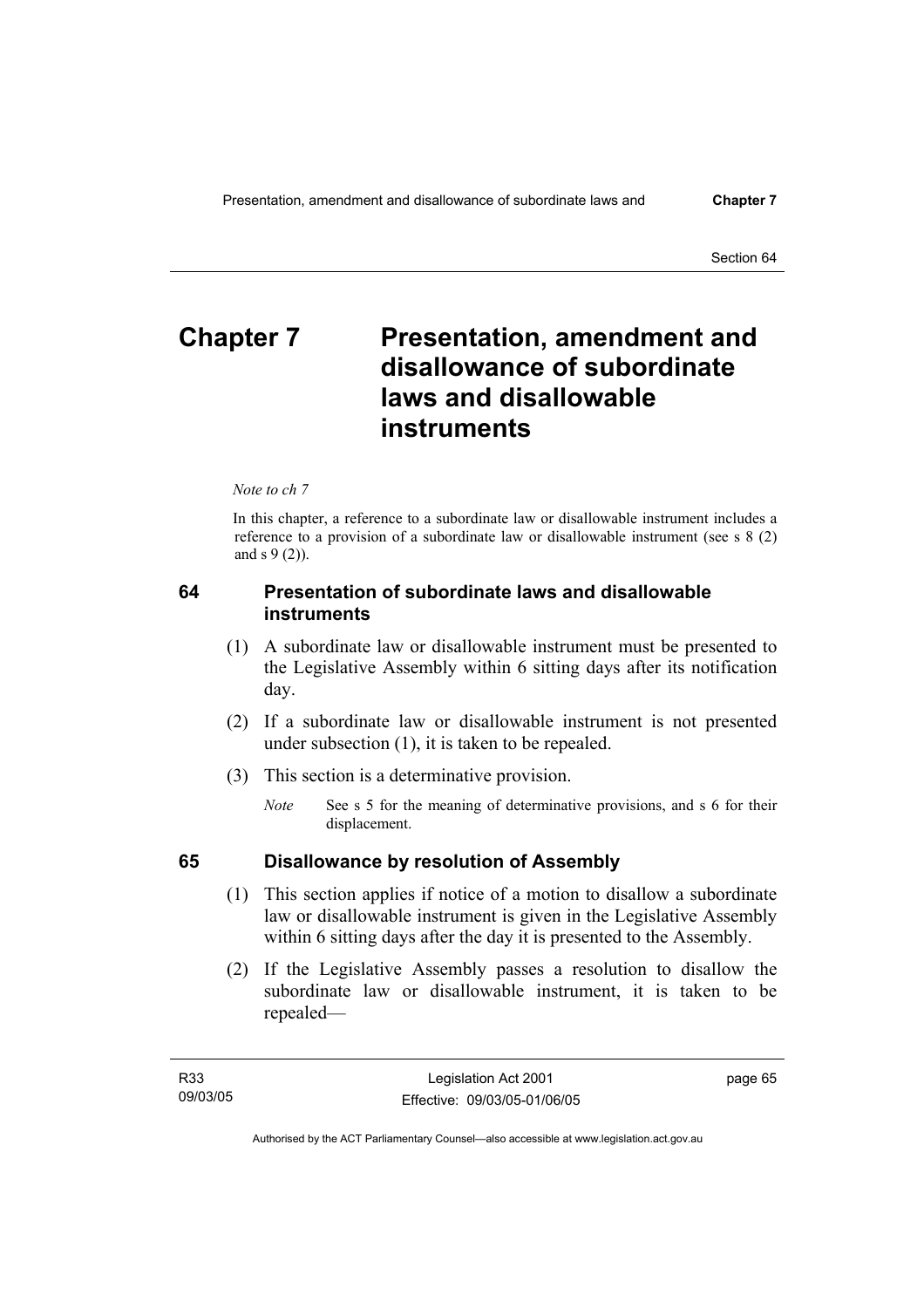# Chapter 7 Presentation, amendment and disallowance of subordinate laws and disallowable instruments

*Note to ch 7*

In this chapter, a reference to a subordinate law or disallowable instrument includes a reference to a provision of a subordinate law or disallowable instrument (see s 8 (2) and s 9 (2)).

## 64 Presentation of subordinate laws and disallowable instruments

(1) A subordinate law or disallowable instrument must be presented to the Legislative Assembly within 6 sitting days after its notification day.

(2) If a subordinate law or disallowable instrument is not presented under subsection (1), it is taken to be repealed.

(3) This section is a determinative provision.

*Note* See s 5 for the meaning of determinative provisions, and s 6 for their displacement.

## 65 Disallowance by resolution of Assembly

(1) This section applies if notice of a motion to disallow a subordinate law or disallowable instrument is given in the Legislative Assembly within 6 sitting days after the day it is presented to the Assembly.

(2) If the Legislative Assembly passes a resolution to disallow the subordinate law or disallowable instrument, it is taken to be repealed—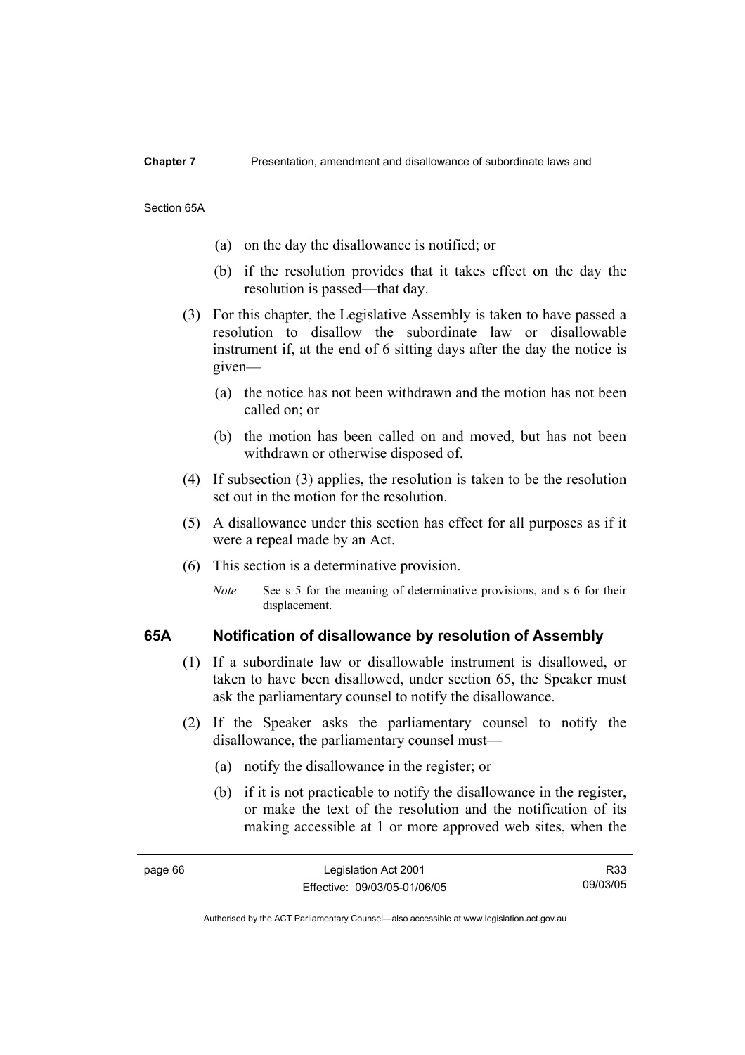(a) on the day the disallowance is notified; or

(b) if the resolution provides that it takes effect on the day the resolution is passed—that day.

(3) For this chapter, the Legislative Assembly is taken to have passed a resolution to disallow the subordinate law or disallowable instrument if, at the end of 6 sitting days after the day the notice is given—

(a) the notice has not been withdrawn and the motion has not been called on; or

(b) the motion has been called on and moved, but has not been withdrawn or otherwise disposed of.

(4) If subsection (3) applies, the resolution is taken to be the resolution set out in the motion for the resolution.

(5) A disallowance under this section has effect for all purposes as if it were a repeal made by an Act.

(6) This section is a determinative provision.

*Note* See s 5 for the meaning of determinative provisions, and s 6 for their displacement.

## 65A Notification of disallowance by resolution of Assembly

(1) If a subordinate law or disallowable instrument is disallowed, or taken to have been disallowed, under section 65, the Speaker must ask the parliamentary counsel to notify the disallowance.

(2) If the Speaker asks the parliamentary counsel to notify the disallowance, the parliamentary counsel must—

(a) notify the disallowance in the register; or

(b) if it is not practicable to notify the disallowance in the register, or make the text of the resolution and the notification of its making accessible at 1 or more approved web sites, when the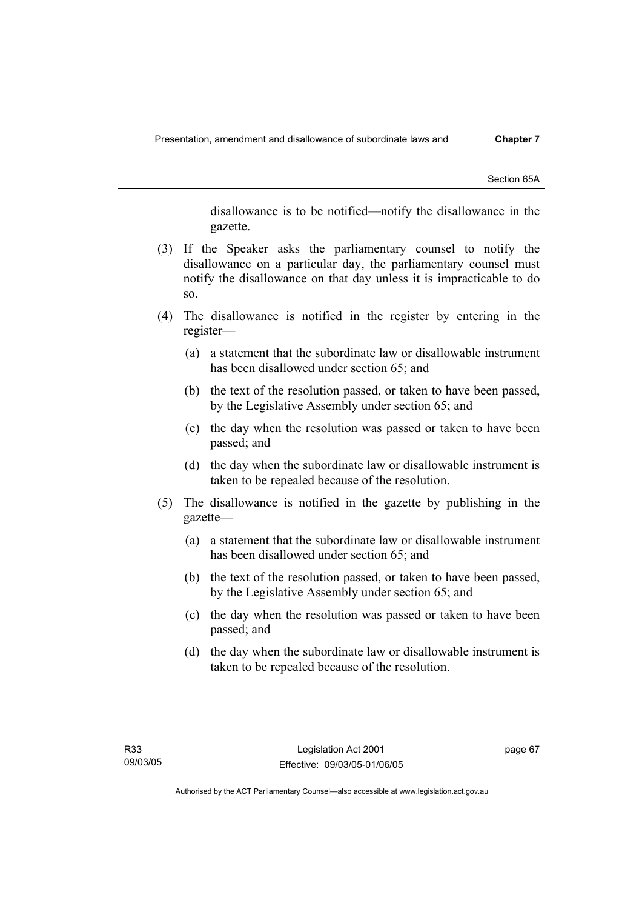disallowance is to be notified—notify the disallowance in the gazette.

(3) If the Speaker asks the parliamentary counsel to notify the disallowance on a particular day, the parliamentary counsel must notify the disallowance on that day unless it is impracticable to do so.

(4) The disallowance is notified in the register by entering in the register—

(a) a statement that the subordinate law or disallowable instrument has been disallowed under section 65; and

(b) the text of the resolution passed, or taken to have been passed, by the Legislative Assembly under section 65; and

(c) the day when the resolution was passed or taken to have been passed; and

(d) the day when the subordinate law or disallowable instrument is taken to be repealed because of the resolution.

(5) The disallowance is notified in the gazette by publishing in the gazette—

(a) a statement that the subordinate law or disallowable instrument has been disallowed under section 65; and

(b) the text of the resolution passed, or taken to have been passed, by the Legislative Assembly under section 65; and

(c) the day when the resolution was passed or taken to have been passed; and

(d) the day when the subordinate law or disallowable instrument is taken to be repealed because of the resolution.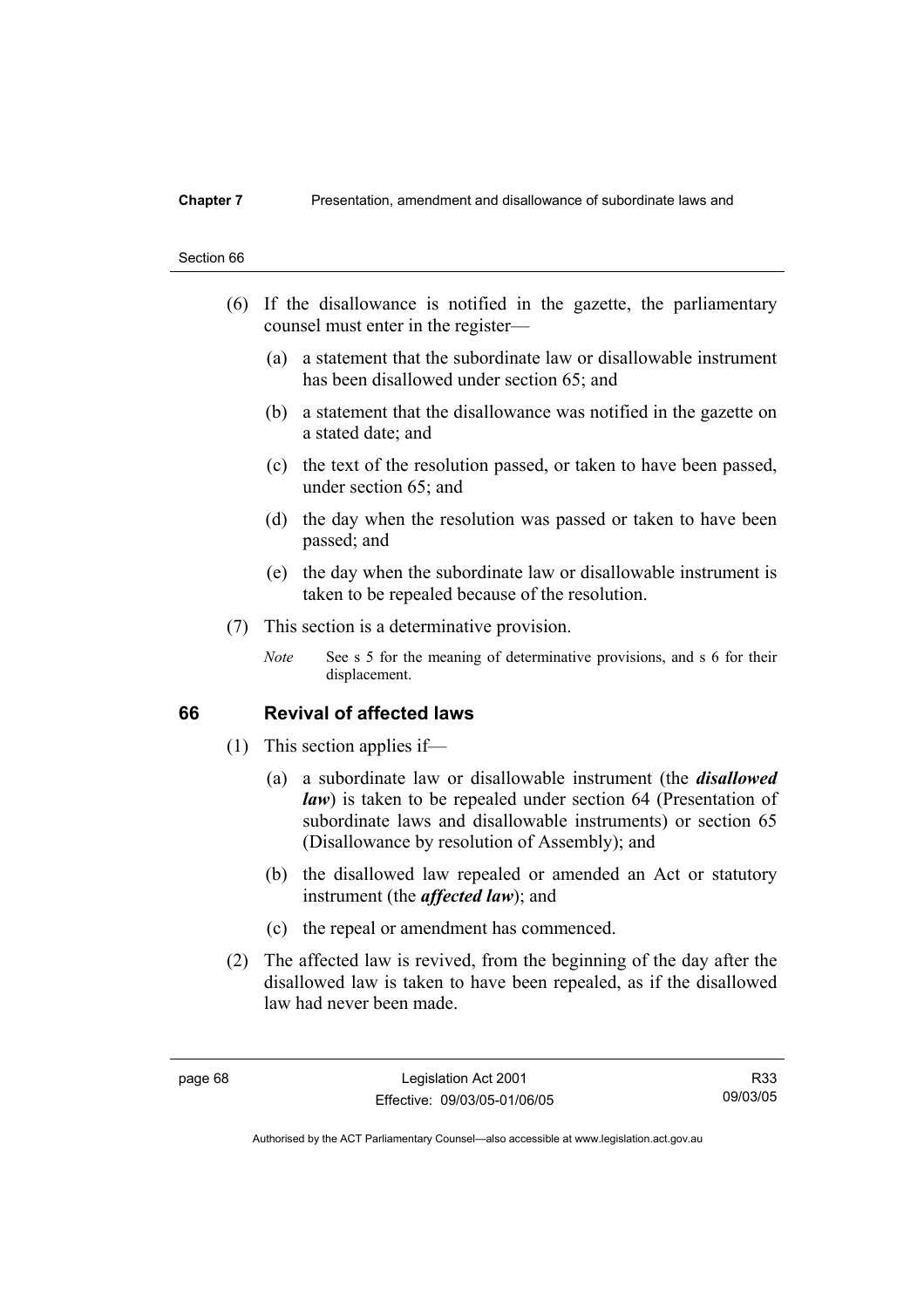(6) If the disallowance is notified in the gazette, the parliamentary counsel must enter in the register—

(a) a statement that the subordinate law or disallowable instrument has been disallowed under section 65; and

(b) a statement that the disallowance was notified in the gazette on a stated date; and

(c) the text of the resolution passed, or taken to have been passed, under section 65; and

(d) the day when the resolution was passed or taken to have been passed; and

(e) the day when the subordinate law or disallowable instrument is taken to be repealed because of the resolution.

(7) This section is a determinative provision.

*Note* See s 5 for the meaning of determinative provisions, and s 6 for their displacement.

## 66 Revival of affected laws

(1) This section applies if—

(a) a subordinate law or disallowable instrument (the ***disallowed law***) is taken to be repealed under section 64 (Presentation of subordinate laws and disallowable instruments) or section 65 (Disallowance by resolution of Assembly); and

(b) the disallowed law repealed or amended an Act or statutory instrument (the ***affected law***); and

(c) the repeal or amendment has commenced.

(2) The affected law is revived, from the beginning of the day after the disallowed law is taken to have been repealed, as if the disallowed law had never been made.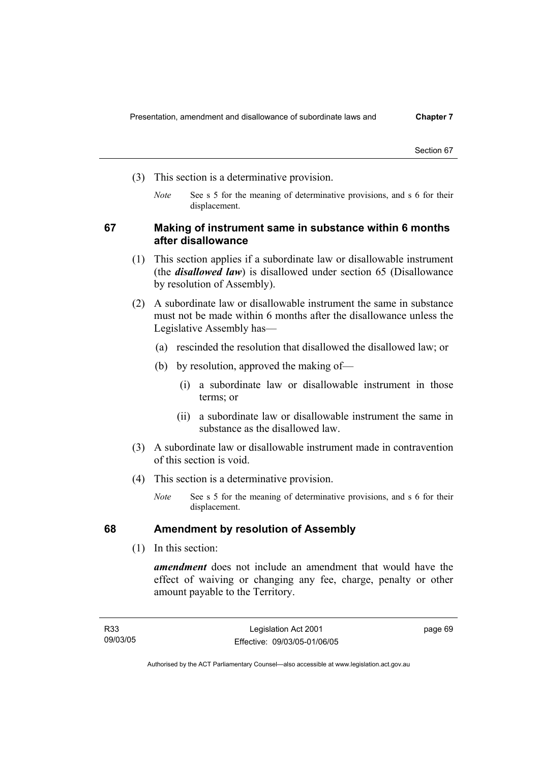(3) This section is a determinative provision.

*Note* See s 5 for the meaning of determinative provisions, and s 6 for their displacement.

## 67 Making of instrument same in substance within 6 months after disallowance

(1) This section applies if a subordinate law or disallowable instrument (the ***disallowed law***) is disallowed under section 65 (Disallowance by resolution of Assembly).

(2) A subordinate law or disallowable instrument the same in substance must not be made within 6 months after the disallowance unless the Legislative Assembly has—

(a) rescinded the resolution that disallowed the disallowed law; or

(b) by resolution, approved the making of—

(i) a subordinate law or disallowable instrument in those terms; or

(ii) a subordinate law or disallowable instrument the same in substance as the disallowed law.

(3) A subordinate law or disallowable instrument made in contravention of this section is void.

(4) This section is a determinative provision.

*Note* See s 5 for the meaning of determinative provisions, and s 6 for their displacement.

## 68 Amendment by resolution of Assembly

(1) In this section:

***amendment*** does not include an amendment that would have the effect of waiving or changing any fee, charge, penalty or other amount payable to the Territory.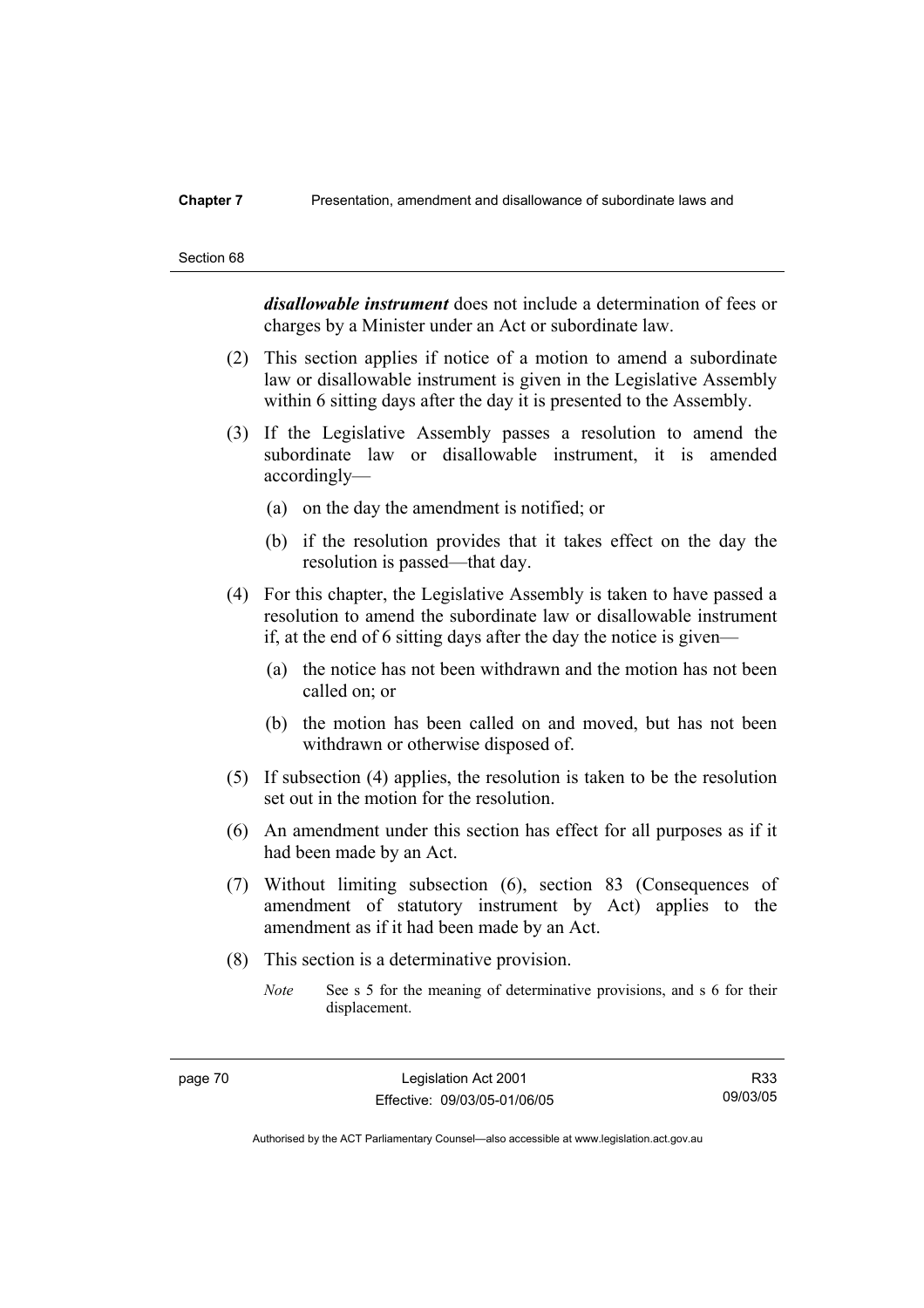***disallowable instrument*** does not include a determination of fees or charges by a Minister under an Act or subordinate law.

(2) This section applies if notice of a motion to amend a subordinate law or disallowable instrument is given in the Legislative Assembly within 6 sitting days after the day it is presented to the Assembly.

(3) If the Legislative Assembly passes a resolution to amend the subordinate law or disallowable instrument, it is amended accordingly—

(a) on the day the amendment is notified; or

(b) if the resolution provides that it takes effect on the day the resolution is passed—that day.

(4) For this chapter, the Legislative Assembly is taken to have passed a resolution to amend the subordinate law or disallowable instrument if, at the end of 6 sitting days after the day the notice is given—

(a) the notice has not been withdrawn and the motion has not been called on; or

(b) the motion has been called on and moved, but has not been withdrawn or otherwise disposed of.

(5) If subsection (4) applies, the resolution is taken to be the resolution set out in the motion for the resolution.

(6) An amendment under this section has effect for all purposes as if it had been made by an Act.

(7) Without limiting subsection (6), section 83 (Consequences of amendment of statutory instrument by Act) applies to the amendment as if it had been made by an Act.

(8) This section is a determinative provision.

*Note* See s 5 for the meaning of determinative provisions, and s 6 for their displacement.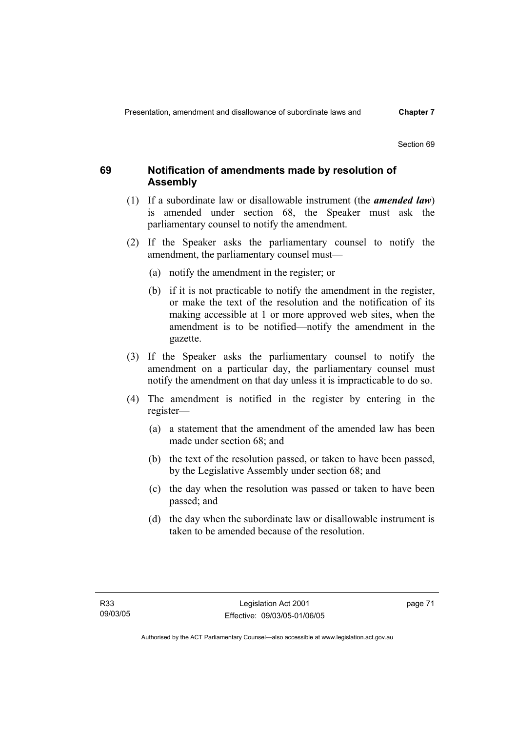## 69 Notification of amendments made by resolution of Assembly

(1) If a subordinate law or disallowable instrument (the ***amended law***) is amended under section 68, the Speaker must ask the parliamentary counsel to notify the amendment.

(2) If the Speaker asks the parliamentary counsel to notify the amendment, the parliamentary counsel must—

(a) notify the amendment in the register; or

(b) if it is not practicable to notify the amendment in the register, or make the text of the resolution and the notification of its making accessible at 1 or more approved web sites, when the amendment is to be notified—notify the amendment in the gazette.

(3) If the Speaker asks the parliamentary counsel to notify the amendment on a particular day, the parliamentary counsel must notify the amendment on that day unless it is impracticable to do so.

(4) The amendment is notified in the register by entering in the register—

(a) a statement that the amendment of the amended law has been made under section 68; and

(b) the text of the resolution passed, or taken to have been passed, by the Legislative Assembly under section 68; and

(c) the day when the resolution was passed or taken to have been passed; and

(d) the day when the subordinate law or disallowable instrument is taken to be amended because of the resolution.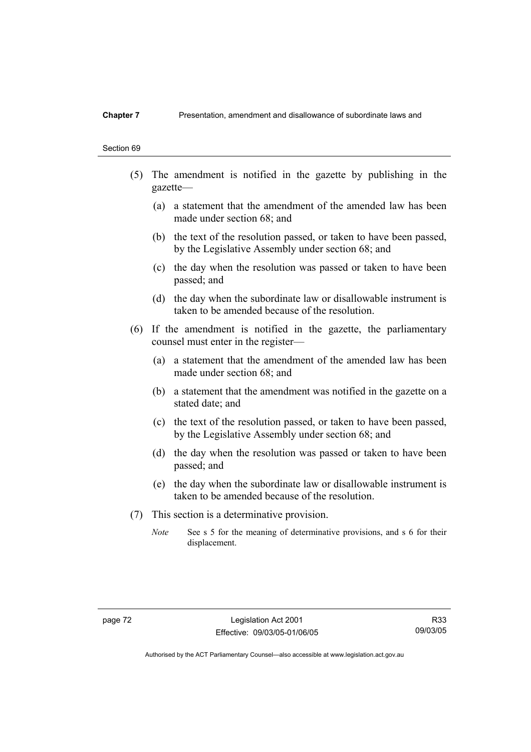(5) The amendment is notified in the gazette by publishing in the gazette—

  (a) a statement that the amendment of the amended law has been made under section 68; and

  (b) the text of the resolution passed, or taken to have been passed, by the Legislative Assembly under section 68; and

  (c) the day when the resolution was passed or taken to have been passed; and

  (d) the day when the subordinate law or disallowable instrument is taken to be amended because of the resolution.

(6) If the amendment is notified in the gazette, the parliamentary counsel must enter in the register—

  (a) a statement that the amendment of the amended law has been made under section 68; and

  (b) a statement that the amendment was notified in the gazette on a stated date; and

  (c) the text of the resolution passed, or taken to have been passed, by the Legislative Assembly under section 68; and

  (d) the day when the resolution was passed or taken to have been passed; and

  (e) the day when the subordinate law or disallowable instrument is taken to be amended because of the resolution.

(7) This section is a determinative provision.

*Note* See s 5 for the meaning of determinative provisions, and s 6 for their displacement.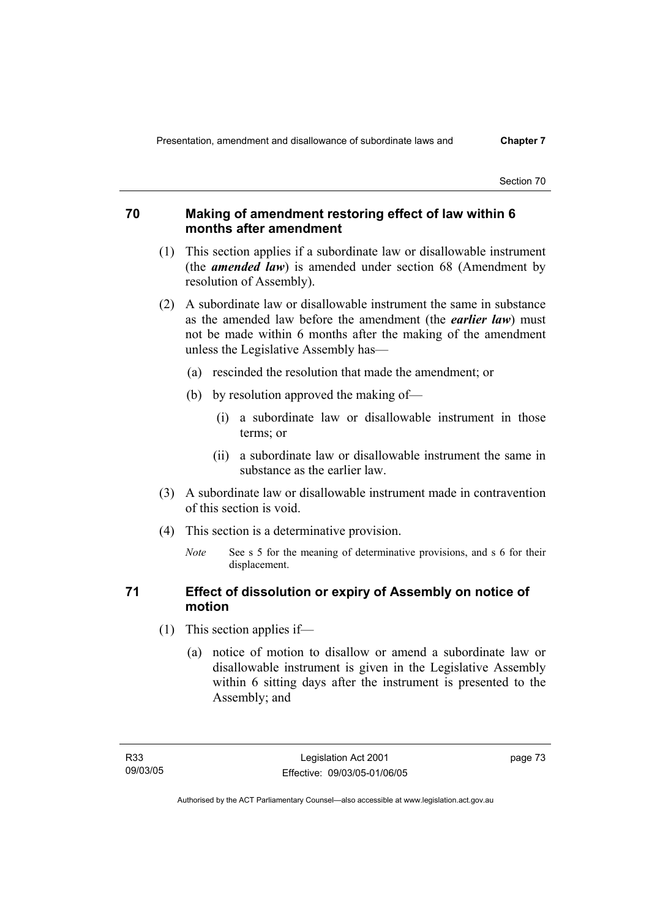## 70 Making of amendment restoring effect of law within 6 months after amendment

(1) This section applies if a subordinate law or disallowable instrument (the ***amended law***) is amended under section 68 (Amendment by resolution of Assembly).

(2) A subordinate law or disallowable instrument the same in substance as the amended law before the amendment (the ***earlier law***) must not be made within 6 months after the making of the amendment unless the Legislative Assembly has—

- (a) rescinded the resolution that made the amendment; or
- (b) by resolution approved the making of—
  - (i) a subordinate law or disallowable instrument in those terms; or
  - (ii) a subordinate law or disallowable instrument the same in substance as the earlier law.

(3) A subordinate law or disallowable instrument made in contravention of this section is void.

(4) This section is a determinative provision.

*Note* See s 5 for the meaning of determinative provisions, and s 6 for their displacement.

## 71 Effect of dissolution or expiry of Assembly on notice of motion

(1) This section applies if—

- (a) notice of motion to disallow or amend a subordinate law or disallowable instrument is given in the Legislative Assembly within 6 sitting days after the instrument is presented to the Assembly; and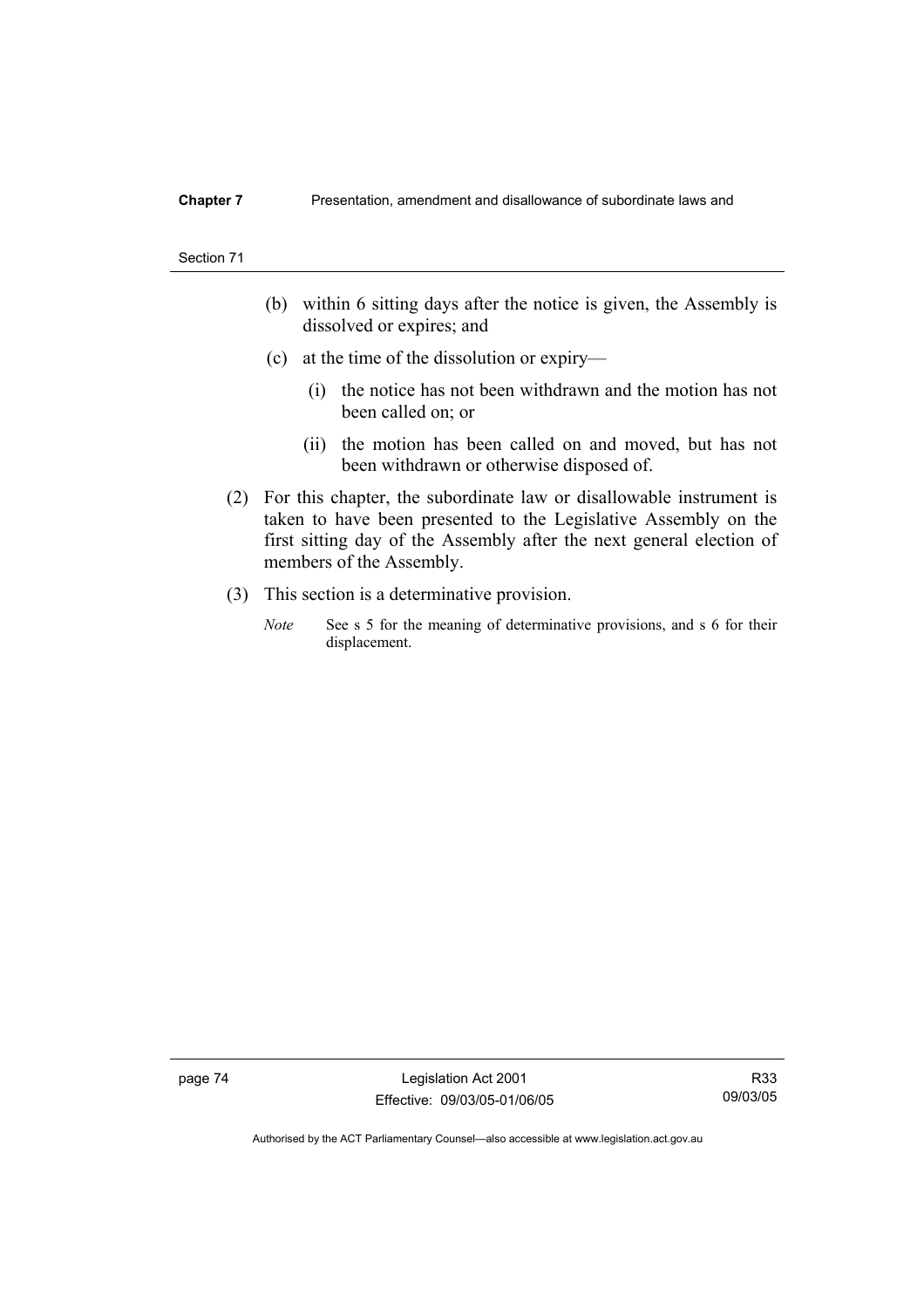(b) within 6 sitting days after the notice is given, the Assembly is dissolved or expires; and

(c) at the time of the dissolution or expiry—

   (i) the notice has not been withdrawn and the motion has not been called on; or

   (ii) the motion has been called on and moved, but has not been withdrawn or otherwise disposed of.

(2) For this chapter, the subordinate law or disallowable instrument is taken to have been presented to the Legislative Assembly on the first sitting day of the Assembly after the next general election of members of the Assembly.

(3) This section is a determinative provision.

*Note* See s 5 for the meaning of determinative provisions, and s 6 for their displacement.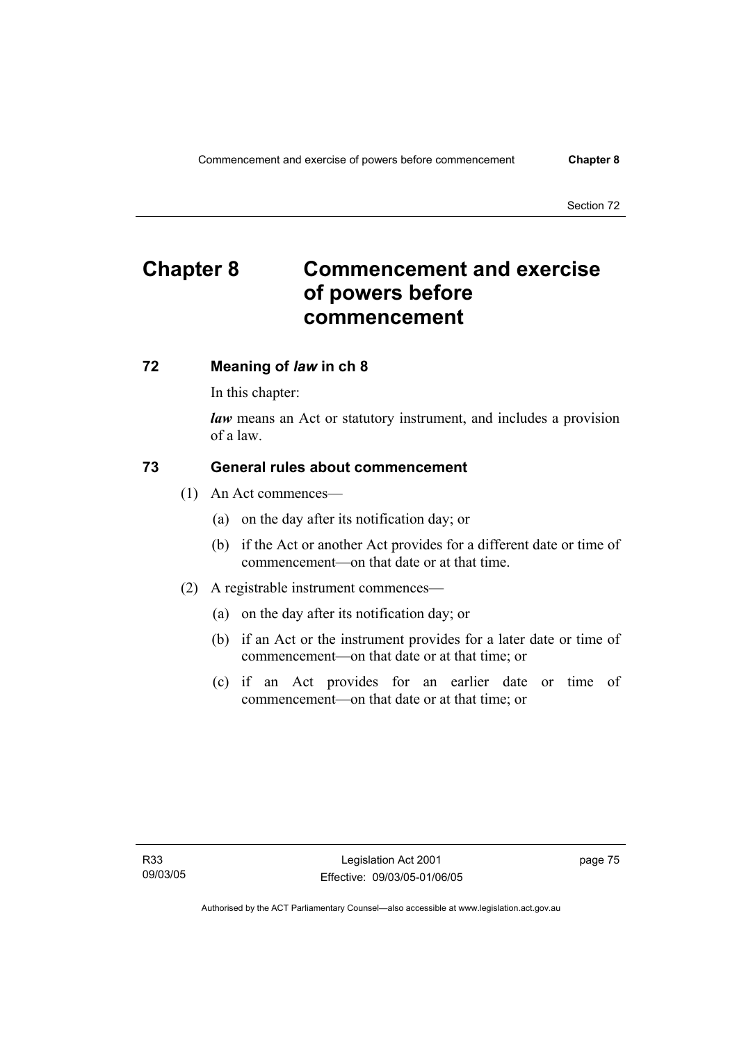# Chapter 8 Commencement and exercise of powers before commencement

## 72 Meaning of *law* in ch 8

In this chapter:

***law*** means an Act or statutory instrument, and includes a provision of a law.

## 73 General rules about commencement

(1) An Act commences—

(a) on the day after its notification day; or

(b) if the Act or another Act provides for a different date or time of commencement—on that date or at that time.

(2) A registrable instrument commences—

(a) on the day after its notification day; or

(b) if an Act or the instrument provides for a later date or time of commencement—on that date or at that time; or

(c) if an Act provides for an earlier date or time of commencement—on that date or at that time; or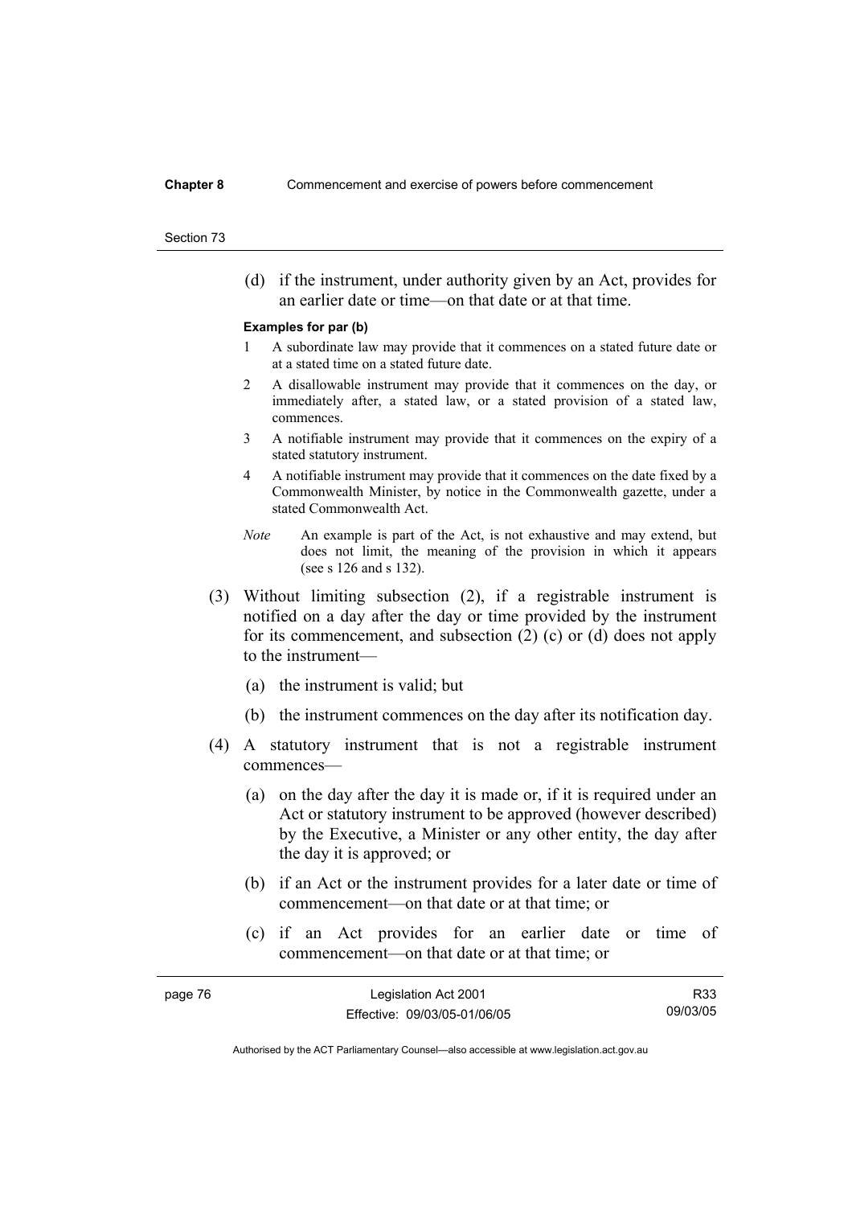(d) if the instrument, under authority given by an Act, provides for an earlier date or time—on that date or at that time.

**Examples for par (b)**

1 A subordinate law may provide that it commences on a stated future date or at a stated time on a stated future date.

2 A disallowable instrument may provide that it commences on the day, or immediately after, a stated law, or a stated provision of a stated law, commences.

3 A notifiable instrument may provide that it commences on the expiry of a stated statutory instrument.

4 A notifiable instrument may provide that it commences on the date fixed by a Commonwealth Minister, by notice in the Commonwealth gazette, under a stated Commonwealth Act.

*Note* An example is part of the Act, is not exhaustive and may extend, but does not limit, the meaning of the provision in which it appears (see s 126 and s 132).

(3) Without limiting subsection (2), if a registrable instrument is notified on a day after the day or time provided by the instrument for its commencement, and subsection (2) (c) or (d) does not apply to the instrument—

(a) the instrument is valid; but

(b) the instrument commences on the day after its notification day.

(4) A statutory instrument that is not a registrable instrument commences—

(a) on the day after the day it is made or, if it is required under an Act or statutory instrument to be approved (however described) by the Executive, a Minister or any other entity, the day after the day it is approved; or

(b) if an Act or the instrument provides for a later date or time of commencement—on that date or at that time; or

(c) if an Act provides for an earlier date or time of commencement—on that date or at that time; or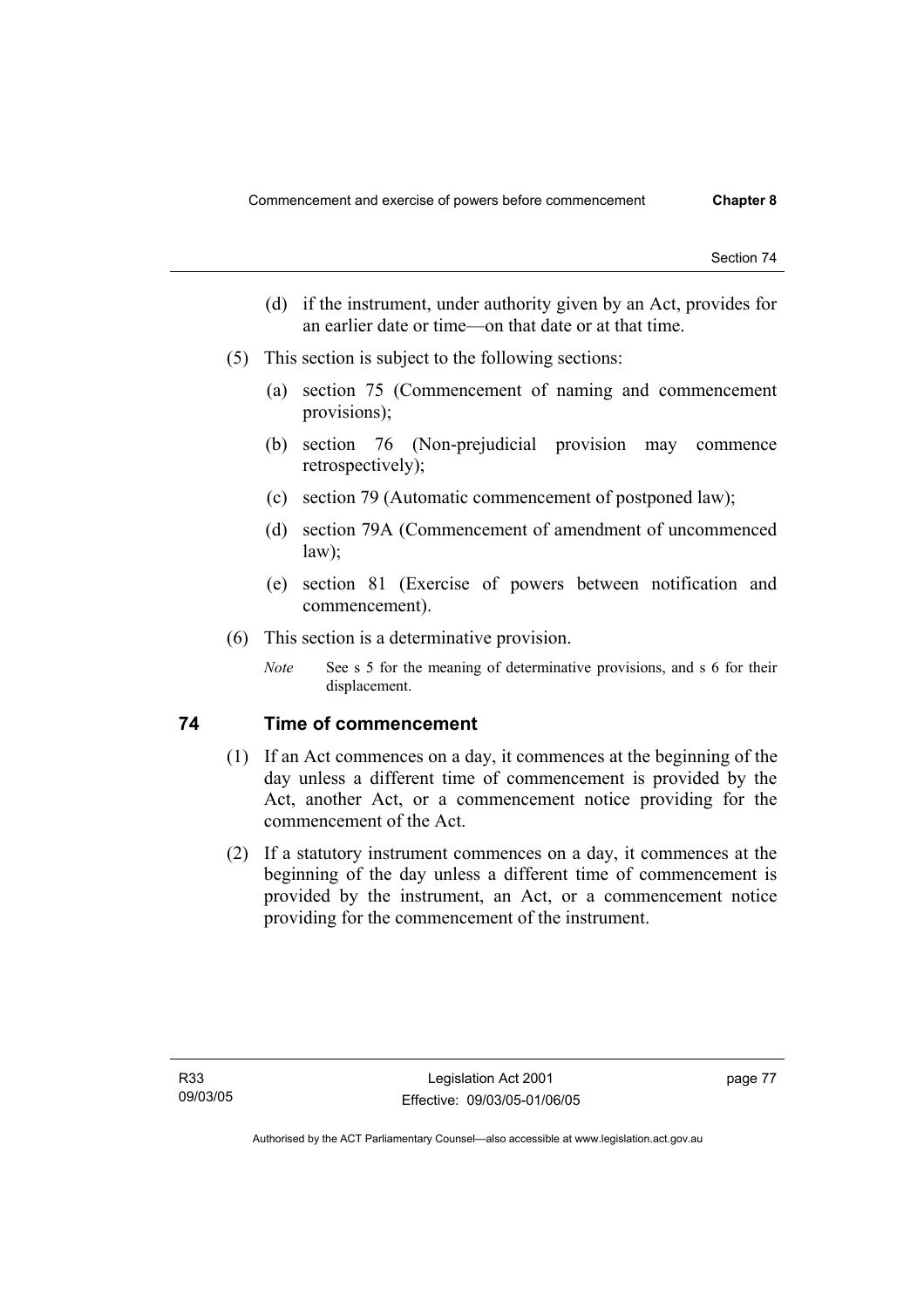(d) if the instrument, under authority given by an Act, provides for an earlier date or time—on that date or at that time.

(5) This section is subject to the following sections:

(a) section 75 (Commencement of naming and commencement provisions);

(b) section 76 (Non-prejudicial provision may commence retrospectively);

(c) section 79 (Automatic commencement of postponed law);

(d) section 79A (Commencement of amendment of uncommenced law);

(e) section 81 (Exercise of powers between notification and commencement).

(6) This section is a determinative provision.

*Note* See s 5 for the meaning of determinative provisions, and s 6 for their displacement.

## 74 Time of commencement

(1) If an Act commences on a day, it commences at the beginning of the day unless a different time of commencement is provided by the Act, another Act, or a commencement notice providing for the commencement of the Act.

(2) If a statutory instrument commences on a day, it commences at the beginning of the day unless a different time of commencement is provided by the instrument, an Act, or a commencement notice providing for the commencement of the instrument.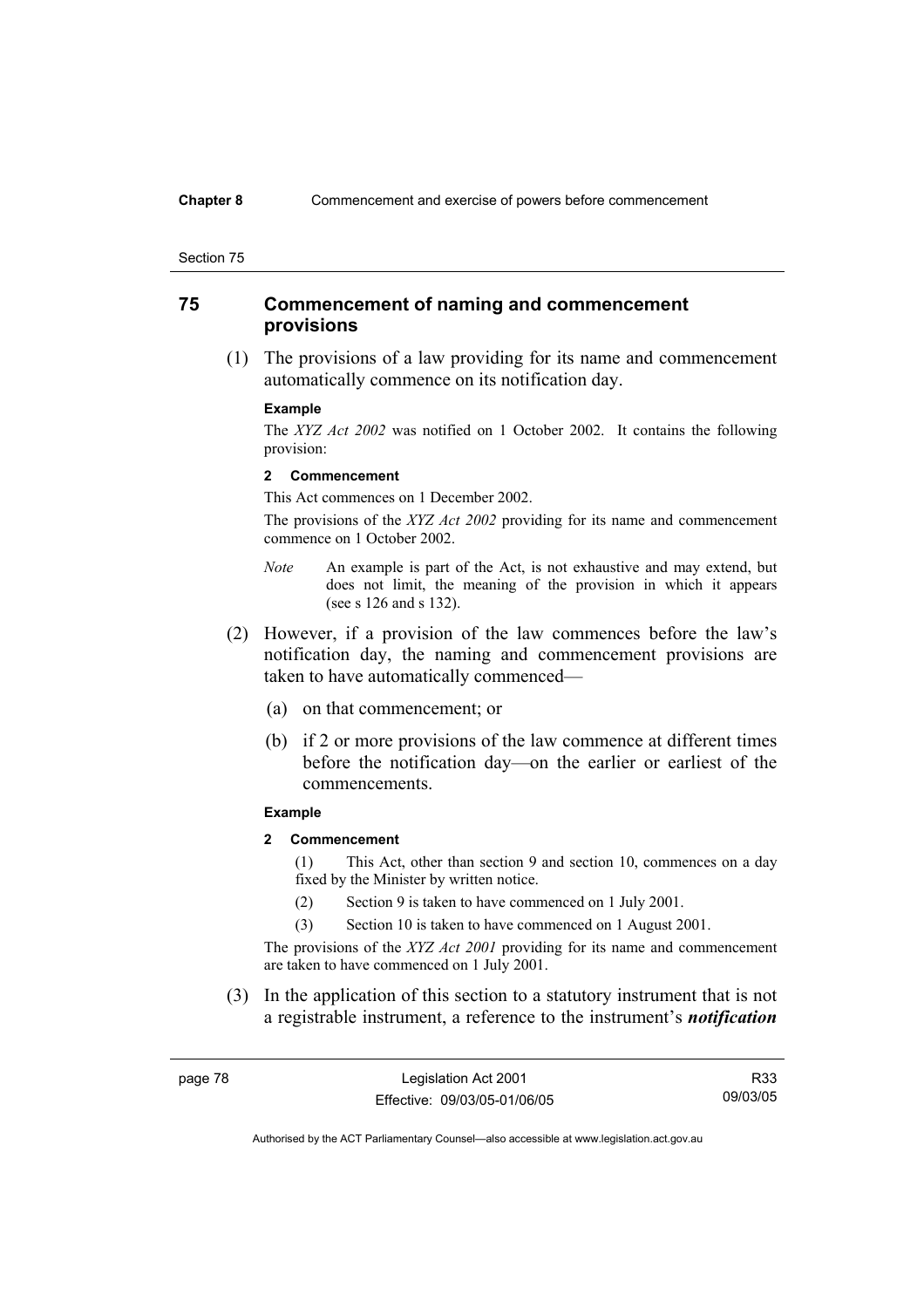## 75 Commencement of naming and commencement provisions

(1) The provisions of a law providing for its name and commencement automatically commence on its notification day.

**Example**

The *XYZ Act 2002* was notified on 1 October 2002. It contains the following provision:

**2 Commencement**

This Act commences on 1 December 2002.

The provisions of the *XYZ Act 2002* providing for its name and commencement commence on 1 October 2002.

*Note* An example is part of the Act, is not exhaustive and may extend, but does not limit, the meaning of the provision in which it appears (see s 126 and s 132).

(2) However, if a provision of the law commences before the law's notification day, the naming and commencement provisions are taken to have automatically commenced—

(a) on that commencement; or

(b) if 2 or more provisions of the law commence at different times before the notification day—on the earlier or earliest of the commencements.

**Example**

**2 Commencement**

(1) This Act, other than section 9 and section 10, commences on a day fixed by the Minister by written notice.

(2) Section 9 is taken to have commenced on 1 July 2001.

(3) Section 10 is taken to have commenced on 1 August 2001.

The provisions of the *XYZ Act 2001* providing for its name and commencement are taken to have commenced on 1 July 2001.

(3) In the application of this section to a statutory instrument that is not a registrable instrument, a reference to the instrument's ***notification***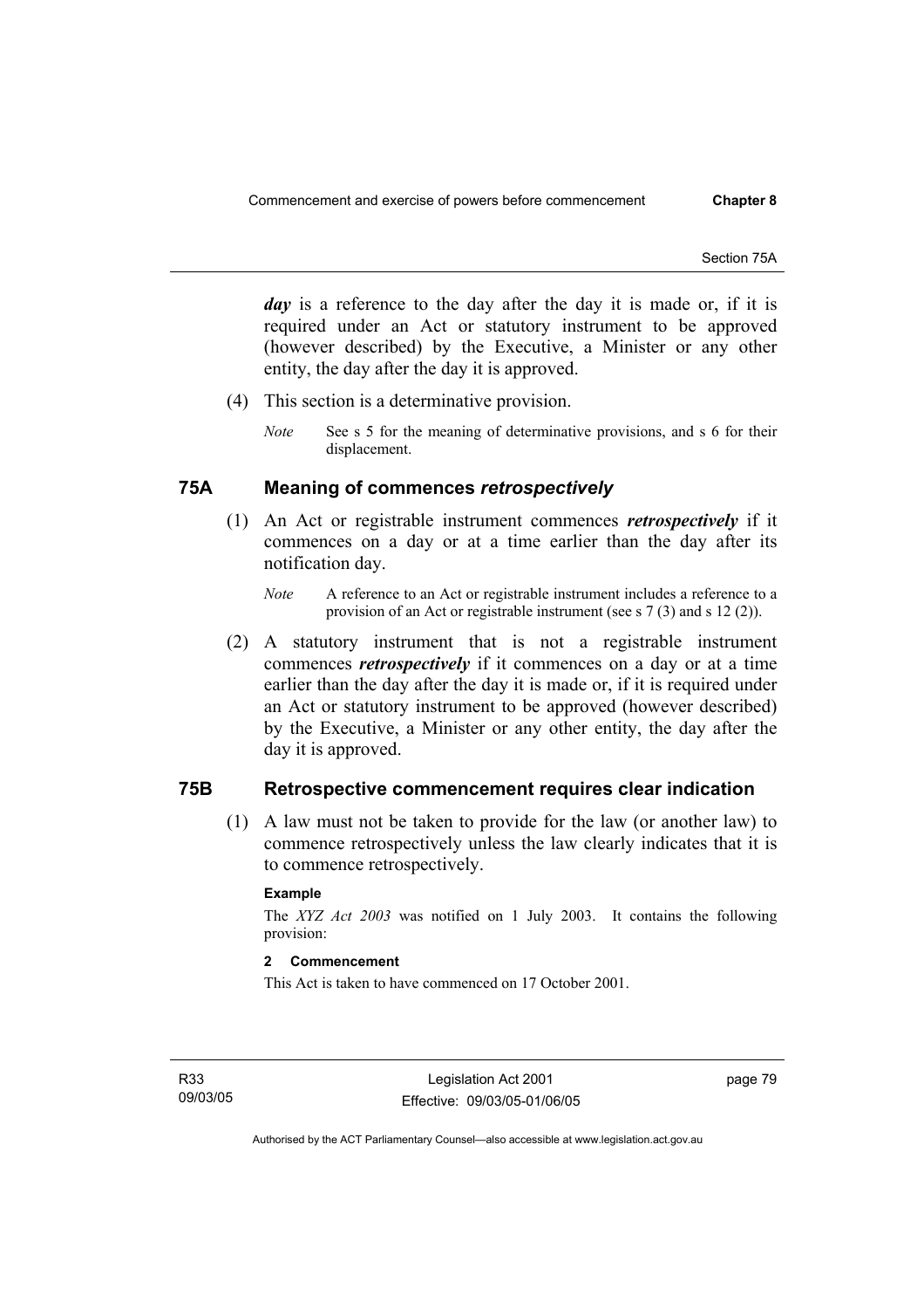***day*** is a reference to the day after the day it is made or, if it is required under an Act or statutory instrument to be approved (however described) by the Executive, a Minister or any other entity, the day after the day it is approved.

(4) This section is a determinative provision.

*Note* See s 5 for the meaning of determinative provisions, and s 6 for their displacement.

## 75A Meaning of commences *retrospectively*

(1) An Act or registrable instrument commences ***retrospectively*** if it commences on a day or at a time earlier than the day after its notification day.

*Note* A reference to an Act or registrable instrument includes a reference to a provision of an Act or registrable instrument (see s 7 (3) and s 12 (2)).

(2) A statutory instrument that is not a registrable instrument commences ***retrospectively*** if it commences on a day or at a time earlier than the day after the day it is made or, if it is required under an Act or statutory instrument to be approved (however described) by the Executive, a Minister or any other entity, the day after the day it is approved.

## 75B Retrospective commencement requires clear indication

(1) A law must not be taken to provide for the law (or another law) to commence retrospectively unless the law clearly indicates that it is to commence retrospectively.

**Example**

The *XYZ Act 2003* was notified on 1 July 2003. It contains the following provision:

**2 Commencement**

This Act is taken to have commenced on 17 October 2001.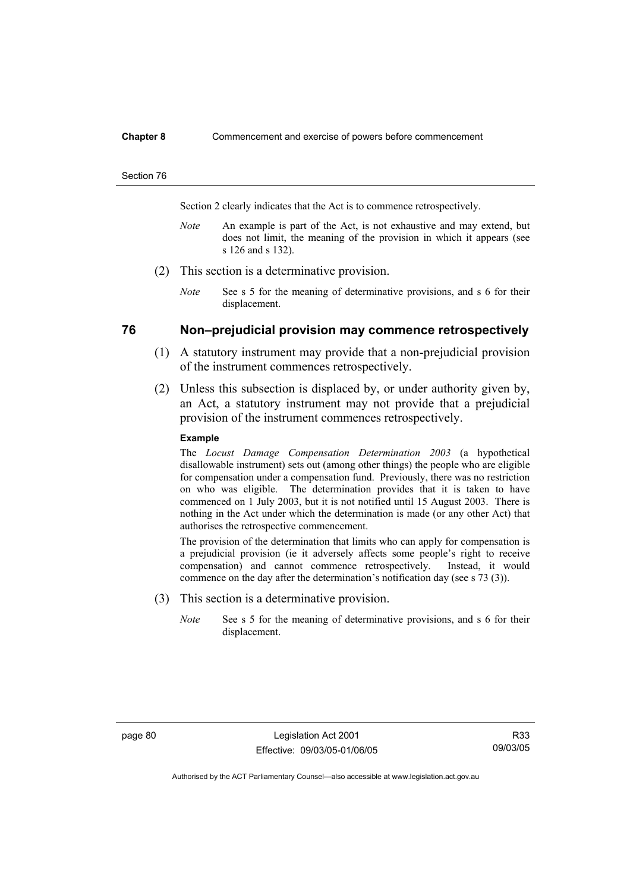Section 2 clearly indicates that the Act is to commence retrospectively.

*Note* An example is part of the Act, is not exhaustive and may extend, but does not limit, the meaning of the provision in which it appears (see s 126 and s 132).

(2) This section is a determinative provision.

*Note* See s 5 for the meaning of determinative provisions, and s 6 for their displacement.

## 76 Non–prejudicial provision may commence retrospectively

(1) A statutory instrument may provide that a non-prejudicial provision of the instrument commences retrospectively.

(2) Unless this subsection is displaced by, or under authority given by, an Act, a statutory instrument may not provide that a prejudicial provision of the instrument commences retrospectively.

**Example**

The *Locust Damage Compensation Determination 2003* (a hypothetical disallowable instrument) sets out (among other things) the people who are eligible for compensation under a compensation fund. Previously, there was no restriction on who was eligible. The determination provides that it is taken to have commenced on 1 July 2003, but it is not notified until 15 August 2003. There is nothing in the Act under which the determination is made (or any other Act) that authorises the retrospective commencement.

The provision of the determination that limits who can apply for compensation is a prejudicial provision (ie it adversely affects some people's right to receive compensation) and cannot commence retrospectively. Instead, it would commence on the day after the determination's notification day (see s 73 (3)).

(3) This section is a determinative provision.

*Note* See s 5 for the meaning of determinative provisions, and s 6 for their displacement.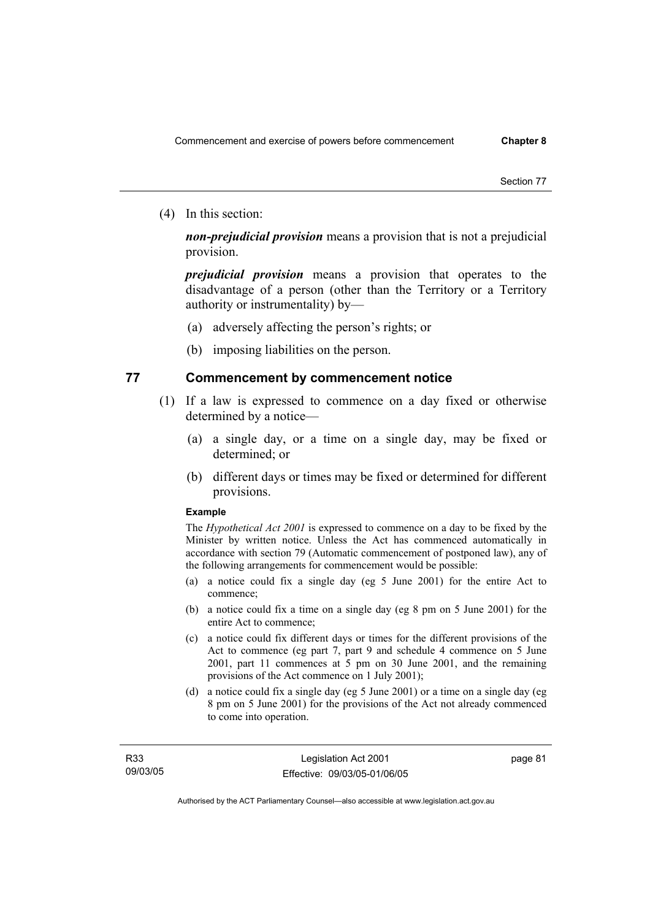(4) In this section:

***non-prejudicial provision*** means a provision that is not a prejudicial provision.

***prejudicial provision*** means a provision that operates to the disadvantage of a person (other than the Territory or a Territory authority or instrumentality) by—

(a) adversely affecting the person's rights; or

(b) imposing liabilities on the person.

## 77 Commencement by commencement notice

(1) If a law is expressed to commence on a day fixed or otherwise determined by a notice—

(a) a single day, or a time on a single day, may be fixed or determined; or

(b) different days or times may be fixed or determined for different provisions.

**Example**

The *Hypothetical Act 2001* is expressed to commence on a day to be fixed by the Minister by written notice. Unless the Act has commenced automatically in accordance with section 79 (Automatic commencement of postponed law), any of the following arrangements for commencement would be possible:

(a) a notice could fix a single day (eg 5 June 2001) for the entire Act to commence;

(b) a notice could fix a time on a single day (eg 8 pm on 5 June 2001) for the entire Act to commence;

(c) a notice could fix different days or times for the different provisions of the Act to commence (eg part 7, part 9 and schedule 4 commence on 5 June 2001, part 11 commences at 5 pm on 30 June 2001, and the remaining provisions of the Act commence on 1 July 2001);

(d) a notice could fix a single day (eg 5 June 2001) or a time on a single day (eg 8 pm on 5 June 2001) for the provisions of the Act not already commenced to come into operation.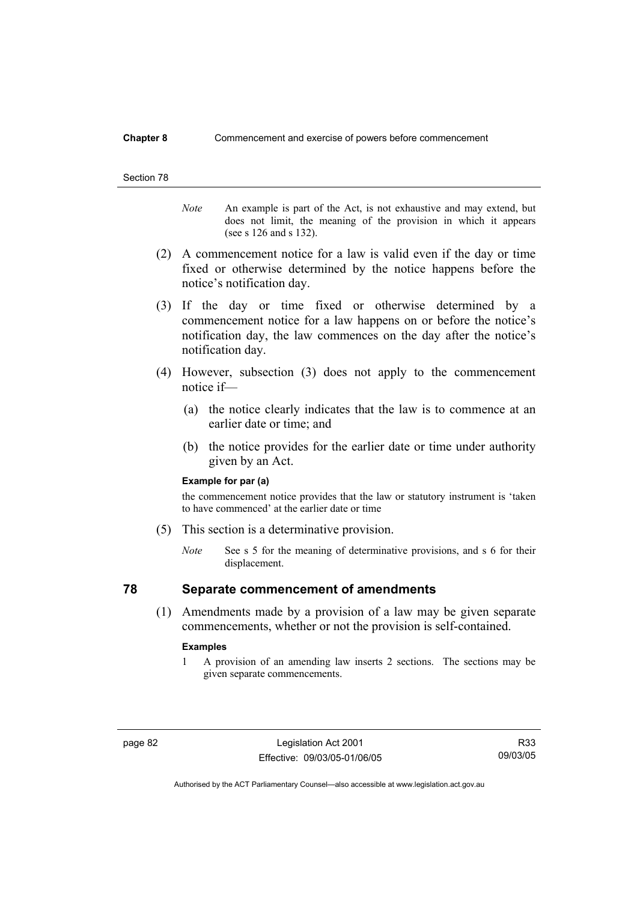*Note* An example is part of the Act, is not exhaustive and may extend, but does not limit, the meaning of the provision in which it appears (see s 126 and s 132).

(2) A commencement notice for a law is valid even if the day or time fixed or otherwise determined by the notice happens before the notice's notification day.

(3) If the day or time fixed or otherwise determined by a commencement notice for a law happens on or before the notice's notification day, the law commences on the day after the notice's notification day.

(4) However, subsection (3) does not apply to the commencement notice if—

(a) the notice clearly indicates that the law is to commence at an earlier date or time; and

(b) the notice provides for the earlier date or time under authority given by an Act.

**Example for par (a)**

the commencement notice provides that the law or statutory instrument is 'taken to have commenced' at the earlier date or time

(5) This section is a determinative provision.

*Note* See s 5 for the meaning of determinative provisions, and s 6 for their displacement.

## 78 Separate commencement of amendments

(1) Amendments made by a provision of a law may be given separate commencements, whether or not the provision is self-contained.

**Examples**

1 A provision of an amending law inserts 2 sections. The sections may be given separate commencements.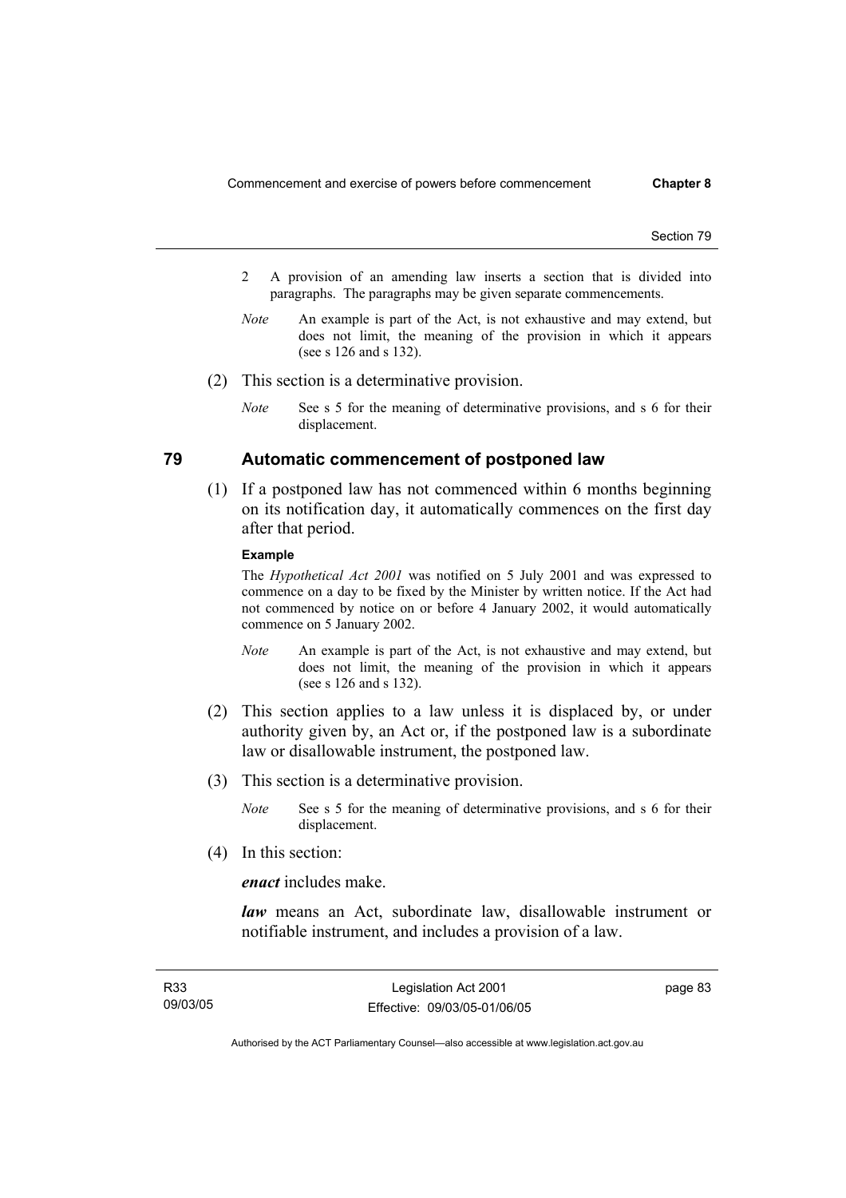2 A provision of an amending law inserts a section that is divided into paragraphs. The paragraphs may be given separate commencements.

*Note* An example is part of the Act, is not exhaustive and may extend, but does not limit, the meaning of the provision in which it appears (see s 126 and s 132).

(2) This section is a determinative provision.

*Note* See s 5 for the meaning of determinative provisions, and s 6 for their displacement.

## 79 Automatic commencement of postponed law

(1) If a postponed law has not commenced within 6 months beginning on its notification day, it automatically commences on the first day after that period.

**Example**

The *Hypothetical Act 2001* was notified on 5 July 2001 and was expressed to commence on a day to be fixed by the Minister by written notice. If the Act had not commenced by notice on or before 4 January 2002, it would automatically commence on 5 January 2002.

*Note* An example is part of the Act, is not exhaustive and may extend, but does not limit, the meaning of the provision in which it appears (see s 126 and s 132).

(2) This section applies to a law unless it is displaced by, or under authority given by, an Act or, if the postponed law is a subordinate law or disallowable instrument, the postponed law.

(3) This section is a determinative provision.

*Note* See s 5 for the meaning of determinative provisions, and s 6 for their displacement.

(4) In this section:

***enact*** includes make.

***law*** means an Act, subordinate law, disallowable instrument or notifiable instrument, and includes a provision of a law.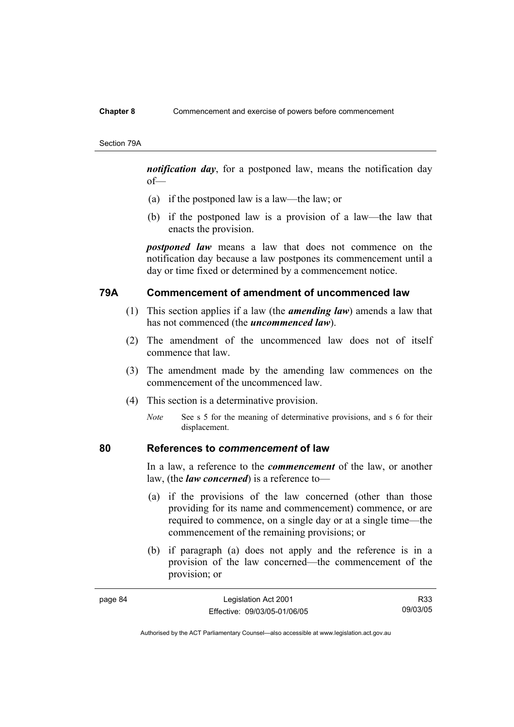***notification day***, for a postponed law, means the notification day of—

(a) if the postponed law is a law—the law; or

(b) if the postponed law is a provision of a law—the law that enacts the provision.

***postponed law*** means a law that does not commence on the notification day because a law postpones its commencement until a day or time fixed or determined by a commencement notice.

### 79A Commencement of amendment of uncommenced law

(1) This section applies if a law (the ***amending law***) amends a law that has not commenced (the ***uncommenced law***).

(2) The amendment of the uncommenced law does not of itself commence that law.

(3) The amendment made by the amending law commences on the commencement of the uncommenced law.

(4) This section is a determinative provision.

*Note* See s 5 for the meaning of determinative provisions, and s 6 for their displacement.

### 80 References to *commencement* of law

In a law, a reference to the ***commencement*** of the law, or another law, (the ***law concerned***) is a reference to—

(a) if the provisions of the law concerned (other than those providing for its name and commencement) commence, or are required to commence, on a single day or at a single time—the commencement of the remaining provisions; or

(b) if paragraph (a) does not apply and the reference is in a provision of the law concerned—the commencement of the provision; or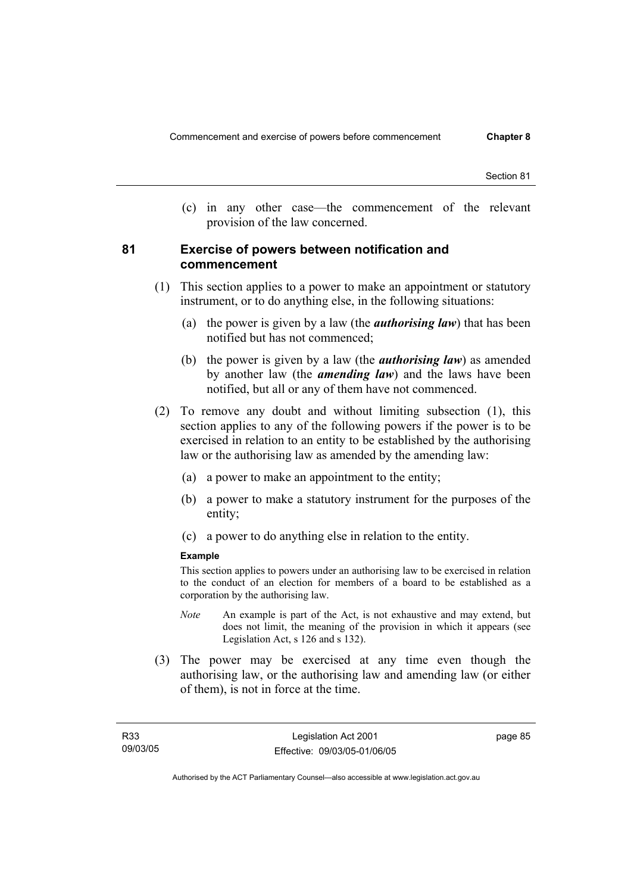(c) in any other case—the commencement of the relevant provision of the law concerned.

## 81 Exercise of powers between notification and commencement

(1) This section applies to a power to make an appointment or statutory instrument, or to do anything else, in the following situations:

(a) the power is given by a law (the ***authorising law***) that has been notified but has not commenced;

(b) the power is given by a law (the ***authorising law***) as amended by another law (the ***amending law***) and the laws have been notified, but all or any of them have not commenced.

(2) To remove any doubt and without limiting subsection (1), this section applies to any of the following powers if the power is to be exercised in relation to an entity to be established by the authorising law or the authorising law as amended by the amending law:

(a) a power to make an appointment to the entity;

(b) a power to make a statutory instrument for the purposes of the entity;

(c) a power to do anything else in relation to the entity.

**Example**

This section applies to powers under an authorising law to be exercised in relation to the conduct of an election for members of a board to be established as a corporation by the authorising law.

*Note* An example is part of the Act, is not exhaustive and may extend, but does not limit, the meaning of the provision in which it appears (see Legislation Act, s 126 and s 132).

(3) The power may be exercised at any time even though the authorising law, or the authorising law and amending law (or either of them), is not in force at the time.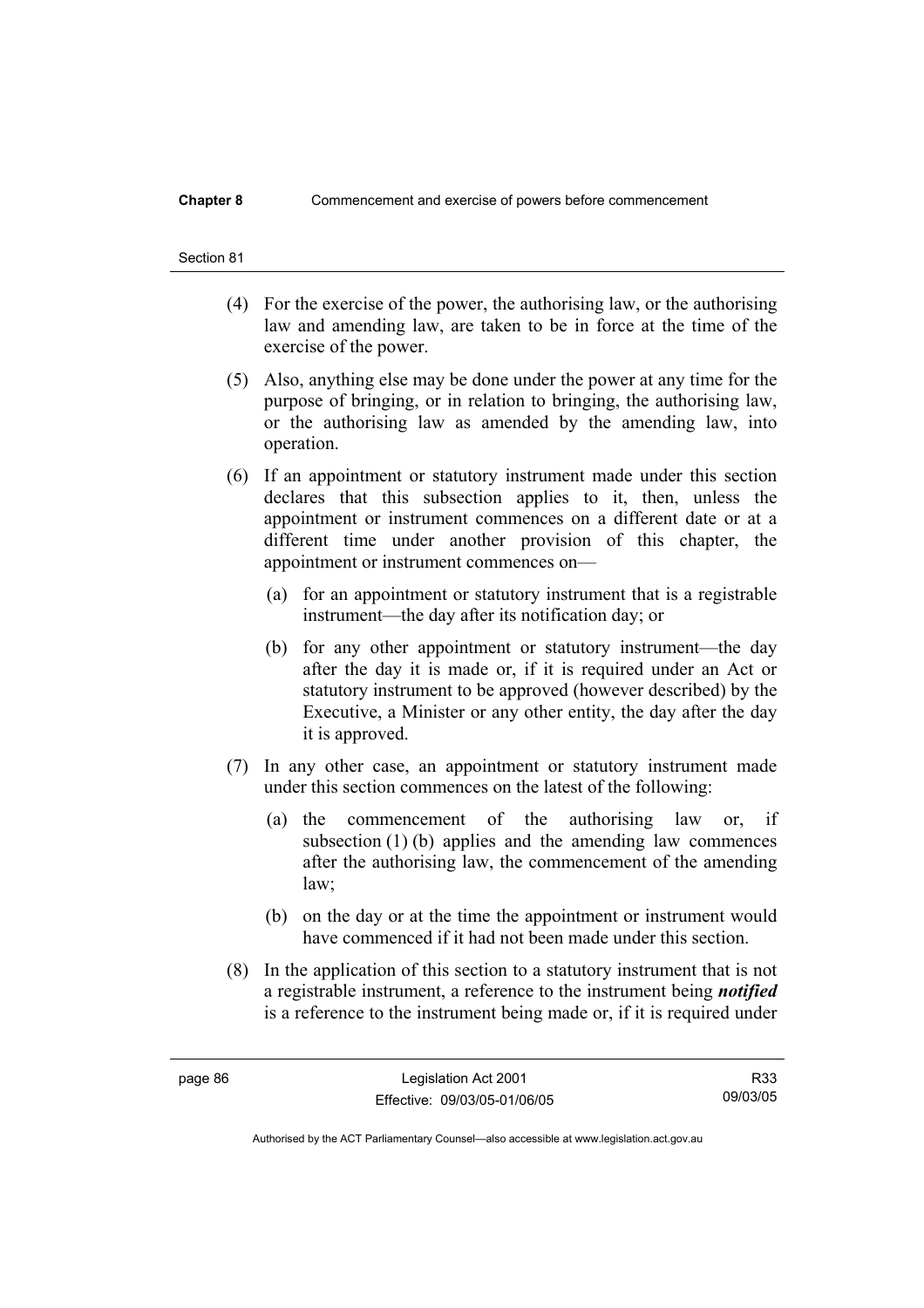(4) For the exercise of the power, the authorising law, or the authorising law and amending law, are taken to be in force at the time of the exercise of the power.

(5) Also, anything else may be done under the power at any time for the purpose of bringing, or in relation to bringing, the authorising law, or the authorising law as amended by the amending law, into operation.

(6) If an appointment or statutory instrument made under this section declares that this subsection applies to it, then, unless the appointment or instrument commences on a different date or at a different time under another provision of this chapter, the appointment or instrument commences on—

(a) for an appointment or statutory instrument that is a registrable instrument—the day after its notification day; or

(b) for any other appointment or statutory instrument—the day after the day it is made or, if it is required under an Act or statutory instrument to be approved (however described) by the Executive, a Minister or any other entity, the day after the day it is approved.

(7) In any other case, an appointment or statutory instrument made under this section commences on the latest of the following:

(a) the commencement of the authorising law or, if subsection (1) (b) applies and the amending law commences after the authorising law, the commencement of the amending law;

(b) on the day or at the time the appointment or instrument would have commenced if it had not been made under this section.

(8) In the application of this section to a statutory instrument that is not a registrable instrument, a reference to the instrument being ***notified*** is a reference to the instrument being made or, if it is required under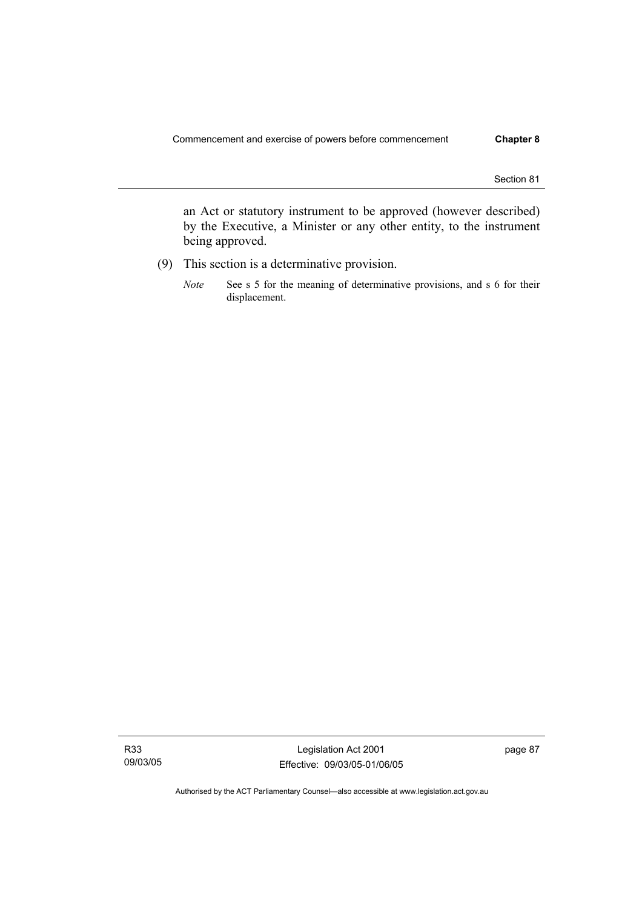an Act or statutory instrument to be approved (however described) by the Executive, a Minister or any other entity, to the instrument being approved.

(9) This section is a determinative provision.

*Note* See s 5 for the meaning of determinative provisions, and s 6 for their displacement.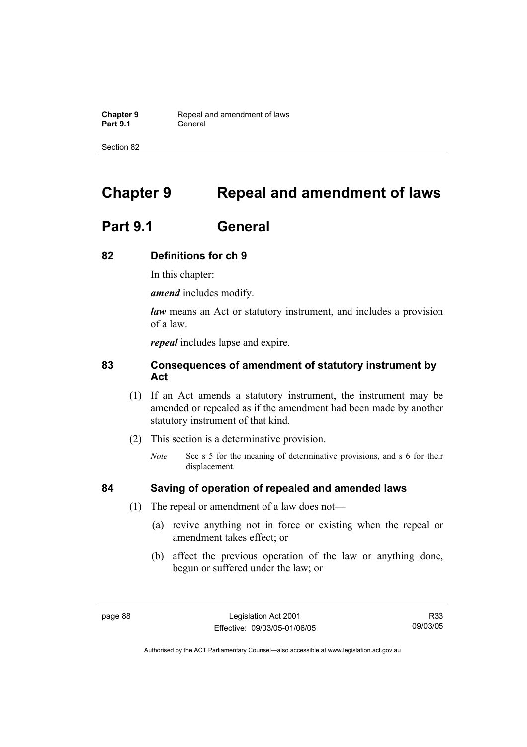# Chapter 9 Repeal and amendment of laws

## Part 9.1 General

### 82 Definitions for ch 9

In this chapter:

***amend*** includes modify.

***law*** means an Act or statutory instrument, and includes a provision of a law.

***repeal*** includes lapse and expire.

### 83 Consequences of amendment of statutory instrument by Act

(1) If an Act amends a statutory instrument, the instrument may be amended or repealed as if the amendment had been made by another statutory instrument of that kind.

(2) This section is a determinative provision.

*Note* See s 5 for the meaning of determinative provisions, and s 6 for their displacement.

### 84 Saving of operation of repealed and amended laws

(1) The repeal or amendment of a law does not—

(a) revive anything not in force or existing when the repeal or amendment takes effect; or

(b) affect the previous operation of the law or anything done, begun or suffered under the law; or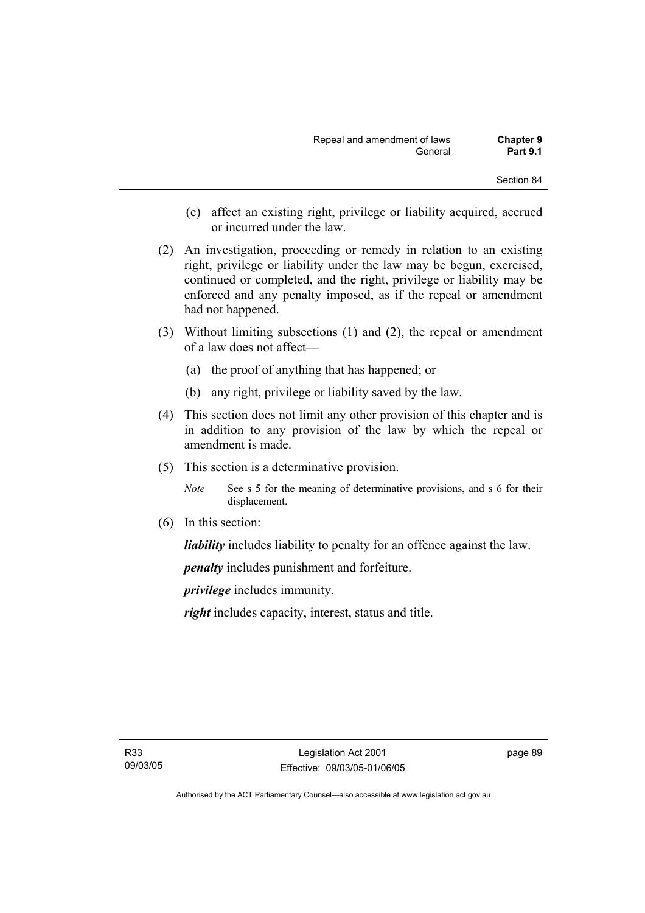(c) affect an existing right, privilege or liability acquired, accrued or incurred under the law.

(2) An investigation, proceeding or remedy in relation to an existing right, privilege or liability under the law may be begun, exercised, continued or completed, and the right, privilege or liability may be enforced and any penalty imposed, as if the repeal or amendment had not happened.

(3) Without limiting subsections (1) and (2), the repeal or amendment of a law does not affect—

(a) the proof of anything that has happened; or

(b) any right, privilege or liability saved by the law.

(4) This section does not limit any other provision of this chapter and is in addition to any provision of the law by which the repeal or amendment is made.

(5) This section is a determinative provision.

*Note* See s 5 for the meaning of determinative provisions, and s 6 for their displacement.

(6) In this section:

***liability*** includes liability to penalty for an offence against the law.

***penalty*** includes punishment and forfeiture.

***privilege*** includes immunity.

***right*** includes capacity, interest, status and title.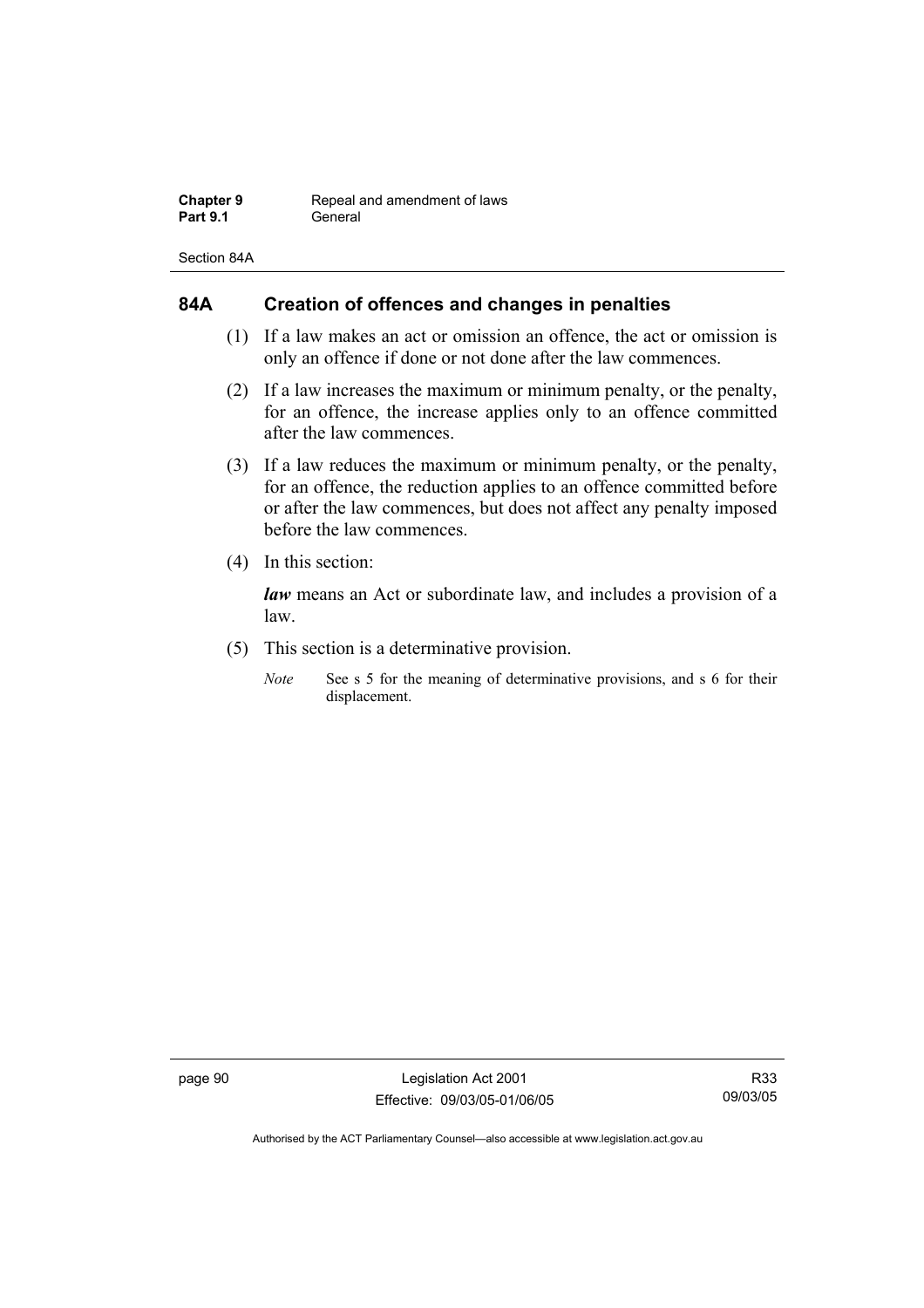## 84A Creation of offences and changes in penalties

(1) If a law makes an act or omission an offence, the act or omission is only an offence if done or not done after the law commences.

(2) If a law increases the maximum or minimum penalty, or the penalty, for an offence, the increase applies only to an offence committed after the law commences.

(3) If a law reduces the maximum or minimum penalty, or the penalty, for an offence, the reduction applies to an offence committed before or after the law commences, but does not affect any penalty imposed before the law commences.

(4) In this section:

***law*** means an Act or subordinate law, and includes a provision of a law.

(5) This section is a determinative provision.

*Note* See s 5 for the meaning of determinative provisions, and s 6 for their displacement.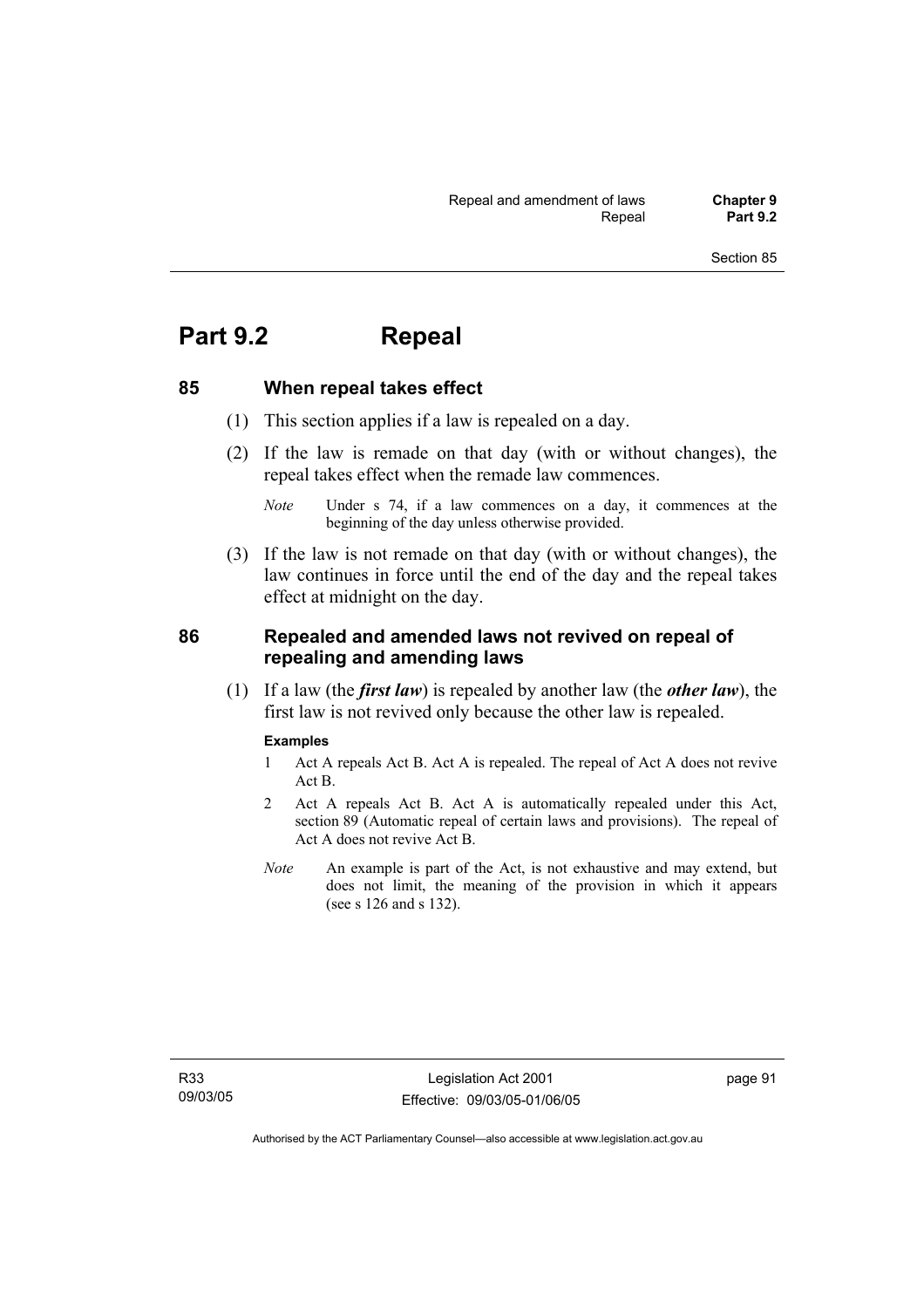# Part 9.2 Repeal

## 85 When repeal takes effect

(1) This section applies if a law is repealed on a day.

(2) If the law is remade on that day (with or without changes), the repeal takes effect when the remade law commences.

*Note* Under s 74, if a law commences on a day, it commences at the beginning of the day unless otherwise provided.

(3) If the law is not remade on that day (with or without changes), the law continues in force until the end of the day and the repeal takes effect at midnight on the day.

## 86 Repealed and amended laws not revived on repeal of repealing and amending laws

(1) If a law (the ***first law***) is repealed by another law (the ***other law***), the first law is not revived only because the other law is repealed.

**Examples**

1 Act A repeals Act B. Act A is repealed. The repeal of Act A does not revive Act B.

2 Act A repeals Act B. Act A is automatically repealed under this Act, section 89 (Automatic repeal of certain laws and provisions). The repeal of Act A does not revive Act B.

*Note* An example is part of the Act, is not exhaustive and may extend, but does not limit, the meaning of the provision in which it appears (see s 126 and s 132).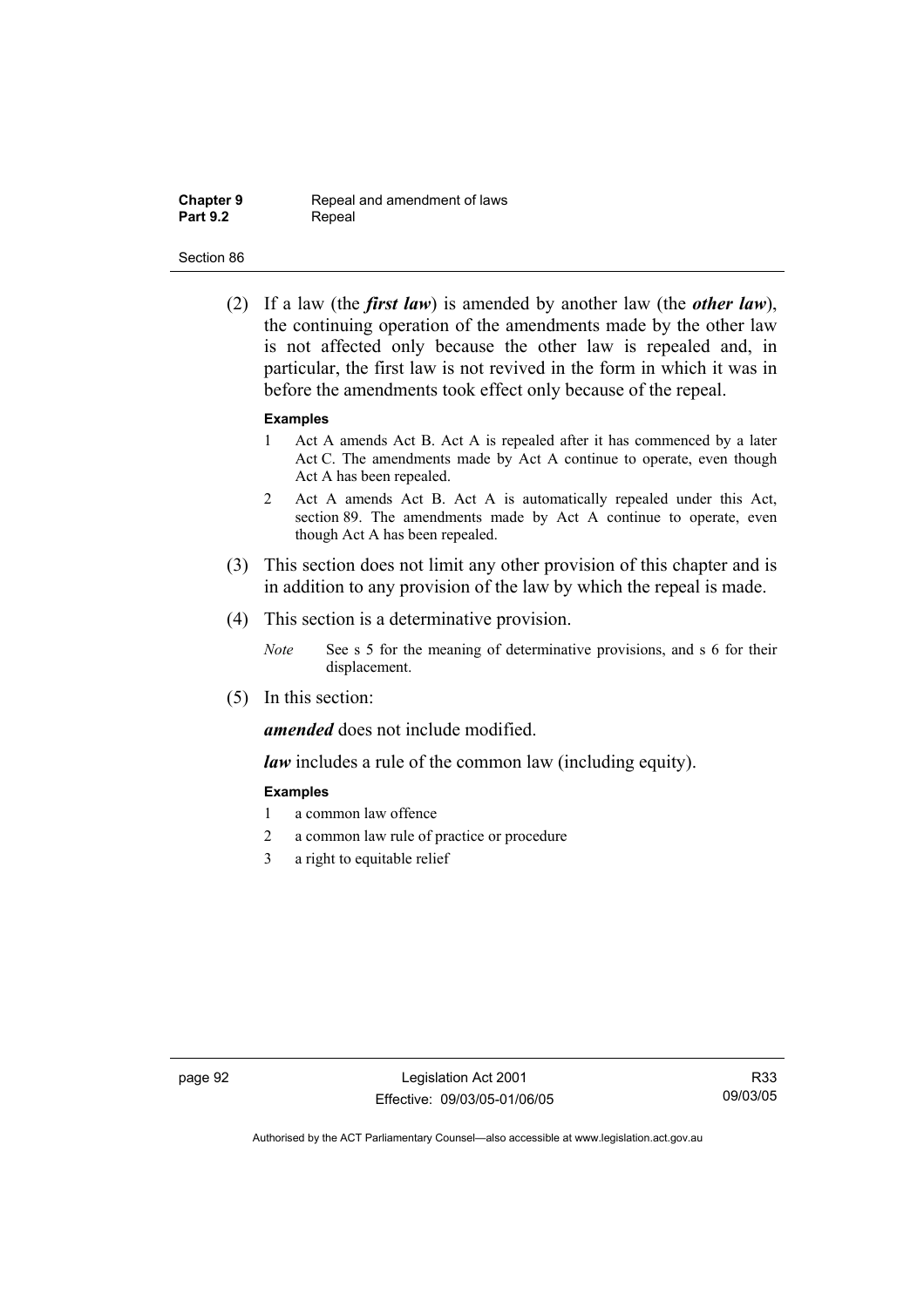(2) If a law (the ***first law***) is amended by another law (the ***other law***), the continuing operation of the amendments made by the other law is not affected only because the other law is repealed and, in particular, the first law is not revived in the form in which it was in before the amendments took effect only because of the repeal.

**Examples**

1 Act A amends Act B. Act A is repealed after it has commenced by a later Act C. The amendments made by Act A continue to operate, even though Act A has been repealed.

2 Act A amends Act B. Act A is automatically repealed under this Act, section 89. The amendments made by Act A continue to operate, even though Act A has been repealed.

(3) This section does not limit any other provision of this chapter and is in addition to any provision of the law by which the repeal is made.

(4) This section is a determinative provision.

*Note* See s 5 for the meaning of determinative provisions, and s 6 for their displacement.

(5) In this section:

***amended*** does not include modified.

***law*** includes a rule of the common law (including equity).

**Examples**

1 a common law offence

2 a common law rule of practice or procedure

3 a right to equitable relief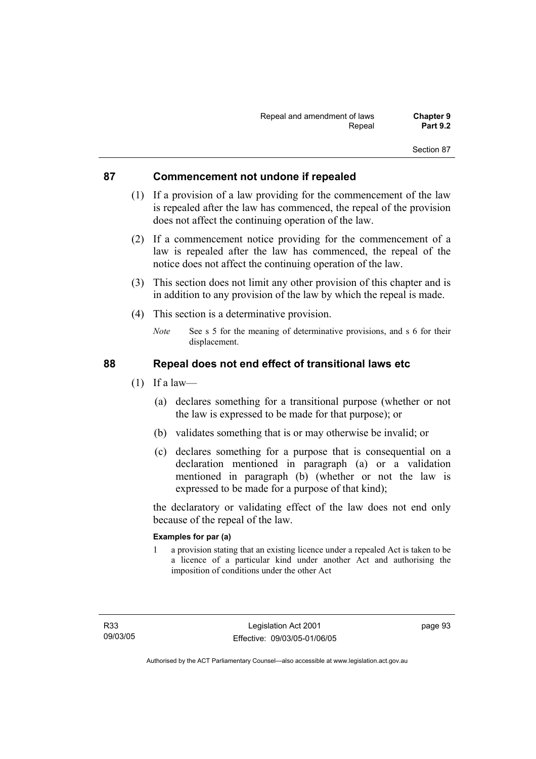## 87 Commencement not undone if repealed

(1) If a provision of a law providing for the commencement of the law is repealed after the law has commenced, the repeal of the provision does not affect the continuing operation of the law.

(2) If a commencement notice providing for the commencement of a law is repealed after the law has commenced, the repeal of the notice does not affect the continuing operation of the law.

(3) This section does not limit any other provision of this chapter and is in addition to any provision of the law by which the repeal is made.

(4) This section is a determinative provision.

*Note* See s 5 for the meaning of determinative provisions, and s 6 for their displacement.

## 88 Repeal does not end effect of transitional laws etc

(1) If a law—

(a) declares something for a transitional purpose (whether or not the law is expressed to be made for that purpose); or

(b) validates something that is or may otherwise be invalid; or

(c) declares something for a purpose that is consequential on a declaration mentioned in paragraph (a) or a validation mentioned in paragraph (b) (whether or not the law is expressed to be made for a purpose of that kind);

the declaratory or validating effect of the law does not end only because of the repeal of the law.

**Examples for par (a)**

1 a provision stating that an existing licence under a repealed Act is taken to be a licence of a particular kind under another Act and authorising the imposition of conditions under the other Act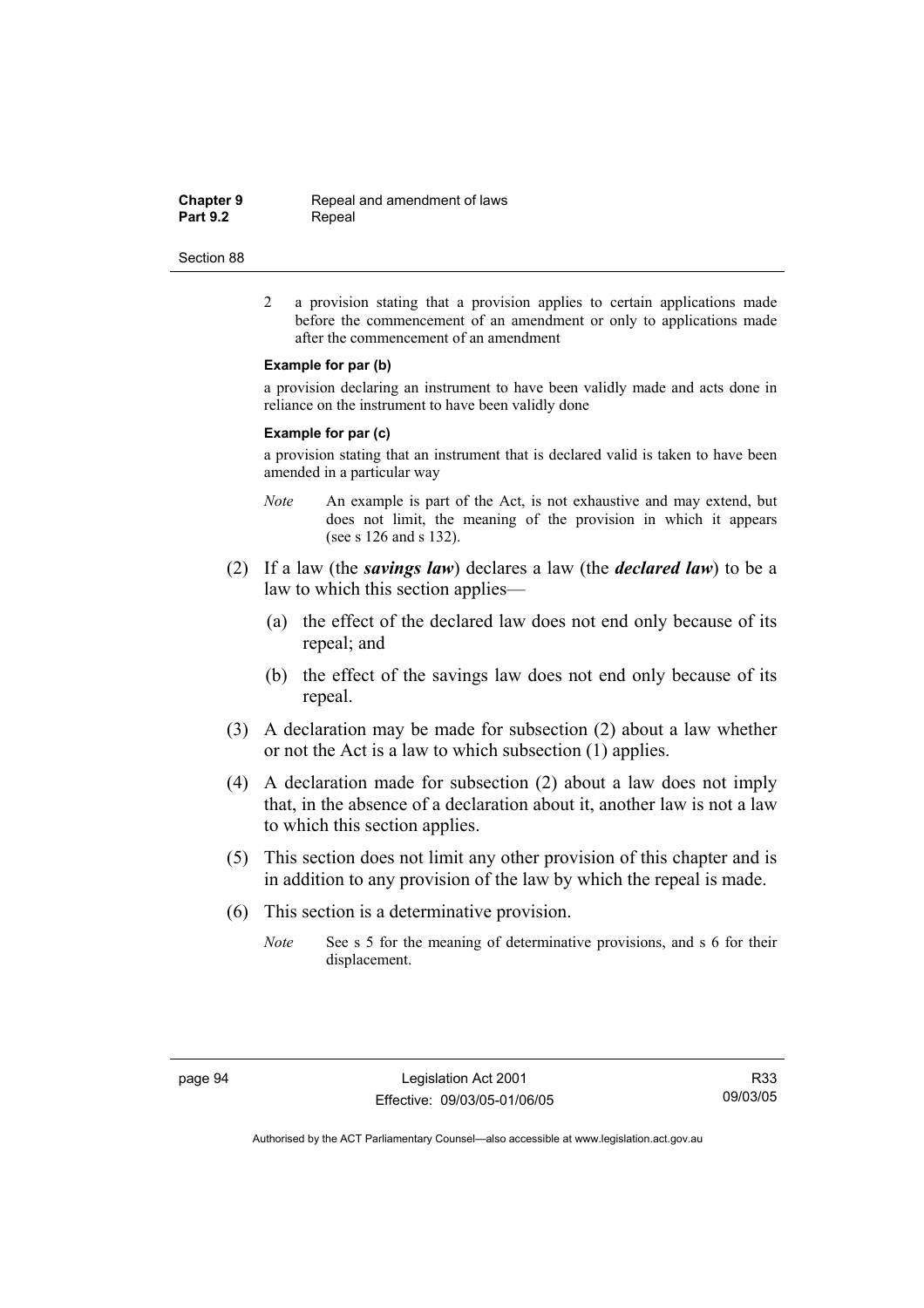2 a provision stating that a provision applies to certain applications made before the commencement of an amendment or only to applications made after the commencement of an amendment

**Example for par (b)**

a provision declaring an instrument to have been validly made and acts done in reliance on the instrument to have been validly done

**Example for par (c)**

a provision stating that an instrument that is declared valid is taken to have been amended in a particular way

*Note* An example is part of the Act, is not exhaustive and may extend, but does not limit, the meaning of the provision in which it appears (see s 126 and s 132).

(2) If a law (the ***savings law***) declares a law (the ***declared law***) to be a law to which this section applies—

(a) the effect of the declared law does not end only because of its repeal; and

(b) the effect of the savings law does not end only because of its repeal.

(3) A declaration may be made for subsection (2) about a law whether or not the Act is a law to which subsection (1) applies.

(4) A declaration made for subsection (2) about a law does not imply that, in the absence of a declaration about it, another law is not a law to which this section applies.

(5) This section does not limit any other provision of this chapter and is in addition to any provision of the law by which the repeal is made.

(6) This section is a determinative provision.

*Note* See s 5 for the meaning of determinative provisions, and s 6 for their displacement.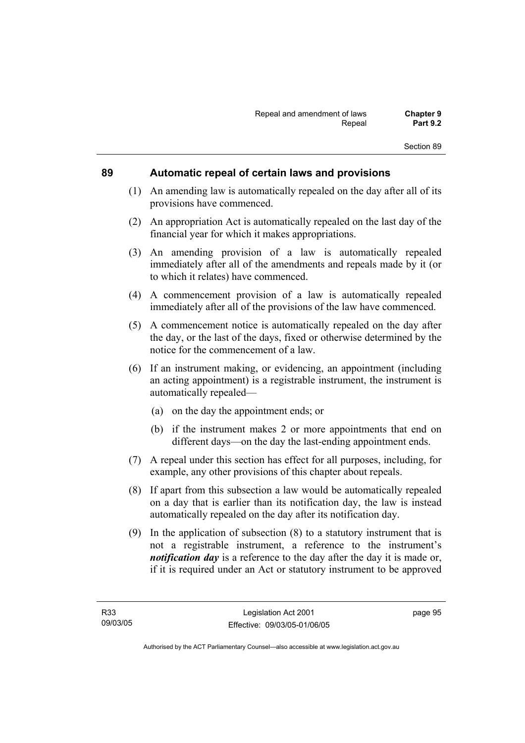## 89 Automatic repeal of certain laws and provisions

(1) An amending law is automatically repealed on the day after all of its provisions have commenced.

(2) An appropriation Act is automatically repealed on the last day of the financial year for which it makes appropriations.

(3) An amending provision of a law is automatically repealed immediately after all of the amendments and repeals made by it (or to which it relates) have commenced.

(4) A commencement provision of a law is automatically repealed immediately after all of the provisions of the law have commenced.

(5) A commencement notice is automatically repealed on the day after the day, or the last of the days, fixed or otherwise determined by the notice for the commencement of a law.

(6) If an instrument making, or evidencing, an appointment (including an acting appointment) is a registrable instrument, the instrument is automatically repealed—

(a) on the day the appointment ends; or

(b) if the instrument makes 2 or more appointments that end on different days—on the day the last-ending appointment ends.

(7) A repeal under this section has effect for all purposes, including, for example, any other provisions of this chapter about repeals.

(8) If apart from this subsection a law would be automatically repealed on a day that is earlier than its notification day, the law is instead automatically repealed on the day after its notification day.

(9) In the application of subsection (8) to a statutory instrument that is not a registrable instrument, a reference to the instrument's ***notification day*** is a reference to the day after the day it is made or, if it is required under an Act or statutory instrument to be approved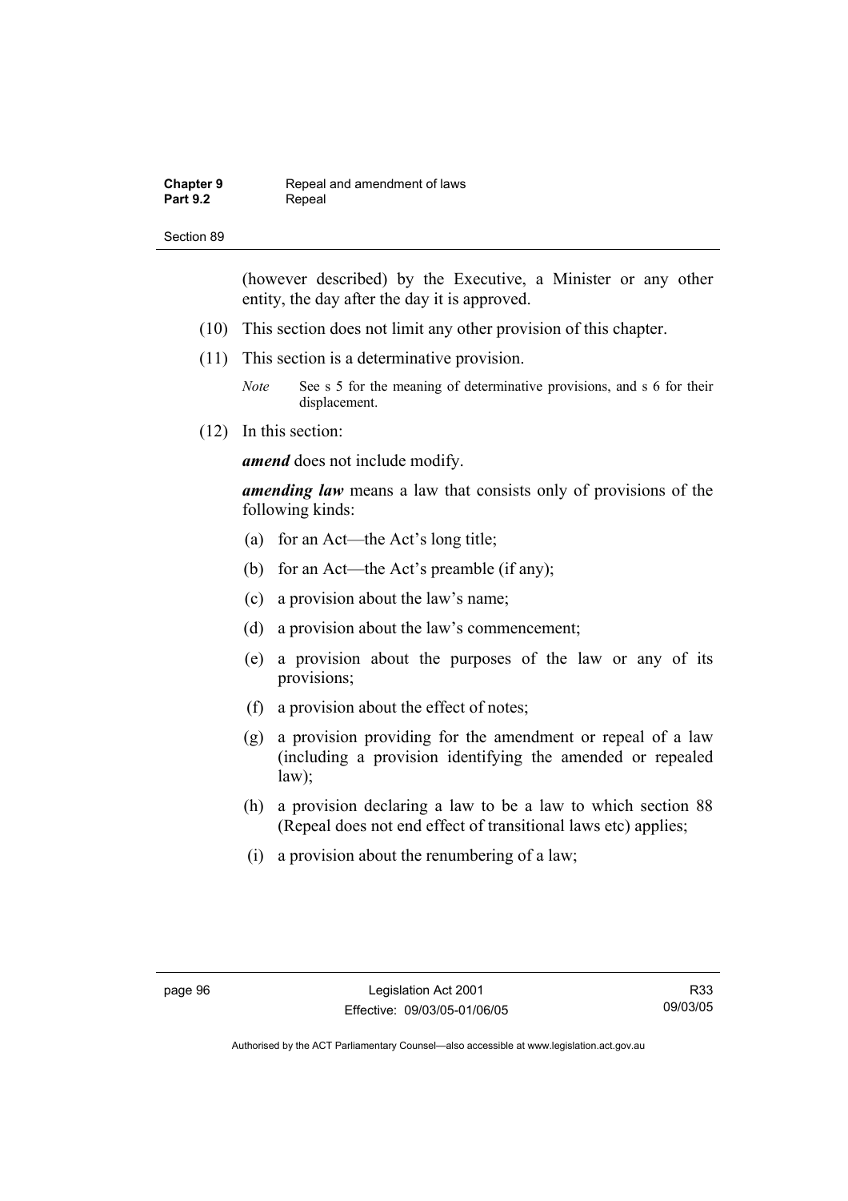(however described) by the Executive, a Minister or any other entity, the day after the day it is approved.

(10) This section does not limit any other provision of this chapter.

(11) This section is a determinative provision.

*Note* See s 5 for the meaning of determinative provisions, and s 6 for their displacement.

(12) In this section:

***amend*** does not include modify.

***amending law*** means a law that consists only of provisions of the following kinds:

(a) for an Act—the Act's long title;

(b) for an Act—the Act's preamble (if any);

(c) a provision about the law's name;

(d) a provision about the law's commencement;

(e) a provision about the purposes of the law or any of its provisions;

(f) a provision about the effect of notes;

(g) a provision providing for the amendment or repeal of a law (including a provision identifying the amended or repealed law);

(h) a provision declaring a law to be a law to which section 88 (Repeal does not end effect of transitional laws etc) applies;

(i) a provision about the renumbering of a law;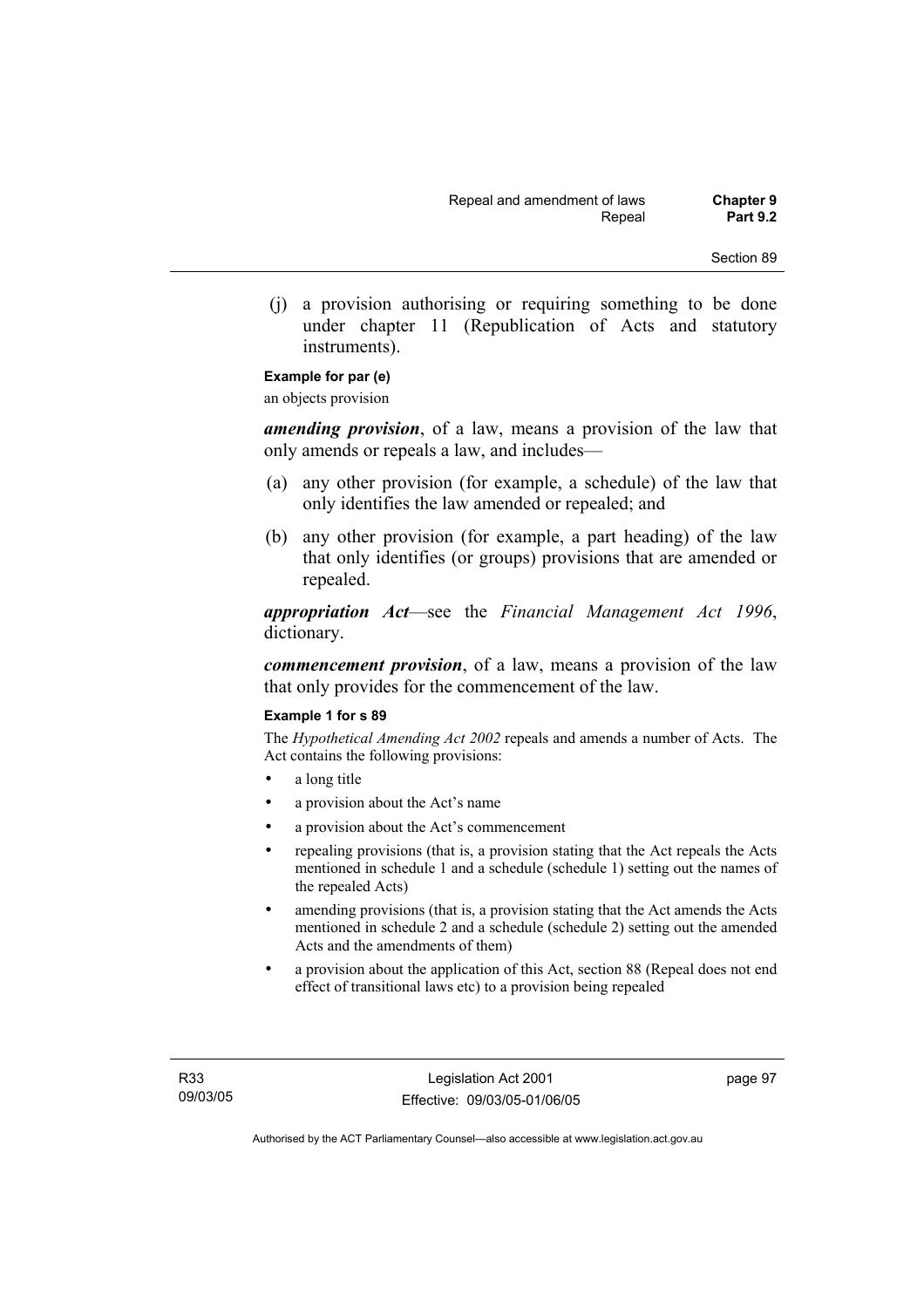(j) a provision authorising or requiring something to be done under chapter 11 (Republication of Acts and statutory instruments).

**Example for par (e)**

an objects provision

***amending provision***, of a law, means a provision of the law that only amends or repeals a law, and includes—

(a) any other provision (for example, a schedule) of the law that only identifies the law amended or repealed; and

(b) any other provision (for example, a part heading) of the law that only identifies (or groups) provisions that are amended or repealed.

***appropriation Act***—see the *Financial Management Act 1996*, dictionary.

***commencement provision***, of a law, means a provision of the law that only provides for the commencement of the law.

**Example 1 for s 89**

The *Hypothetical Amending Act 2002* repeals and amends a number of Acts. The Act contains the following provisions:

- a long title
- a provision about the Act's name
- a provision about the Act's commencement
- repealing provisions (that is, a provision stating that the Act repeals the Acts mentioned in schedule 1 and a schedule (schedule 1) setting out the names of the repealed Acts)
- amending provisions (that is, a provision stating that the Act amends the Acts mentioned in schedule 2 and a schedule (schedule 2) setting out the amended Acts and the amendments of them)
- a provision about the application of this Act, section 88 (Repeal does not end effect of transitional laws etc) to a provision being repealed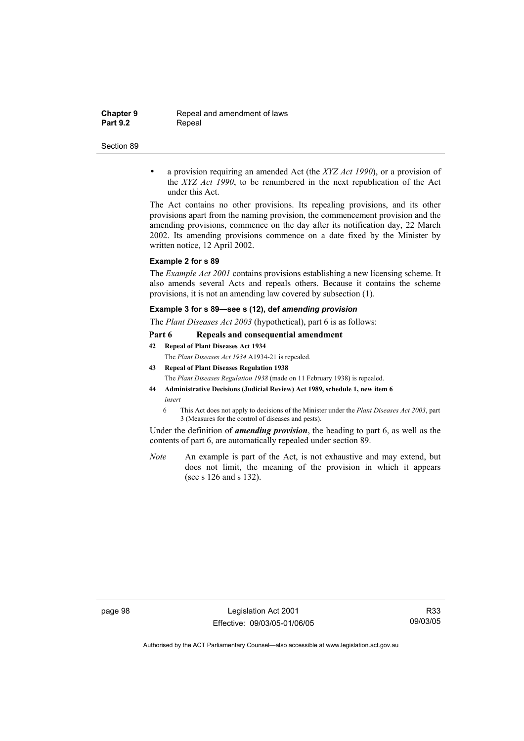- a provision requiring an amended Act (the *XYZ Act 1990*), or a provision of the *XYZ Act 1990*, to be renumbered in the next republication of the Act under this Act.

The Act contains no other provisions. Its repealing provisions, and its other provisions apart from the naming provision, the commencement provision and the amending provisions, commence on the day after its notification day, 22 March 2002. Its amending provisions commence on a date fixed by the Minister by written notice, 12 April 2002.

**Example 2 for s 89**

The *Example Act 2001* contains provisions establishing a new licensing scheme. It also amends several Acts and repeals others. Because it contains the scheme provisions, it is not an amending law covered by subsection (1).

**Example 3 for s 89—see s (12), def *amending provision***

The *Plant Diseases Act 2003* (hypothetical), part 6 is as follows:

**Part 6 Repeals and consequential amendment**

**42 Repeal of Plant Diseases Act 1934**

The *Plant Diseases Act 1934* A1934-21 is repealed.

**43 Repeal of Plant Diseases Regulation 1938**

The *Plant Diseases Regulation 1938* (made on 11 February 1938) is repealed.

**44 Administrative Decisions (Judicial Review) Act 1989, schedule 1, new item 6**

*insert*

6 This Act does not apply to decisions of the Minister under the *Plant Diseases Act 2003*, part 3 (Measures for the control of diseases and pests).

Under the definition of ***amending provision***, the heading to part 6, as well as the contents of part 6, are automatically repealed under section 89.

*Note* An example is part of the Act, is not exhaustive and may extend, but does not limit, the meaning of the provision in which it appears (see s 126 and s 132).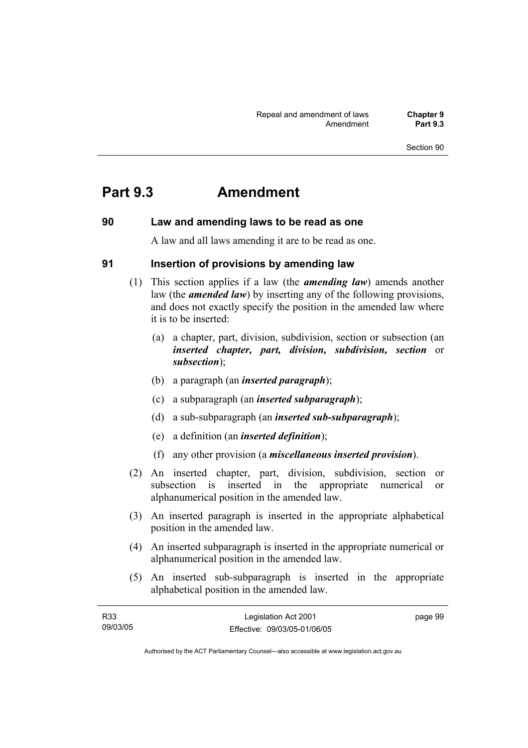# Part 9.3 Amendment

### 90 Law and amending laws to be read as one

A law and all laws amending it are to be read as one.

### 91 Insertion of provisions by amending law

(1) This section applies if a law (the ***amending law***) amends another law (the ***amended law***) by inserting any of the following provisions, and does not exactly specify the position in the amended law where it is to be inserted:

(a) a chapter, part, division, subdivision, section or subsection (an ***inserted chapter, part, division, subdivision, section*** or ***subsection***);

(b) a paragraph (an ***inserted paragraph***);

(c) a subparagraph (an ***inserted subparagraph***);

(d) a sub-subparagraph (an ***inserted sub-subparagraph***);

(e) a definition (an ***inserted definition***);

(f) any other provision (a ***miscellaneous inserted provision***).

(2) An inserted chapter, part, division, subdivision, section or subsection is inserted in the appropriate numerical or alphanumerical position in the amended law.

(3) An inserted paragraph is inserted in the appropriate alphabetical position in the amended law.

(4) An inserted subparagraph is inserted in the appropriate numerical or alphanumerical position in the amended law.

(5) An inserted sub-subparagraph is inserted in the appropriate alphabetical position in the amended law.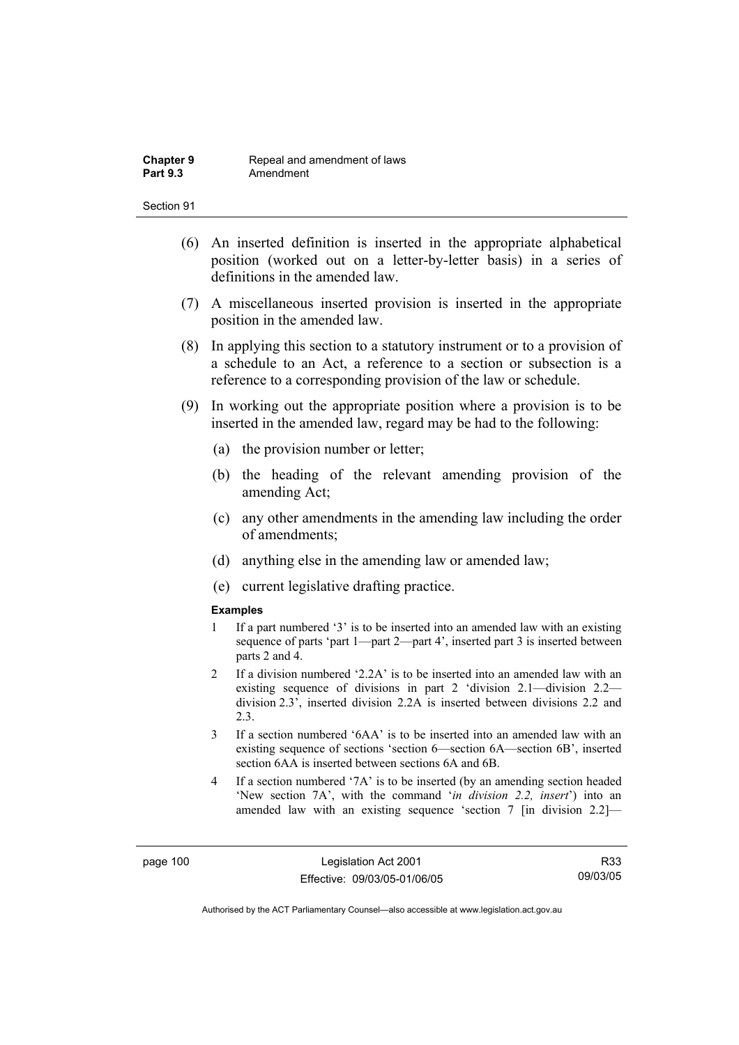(6) An inserted definition is inserted in the appropriate alphabetical position (worked out on a letter-by-letter basis) in a series of definitions in the amended law.

(7) A miscellaneous inserted provision is inserted in the appropriate position in the amended law.

(8) In applying this section to a statutory instrument or to a provision of a schedule to an Act, a reference to a section or subsection is a reference to a corresponding provision of the law or schedule.

(9) In working out the appropriate position where a provision is to be inserted in the amended law, regard may be had to the following:

(a) the provision number or letter;

(b) the heading of the relevant amending provision of the amending Act;

(c) any other amendments in the amending law including the order of amendments;

(d) anything else in the amending law or amended law;

(e) current legislative drafting practice.

**Examples**

1 If a part numbered '3' is to be inserted into an amended law with an existing sequence of parts 'part 1—part 2—part 4', inserted part 3 is inserted between parts 2 and 4.

2 If a division numbered '2.2A' is to be inserted into an amended law with an existing sequence of divisions in part 2 'division 2.1—division 2.2—division 2.3', inserted division 2.2A is inserted between divisions 2.2 and 2.3.

3 If a section numbered '6AA' is to be inserted into an amended law with an existing sequence of sections 'section 6—section 6A—section 6B', inserted section 6AA is inserted between sections 6A and 6B.

4 If a section numbered '7A' is to be inserted (by an amending section headed 'New section 7A', with the command '*in division 2.2, insert*') into an amended law with an existing sequence 'section 7 [in division 2.2]—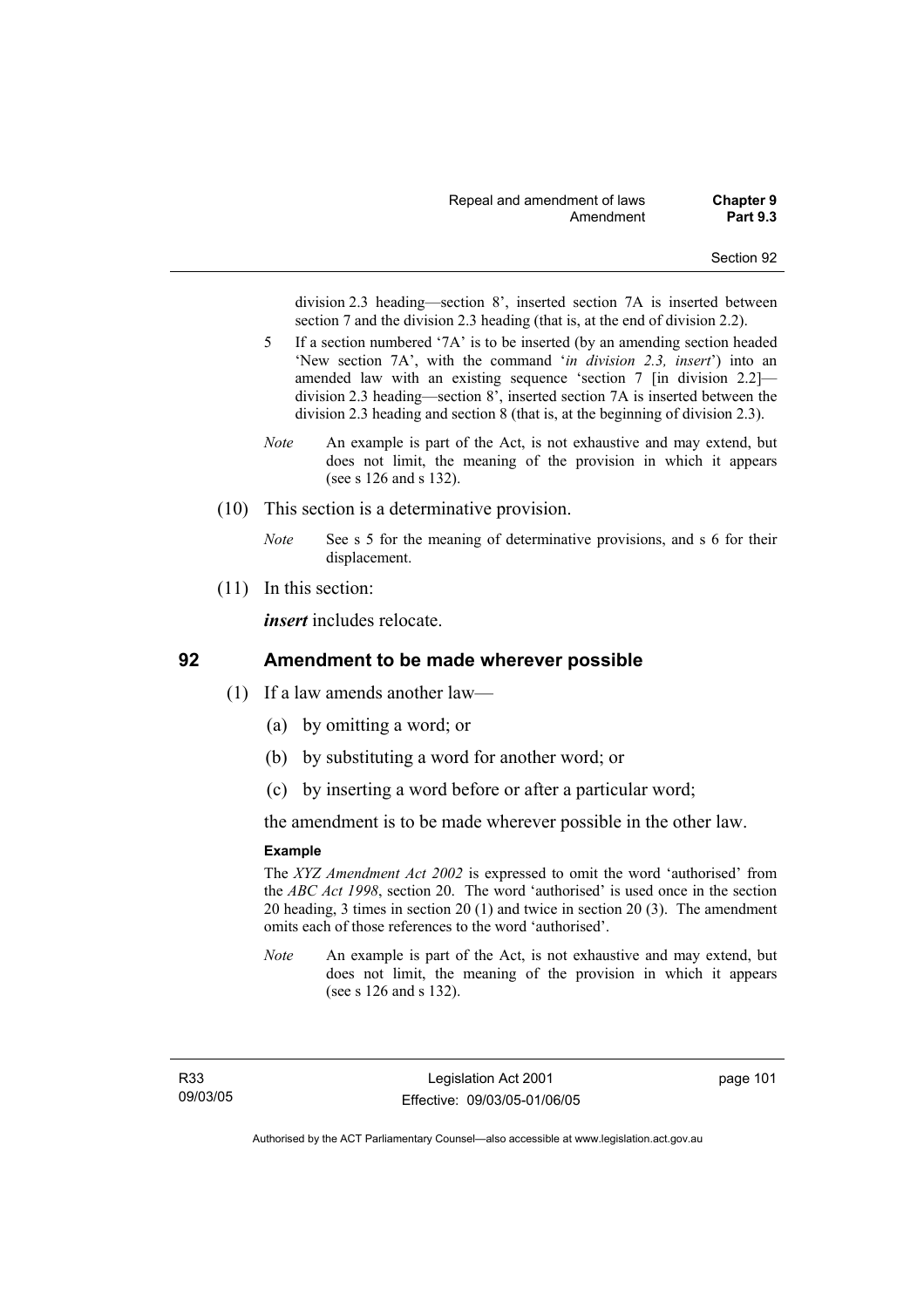division 2.3 heading—section 8', inserted section 7A is inserted between section 7 and the division 2.3 heading (that is, at the end of division 2.2).

5 If a section numbered '7A' is to be inserted (by an amending section headed 'New section 7A', with the command '*in division 2.3, insert*') into an amended law with an existing sequence 'section 7 [in division 2.2]—division 2.3 heading—section 8', inserted section 7A is inserted between the division 2.3 heading and section 8 (that is, at the beginning of division 2.3).

*Note* An example is part of the Act, is not exhaustive and may extend, but does not limit, the meaning of the provision in which it appears (see s 126 and s 132).

(10) This section is a determinative provision.

*Note* See s 5 for the meaning of determinative provisions, and s 6 for their displacement.

(11) In this section:

***insert*** includes relocate.

## 92 Amendment to be made wherever possible

(1) If a law amends another law—

(a) by omitting a word; or

(b) by substituting a word for another word; or

(c) by inserting a word before or after a particular word;

the amendment is to be made wherever possible in the other law.

**Example**

The *XYZ Amendment Act 2002* is expressed to omit the word 'authorised' from the *ABC Act 1998*, section 20. The word 'authorised' is used once in the section 20 heading, 3 times in section 20 (1) and twice in section 20 (3). The amendment omits each of those references to the word 'authorised'.

*Note* An example is part of the Act, is not exhaustive and may extend, but does not limit, the meaning of the provision in which it appears (see s 126 and s 132).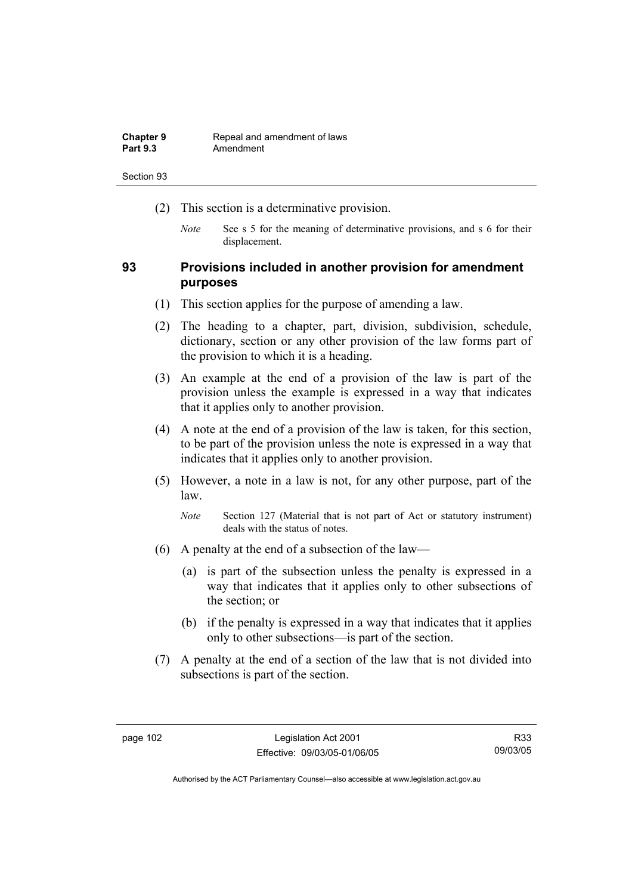(2) This section is a determinative provision.

*Note* See s 5 for the meaning of determinative provisions, and s 6 for their displacement.

## 93 Provisions included in another provision for amendment purposes

(1) This section applies for the purpose of amending a law.

(2) The heading to a chapter, part, division, subdivision, schedule, dictionary, section or any other provision of the law forms part of the provision to which it is a heading.

(3) An example at the end of a provision of the law is part of the provision unless the example is expressed in a way that indicates that it applies only to another provision.

(4) A note at the end of a provision of the law is taken, for this section, to be part of the provision unless the note is expressed in a way that indicates that it applies only to another provision.

(5) However, a note in a law is not, for any other purpose, part of the law.

*Note* Section 127 (Material that is not part of Act or statutory instrument) deals with the status of notes.

(6) A penalty at the end of a subsection of the law—

(a) is part of the subsection unless the penalty is expressed in a way that indicates that it applies only to other subsections of the section; or

(b) if the penalty is expressed in a way that indicates that it applies only to other subsections—is part of the section.

(7) A penalty at the end of a section of the law that is not divided into subsections is part of the section.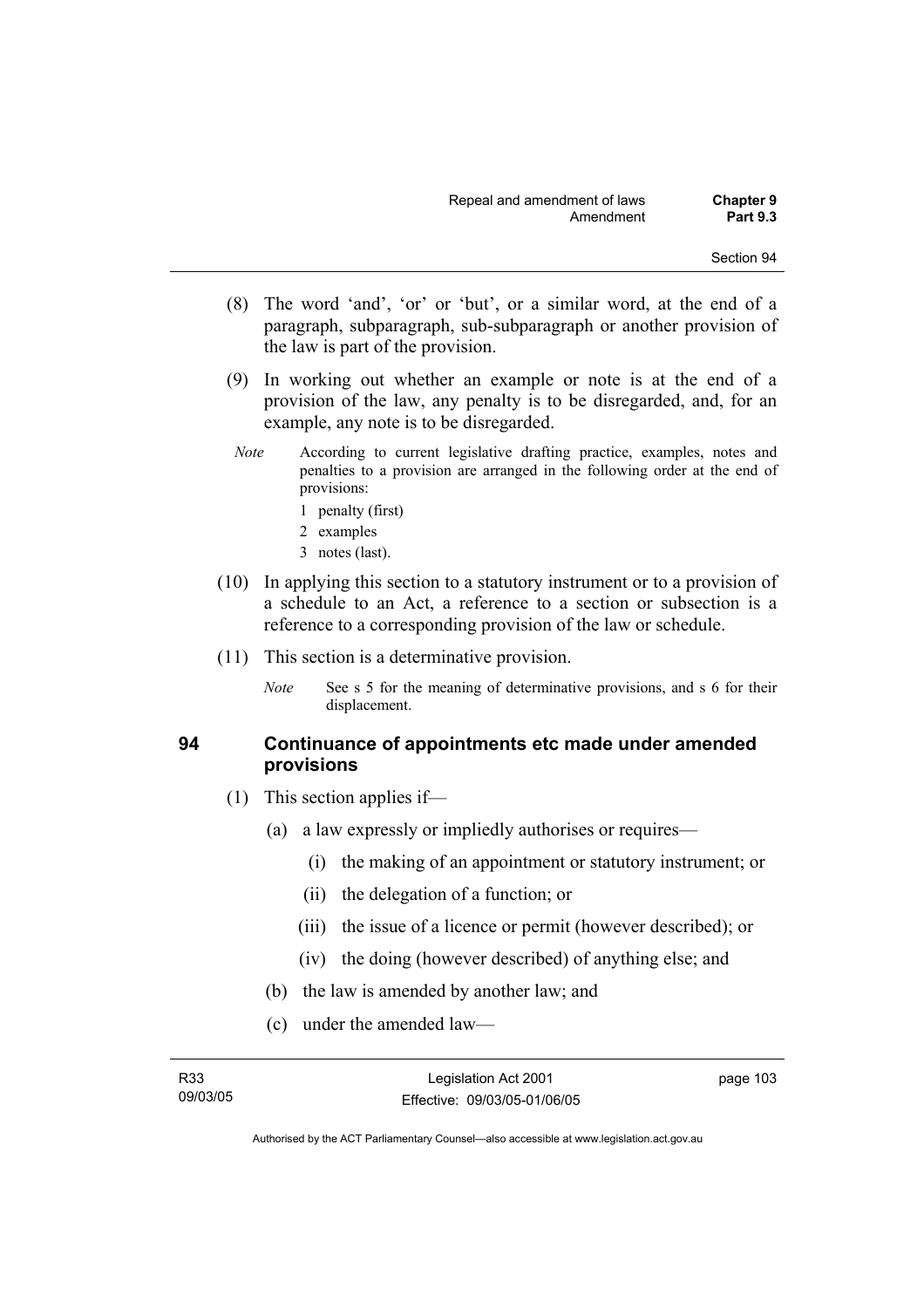(8) The word 'and', 'or' or 'but', or a similar word, at the end of a paragraph, subparagraph, sub-subparagraph or another provision of the law is part of the provision.

(9) In working out whether an example or note is at the end of a provision of the law, any penalty is to be disregarded, and, for an example, any note is to be disregarded.

*Note* According to current legislative drafting practice, examples, notes and penalties to a provision are arranged in the following order at the end of provisions:

1 penalty (first)
2 examples
3 notes (last).

(10) In applying this section to a statutory instrument or to a provision of a schedule to an Act, a reference to a section or subsection is a reference to a corresponding provision of the law or schedule.

(11) This section is a determinative provision.

*Note* See s 5 for the meaning of determinative provisions, and s 6 for their displacement.

## 94 Continuance of appointments etc made under amended provisions

(1) This section applies if—

(a) a law expressly or impliedly authorises or requires—

(i) the making of an appointment or statutory instrument; or

(ii) the delegation of a function; or

(iii) the issue of a licence or permit (however described); or

(iv) the doing (however described) of anything else; and

(b) the law is amended by another law; and

(c) under the amended law—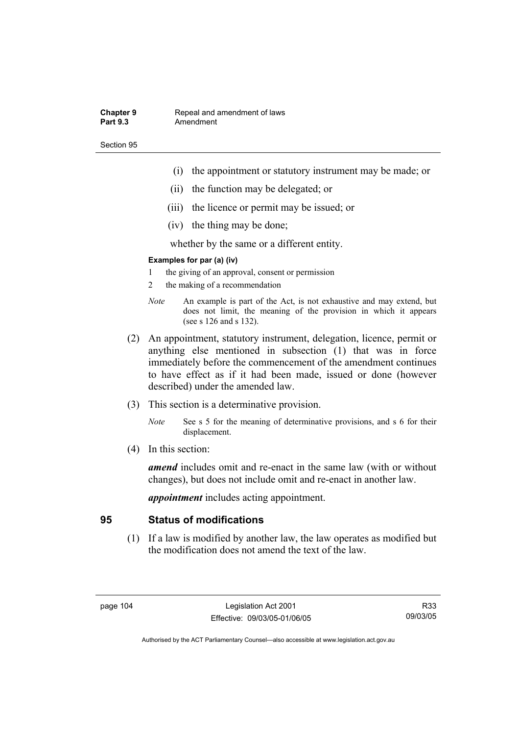(i) the appointment or statutory instrument may be made; or

(ii) the function may be delegated; or

(iii) the licence or permit may be issued; or

(iv) the thing may be done;

whether by the same or a different entity.

**Examples for par (a) (iv)**

1 the giving of an approval, consent or permission

2 the making of a recommendation

*Note* An example is part of the Act, is not exhaustive and may extend, but does not limit, the meaning of the provision in which it appears (see s 126 and s 132).

(2) An appointment, statutory instrument, delegation, licence, permit or anything else mentioned in subsection (1) that was in force immediately before the commencement of the amendment continues to have effect as if it had been made, issued or done (however described) under the amended law.

(3) This section is a determinative provision.

*Note* See s 5 for the meaning of determinative provisions, and s 6 for their displacement.

(4) In this section:

***amend*** includes omit and re-enact in the same law (with or without changes), but does not include omit and re-enact in another law.

***appointment*** includes acting appointment.

## 95 Status of modifications

(1) If a law is modified by another law, the law operates as modified but the modification does not amend the text of the law.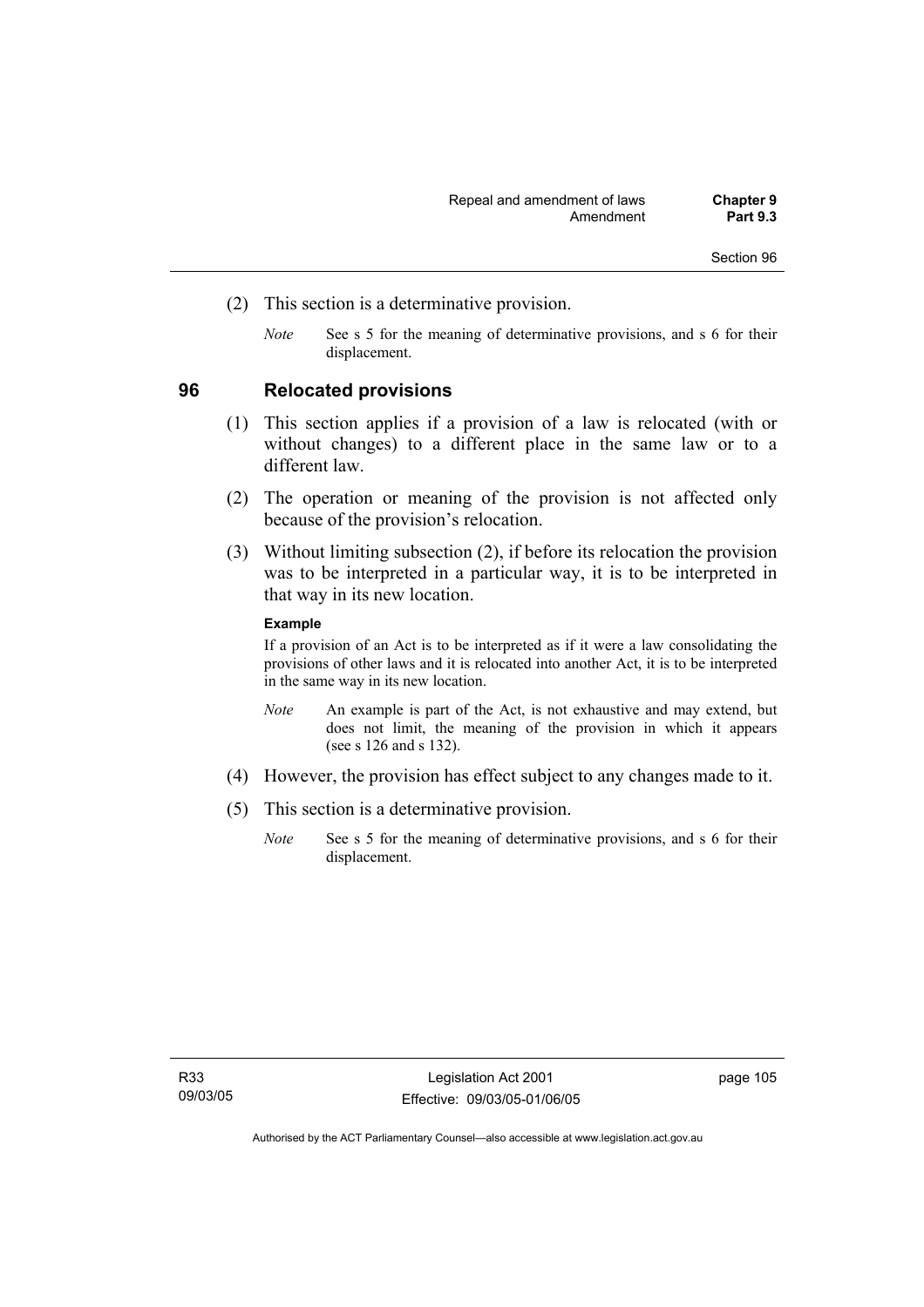(2) This section is a determinative provision.

*Note* See s 5 for the meaning of determinative provisions, and s 6 for their displacement.

## 96 Relocated provisions

(1) This section applies if a provision of a law is relocated (with or without changes) to a different place in the same law or to a different law.

(2) The operation or meaning of the provision is not affected only because of the provision's relocation.

(3) Without limiting subsection (2), if before its relocation the provision was to be interpreted in a particular way, it is to be interpreted in that way in its new location.

**Example**

If a provision of an Act is to be interpreted as if it were a law consolidating the provisions of other laws and it is relocated into another Act, it is to be interpreted in the same way in its new location.

*Note* An example is part of the Act, is not exhaustive and may extend, but does not limit, the meaning of the provision in which it appears (see s 126 and s 132).

(4) However, the provision has effect subject to any changes made to it.

(5) This section is a determinative provision.

*Note* See s 5 for the meaning of determinative provisions, and s 6 for their displacement.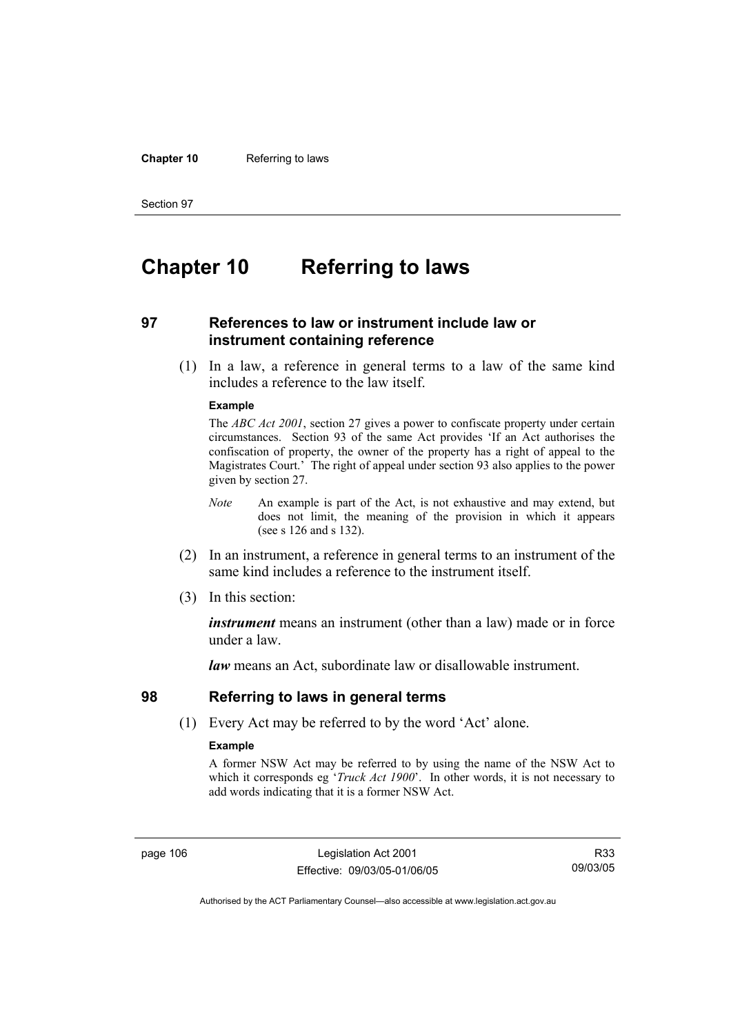# Chapter 10 Referring to laws

## 97 References to law or instrument include law or instrument containing reference

(1) In a law, a reference in general terms to a law of the same kind includes a reference to the law itself.

**Example**

The *ABC Act 2001*, section 27 gives a power to confiscate property under certain circumstances. Section 93 of the same Act provides 'If an Act authorises the confiscation of property, the owner of the property has a right of appeal to the Magistrates Court.' The right of appeal under section 93 also applies to the power given by section 27.

*Note* An example is part of the Act, is not exhaustive and may extend, but does not limit, the meaning of the provision in which it appears (see s 126 and s 132).

(2) In an instrument, a reference in general terms to an instrument of the same kind includes a reference to the instrument itself.

(3) In this section:

***instrument*** means an instrument (other than a law) made or in force under a law.

***law*** means an Act, subordinate law or disallowable instrument.

## 98 Referring to laws in general terms

(1) Every Act may be referred to by the word 'Act' alone.

**Example**

A former NSW Act may be referred to by using the name of the NSW Act to which it corresponds eg '*Truck Act 1900*'. In other words, it is not necessary to add words indicating that it is a former NSW Act.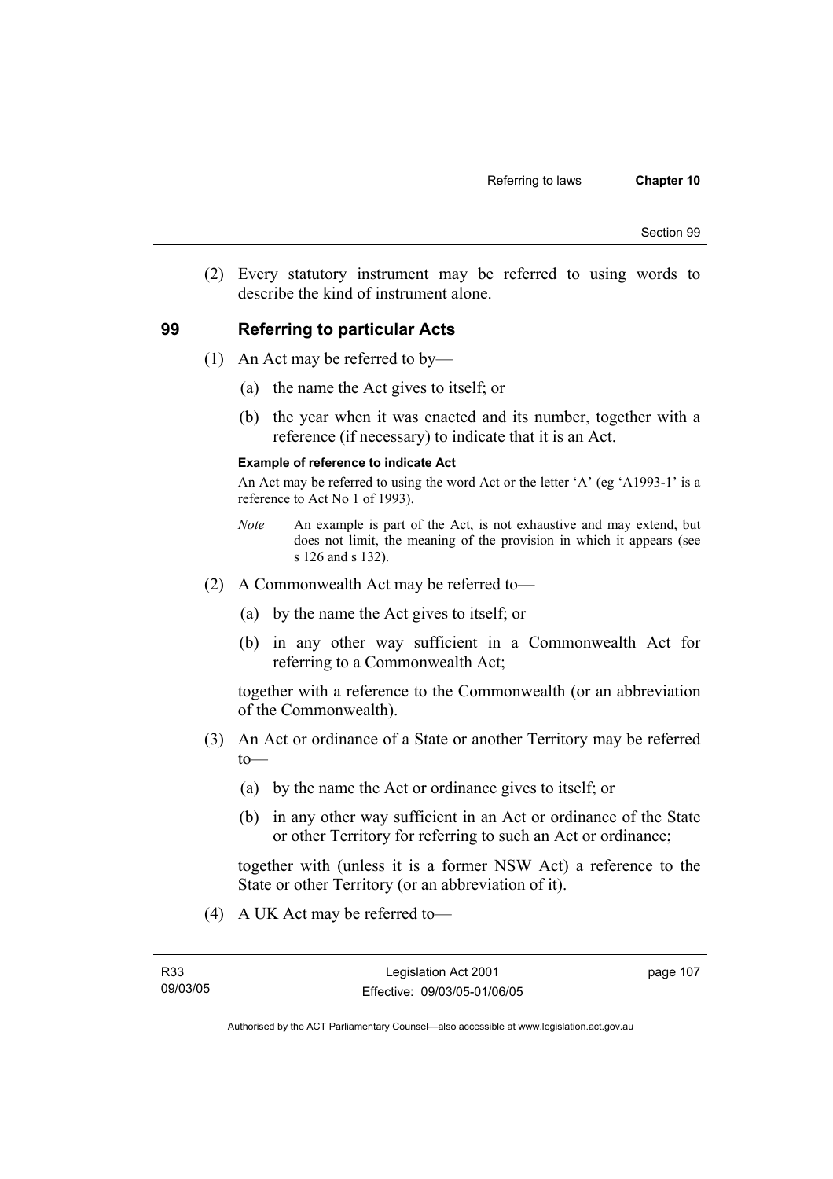(2) Every statutory instrument may be referred to using words to describe the kind of instrument alone.

## 99 Referring to particular Acts

(1) An Act may be referred to by—

(a) the name the Act gives to itself; or

(b) the year when it was enacted and its number, together with a reference (if necessary) to indicate that it is an Act.

**Example of reference to indicate Act**

An Act may be referred to using the word Act or the letter 'A' (eg 'A1993-1' is a reference to Act No 1 of 1993).

*Note* An example is part of the Act, is not exhaustive and may extend, but does not limit, the meaning of the provision in which it appears (see s 126 and s 132).

(2) A Commonwealth Act may be referred to—

(a) by the name the Act gives to itself; or

(b) in any other way sufficient in a Commonwealth Act for referring to a Commonwealth Act;

together with a reference to the Commonwealth (or an abbreviation of the Commonwealth).

(3) An Act or ordinance of a State or another Territory may be referred to—

(a) by the name the Act or ordinance gives to itself; or

(b) in any other way sufficient in an Act or ordinance of the State or other Territory for referring to such an Act or ordinance;

together with (unless it is a former NSW Act) a reference to the State or other Territory (or an abbreviation of it).

(4) A UK Act may be referred to—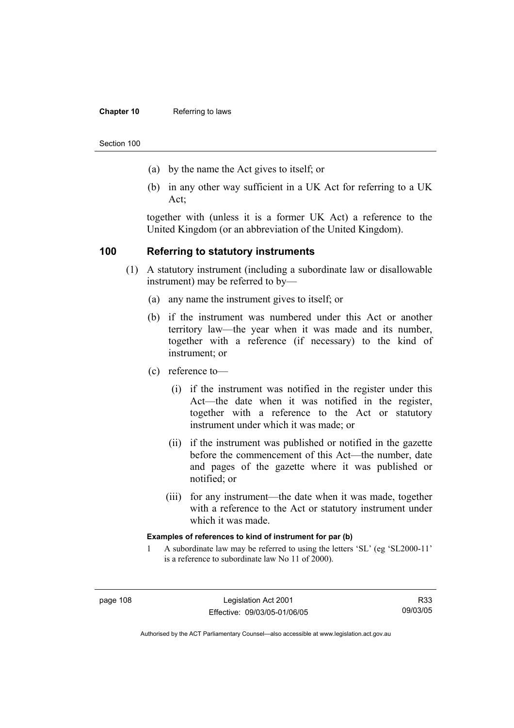(a) by the name the Act gives to itself; or

(b) in any other way sufficient in a UK Act for referring to a UK Act;

together with (unless it is a former UK Act) a reference to the United Kingdom (or an abbreviation of the United Kingdom).

## 100 Referring to statutory instruments

(1) A statutory instrument (including a subordinate law or disallowable instrument) may be referred to by—

(a) any name the instrument gives to itself; or

(b) if the instrument was numbered under this Act or another territory law—the year when it was made and its number, together with a reference (if necessary) to the kind of instrument; or

(c) reference to—

(i) if the instrument was notified in the register under this Act—the date when it was notified in the register, together with a reference to the Act or statutory instrument under which it was made; or

(ii) if the instrument was published or notified in the gazette before the commencement of this Act—the number, date and pages of the gazette where it was published or notified; or

(iii) for any instrument—the date when it was made, together with a reference to the Act or statutory instrument under which it was made.

**Examples of references to kind of instrument for par (b)**

1 A subordinate law may be referred to using the letters 'SL' (eg 'SL2000-11' is a reference to subordinate law No 11 of 2000).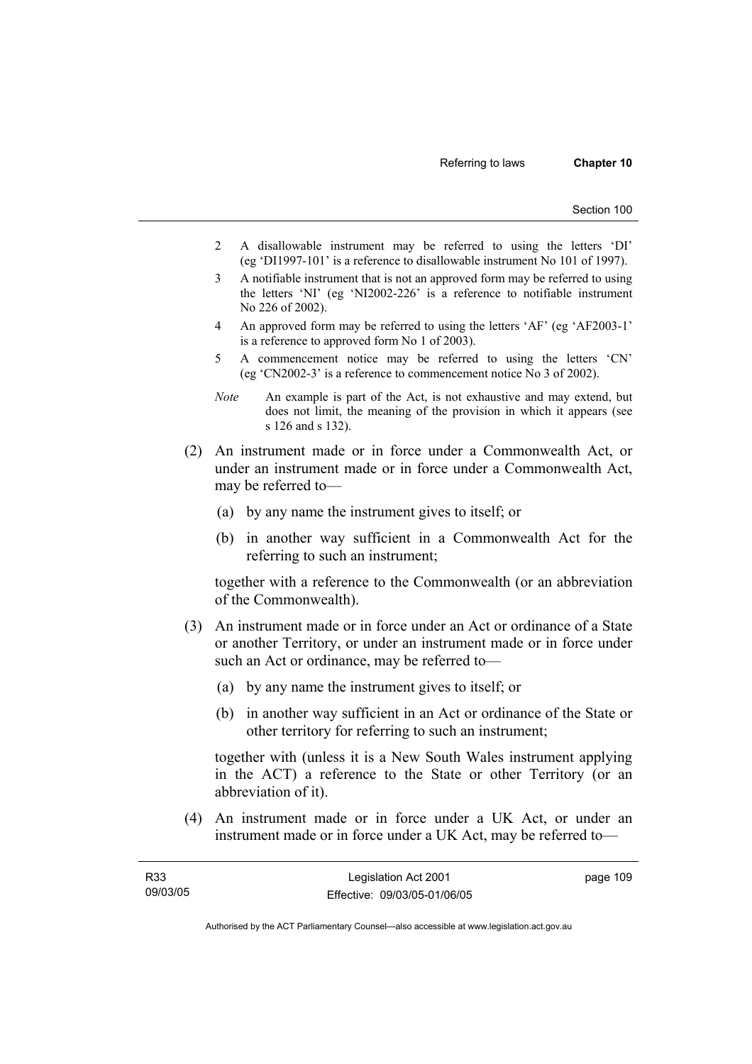2 A disallowable instrument may be referred to using the letters 'DI' (eg 'DI1997-101' is a reference to disallowable instrument No 101 of 1997).

3 A notifiable instrument that is not an approved form may be referred to using the letters 'NI' (eg 'NI2002-226' is a reference to notifiable instrument No 226 of 2002).

4 An approved form may be referred to using the letters 'AF' (eg 'AF2003-1' is a reference to approved form No 1 of 2003).

5 A commencement notice may be referred to using the letters 'CN' (eg 'CN2002-3' is a reference to commencement notice No 3 of 2002).

*Note* An example is part of the Act, is not exhaustive and may extend, but does not limit, the meaning of the provision in which it appears (see s 126 and s 132).

(2) An instrument made or in force under a Commonwealth Act, or under an instrument made or in force under a Commonwealth Act, may be referred to—

(a) by any name the instrument gives to itself; or

(b) in another way sufficient in a Commonwealth Act for the referring to such an instrument;

together with a reference to the Commonwealth (or an abbreviation of the Commonwealth).

(3) An instrument made or in force under an Act or ordinance of a State or another Territory, or under an instrument made or in force under such an Act or ordinance, may be referred to—

(a) by any name the instrument gives to itself; or

(b) in another way sufficient in an Act or ordinance of the State or other territory for referring to such an instrument;

together with (unless it is a New South Wales instrument applying in the ACT) a reference to the State or other Territory (or an abbreviation of it).

(4) An instrument made or in force under a UK Act, or under an instrument made or in force under a UK Act, may be referred to—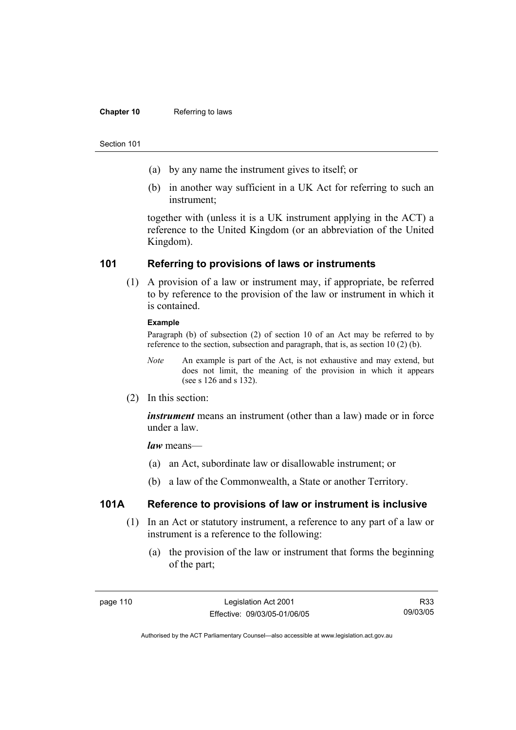(a) by any name the instrument gives to itself; or

(b) in another way sufficient in a UK Act for referring to such an instrument;

together with (unless it is a UK instrument applying in the ACT) a reference to the United Kingdom (or an abbreviation of the United Kingdom).

## 101 Referring to provisions of laws or instruments

(1) A provision of a law or instrument may, if appropriate, be referred to by reference to the provision of the law or instrument in which it is contained.

**Example**

Paragraph (b) of subsection (2) of section 10 of an Act may be referred to by reference to the section, subsection and paragraph, that is, as section 10 (2) (b).

*Note* An example is part of the Act, is not exhaustive and may extend, but does not limit, the meaning of the provision in which it appears (see s 126 and s 132).

(2) In this section:

***instrument*** means an instrument (other than a law) made or in force under a law.

***law*** means—

(a) an Act, subordinate law or disallowable instrument; or

(b) a law of the Commonwealth, a State or another Territory.

## 101A Reference to provisions of law or instrument is inclusive

(1) In an Act or statutory instrument, a reference to any part of a law or instrument is a reference to the following:

(a) the provision of the law or instrument that forms the beginning of the part;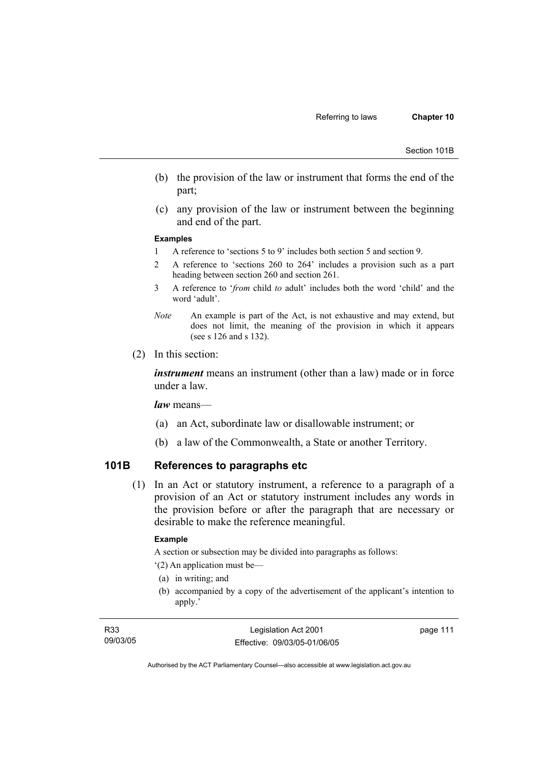(b) the provision of the law or instrument that forms the end of the part;

(c) any provision of the law or instrument between the beginning and end of the part.

**Examples**

1 A reference to 'sections 5 to 9' includes both section 5 and section 9.

2 A reference to 'sections 260 to 264' includes a provision such as a part heading between section 260 and section 261.

3 A reference to '*from* child *to* adult' includes both the word 'child' and the word 'adult'.

*Note* An example is part of the Act, is not exhaustive and may extend, but does not limit, the meaning of the provision in which it appears (see s 126 and s 132).

(2) In this section:

***instrument*** means an instrument (other than a law) made or in force under a law.

***law*** means—

(a) an Act, subordinate law or disallowable instrument; or

(b) a law of the Commonwealth, a State or another Territory.

## 101B References to paragraphs etc

(1) In an Act or statutory instrument, a reference to a paragraph of a provision of an Act or statutory instrument includes any words in the provision before or after the paragraph that are necessary or desirable to make the reference meaningful.

**Example**

A section or subsection may be divided into paragraphs as follows:

'(2) An application must be—

(a) in writing; and

(b) accompanied by a copy of the advertisement of the applicant's intention to apply.'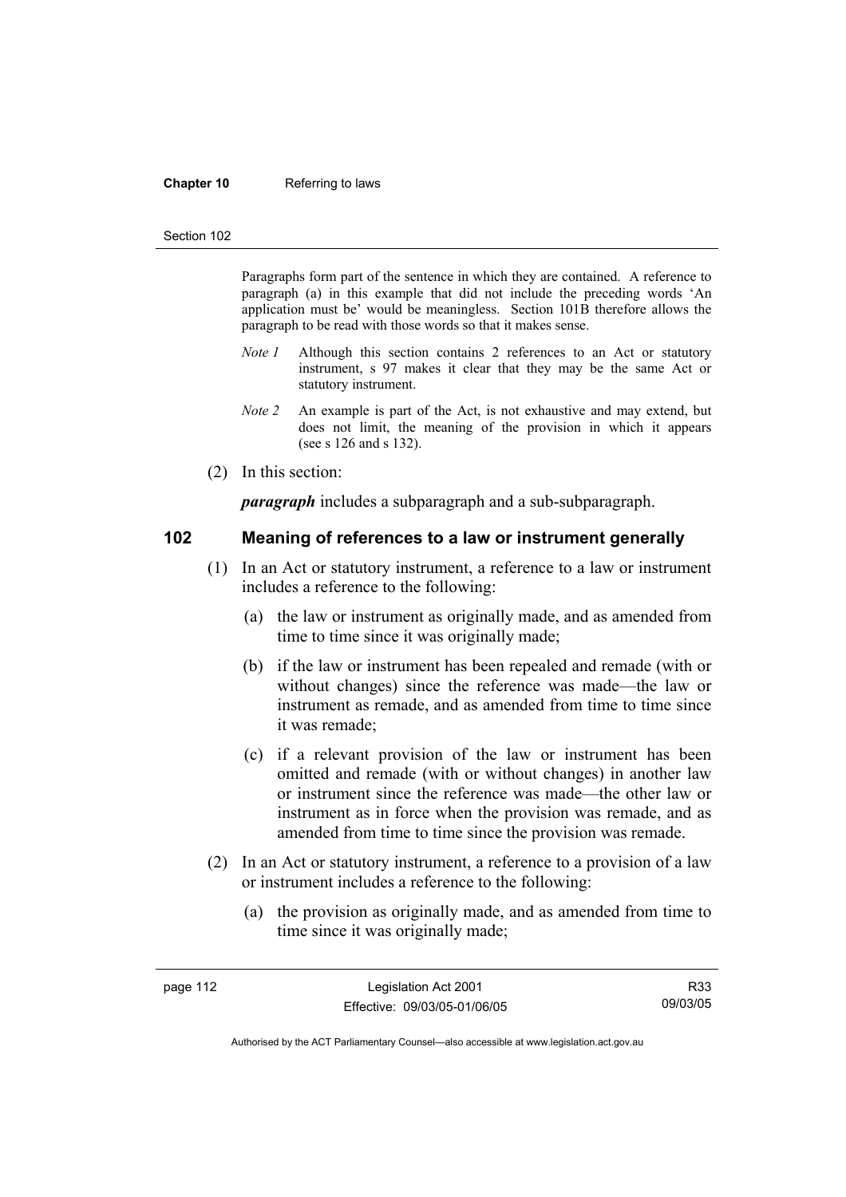Paragraphs form part of the sentence in which they are contained. A reference to paragraph (a) in this example that did not include the preceding words 'An application must be' would be meaningless. Section 101B therefore allows the paragraph to be read with those words so that it makes sense.

*Note 1* Although this section contains 2 references to an Act or statutory instrument, s 97 makes it clear that they may be the same Act or statutory instrument.

*Note 2* An example is part of the Act, is not exhaustive and may extend, but does not limit, the meaning of the provision in which it appears (see s 126 and s 132).

(2) In this section:

***paragraph*** includes a subparagraph and a sub-subparagraph.

## 102 Meaning of references to a law or instrument generally

(1) In an Act or statutory instrument, a reference to a law or instrument includes a reference to the following:

(a) the law or instrument as originally made, and as amended from time to time since it was originally made;

(b) if the law or instrument has been repealed and remade (with or without changes) since the reference was made—the law or instrument as remade, and as amended from time to time since it was remade;

(c) if a relevant provision of the law or instrument has been omitted and remade (with or without changes) in another law or instrument since the reference was made—the other law or instrument as in force when the provision was remade, and as amended from time to time since the provision was remade.

(2) In an Act or statutory instrument, a reference to a provision of a law or instrument includes a reference to the following:

(a) the provision as originally made, and as amended from time to time since it was originally made;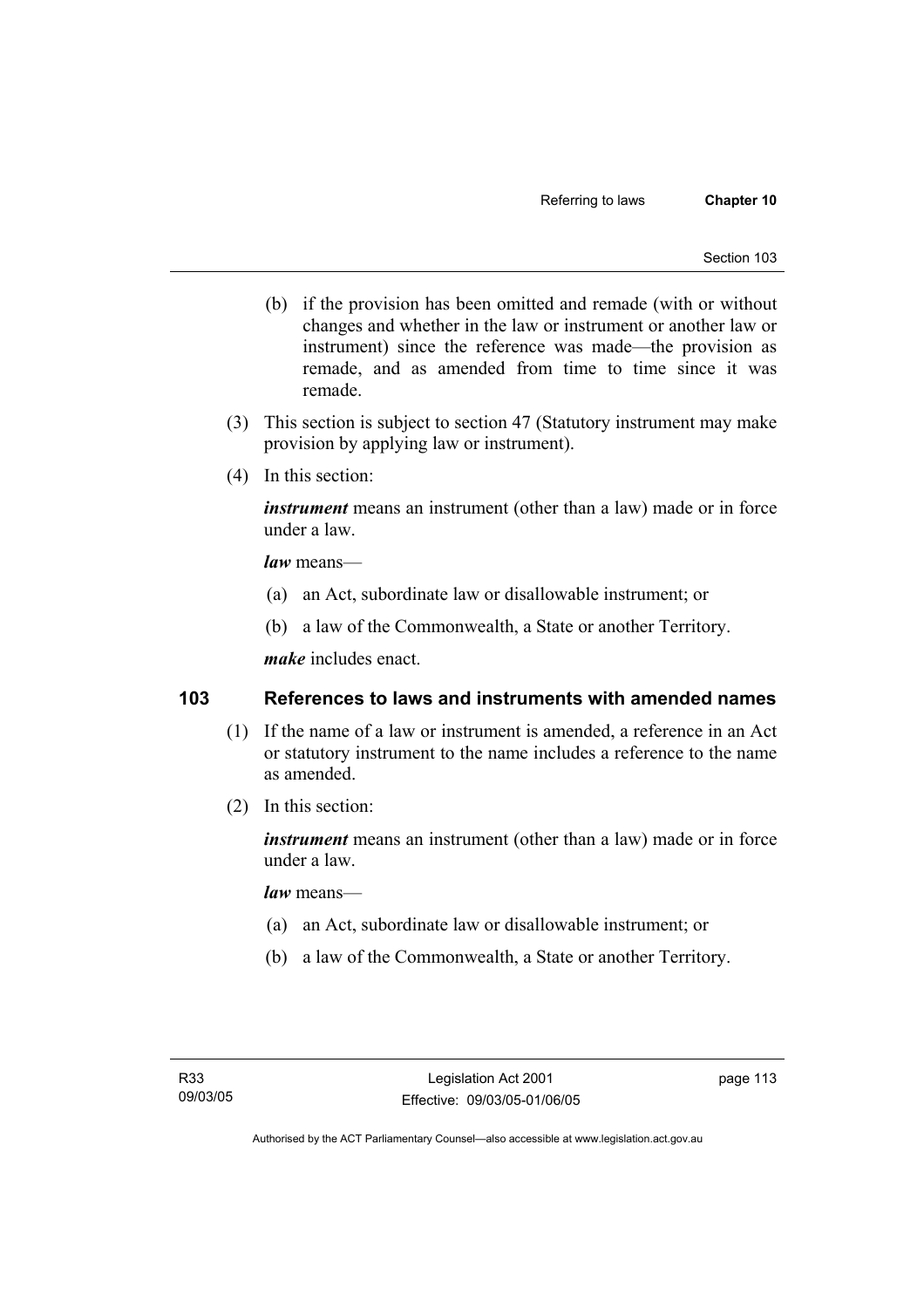(b) if the provision has been omitted and remade (with or without changes and whether in the law or instrument or another law or instrument) since the reference was made—the provision as remade, and as amended from time to time since it was remade.

(3) This section is subject to section 47 (Statutory instrument may make provision by applying law or instrument).

(4) In this section:

***instrument*** means an instrument (other than a law) made or in force under a law.

***law*** means—

(a) an Act, subordinate law or disallowable instrument; or

(b) a law of the Commonwealth, a State or another Territory.

***make*** includes enact.

## 103 References to laws and instruments with amended names

(1) If the name of a law or instrument is amended, a reference in an Act or statutory instrument to the name includes a reference to the name as amended.

(2) In this section:

***instrument*** means an instrument (other than a law) made or in force under a law.

***law*** means—

(a) an Act, subordinate law or disallowable instrument; or

(b) a law of the Commonwealth, a State or another Territory.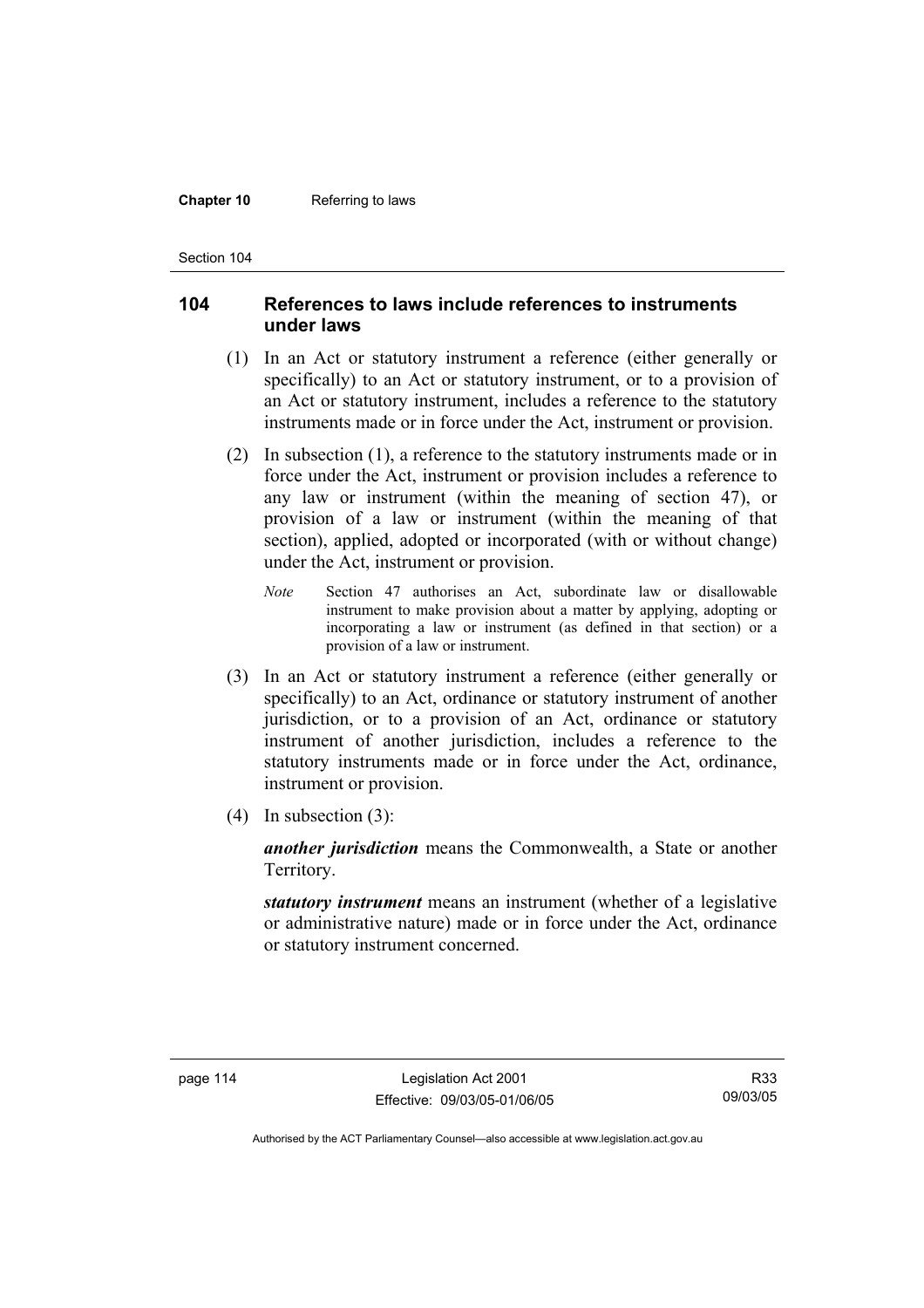## 104 References to laws include references to instruments under laws

(1) In an Act or statutory instrument a reference (either generally or specifically) to an Act or statutory instrument, or to a provision of an Act or statutory instrument, includes a reference to the statutory instruments made or in force under the Act, instrument or provision.

(2) In subsection (1), a reference to the statutory instruments made or in force under the Act, instrument or provision includes a reference to any law or instrument (within the meaning of section 47), or provision of a law or instrument (within the meaning of that section), applied, adopted or incorporated (with or without change) under the Act, instrument or provision.

*Note* Section 47 authorises an Act, subordinate law or disallowable instrument to make provision about a matter by applying, adopting or incorporating a law or instrument (as defined in that section) or a provision of a law or instrument.

(3) In an Act or statutory instrument a reference (either generally or specifically) to an Act, ordinance or statutory instrument of another jurisdiction, or to a provision of an Act, ordinance or statutory instrument of another jurisdiction, includes a reference to the statutory instruments made or in force under the Act, ordinance, instrument or provision.

(4) In subsection (3):

***another jurisdiction*** means the Commonwealth, a State or another Territory.

***statutory instrument*** means an instrument (whether of a legislative or administrative nature) made or in force under the Act, ordinance or statutory instrument concerned.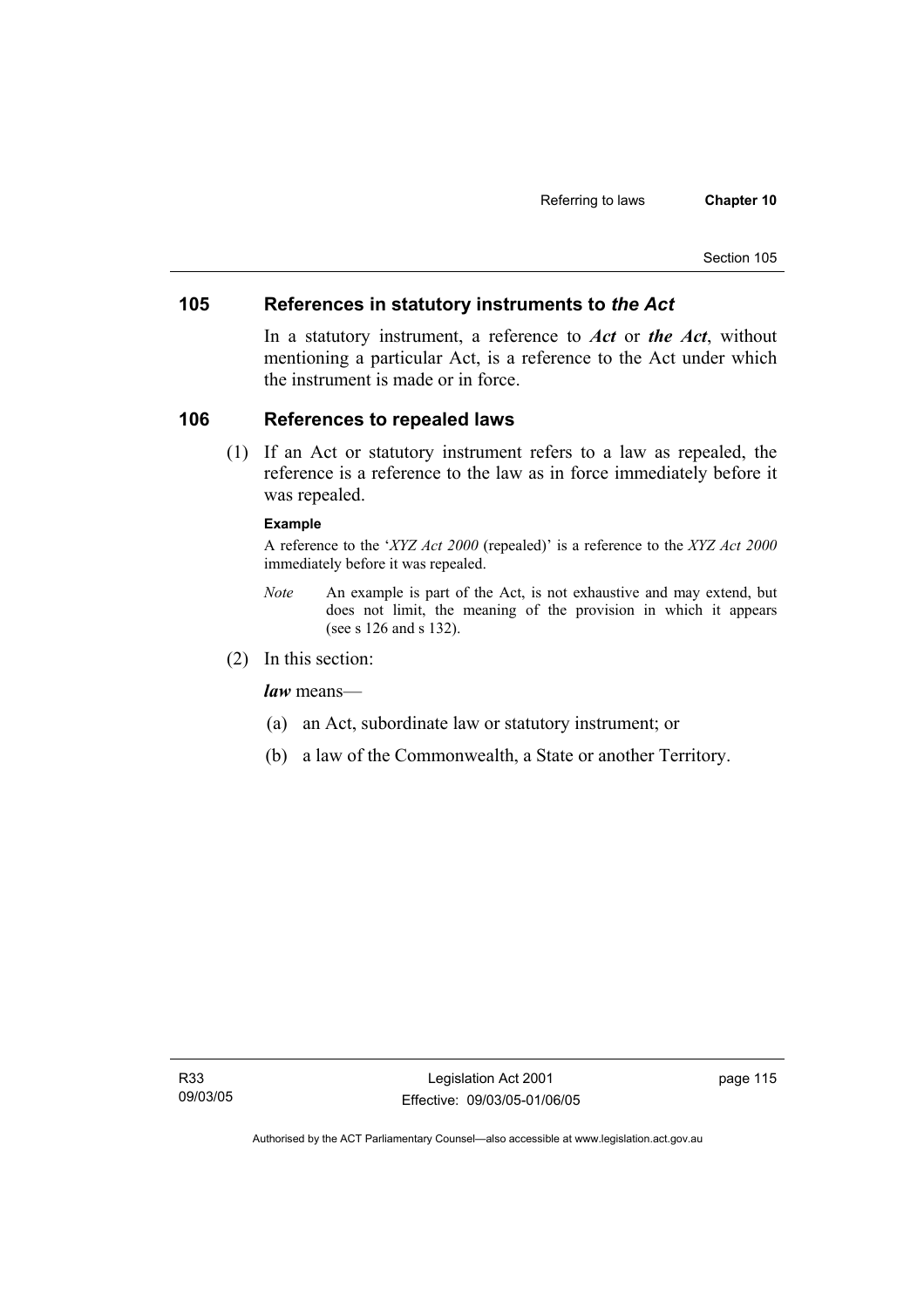## 105 References in statutory instruments to *the Act*

In a statutory instrument, a reference to ***Act*** or ***the Act***, without mentioning a particular Act, is a reference to the Act under which the instrument is made or in force.

## 106 References to repealed laws

(1) If an Act or statutory instrument refers to a law as repealed, the reference is a reference to the law as in force immediately before it was repealed.

**Example**

A reference to the '*XYZ Act 2000* (repealed)' is a reference to the *XYZ Act 2000* immediately before it was repealed.

*Note* An example is part of the Act, is not exhaustive and may extend, but does not limit, the meaning of the provision in which it appears (see s 126 and s 132).

(2) In this section:

***law*** means—

(a) an Act, subordinate law or statutory instrument; or

(b) a law of the Commonwealth, a State or another Territory.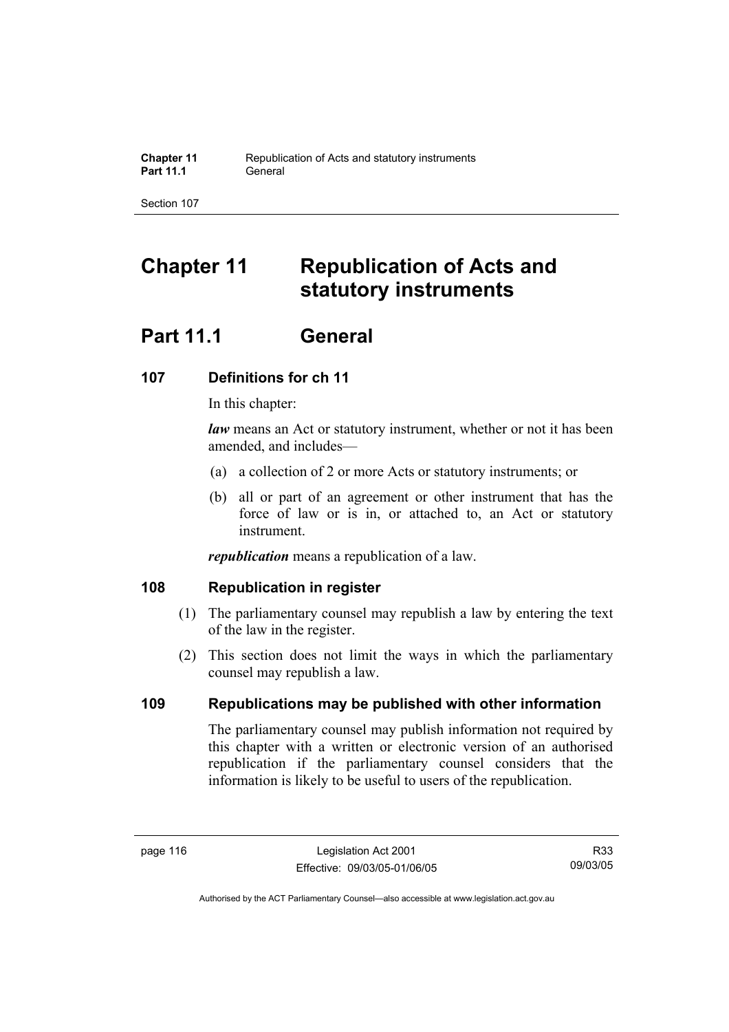# Chapter 11 Republication of Acts and statutory instruments

## Part 11.1 General

### 107 Definitions for ch 11

In this chapter:

***law*** means an Act or statutory instrument, whether or not it has been amended, and includes—

(a) a collection of 2 or more Acts or statutory instruments; or

(b) all or part of an agreement or other instrument that has the force of law or is in, or attached to, an Act or statutory instrument.

***republication*** means a republication of a law.

### 108 Republication in register

(1) The parliamentary counsel may republish a law by entering the text of the law in the register.

(2) This section does not limit the ways in which the parliamentary counsel may republish a law.

### 109 Republications may be published with other information

The parliamentary counsel may publish information not required by this chapter with a written or electronic version of an authorised republication if the parliamentary counsel considers that the information is likely to be useful to users of the republication.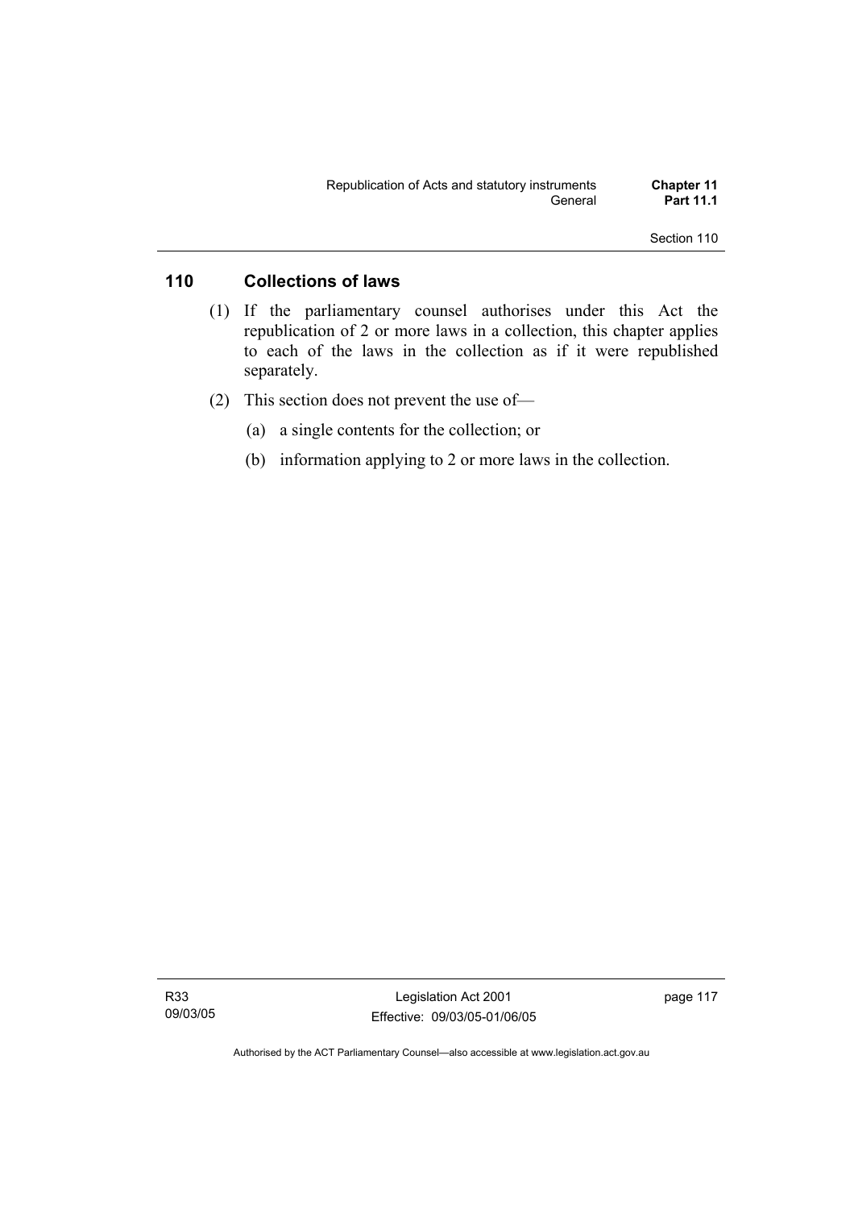## 110 Collections of laws

(1) If the parliamentary counsel authorises under this Act the republication of 2 or more laws in a collection, this chapter applies to each of the laws in the collection as if it were republished separately.

(2) This section does not prevent the use of—

(a) a single contents for the collection; or

(b) information applying to 2 or more laws in the collection.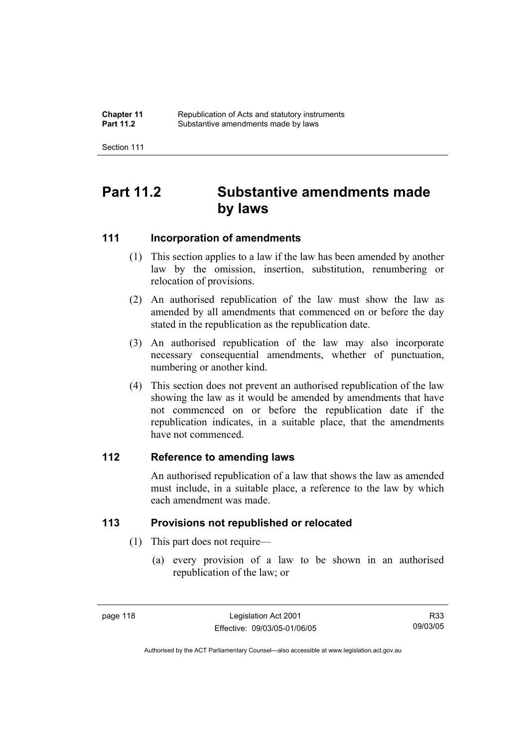# Part 11.2 Substantive amendments made by laws

## 111 Incorporation of amendments

(1) This section applies to a law if the law has been amended by another law by the omission, insertion, substitution, renumbering or relocation of provisions.

(2) An authorised republication of the law must show the law as amended by all amendments that commenced on or before the day stated in the republication as the republication date.

(3) An authorised republication of the law may also incorporate necessary consequential amendments, whether of punctuation, numbering or another kind.

(4) This section does not prevent an authorised republication of the law showing the law as it would be amended by amendments that have not commenced on or before the republication date if the republication indicates, in a suitable place, that the amendments have not commenced.

## 112 Reference to amending laws

An authorised republication of a law that shows the law as amended must include, in a suitable place, a reference to the law by which each amendment was made.

## 113 Provisions not republished or relocated

(1) This part does not require—

(a) every provision of a law to be shown in an authorised republication of the law; or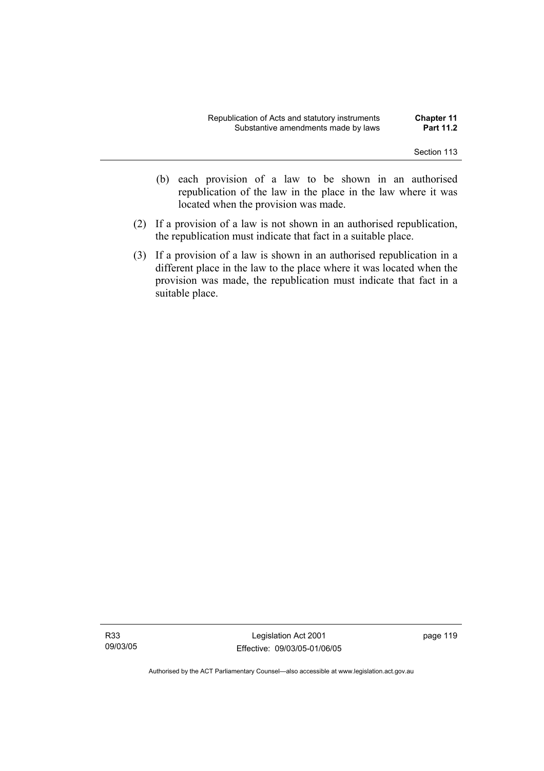(b) each provision of a law to be shown in an authorised republication of the law in the place in the law where it was located when the provision was made.

(2) If a provision of a law is not shown in an authorised republication, the republication must indicate that fact in a suitable place.

(3) If a provision of a law is shown in an authorised republication in a different place in the law to the place where it was located when the provision was made, the republication must indicate that fact in a suitable place.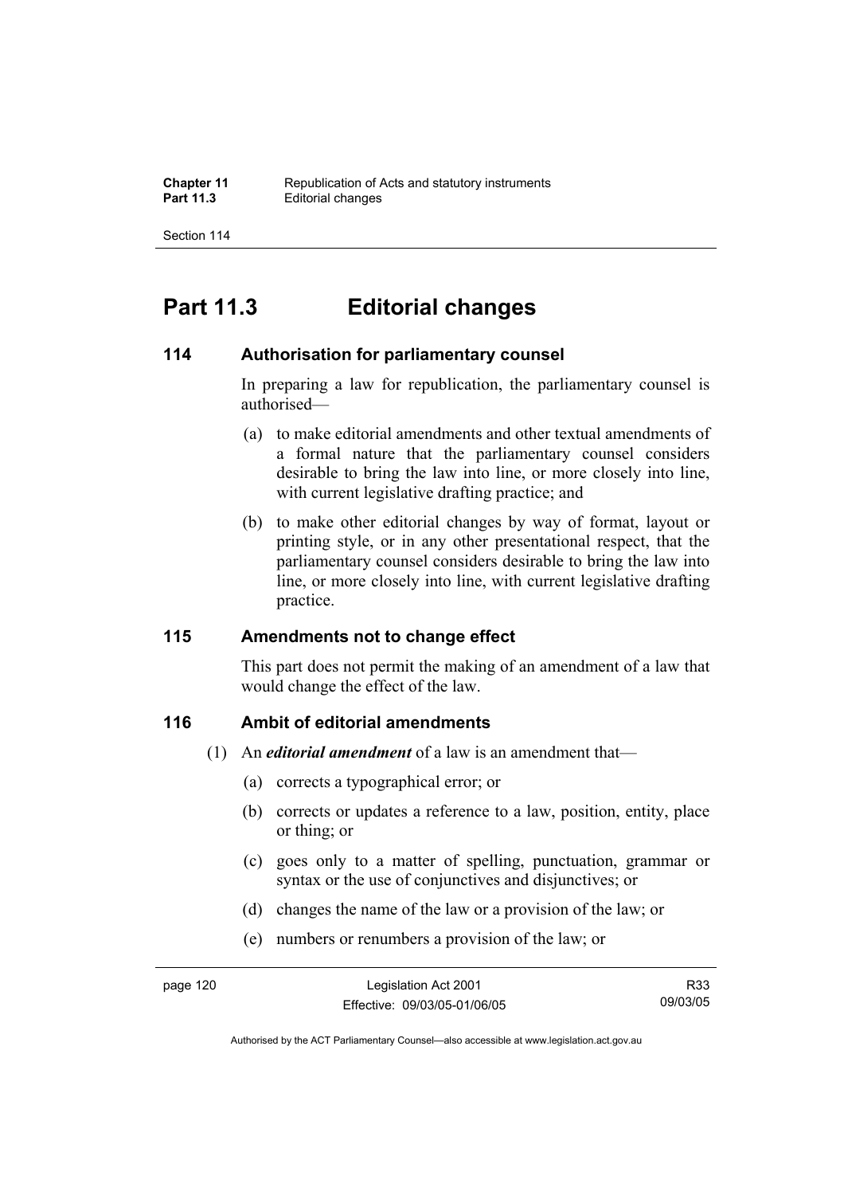# Part 11.3 Editorial changes

### 114 Authorisation for parliamentary counsel

In preparing a law for republication, the parliamentary counsel is authorised—

(a) to make editorial amendments and other textual amendments of a formal nature that the parliamentary counsel considers desirable to bring the law into line, or more closely into line, with current legislative drafting practice; and

(b) to make other editorial changes by way of format, layout or printing style, or in any other presentational respect, that the parliamentary counsel considers desirable to bring the law into line, or more closely into line, with current legislative drafting practice.

### 115 Amendments not to change effect

This part does not permit the making of an amendment of a law that would change the effect of the law.

### 116 Ambit of editorial amendments

(1) An ***editorial amendment*** of a law is an amendment that—

(a) corrects a typographical error; or

(b) corrects or updates a reference to a law, position, entity, place or thing; or

(c) goes only to a matter of spelling, punctuation, grammar or syntax or the use of conjunctives and disjunctives; or

(d) changes the name of the law or a provision of the law; or

(e) numbers or renumbers a provision of the law; or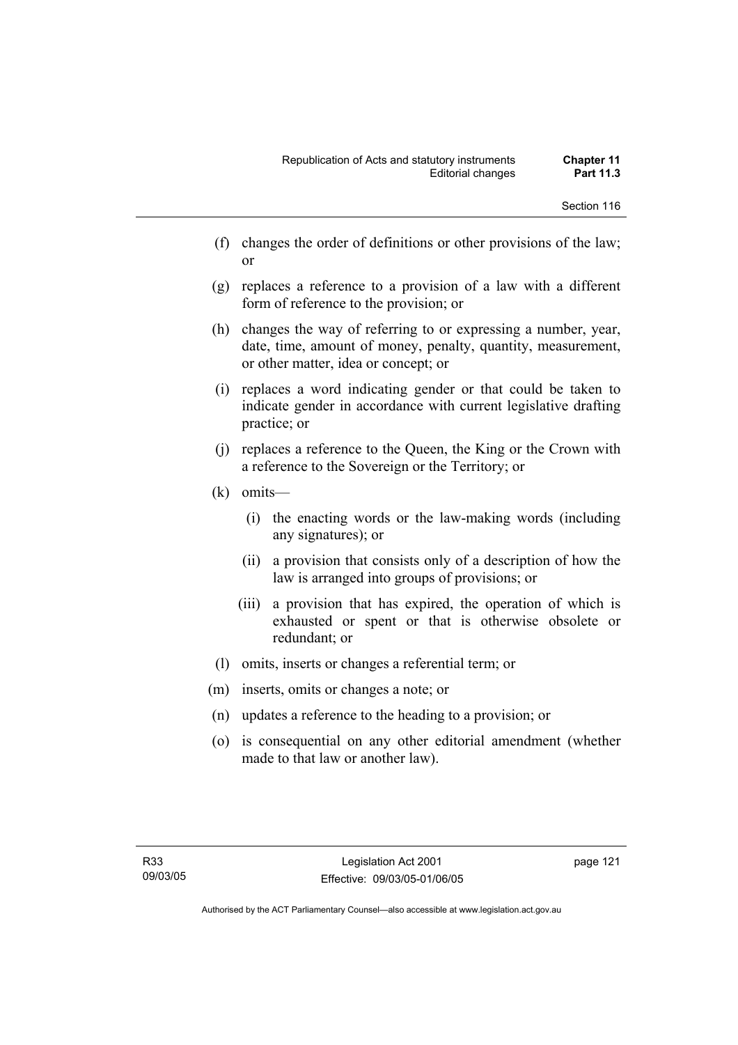(f) changes the order of definitions or other provisions of the law; or

(g) replaces a reference to a provision of a law with a different form of reference to the provision; or

(h) changes the way of referring to or expressing a number, year, date, time, amount of money, penalty, quantity, measurement, or other matter, idea or concept; or

(i) replaces a word indicating gender or that could be taken to indicate gender in accordance with current legislative drafting practice; or

(j) replaces a reference to the Queen, the King or the Crown with a reference to the Sovereign or the Territory; or

(k) omits—

(i) the enacting words or the law-making words (including any signatures); or

(ii) a provision that consists only of a description of how the law is arranged into groups of provisions; or

(iii) a provision that has expired, the operation of which is exhausted or spent or that is otherwise obsolete or redundant; or

(l) omits, inserts or changes a referential term; or

(m) inserts, omits or changes a note; or

(n) updates a reference to the heading to a provision; or

(o) is consequential on any other editorial amendment (whether made to that law or another law).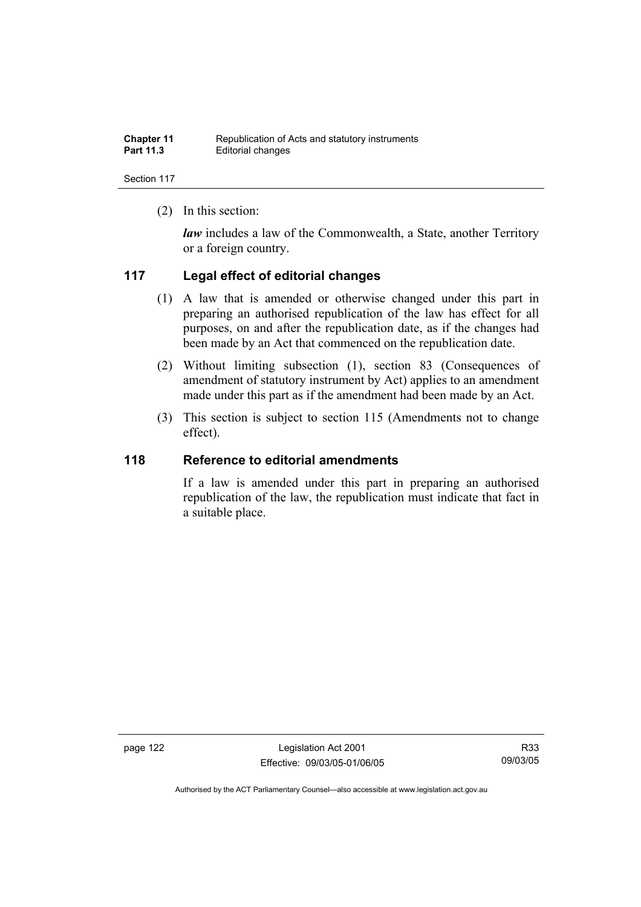(2) In this section:

***law*** includes a law of the Commonwealth, a State, another Territory or a foreign country.

## 117 Legal effect of editorial changes

(1) A law that is amended or otherwise changed under this part in preparing an authorised republication of the law has effect for all purposes, on and after the republication date, as if the changes had been made by an Act that commenced on the republication date.

(2) Without limiting subsection (1), section 83 (Consequences of amendment of statutory instrument by Act) applies to an amendment made under this part as if the amendment had been made by an Act.

(3) This section is subject to section 115 (Amendments not to change effect).

## 118 Reference to editorial amendments

If a law is amended under this part in preparing an authorised republication of the law, the republication must indicate that fact in a suitable place.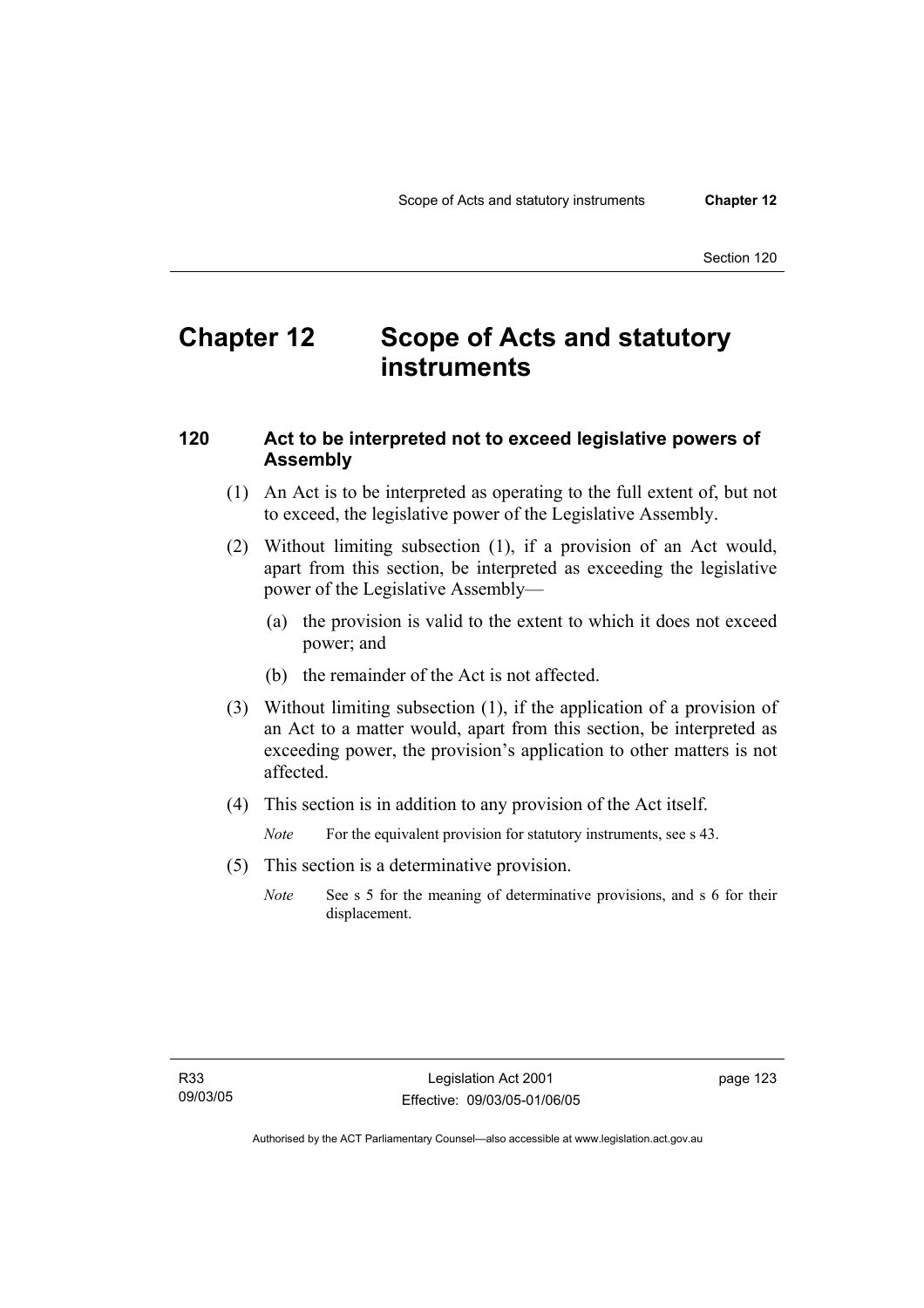# Chapter 12 Scope of Acts and statutory instruments

## 120 Act to be interpreted not to exceed legislative powers of Assembly

(1) An Act is to be interpreted as operating to the full extent of, but not to exceed, the legislative power of the Legislative Assembly.

(2) Without limiting subsection (1), if a provision of an Act would, apart from this section, be interpreted as exceeding the legislative power of the Legislative Assembly—

(a) the provision is valid to the extent to which it does not exceed power; and

(b) the remainder of the Act is not affected.

(3) Without limiting subsection (1), if the application of a provision of an Act to a matter would, apart from this section, be interpreted as exceeding power, the provision's application to other matters is not affected.

(4) This section is in addition to any provision of the Act itself.

*Note* For the equivalent provision for statutory instruments, see s 43.

(5) This section is a determinative provision.

*Note* See s 5 for the meaning of determinative provisions, and s 6 for their displacement.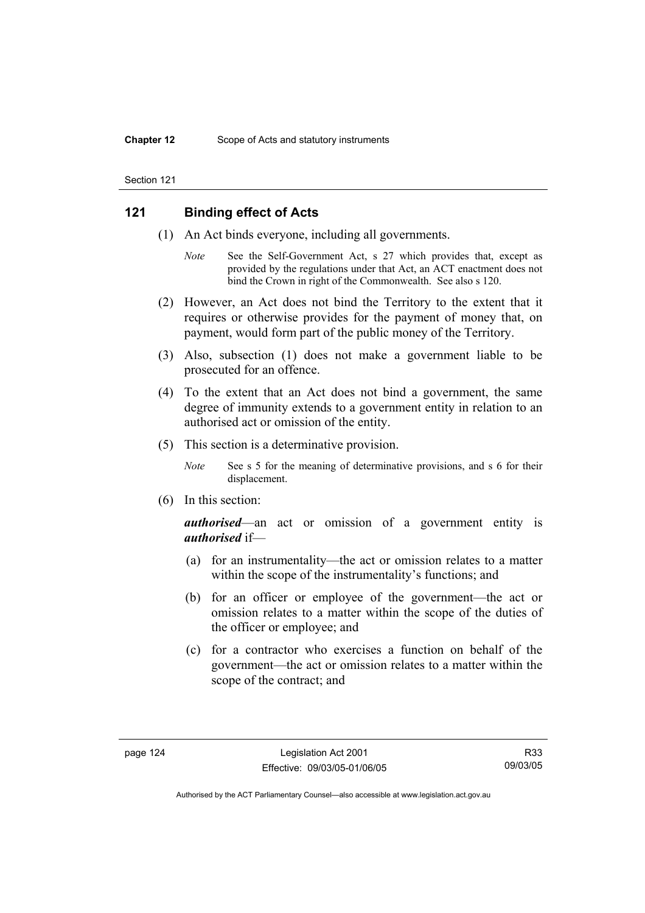## 121 Binding effect of Acts

(1) An Act binds everyone, including all governments.

*Note* See the Self-Government Act, s 27 which provides that, except as provided by the regulations under that Act, an ACT enactment does not bind the Crown in right of the Commonwealth. See also s 120.

(2) However, an Act does not bind the Territory to the extent that it requires or otherwise provides for the payment of money that, on payment, would form part of the public money of the Territory.

(3) Also, subsection (1) does not make a government liable to be prosecuted for an offence.

(4) To the extent that an Act does not bind a government, the same degree of immunity extends to a government entity in relation to an authorised act or omission of the entity.

(5) This section is a determinative provision.

*Note* See s 5 for the meaning of determinative provisions, and s 6 for their displacement.

(6) In this section:

***authorised***—an act or omission of a government entity is ***authorised*** if—

(a) for an instrumentality—the act or omission relates to a matter within the scope of the instrumentality's functions; and

(b) for an officer or employee of the government—the act or omission relates to a matter within the scope of the duties of the officer or employee; and

(c) for a contractor who exercises a function on behalf of the government—the act or omission relates to a matter within the scope of the contract; and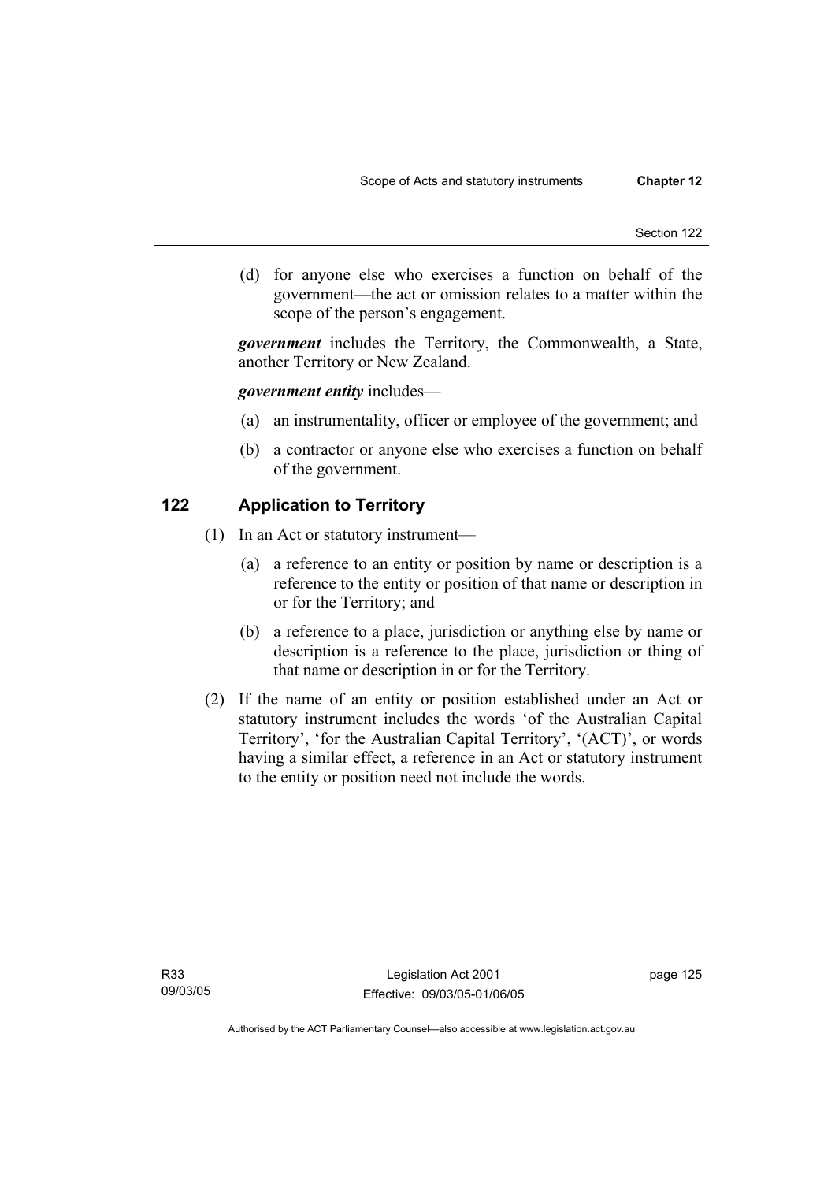(d) for anyone else who exercises a function on behalf of the government—the act or omission relates to a matter within the scope of the person's engagement.

***government*** includes the Territory, the Commonwealth, a State, another Territory or New Zealand.

***government entity*** includes—

(a) an instrumentality, officer or employee of the government; and

(b) a contractor or anyone else who exercises a function on behalf of the government.

## 122 Application to Territory

(1) In an Act or statutory instrument—

(a) a reference to an entity or position by name or description is a reference to the entity or position of that name or description in or for the Territory; and

(b) a reference to a place, jurisdiction or anything else by name or description is a reference to the place, jurisdiction or thing of that name or description in or for the Territory.

(2) If the name of an entity or position established under an Act or statutory instrument includes the words 'of the Australian Capital Territory', 'for the Australian Capital Territory', '(ACT)', or words having a similar effect, a reference in an Act or statutory instrument to the entity or position need not include the words.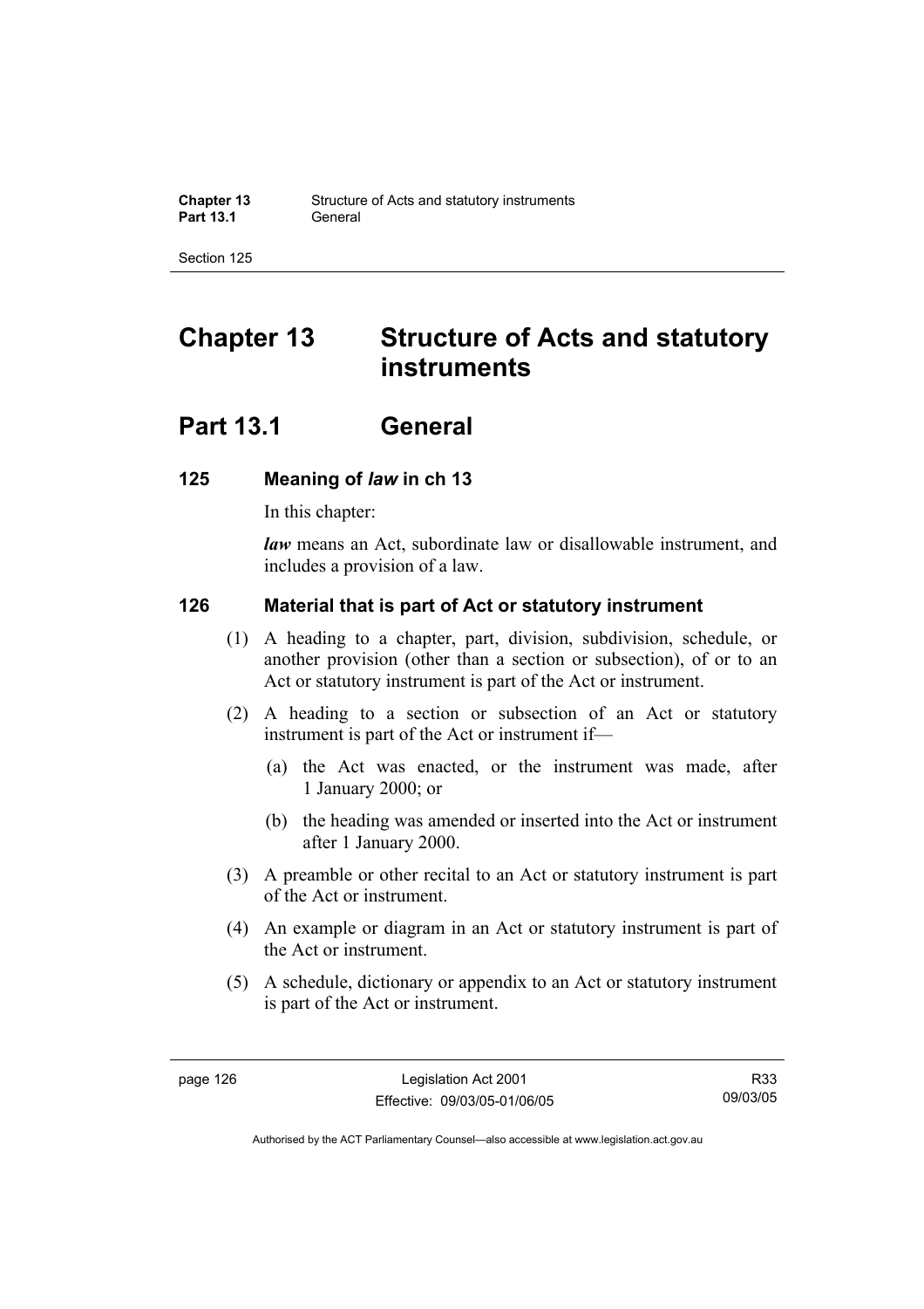# Chapter 13 Structure of Acts and statutory instruments

## Part 13.1 General

### 125 Meaning of *law* in ch 13

In this chapter:

***law*** means an Act, subordinate law or disallowable instrument, and includes a provision of a law.

### 126 Material that is part of Act or statutory instrument

(1) A heading to a chapter, part, division, subdivision, schedule, or another provision (other than a section or subsection), of or to an Act or statutory instrument is part of the Act or instrument.

(2) A heading to a section or subsection of an Act or statutory instrument is part of the Act or instrument if—

(a) the Act was enacted, or the instrument was made, after 1 January 2000; or

(b) the heading was amended or inserted into the Act or instrument after 1 January 2000.

(3) A preamble or other recital to an Act or statutory instrument is part of the Act or instrument.

(4) An example or diagram in an Act or statutory instrument is part of the Act or instrument.

(5) A schedule, dictionary or appendix to an Act or statutory instrument is part of the Act or instrument.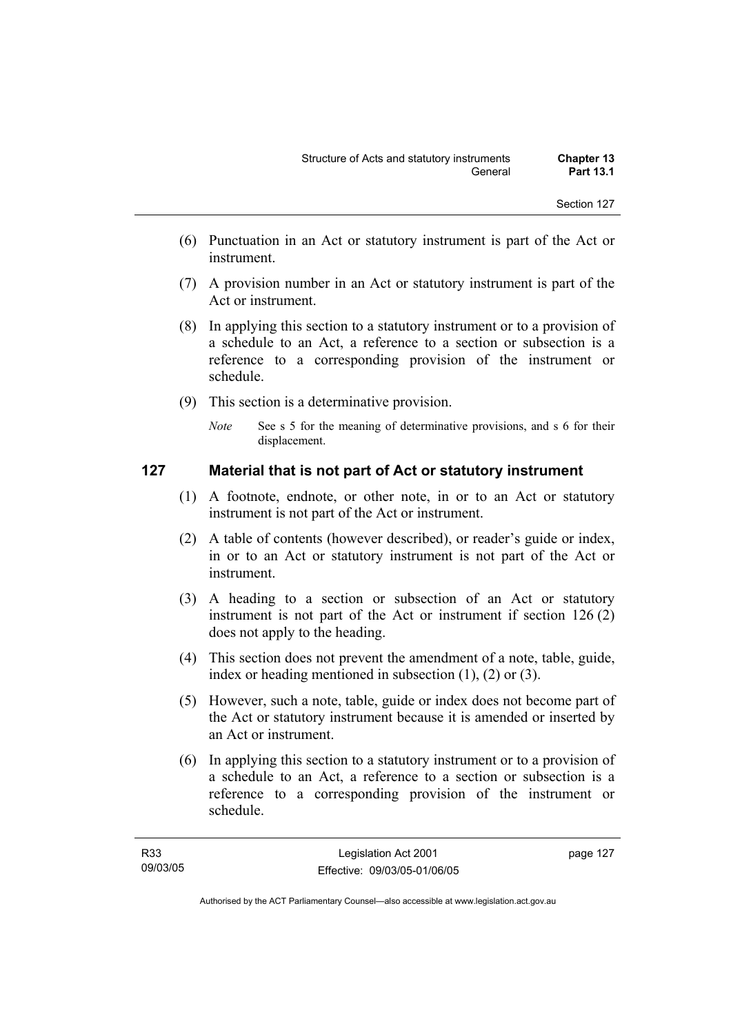(6) Punctuation in an Act or statutory instrument is part of the Act or instrument.

(7) A provision number in an Act or statutory instrument is part of the Act or instrument.

(8) In applying this section to a statutory instrument or to a provision of a schedule to an Act, a reference to a section or subsection is a reference to a corresponding provision of the instrument or schedule.

(9) This section is a determinative provision.

*Note* See s 5 for the meaning of determinative provisions, and s 6 for their displacement.

## 127 Material that is not part of Act or statutory instrument

(1) A footnote, endnote, or other note, in or to an Act or statutory instrument is not part of the Act or instrument.

(2) A table of contents (however described), or reader's guide or index, in or to an Act or statutory instrument is not part of the Act or instrument.

(3) A heading to a section or subsection of an Act or statutory instrument is not part of the Act or instrument if section 126 (2) does not apply to the heading.

(4) This section does not prevent the amendment of a note, table, guide, index or heading mentioned in subsection (1), (2) or (3).

(5) However, such a note, table, guide or index does not become part of the Act or statutory instrument because it is amended or inserted by an Act or instrument.

(6) In applying this section to a statutory instrument or to a provision of a schedule to an Act, a reference to a section or subsection is a reference to a corresponding provision of the instrument or schedule.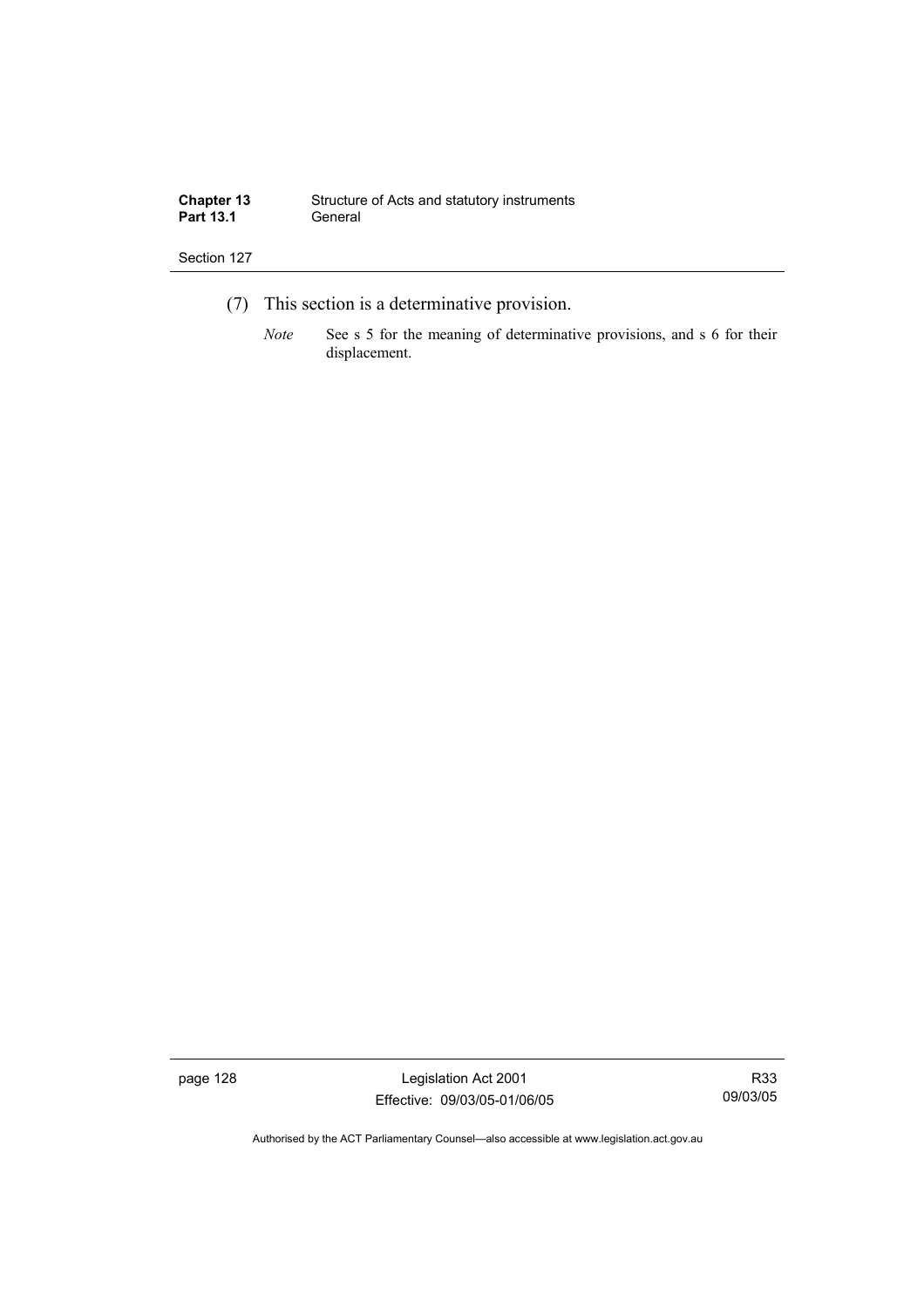(7) This section is a determinative provision.

*Note* See s 5 for the meaning of determinative provisions, and s 6 for their displacement.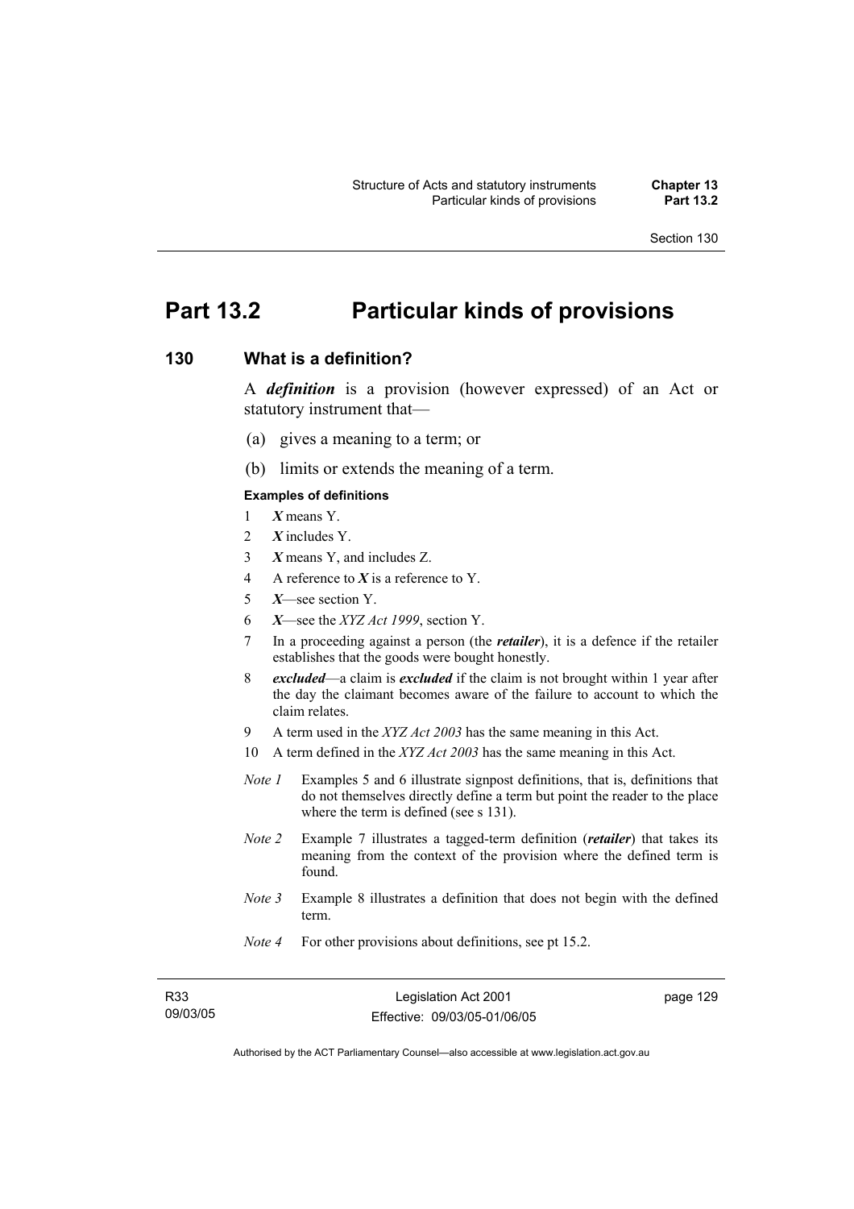# Part 13.2 Particular kinds of provisions

## 130 What is a definition?

A ***definition*** is a provision (however expressed) of an Act or statutory instrument that—

(a) gives a meaning to a term; or

(b) limits or extends the meaning of a term.

**Examples of definitions**

1 ***X*** means Y.

2 ***X*** includes Y.

3 ***X*** means Y, and includes Z.

4 A reference to ***X*** is a reference to Y.

5 ***X***—see section Y.

6 ***X***—see the *XYZ Act 1999*, section Y.

7 In a proceeding against a person (the ***retailer***), it is a defence if the retailer establishes that the goods were bought honestly.

8 ***excluded***—a claim is ***excluded*** if the claim is not brought within 1 year after the day the claimant becomes aware of the failure to account to which the claim relates.

9 A term used in the *XYZ Act 2003* has the same meaning in this Act.

10 A term defined in the *XYZ Act 2003* has the same meaning in this Act.

*Note 1* Examples 5 and 6 illustrate signpost definitions, that is, definitions that do not themselves directly define a term but point the reader to the place where the term is defined (see s 131).

*Note 2* Example 7 illustrates a tagged-term definition (***retailer***) that takes its meaning from the context of the provision where the defined term is found.

*Note 3* Example 8 illustrates a definition that does not begin with the defined term.

*Note 4* For other provisions about definitions, see pt 15.2.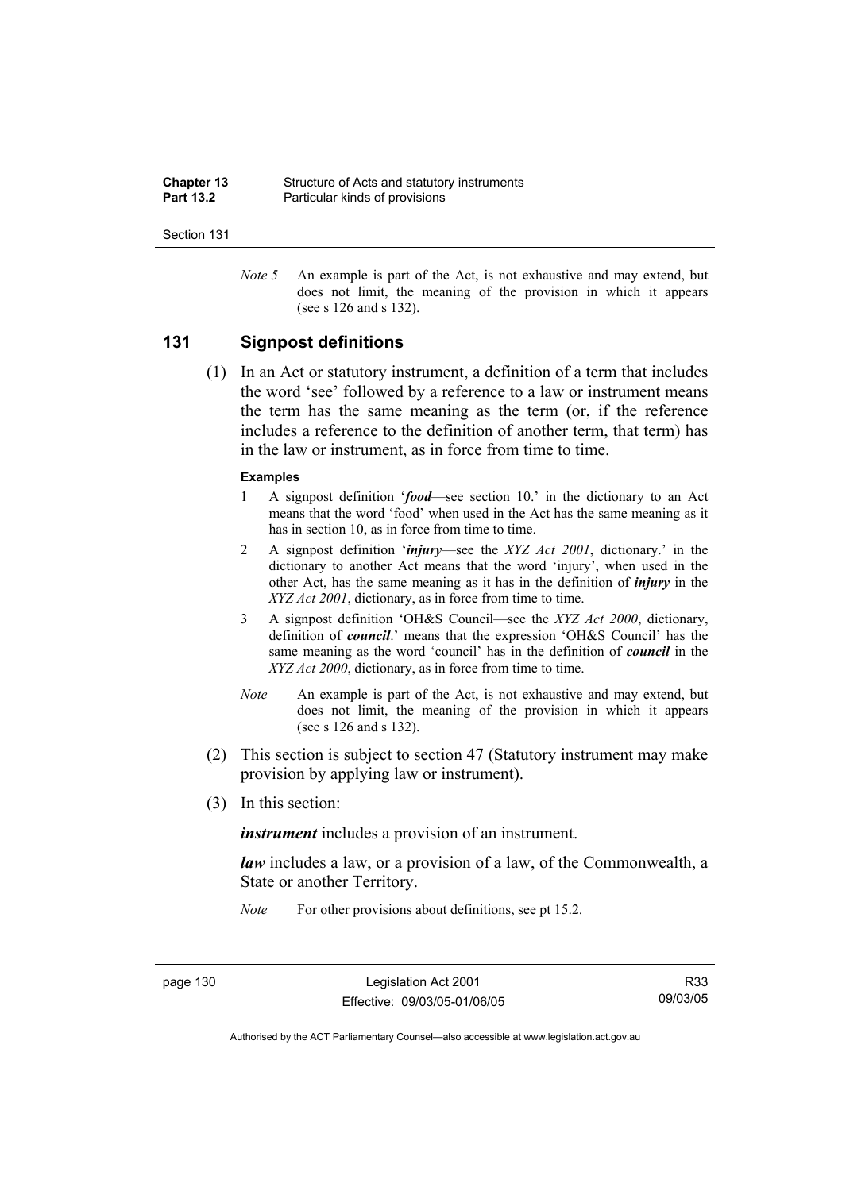*Note 5* An example is part of the Act, is not exhaustive and may extend, but does not limit, the meaning of the provision in which it appears (see s 126 and s 132).

## 131 Signpost definitions

(1) In an Act or statutory instrument, a definition of a term that includes the word 'see' followed by a reference to a law or instrument means the term has the same meaning as the term (or, if the reference includes a reference to the definition of another term, that term) has in the law or instrument, as in force from time to time.

**Examples**

1 A signpost definition '***food***—see section 10.' in the dictionary to an Act means that the word 'food' when used in the Act has the same meaning as it has in section 10, as in force from time to time.

2 A signpost definition '***injury***—see the *XYZ Act 2001*, dictionary.' in the dictionary to another Act means that the word 'injury', when used in the other Act, has the same meaning as it has in the definition of ***injury*** in the *XYZ Act 2001*, dictionary, as in force from time to time.

3 A signpost definition 'OH&S Council—see the *XYZ Act 2000*, dictionary, definition of ***council***.' means that the expression 'OH&S Council' has the same meaning as the word 'council' has in the definition of ***council*** in the *XYZ Act 2000*, dictionary, as in force from time to time.

*Note* An example is part of the Act, is not exhaustive and may extend, but does not limit, the meaning of the provision in which it appears (see s 126 and s 132).

(2) This section is subject to section 47 (Statutory instrument may make provision by applying law or instrument).

(3) In this section:

***instrument*** includes a provision of an instrument.

***law*** includes a law, or a provision of a law, of the Commonwealth, a State or another Territory.

*Note* For other provisions about definitions, see pt 15.2.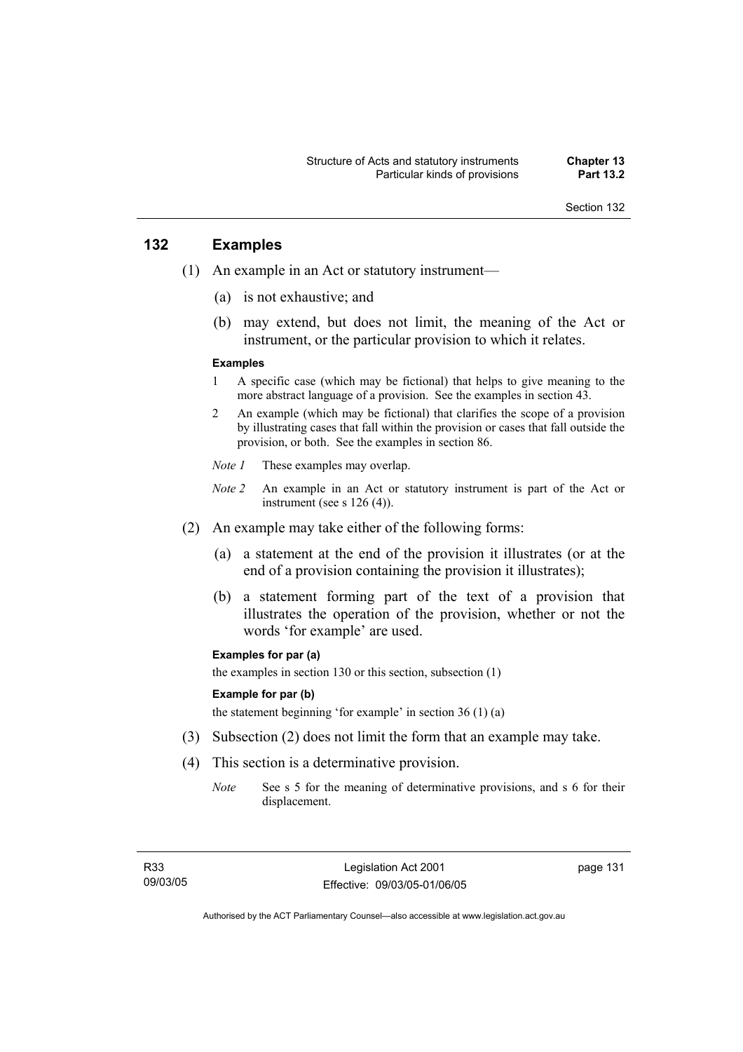## 132 Examples

(1) An example in an Act or statutory instrument—

(a) is not exhaustive; and

(b) may extend, but does not limit, the meaning of the Act or instrument, or the particular provision to which it relates.

**Examples**

1 A specific case (which may be fictional) that helps to give meaning to the more abstract language of a provision. See the examples in section 43.

2 An example (which may be fictional) that clarifies the scope of a provision by illustrating cases that fall within the provision or cases that fall outside the provision, or both. See the examples in section 86.

*Note 1* These examples may overlap.

*Note 2* An example in an Act or statutory instrument is part of the Act or instrument (see s 126 (4)).

(2) An example may take either of the following forms:

(a) a statement at the end of the provision it illustrates (or at the end of a provision containing the provision it illustrates);

(b) a statement forming part of the text of a provision that illustrates the operation of the provision, whether or not the words 'for example' are used.

**Examples for par (a)**

the examples in section 130 or this section, subsection (1)

**Example for par (b)**

the statement beginning 'for example' in section 36 (1) (a)

(3) Subsection (2) does not limit the form that an example may take.

(4) This section is a determinative provision.

*Note* See s 5 for the meaning of determinative provisions, and s 6 for their displacement.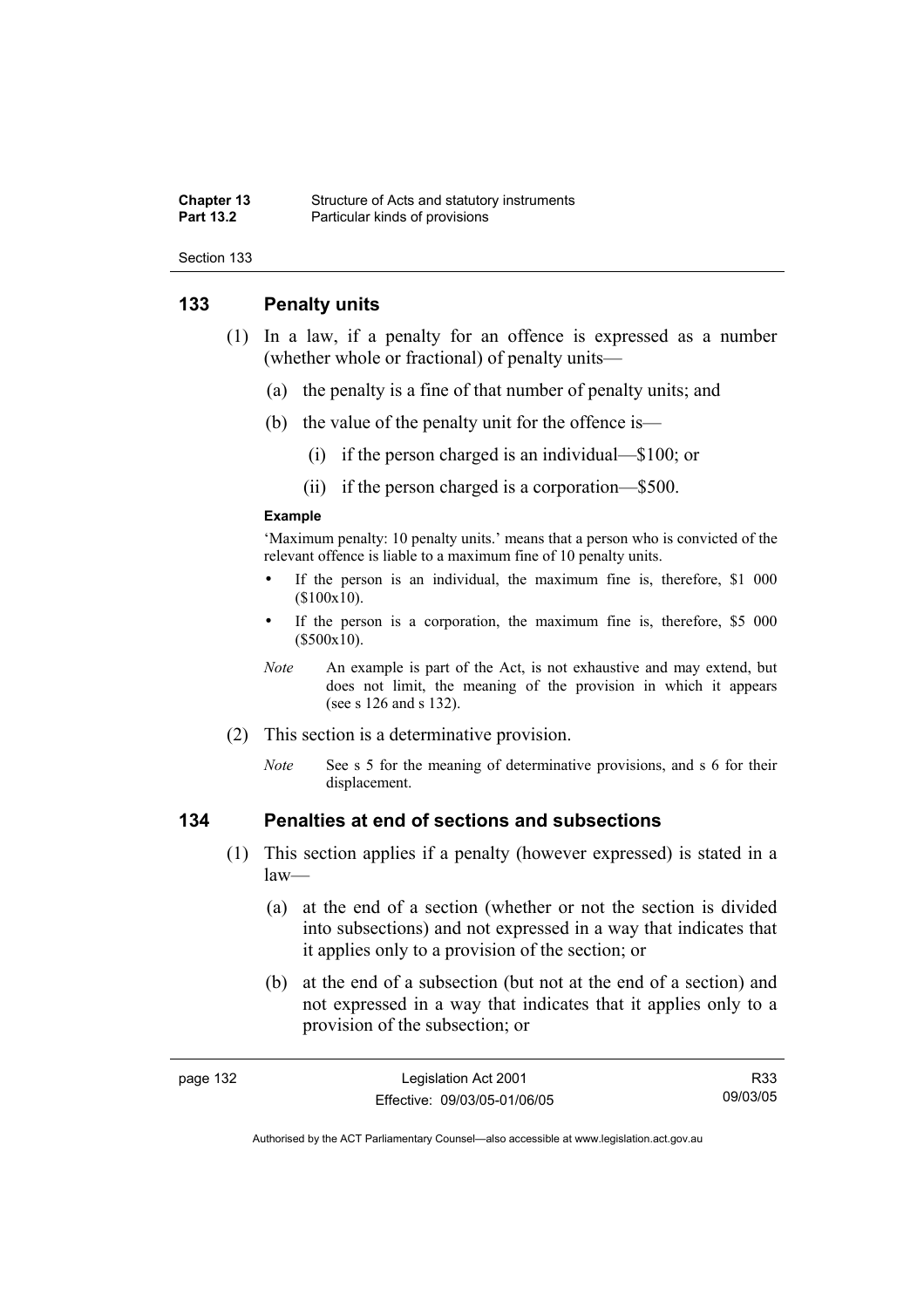## 133 Penalty units

(1) In a law, if a penalty for an offence is expressed as a number (whether whole or fractional) of penalty units—

(a) the penalty is a fine of that number of penalty units; and

(b) the value of the penalty unit for the offence is—

(i) if the person charged is an individual—$100; or

(ii) if the person charged is a corporation—$500.

**Example**

'Maximum penalty: 10 penalty units.' means that a person who is convicted of the relevant offence is liable to a maximum fine of 10 penalty units.

- If the person is an individual, the maximum fine is, therefore, $1 000 ($100x10).
- If the person is a corporation, the maximum fine is, therefore, $5 000 ($500x10).

*Note* An example is part of the Act, is not exhaustive and may extend, but does not limit, the meaning of the provision in which it appears (see s 126 and s 132).

(2) This section is a determinative provision.

*Note* See s 5 for the meaning of determinative provisions, and s 6 for their displacement.

## 134 Penalties at end of sections and subsections

(1) This section applies if a penalty (however expressed) is stated in a law—

(a) at the end of a section (whether or not the section is divided into subsections) and not expressed in a way that indicates that it applies only to a provision of the section; or

(b) at the end of a subsection (but not at the end of a section) and not expressed in a way that indicates that it applies only to a provision of the subsection; or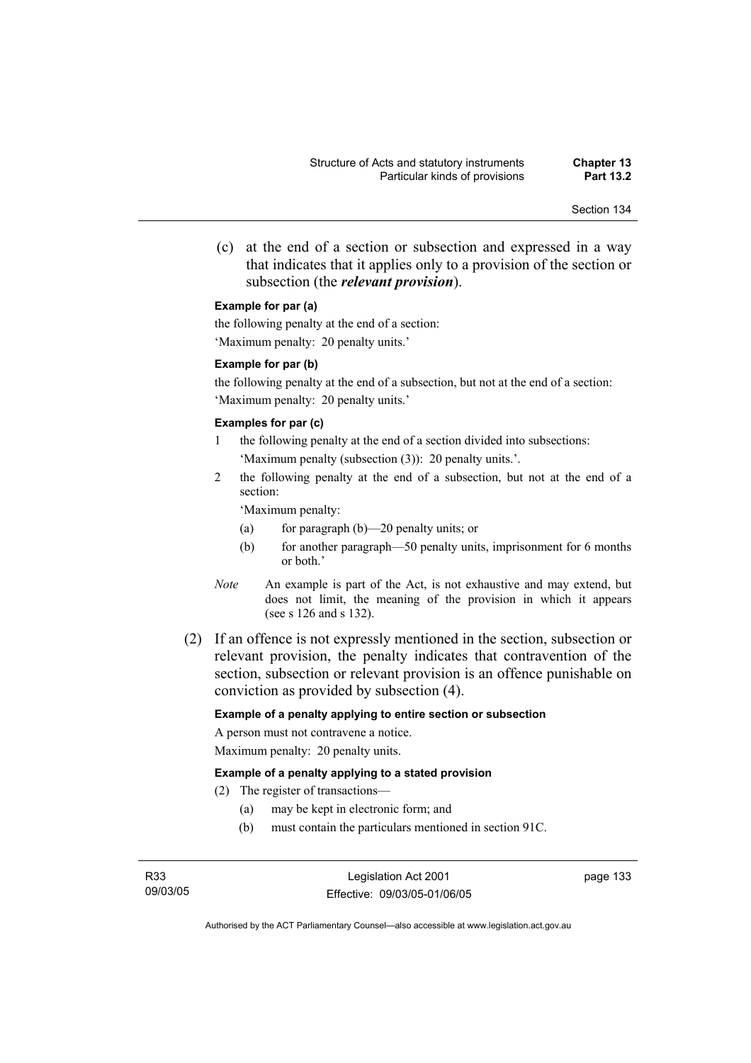(c) at the end of a section or subsection and expressed in a way that indicates that it applies only to a provision of the section or subsection (the ***relevant provision***).

**Example for par (a)**

the following penalty at the end of a section:

'Maximum penalty: 20 penalty units.'

**Example for par (b)**

the following penalty at the end of a subsection, but not at the end of a section:

'Maximum penalty: 20 penalty units.'

**Examples for par (c)**

1 the following penalty at the end of a section divided into subsections:

'Maximum penalty (subsection (3)): 20 penalty units.'.

2 the following penalty at the end of a subsection, but not at the end of a section:

'Maximum penalty:

(a) for paragraph (b)—20 penalty units; or

(b) for another paragraph—50 penalty units, imprisonment for 6 months or both.'

*Note* An example is part of the Act, is not exhaustive and may extend, but does not limit, the meaning of the provision in which it appears (see s 126 and s 132).

(2) If an offence is not expressly mentioned in the section, subsection or relevant provision, the penalty indicates that contravention of the section, subsection or relevant provision is an offence punishable on conviction as provided by subsection (4).

**Example of a penalty applying to entire section or subsection**

A person must not contravene a notice.

Maximum penalty: 20 penalty units.

**Example of a penalty applying to a stated provision**

(2) The register of transactions—

(a) may be kept in electronic form; and

(b) must contain the particulars mentioned in section 91C.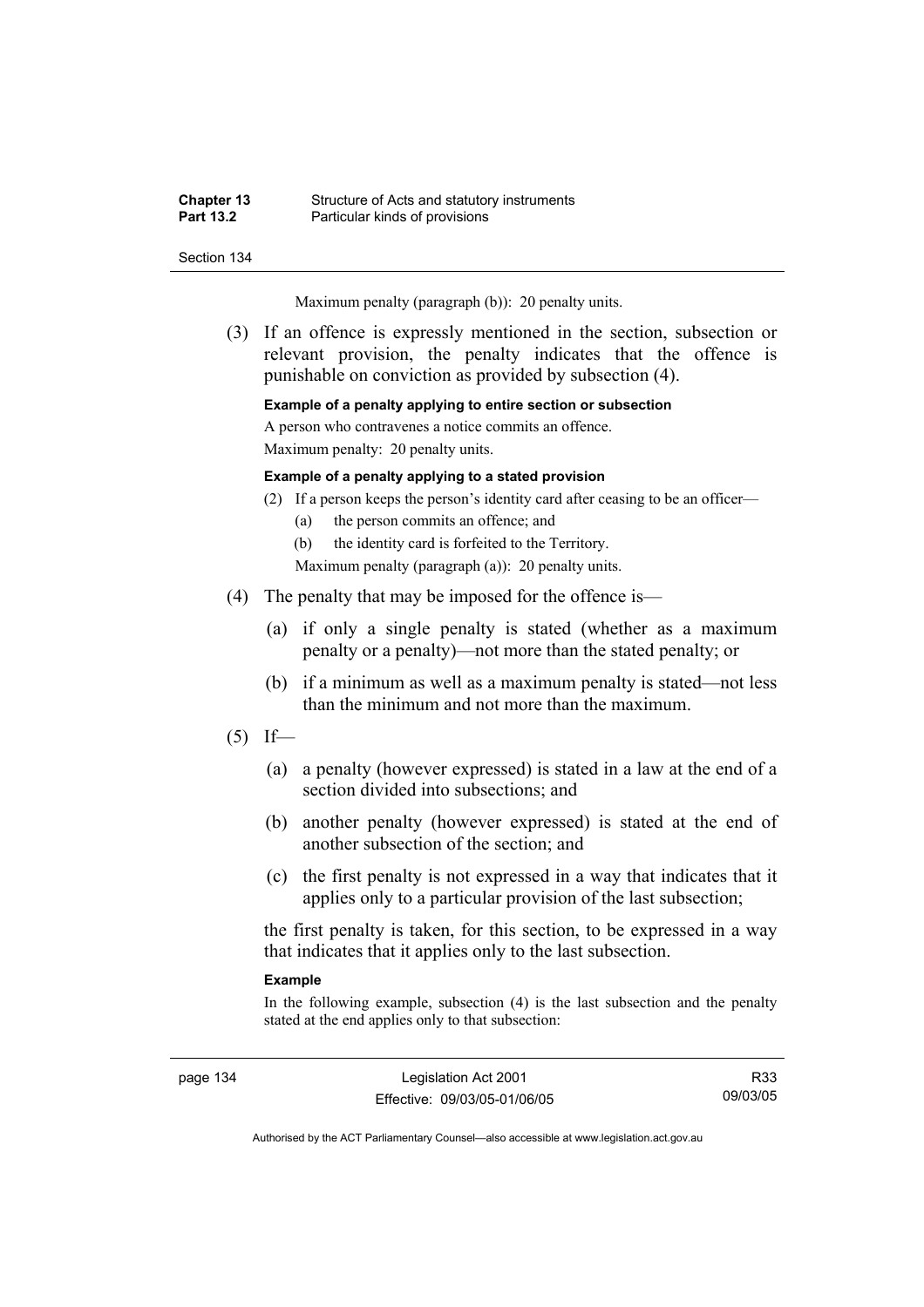Maximum penalty (paragraph (b)): 20 penalty units.

(3) If an offence is expressly mentioned in the section, subsection or relevant provision, the penalty indicates that the offence is punishable on conviction as provided by subsection (4).

**Example of a penalty applying to entire section or subsection**

A person who contravenes a notice commits an offence.

Maximum penalty: 20 penalty units.

**Example of a penalty applying to a stated provision**

(2) If a person keeps the person's identity card after ceasing to be an officer—

(a) the person commits an offence; and

(b) the identity card is forfeited to the Territory.

Maximum penalty (paragraph (a)): 20 penalty units.

(4) The penalty that may be imposed for the offence is—

(a) if only a single penalty is stated (whether as a maximum penalty or a penalty)—not more than the stated penalty; or

(b) if a minimum as well as a maximum penalty is stated—not less than the minimum and not more than the maximum.

(5) If—

(a) a penalty (however expressed) is stated in a law at the end of a section divided into subsections; and

(b) another penalty (however expressed) is stated at the end of another subsection of the section; and

(c) the first penalty is not expressed in a way that indicates that it applies only to a particular provision of the last subsection;

the first penalty is taken, for this section, to be expressed in a way that indicates that it applies only to the last subsection.

**Example**

In the following example, subsection (4) is the last subsection and the penalty stated at the end applies only to that subsection: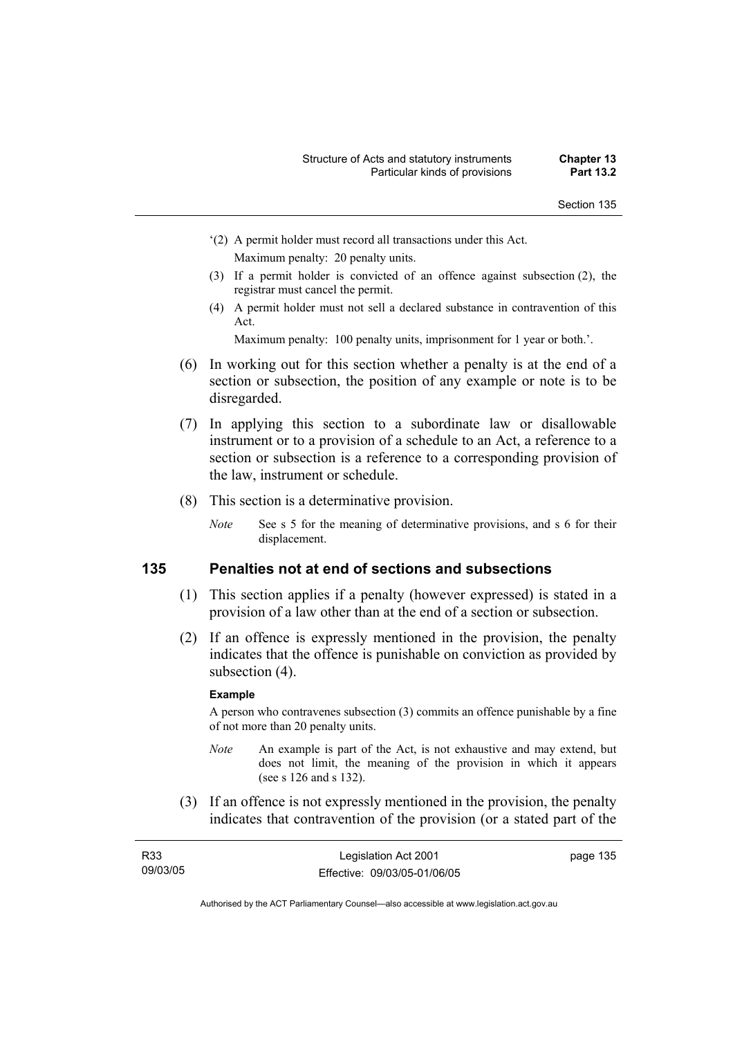'(2) A permit holder must record all transactions under this Act.

Maximum penalty: 20 penalty units.

(3) If a permit holder is convicted of an offence against subsection (2), the registrar must cancel the permit.

(4) A permit holder must not sell a declared substance in contravention of this Act.

Maximum penalty: 100 penalty units, imprisonment for 1 year or both.'.

(6) In working out for this section whether a penalty is at the end of a section or subsection, the position of any example or note is to be disregarded.

(7) In applying this section to a subordinate law or disallowable instrument or to a provision of a schedule to an Act, a reference to a section or subsection is a reference to a corresponding provision of the law, instrument or schedule.

(8) This section is a determinative provision.

*Note* See s 5 for the meaning of determinative provisions, and s 6 for their displacement.

## 135 Penalties not at end of sections and subsections

(1) This section applies if a penalty (however expressed) is stated in a provision of a law other than at the end of a section or subsection.

(2) If an offence is expressly mentioned in the provision, the penalty indicates that the offence is punishable on conviction as provided by subsection (4).

**Example**

A person who contravenes subsection (3) commits an offence punishable by a fine of not more than 20 penalty units.

*Note* An example is part of the Act, is not exhaustive and may extend, but does not limit, the meaning of the provision in which it appears (see s 126 and s 132).

(3) If an offence is not expressly mentioned in the provision, the penalty indicates that contravention of the provision (or a stated part of the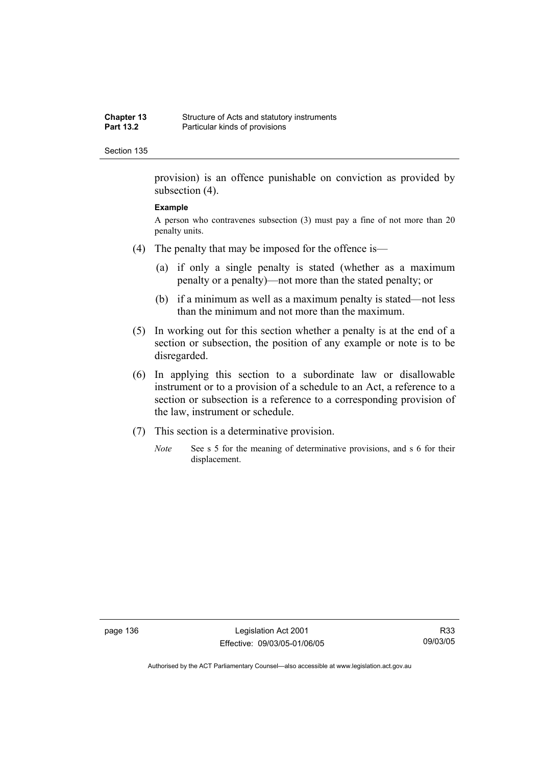provision) is an offence punishable on conviction as provided by subsection (4).

**Example**

A person who contravenes subsection (3) must pay a fine of not more than 20 penalty units.

(4) The penalty that may be imposed for the offence is—

(a) if only a single penalty is stated (whether as a maximum penalty or a penalty)—not more than the stated penalty; or

(b) if a minimum as well as a maximum penalty is stated—not less than the minimum and not more than the maximum.

(5) In working out for this section whether a penalty is at the end of a section or subsection, the position of any example or note is to be disregarded.

(6) In applying this section to a subordinate law or disallowable instrument or to a provision of a schedule to an Act, a reference to a section or subsection is a reference to a corresponding provision of the law, instrument or schedule.

(7) This section is a determinative provision.

*Note* See s 5 for the meaning of determinative provisions, and s 6 for their displacement.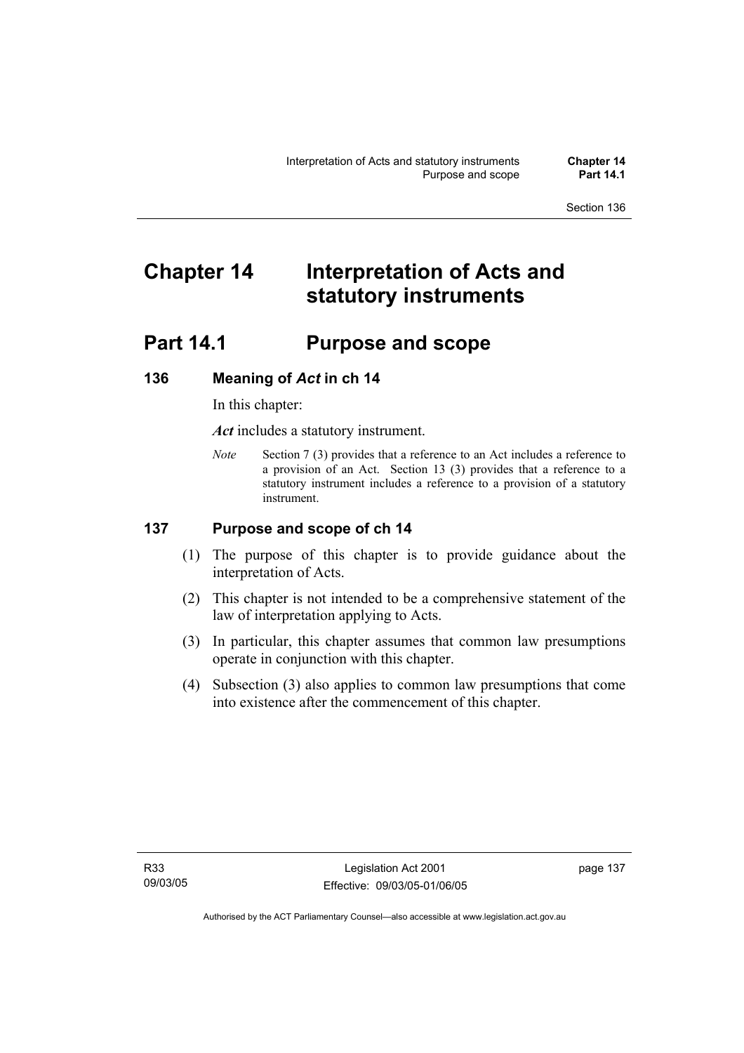# Chapter 14 Interpretation of Acts and statutory instruments

## Part 14.1 Purpose and scope

### 136 Meaning of *Act* in ch 14

In this chapter:

***Act*** includes a statutory instrument.

*Note* Section 7 (3) provides that a reference to an Act includes a reference to a provision of an Act. Section 13 (3) provides that a reference to a statutory instrument includes a reference to a provision of a statutory instrument.

### 137 Purpose and scope of ch 14

(1) The purpose of this chapter is to provide guidance about the interpretation of Acts.

(2) This chapter is not intended to be a comprehensive statement of the law of interpretation applying to Acts.

(3) In particular, this chapter assumes that common law presumptions operate in conjunction with this chapter.

(4) Subsection (3) also applies to common law presumptions that come into existence after the commencement of this chapter.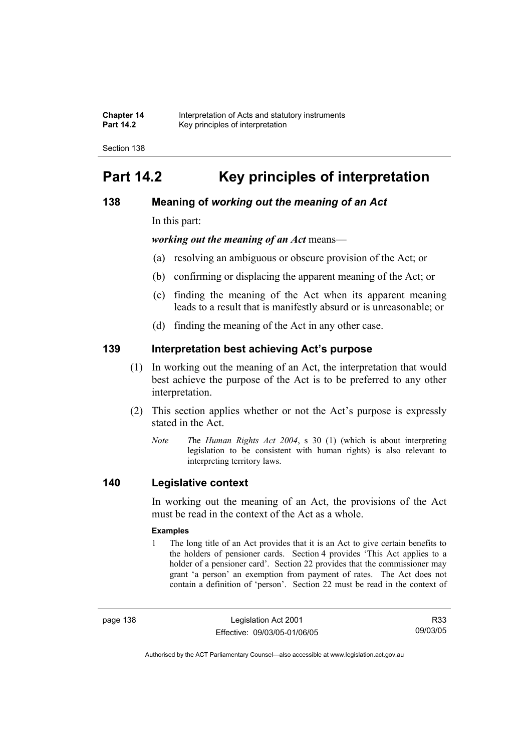# Part 14.2 Key principles of interpretation

## 138 Meaning of *working out the meaning of an Act*

In this part:

***working out the meaning of an Act*** means—

(a) resolving an ambiguous or obscure provision of the Act; or

(b) confirming or displacing the apparent meaning of the Act; or

(c) finding the meaning of the Act when its apparent meaning leads to a result that is manifestly absurd or is unreasonable; or

(d) finding the meaning of the Act in any other case.

## 139 Interpretation best achieving Act's purpose

(1) In working out the meaning of an Act, the interpretation that would best achieve the purpose of the Act is to be preferred to any other interpretation.

(2) This section applies whether or not the Act's purpose is expressly stated in the Act.

*Note* The *Human Rights Act 2004*, s 30 (1) (which is about interpreting legislation to be consistent with human rights) is also relevant to interpreting territory laws.

## 140 Legislative context

In working out the meaning of an Act, the provisions of the Act must be read in the context of the Act as a whole.

**Examples**

1 The long title of an Act provides that it is an Act to give certain benefits to the holders of pensioner cards. Section 4 provides 'This Act applies to a holder of a pensioner card'. Section 22 provides that the commissioner may grant 'a person' an exemption from payment of rates. The Act does not contain a definition of 'person'. Section 22 must be read in the context of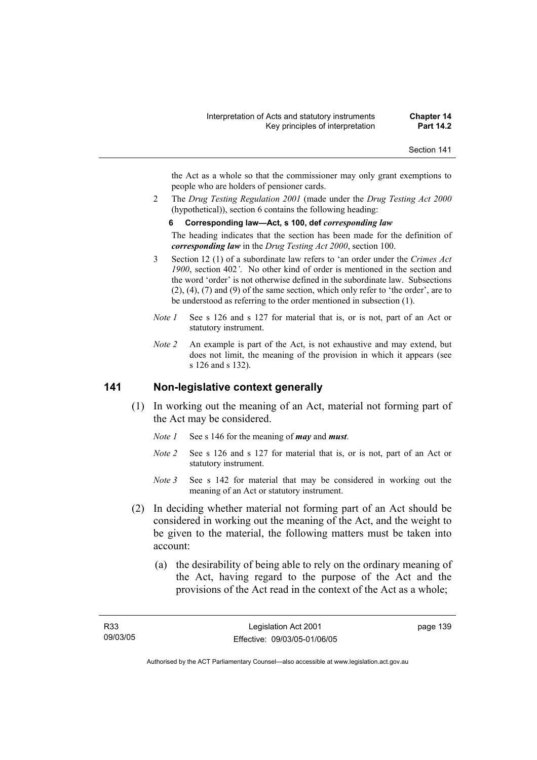the Act as a whole so that the commissioner may only grant exemptions to people who are holders of pensioner cards.

2 The *Drug Testing Regulation 2001* (made under the *Drug Testing Act 2000* (hypothetical)), section 6 contains the following heading:

**6 Corresponding law—Act, s 100, def *corresponding law***

The heading indicates that the section has been made for the definition of ***corresponding law*** in the *Drug Testing Act 2000*, section 100.

3 Section 12 (1) of a subordinate law refers to 'an order under the *Crimes Act 1900*, section 402*'*. No other kind of order is mentioned in the section and the word 'order' is not otherwise defined in the subordinate law. Subsections (2), (4), (7) and (9) of the same section, which only refer to 'the order', are to be understood as referring to the order mentioned in subsection (1).

*Note 1* See s 126 and s 127 for material that is, or is not, part of an Act or statutory instrument.

*Note 2* An example is part of the Act, is not exhaustive and may extend, but does not limit, the meaning of the provision in which it appears (see s 126 and s 132).

## 141 Non-legislative context generally

(1) In working out the meaning of an Act, material not forming part of the Act may be considered.

*Note 1* See s 146 for the meaning of ***may*** and ***must***.

*Note 2* See s 126 and s 127 for material that is, or is not, part of an Act or statutory instrument.

*Note 3* See s 142 for material that may be considered in working out the meaning of an Act or statutory instrument.

(2) In deciding whether material not forming part of an Act should be considered in working out the meaning of the Act, and the weight to be given to the material, the following matters must be taken into account:

(a) the desirability of being able to rely on the ordinary meaning of the Act, having regard to the purpose of the Act and the provisions of the Act read in the context of the Act as a whole;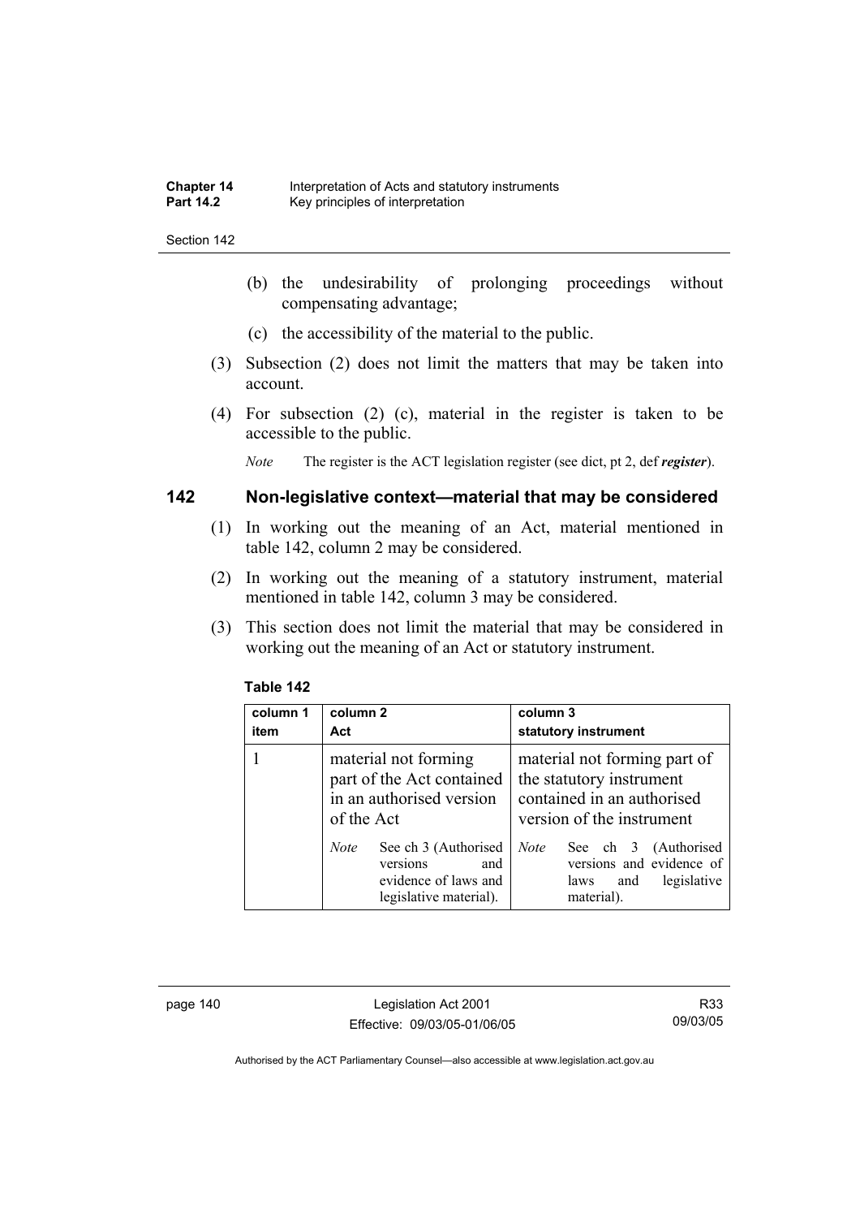(b) the undesirability of prolonging proceedings without compensating advantage;

(c) the accessibility of the material to the public.

(3) Subsection (2) does not limit the matters that may be taken into account.

(4) For subsection (2) (c), material in the register is taken to be accessible to the public.

*Note* The register is the ACT legislation register (see dict, pt 2, def ***register***).

## 142 Non-legislative context—material that may be considered

(1) In working out the meaning of an Act, material mentioned in table 142, column 2 may be considered.

(2) In working out the meaning of a statutory instrument, material mentioned in table 142, column 3 may be considered.

(3) This section does not limit the material that may be considered in working out the meaning of an Act or statutory instrument.

**Table 142**

| column 1 item | column 2 Act | column 3 statutory instrument |
|---|---|---|
| 1 | material not forming part of the Act contained in an authorised version of the Act<br><br>*Note* See ch 3 (Authorised versions and evidence of laws and legislative material). | material not forming part of the statutory instrument contained in an authorised version of the instrument<br><br>*Note* See ch 3 (Authorised versions and evidence of laws and legislative material). |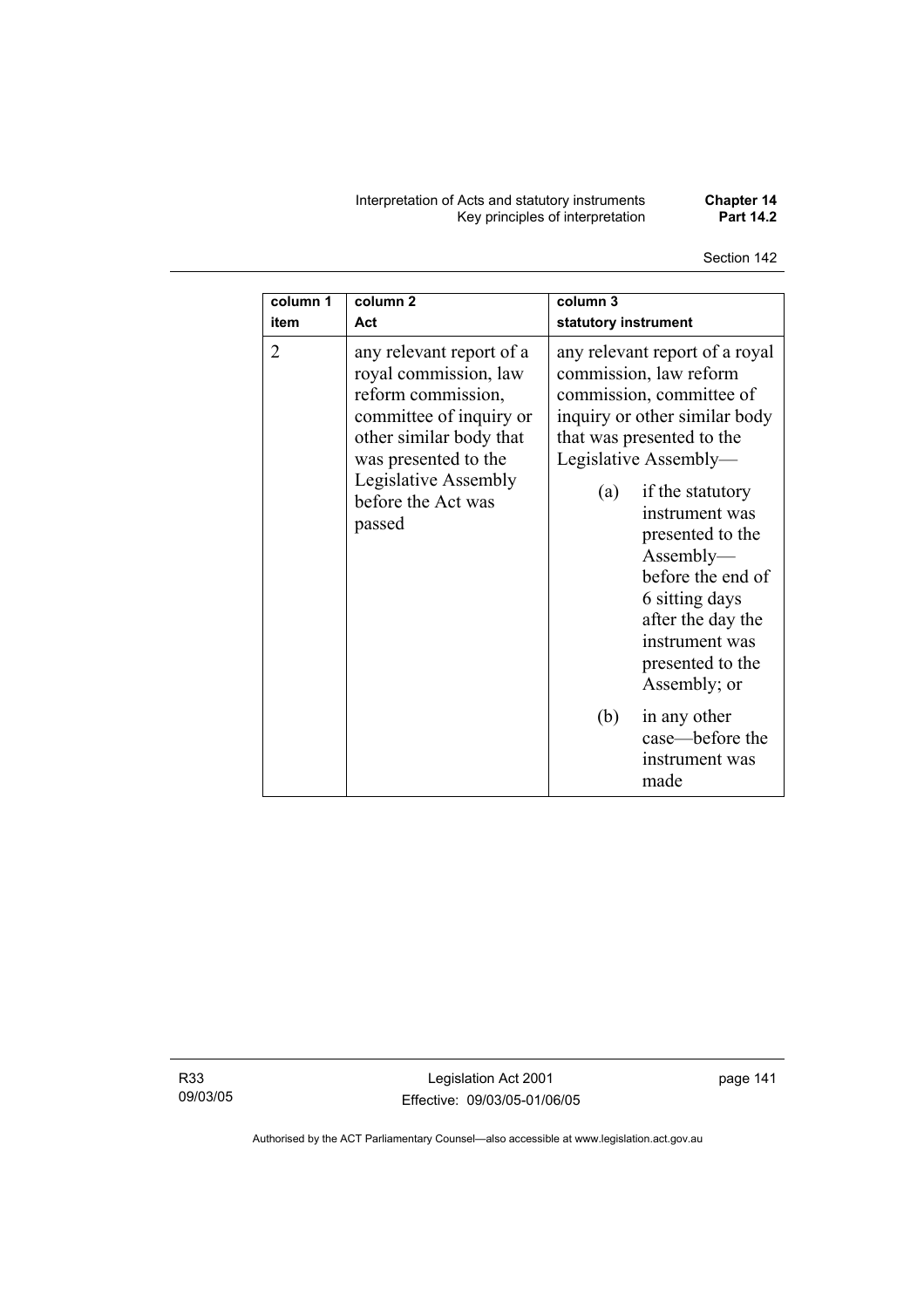| column 1 item | column 2 Act | column 3 statutory instrument |
|---|---|---|
| 2 | any relevant report of a royal commission, law reform commission, committee of inquiry or other similar body that was presented to the Legislative Assembly before the Act was passed | any relevant report of a royal commission, law reform commission, committee of inquiry or other similar body that was presented to the Legislative Assembly—<br>(a) if the statutory instrument was presented to the Assembly—before the end of 6 sitting days after the day the instrument was presented to the Assembly; or<br>(b) in any other case—before the instrument was made |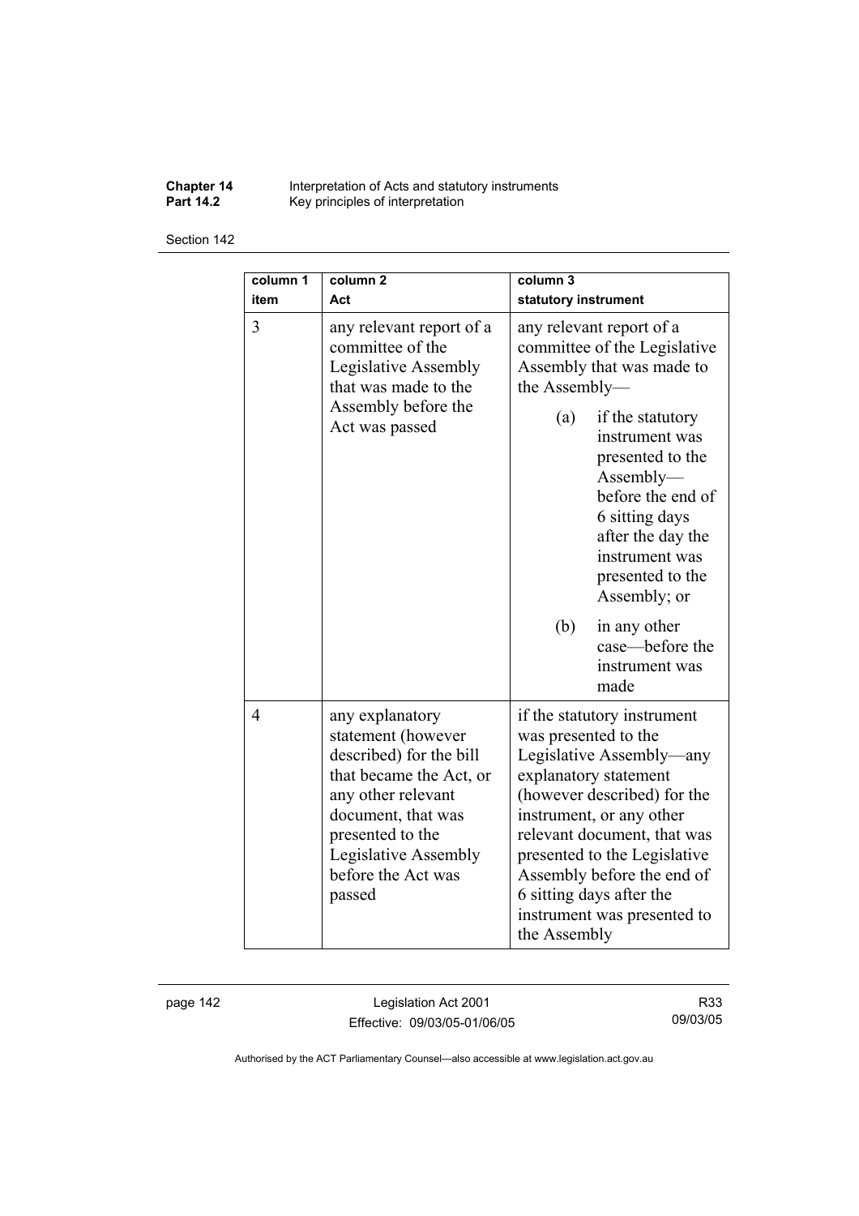| column 1 item | column 2 Act | column 3 statutory instrument |
|---|---|---|
| 3 | any relevant report of a committee of the Legislative Assembly that was made to the Assembly before the Act was passed | any relevant report of a committee of the Legislative Assembly that was made to the Assembly—<br>(a) if the statutory instrument was presented to the Assembly—before the end of 6 sitting days after the day the instrument was presented to the Assembly; or<br>(b) in any other case—before the instrument was made |
| 4 | any explanatory statement (however described) for the bill that became the Act, or any other relevant document, that was presented to the Legislative Assembly before the Act was passed | if the statutory instrument was presented to the Legislative Assembly—any explanatory statement (however described) for the instrument, or any other relevant document, that was presented to the Legislative Assembly before the end of 6 sitting days after the instrument was presented to the Assembly |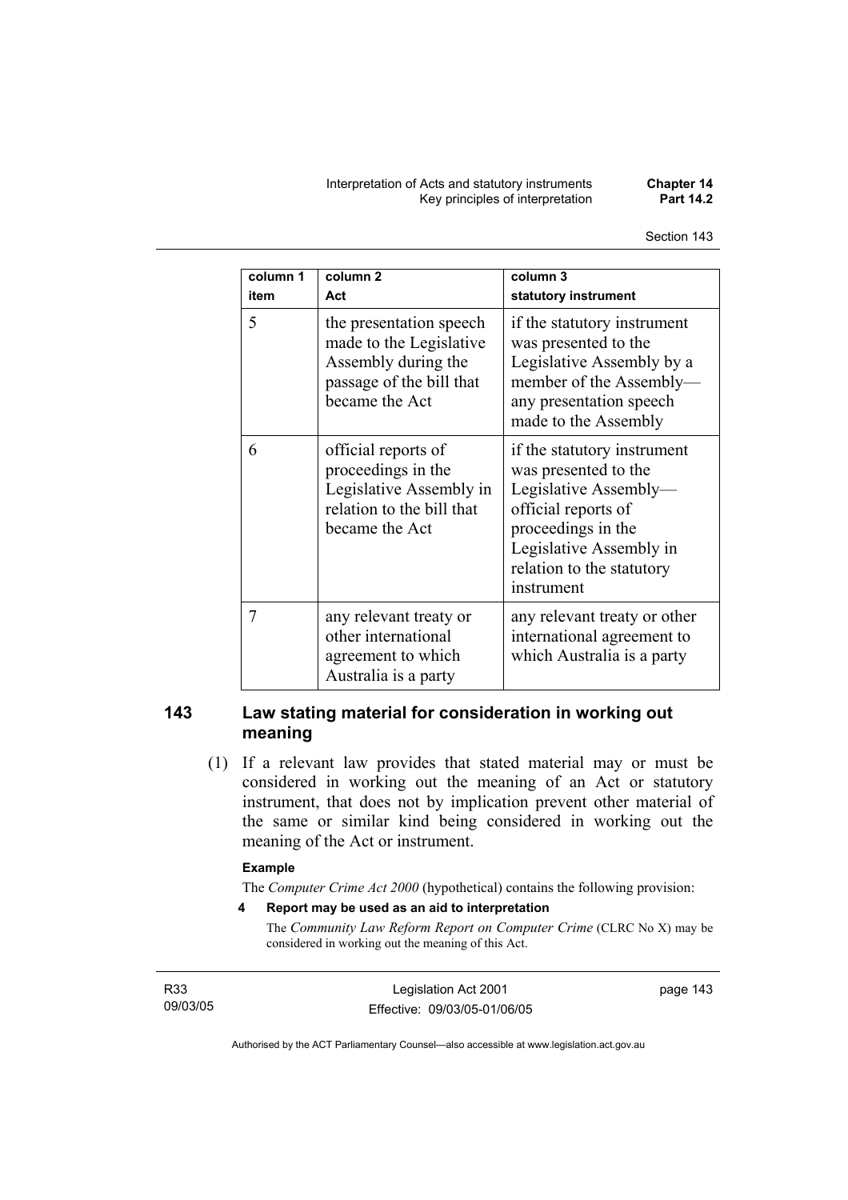| column 1 item | column 2 Act | column 3 statutory instrument |
|---|---|---|
| 5 | the presentation speech made to the Legislative Assembly during the passage of the bill that became the Act | if the statutory instrument was presented to the Legislative Assembly by a member of the Assembly—any presentation speech made to the Assembly |
| 6 | official reports of proceedings in the Legislative Assembly in relation to the bill that became the Act | if the statutory instrument was presented to the Legislative Assembly—official reports of proceedings in the Legislative Assembly in relation to the statutory instrument |
| 7 | any relevant treaty or other international agreement to which Australia is a party | any relevant treaty or other international agreement to which Australia is a party |

## 143 Law stating material for consideration in working out meaning

(1) If a relevant law provides that stated material may or must be considered in working out the meaning of an Act or statutory instrument, that does not by implication prevent other material of the same or similar kind being considered in working out the meaning of the Act or instrument.

**Example**

The *Computer Crime Act 2000* (hypothetical) contains the following provision:

**4 Report may be used as an aid to interpretation**

The *Community Law Reform Report on Computer Crime* (CLRC No X) may be considered in working out the meaning of this Act.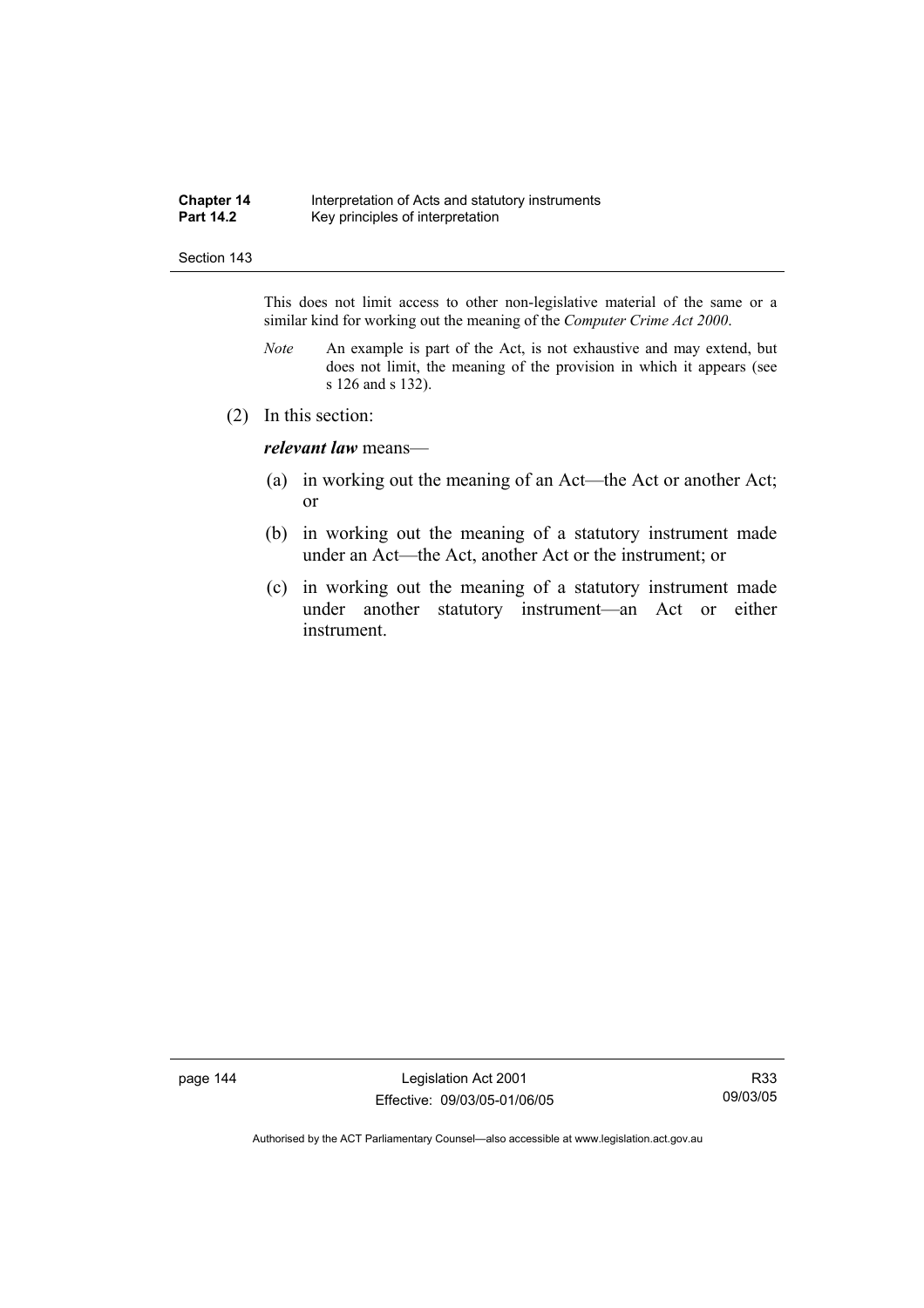This does not limit access to other non-legislative material of the same or a similar kind for working out the meaning of the *Computer Crime Act 2000*.

*Note* An example is part of the Act, is not exhaustive and may extend, but does not limit, the meaning of the provision in which it appears (see s 126 and s 132).

(2) In this section:

***relevant law*** means—

(a) in working out the meaning of an Act—the Act or another Act; or

(b) in working out the meaning of a statutory instrument made under an Act—the Act, another Act or the instrument; or

(c) in working out the meaning of a statutory instrument made under another statutory instrument—an Act or either instrument.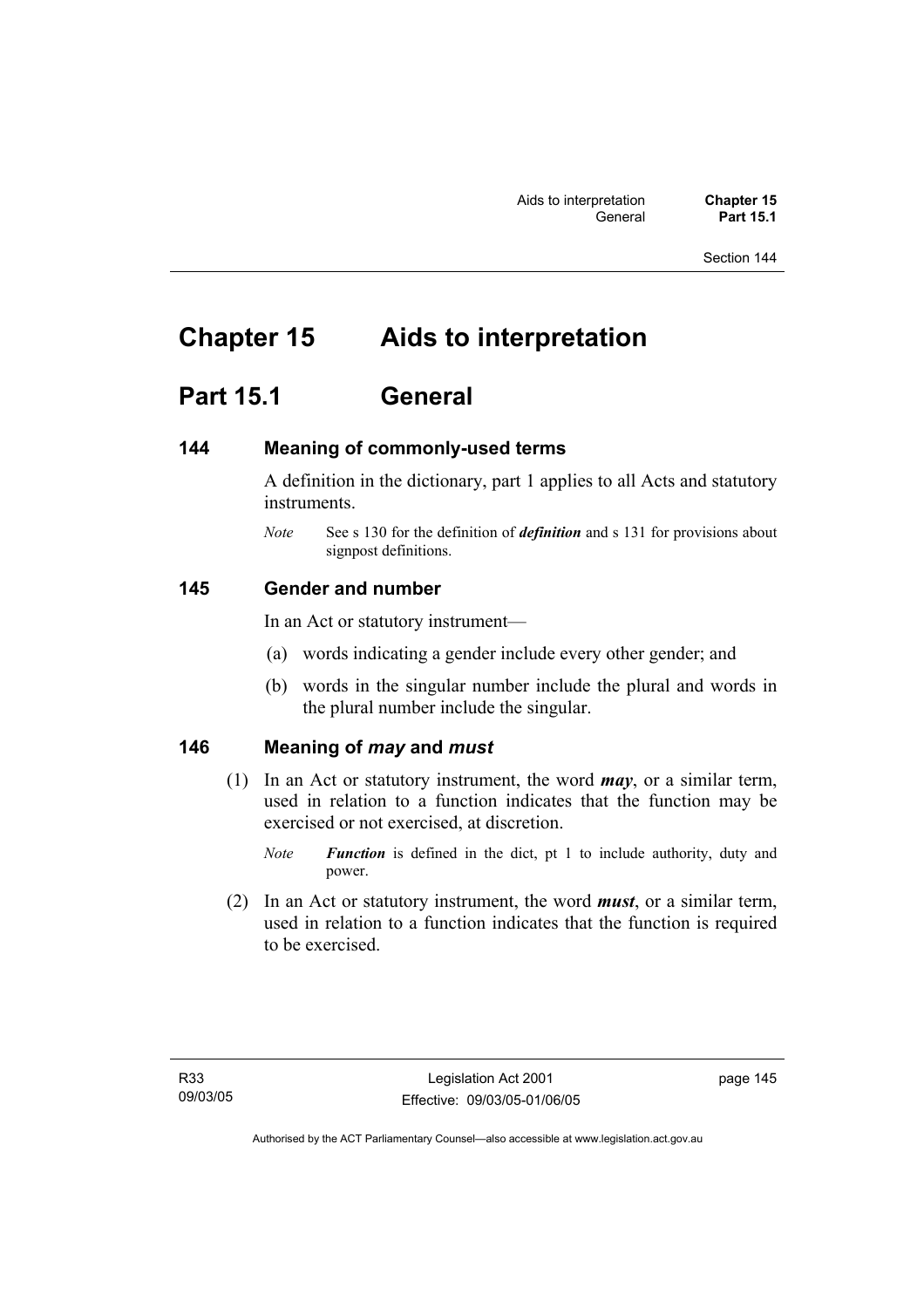# Chapter 15 Aids to interpretation

## Part 15.1 General

### 144 Meaning of commonly-used terms

A definition in the dictionary, part 1 applies to all Acts and statutory instruments.

*Note* See s 130 for the definition of ***definition*** and s 131 for provisions about signpost definitions.

### 145 Gender and number

In an Act or statutory instrument—

(a) words indicating a gender include every other gender; and

(b) words in the singular number include the plural and words in the plural number include the singular.

### 146 Meaning of *may* and *must*

(1) In an Act or statutory instrument, the word ***may***, or a similar term, used in relation to a function indicates that the function may be exercised or not exercised, at discretion.

*Note* ***Function*** is defined in the dict, pt 1 to include authority, duty and power.

(2) In an Act or statutory instrument, the word ***must***, or a similar term, used in relation to a function indicates that the function is required to be exercised.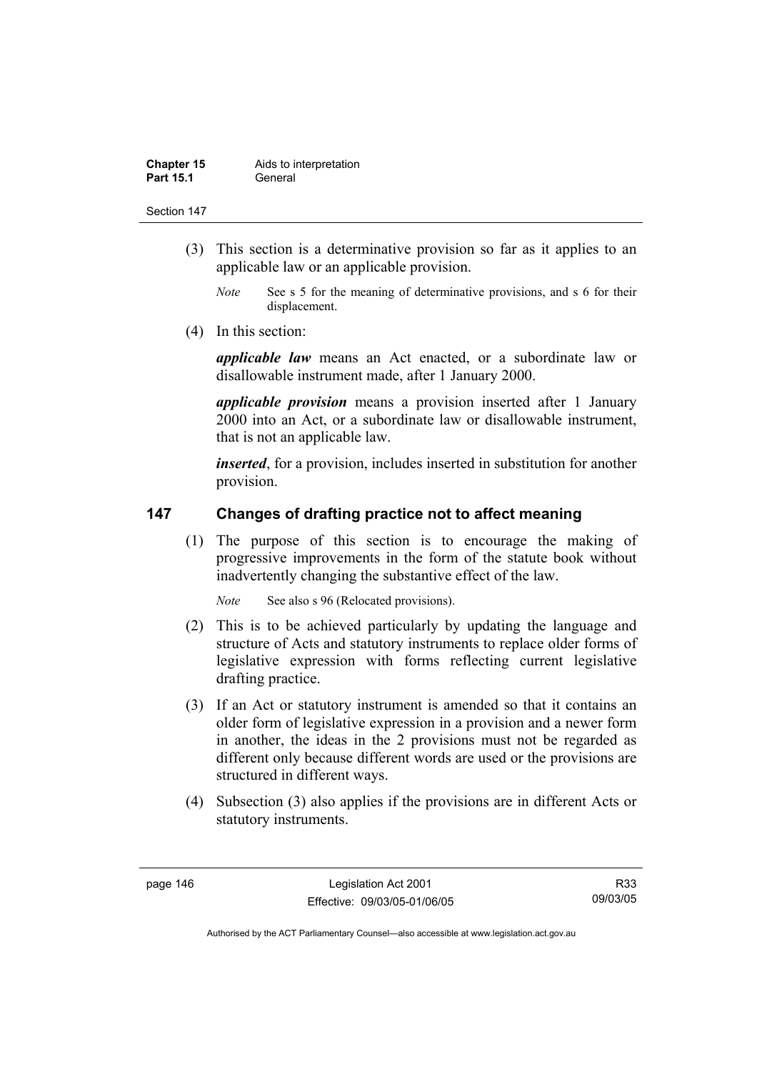(3) This section is a determinative provision so far as it applies to an applicable law or an applicable provision.

*Note* See s 5 for the meaning of determinative provisions, and s 6 for their displacement.

(4) In this section:

***applicable law*** means an Act enacted, or a subordinate law or disallowable instrument made, after 1 January 2000.

***applicable provision*** means a provision inserted after 1 January 2000 into an Act, or a subordinate law or disallowable instrument, that is not an applicable law.

***inserted***, for a provision, includes inserted in substitution for another provision.

## 147 Changes of drafting practice not to affect meaning

(1) The purpose of this section is to encourage the making of progressive improvements in the form of the statute book without inadvertently changing the substantive effect of the law.

*Note* See also s 96 (Relocated provisions).

(2) This is to be achieved particularly by updating the language and structure of Acts and statutory instruments to replace older forms of legislative expression with forms reflecting current legislative drafting practice.

(3) If an Act or statutory instrument is amended so that it contains an older form of legislative expression in a provision and a newer form in another, the ideas in the 2 provisions must not be regarded as different only because different words are used or the provisions are structured in different ways.

(4) Subsection (3) also applies if the provisions are in different Acts or statutory instruments.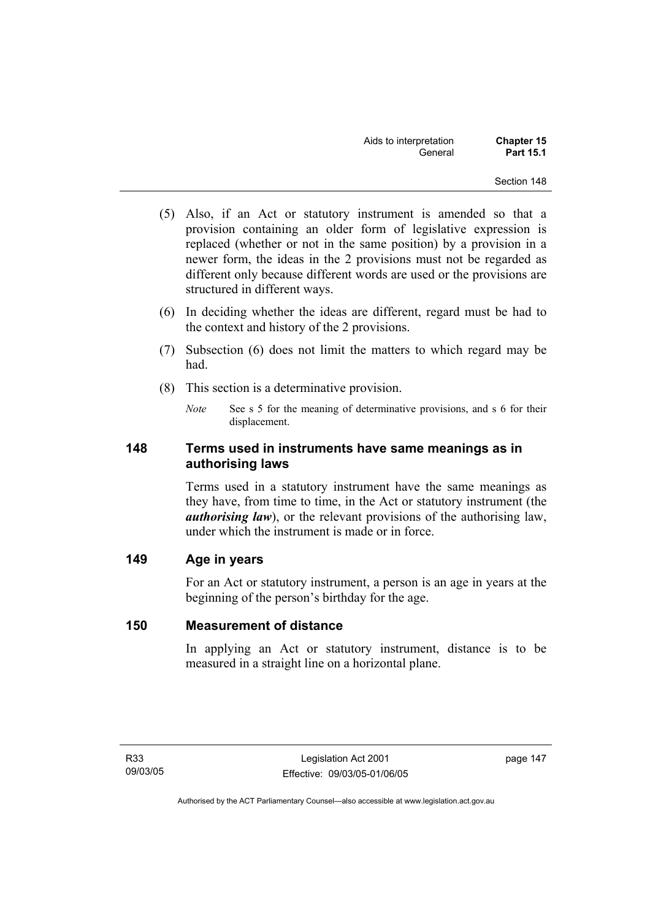(5) Also, if an Act or statutory instrument is amended so that a provision containing an older form of legislative expression is replaced (whether or not in the same position) by a provision in a newer form, the ideas in the 2 provisions must not be regarded as different only because different words are used or the provisions are structured in different ways.

(6) In deciding whether the ideas are different, regard must be had to the context and history of the 2 provisions.

(7) Subsection (6) does not limit the matters to which regard may be had.

(8) This section is a determinative provision.

*Note* See s 5 for the meaning of determinative provisions, and s 6 for their displacement.

## 148 Terms used in instruments have same meanings as in authorising laws

Terms used in a statutory instrument have the same meanings as they have, from time to time, in the Act or statutory instrument (the ***authorising law***), or the relevant provisions of the authorising law, under which the instrument is made or in force.

## 149 Age in years

For an Act or statutory instrument, a person is an age in years at the beginning of the person's birthday for the age.

## 150 Measurement of distance

In applying an Act or statutory instrument, distance is to be measured in a straight line on a horizontal plane.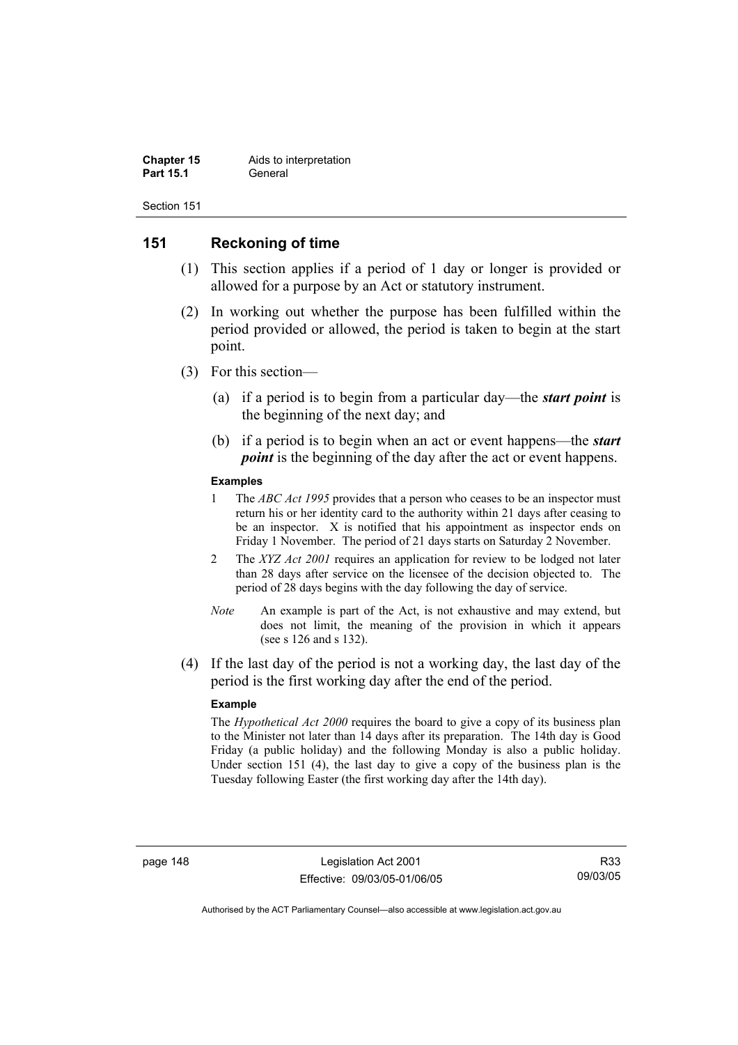## 151 Reckoning of time

(1) This section applies if a period of 1 day or longer is provided or allowed for a purpose by an Act or statutory instrument.

(2) In working out whether the purpose has been fulfilled within the period provided or allowed, the period is taken to begin at the start point.

(3) For this section—

(a) if a period is to begin from a particular day—the ***start point*** is the beginning of the next day; and

(b) if a period is to begin when an act or event happens—the ***start point*** is the beginning of the day after the act or event happens.

**Examples**

1 The *ABC Act 1995* provides that a person who ceases to be an inspector must return his or her identity card to the authority within 21 days after ceasing to be an inspector. X is notified that his appointment as inspector ends on Friday 1 November. The period of 21 days starts on Saturday 2 November.

2 The *XYZ Act 2001* requires an application for review to be lodged not later than 28 days after service on the licensee of the decision objected to. The period of 28 days begins with the day following the day of service.

*Note* An example is part of the Act, is not exhaustive and may extend, but does not limit, the meaning of the provision in which it appears (see s 126 and s 132).

(4) If the last day of the period is not a working day, the last day of the period is the first working day after the end of the period.

**Example**

The *Hypothetical Act 2000* requires the board to give a copy of its business plan to the Minister not later than 14 days after its preparation. The 14th day is Good Friday (a public holiday) and the following Monday is also a public holiday. Under section 151 (4), the last day to give a copy of the business plan is the Tuesday following Easter (the first working day after the 14th day).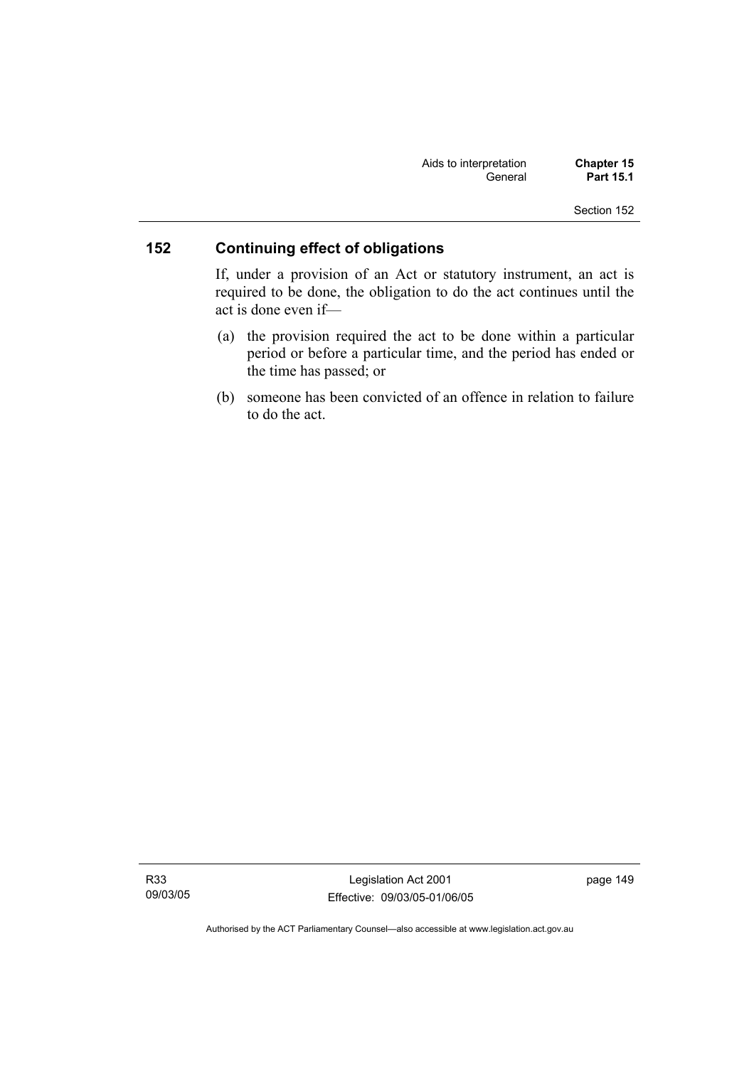## 152 Continuing effect of obligations

If, under a provision of an Act or statutory instrument, an act is required to be done, the obligation to do the act continues until the act is done even if—

(a) the provision required the act to be done within a particular period or before a particular time, and the period has ended or the time has passed; or

(b) someone has been convicted of an offence in relation to failure to do the act.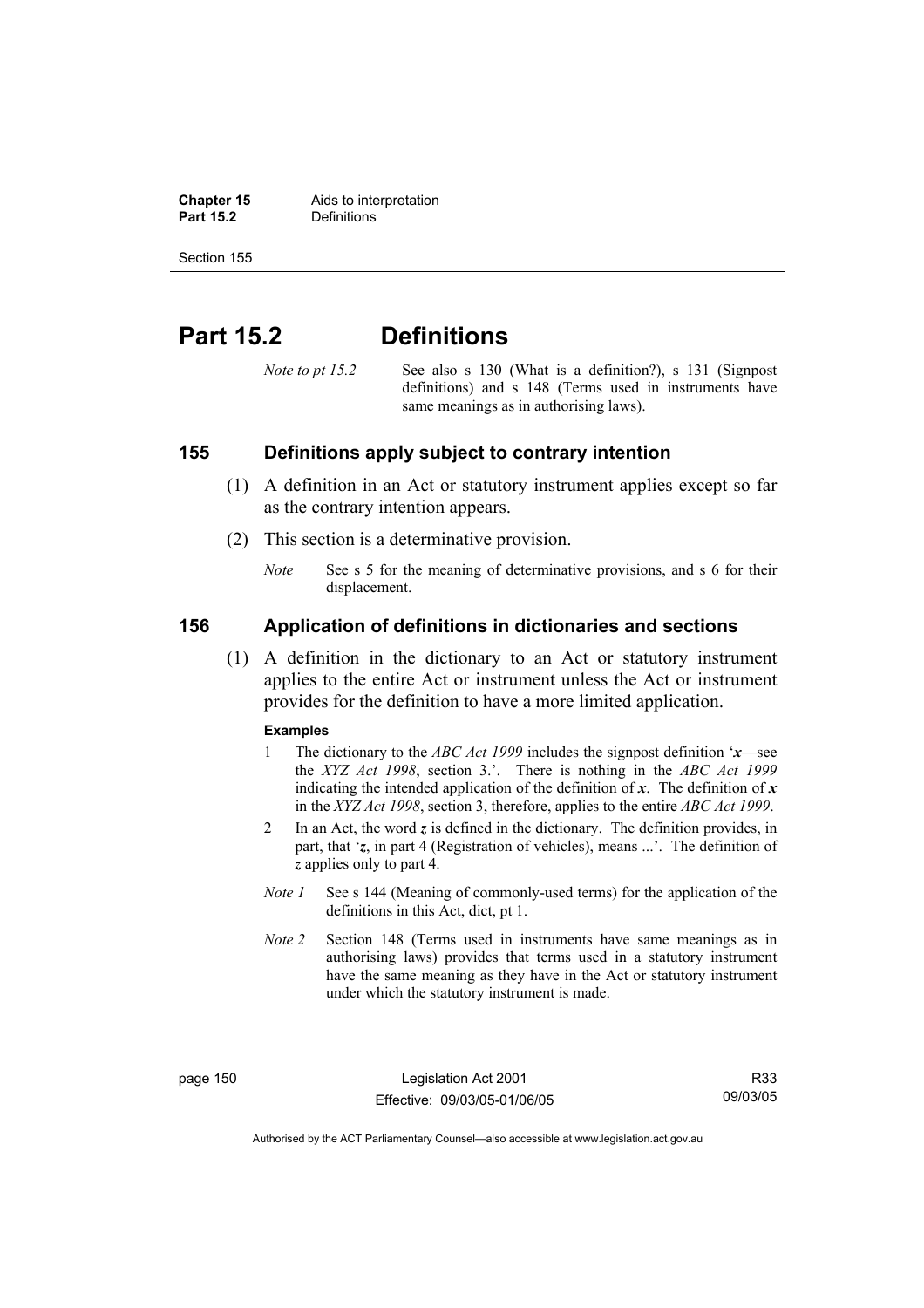# Part 15.2 Definitions

*Note to pt 15.2* See also s 130 (What is a definition?), s 131 (Signpost definitions) and s 148 (Terms used in instruments have same meanings as in authorising laws).

## 155 Definitions apply subject to contrary intention

(1) A definition in an Act or statutory instrument applies except so far as the contrary intention appears.

(2) This section is a determinative provision.

*Note* See s 5 for the meaning of determinative provisions, and s 6 for their displacement.

## 156 Application of definitions in dictionaries and sections

(1) A definition in the dictionary to an Act or statutory instrument applies to the entire Act or instrument unless the Act or instrument provides for the definition to have a more limited application.

**Examples**

1 The dictionary to the *ABC Act 1999* includes the signpost definition '***x***—see the *XYZ Act 1998*, section 3.'. There is nothing in the *ABC Act 1999* indicating the intended application of the definition of ***x***. The definition of ***x*** in the *XYZ Act 1998*, section 3, therefore, applies to the entire *ABC Act 1999*.

2 In an Act, the word ***z*** is defined in the dictionary. The definition provides, in part, that '***z***, in part 4 (Registration of vehicles), means ...'. The definition of ***z*** applies only to part 4.

*Note 1* See s 144 (Meaning of commonly-used terms) for the application of the definitions in this Act, dict, pt 1.

*Note 2* Section 148 (Terms used in instruments have same meanings as in authorising laws) provides that terms used in a statutory instrument have the same meaning as they have in the Act or statutory instrument under which the statutory instrument is made.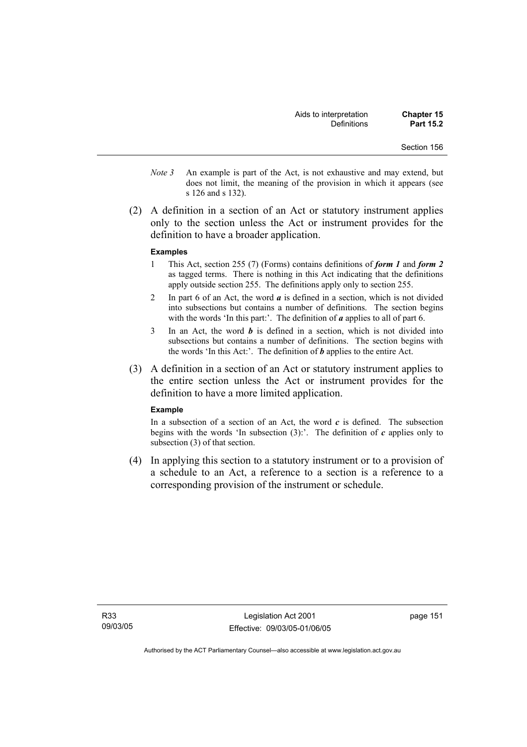*Note 3* An example is part of the Act, is not exhaustive and may extend, but does not limit, the meaning of the provision in which it appears (see s 126 and s 132).

(2) A definition in a section of an Act or statutory instrument applies only to the section unless the Act or instrument provides for the definition to have a broader application.

**Examples**

1 This Act, section 255 (7) (Forms) contains definitions of ***form 1*** and ***form 2*** as tagged terms. There is nothing in this Act indicating that the definitions apply outside section 255. The definitions apply only to section 255.

2 In part 6 of an Act, the word ***a*** is defined in a section, which is not divided into subsections but contains a number of definitions. The section begins with the words 'In this part:'. The definition of ***a*** applies to all of part 6.

3 In an Act, the word ***b*** is defined in a section, which is not divided into subsections but contains a number of definitions. The section begins with the words 'In this Act:'. The definition of ***b*** applies to the entire Act.

(3) A definition in a section of an Act or statutory instrument applies to the entire section unless the Act or instrument provides for the definition to have a more limited application.

**Example**

In a subsection of a section of an Act, the word ***c*** is defined. The subsection begins with the words 'In subsection (3):'. The definition of ***c*** applies only to subsection (3) of that section.

(4) In applying this section to a statutory instrument or to a provision of a schedule to an Act, a reference to a section is a reference to a corresponding provision of the instrument or schedule.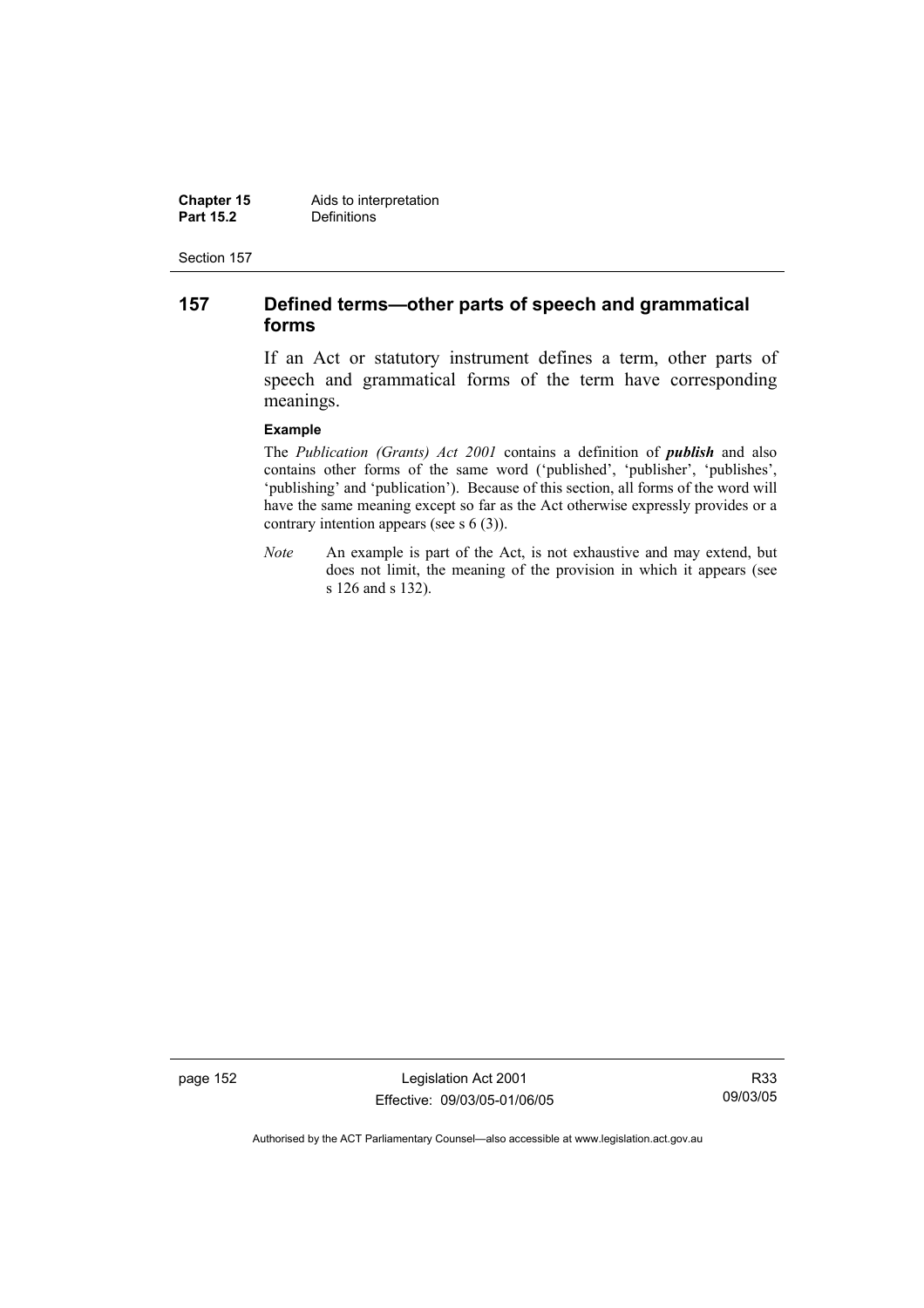## 157 Defined terms—other parts of speech and grammatical forms

If an Act or statutory instrument defines a term, other parts of speech and grammatical forms of the term have corresponding meanings.

**Example**

The *Publication (Grants) Act 2001* contains a definition of ***publish*** and also contains other forms of the same word ('published', 'publisher', 'publishes', 'publishing' and 'publication'). Because of this section, all forms of the word will have the same meaning except so far as the Act otherwise expressly provides or a contrary intention appears (see s 6 (3)).

*Note* An example is part of the Act, is not exhaustive and may extend, but does not limit, the meaning of the provision in which it appears (see s 126 and s 132).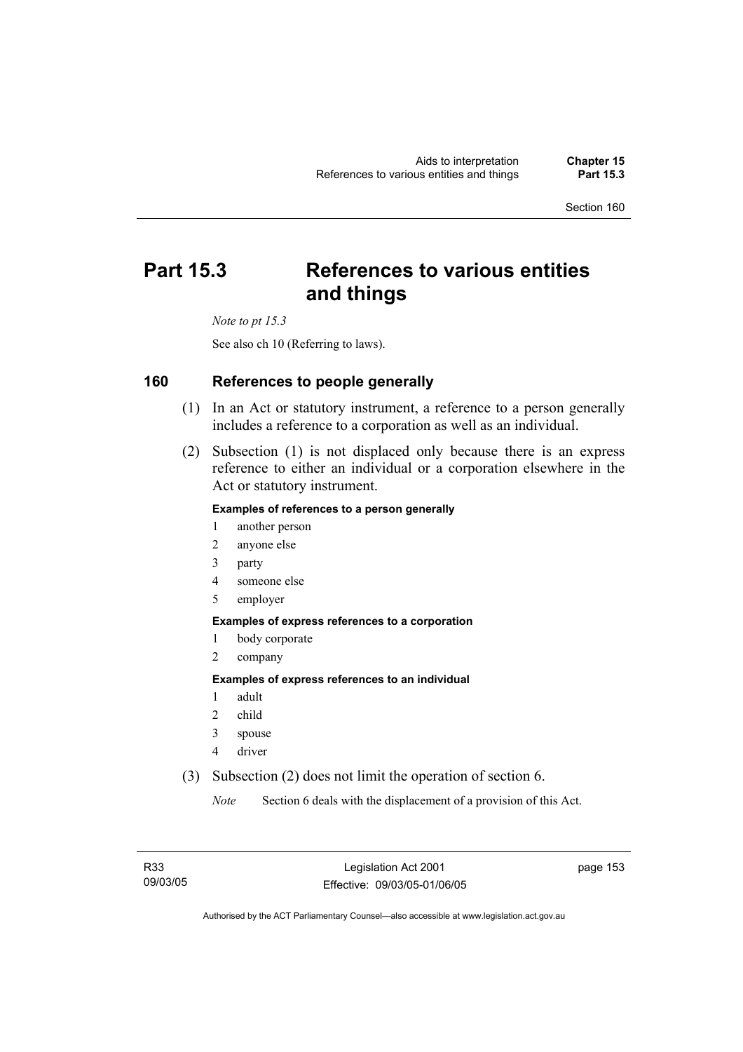# Part 15.3 References to various entities and things

*Note to pt 15.3*

See also ch 10 (Referring to laws).

## 160 References to people generally

(1) In an Act or statutory instrument, a reference to a person generally includes a reference to a corporation as well as an individual.

(2) Subsection (1) is not displaced only because there is an express reference to either an individual or a corporation elsewhere in the Act or statutory instrument.

**Examples of references to a person generally**

1 another person
2 anyone else
3 party
4 someone else
5 employer

**Examples of express references to a corporation**

1 body corporate
2 company

**Examples of express references to an individual**

1 adult
2 child
3 spouse
4 driver

(3) Subsection (2) does not limit the operation of section 6.

*Note* Section 6 deals with the displacement of a provision of this Act.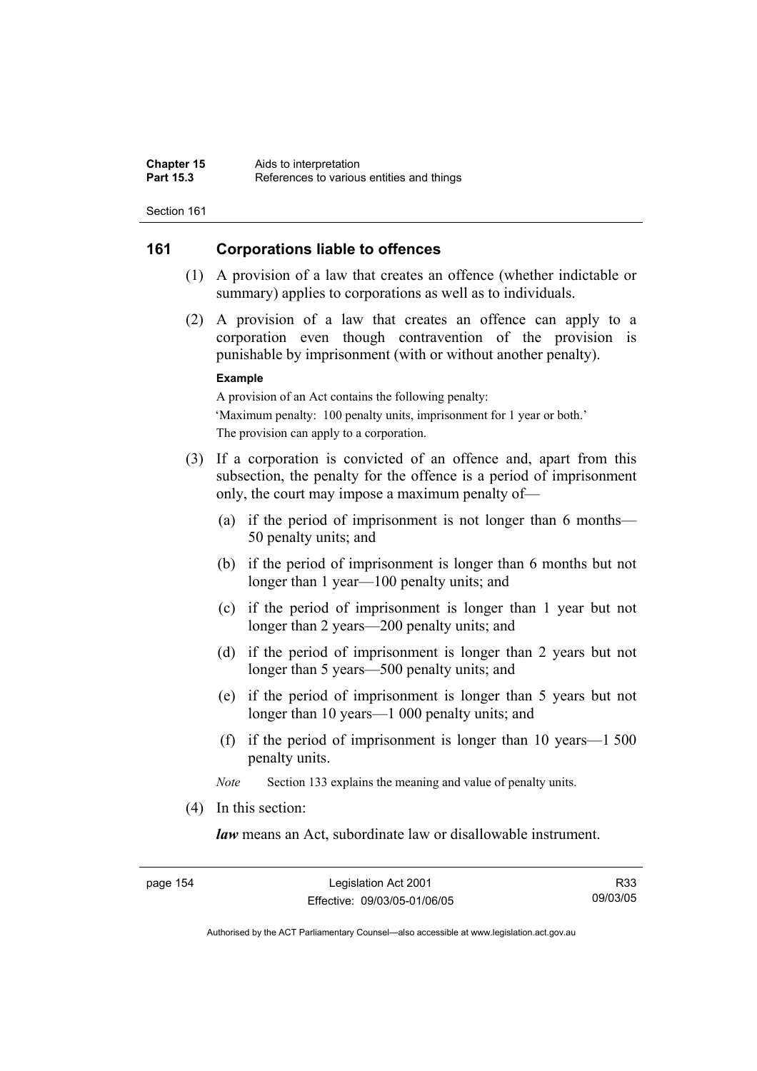## 161 Corporations liable to offences

(1) A provision of a law that creates an offence (whether indictable or summary) applies to corporations as well as to individuals.

(2) A provision of a law that creates an offence can apply to a corporation even though contravention of the provision is punishable by imprisonment (with or without another penalty).

**Example**

A provision of an Act contains the following penalty:

'Maximum penalty: 100 penalty units, imprisonment for 1 year or both.'

The provision can apply to a corporation.

(3) If a corporation is convicted of an offence and, apart from this subsection, the penalty for the offence is a period of imprisonment only, the court may impose a maximum penalty of—

- (a) if the period of imprisonment is not longer than 6 months—50 penalty units; and
- (b) if the period of imprisonment is longer than 6 months but not longer than 1 year—100 penalty units; and
- (c) if the period of imprisonment is longer than 1 year but not longer than 2 years—200 penalty units; and
- (d) if the period of imprisonment is longer than 2 years but not longer than 5 years—500 penalty units; and
- (e) if the period of imprisonment is longer than 5 years but not longer than 10 years—1 000 penalty units; and
- (f) if the period of imprisonment is longer than 10 years—1 500 penalty units.

*Note* Section 133 explains the meaning and value of penalty units.

(4) In this section:

***law*** means an Act, subordinate law or disallowable instrument.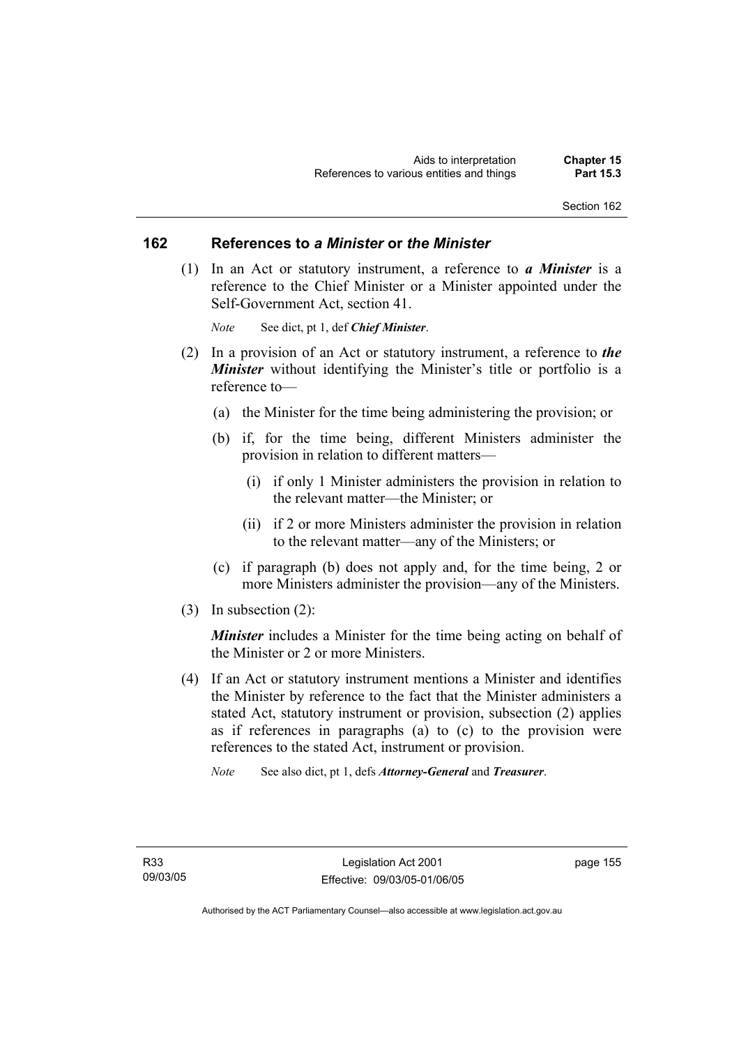## 162 References to *a Minister* or *the Minister*

(1) In an Act or statutory instrument, a reference to ***a Minister*** is a reference to the Chief Minister or a Minister appointed under the Self-Government Act, section 41.

*Note* See dict, pt 1, def ***Chief Minister***.

(2) In a provision of an Act or statutory instrument, a reference to ***the Minister*** without identifying the Minister's title or portfolio is a reference to—

(a) the Minister for the time being administering the provision; or

(b) if, for the time being, different Ministers administer the provision in relation to different matters—

(i) if only 1 Minister administers the provision in relation to the relevant matter—the Minister; or

(ii) if 2 or more Ministers administer the provision in relation to the relevant matter—any of the Ministers; or

(c) if paragraph (b) does not apply and, for the time being, 2 or more Ministers administer the provision—any of the Ministers.

(3) In subsection (2):

***Minister*** includes a Minister for the time being acting on behalf of the Minister or 2 or more Ministers.

(4) If an Act or statutory instrument mentions a Minister and identifies the Minister by reference to the fact that the Minister administers a stated Act, statutory instrument or provision, subsection (2) applies as if references in paragraphs (a) to (c) to the provision were references to the stated Act, instrument or provision.

*Note* See also dict, pt 1, defs ***Attorney-General*** and ***Treasurer***.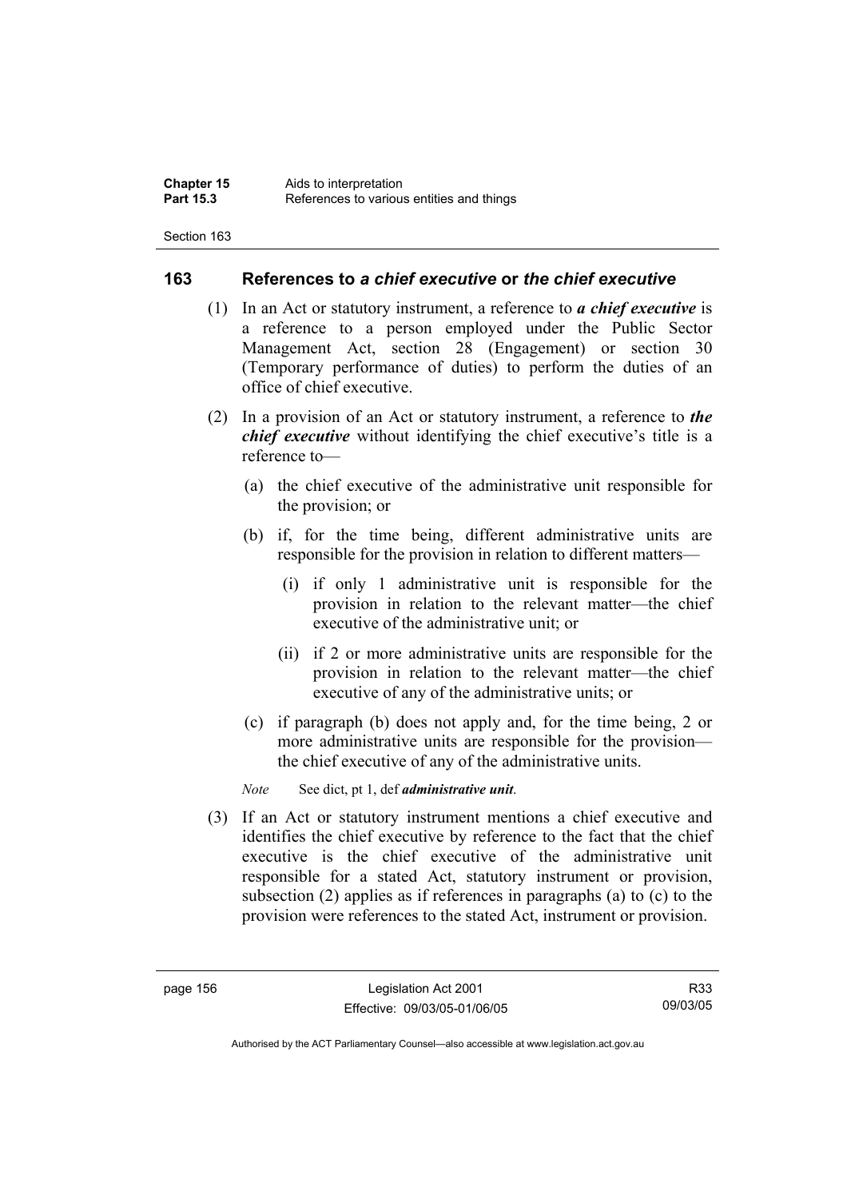## 163 References to *a chief executive* or *the chief executive*

(1) In an Act or statutory instrument, a reference to ***a chief executive*** is a reference to a person employed under the Public Sector Management Act, section 28 (Engagement) or section 30 (Temporary performance of duties) to perform the duties of an office of chief executive.

(2) In a provision of an Act or statutory instrument, a reference to ***the chief executive*** without identifying the chief executive's title is a reference to—

(a) the chief executive of the administrative unit responsible for the provision; or

(b) if, for the time being, different administrative units are responsible for the provision in relation to different matters—

(i) if only 1 administrative unit is responsible for the provision in relation to the relevant matter—the chief executive of the administrative unit; or

(ii) if 2 or more administrative units are responsible for the provision in relation to the relevant matter—the chief executive of any of the administrative units; or

(c) if paragraph (b) does not apply and, for the time being, 2 or more administrative units are responsible for the provision—the chief executive of any of the administrative units.

*Note* See dict, pt 1, def ***administrative unit***.

(3) If an Act or statutory instrument mentions a chief executive and identifies the chief executive by reference to the fact that the chief executive is the chief executive of the administrative unit responsible for a stated Act, statutory instrument or provision, subsection (2) applies as if references in paragraphs (a) to (c) to the provision were references to the stated Act, instrument or provision.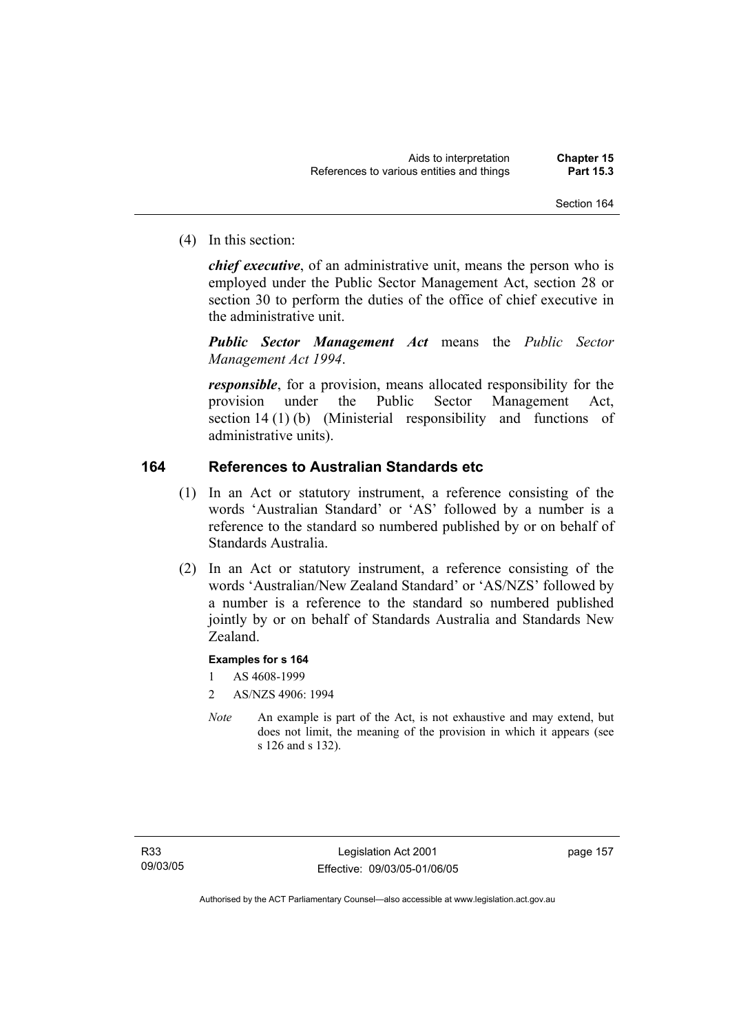(4) In this section:

***chief executive***, of an administrative unit, means the person who is employed under the Public Sector Management Act, section 28 or section 30 to perform the duties of the office of chief executive in the administrative unit.

***Public Sector Management Act*** means the *Public Sector Management Act 1994*.

***responsible***, for a provision, means allocated responsibility for the provision under the Public Sector Management Act, section 14 (1) (b) (Ministerial responsibility and functions of administrative units).

## 164 References to Australian Standards etc

(1) In an Act or statutory instrument, a reference consisting of the words 'Australian Standard' or 'AS' followed by a number is a reference to the standard so numbered published by or on behalf of Standards Australia.

(2) In an Act or statutory instrument, a reference consisting of the words 'Australian/New Zealand Standard' or 'AS/NZS' followed by a number is a reference to the standard so numbered published jointly by or on behalf of Standards Australia and Standards New Zealand.

**Examples for s 164**

1 AS 4608-1999

2 AS/NZS 4906: 1994

*Note* An example is part of the Act, is not exhaustive and may extend, but does not limit, the meaning of the provision in which it appears (see s 126 and s 132).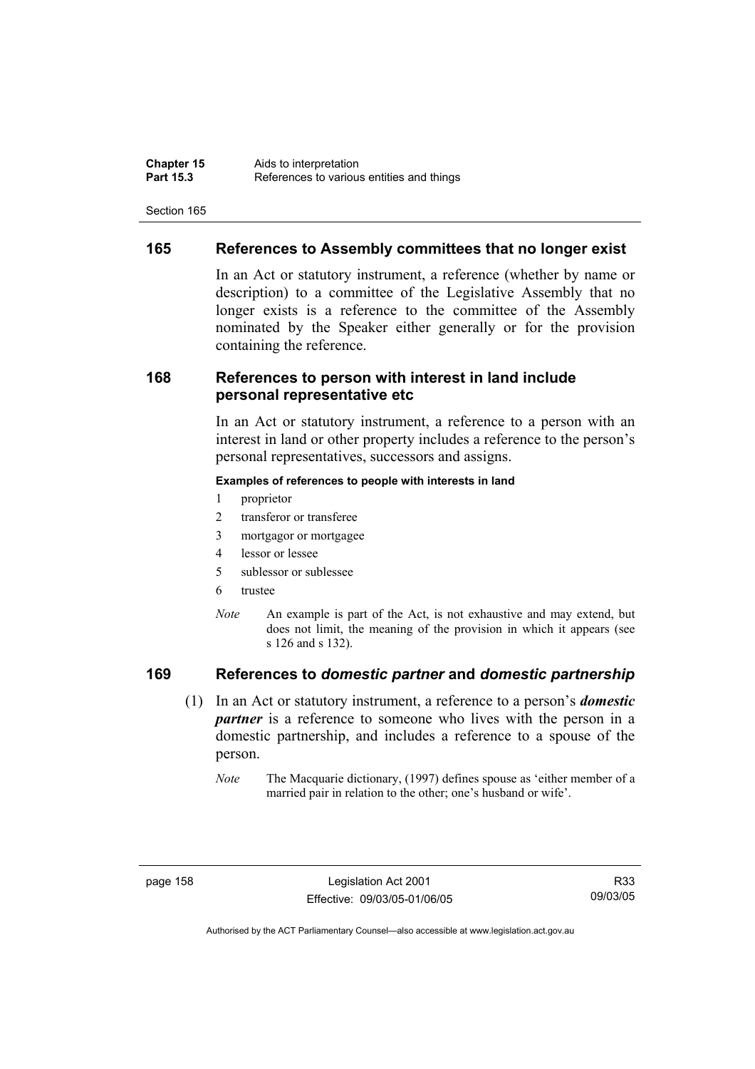## 165 References to Assembly committees that no longer exist

In an Act or statutory instrument, a reference (whether by name or description) to a committee of the Legislative Assembly that no longer exists is a reference to the committee of the Assembly nominated by the Speaker either generally or for the provision containing the reference.

## 168 References to person with interest in land include personal representative etc

In an Act or statutory instrument, a reference to a person with an interest in land or other property includes a reference to the person's personal representatives, successors and assigns.

**Examples of references to people with interests in land**

1 proprietor
2 transferor or transferee
3 mortgagor or mortgagee
4 lessor or lessee
5 sublessor or sublessee
6 trustee

*Note* An example is part of the Act, is not exhaustive and may extend, but does not limit, the meaning of the provision in which it appears (see s 126 and s 132).

## 169 References to *domestic partner* and *domestic partnership*

(1) In an Act or statutory instrument, a reference to a person's ***domestic partner*** is a reference to someone who lives with the person in a domestic partnership, and includes a reference to a spouse of the person.

*Note* The Macquarie dictionary, (1997) defines spouse as 'either member of a married pair in relation to the other; one's husband or wife'.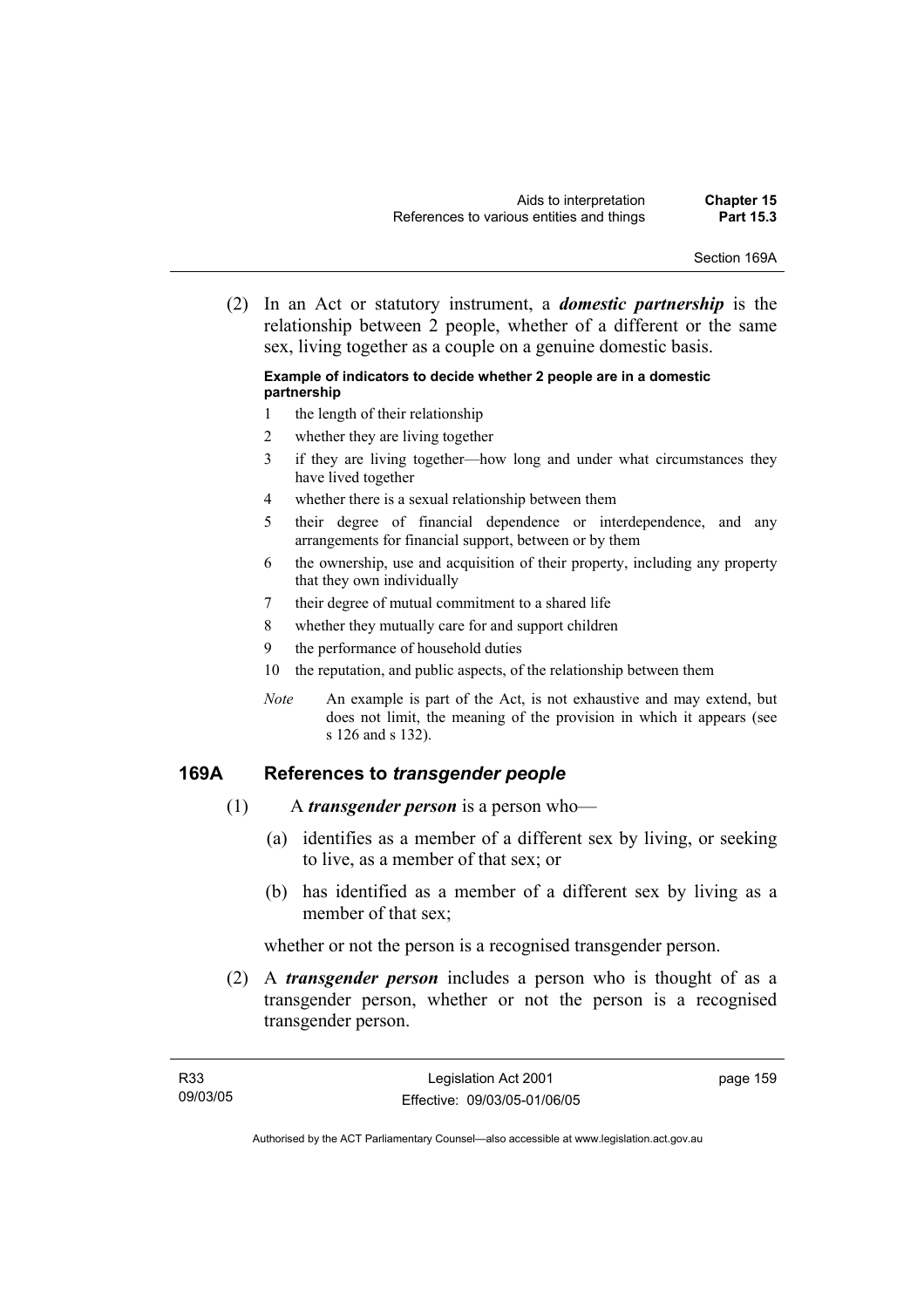(2) In an Act or statutory instrument, a ***domestic partnership*** is the relationship between 2 people, whether of a different or the same sex, living together as a couple on a genuine domestic basis.

**Example of indicators to decide whether 2 people are in a domestic partnership**

1 the length of their relationship
2 whether they are living together
3 if they are living together—how long and under what circumstances they have lived together
4 whether there is a sexual relationship between them
5 their degree of financial dependence or interdependence, and any arrangements for financial support, between or by them
6 the ownership, use and acquisition of their property, including any property that they own individually
7 their degree of mutual commitment to a shared life
8 whether they mutually care for and support children
9 the performance of household duties
10 the reputation, and public aspects, of the relationship between them

*Note* An example is part of the Act, is not exhaustive and may extend, but does not limit, the meaning of the provision in which it appears (see s 126 and s 132).

### 169A References to *transgender people*

(1) A ***transgender person*** is a person who—

(a) identifies as a member of a different sex by living, or seeking to live, as a member of that sex; or

(b) has identified as a member of a different sex by living as a member of that sex;

whether or not the person is a recognised transgender person.

(2) A ***transgender person*** includes a person who is thought of as a transgender person, whether or not the person is a recognised transgender person.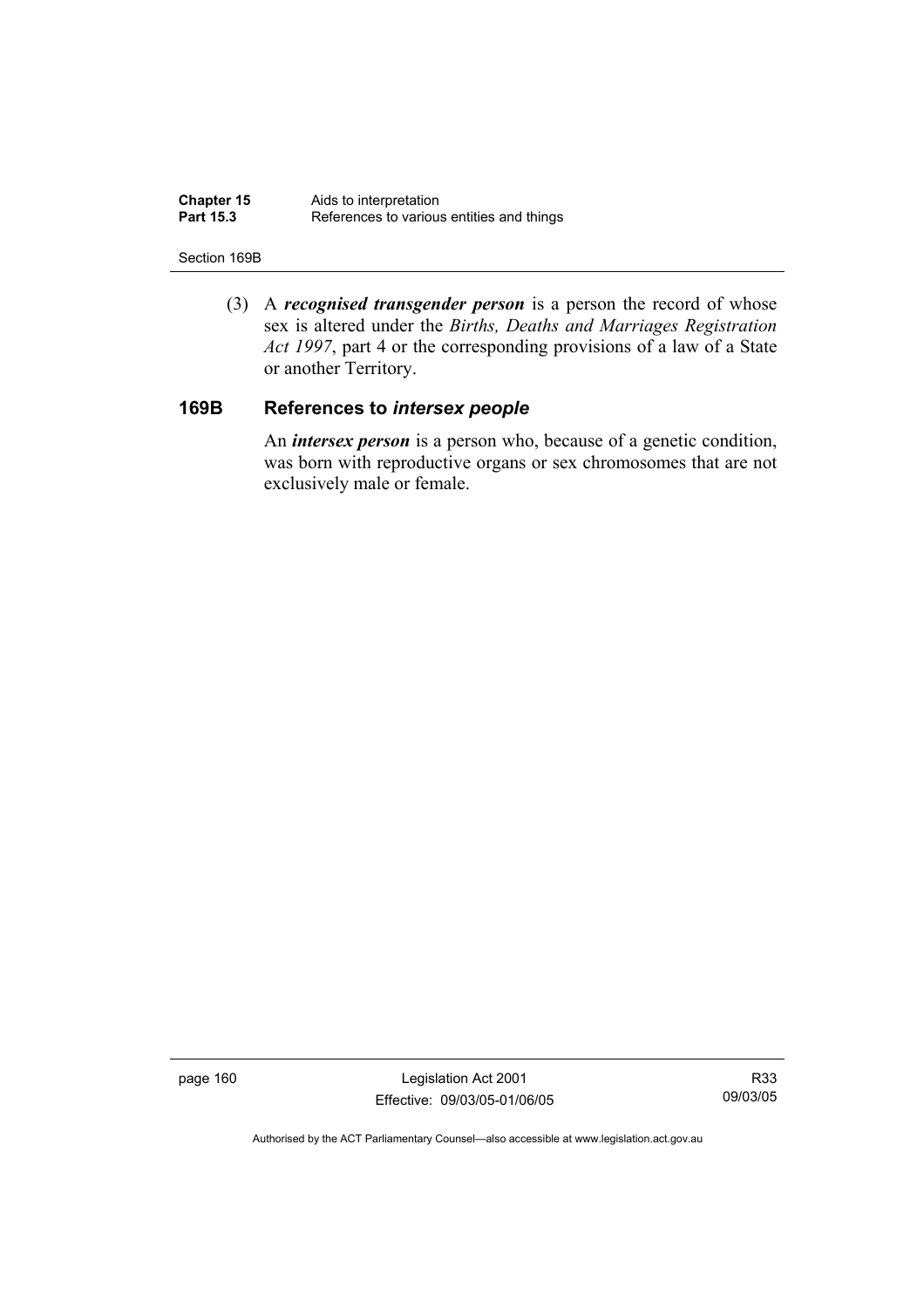(3) A ***recognised transgender person*** is a person the record of whose sex is altered under the *Births, Deaths and Marriages Registration Act 1997*, part 4 or the corresponding provisions of a law of a State or another Territory.

## 169B References to *intersex people*

An ***intersex person*** is a person who, because of a genetic condition, was born with reproductive organs or sex chromosomes that are not exclusively male or female.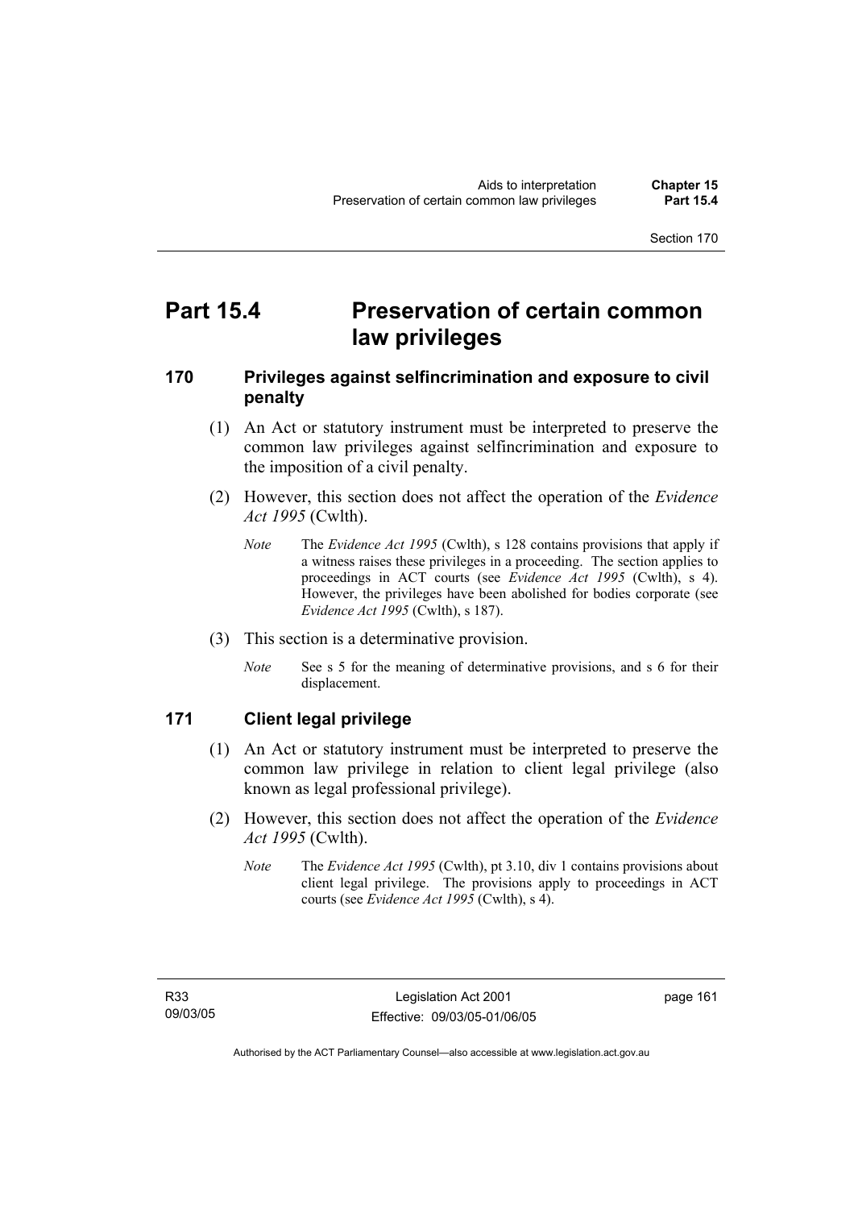# Part 15.4 Preservation of certain common law privileges

## 170 Privileges against selfincrimination and exposure to civil penalty

(1) An Act or statutory instrument must be interpreted to preserve the common law privileges against selfincrimination and exposure to the imposition of a civil penalty.

(2) However, this section does not affect the operation of the *Evidence Act 1995* (Cwlth).

*Note* The *Evidence Act 1995* (Cwlth), s 128 contains provisions that apply if a witness raises these privileges in a proceeding. The section applies to proceedings in ACT courts (see *Evidence Act 1995* (Cwlth), s 4). However, the privileges have been abolished for bodies corporate (see *Evidence Act 1995* (Cwlth), s 187).

(3) This section is a determinative provision.

*Note* See s 5 for the meaning of determinative provisions, and s 6 for their displacement.

## 171 Client legal privilege

(1) An Act or statutory instrument must be interpreted to preserve the common law privilege in relation to client legal privilege (also known as legal professional privilege).

(2) However, this section does not affect the operation of the *Evidence Act 1995* (Cwlth).

*Note* The *Evidence Act 1995* (Cwlth), pt 3.10, div 1 contains provisions about client legal privilege. The provisions apply to proceedings in ACT courts (see *Evidence Act 1995* (Cwlth), s 4).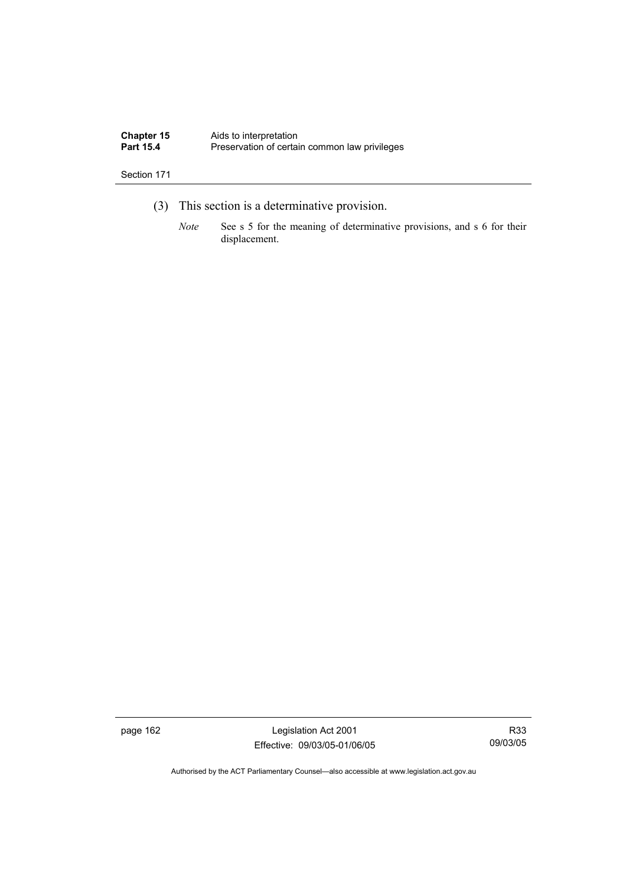(3) This section is a determinative provision.

*Note* See s 5 for the meaning of determinative provisions, and s 6 for their displacement.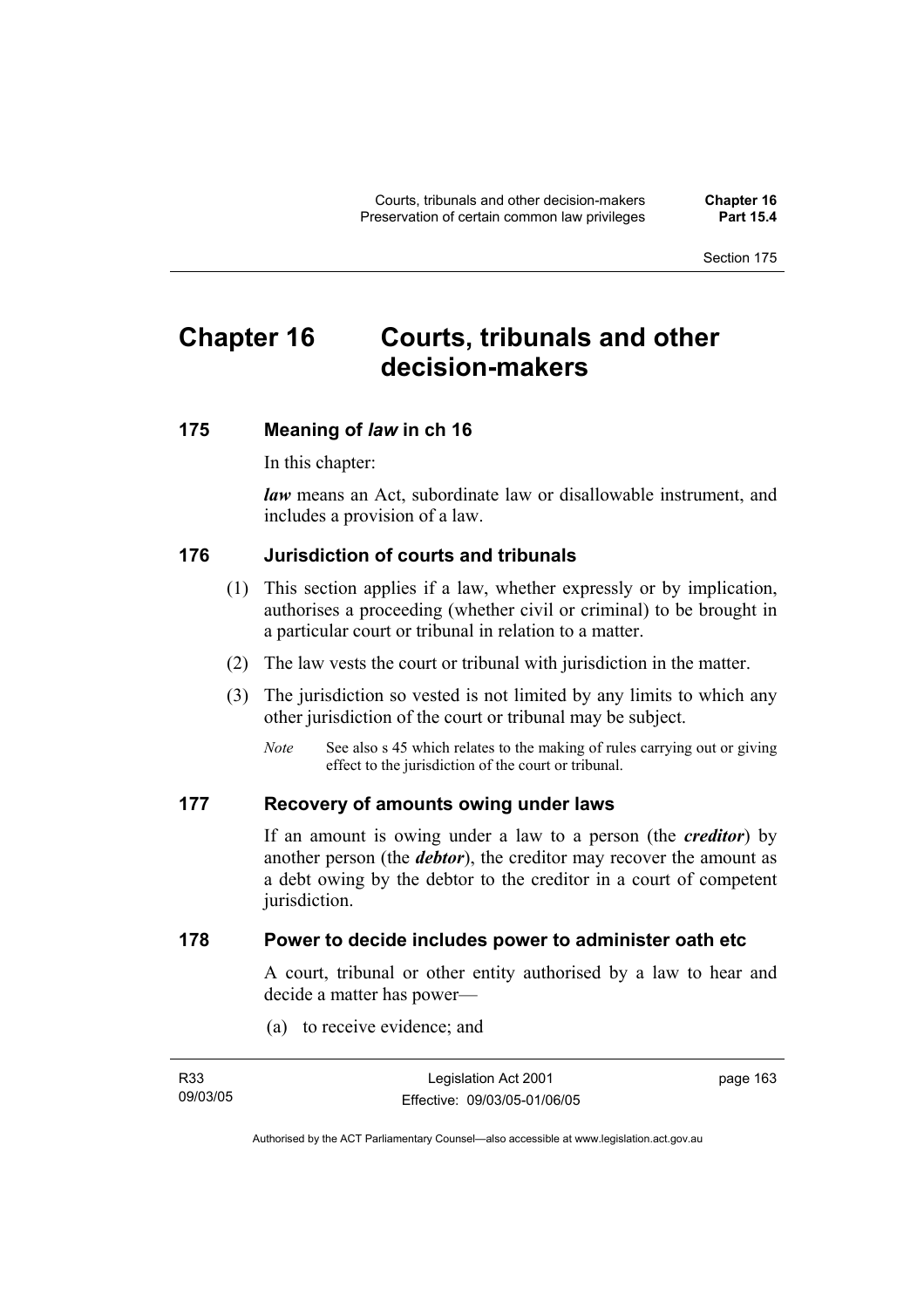# Chapter 16 Courts, tribunals and other decision-makers

## 175 Meaning of *law* in ch 16

In this chapter:

***law*** means an Act, subordinate law or disallowable instrument, and includes a provision of a law.

## 176 Jurisdiction of courts and tribunals

(1) This section applies if a law, whether expressly or by implication, authorises a proceeding (whether civil or criminal) to be brought in a particular court or tribunal in relation to a matter.

(2) The law vests the court or tribunal with jurisdiction in the matter.

(3) The jurisdiction so vested is not limited by any limits to which any other jurisdiction of the court or tribunal may be subject.

*Note* See also s 45 which relates to the making of rules carrying out or giving effect to the jurisdiction of the court or tribunal.

## 177 Recovery of amounts owing under laws

If an amount is owing under a law to a person (the ***creditor***) by another person (the ***debtor***), the creditor may recover the amount as a debt owing by the debtor to the creditor in a court of competent jurisdiction.

## 178 Power to decide includes power to administer oath etc

A court, tribunal or other entity authorised by a law to hear and decide a matter has power—

(a) to receive evidence; and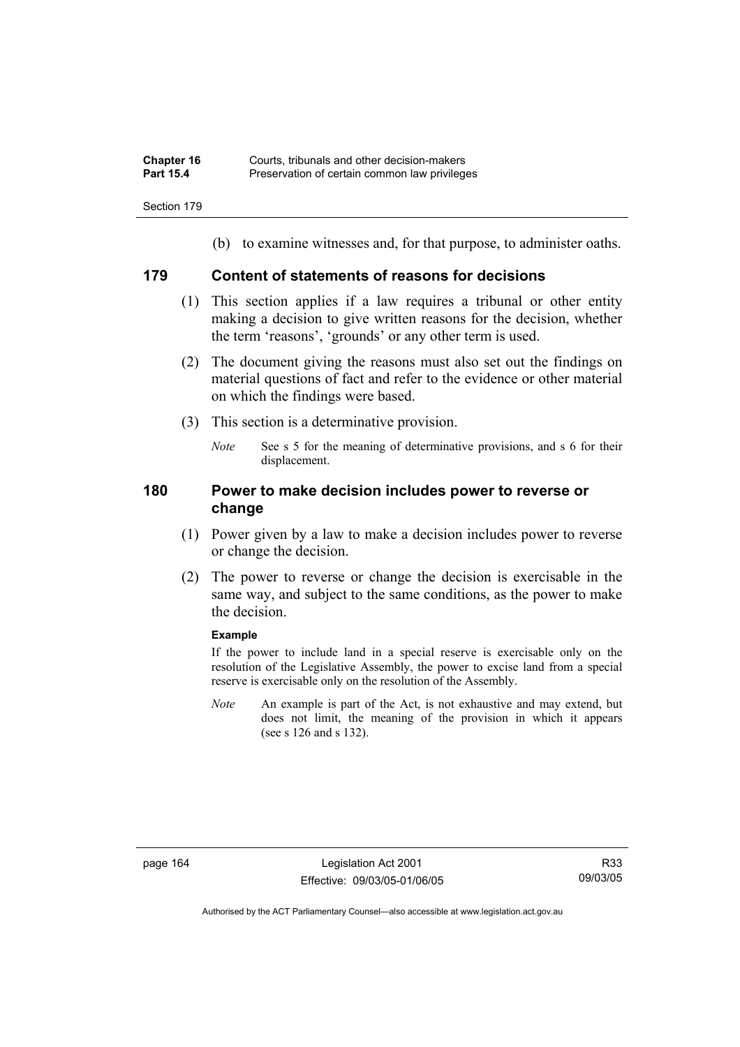(b) to examine witnesses and, for that purpose, to administer oaths.

## 179 Content of statements of reasons for decisions

(1) This section applies if a law requires a tribunal or other entity making a decision to give written reasons for the decision, whether the term 'reasons', 'grounds' or any other term is used.

(2) The document giving the reasons must also set out the findings on material questions of fact and refer to the evidence or other material on which the findings were based.

(3) This section is a determinative provision.

*Note* See s 5 for the meaning of determinative provisions, and s 6 for their displacement.

## 180 Power to make decision includes power to reverse or change

(1) Power given by a law to make a decision includes power to reverse or change the decision.

(2) The power to reverse or change the decision is exercisable in the same way, and subject to the same conditions, as the power to make the decision.

**Example**

If the power to include land in a special reserve is exercisable only on the resolution of the Legislative Assembly, the power to excise land from a special reserve is exercisable only on the resolution of the Assembly.

*Note* An example is part of the Act, is not exhaustive and may extend, but does not limit, the meaning of the provision in which it appears (see s 126 and s 132).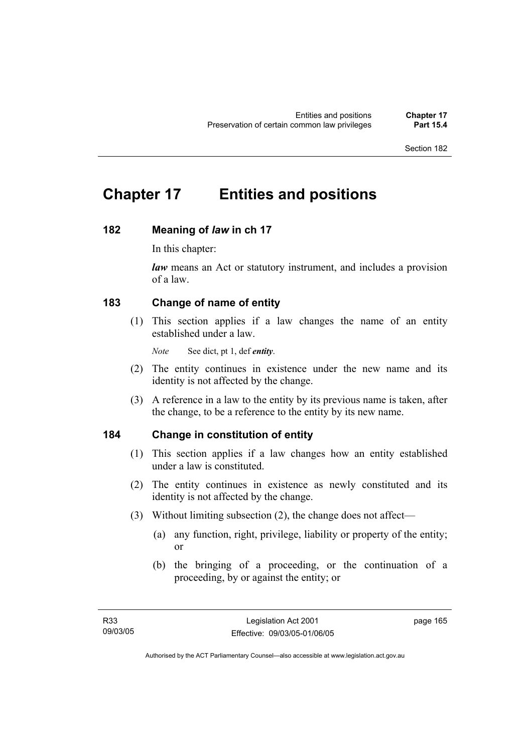# Chapter 17 Entities and positions

## 182 Meaning of *law* in ch 17

In this chapter:

***law*** means an Act or statutory instrument, and includes a provision of a law.

## 183 Change of name of entity

(1) This section applies if a law changes the name of an entity established under a law.

*Note* See dict, pt 1, def ***entity***.

(2) The entity continues in existence under the new name and its identity is not affected by the change.

(3) A reference in a law to the entity by its previous name is taken, after the change, to be a reference to the entity by its new name.

## 184 Change in constitution of entity

(1) This section applies if a law changes how an entity established under a law is constituted.

(2) The entity continues in existence as newly constituted and its identity is not affected by the change.

(3) Without limiting subsection (2), the change does not affect—

(a) any function, right, privilege, liability or property of the entity; or

(b) the bringing of a proceeding, or the continuation of a proceeding, by or against the entity; or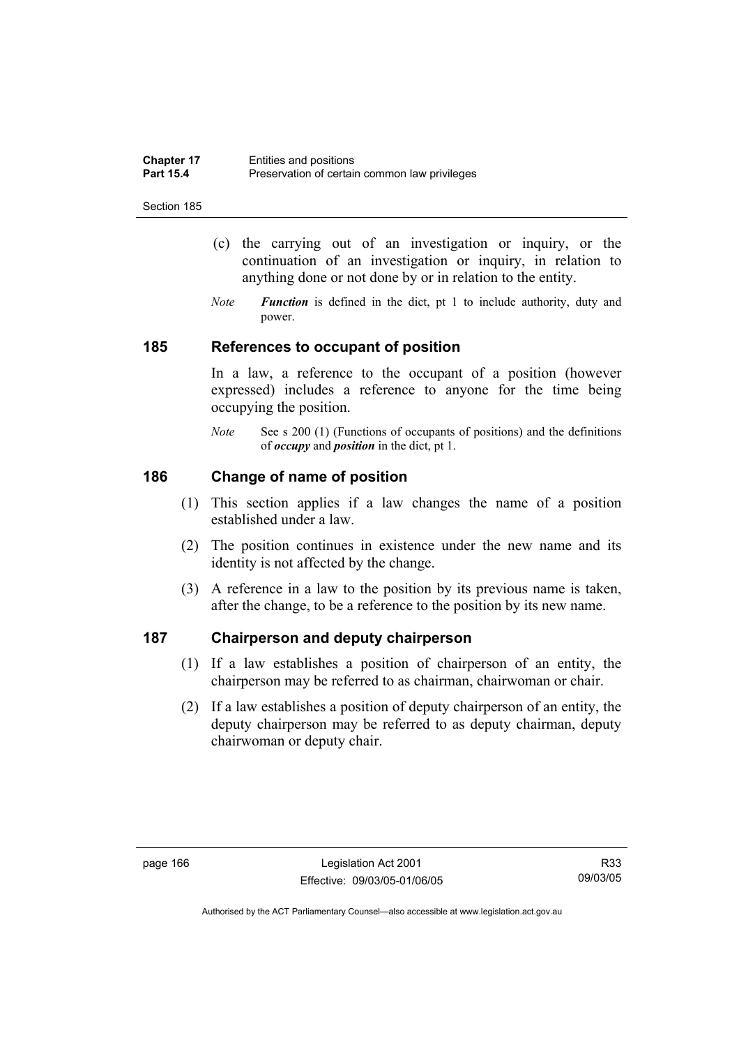(c) the carrying out of an investigation or inquiry, or the continuation of an investigation or inquiry, in relation to anything done or not done by or in relation to the entity.

*Note* ***Function*** is defined in the dict, pt 1 to include authority, duty and power.

### 185 References to occupant of position

In a law, a reference to the occupant of a position (however expressed) includes a reference to anyone for the time being occupying the position.

*Note* See s 200 (1) (Functions of occupants of positions) and the definitions of ***occupy*** and ***position*** in the dict, pt 1.

### 186 Change of name of position

(1) This section applies if a law changes the name of a position established under a law.

(2) The position continues in existence under the new name and its identity is not affected by the change.

(3) A reference in a law to the position by its previous name is taken, after the change, to be a reference to the position by its new name.

### 187 Chairperson and deputy chairperson

(1) If a law establishes a position of chairperson of an entity, the chairperson may be referred to as chairman, chairwoman or chair.

(2) If a law establishes a position of deputy chairperson of an entity, the deputy chairperson may be referred to as deputy chairman, deputy chairwoman or deputy chair.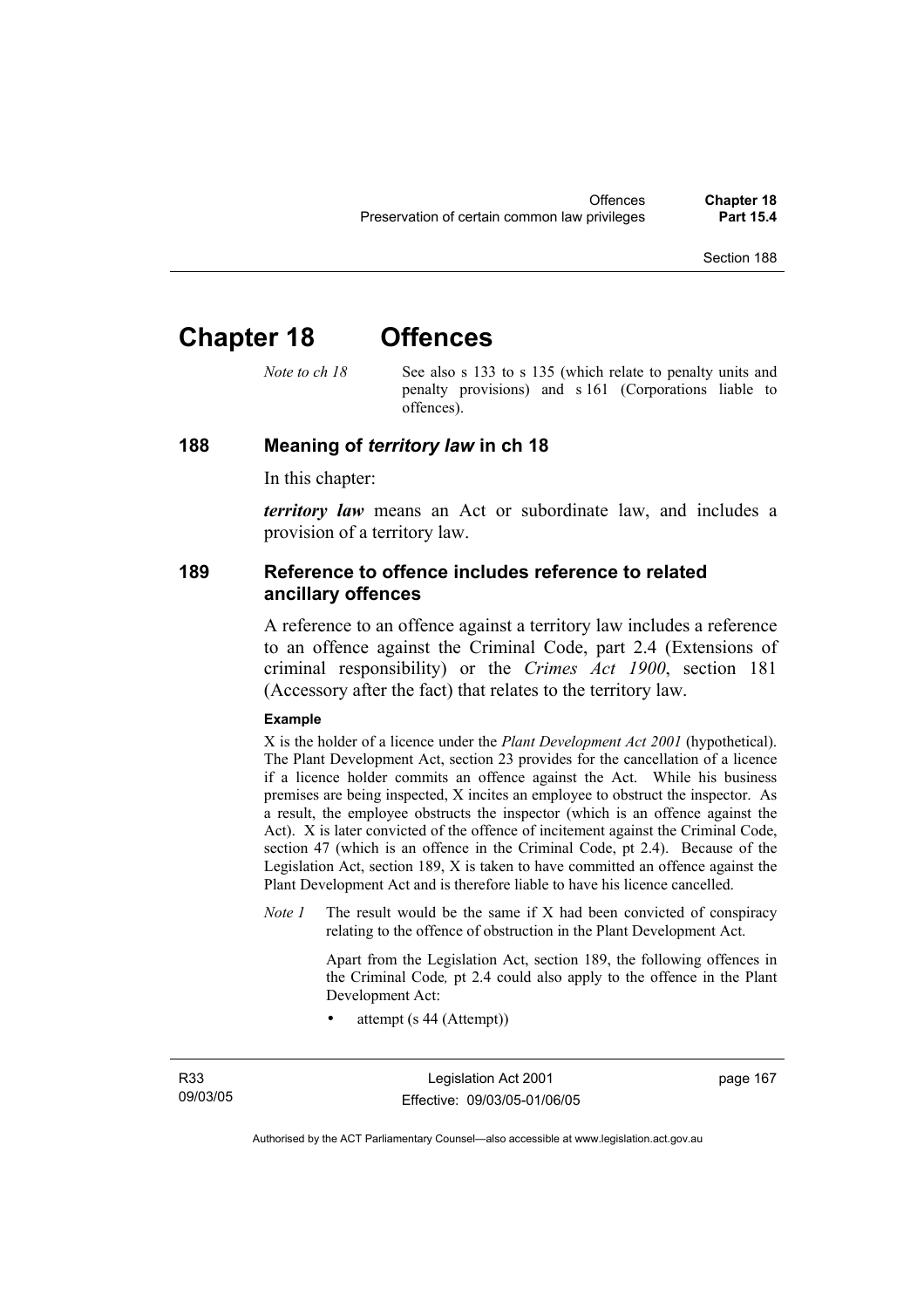# Chapter 18 Offences

*Note to ch 18* See also s 133 to s 135 (which relate to penalty units and penalty provisions) and s 161 (Corporations liable to offences).

## 188 Meaning of *territory law* in ch 18

In this chapter:

***territory law*** means an Act or subordinate law, and includes a provision of a territory law.

## 189 Reference to offence includes reference to related ancillary offences

A reference to an offence against a territory law includes a reference to an offence against the Criminal Code, part 2.4 (Extensions of criminal responsibility) or the *Crimes Act 1900*, section 181 (Accessory after the fact) that relates to the territory law.

**Example**

X is the holder of a licence under the *Plant Development Act 2001* (hypothetical). The Plant Development Act, section 23 provides for the cancellation of a licence if a licence holder commits an offence against the Act. While his business premises are being inspected, X incites an employee to obstruct the inspector. As a result, the employee obstructs the inspector (which is an offence against the Act). X is later convicted of the offence of incitement against the Criminal Code, section 47 (which is an offence in the Criminal Code, pt 2.4). Because of the Legislation Act, section 189, X is taken to have committed an offence against the Plant Development Act and is therefore liable to have his licence cancelled.

*Note 1* The result would be the same if X had been convicted of conspiracy relating to the offence of obstruction in the Plant Development Act.

Apart from the Legislation Act, section 189, the following offences in the Criminal Code*,* pt 2.4 could also apply to the offence in the Plant Development Act:

- attempt (s 44 (Attempt))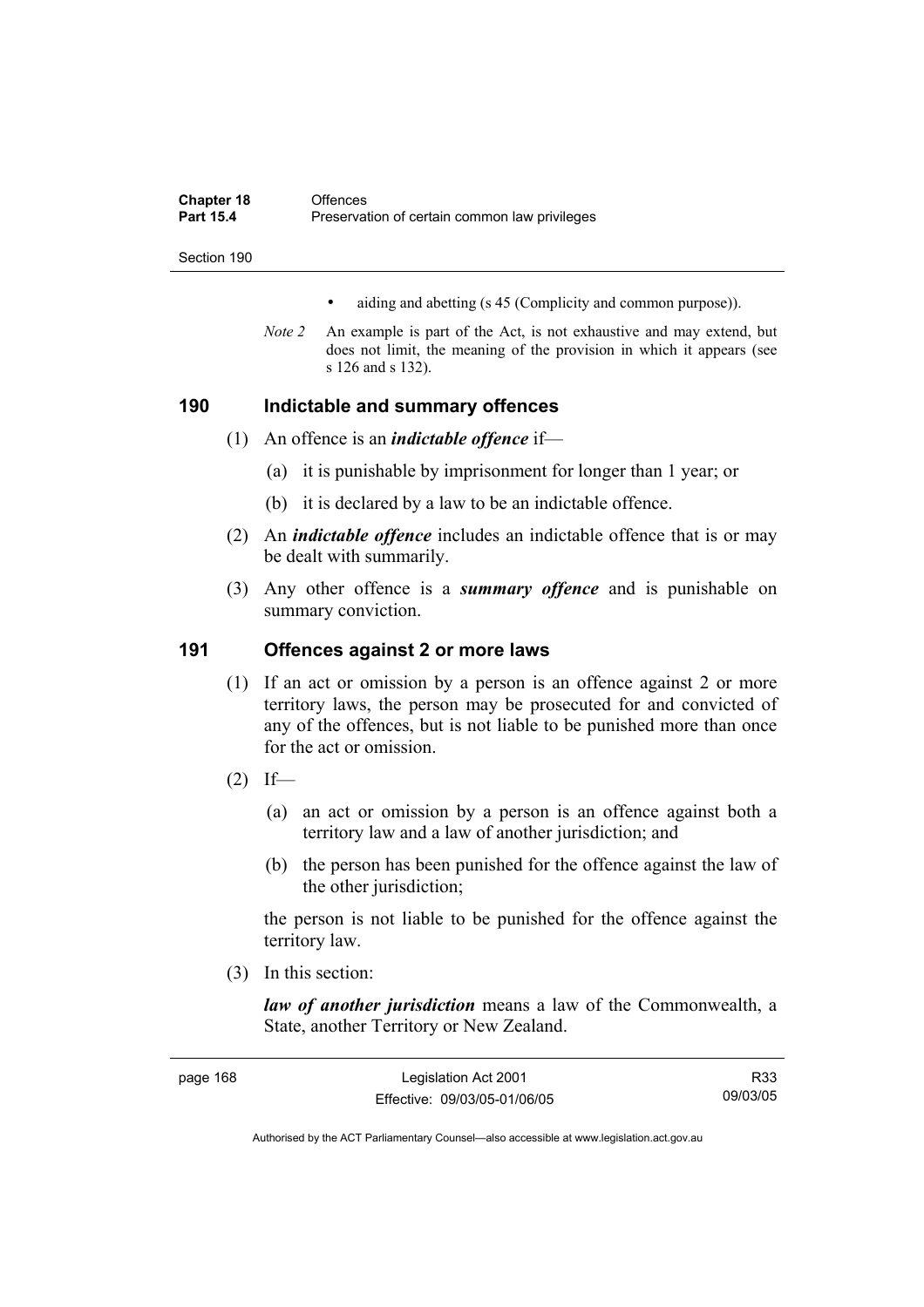- aiding and abetting (s 45 (Complicity and common purpose)).

*Note 2* An example is part of the Act, is not exhaustive and may extend, but does not limit, the meaning of the provision in which it appears (see s 126 and s 132).

## 190 Indictable and summary offences

(1) An offence is an ***indictable offence*** if—

(a) it is punishable by imprisonment for longer than 1 year; or

(b) it is declared by a law to be an indictable offence.

(2) An ***indictable offence*** includes an indictable offence that is or may be dealt with summarily.

(3) Any other offence is a ***summary offence*** and is punishable on summary conviction.

## 191 Offences against 2 or more laws

(1) If an act or omission by a person is an offence against 2 or more territory laws, the person may be prosecuted for and convicted of any of the offences, but is not liable to be punished more than once for the act or omission.

(2) If—

(a) an act or omission by a person is an offence against both a territory law and a law of another jurisdiction; and

(b) the person has been punished for the offence against the law of the other jurisdiction;

the person is not liable to be punished for the offence against the territory law.

(3) In this section:

***law of another jurisdiction*** means a law of the Commonwealth, a State, another Territory or New Zealand.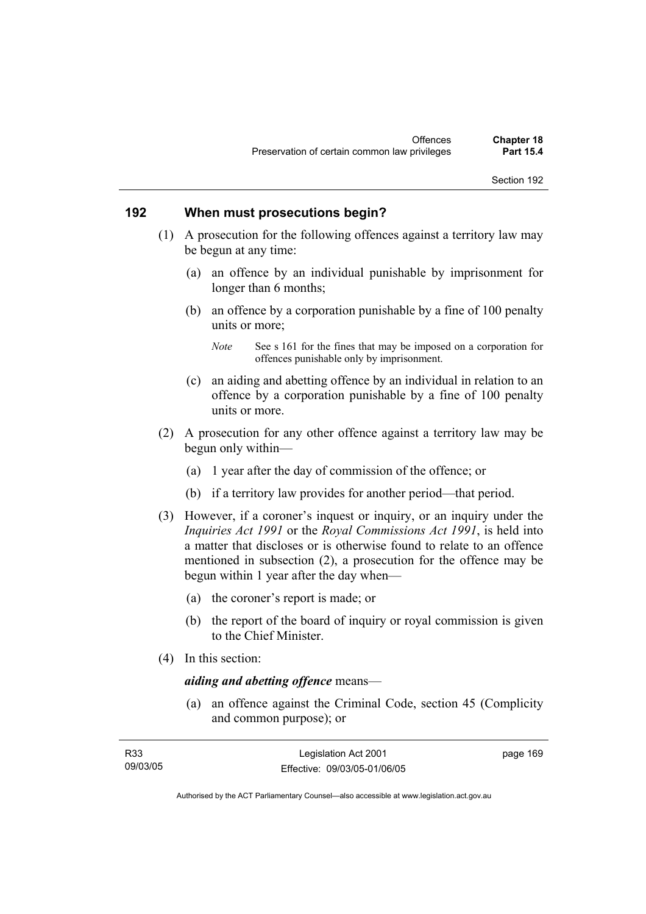## 192 When must prosecutions begin?

(1) A prosecution for the following offences against a territory law may be begun at any time:

(a) an offence by an individual punishable by imprisonment for longer than 6 months;

(b) an offence by a corporation punishable by a fine of 100 penalty units or more;

*Note* See s 161 for the fines that may be imposed on a corporation for offences punishable only by imprisonment.

(c) an aiding and abetting offence by an individual in relation to an offence by a corporation punishable by a fine of 100 penalty units or more.

(2) A prosecution for any other offence against a territory law may be begun only within—

(a) 1 year after the day of commission of the offence; or

(b) if a territory law provides for another period—that period.

(3) However, if a coroner's inquest or inquiry, or an inquiry under the *Inquiries Act 1991* or the *Royal Commissions Act 1991*, is held into a matter that discloses or is otherwise found to relate to an offence mentioned in subsection (2), a prosecution for the offence may be begun within 1 year after the day when—

(a) the coroner's report is made; or

(b) the report of the board of inquiry or royal commission is given to the Chief Minister.

(4) In this section:

***aiding and abetting offence*** means—

(a) an offence against the Criminal Code, section 45 (Complicity and common purpose); or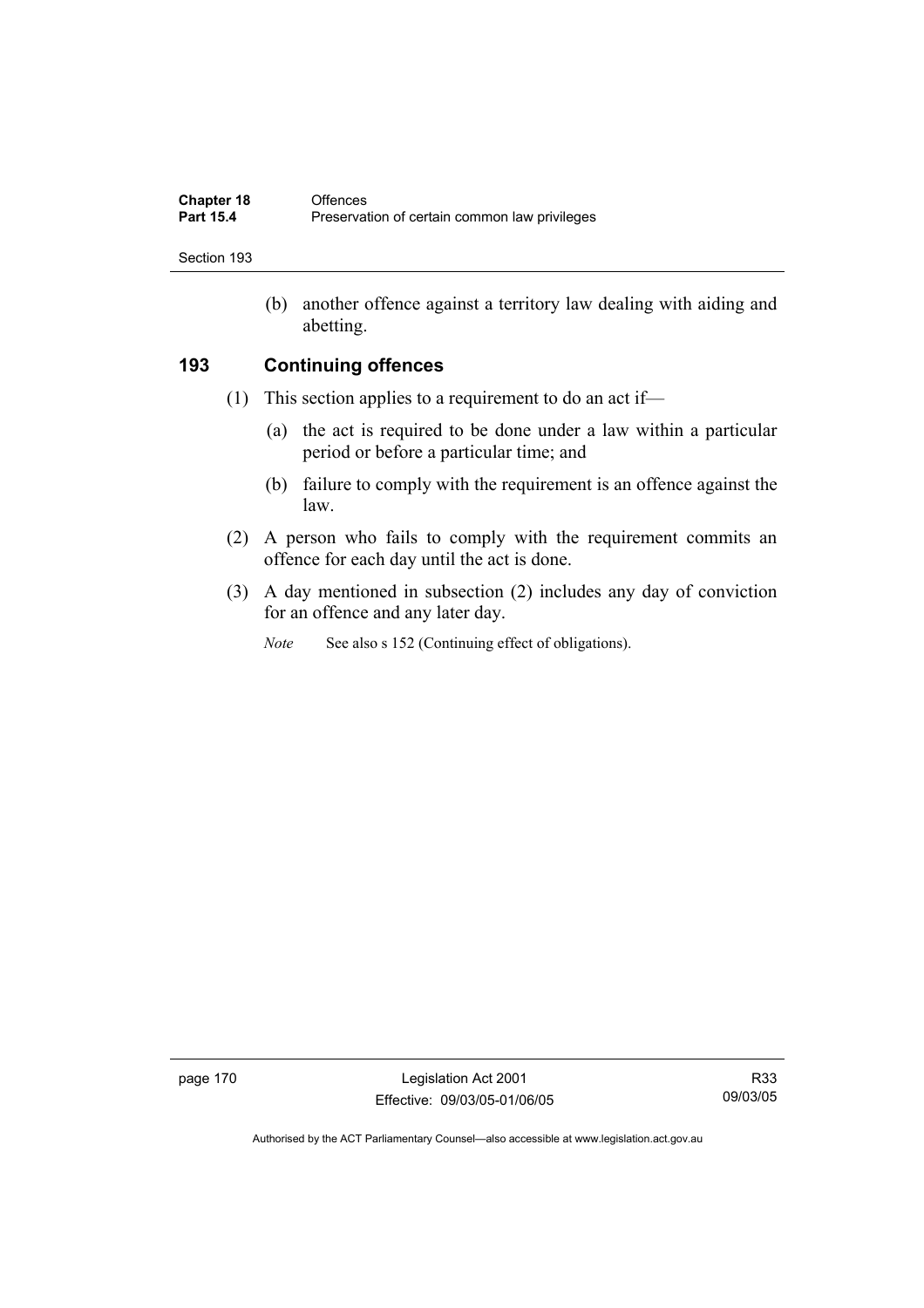(b) another offence against a territory law dealing with aiding and abetting.

## 193 Continuing offences

(1) This section applies to a requirement to do an act if—

(a) the act is required to be done under a law within a particular period or before a particular time; and

(b) failure to comply with the requirement is an offence against the law.

(2) A person who fails to comply with the requirement commits an offence for each day until the act is done.

(3) A day mentioned in subsection (2) includes any day of conviction for an offence and any later day.

*Note* See also s 152 (Continuing effect of obligations).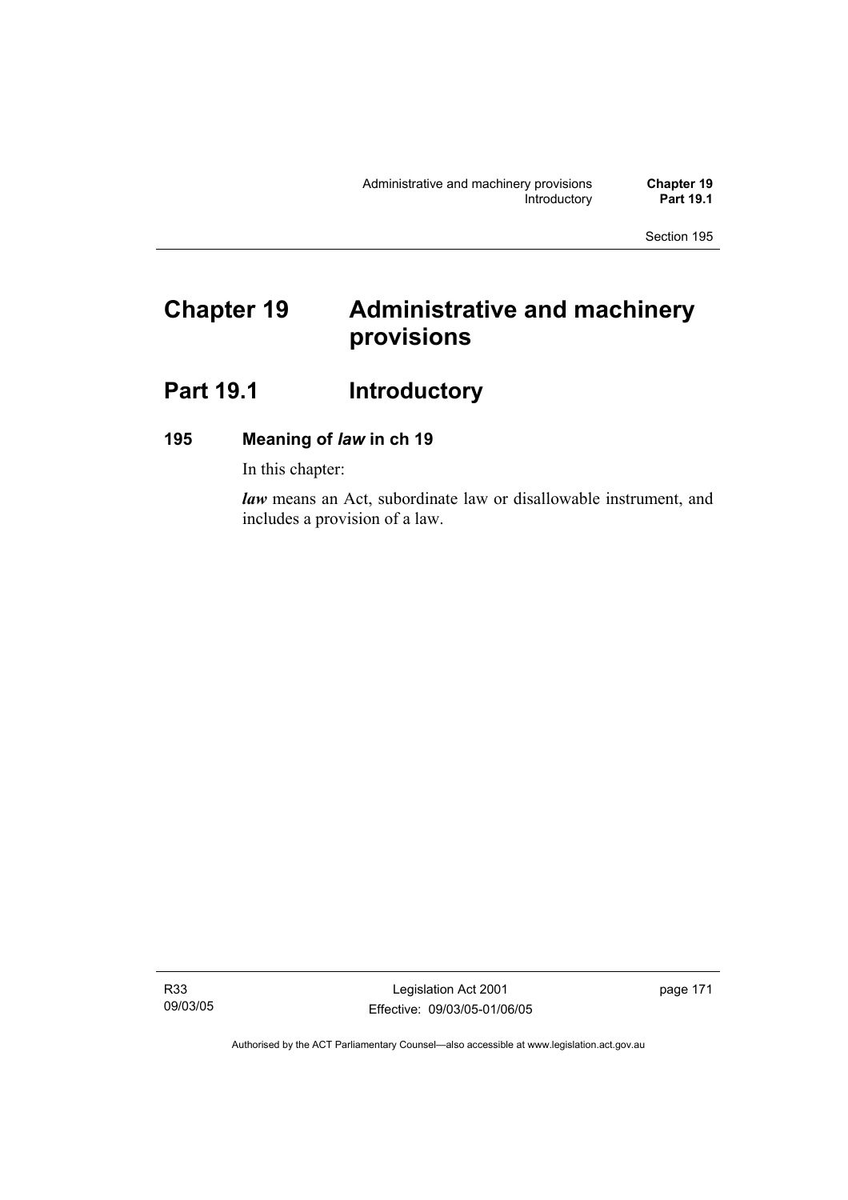# Chapter 19 Administrative and machinery provisions

## Part 19.1 Introductory

### 195 Meaning of *law* in ch 19

In this chapter:

***law*** means an Act, subordinate law or disallowable instrument, and includes a provision of a law.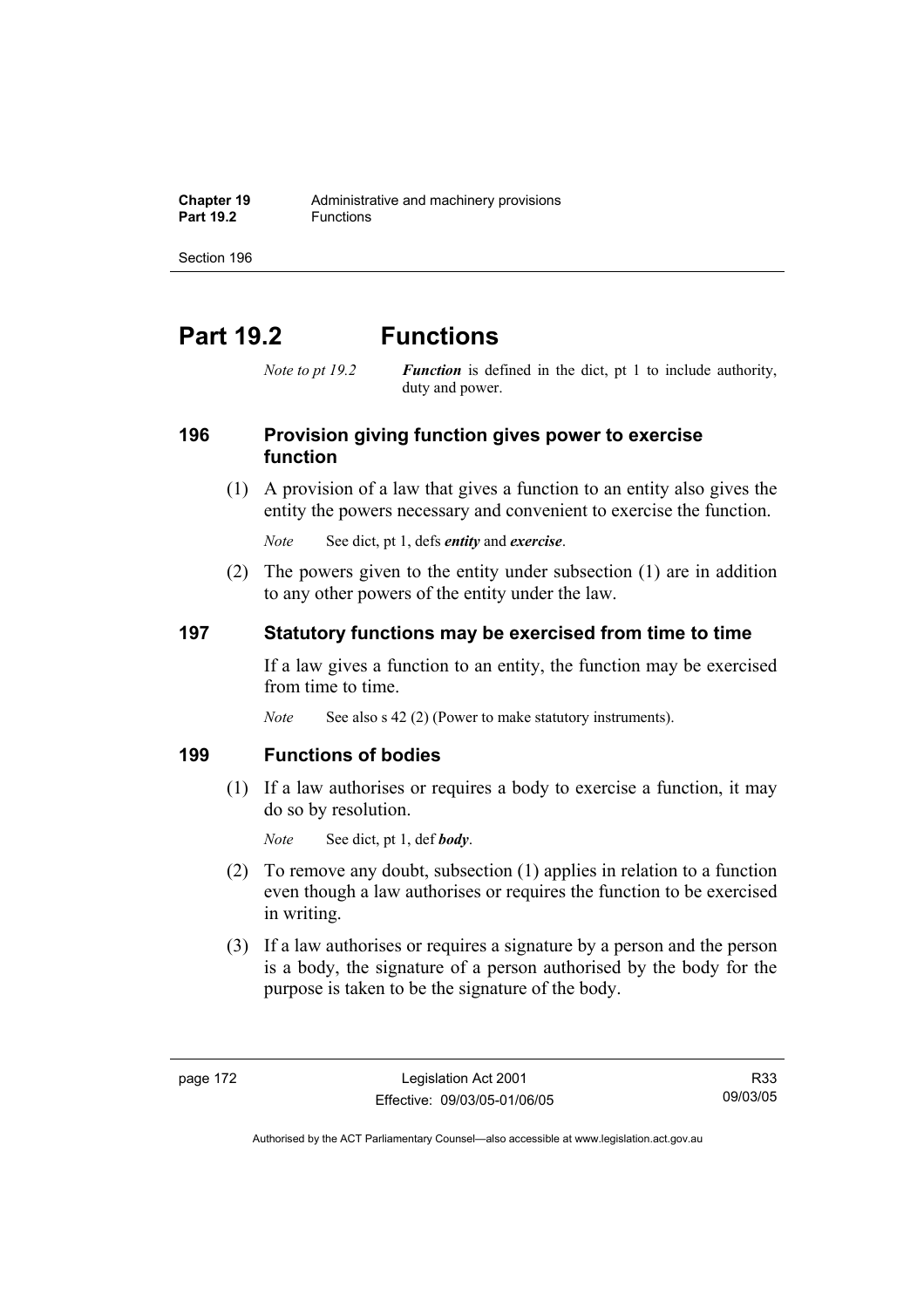# Part 19.2 Functions

*Note to pt 19.2* ***Function*** is defined in the dict, pt 1 to include authority, duty and power.

## 196 Provision giving function gives power to exercise function

(1) A provision of a law that gives a function to an entity also gives the entity the powers necessary and convenient to exercise the function.

*Note* See dict, pt 1, defs ***entity*** and ***exercise***.

(2) The powers given to the entity under subsection (1) are in addition to any other powers of the entity under the law.

## 197 Statutory functions may be exercised from time to time

If a law gives a function to an entity, the function may be exercised from time to time.

*Note* See also s 42 (2) (Power to make statutory instruments).

## 199 Functions of bodies

(1) If a law authorises or requires a body to exercise a function, it may do so by resolution.

*Note* See dict, pt 1, def ***body***.

(2) To remove any doubt, subsection (1) applies in relation to a function even though a law authorises or requires the function to be exercised in writing.

(3) If a law authorises or requires a signature by a person and the person is a body, the signature of a person authorised by the body for the purpose is taken to be the signature of the body.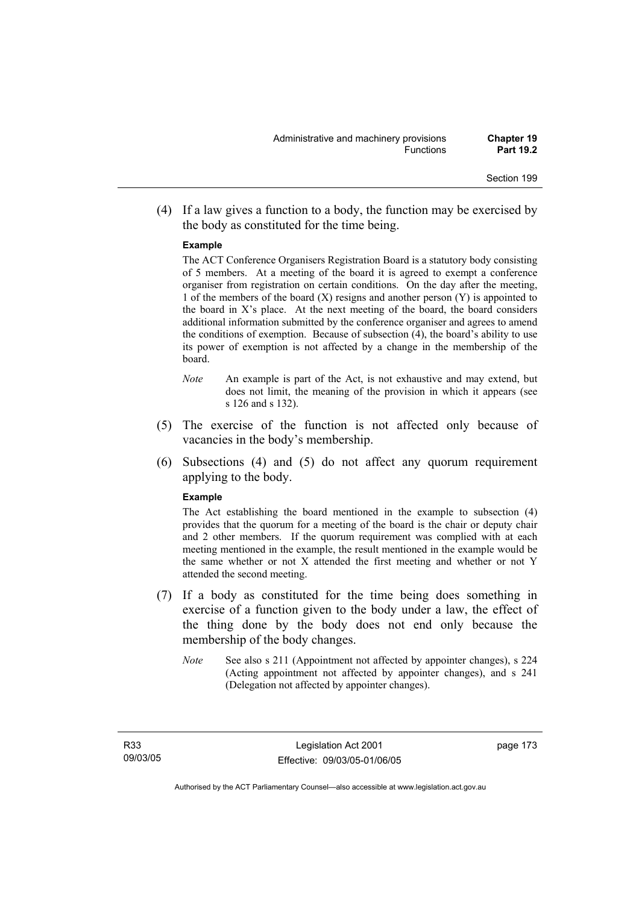(4) If a law gives a function to a body, the function may be exercised by the body as constituted for the time being.

**Example**

The ACT Conference Organisers Registration Board is a statutory body consisting of 5 members. At a meeting of the board it is agreed to exempt a conference organiser from registration on certain conditions. On the day after the meeting, 1 of the members of the board (X) resigns and another person (Y) is appointed to the board in X's place. At the next meeting of the board, the board considers additional information submitted by the conference organiser and agrees to amend the conditions of exemption. Because of subsection (4), the board's ability to use its power of exemption is not affected by a change in the membership of the board.

*Note* An example is part of the Act, is not exhaustive and may extend, but does not limit, the meaning of the provision in which it appears (see s 126 and s 132).

(5) The exercise of the function is not affected only because of vacancies in the body's membership.

(6) Subsections (4) and (5) do not affect any quorum requirement applying to the body.

**Example**

The Act establishing the board mentioned in the example to subsection (4) provides that the quorum for a meeting of the board is the chair or deputy chair and 2 other members. If the quorum requirement was complied with at each meeting mentioned in the example, the result mentioned in the example would be the same whether or not X attended the first meeting and whether or not Y attended the second meeting.

(7) If a body as constituted for the time being does something in exercise of a function given to the body under a law, the effect of the thing done by the body does not end only because the membership of the body changes.

*Note* See also s 211 (Appointment not affected by appointer changes), s 224 (Acting appointment not affected by appointer changes), and s 241 (Delegation not affected by appointer changes).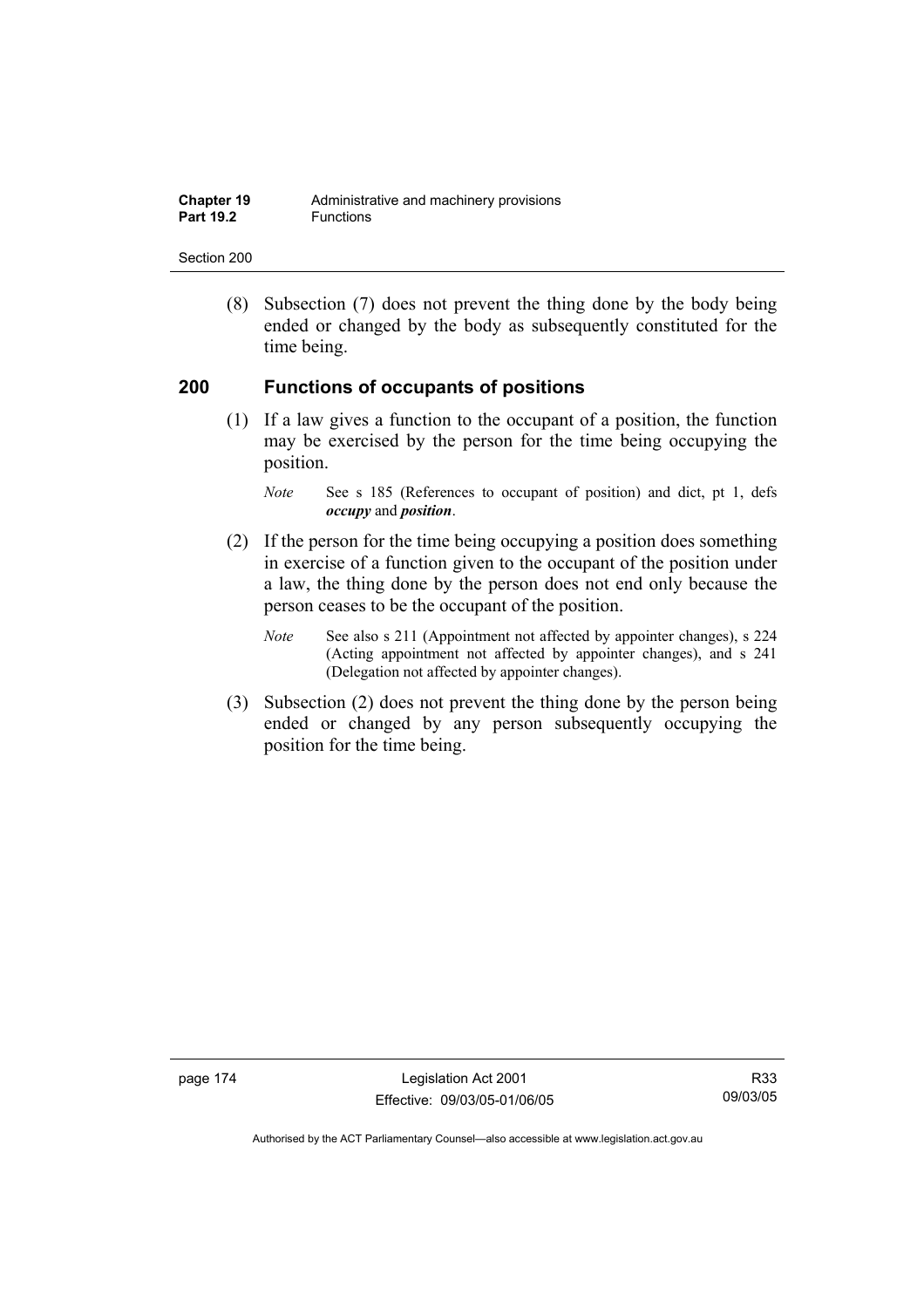(8) Subsection (7) does not prevent the thing done by the body being ended or changed by the body as subsequently constituted for the time being.

## 200 Functions of occupants of positions

(1) If a law gives a function to the occupant of a position, the function may be exercised by the person for the time being occupying the position.

*Note* See s 185 (References to occupant of position) and dict, pt 1, defs ***occupy*** and ***position***.

(2) If the person for the time being occupying a position does something in exercise of a function given to the occupant of the position under a law, the thing done by the person does not end only because the person ceases to be the occupant of the position.

*Note* See also s 211 (Appointment not affected by appointer changes), s 224 (Acting appointment not affected by appointer changes), and s 241 (Delegation not affected by appointer changes).

(3) Subsection (2) does not prevent the thing done by the person being ended or changed by any person subsequently occupying the position for the time being.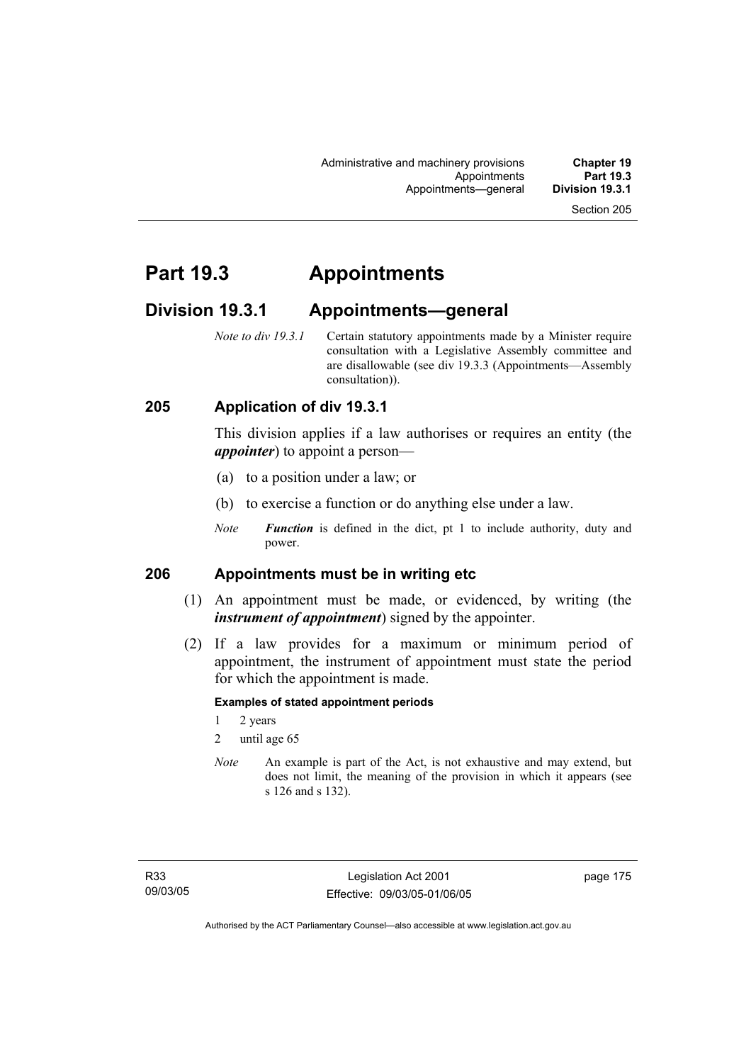# Part 19.3 Appointments

## Division 19.3.1 Appointments—general

*Note to div 19.3.1* Certain statutory appointments made by a Minister require consultation with a Legislative Assembly committee and are disallowable (see div 19.3.3 (Appointments—Assembly consultation)).

### 205 Application of div 19.3.1

This division applies if a law authorises or requires an entity (the ***appointer***) to appoint a person—

(a) to a position under a law; or

(b) to exercise a function or do anything else under a law.

*Note* ***Function*** is defined in the dict, pt 1 to include authority, duty and power.

### 206 Appointments must be in writing etc

(1) An appointment must be made, or evidenced, by writing (the ***instrument of appointment***) signed by the appointer.

(2) If a law provides for a maximum or minimum period of appointment, the instrument of appointment must state the period for which the appointment is made.

**Examples of stated appointment periods**

1 2 years

2 until age 65

*Note* An example is part of the Act, is not exhaustive and may extend, but does not limit, the meaning of the provision in which it appears (see s 126 and s 132).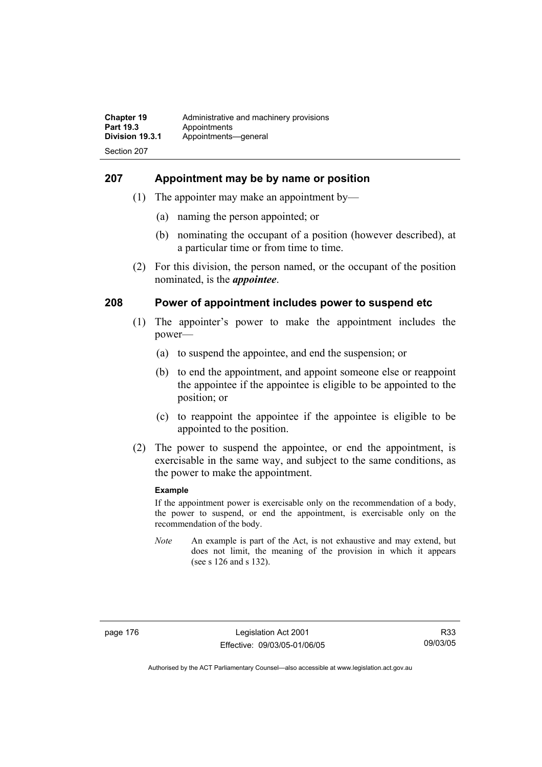## 207 Appointment may be by name or position

(1) The appointer may make an appointment by—

(a) naming the person appointed; or

(b) nominating the occupant of a position (however described), at a particular time or from time to time.

(2) For this division, the person named, or the occupant of the position nominated, is the ***appointee***.

## 208 Power of appointment includes power to suspend etc

(1) The appointer's power to make the appointment includes the power—

(a) to suspend the appointee, and end the suspension; or

(b) to end the appointment, and appoint someone else or reappoint the appointee if the appointee is eligible to be appointed to the position; or

(c) to reappoint the appointee if the appointee is eligible to be appointed to the position.

(2) The power to suspend the appointee, or end the appointment, is exercisable in the same way, and subject to the same conditions, as the power to make the appointment.

**Example**

If the appointment power is exercisable only on the recommendation of a body, the power to suspend, or end the appointment, is exercisable only on the recommendation of the body.

*Note* An example is part of the Act, is not exhaustive and may extend, but does not limit, the meaning of the provision in which it appears (see s 126 and s 132).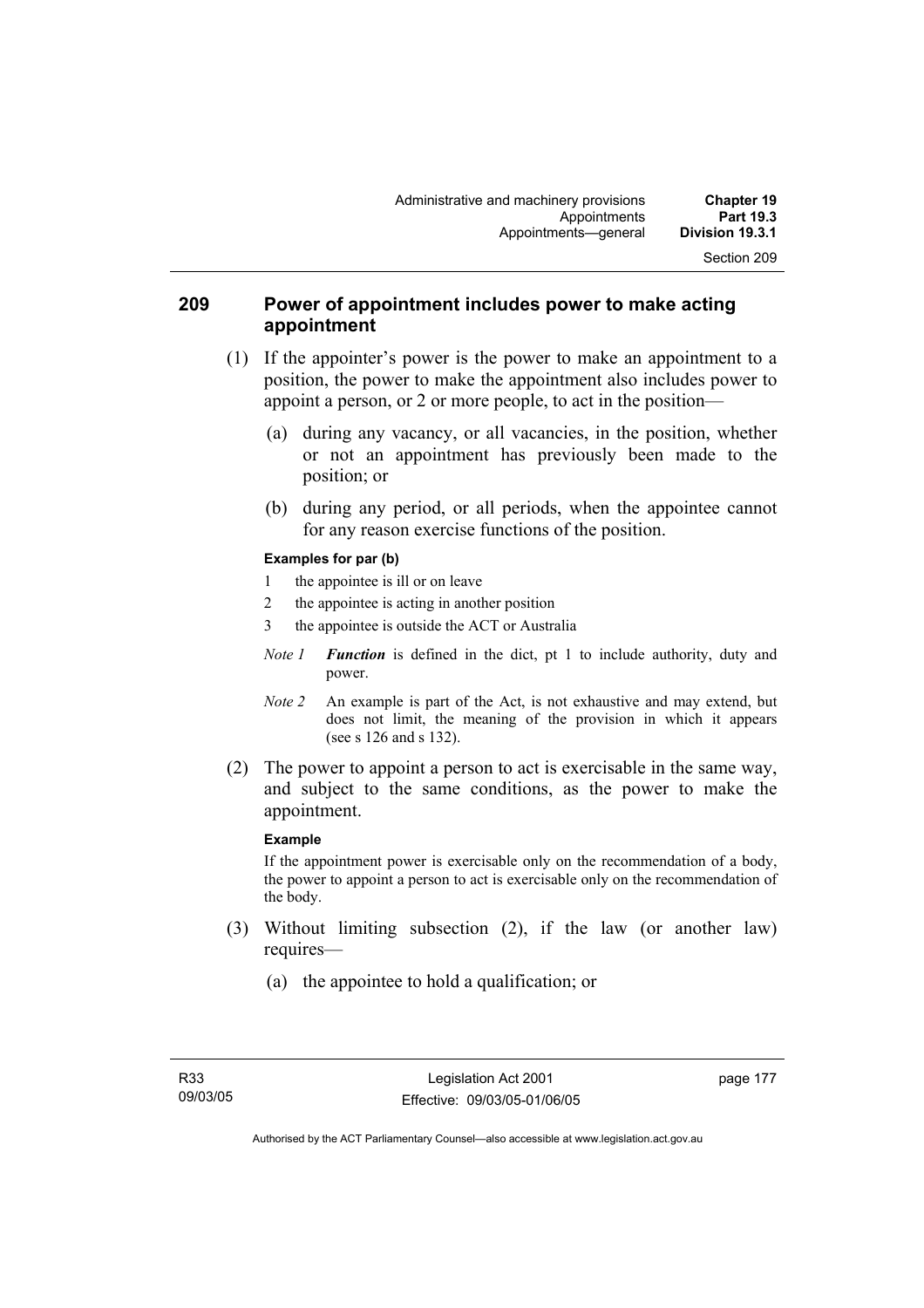## 209 Power of appointment includes power to make acting appointment

(1) If the appointer's power is the power to make an appointment to a position, the power to make the appointment also includes power to appoint a person, or 2 or more people, to act in the position—

(a) during any vacancy, or all vacancies, in the position, whether or not an appointment has previously been made to the position; or

(b) during any period, or all periods, when the appointee cannot for any reason exercise functions of the position.

**Examples for par (b)**

1 the appointee is ill or on leave

2 the appointee is acting in another position

3 the appointee is outside the ACT or Australia

*Note 1* ***Function*** is defined in the dict, pt 1 to include authority, duty and power.

*Note 2* An example is part of the Act, is not exhaustive and may extend, but does not limit, the meaning of the provision in which it appears (see s 126 and s 132).

(2) The power to appoint a person to act is exercisable in the same way, and subject to the same conditions, as the power to make the appointment.

**Example**

If the appointment power is exercisable only on the recommendation of a body, the power to appoint a person to act is exercisable only on the recommendation of the body.

(3) Without limiting subsection (2), if the law (or another law) requires—

(a) the appointee to hold a qualification; or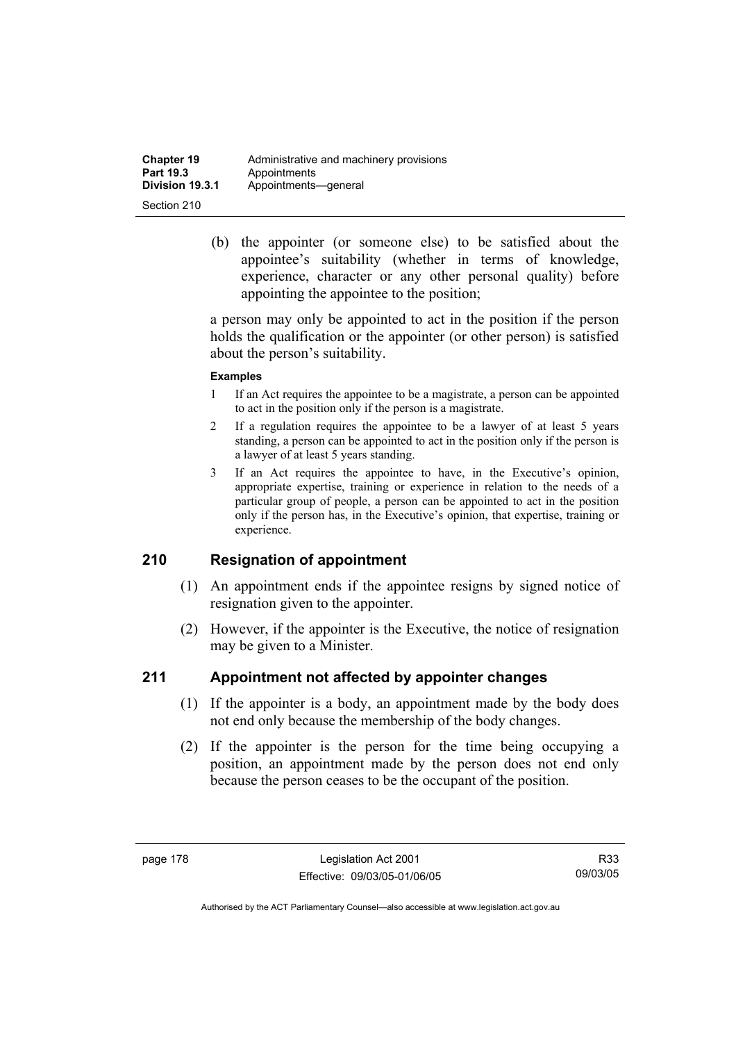(b) the appointer (or someone else) to be satisfied about the appointee's suitability (whether in terms of knowledge, experience, character or any other personal quality) before appointing the appointee to the position;

a person may only be appointed to act in the position if the person holds the qualification or the appointer (or other person) is satisfied about the person's suitability.

**Examples**

1 If an Act requires the appointee to be a magistrate, a person can be appointed to act in the position only if the person is a magistrate.

2 If a regulation requires the appointee to be a lawyer of at least 5 years standing, a person can be appointed to act in the position only if the person is a lawyer of at least 5 years standing.

3 If an Act requires the appointee to have, in the Executive's opinion, appropriate expertise, training or experience in relation to the needs of a particular group of people, a person can be appointed to act in the position only if the person has, in the Executive's opinion, that expertise, training or experience.

## 210 Resignation of appointment

(1) An appointment ends if the appointee resigns by signed notice of resignation given to the appointer.

(2) However, if the appointer is the Executive, the notice of resignation may be given to a Minister.

## 211 Appointment not affected by appointer changes

(1) If the appointer is a body, an appointment made by the body does not end only because the membership of the body changes.

(2) If the appointer is the person for the time being occupying a position, an appointment made by the person does not end only because the person ceases to be the occupant of the position.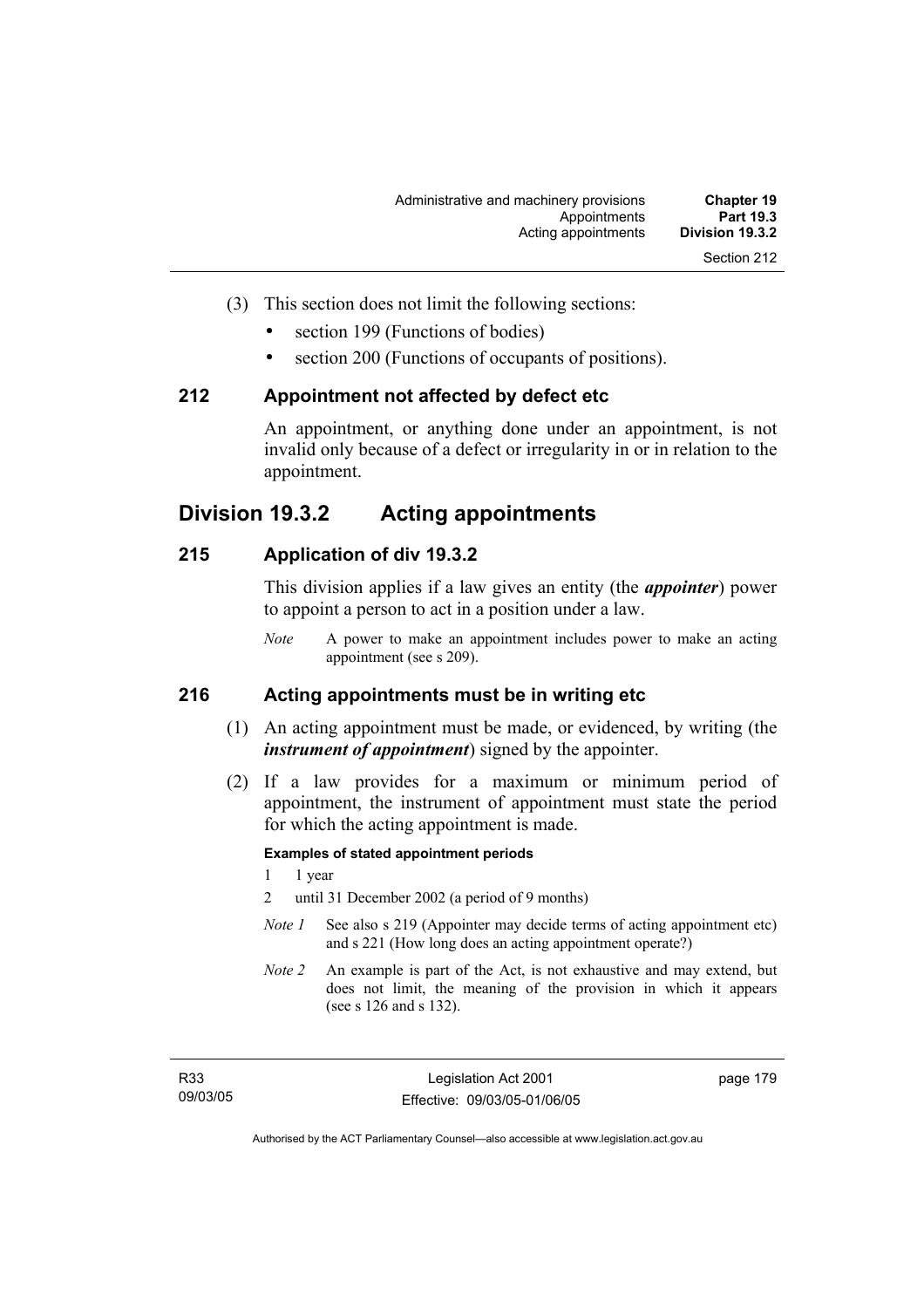(3) This section does not limit the following sections:

- section 199 (Functions of bodies)
- section 200 (Functions of occupants of positions).

### 212 Appointment not affected by defect etc

An appointment, or anything done under an appointment, is not invalid only because of a defect or irregularity in or in relation to the appointment.

## Division 19.3.2 Acting appointments

### 215 Application of div 19.3.2

This division applies if a law gives an entity (the ***appointer***) power to appoint a person to act in a position under a law.

*Note* A power to make an appointment includes power to make an acting appointment (see s 209).

### 216 Acting appointments must be in writing etc

(1) An acting appointment must be made, or evidenced, by writing (the ***instrument of appointment***) signed by the appointer.

(2) If a law provides for a maximum or minimum period of appointment, the instrument of appointment must state the period for which the acting appointment is made.

**Examples of stated appointment periods**

1 1 year

2 until 31 December 2002 (a period of 9 months)

*Note 1* See also s 219 (Appointer may decide terms of acting appointment etc) and s 221 (How long does an acting appointment operate?)

*Note 2* An example is part of the Act, is not exhaustive and may extend, but does not limit, the meaning of the provision in which it appears (see s 126 and s 132).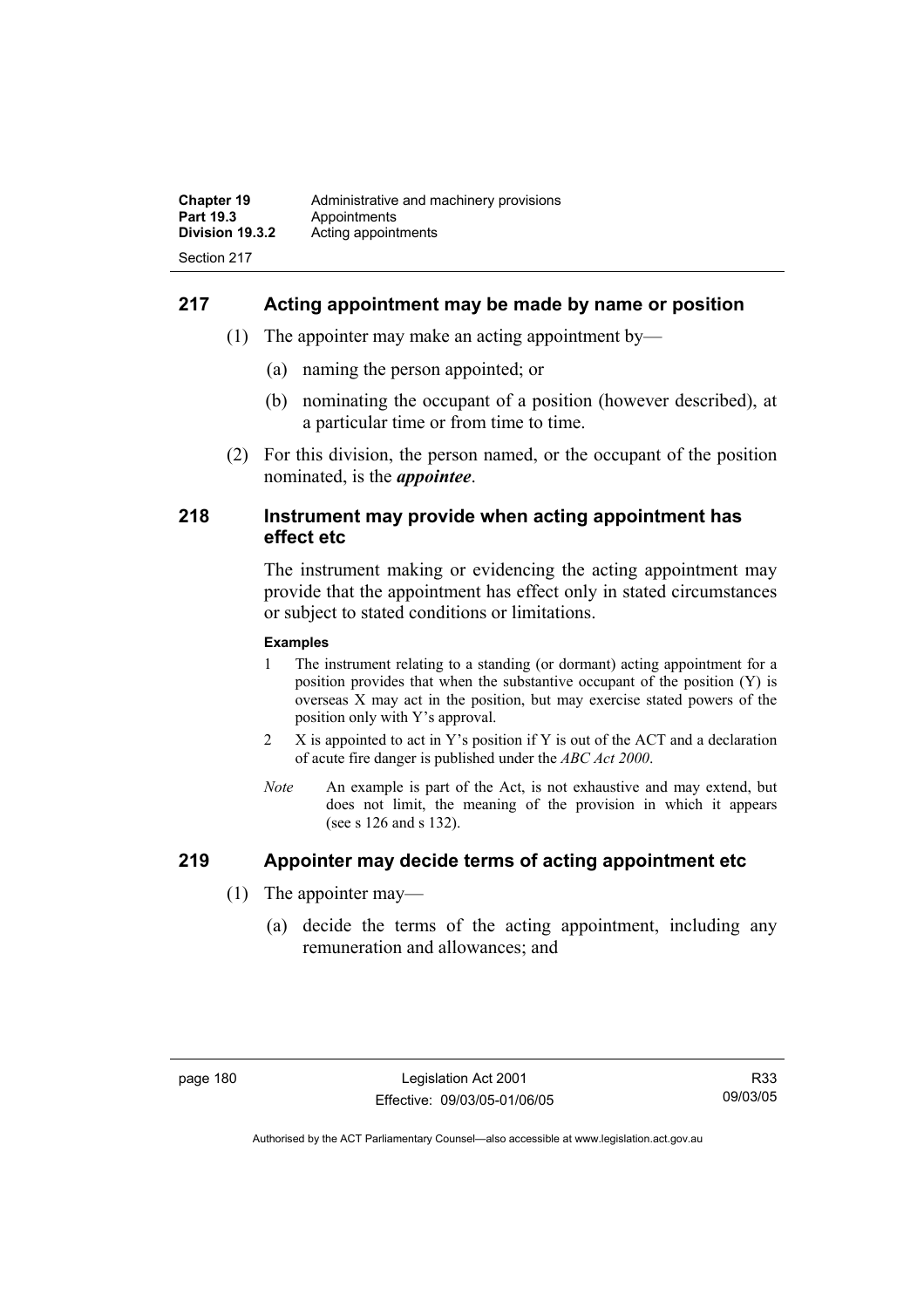## 217 Acting appointment may be made by name or position

(1) The appointer may make an acting appointment by—

(a) naming the person appointed; or

(b) nominating the occupant of a position (however described), at a particular time or from time to time.

(2) For this division, the person named, or the occupant of the position nominated, is the ***appointee***.

## 218 Instrument may provide when acting appointment has effect etc

The instrument making or evidencing the acting appointment may provide that the appointment has effect only in stated circumstances or subject to stated conditions or limitations.

**Examples**

1 The instrument relating to a standing (or dormant) acting appointment for a position provides that when the substantive occupant of the position (Y) is overseas X may act in the position, but may exercise stated powers of the position only with Y's approval.

2 X is appointed to act in Y's position if Y is out of the ACT and a declaration of acute fire danger is published under the *ABC Act 2000*.

*Note* An example is part of the Act, is not exhaustive and may extend, but does not limit, the meaning of the provision in which it appears (see s 126 and s 132).

## 219 Appointer may decide terms of acting appointment etc

(1) The appointer may—

(a) decide the terms of the acting appointment, including any remuneration and allowances; and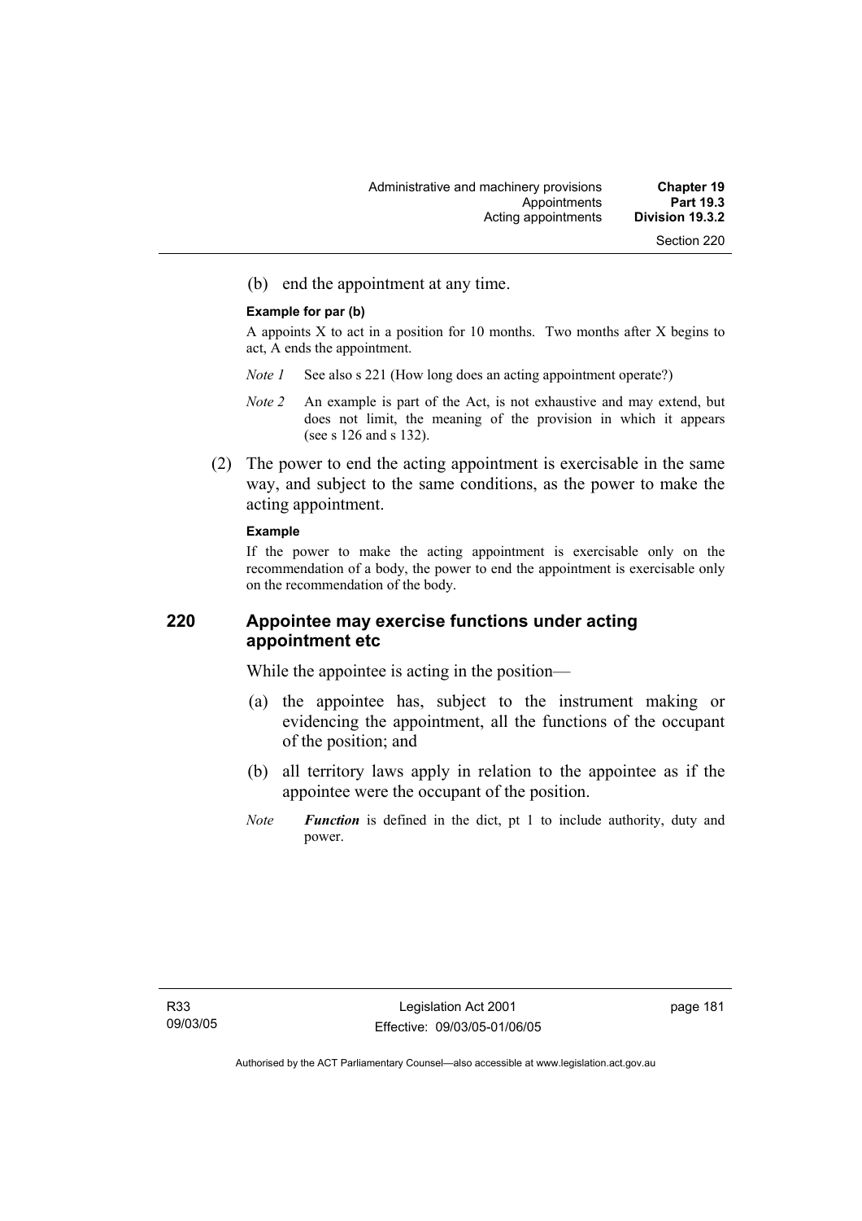(b) end the appointment at any time.

**Example for par (b)**

A appoints X to act in a position for 10 months. Two months after X begins to act, A ends the appointment.

*Note 1* See also s 221 (How long does an acting appointment operate?)

*Note 2* An example is part of the Act, is not exhaustive and may extend, but does not limit, the meaning of the provision in which it appears (see s 126 and s 132).

(2) The power to end the acting appointment is exercisable in the same way, and subject to the same conditions, as the power to make the acting appointment.

**Example**

If the power to make the acting appointment is exercisable only on the recommendation of a body, the power to end the appointment is exercisable only on the recommendation of the body.

## 220 Appointee may exercise functions under acting appointment etc

While the appointee is acting in the position—

(a) the appointee has, subject to the instrument making or evidencing the appointment, all the functions of the occupant of the position; and

(b) all territory laws apply in relation to the appointee as if the appointee were the occupant of the position.

*Note* ***Function*** is defined in the dict, pt 1 to include authority, duty and power.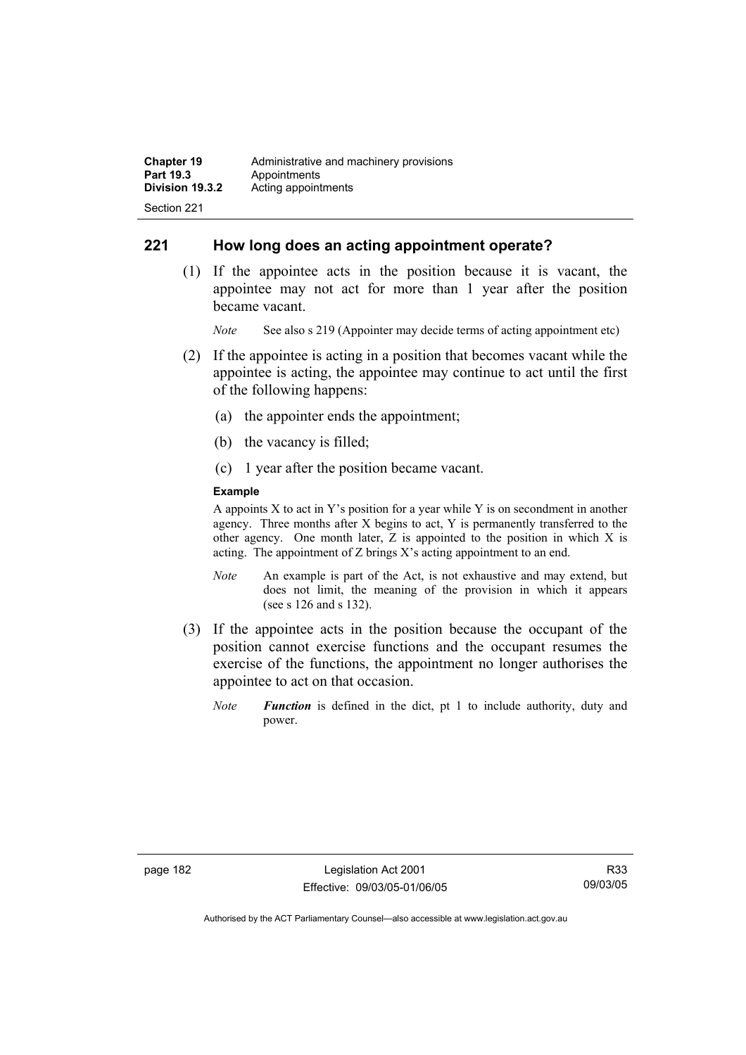## 221 How long does an acting appointment operate?

(1) If the appointee acts in the position because it is vacant, the appointee may not act for more than 1 year after the position became vacant.

*Note* See also s 219 (Appointer may decide terms of acting appointment etc)

(2) If the appointee is acting in a position that becomes vacant while the appointee is acting, the appointee may continue to act until the first of the following happens:

(a) the appointer ends the appointment;

(b) the vacancy is filled;

(c) 1 year after the position became vacant.

**Example**

A appoints X to act in Y's position for a year while Y is on secondment in another agency. Three months after X begins to act, Y is permanently transferred to the other agency. One month later, Z is appointed to the position in which X is acting. The appointment of Z brings X's acting appointment to an end.

*Note* An example is part of the Act, is not exhaustive and may extend, but does not limit, the meaning of the provision in which it appears (see s 126 and s 132).

(3) If the appointee acts in the position because the occupant of the position cannot exercise functions and the occupant resumes the exercise of the functions, the appointment no longer authorises the appointee to act on that occasion.

*Note* ***Function*** is defined in the dict, pt 1 to include authority, duty and power.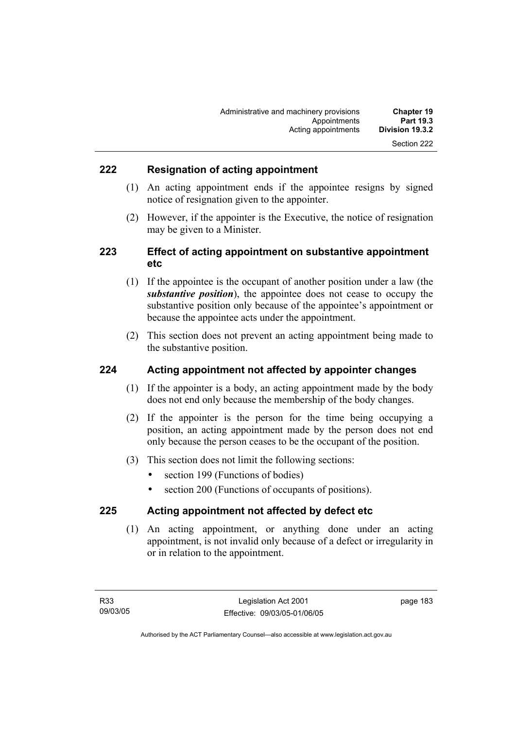## 222 Resignation of acting appointment

(1) An acting appointment ends if the appointee resigns by signed notice of resignation given to the appointer.

(2) However, if the appointer is the Executive, the notice of resignation may be given to a Minister.

## 223 Effect of acting appointment on substantive appointment etc

(1) If the appointee is the occupant of another position under a law (the ***substantive position***), the appointee does not cease to occupy the substantive position only because of the appointee's appointment or because the appointee acts under the appointment.

(2) This section does not prevent an acting appointment being made to the substantive position.

## 224 Acting appointment not affected by appointer changes

(1) If the appointer is a body, an acting appointment made by the body does not end only because the membership of the body changes.

(2) If the appointer is the person for the time being occupying a position, an acting appointment made by the person does not end only because the person ceases to be the occupant of the position.

(3) This section does not limit the following sections:

- section 199 (Functions of bodies)
- section 200 (Functions of occupants of positions).

## 225 Acting appointment not affected by defect etc

(1) An acting appointment, or anything done under an acting appointment, is not invalid only because of a defect or irregularity in or in relation to the appointment.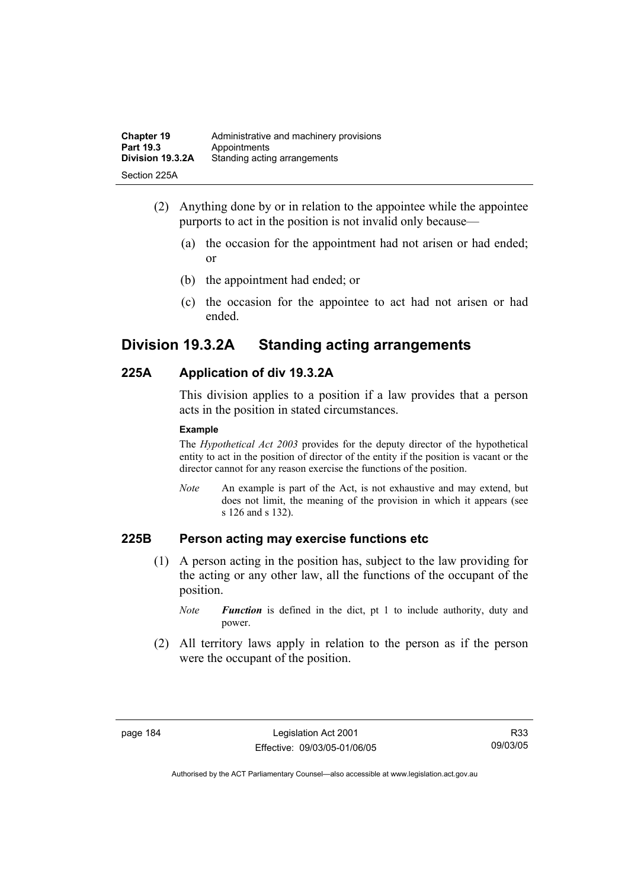(2) Anything done by or in relation to the appointee while the appointee purports to act in the position is not invalid only because—

(a) the occasion for the appointment had not arisen or had ended; or

(b) the appointment had ended; or

(c) the occasion for the appointee to act had not arisen or had ended.

## Division 19.3.2A Standing acting arrangements

### 225A Application of div 19.3.2A

This division applies to a position if a law provides that a person acts in the position in stated circumstances.

**Example**

The *Hypothetical Act 2003* provides for the deputy director of the hypothetical entity to act in the position of director of the entity if the position is vacant or the director cannot for any reason exercise the functions of the position.

*Note* An example is part of the Act, is not exhaustive and may extend, but does not limit, the meaning of the provision in which it appears (see s 126 and s 132).

### 225B Person acting may exercise functions etc

(1) A person acting in the position has, subject to the law providing for the acting or any other law, all the functions of the occupant of the position.

*Note* ***Function*** is defined in the dict, pt 1 to include authority, duty and power.

(2) All territory laws apply in relation to the person as if the person were the occupant of the position.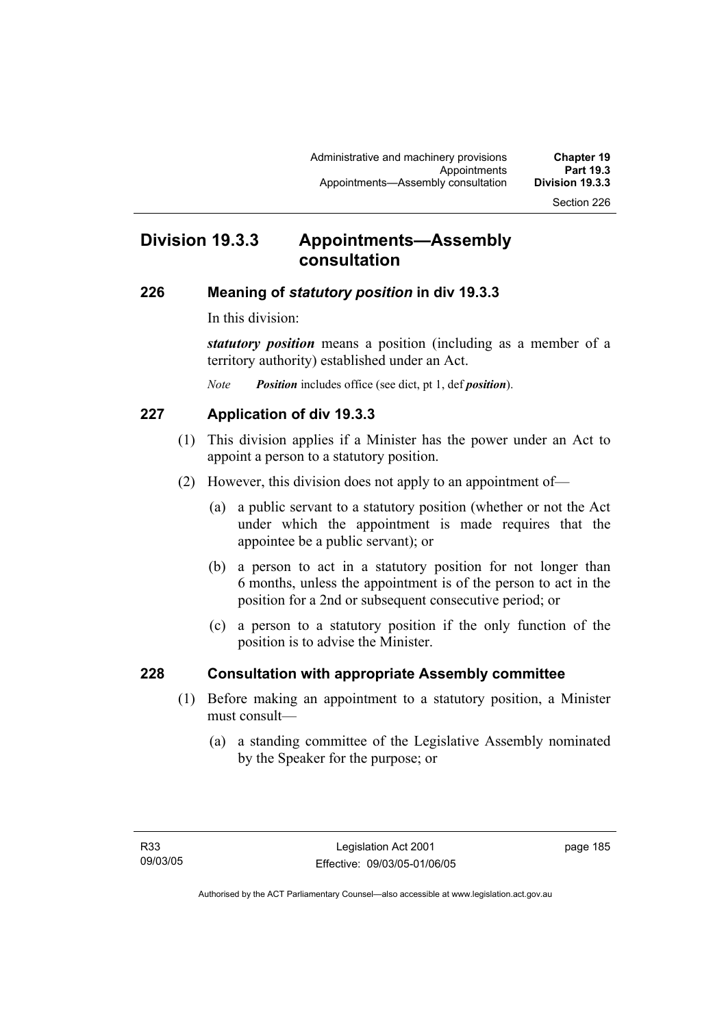## Division 19.3.3 Appointments—Assembly consultation

### 226 Meaning of *statutory position* in div 19.3.3

In this division:

***statutory position*** means a position (including as a member of a territory authority) established under an Act.

*Note* ***Position*** includes office (see dict, pt 1, def ***position***).

### 227 Application of div 19.3.3

(1) This division applies if a Minister has the power under an Act to appoint a person to a statutory position.

(2) However, this division does not apply to an appointment of—

(a) a public servant to a statutory position (whether or not the Act under which the appointment is made requires that the appointee be a public servant); or

(b) a person to act in a statutory position for not longer than 6 months, unless the appointment is of the person to act in the position for a 2nd or subsequent consecutive period; or

(c) a person to a statutory position if the only function of the position is to advise the Minister.

### 228 Consultation with appropriate Assembly committee

(1) Before making an appointment to a statutory position, a Minister must consult—

(a) a standing committee of the Legislative Assembly nominated by the Speaker for the purpose; or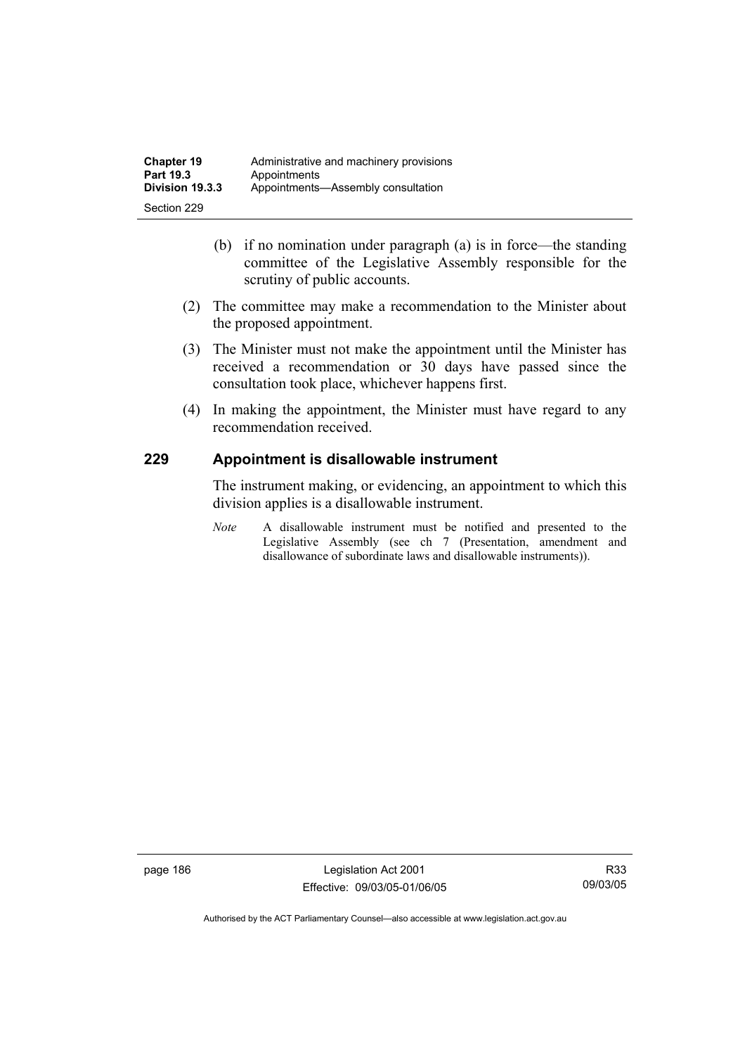(b) if no nomination under paragraph (a) is in force—the standing committee of the Legislative Assembly responsible for the scrutiny of public accounts.

(2) The committee may make a recommendation to the Minister about the proposed appointment.

(3) The Minister must not make the appointment until the Minister has received a recommendation or 30 days have passed since the consultation took place, whichever happens first.

(4) In making the appointment, the Minister must have regard to any recommendation received.

### 229 Appointment is disallowable instrument

The instrument making, or evidencing, an appointment to which this division applies is a disallowable instrument.

*Note* A disallowable instrument must be notified and presented to the Legislative Assembly (see ch 7 (Presentation, amendment and disallowance of subordinate laws and disallowable instruments)).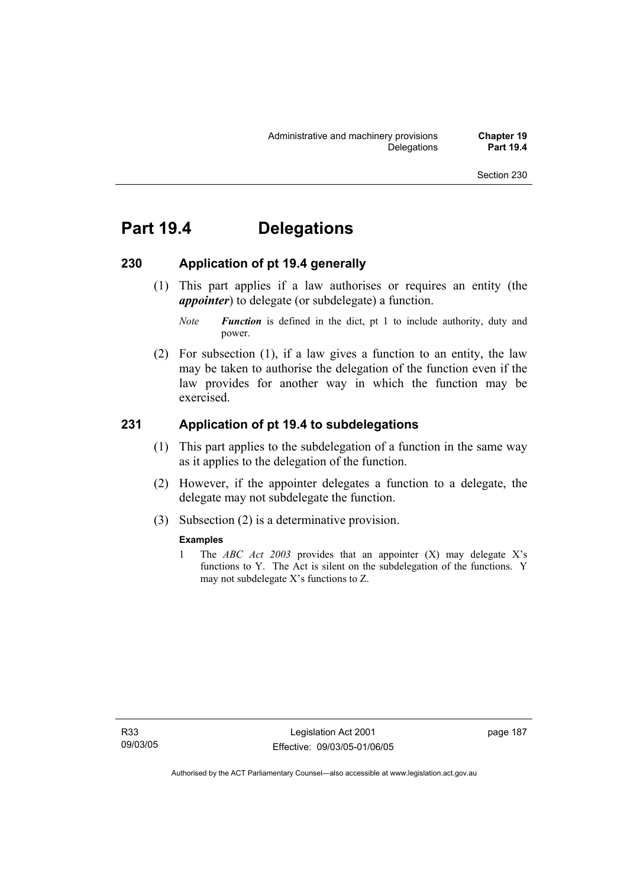# Part 19.4 Delegations

## 230 Application of pt 19.4 generally

(1) This part applies if a law authorises or requires an entity (the ***appointer***) to delegate (or subdelegate) a function.

*Note* ***Function*** is defined in the dict, pt 1 to include authority, duty and power.

(2) For subsection (1), if a law gives a function to an entity, the law may be taken to authorise the delegation of the function even if the law provides for another way in which the function may be exercised.

## 231 Application of pt 19.4 to subdelegations

(1) This part applies to the subdelegation of a function in the same way as it applies to the delegation of the function.

(2) However, if the appointer delegates a function to a delegate, the delegate may not subdelegate the function.

(3) Subsection (2) is a determinative provision.

**Examples**

1 The *ABC Act 2003* provides that an appointer (X) may delegate X's functions to Y. The Act is silent on the subdelegation of the functions. Y may not subdelegate X's functions to Z.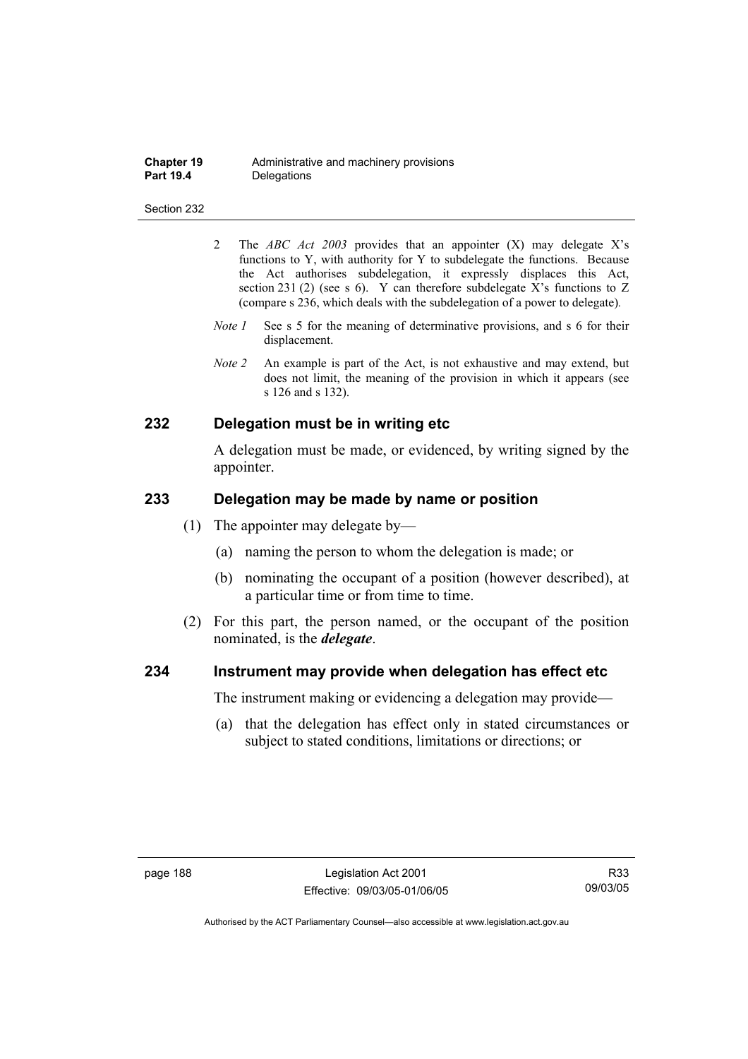2 The *ABC Act 2003* provides that an appointer (X) may delegate X's functions to Y, with authority for Y to subdelegate the functions. Because the Act authorises subdelegation, it expressly displaces this Act, section 231 (2) (see s 6). Y can therefore subdelegate X's functions to Z (compare s 236, which deals with the subdelegation of a power to delegate).

*Note 1* See s 5 for the meaning of determinative provisions, and s 6 for their displacement.

*Note 2* An example is part of the Act, is not exhaustive and may extend, but does not limit, the meaning of the provision in which it appears (see s 126 and s 132).

## 232 Delegation must be in writing etc

A delegation must be made, or evidenced, by writing signed by the appointer.

## 233 Delegation may be made by name or position

(1) The appointer may delegate by—

(a) naming the person to whom the delegation is made; or

(b) nominating the occupant of a position (however described), at a particular time or from time to time.

(2) For this part, the person named, or the occupant of the position nominated, is the ***delegate***.

## 234 Instrument may provide when delegation has effect etc

The instrument making or evidencing a delegation may provide—

(a) that the delegation has effect only in stated circumstances or subject to stated conditions, limitations or directions; or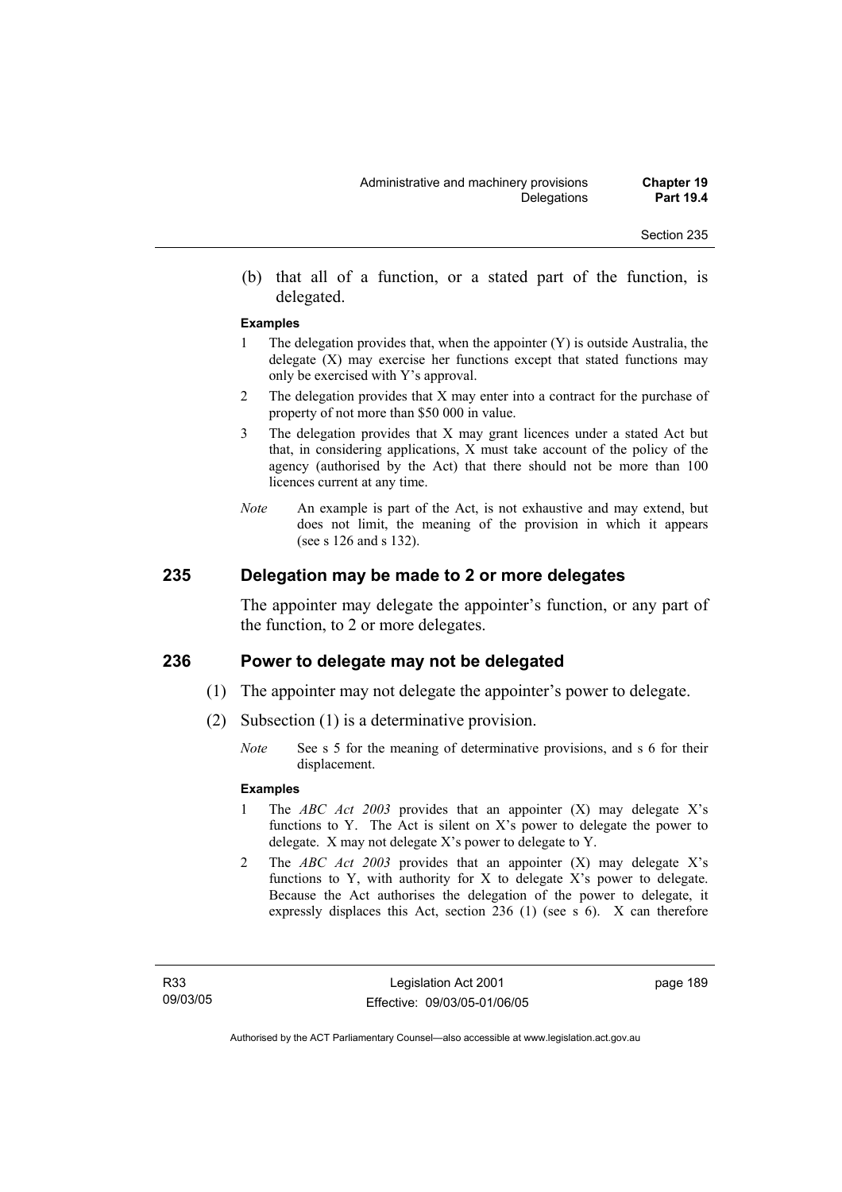(b) that all of a function, or a stated part of the function, is delegated.

**Examples**

1 The delegation provides that, when the appointer (Y) is outside Australia, the delegate (X) may exercise her functions except that stated functions may only be exercised with Y's approval.

2 The delegation provides that X may enter into a contract for the purchase of property of not more than $50 000 in value.

3 The delegation provides that X may grant licences under a stated Act but that, in considering applications, X must take account of the policy of the agency (authorised by the Act) that there should not be more than 100 licences current at any time.

*Note* An example is part of the Act, is not exhaustive and may extend, but does not limit, the meaning of the provision in which it appears (see s 126 and s 132).

## 235 Delegation may be made to 2 or more delegates

The appointer may delegate the appointer's function, or any part of the function, to 2 or more delegates.

## 236 Power to delegate may not be delegated

(1) The appointer may not delegate the appointer's power to delegate.

(2) Subsection (1) is a determinative provision.

*Note* See s 5 for the meaning of determinative provisions, and s 6 for their displacement.

**Examples**

1 The *ABC Act 2003* provides that an appointer (X) may delegate X's functions to Y. The Act is silent on X's power to delegate the power to delegate. X may not delegate X's power to delegate to Y.

2 The *ABC Act 2003* provides that an appointer (X) may delegate X's functions to Y, with authority for X to delegate X's power to delegate. Because the Act authorises the delegation of the power to delegate, it expressly displaces this Act, section 236 (1) (see s 6). X can therefore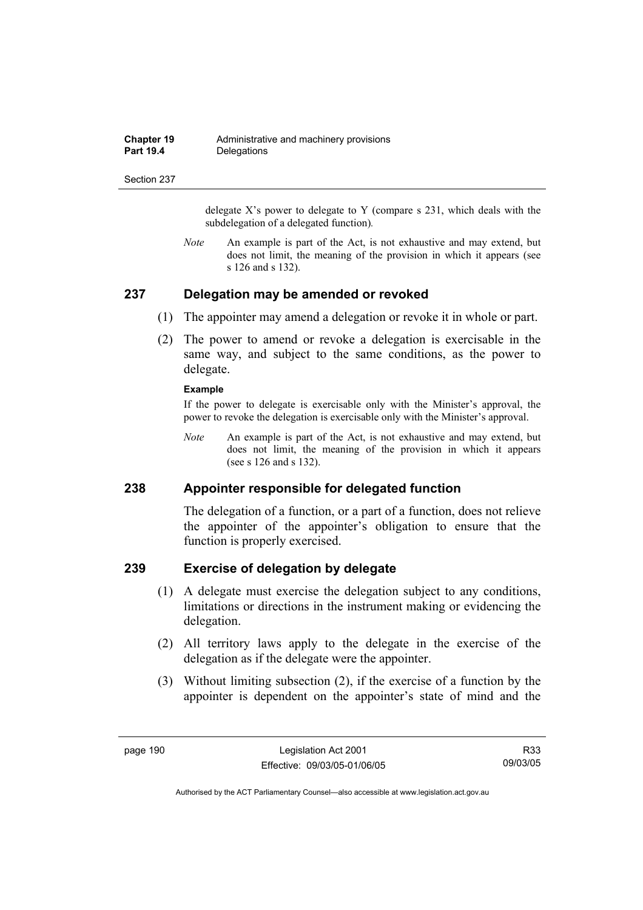delegate X's power to delegate to Y (compare s 231, which deals with the subdelegation of a delegated function).

*Note* An example is part of the Act, is not exhaustive and may extend, but does not limit, the meaning of the provision in which it appears (see s 126 and s 132).

## 237 Delegation may be amended or revoked

(1) The appointer may amend a delegation or revoke it in whole or part.

(2) The power to amend or revoke a delegation is exercisable in the same way, and subject to the same conditions, as the power to delegate.

**Example**

If the power to delegate is exercisable only with the Minister's approval, the power to revoke the delegation is exercisable only with the Minister's approval.

*Note* An example is part of the Act, is not exhaustive and may extend, but does not limit, the meaning of the provision in which it appears (see s 126 and s 132).

## 238 Appointer responsible for delegated function

The delegation of a function, or a part of a function, does not relieve the appointer of the appointer's obligation to ensure that the function is properly exercised.

## 239 Exercise of delegation by delegate

(1) A delegate must exercise the delegation subject to any conditions, limitations or directions in the instrument making or evidencing the delegation.

(2) All territory laws apply to the delegate in the exercise of the delegation as if the delegate were the appointer.

(3) Without limiting subsection (2), if the exercise of a function by the appointer is dependent on the appointer's state of mind and the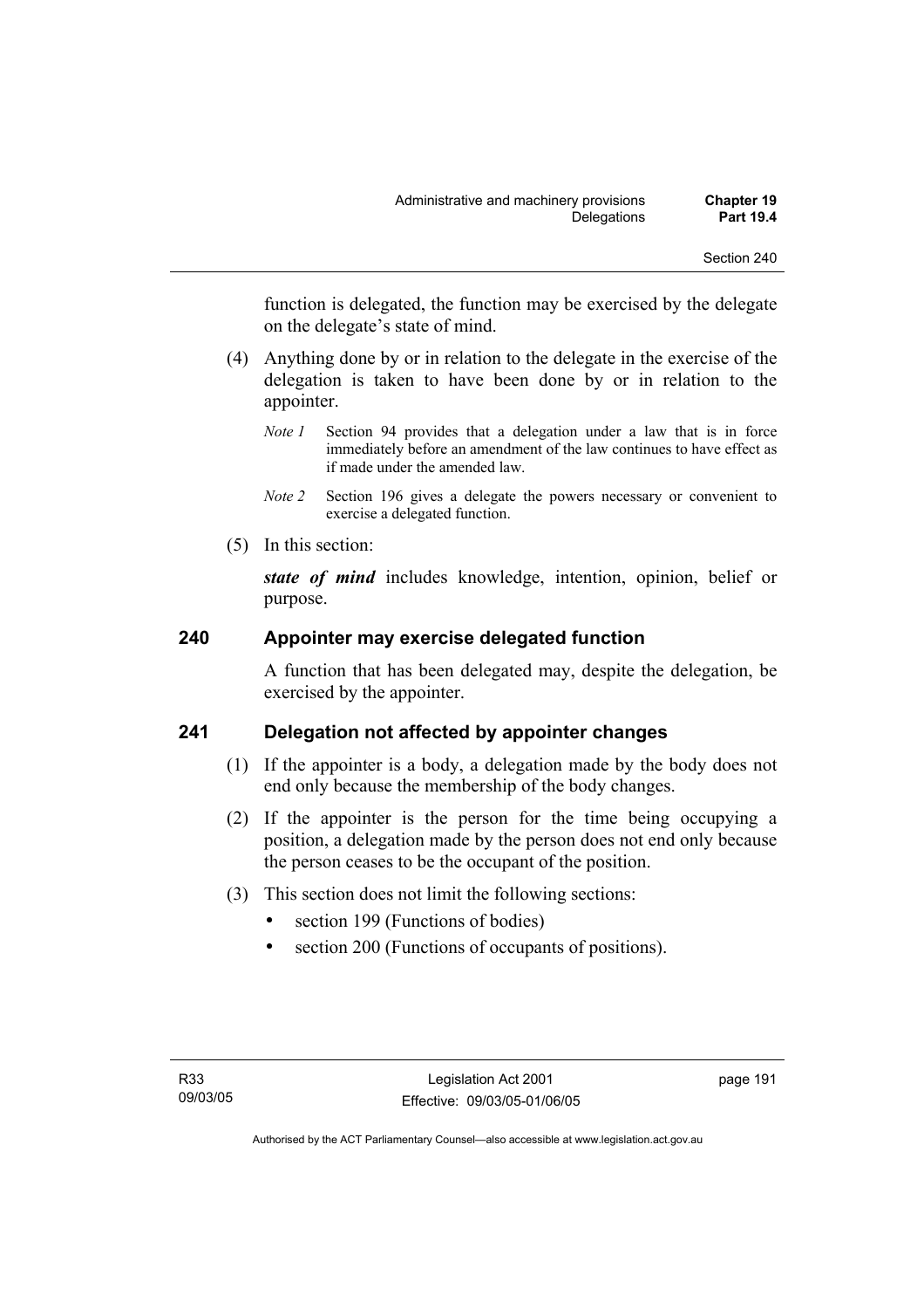function is delegated, the function may be exercised by the delegate on the delegate's state of mind.

(4) Anything done by or in relation to the delegate in the exercise of the delegation is taken to have been done by or in relation to the appointer.

*Note 1* Section 94 provides that a delegation under a law that is in force immediately before an amendment of the law continues to have effect as if made under the amended law.

*Note 2* Section 196 gives a delegate the powers necessary or convenient to exercise a delegated function.

(5) In this section:

***state of mind*** includes knowledge, intention, opinion, belief or purpose.

## 240 Appointer may exercise delegated function

A function that has been delegated may, despite the delegation, be exercised by the appointer.

## 241 Delegation not affected by appointer changes

(1) If the appointer is a body, a delegation made by the body does not end only because the membership of the body changes.

(2) If the appointer is the person for the time being occupying a position, a delegation made by the person does not end only because the person ceases to be the occupant of the position.

(3) This section does not limit the following sections:

- section 199 (Functions of bodies)
- section 200 (Functions of occupants of positions).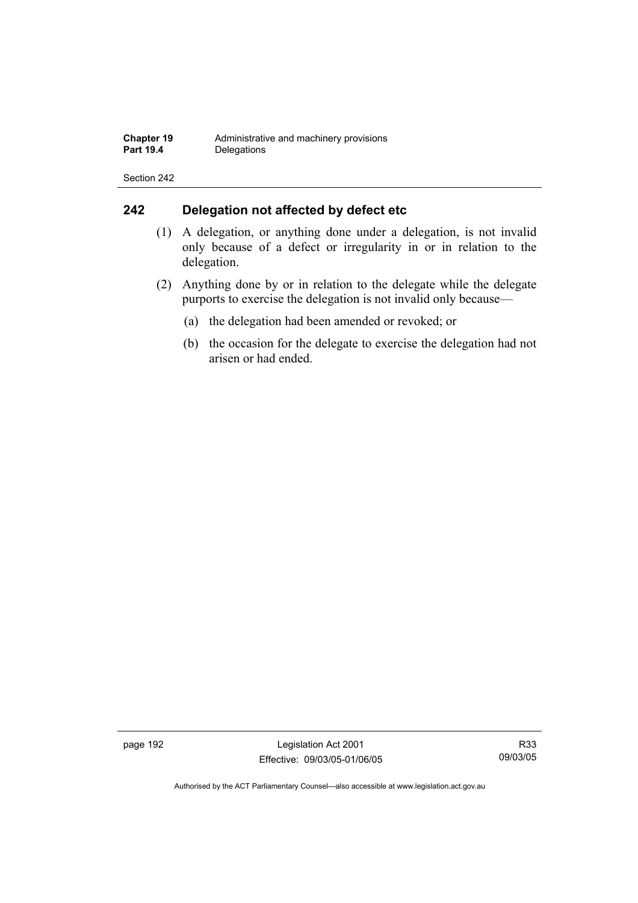## 242 Delegation not affected by defect etc

(1) A delegation, or anything done under a delegation, is not invalid only because of a defect or irregularity in or in relation to the delegation.

(2) Anything done by or in relation to the delegate while the delegate purports to exercise the delegation is not invalid only because—

(a) the delegation had been amended or revoked; or

(b) the occasion for the delegate to exercise the delegation had not arisen or had ended.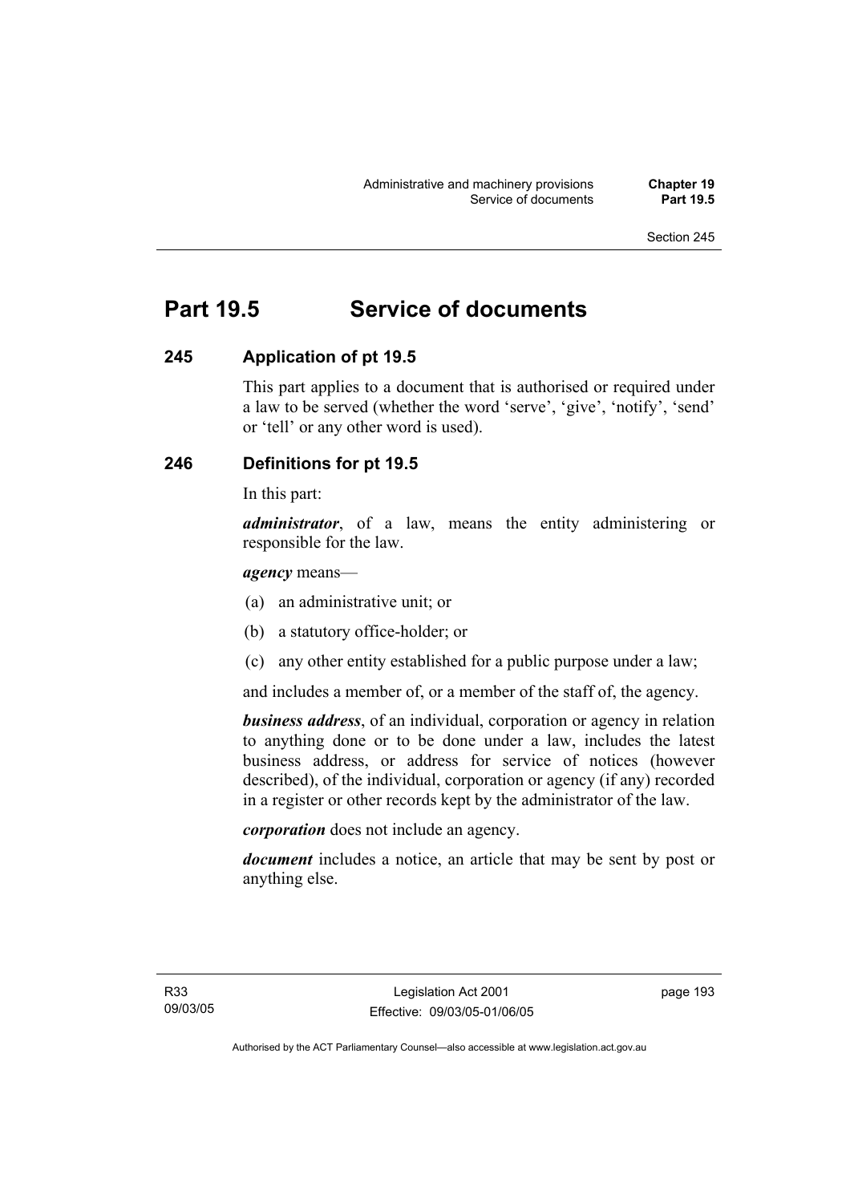# Part 19.5 Service of documents

## 245 Application of pt 19.5

This part applies to a document that is authorised or required under a law to be served (whether the word 'serve', 'give', 'notify', 'send' or 'tell' or any other word is used).

## 246 Definitions for pt 19.5

In this part:

***administrator***, of a law, means the entity administering or responsible for the law.

***agency*** means—

(a) an administrative unit; or

(b) a statutory office-holder; or

(c) any other entity established for a public purpose under a law;

and includes a member of, or a member of the staff of, the agency.

***business address***, of an individual, corporation or agency in relation to anything done or to be done under a law, includes the latest business address, or address for service of notices (however described), of the individual, corporation or agency (if any) recorded in a register or other records kept by the administrator of the law.

***corporation*** does not include an agency.

***document*** includes a notice, an article that may be sent by post or anything else.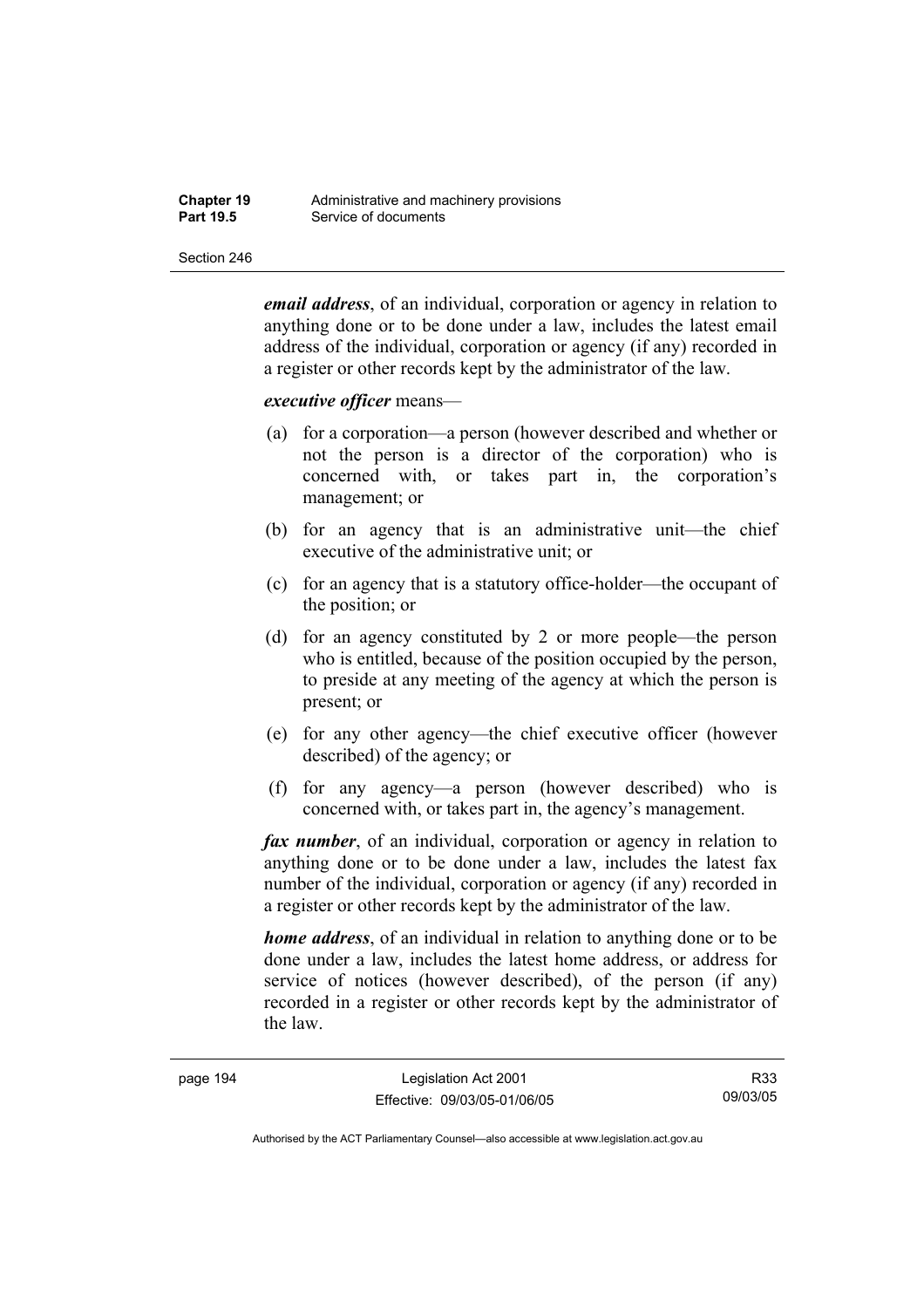***email address***, of an individual, corporation or agency in relation to anything done or to be done under a law, includes the latest email address of the individual, corporation or agency (if any) recorded in a register or other records kept by the administrator of the law.

***executive officer*** means—

(a) for a corporation—a person (however described and whether or not the person is a director of the corporation) who is concerned with, or takes part in, the corporation's management; or

(b) for an agency that is an administrative unit—the chief executive of the administrative unit; or

(c) for an agency that is a statutory office-holder—the occupant of the position; or

(d) for an agency constituted by 2 or more people—the person who is entitled, because of the position occupied by the person, to preside at any meeting of the agency at which the person is present; or

(e) for any other agency—the chief executive officer (however described) of the agency; or

(f) for any agency—a person (however described) who is concerned with, or takes part in, the agency's management.

***fax number***, of an individual, corporation or agency in relation to anything done or to be done under a law, includes the latest fax number of the individual, corporation or agency (if any) recorded in a register or other records kept by the administrator of the law.

***home address***, of an individual in relation to anything done or to be done under a law, includes the latest home address, or address for service of notices (however described), of the person (if any) recorded in a register or other records kept by the administrator of the law.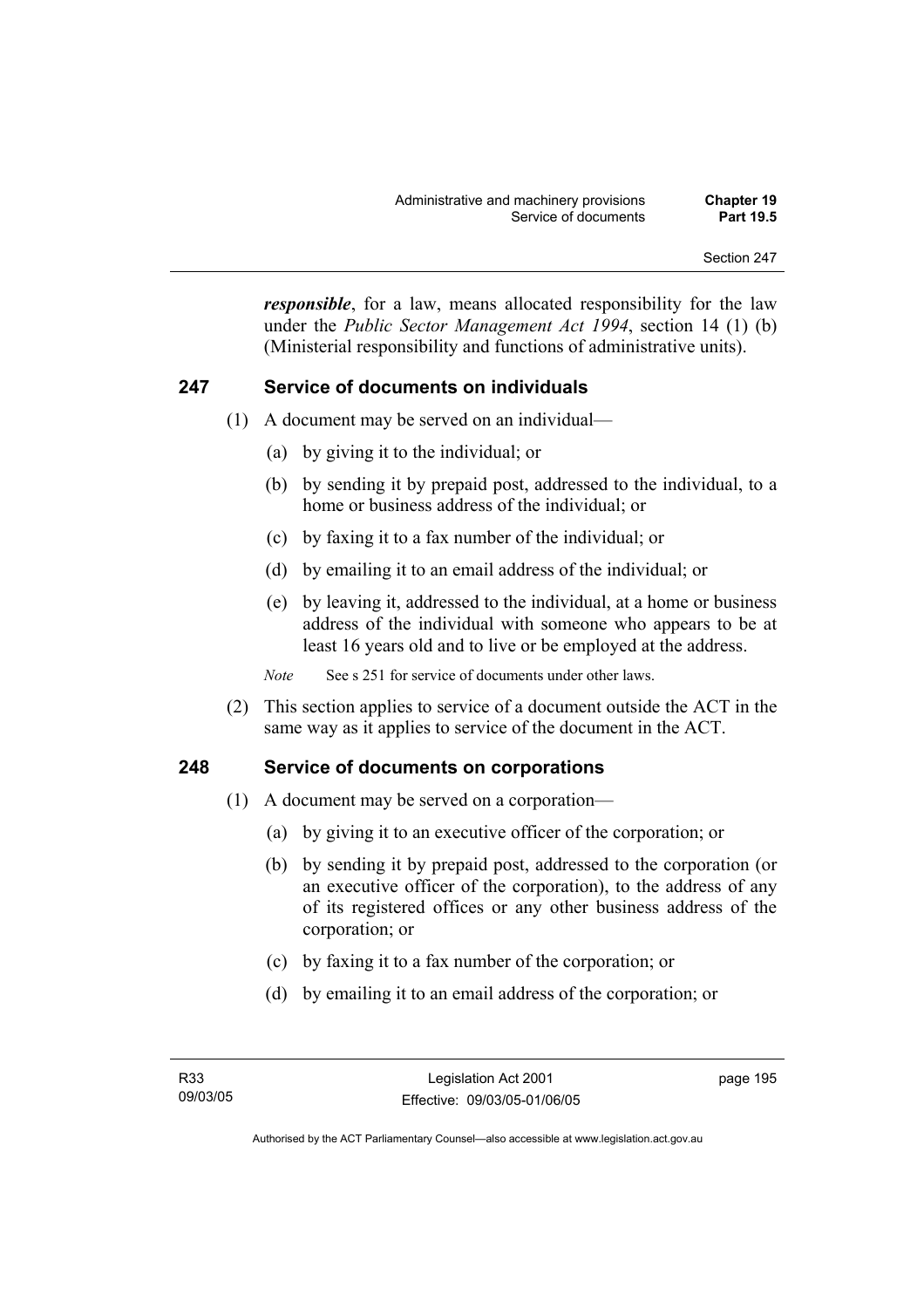***responsible***, for a law, means allocated responsibility for the law under the *Public Sector Management Act 1994*, section 14 (1) (b) (Ministerial responsibility and functions of administrative units).

## 247 Service of documents on individuals

(1) A document may be served on an individual—

(a) by giving it to the individual; or

(b) by sending it by prepaid post, addressed to the individual, to a home or business address of the individual; or

(c) by faxing it to a fax number of the individual; or

(d) by emailing it to an email address of the individual; or

(e) by leaving it, addressed to the individual, at a home or business address of the individual with someone who appears to be at least 16 years old and to live or be employed at the address.

*Note* See s 251 for service of documents under other laws.

(2) This section applies to service of a document outside the ACT in the same way as it applies to service of the document in the ACT.

## 248 Service of documents on corporations

(1) A document may be served on a corporation—

(a) by giving it to an executive officer of the corporation; or

(b) by sending it by prepaid post, addressed to the corporation (or an executive officer of the corporation), to the address of any of its registered offices or any other business address of the corporation; or

(c) by faxing it to a fax number of the corporation; or

(d) by emailing it to an email address of the corporation; or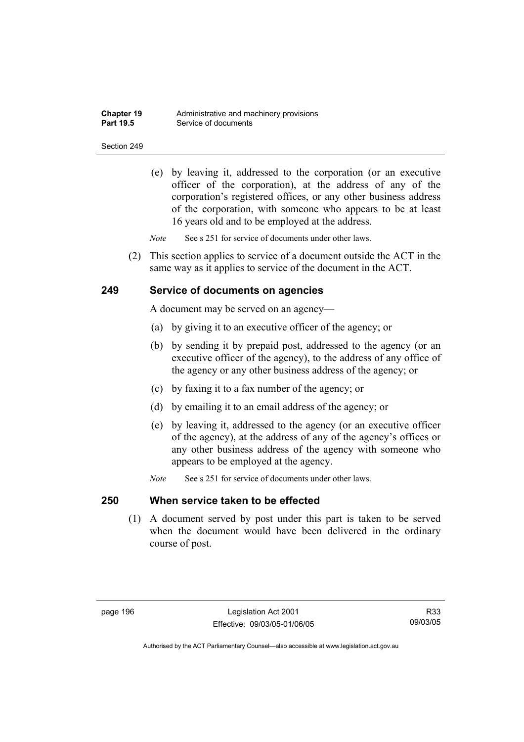(e) by leaving it, addressed to the corporation (or an executive officer of the corporation), at the address of any of the corporation's registered offices, or any other business address of the corporation, with someone who appears to be at least 16 years old and to be employed at the address.

*Note* See s 251 for service of documents under other laws.

(2) This section applies to service of a document outside the ACT in the same way as it applies to service of the document in the ACT.

## 249 Service of documents on agencies

A document may be served on an agency—

(a) by giving it to an executive officer of the agency; or

(b) by sending it by prepaid post, addressed to the agency (or an executive officer of the agency), to the address of any office of the agency or any other business address of the agency; or

(c) by faxing it to a fax number of the agency; or

(d) by emailing it to an email address of the agency; or

(e) by leaving it, addressed to the agency (or an executive officer of the agency), at the address of any of the agency's offices or any other business address of the agency with someone who appears to be employed at the agency.

*Note* See s 251 for service of documents under other laws.

## 250 When service taken to be effected

(1) A document served by post under this part is taken to be served when the document would have been delivered in the ordinary course of post.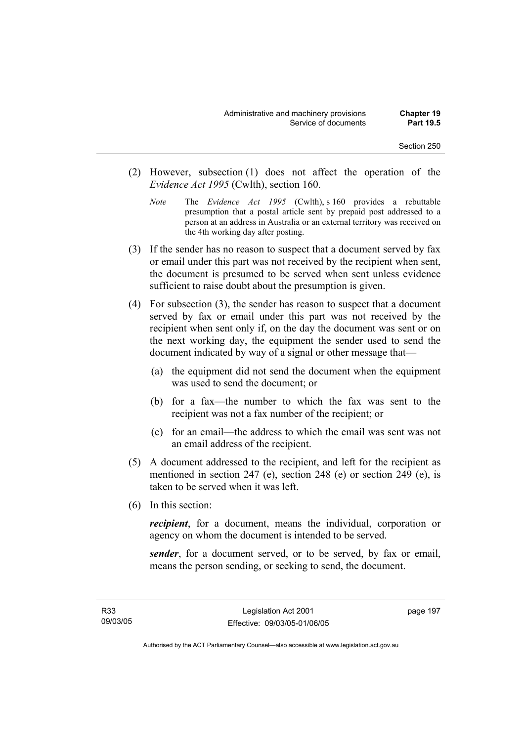(2) However, subsection (1) does not affect the operation of the *Evidence Act 1995* (Cwlth), section 160.

*Note* The *Evidence Act 1995* (Cwlth), s 160 provides a rebuttable presumption that a postal article sent by prepaid post addressed to a person at an address in Australia or an external territory was received on the 4th working day after posting.

(3) If the sender has no reason to suspect that a document served by fax or email under this part was not received by the recipient when sent, the document is presumed to be served when sent unless evidence sufficient to raise doubt about the presumption is given.

(4) For subsection (3), the sender has reason to suspect that a document served by fax or email under this part was not received by the recipient when sent only if, on the day the document was sent or on the next working day, the equipment the sender used to send the document indicated by way of a signal or other message that—

(a) the equipment did not send the document when the equipment was used to send the document; or

(b) for a fax—the number to which the fax was sent to the recipient was not a fax number of the recipient; or

(c) for an email—the address to which the email was sent was not an email address of the recipient.

(5) A document addressed to the recipient, and left for the recipient as mentioned in section 247 (e), section 248 (e) or section 249 (e), is taken to be served when it was left.

(6) In this section:

***recipient***, for a document, means the individual, corporation or agency on whom the document is intended to be served.

***sender***, for a document served, or to be served, by fax or email, means the person sending, or seeking to send, the document.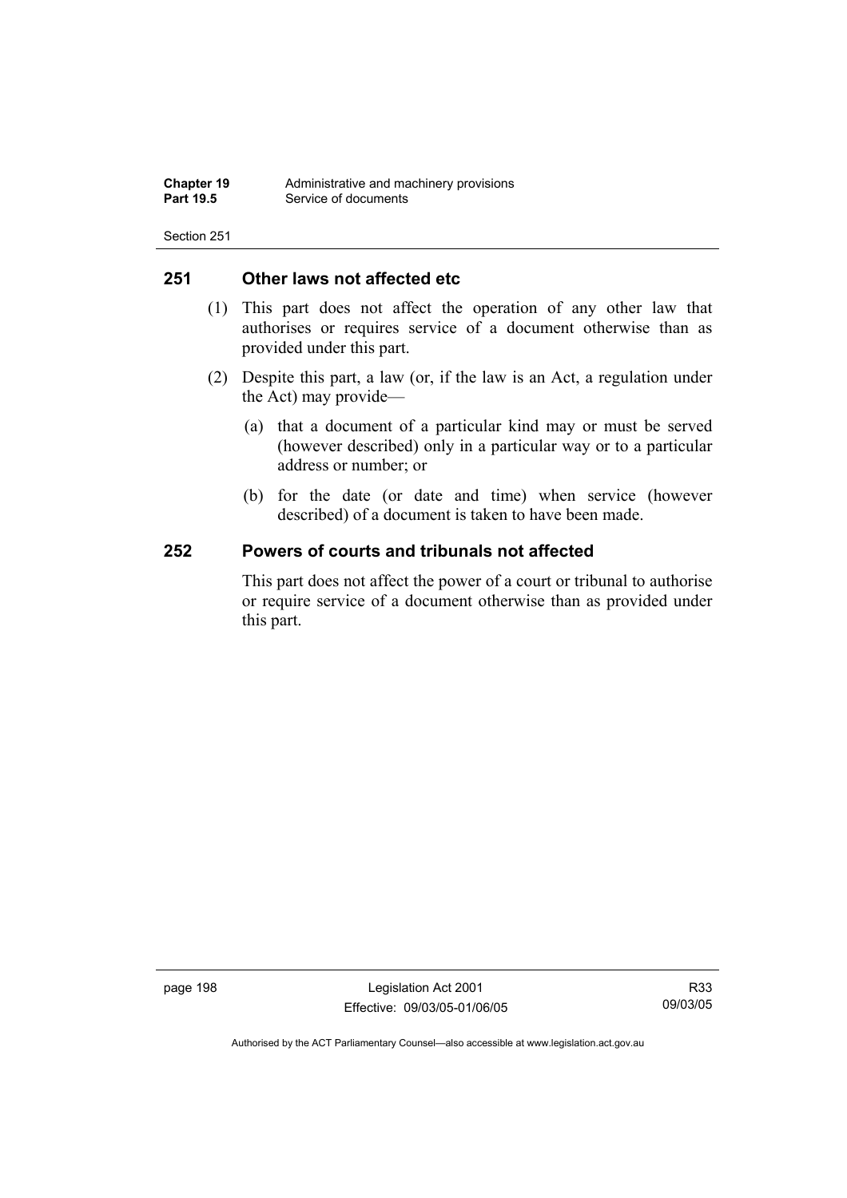## 251 Other laws not affected etc

(1) This part does not affect the operation of any other law that authorises or requires service of a document otherwise than as provided under this part.

(2) Despite this part, a law (or, if the law is an Act, a regulation under the Act) may provide—

(a) that a document of a particular kind may or must be served (however described) only in a particular way or to a particular address or number; or

(b) for the date (or date and time) when service (however described) of a document is taken to have been made.

## 252 Powers of courts and tribunals not affected

This part does not affect the power of a court or tribunal to authorise or require service of a document otherwise than as provided under this part.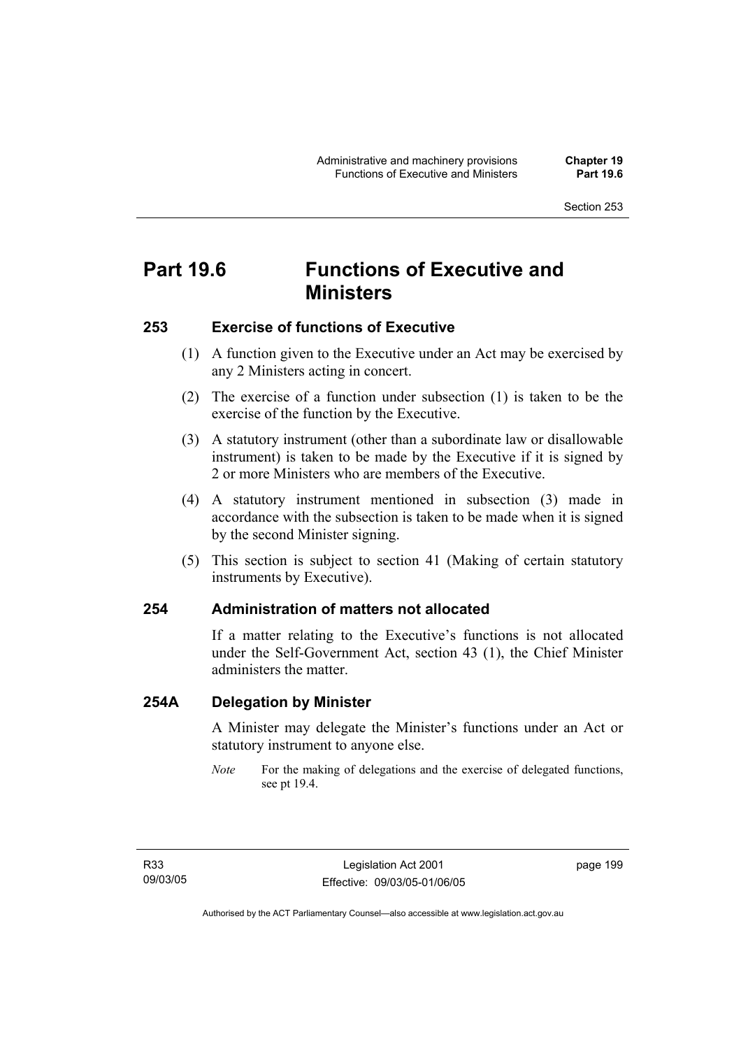# Part 19.6 Functions of Executive and Ministers

## 253 Exercise of functions of Executive

(1) A function given to the Executive under an Act may be exercised by any 2 Ministers acting in concert.

(2) The exercise of a function under subsection (1) is taken to be the exercise of the function by the Executive.

(3) A statutory instrument (other than a subordinate law or disallowable instrument) is taken to be made by the Executive if it is signed by 2 or more Ministers who are members of the Executive.

(4) A statutory instrument mentioned in subsection (3) made in accordance with the subsection is taken to be made when it is signed by the second Minister signing.

(5) This section is subject to section 41 (Making of certain statutory instruments by Executive).

## 254 Administration of matters not allocated

If a matter relating to the Executive's functions is not allocated under the Self-Government Act, section 43 (1), the Chief Minister administers the matter.

## 254A Delegation by Minister

A Minister may delegate the Minister's functions under an Act or statutory instrument to anyone else.

*Note* For the making of delegations and the exercise of delegated functions, see pt 19.4.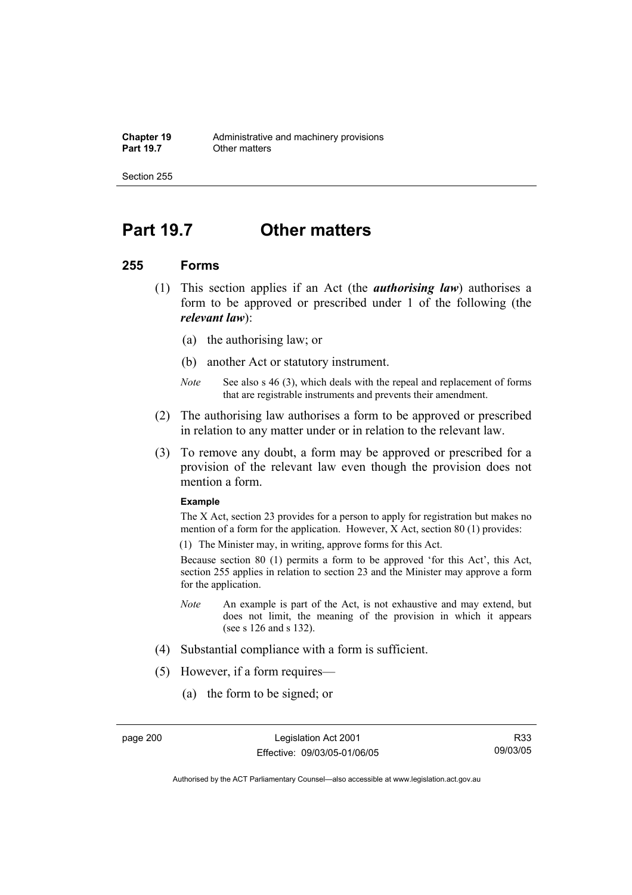# Part 19.7 Other matters

## 255 Forms

(1) This section applies if an Act (the ***authorising law***) authorises a form to be approved or prescribed under 1 of the following (the ***relevant law***):

(a) the authorising law; or

(b) another Act or statutory instrument.

*Note* See also s 46 (3), which deals with the repeal and replacement of forms that are registrable instruments and prevents their amendment.

(2) The authorising law authorises a form to be approved or prescribed in relation to any matter under or in relation to the relevant law.

(3) To remove any doubt, a form may be approved or prescribed for a provision of the relevant law even though the provision does not mention a form.

**Example**

The X Act, section 23 provides for a person to apply for registration but makes no mention of a form for the application. However, X Act, section 80 (1) provides:

(1) The Minister may, in writing, approve forms for this Act.

Because section 80 (1) permits a form to be approved 'for this Act', this Act, section 255 applies in relation to section 23 and the Minister may approve a form for the application.

*Note* An example is part of the Act, is not exhaustive and may extend, but does not limit, the meaning of the provision in which it appears (see s 126 and s 132).

(4) Substantial compliance with a form is sufficient.

(5) However, if a form requires—

(a) the form to be signed; or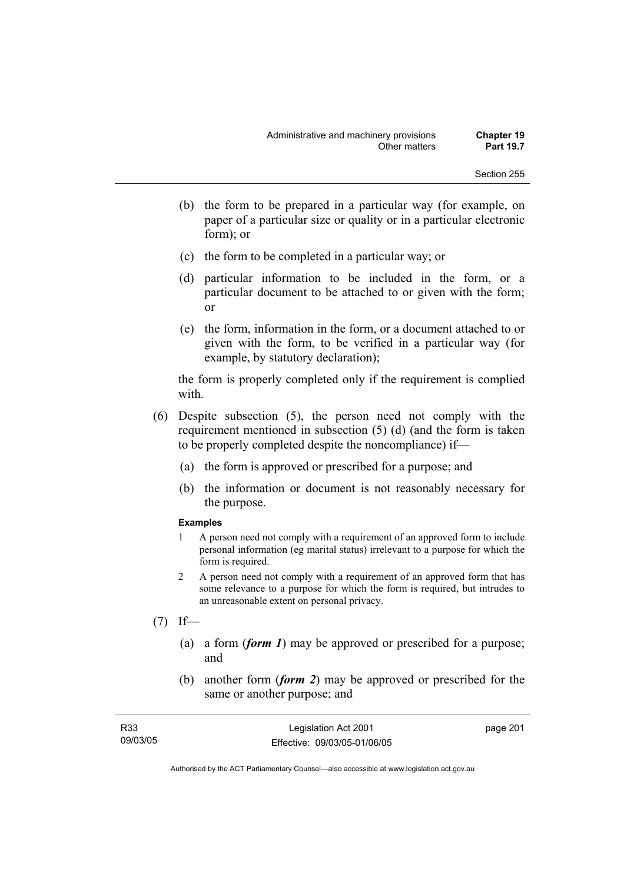(b) the form to be prepared in a particular way (for example, on paper of a particular size or quality or in a particular electronic form); or

(c) the form to be completed in a particular way; or

(d) particular information to be included in the form, or a particular document to be attached to or given with the form; or

(e) the form, information in the form, or a document attached to or given with the form, to be verified in a particular way (for example, by statutory declaration);

the form is properly completed only if the requirement is complied with.

(6) Despite subsection (5), the person need not comply with the requirement mentioned in subsection (5) (d) (and the form is taken to be properly completed despite the noncompliance) if—

(a) the form is approved or prescribed for a purpose; and

(b) the information or document is not reasonably necessary for the purpose.

**Examples**

1 A person need not comply with a requirement of an approved form to include personal information (eg marital status) irrelevant to a purpose for which the form is required.

2 A person need not comply with a requirement of an approved form that has some relevance to a purpose for which the form is required, but intrudes to an unreasonable extent on personal privacy.

(7) If—

(a) a form (***form 1***) may be approved or prescribed for a purpose; and

(b) another form (***form 2***) may be approved or prescribed for the same or another purpose; and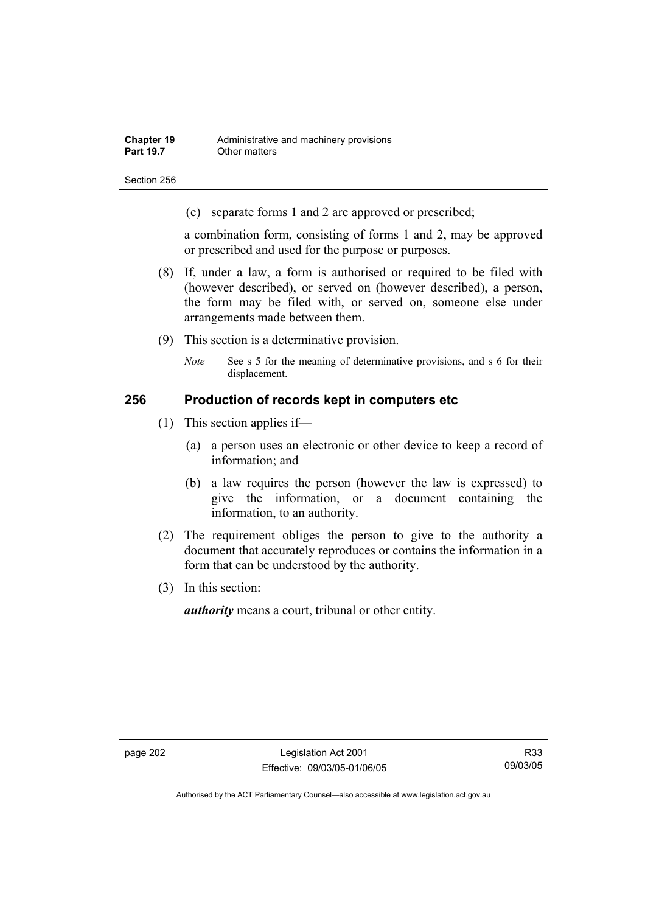(c) separate forms 1 and 2 are approved or prescribed;

a combination form, consisting of forms 1 and 2, may be approved or prescribed and used for the purpose or purposes.

(8) If, under a law, a form is authorised or required to be filed with (however described), or served on (however described), a person, the form may be filed with, or served on, someone else under arrangements made between them.

(9) This section is a determinative provision.

*Note* See s 5 for the meaning of determinative provisions, and s 6 for their displacement.

## 256 Production of records kept in computers etc

(1) This section applies if—

(a) a person uses an electronic or other device to keep a record of information; and

(b) a law requires the person (however the law is expressed) to give the information, or a document containing the information, to an authority.

(2) The requirement obliges the person to give to the authority a document that accurately reproduces or contains the information in a form that can be understood by the authority.

(3) In this section:

***authority*** means a court, tribunal or other entity.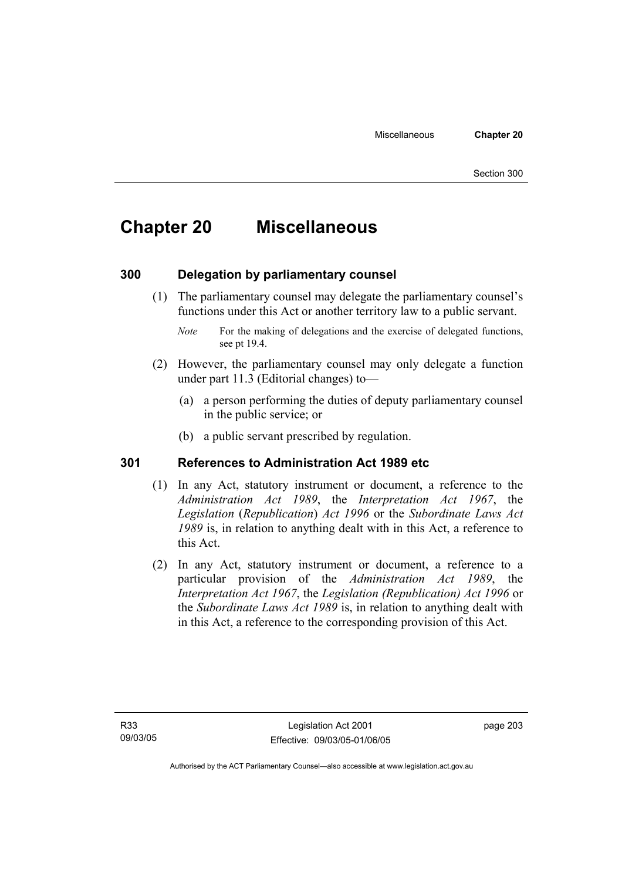# Chapter 20 Miscellaneous

## 300 Delegation by parliamentary counsel

(1) The parliamentary counsel may delegate the parliamentary counsel's functions under this Act or another territory law to a public servant.

*Note* For the making of delegations and the exercise of delegated functions, see pt 19.4.

(2) However, the parliamentary counsel may only delegate a function under part 11.3 (Editorial changes) to—

(a) a person performing the duties of deputy parliamentary counsel in the public service; or

(b) a public servant prescribed by regulation.

## 301 References to Administration Act 1989 etc

(1) In any Act, statutory instrument or document, a reference to the *Administration Act 1989*, the *Interpretation Act 1967*, the *Legislation* (*Republication*) *Act 1996* or the *Subordinate Laws Act 1989* is, in relation to anything dealt with in this Act, a reference to this Act.

(2) In any Act, statutory instrument or document, a reference to a particular provision of the *Administration Act 1989*, the *Interpretation Act 1967*, the *Legislation (Republication) Act 1996* or the *Subordinate Laws Act 1989* is, in relation to anything dealt with in this Act, a reference to the corresponding provision of this Act.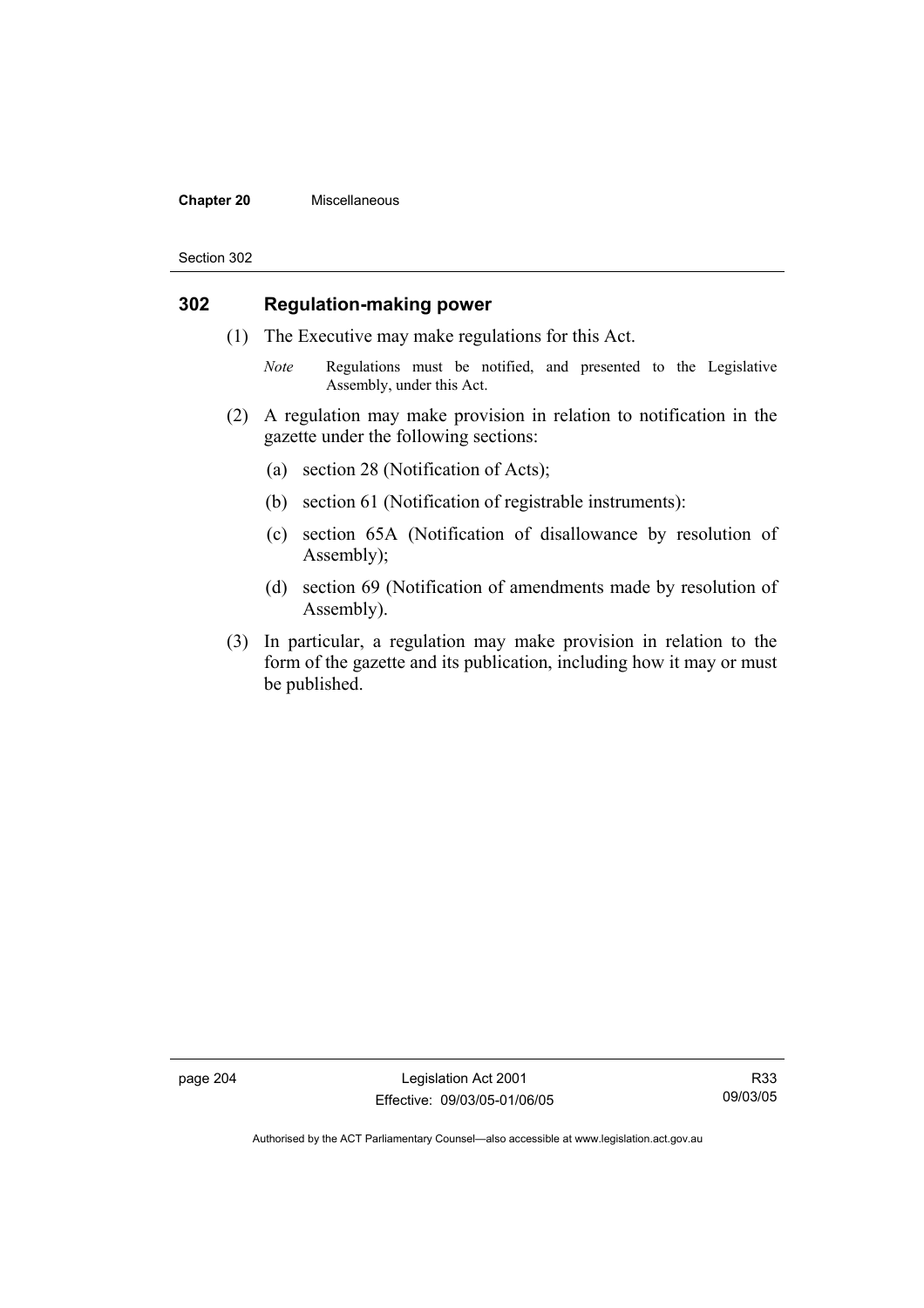## 302 Regulation-making power

(1) The Executive may make regulations for this Act.

*Note* Regulations must be notified, and presented to the Legislative Assembly, under this Act.

(2) A regulation may make provision in relation to notification in the gazette under the following sections:

(a) section 28 (Notification of Acts);

(b) section 61 (Notification of registrable instruments):

(c) section 65A (Notification of disallowance by resolution of Assembly);

(d) section 69 (Notification of amendments made by resolution of Assembly).

(3) In particular, a regulation may make provision in relation to the form of the gazette and its publication, including how it may or must be published.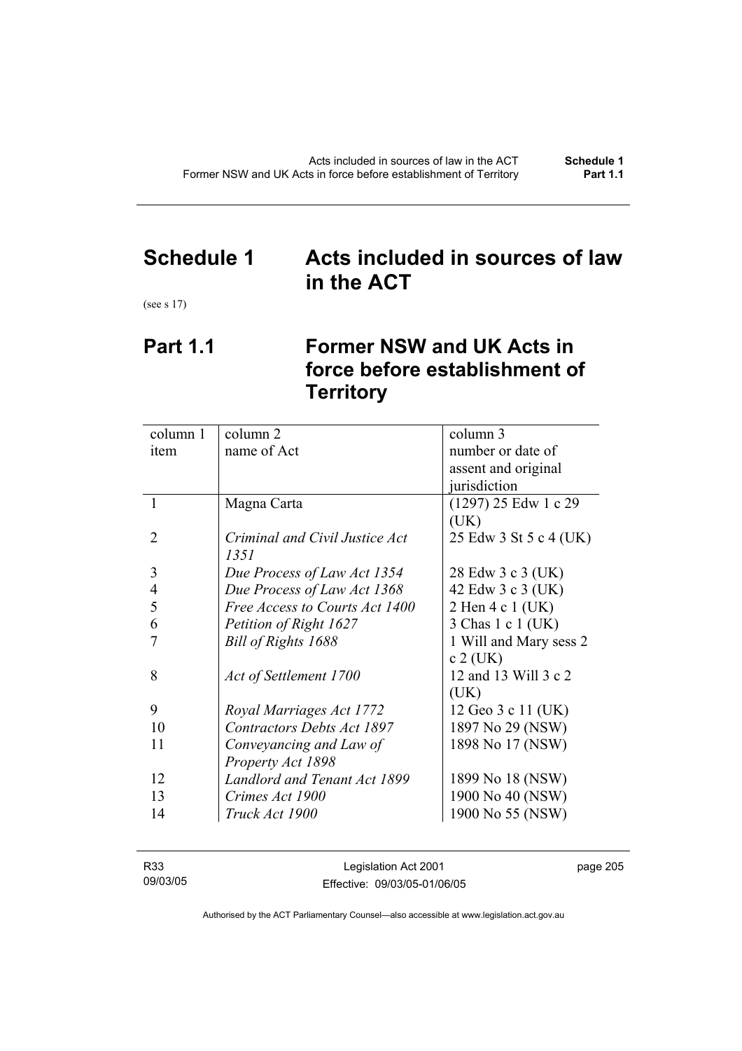# Schedule 1 Acts included in sources of law in the ACT

(see s 17)

## Part 1.1 Former NSW and UK Acts in force before establishment of Territory

| column 1<br>item | column 2<br>name of Act | column 3<br>number or date of assent and original jurisdiction |
|---|---|---|
| 1 | Magna Carta | (1297) 25 Edw 1 c 29 (UK) |
| 2 | *Criminal and Civil Justice Act 1351* | 25 Edw 3 St 5 c 4 (UK) |
| 3 | *Due Process of Law Act 1354* | 28 Edw 3 c 3 (UK) |
| 4 | *Due Process of Law Act 1368* | 42 Edw 3 c 3 (UK) |
| 5 | *Free Access to Courts Act 1400* | 2 Hen 4 c 1 (UK) |
| 6 | *Petition of Right 1627* | 3 Chas 1 c 1 (UK) |
| 7 | *Bill of Rights 1688* | 1 Will and Mary sess 2 c 2 (UK) |
| 8 | *Act of Settlement 1700* | 12 and 13 Will 3 c 2 (UK) |
| 9 | *Royal Marriages Act 1772* | 12 Geo 3 c 11 (UK) |
| 10 | *Contractors Debts Act 1897* | 1897 No 29 (NSW) |
| 11 | *Conveyancing and Law of Property Act 1898* | 1898 No 17 (NSW) |
| 12 | *Landlord and Tenant Act 1899* | 1899 No 18 (NSW) |
| 13 | *Crimes Act 1900* | 1900 No 40 (NSW) |
| 14 | *Truck Act 1900* | 1900 No 55 (NSW) |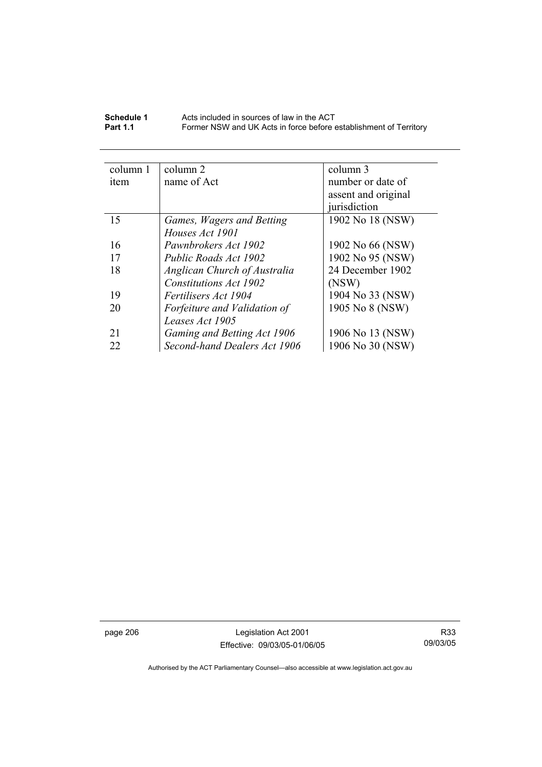| column 1 item | column 2 name of Act | column 3 number or date of assent and original jurisdiction |
|---|---|---|
| 15 | *Games, Wagers and Betting Houses Act 1901* | 1902 No 18 (NSW) |
| 16 | *Pawnbrokers Act 1902* | 1902 No 66 (NSW) |
| 17 | *Public Roads Act 1902* | 1902 No 95 (NSW) |
| 18 | *Anglican Church of Australia Constitutions Act 1902* | 24 December 1902 (NSW) |
| 19 | *Fertilisers Act 1904* | 1904 No 33 (NSW) |
| 20 | *Forfeiture and Validation of Leases Act 1905* | 1905 No 8 (NSW) |
| 21 | *Gaming and Betting Act 1906* | 1906 No 13 (NSW) |
| 22 | *Second-hand Dealers Act 1906* | 1906 No 30 (NSW) |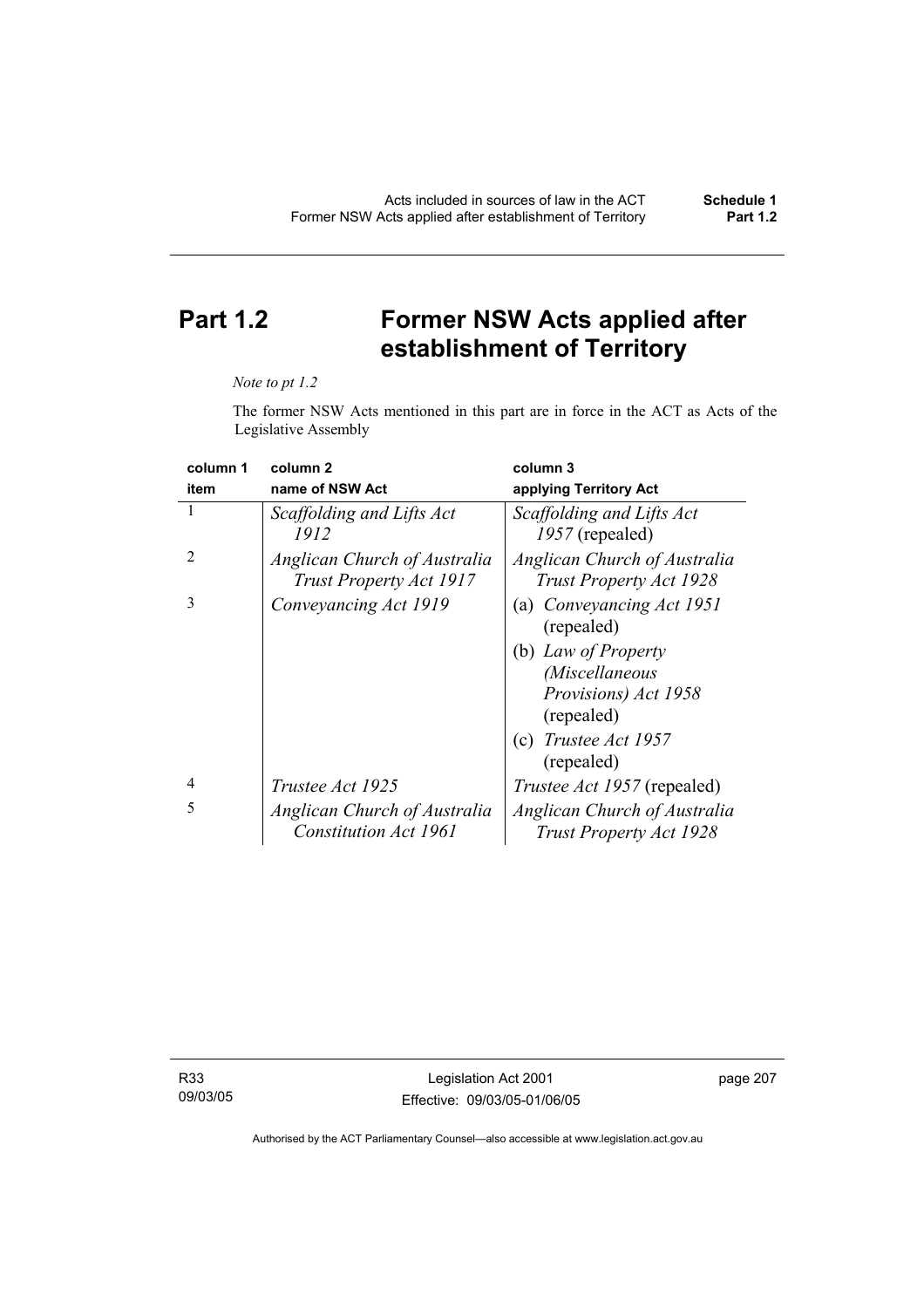## Part 1.2 Former NSW Acts applied after establishment of Territory

*Note to pt 1.2*

The former NSW Acts mentioned in this part are in force in the ACT as Acts of the Legislative Assembly

| column 1<br>item | column 2<br>name of NSW Act | column 3<br>applying Territory Act |
|---|---|---|
| 1 | *Scaffolding and Lifts Act 1912* | *Scaffolding and Lifts Act 1957* (repealed) |
| 2 | *Anglican Church of Australia Trust Property Act 1917* | *Anglican Church of Australia Trust Property Act 1928* |
| 3 | *Conveyancing Act 1919* | (a) *Conveyancing Act 1951* (repealed)<br>(b) *Law of Property (Miscellaneous Provisions) Act 1958* (repealed)<br>(c) *Trustee Act 1957* (repealed) |
| 4 | *Trustee Act 1925* | *Trustee Act 1957* (repealed) |
| 5 | *Anglican Church of Australia Constitution Act 1961* | *Anglican Church of Australia Trust Property Act 1928* |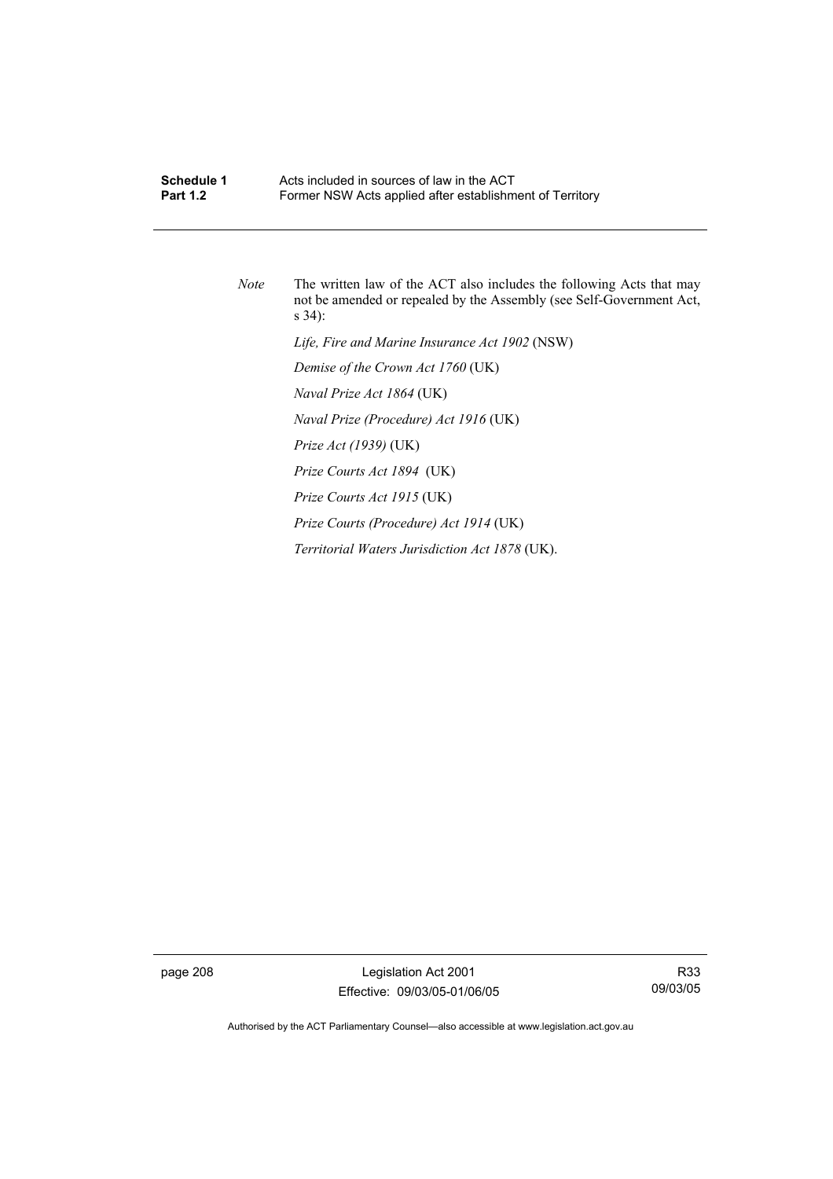*Note* The written law of the ACT also includes the following Acts that may not be amended or repealed by the Assembly (see Self-Government Act, s 34):

*Life, Fire and Marine Insurance Act 1902* (NSW)

*Demise of the Crown Act 1760* (UK)

*Naval Prize Act 1864* (UK)

*Naval Prize (Procedure) Act 1916* (UK)

*Prize Act (1939)* (UK)

*Prize Courts Act 1894* (UK)

*Prize Courts Act 1915* (UK)

*Prize Courts (Procedure) Act 1914* (UK)

*Territorial Waters Jurisdiction Act 1878* (UK).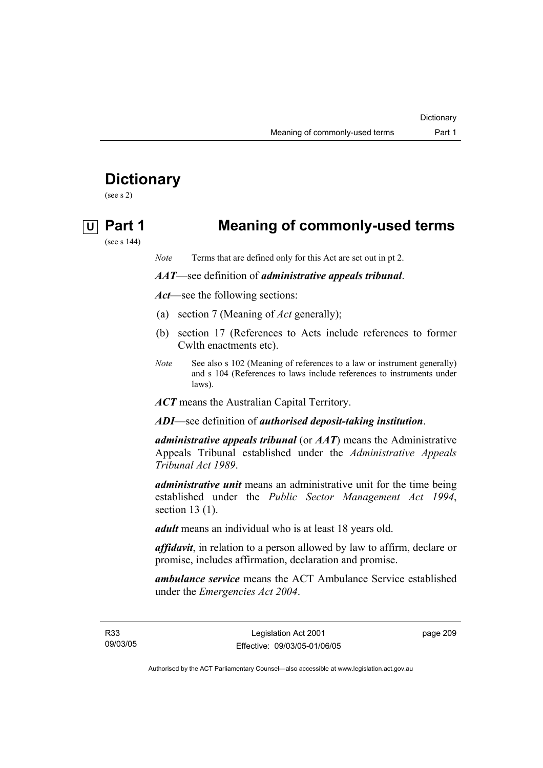# Dictionary

(see s 2)

## U Part 1 Meaning of commonly-used terms

(see s 144)

*Note* Terms that are defined only for this Act are set out in pt 2.

***AAT***—see definition of ***administrative appeals tribunal***.

***Act***—see the following sections:

(a) section 7 (Meaning of *Act* generally);

(b) section 17 (References to Acts include references to former Cwlth enactments etc).

*Note* See also s 102 (Meaning of references to a law or instrument generally) and s 104 (References to laws include references to instruments under laws).

***ACT*** means the Australian Capital Territory.

***ADI***—see definition of ***authorised deposit-taking institution***.

***administrative appeals tribunal*** (or ***AAT***) means the Administrative Appeals Tribunal established under the *Administrative Appeals Tribunal Act 1989*.

***administrative unit*** means an administrative unit for the time being established under the *Public Sector Management Act 1994*, section 13 (1).

***adult*** means an individual who is at least 18 years old.

***affidavit***, in relation to a person allowed by law to affirm, declare or promise, includes affirmation, declaration and promise.

***ambulance service*** means the ACT Ambulance Service established under the *Emergencies Act 2004*.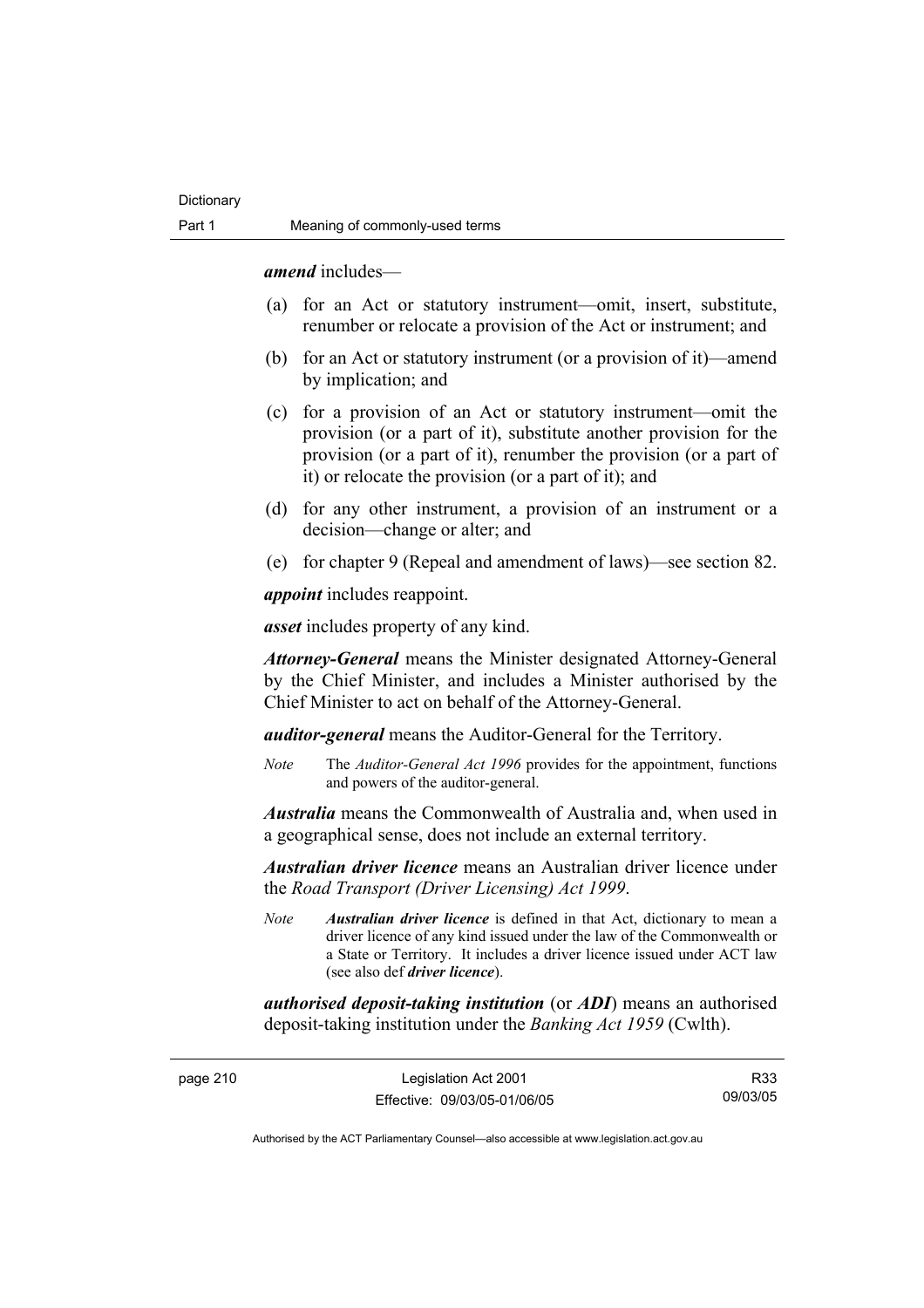***amend*** includes—

(a) for an Act or statutory instrument—omit, insert, substitute, renumber or relocate a provision of the Act or instrument; and

(b) for an Act or statutory instrument (or a provision of it)—amend by implication; and

(c) for a provision of an Act or statutory instrument—omit the provision (or a part of it), substitute another provision for the provision (or a part of it), renumber the provision (or a part of it) or relocate the provision (or a part of it); and

(d) for any other instrument, a provision of an instrument or a decision—change or alter; and

(e) for chapter 9 (Repeal and amendment of laws)—see section 82.

***appoint*** includes reappoint.

***asset*** includes property of any kind.

***Attorney-General*** means the Minister designated Attorney-General by the Chief Minister, and includes a Minister authorised by the Chief Minister to act on behalf of the Attorney-General.

***auditor-general*** means the Auditor-General for the Territory.

*Note* The *Auditor-General Act 1996* provides for the appointment, functions and powers of the auditor-general.

***Australia*** means the Commonwealth of Australia and, when used in a geographical sense, does not include an external territory.

***Australian driver licence*** means an Australian driver licence under the *Road Transport (Driver Licensing) Act 1999*.

*Note* ***Australian driver licence*** is defined in that Act, dictionary to mean a driver licence of any kind issued under the law of the Commonwealth or a State or Territory. It includes a driver licence issued under ACT law (see also def ***driver licence***).

***authorised deposit-taking institution*** (or ***ADI***) means an authorised deposit-taking institution under the *Banking Act 1959* (Cwlth).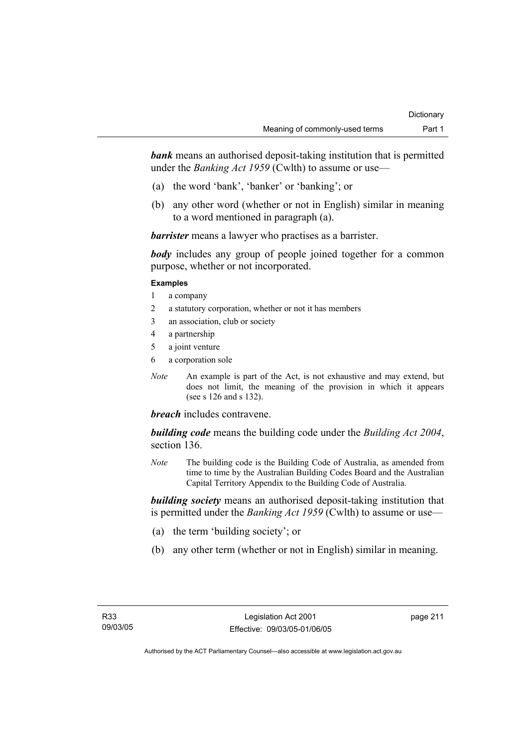***bank*** means an authorised deposit-taking institution that is permitted under the *Banking Act 1959* (Cwlth) to assume or use—

(a) the word 'bank', 'banker' or 'banking'; or

(b) any other word (whether or not in English) similar in meaning to a word mentioned in paragraph (a).

***barrister*** means a lawyer who practises as a barrister.

***body*** includes any group of people joined together for a common purpose, whether or not incorporated.

**Examples**

1 a company
2 a statutory corporation, whether or not it has members
3 an association, club or society
4 a partnership
5 a joint venture
6 a corporation sole

*Note* An example is part of the Act, is not exhaustive and may extend, but does not limit, the meaning of the provision in which it appears (see s 126 and s 132).

***breach*** includes contravene.

***building code*** means the building code under the *Building Act 2004*, section 136.

*Note* The building code is the Building Code of Australia, as amended from time to time by the Australian Building Codes Board and the Australian Capital Territory Appendix to the Building Code of Australia.

***building society*** means an authorised deposit-taking institution that is permitted under the *Banking Act 1959* (Cwlth) to assume or use—

(a) the term 'building society'; or

(b) any other term (whether or not in English) similar in meaning.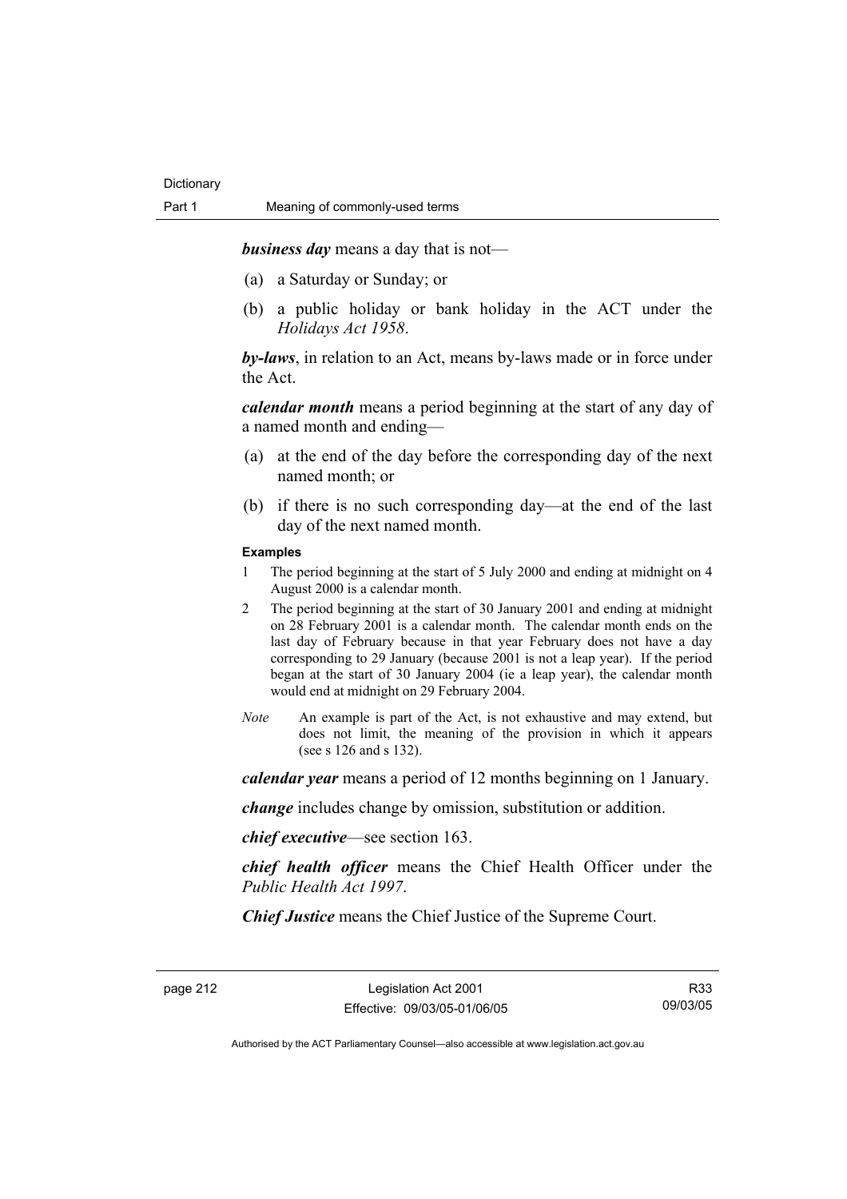***business day*** means a day that is not—

(a) a Saturday or Sunday; or

(b) a public holiday or bank holiday in the ACT under the *Holidays Act 1958*.

***by-laws***, in relation to an Act, means by-laws made or in force under the Act.

***calendar month*** means a period beginning at the start of any day of a named month and ending—

(a) at the end of the day before the corresponding day of the next named month; or

(b) if there is no such corresponding day—at the end of the last day of the next named month.

**Examples**

1 The period beginning at the start of 5 July 2000 and ending at midnight on 4 August 2000 is a calendar month.

2 The period beginning at the start of 30 January 2001 and ending at midnight on 28 February 2001 is a calendar month. The calendar month ends on the last day of February because in that year February does not have a day corresponding to 29 January (because 2001 is not a leap year). If the period began at the start of 30 January 2004 (ie a leap year), the calendar month would end at midnight on 29 February 2004.

*Note* An example is part of the Act, is not exhaustive and may extend, but does not limit, the meaning of the provision in which it appears (see s 126 and s 132).

***calendar year*** means a period of 12 months beginning on 1 January.

***change*** includes change by omission, substitution or addition.

***chief executive***—see section 163.

***chief health officer*** means the Chief Health Officer under the *Public Health Act 1997*.

***Chief Justice*** means the Chief Justice of the Supreme Court.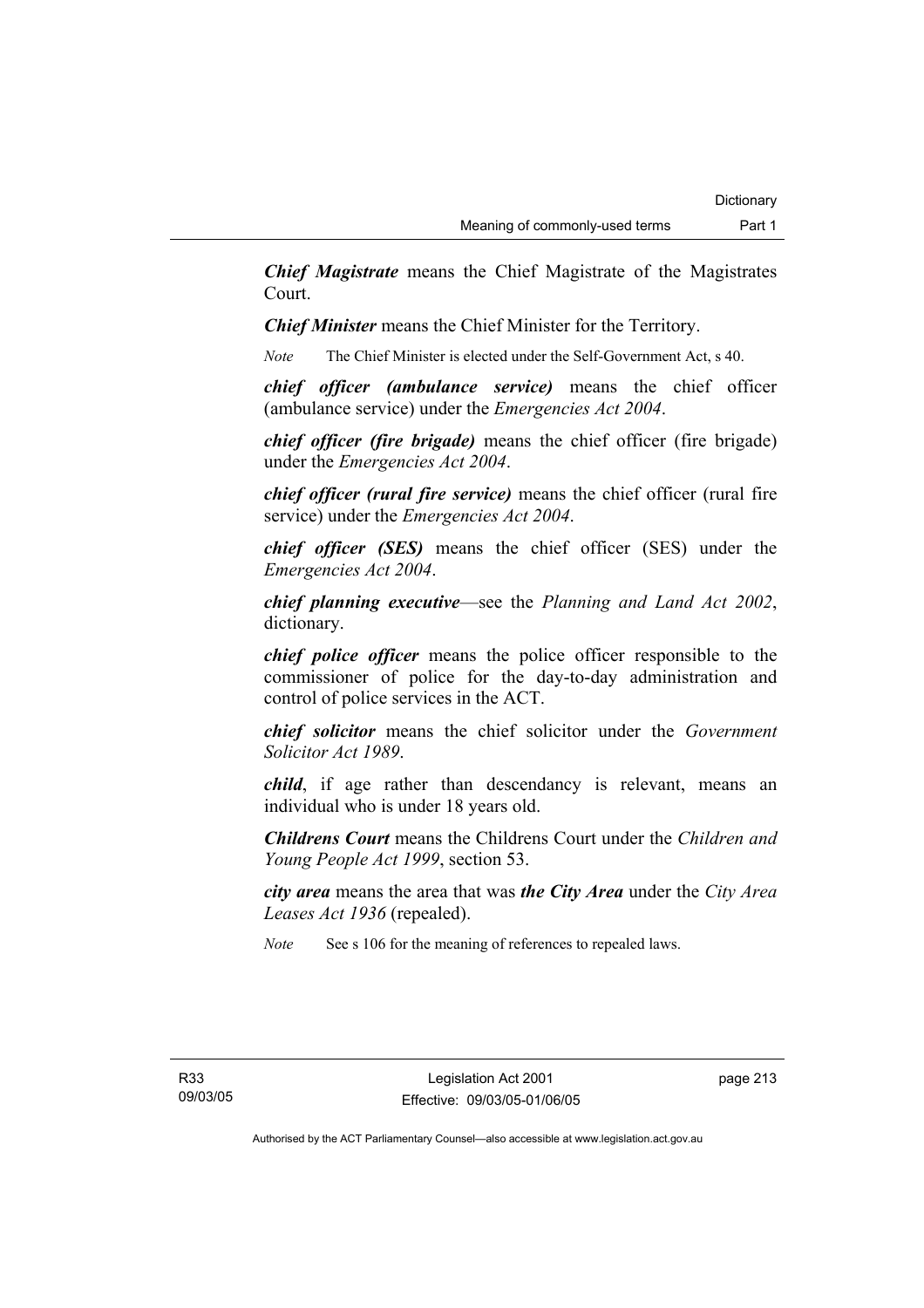***Chief Magistrate*** means the Chief Magistrate of the Magistrates Court.

***Chief Minister*** means the Chief Minister for the Territory.

*Note* The Chief Minister is elected under the Self-Government Act, s 40.

***chief officer (ambulance service)*** means the chief officer (ambulance service) under the *Emergencies Act 2004*.

***chief officer (fire brigade)*** means the chief officer (fire brigade) under the *Emergencies Act 2004*.

***chief officer (rural fire service)*** means the chief officer (rural fire service) under the *Emergencies Act 2004*.

***chief officer (SES)*** means the chief officer (SES) under the *Emergencies Act 2004*.

***chief planning executive***—see the *Planning and Land Act 2002*, dictionary.

***chief police officer*** means the police officer responsible to the commissioner of police for the day-to-day administration and control of police services in the ACT.

***chief solicitor*** means the chief solicitor under the *Government Solicitor Act 1989*.

***child***, if age rather than descendancy is relevant, means an individual who is under 18 years old.

***Childrens Court*** means the Childrens Court under the *Children and Young People Act 1999*, section 53.

***city area*** means the area that was ***the City Area*** under the *City Area Leases Act 1936* (repealed).

*Note* See s 106 for the meaning of references to repealed laws.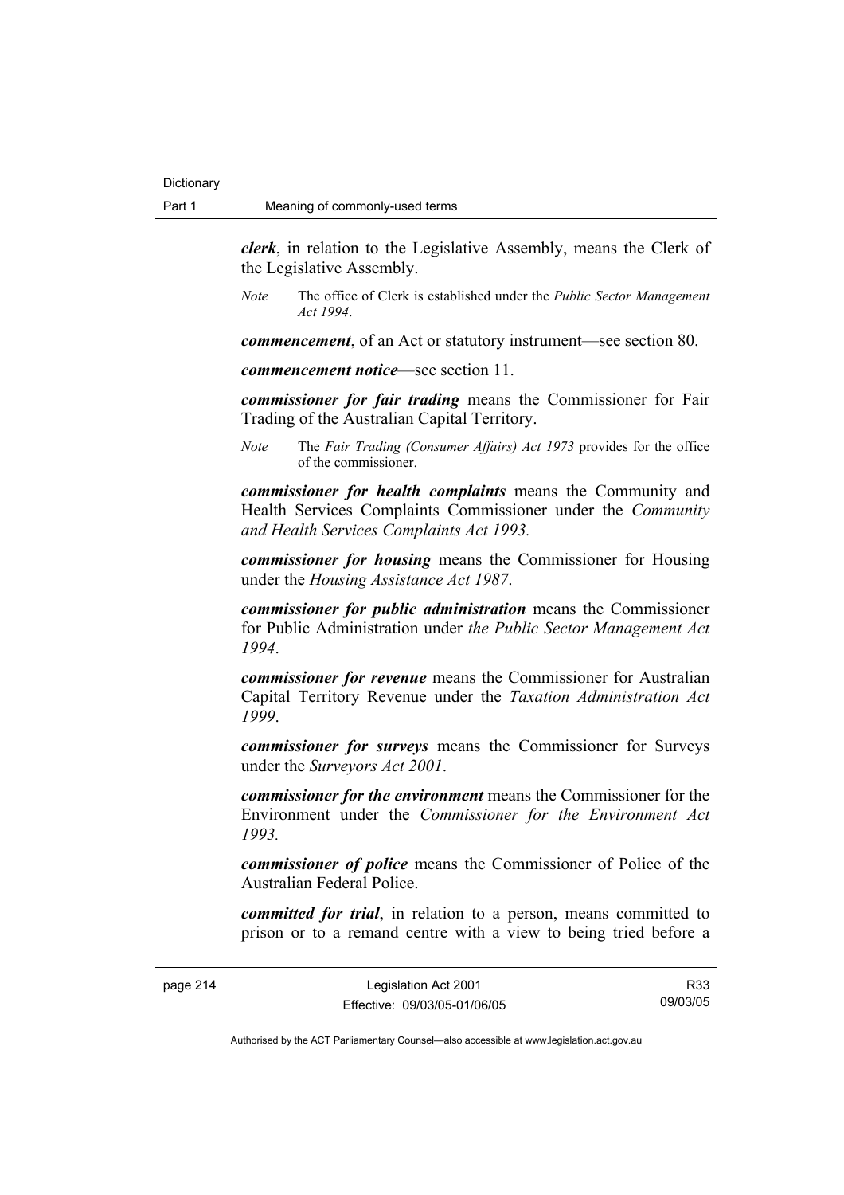***clerk***, in relation to the Legislative Assembly, means the Clerk of the Legislative Assembly.

*Note* The office of Clerk is established under the *Public Sector Management Act 1994*.

***commencement***, of an Act or statutory instrument—see section 80.

***commencement notice***—see section 11.

***commissioner for fair trading*** means the Commissioner for Fair Trading of the Australian Capital Territory.

*Note* The *Fair Trading (Consumer Affairs) Act 1973* provides for the office of the commissioner.

***commissioner for health complaints*** means the Community and Health Services Complaints Commissioner under the *Community and Health Services Complaints Act 1993.*

***commissioner for housing*** means the Commissioner for Housing under the *Housing Assistance Act 1987*.

***commissioner for public administration*** means the Commissioner for Public Administration under *the Public Sector Management Act 1994*.

***commissioner for revenue*** means the Commissioner for Australian Capital Territory Revenue under the *Taxation Administration Act 1999*.

***commissioner for surveys*** means the Commissioner for Surveys under the *Surveyors Act 2001*.

***commissioner for the environment*** means the Commissioner for the Environment under the *Commissioner for the Environment Act 1993.*

***commissioner of police*** means the Commissioner of Police of the Australian Federal Police.

***committed for trial***, in relation to a person, means committed to prison or to a remand centre with a view to being tried before a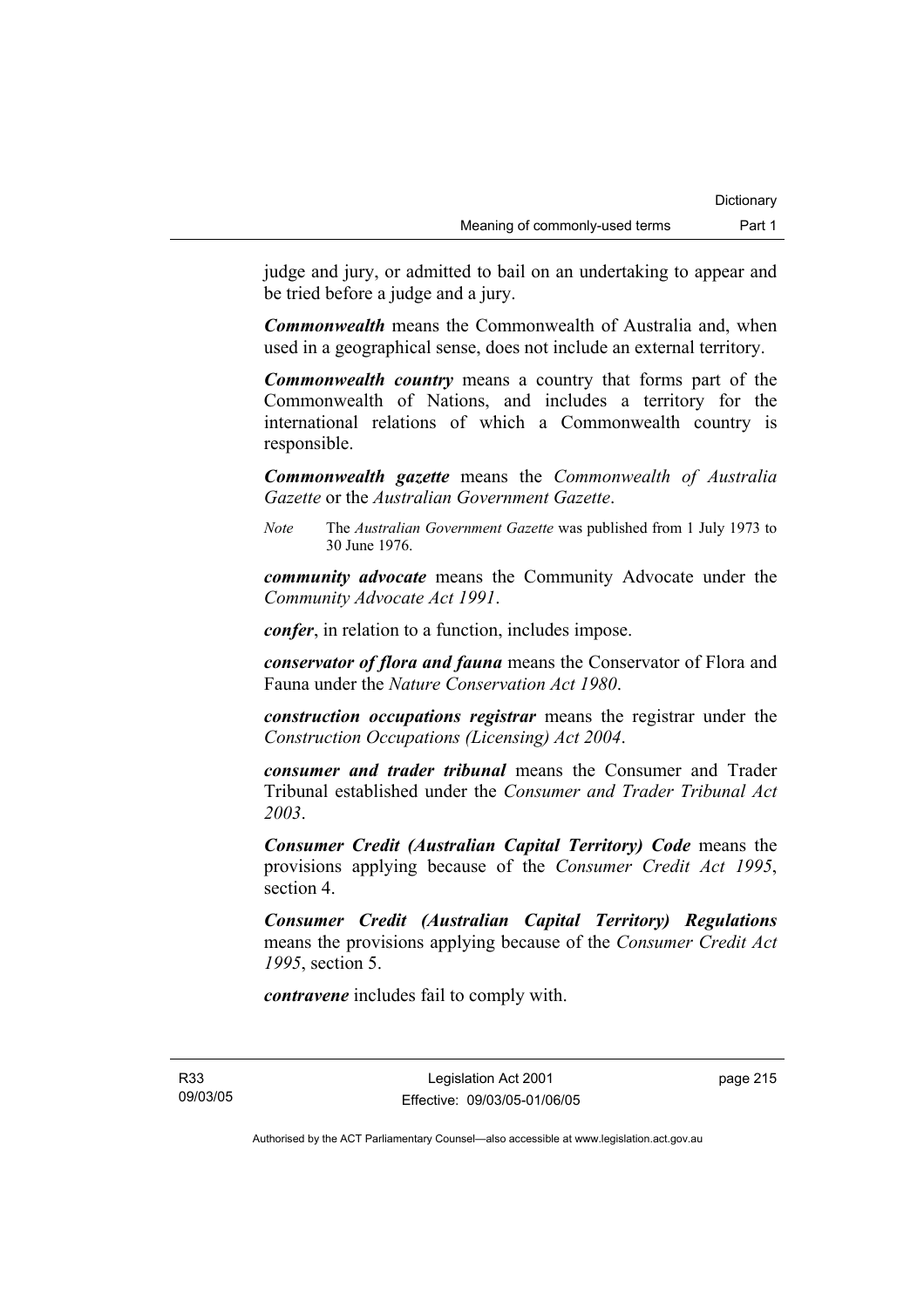judge and jury, or admitted to bail on an undertaking to appear and be tried before a judge and a jury.

***Commonwealth*** means the Commonwealth of Australia and, when used in a geographical sense, does not include an external territory.

***Commonwealth country*** means a country that forms part of the Commonwealth of Nations, and includes a territory for the international relations of which a Commonwealth country is responsible.

***Commonwealth gazette*** means the *Commonwealth of Australia Gazette* or the *Australian Government Gazette*.

*Note* The *Australian Government Gazette* was published from 1 July 1973 to 30 June 1976.

***community advocate*** means the Community Advocate under the *Community Advocate Act 1991*.

***confer***, in relation to a function, includes impose.

***conservator of flora and fauna*** means the Conservator of Flora and Fauna under the *Nature Conservation Act 1980*.

***construction occupations registrar*** means the registrar under the *Construction Occupations (Licensing) Act 2004*.

***consumer and trader tribunal*** means the Consumer and Trader Tribunal established under the *Consumer and Trader Tribunal Act 2003*.

***Consumer Credit (Australian Capital Territory) Code*** means the provisions applying because of the *Consumer Credit Act 1995*, section 4.

***Consumer Credit (Australian Capital Territory) Regulations*** means the provisions applying because of the *Consumer Credit Act 1995*, section 5.

***contravene*** includes fail to comply with.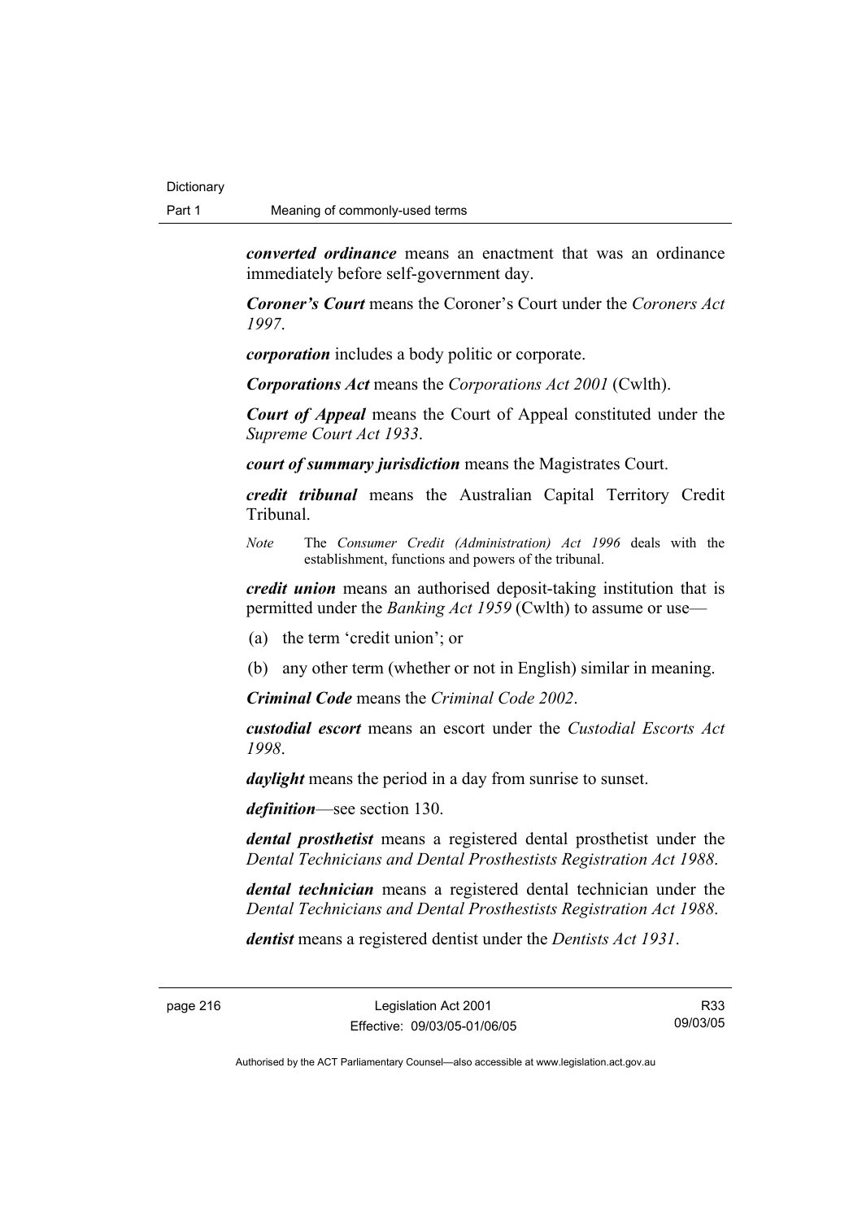***converted ordinance*** means an enactment that was an ordinance immediately before self-government day.

***Coroner's Court*** means the Coroner's Court under the *Coroners Act 1997*.

***corporation*** includes a body politic or corporate.

***Corporations Act*** means the *Corporations Act 2001* (Cwlth).

***Court of Appeal*** means the Court of Appeal constituted under the *Supreme Court Act 1933*.

***court of summary jurisdiction*** means the Magistrates Court.

***credit tribunal*** means the Australian Capital Territory Credit Tribunal.

*Note* The *Consumer Credit (Administration) Act 1996* deals with the establishment, functions and powers of the tribunal.

***credit union*** means an authorised deposit-taking institution that is permitted under the *Banking Act 1959* (Cwlth) to assume or use—

(a) the term 'credit union'; or

(b) any other term (whether or not in English) similar in meaning.

***Criminal Code*** means the *Criminal Code 2002*.

***custodial escort*** means an escort under the *Custodial Escorts Act 1998*.

***daylight*** means the period in a day from sunrise to sunset.

***definition***—see section 130.

***dental prosthetist*** means a registered dental prosthetist under the *Dental Technicians and Dental Prosthestists Registration Act 1988*.

***dental technician*** means a registered dental technician under the *Dental Technicians and Dental Prosthestists Registration Act 1988*.

***dentist*** means a registered dentist under the *Dentists Act 1931*.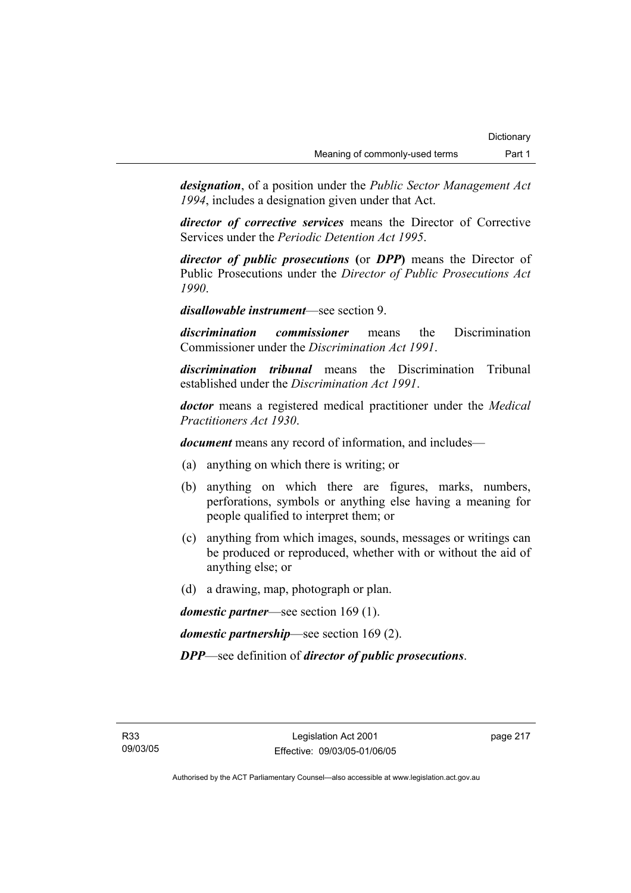***designation***, of a position under the *Public Sector Management Act 1994*, includes a designation given under that Act.

***director of corrective services*** means the Director of Corrective Services under the *Periodic Detention Act 1995*.

***director of public prosecutions*** **(**or ***DPP*****)** means the Director of Public Prosecutions under the *Director of Public Prosecutions Act 1990*.

***disallowable instrument***—see section 9.

***discrimination commissioner*** means the Discrimination Commissioner under the *Discrimination Act 1991*.

***discrimination tribunal*** means the Discrimination Tribunal established under the *Discrimination Act 1991*.

***doctor*** means a registered medical practitioner under the *Medical Practitioners Act 1930*.

***document*** means any record of information, and includes—

(a) anything on which there is writing; or

(b) anything on which there are figures, marks, numbers, perforations, symbols or anything else having a meaning for people qualified to interpret them; or

(c) anything from which images, sounds, messages or writings can be produced or reproduced, whether with or without the aid of anything else; or

(d) a drawing, map, photograph or plan.

***domestic partner***—see section 169 (1).

***domestic partnership***—see section 169 (2).

***DPP***—see definition of ***director of public prosecutions***.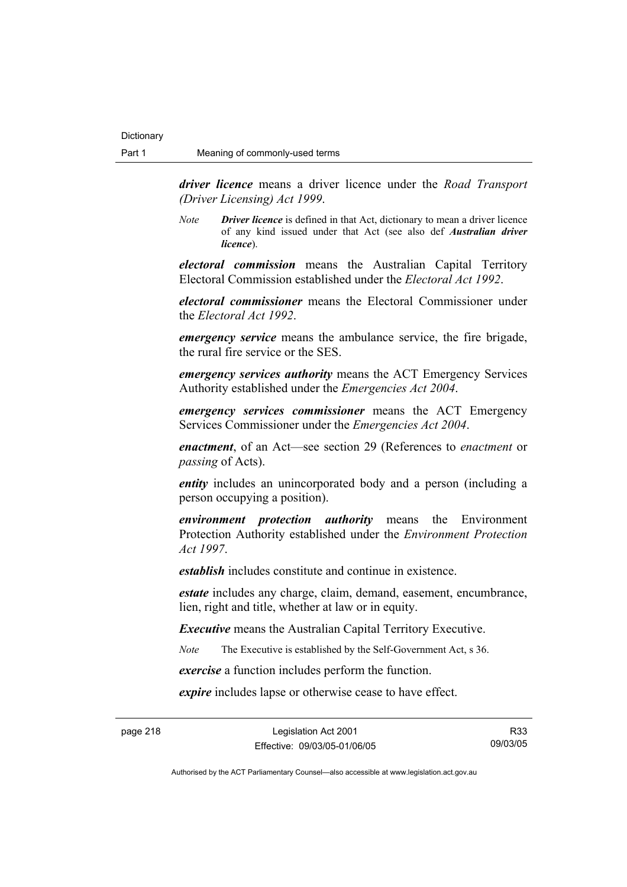***driver licence*** means a driver licence under the *Road Transport (Driver Licensing) Act 1999*.

*Note* ***Driver licence*** is defined in that Act, dictionary to mean a driver licence of any kind issued under that Act (see also def ***Australian driver licence***).

***electoral commission*** means the Australian Capital Territory Electoral Commission established under the *Electoral Act 1992*.

***electoral commissioner*** means the Electoral Commissioner under the *Electoral Act 1992*.

***emergency service*** means the ambulance service, the fire brigade, the rural fire service or the SES.

***emergency services authority*** means the ACT Emergency Services Authority established under the *Emergencies Act 2004*.

***emergency services commissioner*** means the ACT Emergency Services Commissioner under the *Emergencies Act 2004*.

***enactment***, of an Act—see section 29 (References to *enactment* or *passing* of Acts).

***entity*** includes an unincorporated body and a person (including a person occupying a position).

***environment protection authority*** means the Environment Protection Authority established under the *Environment Protection Act 1997*.

***establish*** includes constitute and continue in existence.

***estate*** includes any charge, claim, demand, easement, encumbrance, lien, right and title, whether at law or in equity.

***Executive*** means the Australian Capital Territory Executive.

*Note* The Executive is established by the Self-Government Act, s 36.

***exercise*** a function includes perform the function.

***expire*** includes lapse or otherwise cease to have effect.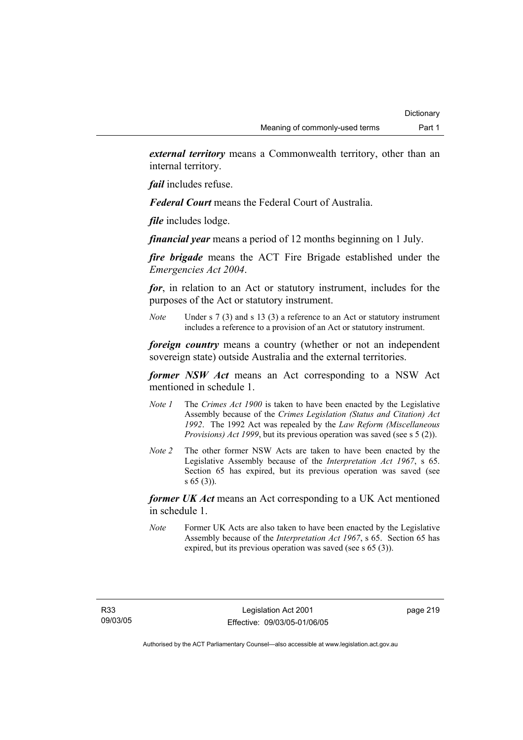***external territory*** means a Commonwealth territory, other than an internal territory.

***fail*** includes refuse.

***Federal Court*** means the Federal Court of Australia.

***file*** includes lodge.

***financial year*** means a period of 12 months beginning on 1 July.

***fire brigade*** means the ACT Fire Brigade established under the *Emergencies Act 2004*.

***for***, in relation to an Act or statutory instrument, includes for the purposes of the Act or statutory instrument.

*Note* Under s 7 (3) and s 13 (3) a reference to an Act or statutory instrument includes a reference to a provision of an Act or statutory instrument.

***foreign country*** means a country (whether or not an independent sovereign state) outside Australia and the external territories.

***former NSW Act*** means an Act corresponding to a NSW Act mentioned in schedule 1.

*Note 1* The *Crimes Act 1900* is taken to have been enacted by the Legislative Assembly because of the *Crimes Legislation (Status and Citation) Act 1992*. The 1992 Act was repealed by the *Law Reform (Miscellaneous Provisions) Act 1999*, but its previous operation was saved (see s 5 (2)).

*Note 2* The other former NSW Acts are taken to have been enacted by the Legislative Assembly because of the *Interpretation Act 1967*, s 65. Section 65 has expired, but its previous operation was saved (see s 65 (3)).

***former UK Act*** means an Act corresponding to a UK Act mentioned in schedule 1.

*Note* Former UK Acts are also taken to have been enacted by the Legislative Assembly because of the *Interpretation Act 1967*, s 65. Section 65 has expired, but its previous operation was saved (see s 65 (3)).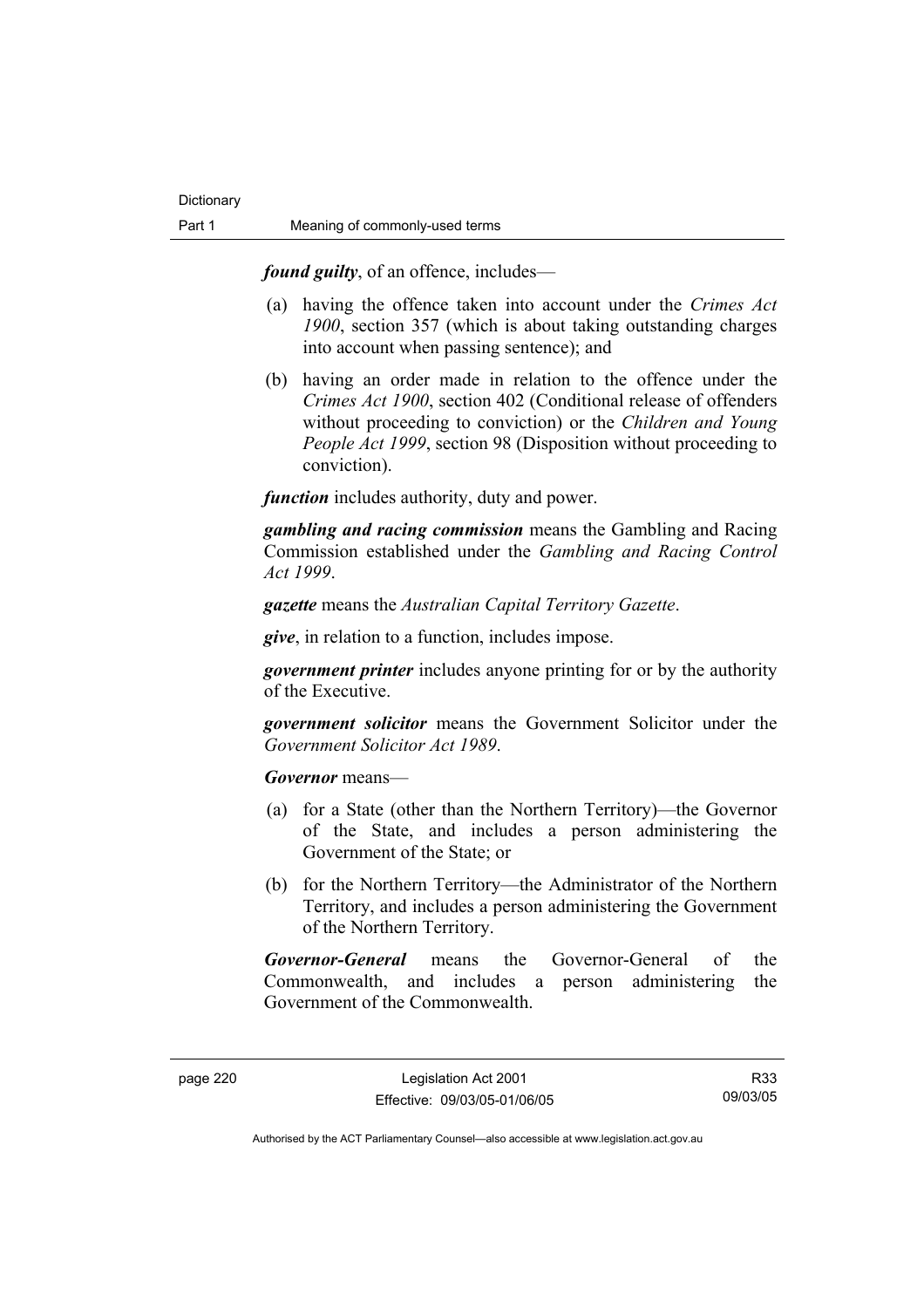***found guilty***, of an offence, includes—

(a) having the offence taken into account under the *Crimes Act 1900*, section 357 (which is about taking outstanding charges into account when passing sentence); and

(b) having an order made in relation to the offence under the *Crimes Act 1900*, section 402 (Conditional release of offenders without proceeding to conviction) or the *Children and Young People Act 1999*, section 98 (Disposition without proceeding to conviction).

***function*** includes authority, duty and power.

***gambling and racing commission*** means the Gambling and Racing Commission established under the *Gambling and Racing Control Act 1999*.

***gazette*** means the *Australian Capital Territory Gazette*.

***give***, in relation to a function, includes impose.

***government printer*** includes anyone printing for or by the authority of the Executive.

***government solicitor*** means the Government Solicitor under the *Government Solicitor Act 1989*.

***Governor*** means—

(a) for a State (other than the Northern Territory)—the Governor of the State, and includes a person administering the Government of the State; or

(b) for the Northern Territory—the Administrator of the Northern Territory, and includes a person administering the Government of the Northern Territory.

***Governor-General*** means the Governor-General of the Commonwealth, and includes a person administering the Government of the Commonwealth.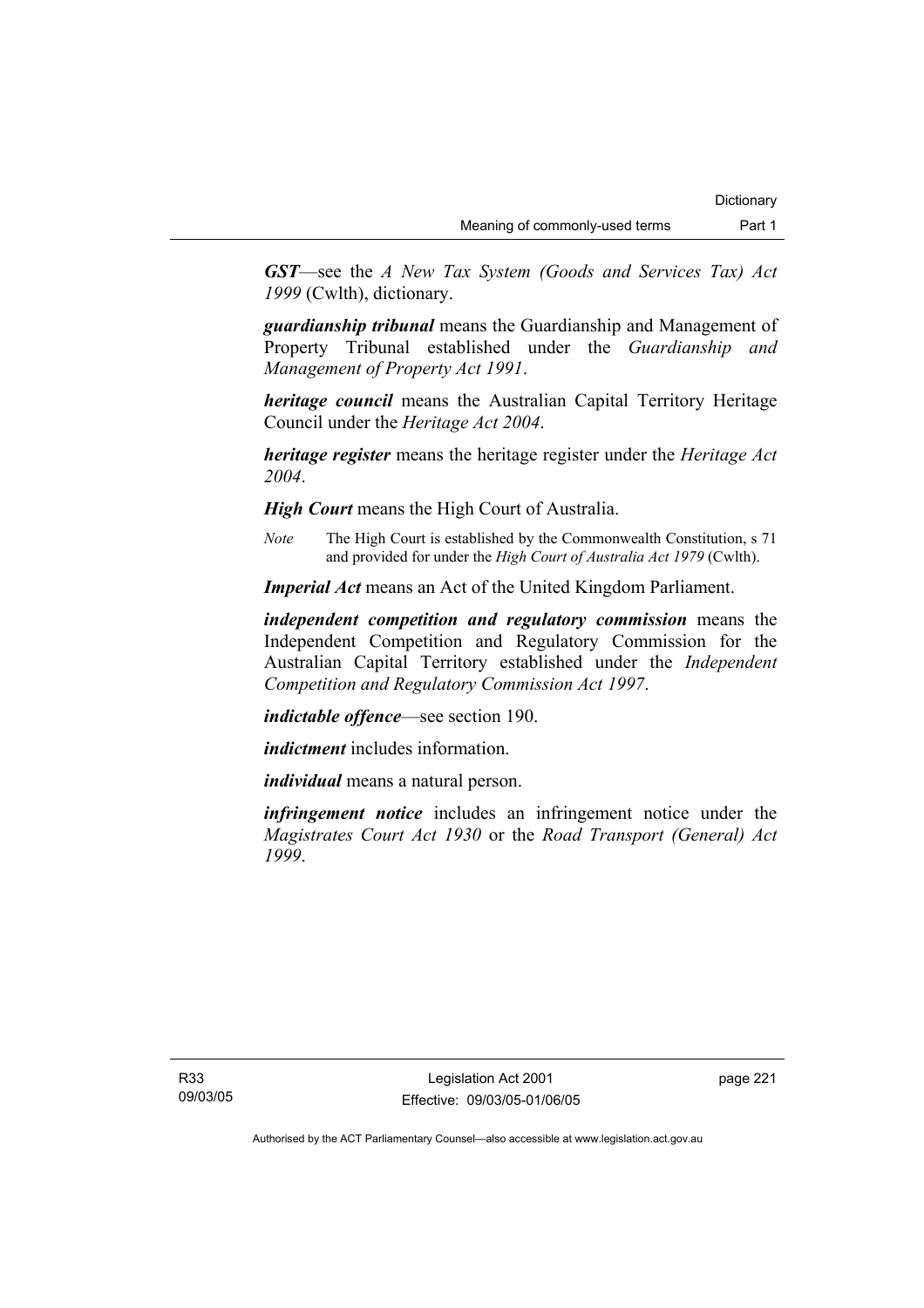***GST***—see the *A New Tax System (Goods and Services Tax) Act 1999* (Cwlth), dictionary.

***guardianship tribunal*** means the Guardianship and Management of Property Tribunal established under the *Guardianship and Management of Property Act 1991*.

***heritage council*** means the Australian Capital Territory Heritage Council under the *Heritage Act 2004*.

***heritage register*** means the heritage register under the *Heritage Act 2004*.

***High Court*** means the High Court of Australia.

*Note* The High Court is established by the Commonwealth Constitution, s 71 and provided for under the *High Court of Australia Act 1979* (Cwlth).

***Imperial Act*** means an Act of the United Kingdom Parliament.

***independent competition and regulatory commission*** means the Independent Competition and Regulatory Commission for the Australian Capital Territory established under the *Independent Competition and Regulatory Commission Act 1997*.

***indictable offence***—see section 190.

***indictment*** includes information.

***individual*** means a natural person.

***infringement notice*** includes an infringement notice under the *Magistrates Court Act 1930* or the *Road Transport (General) Act 1999*.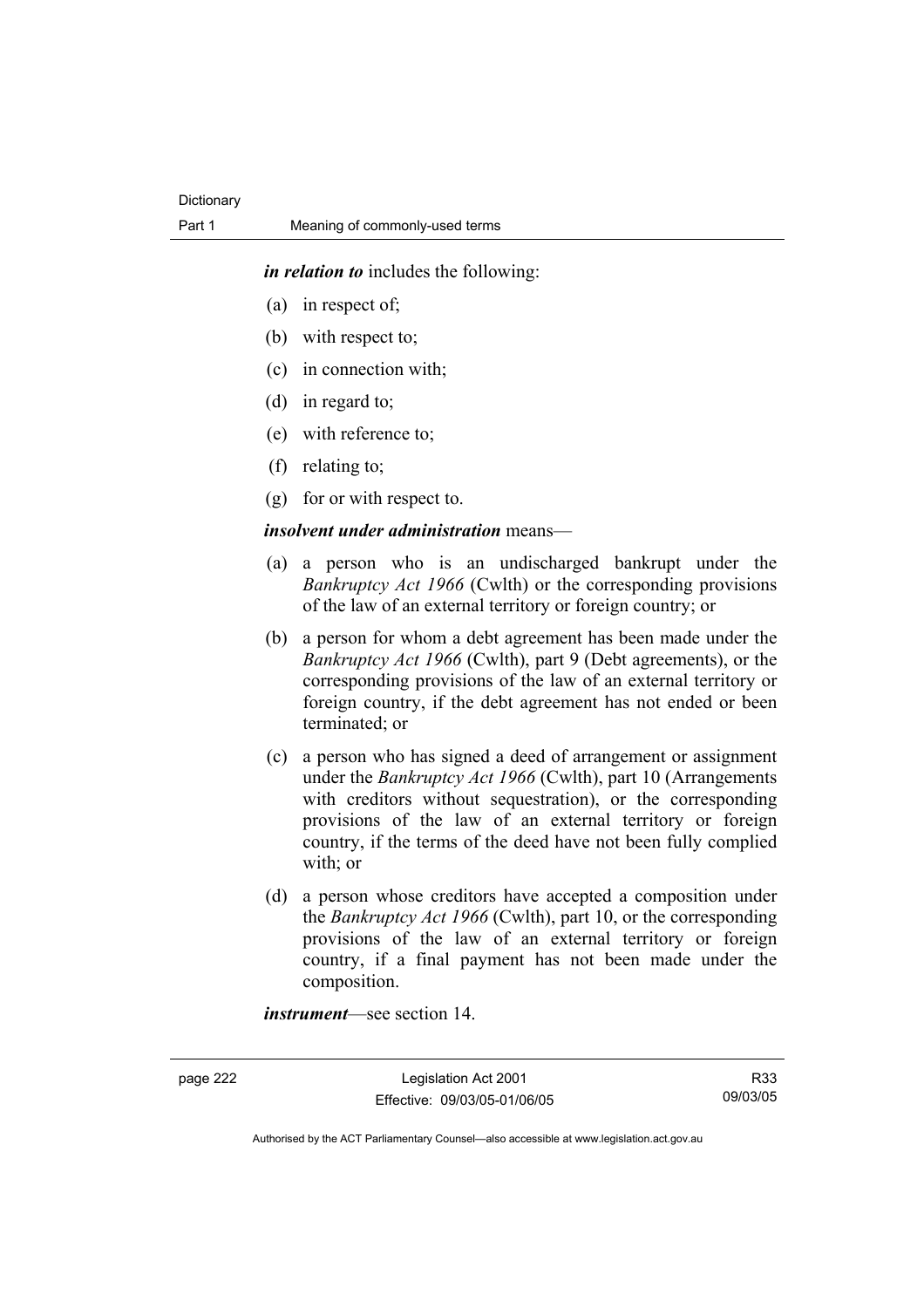***in relation to*** includes the following:

(a) in respect of;

(b) with respect to;

(c) in connection with;

(d) in regard to;

(e) with reference to;

(f) relating to;

(g) for or with respect to.

***insolvent under administration*** means—

(a) a person who is an undischarged bankrupt under the *Bankruptcy Act 1966* (Cwlth) or the corresponding provisions of the law of an external territory or foreign country; or

(b) a person for whom a debt agreement has been made under the *Bankruptcy Act 1966* (Cwlth), part 9 (Debt agreements), or the corresponding provisions of the law of an external territory or foreign country, if the debt agreement has not ended or been terminated; or

(c) a person who has signed a deed of arrangement or assignment under the *Bankruptcy Act 1966* (Cwlth), part 10 (Arrangements with creditors without sequestration), or the corresponding provisions of the law of an external territory or foreign country, if the terms of the deed have not been fully complied with; or

(d) a person whose creditors have accepted a composition under the *Bankruptcy Act 1966* (Cwlth), part 10, or the corresponding provisions of the law of an external territory or foreign country, if a final payment has not been made under the composition.

***instrument***—see section 14.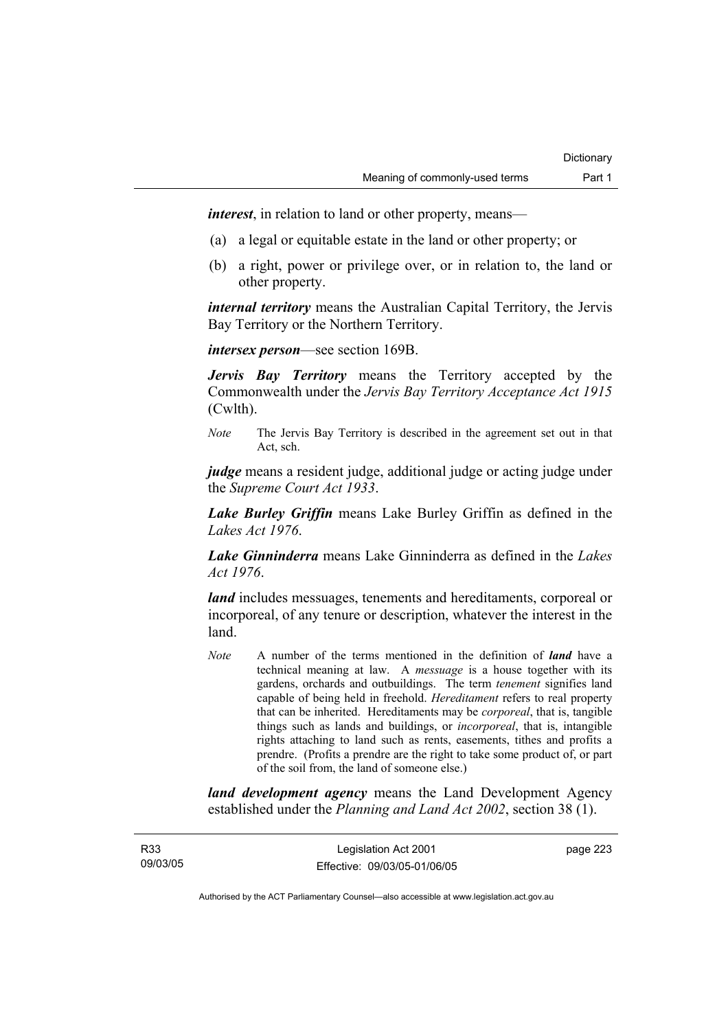***interest***, in relation to land or other property, means—

(a) a legal or equitable estate in the land or other property; or

(b) a right, power or privilege over, or in relation to, the land or other property.

***internal territory*** means the Australian Capital Territory, the Jervis Bay Territory or the Northern Territory.

***intersex person***—see section 169B.

***Jervis Bay Territory*** means the Territory accepted by the Commonwealth under the *Jervis Bay Territory Acceptance Act 1915* (Cwlth).

*Note* The Jervis Bay Territory is described in the agreement set out in that Act, sch.

***judge*** means a resident judge, additional judge or acting judge under the *Supreme Court Act 1933*.

***Lake Burley Griffin*** means Lake Burley Griffin as defined in the *Lakes Act 1976*.

***Lake Ginninderra*** means Lake Ginninderra as defined in the *Lakes Act 1976*.

***land*** includes messuages, tenements and hereditaments, corporeal or incorporeal, of any tenure or description, whatever the interest in the land.

*Note* A number of the terms mentioned in the definition of ***land*** have a technical meaning at law. A *messuage* is a house together with its gardens, orchards and outbuildings. The term *tenement* signifies land capable of being held in freehold. *Hereditament* refers to real property that can be inherited. Hereditaments may be *corporeal*, that is, tangible things such as lands and buildings, or *incorporeal*, that is, intangible rights attaching to land such as rents, easements, tithes and profits a prendre. (Profits a prendre are the right to take some product of, or part of the soil from, the land of someone else.)

***land development agency*** means the Land Development Agency established under the *Planning and Land Act 2002*, section 38 (1).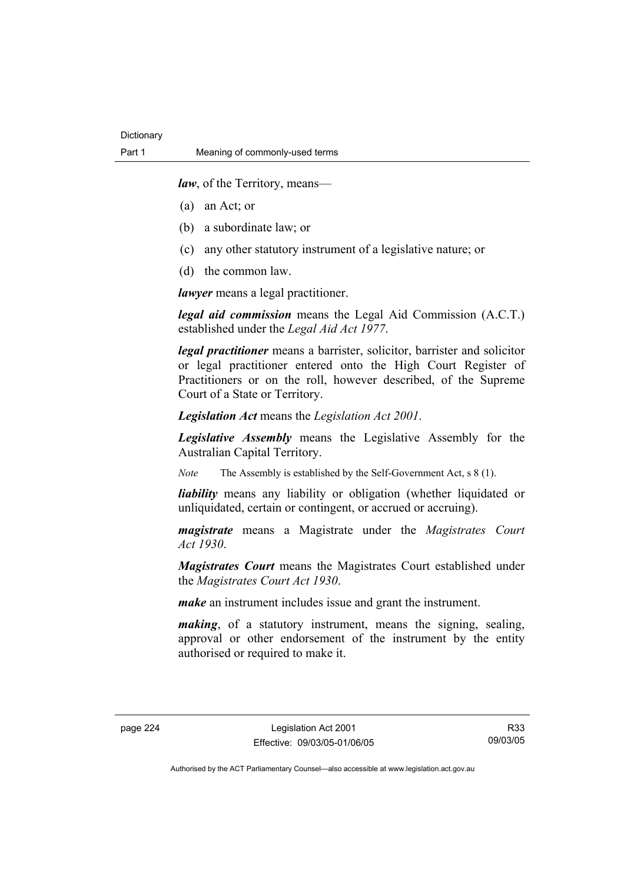***law***, of the Territory, means—

(a) an Act; or

(b) a subordinate law; or

(c) any other statutory instrument of a legislative nature; or

(d) the common law.

***lawyer*** means a legal practitioner.

***legal aid commission*** means the Legal Aid Commission (A.C.T.) established under the *Legal Aid Act 1977*.

***legal practitioner*** means a barrister, solicitor, barrister and solicitor or legal practitioner entered onto the High Court Register of Practitioners or on the roll, however described, of the Supreme Court of a State or Territory.

***Legislation Act*** means the *Legislation Act 2001*.

***Legislative Assembly*** means the Legislative Assembly for the Australian Capital Territory.

*Note* The Assembly is established by the Self-Government Act, s 8 (1).

***liability*** means any liability or obligation (whether liquidated or unliquidated, certain or contingent, or accrued or accruing).

***magistrate*** means a Magistrate under the *Magistrates Court Act 1930*.

***Magistrates Court*** means the Magistrates Court established under the *Magistrates Court Act 1930*.

***make*** an instrument includes issue and grant the instrument.

***making***, of a statutory instrument, means the signing, sealing, approval or other endorsement of the instrument by the entity authorised or required to make it.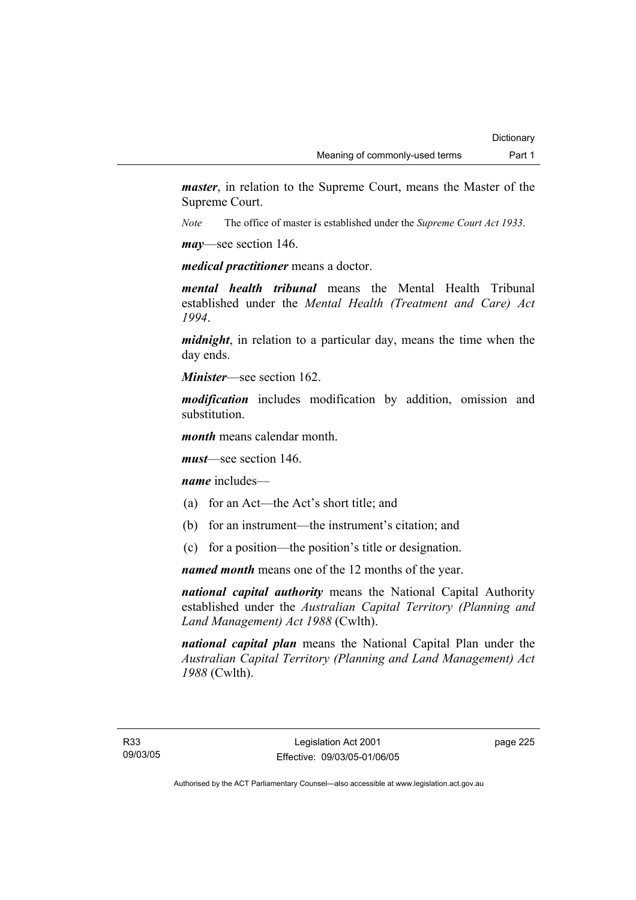***master***, in relation to the Supreme Court, means the Master of the Supreme Court.

*Note* The office of master is established under the *Supreme Court Act 1933*.

***may***—see section 146.

***medical practitioner*** means a doctor.

***mental health tribunal*** means the Mental Health Tribunal established under the *Mental Health (Treatment and Care) Act 1994*.

***midnight***, in relation to a particular day, means the time when the day ends.

***Minister***—see section 162.

***modification*** includes modification by addition, omission and substitution.

***month*** means calendar month.

***must***—see section 146.

***name*** includes—

(a) for an Act—the Act's short title; and

(b) for an instrument—the instrument's citation; and

(c) for a position—the position's title or designation.

***named month*** means one of the 12 months of the year.

***national capital authority*** means the National Capital Authority established under the *Australian Capital Territory (Planning and Land Management) Act 1988* (Cwlth).

***national capital plan*** means the National Capital Plan under the *Australian Capital Territory (Planning and Land Management) Act 1988* (Cwlth).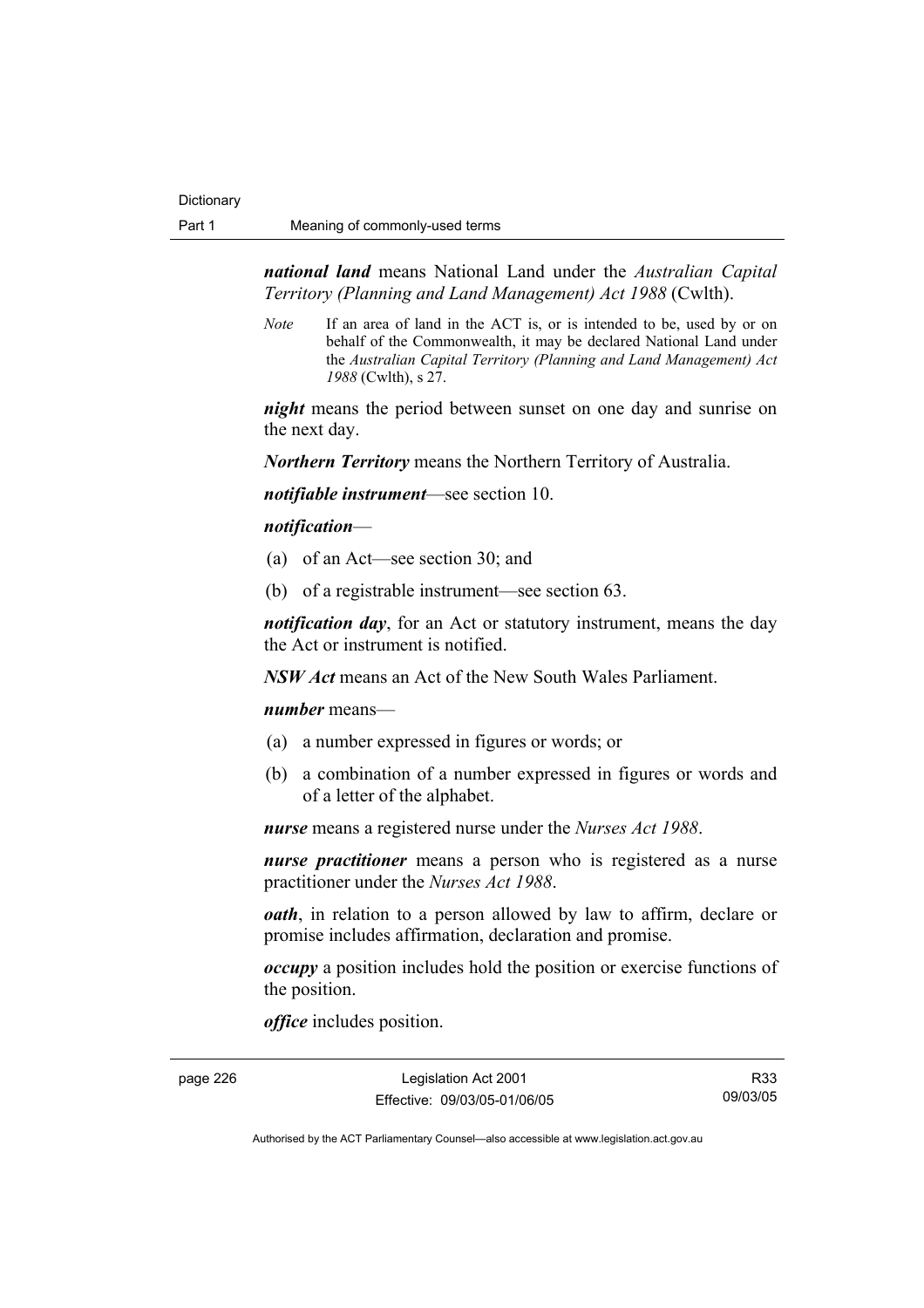***national land*** means National Land under the *Australian Capital Territory (Planning and Land Management) Act 1988* (Cwlth).

*Note* If an area of land in the ACT is, or is intended to be, used by or on behalf of the Commonwealth, it may be declared National Land under the *Australian Capital Territory (Planning and Land Management) Act 1988* (Cwlth), s 27.

***night*** means the period between sunset on one day and sunrise on the next day.

***Northern Territory*** means the Northern Territory of Australia.

***notifiable instrument***—see section 10.

***notification***—

(a) of an Act—see section 30; and

(b) of a registrable instrument—see section 63.

***notification day***, for an Act or statutory instrument, means the day the Act or instrument is notified.

***NSW Act*** means an Act of the New South Wales Parliament.

***number*** means—

(a) a number expressed in figures or words; or

(b) a combination of a number expressed in figures or words and of a letter of the alphabet.

***nurse*** means a registered nurse under the *Nurses Act 1988*.

***nurse practitioner*** means a person who is registered as a nurse practitioner under the *Nurses Act 1988*.

***oath***, in relation to a person allowed by law to affirm, declare or promise includes affirmation, declaration and promise.

***occupy*** a position includes hold the position or exercise functions of the position.

***office*** includes position.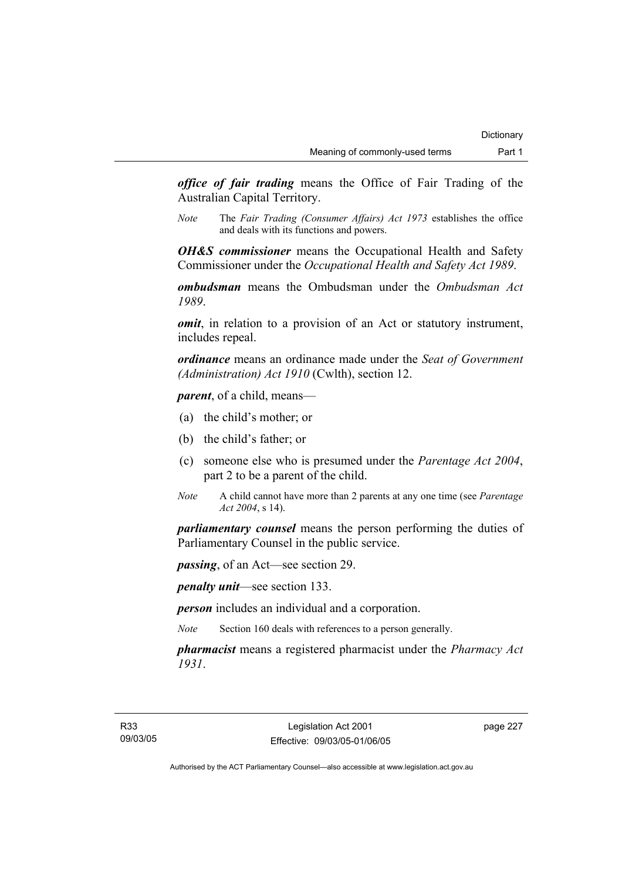***office of fair trading*** means the Office of Fair Trading of the Australian Capital Territory.

*Note* The *Fair Trading (Consumer Affairs) Act 1973* establishes the office and deals with its functions and powers.

***OH&S commissioner*** means the Occupational Health and Safety Commissioner under the *Occupational Health and Safety Act 1989*.

***ombudsman*** means the Ombudsman under the *Ombudsman Act 1989*.

***omit***, in relation to a provision of an Act or statutory instrument, includes repeal.

***ordinance*** means an ordinance made under the *Seat of Government (Administration) Act 1910* (Cwlth), section 12.

***parent***, of a child, means—

(a) the child's mother; or

(b) the child's father; or

(c) someone else who is presumed under the *Parentage Act 2004*, part 2 to be a parent of the child.

*Note* A child cannot have more than 2 parents at any one time (see *Parentage Act 2004*, s 14).

***parliamentary counsel*** means the person performing the duties of Parliamentary Counsel in the public service.

***passing***, of an Act—see section 29.

***penalty unit***—see section 133.

***person*** includes an individual and a corporation.

*Note* Section 160 deals with references to a person generally.

***pharmacist*** means a registered pharmacist under the *Pharmacy Act 1931*.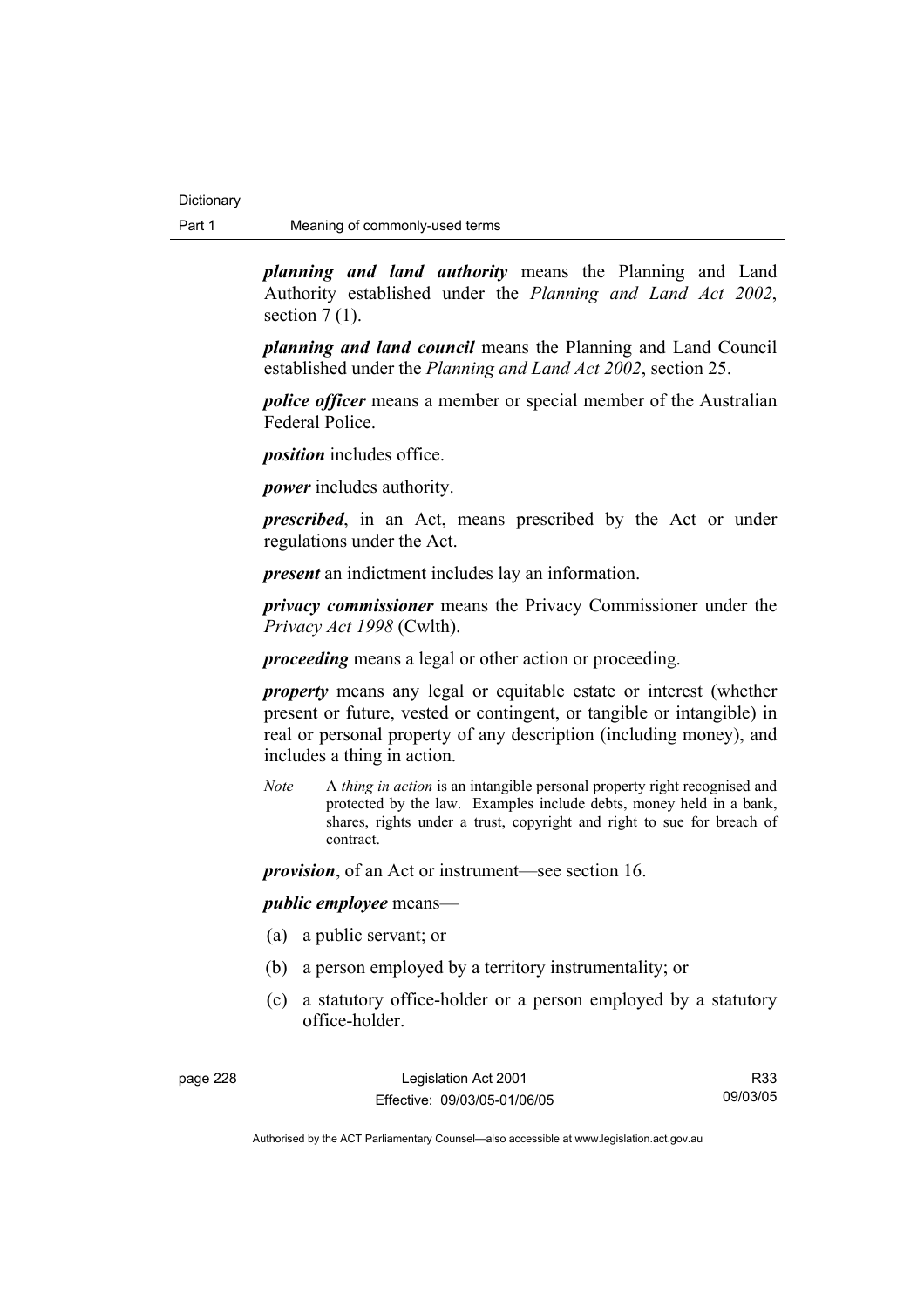***planning and land authority*** means the Planning and Land Authority established under the *Planning and Land Act 2002*, section 7 (1).

***planning and land council*** means the Planning and Land Council established under the *Planning and Land Act 2002*, section 25.

***police officer*** means a member or special member of the Australian Federal Police.

***position*** includes office.

***power*** includes authority.

***prescribed***, in an Act, means prescribed by the Act or under regulations under the Act.

***present*** an indictment includes lay an information.

***privacy commissioner*** means the Privacy Commissioner under the *Privacy Act 1998* (Cwlth).

***proceeding*** means a legal or other action or proceeding.

***property*** means any legal or equitable estate or interest (whether present or future, vested or contingent, or tangible or intangible) in real or personal property of any description (including money), and includes a thing in action.

*Note* A *thing in action* is an intangible personal property right recognised and protected by the law. Examples include debts, money held in a bank, shares, rights under a trust, copyright and right to sue for breach of contract.

***provision***, of an Act or instrument—see section 16.

***public employee*** means—

(a) a public servant; or

(b) a person employed by a territory instrumentality; or

(c) a statutory office-holder or a person employed by a statutory office-holder.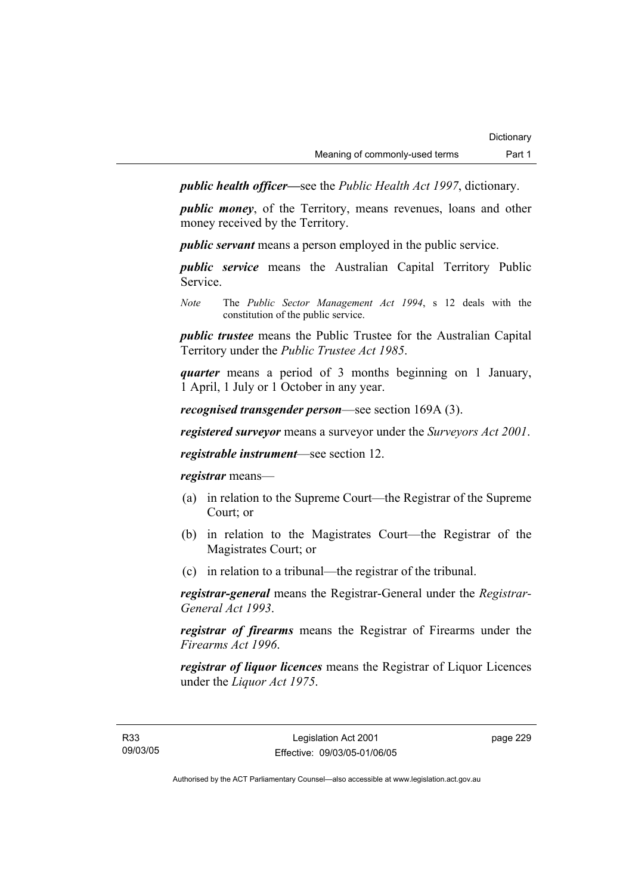***public health officer*****—**see the *Public Health Act 1997*, dictionary.

***public money***, of the Territory, means revenues, loans and other money received by the Territory.

***public servant*** means a person employed in the public service.

***public service*** means the Australian Capital Territory Public Service.

*Note* The *Public Sector Management Act 1994*, s 12 deals with the constitution of the public service.

***public trustee*** means the Public Trustee for the Australian Capital Territory under the *Public Trustee Act 1985*.

***quarter*** means a period of 3 months beginning on 1 January, 1 April, 1 July or 1 October in any year.

***recognised transgender person***—see section 169A (3).

***registered surveyor*** means a surveyor under the *Surveyors Act 2001*.

***registrable instrument***—see section 12.

***registrar*** means—

(a) in relation to the Supreme Court—the Registrar of the Supreme Court; or

(b) in relation to the Magistrates Court—the Registrar of the Magistrates Court; or

(c) in relation to a tribunal—the registrar of the tribunal.

***registrar-general*** means the Registrar-General under the *Registrar-General Act 1993*.

***registrar of firearms*** means the Registrar of Firearms under the *Firearms Act 1996*.

***registrar of liquor licences*** means the Registrar of Liquor Licences under the *Liquor Act 1975*.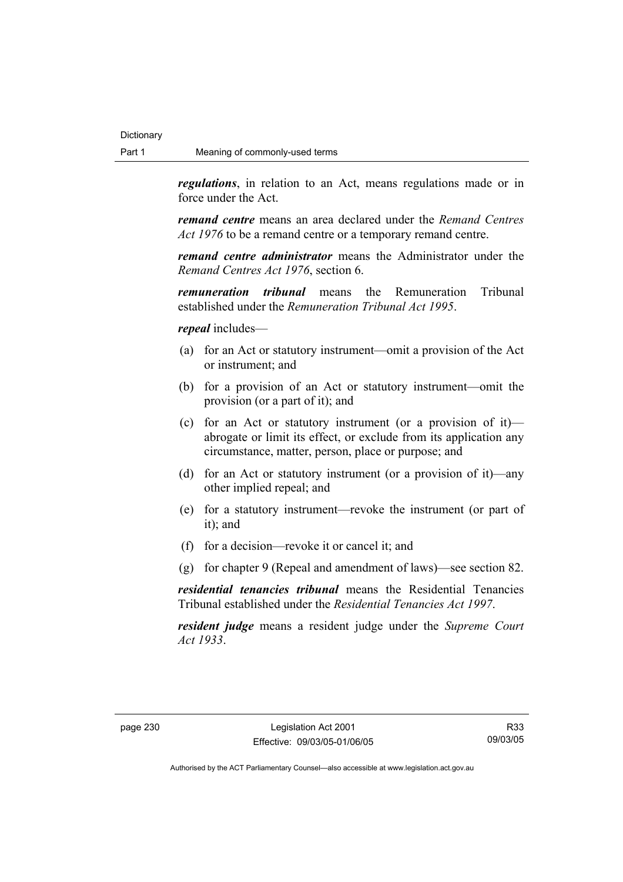***regulations***, in relation to an Act, means regulations made or in force under the Act.

***remand centre*** means an area declared under the *Remand Centres Act 1976* to be a remand centre or a temporary remand centre.

***remand centre administrator*** means the Administrator under the *Remand Centres Act 1976*, section 6.

***remuneration tribunal*** means the Remuneration Tribunal established under the *Remuneration Tribunal Act 1995*.

***repeal*** includes—

(a) for an Act or statutory instrument—omit a provision of the Act or instrument; and

(b) for a provision of an Act or statutory instrument—omit the provision (or a part of it); and

(c) for an Act or statutory instrument (or a provision of it)—abrogate or limit its effect, or exclude from its application any circumstance, matter, person, place or purpose; and

(d) for an Act or statutory instrument (or a provision of it)—any other implied repeal; and

(e) for a statutory instrument—revoke the instrument (or part of it); and

(f) for a decision—revoke it or cancel it; and

(g) for chapter 9 (Repeal and amendment of laws)—see section 82.

***residential tenancies tribunal*** means the Residential Tenancies Tribunal established under the *Residential Tenancies Act 1997*.

***resident judge*** means a resident judge under the *Supreme Court Act 1933*.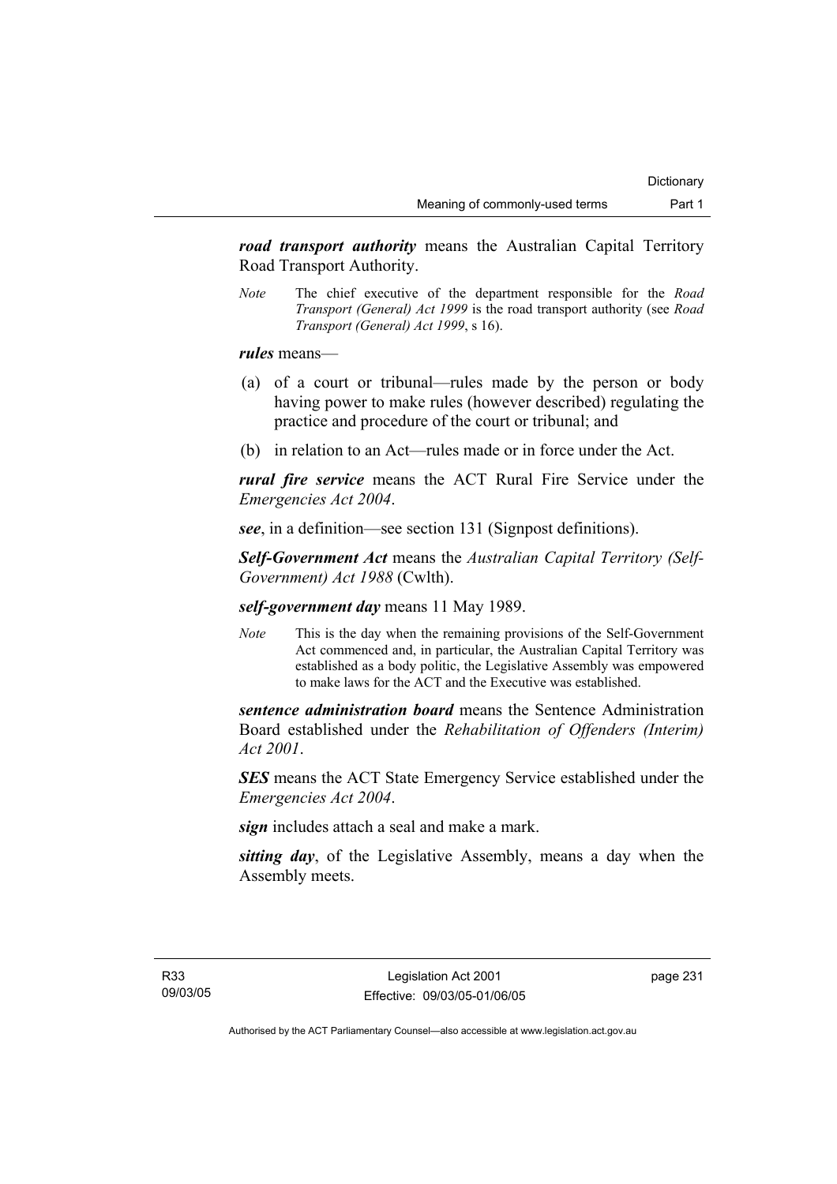***road transport authority*** means the Australian Capital Territory Road Transport Authority.

*Note* The chief executive of the department responsible for the *Road Transport (General) Act 1999* is the road transport authority (see *Road Transport (General) Act 1999*, s 16).

***rules*** means—

(a) of a court or tribunal—rules made by the person or body having power to make rules (however described) regulating the practice and procedure of the court or tribunal; and

(b) in relation to an Act—rules made or in force under the Act.

***rural fire service*** means the ACT Rural Fire Service under the *Emergencies Act 2004*.

***see***, in a definition—see section 131 (Signpost definitions).

***Self-Government Act*** means the *Australian Capital Territory (Self-Government) Act 1988* (Cwlth).

***self-government day*** means 11 May 1989.

*Note* This is the day when the remaining provisions of the Self-Government Act commenced and, in particular, the Australian Capital Territory was established as a body politic, the Legislative Assembly was empowered to make laws for the ACT and the Executive was established.

***sentence administration board*** means the Sentence Administration Board established under the *Rehabilitation of Offenders (Interim) Act 2001*.

***SES*** means the ACT State Emergency Service established under the *Emergencies Act 2004*.

***sign*** includes attach a seal and make a mark.

***sitting day***, of the Legislative Assembly, means a day when the Assembly meets.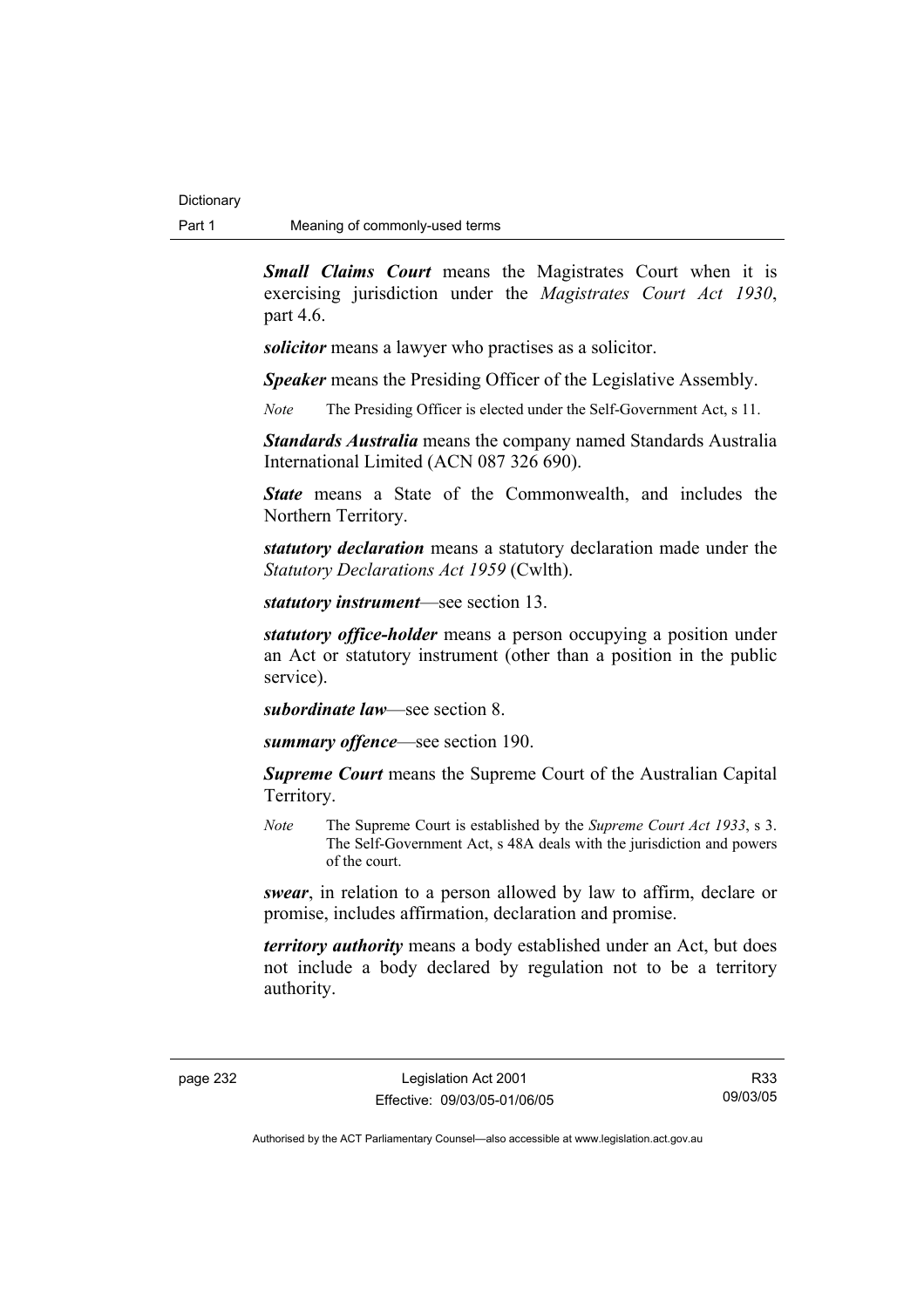***Small Claims Court*** means the Magistrates Court when it is exercising jurisdiction under the *Magistrates Court Act 1930*, part 4.6.

***solicitor*** means a lawyer who practises as a solicitor.

***Speaker*** means the Presiding Officer of the Legislative Assembly.

*Note* The Presiding Officer is elected under the Self-Government Act, s 11.

***Standards Australia*** means the company named Standards Australia International Limited (ACN 087 326 690).

***State*** means a State of the Commonwealth, and includes the Northern Territory.

***statutory declaration*** means a statutory declaration made under the *Statutory Declarations Act 1959* (Cwlth).

***statutory instrument***—see section 13.

***statutory office-holder*** means a person occupying a position under an Act or statutory instrument (other than a position in the public service).

***subordinate law***—see section 8.

***summary offence***—see section 190.

***Supreme Court*** means the Supreme Court of the Australian Capital Territory.

*Note* The Supreme Court is established by the *Supreme Court Act 1933*, s 3. The Self-Government Act, s 48A deals with the jurisdiction and powers of the court.

***swear***, in relation to a person allowed by law to affirm, declare or promise, includes affirmation, declaration and promise.

***territory authority*** means a body established under an Act, but does not include a body declared by regulation not to be a territory authority.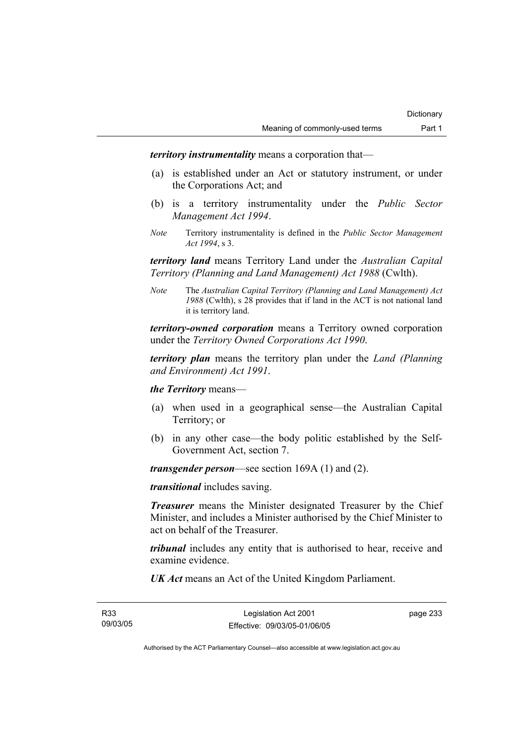***territory instrumentality*** means a corporation that—

(a) is established under an Act or statutory instrument, or under the Corporations Act; and

(b) is a territory instrumentality under the *Public Sector Management Act 1994*.

*Note* Territory instrumentality is defined in the *Public Sector Management Act 1994*, s 3.

***territory land*** means Territory Land under the *Australian Capital Territory (Planning and Land Management) Act 1988* (Cwlth).

*Note* The *Australian Capital Territory (Planning and Land Management) Act 1988* (Cwlth), s 28 provides that if land in the ACT is not national land it is territory land.

***territory-owned corporation*** means a Territory owned corporation under the *Territory Owned Corporations Act 1990*.

***territory plan*** means the territory plan under the *Land (Planning and Environment) Act 1991*.

***the Territory*** means—

(a) when used in a geographical sense—the Australian Capital Territory; or

(b) in any other case—the body politic established by the Self-Government Act, section 7.

***transgender person***—see section 169A (1) and (2).

***transitional*** includes saving.

***Treasurer*** means the Minister designated Treasurer by the Chief Minister, and includes a Minister authorised by the Chief Minister to act on behalf of the Treasurer.

***tribunal*** includes any entity that is authorised to hear, receive and examine evidence.

***UK Act*** means an Act of the United Kingdom Parliament.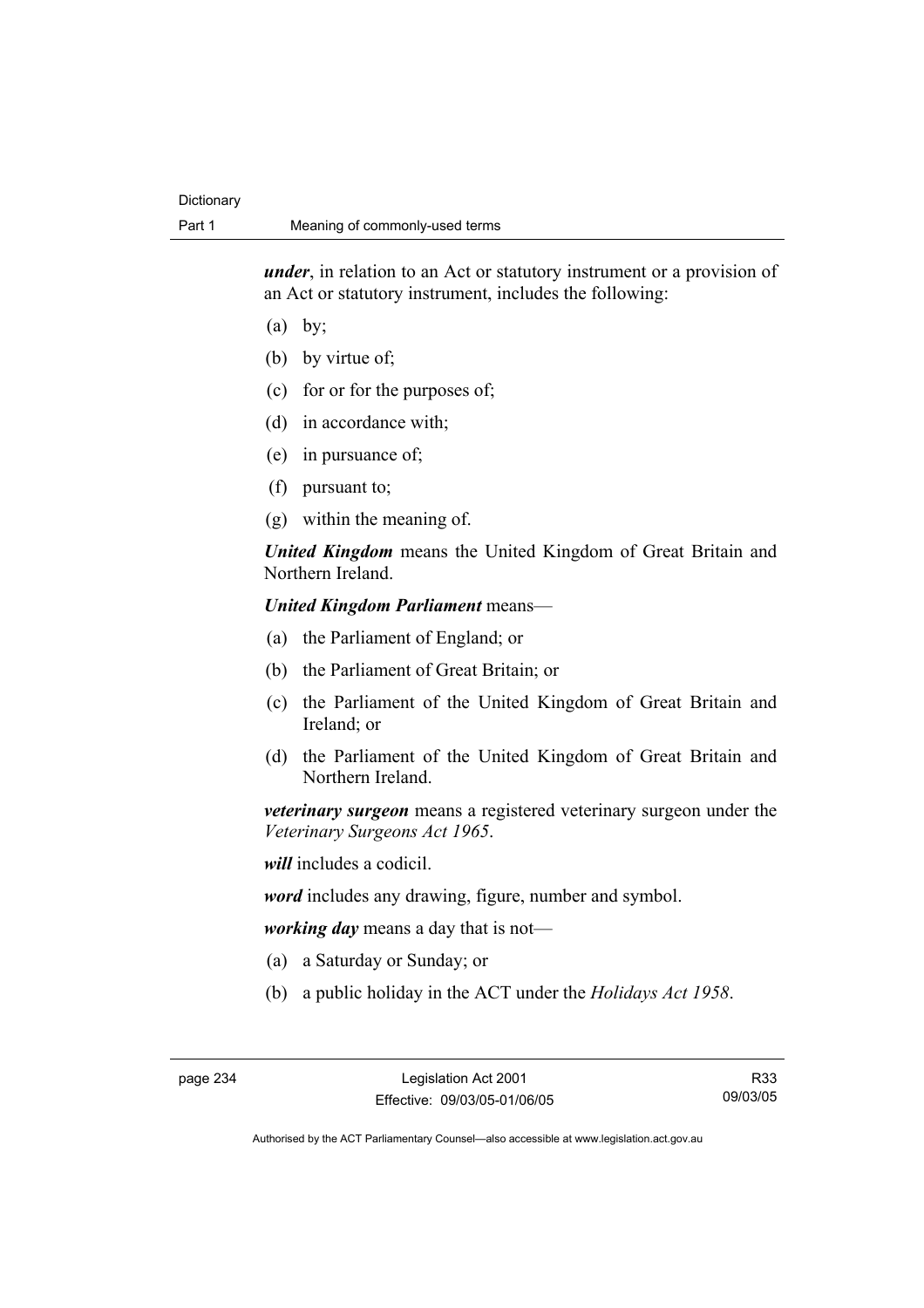***under***, in relation to an Act or statutory instrument or a provision of an Act or statutory instrument, includes the following:

(a) by;

(b) by virtue of;

(c) for or for the purposes of;

(d) in accordance with;

(e) in pursuance of;

(f) pursuant to;

(g) within the meaning of.

***United Kingdom*** means the United Kingdom of Great Britain and Northern Ireland.

***United Kingdom Parliament*** means—

(a) the Parliament of England; or

(b) the Parliament of Great Britain; or

(c) the Parliament of the United Kingdom of Great Britain and Ireland; or

(d) the Parliament of the United Kingdom of Great Britain and Northern Ireland.

***veterinary surgeon*** means a registered veterinary surgeon under the *Veterinary Surgeons Act 1965*.

***will*** includes a codicil.

***word*** includes any drawing, figure, number and symbol.

***working day*** means a day that is not—

(a) a Saturday or Sunday; or

(b) a public holiday in the ACT under the *Holidays Act 1958*.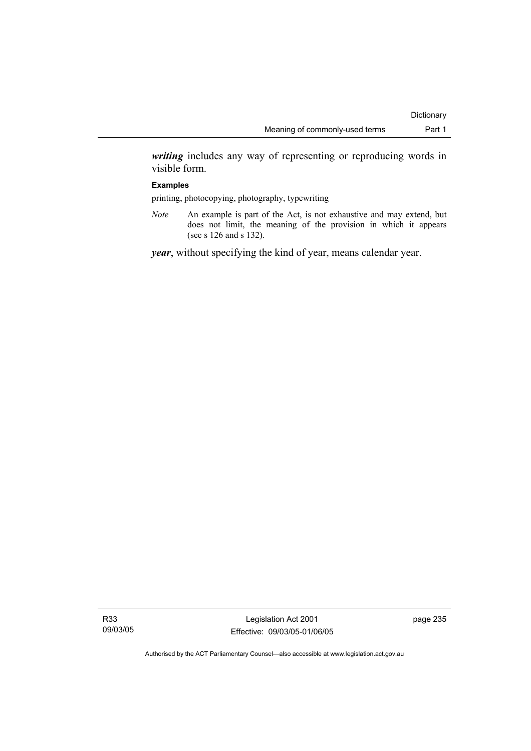***writing*** includes any way of representing or reproducing words in visible form.

**Examples**

printing, photocopying, photography, typewriting

*Note* An example is part of the Act, is not exhaustive and may extend, but does not limit, the meaning of the provision in which it appears (see s 126 and s 132).

***year***, without specifying the kind of year, means calendar year.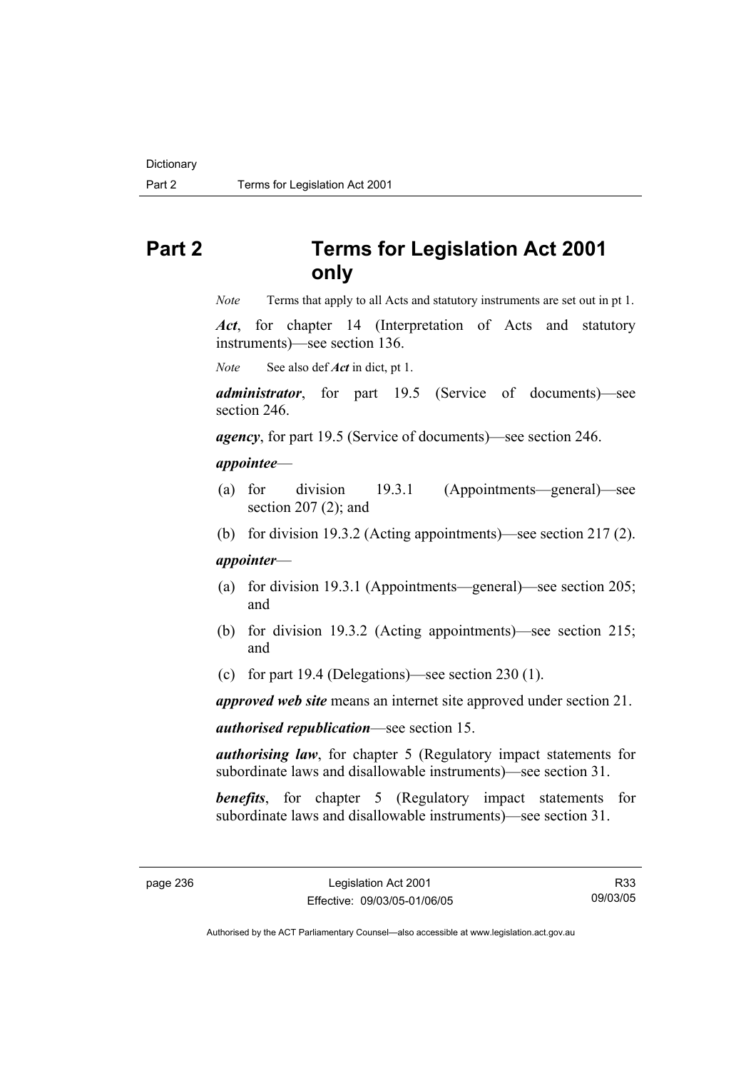# Part 2 Terms for Legislation Act 2001 only

*Note* Terms that apply to all Acts and statutory instruments are set out in pt 1.

***Act***, for chapter 14 (Interpretation of Acts and statutory instruments)—see section 136.

*Note* See also def ***Act*** in dict, pt 1.

***administrator***, for part 19.5 (Service of documents)—see section 246.

***agency***, for part 19.5 (Service of documents)—see section 246.

***appointee***—

(a) for division 19.3.1 (Appointments—general)—see section 207 (2); and

(b) for division 19.3.2 (Acting appointments)—see section 217 (2).

***appointer***—

(a) for division 19.3.1 (Appointments—general)—see section 205; and

(b) for division 19.3.2 (Acting appointments)—see section 215; and

(c) for part 19.4 (Delegations)—see section 230 (1).

***approved web site*** means an internet site approved under section 21.

***authorised republication***—see section 15.

***authorising law***, for chapter 5 (Regulatory impact statements for subordinate laws and disallowable instruments)—see section 31.

***benefits***, for chapter 5 (Regulatory impact statements for subordinate laws and disallowable instruments)—see section 31.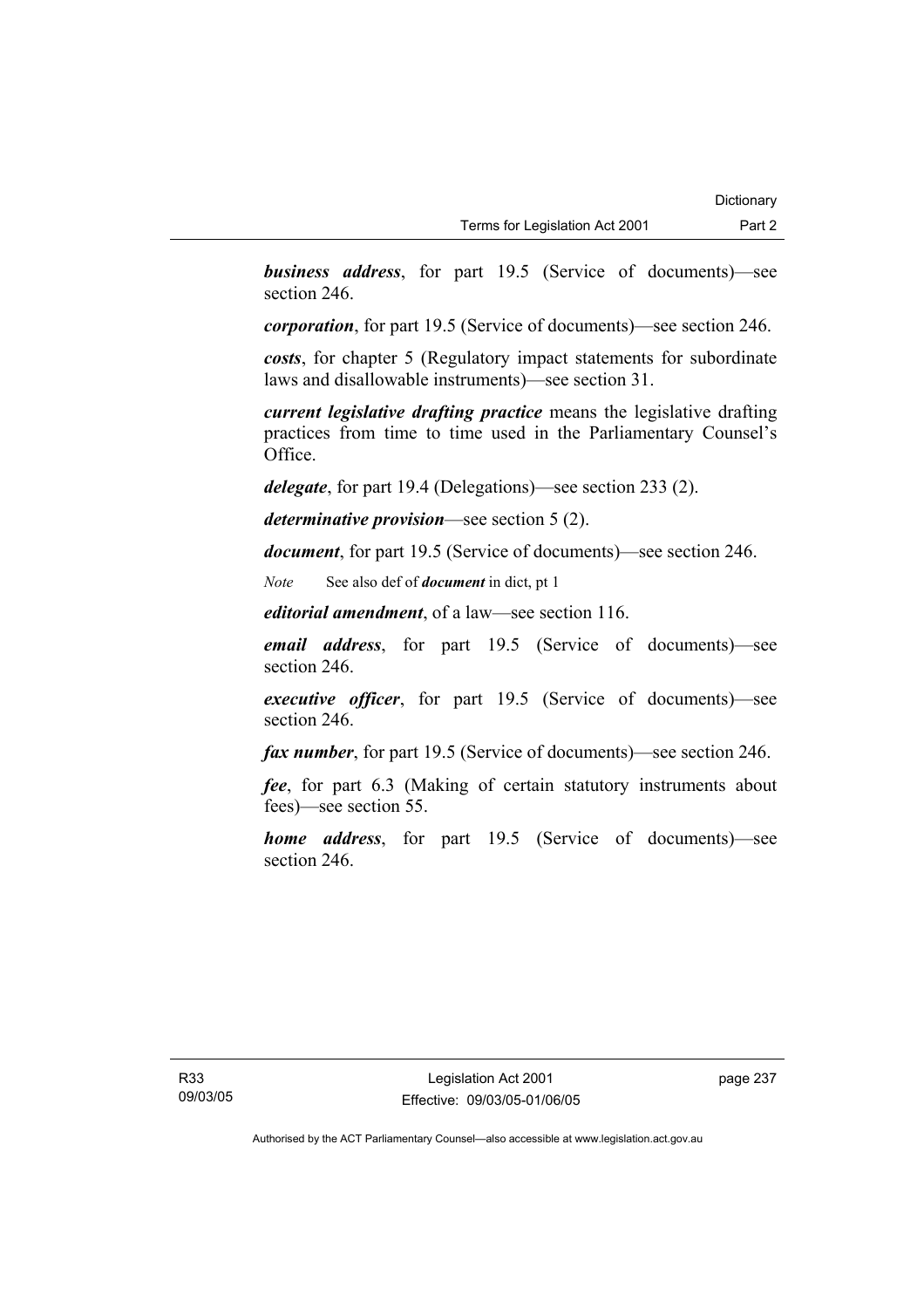***business address***, for part 19.5 (Service of documents)—see section 246.

***corporation***, for part 19.5 (Service of documents)—see section 246.

***costs***, for chapter 5 (Regulatory impact statements for subordinate laws and disallowable instruments)—see section 31.

***current legislative drafting practice*** means the legislative drafting practices from time to time used in the Parliamentary Counsel's Office.

***delegate***, for part 19.4 (Delegations)—see section 233 (2).

***determinative provision***—see section 5 (2).

***document***, for part 19.5 (Service of documents)—see section 246.

*Note* See also def of ***document*** in dict, pt 1

***editorial amendment***, of a law—see section 116.

***email address***, for part 19.5 (Service of documents)—see section 246.

***executive officer***, for part 19.5 (Service of documents)—see section 246.

***fax number***, for part 19.5 (Service of documents)—see section 246.

***fee***, for part 6.3 (Making of certain statutory instruments about fees)—see section 55.

***home address***, for part 19.5 (Service of documents)—see section 246.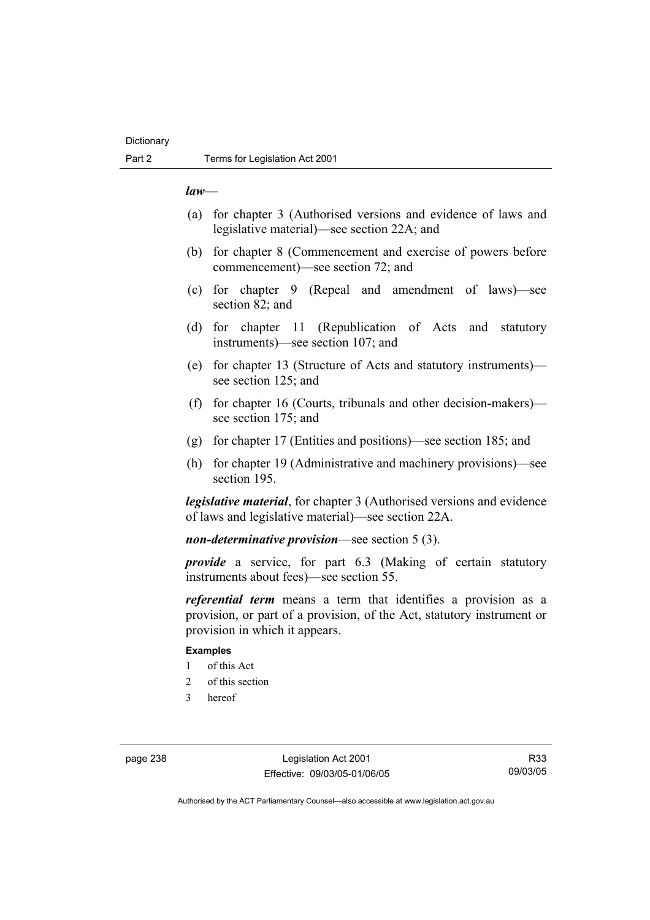***law***—

(a) for chapter 3 (Authorised versions and evidence of laws and legislative material)—see section 22A; and

(b) for chapter 8 (Commencement and exercise of powers before commencement)—see section 72; and

(c) for chapter 9 (Repeal and amendment of laws)—see section 82; and

(d) for chapter 11 (Republication of Acts and statutory instruments)—see section 107; and

(e) for chapter 13 (Structure of Acts and statutory instruments)—see section 125; and

(f) for chapter 16 (Courts, tribunals and other decision-makers)—see section 175; and

(g) for chapter 17 (Entities and positions)—see section 185; and

(h) for chapter 19 (Administrative and machinery provisions)—see section 195.

***legislative material***, for chapter 3 (Authorised versions and evidence of laws and legislative material)—see section 22A.

***non-determinative provision***—see section 5 (3).

***provide*** a service, for part 6.3 (Making of certain statutory instruments about fees)—see section 55.

***referential term*** means a term that identifies a provision as a provision, or part of a provision, of the Act, statutory instrument or provision in which it appears.

**Examples**

1 of this Act
2 of this section
3 hereof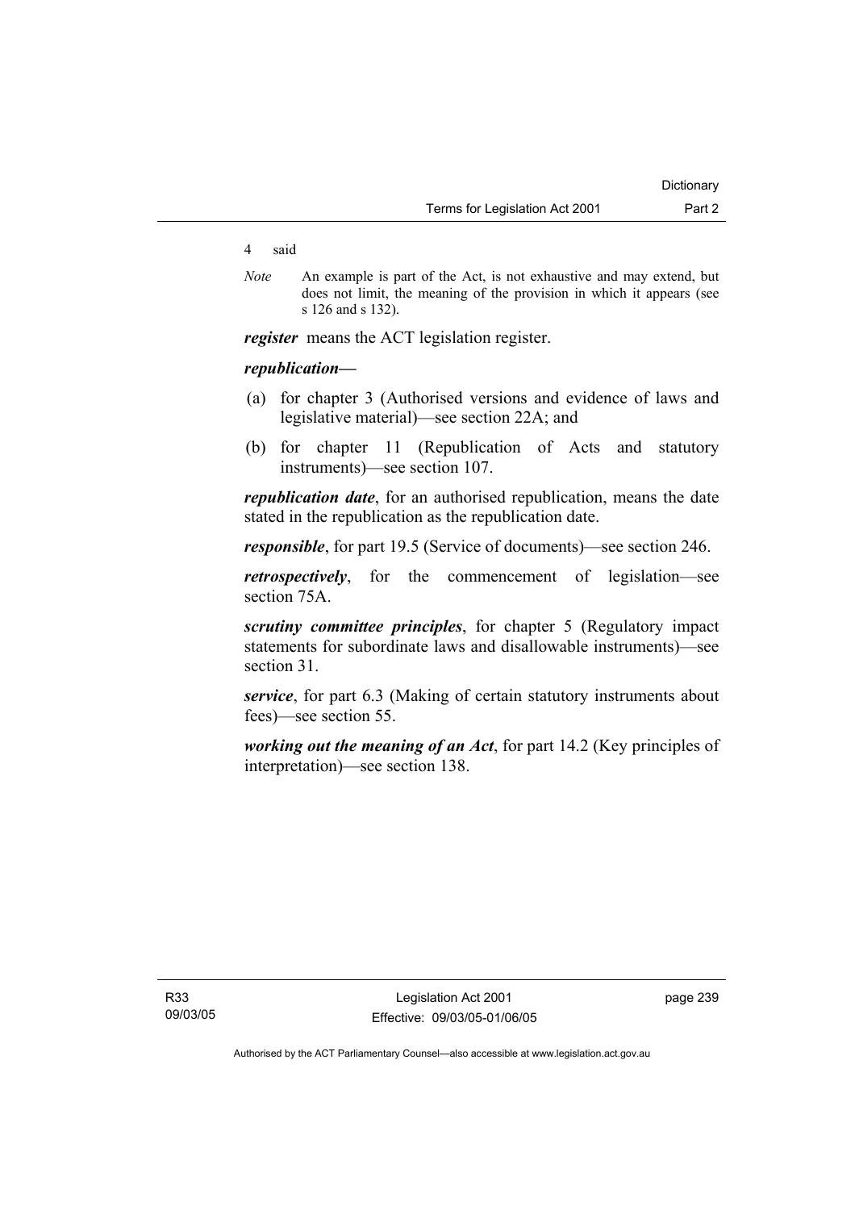4 said

*Note* An example is part of the Act, is not exhaustive and may extend, but does not limit, the meaning of the provision in which it appears (see s 126 and s 132).

***register*** means the ACT legislation register.

***republication*—**

(a) for chapter 3 (Authorised versions and evidence of laws and legislative material)—see section 22A; and

(b) for chapter 11 (Republication of Acts and statutory instruments)—see section 107.

***republication date***, for an authorised republication, means the date stated in the republication as the republication date.

***responsible***, for part 19.5 (Service of documents)—see section 246.

***retrospectively***, for the commencement of legislation—see section 75A.

***scrutiny committee principles***, for chapter 5 (Regulatory impact statements for subordinate laws and disallowable instruments)—see section 31.

***service***, for part 6.3 (Making of certain statutory instruments about fees)—see section 55.

***working out the meaning of an Act***, for part 14.2 (Key principles of interpretation)—see section 138.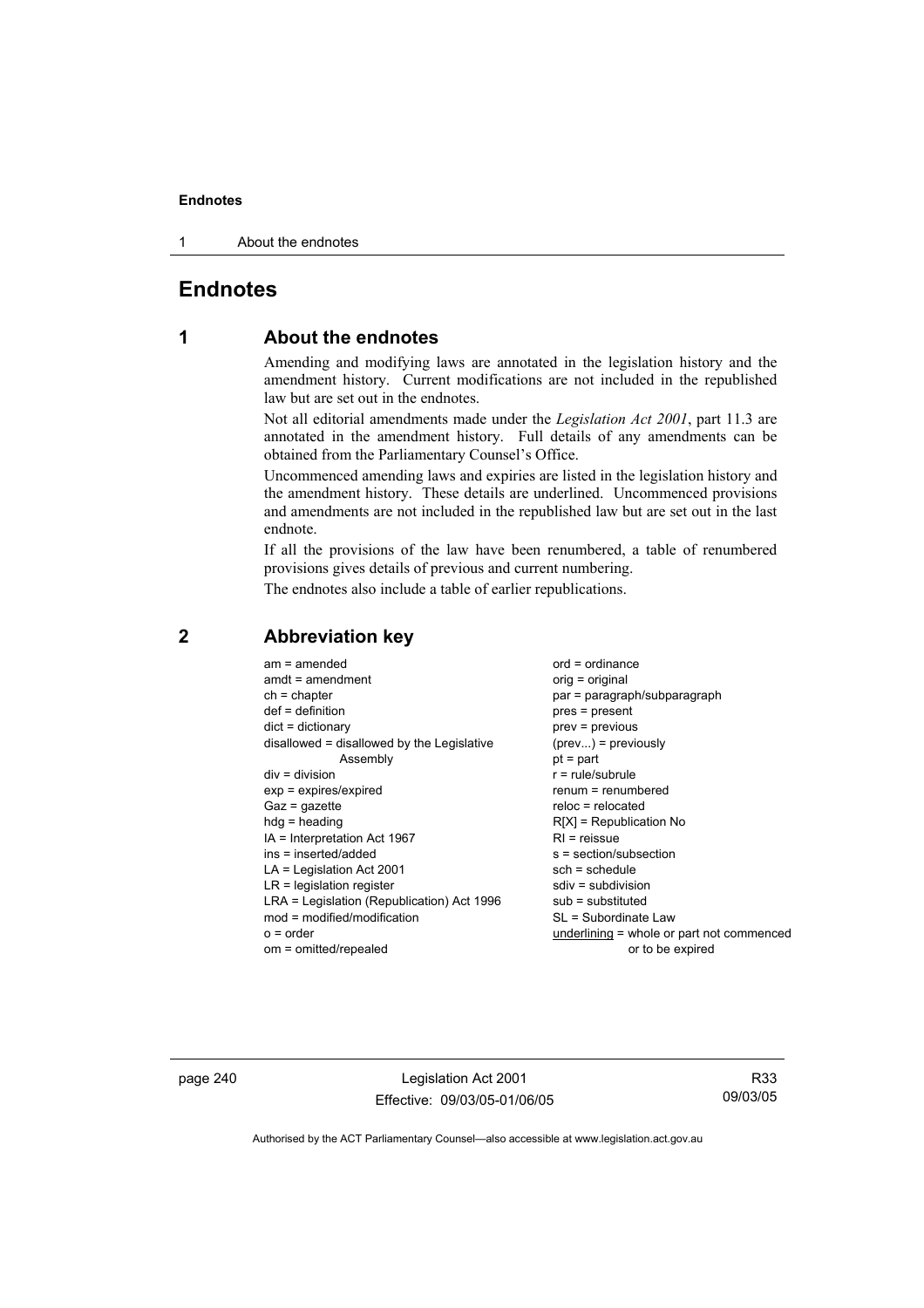# Endnotes

## 1 About the endnotes

Amending and modifying laws are annotated in the legislation history and the amendment history. Current modifications are not included in the republished law but are set out in the endnotes.

Not all editorial amendments made under the *Legislation Act 2001*, part 11.3 are annotated in the amendment history. Full details of any amendments can be obtained from the Parliamentary Counsel's Office.

Uncommenced amending laws and expiries are listed in the legislation history and the amendment history. These details are underlined. Uncommenced provisions and amendments are not included in the republished law but are set out in the last endnote.

If all the provisions of the law have been renumbered, a table of renumbered provisions gives details of previous and current numbering.

The endnotes also include a table of earlier republications.

## 2 Abbreviation key

am = amended
amdt = amendment
ch = chapter
def = definition
dict = dictionary
disallowed = disallowed by the Legislative Assembly
div = division
exp = expires/expired
Gaz = gazette
hdg = heading
IA = Interpretation Act 1967
ins = inserted/added
LA = Legislation Act 2001
LR = legislation register
LRA = Legislation (Republication) Act 1996
mod = modified/modification
o = order
om = omitted/repealed
ord = ordinance
orig = original
par = paragraph/subparagraph
pres = present
prev = previous
(prev...) = previously
pt = part
r = rule/subrule
renum = renumbered
reloc = relocated
R[X] = Republication No
RI = reissue
s = section/subsection
sch = schedule
sdiv = subdivision
sub = substituted
SL = Subordinate Law
underlining = whole or part not commenced or to be expired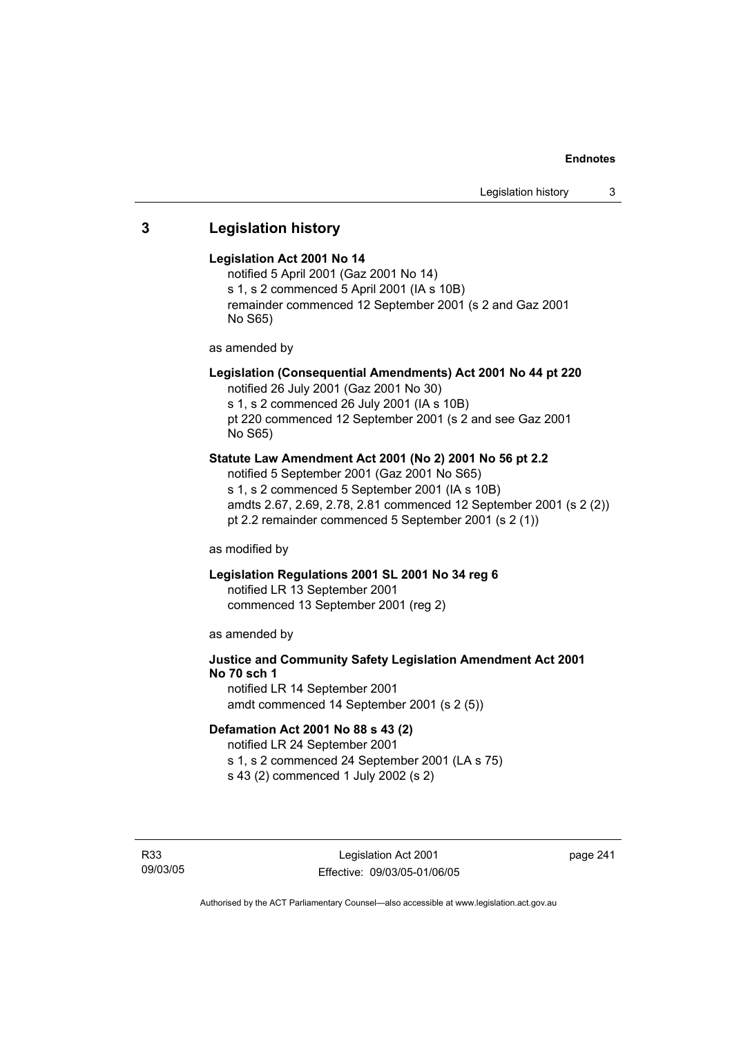## 3 Legislation history

**Legislation Act 2001 No 14**

notified 5 April 2001 (Gaz 2001 No 14)
s 1, s 2 commenced 5 April 2001 (IA s 10B)
remainder commenced 12 September 2001 (s 2 and Gaz 2001 No S65)

as amended by

**Legislation (Consequential Amendments) Act 2001 No 44 pt 220**

notified 26 July 2001 (Gaz 2001 No 30)
s 1, s 2 commenced 26 July 2001 (IA s 10B)
pt 220 commenced 12 September 2001 (s 2 and see Gaz 2001 No S65)

**Statute Law Amendment Act 2001 (No 2) 2001 No 56 pt 2.2**

notified 5 September 2001 (Gaz 2001 No S65)
s 1, s 2 commenced 5 September 2001 (IA s 10B)
amdts 2.67, 2.69, 2.78, 2.81 commenced 12 September 2001 (s 2 (2))
pt 2.2 remainder commenced 5 September 2001 (s 2 (1))

as modified by

**Legislation Regulations 2001 SL 2001 No 34 reg 6**

notified LR 13 September 2001
commenced 13 September 2001 (reg 2)

as amended by

**Justice and Community Safety Legislation Amendment Act 2001 No 70 sch 1**

notified LR 14 September 2001
amdt commenced 14 September 2001 (s 2 (5))

**Defamation Act 2001 No 88 s 43 (2)**

notified LR 24 September 2001
s 1, s 2 commenced 24 September 2001 (LA s 75)
s 43 (2) commenced 1 July 2002 (s 2)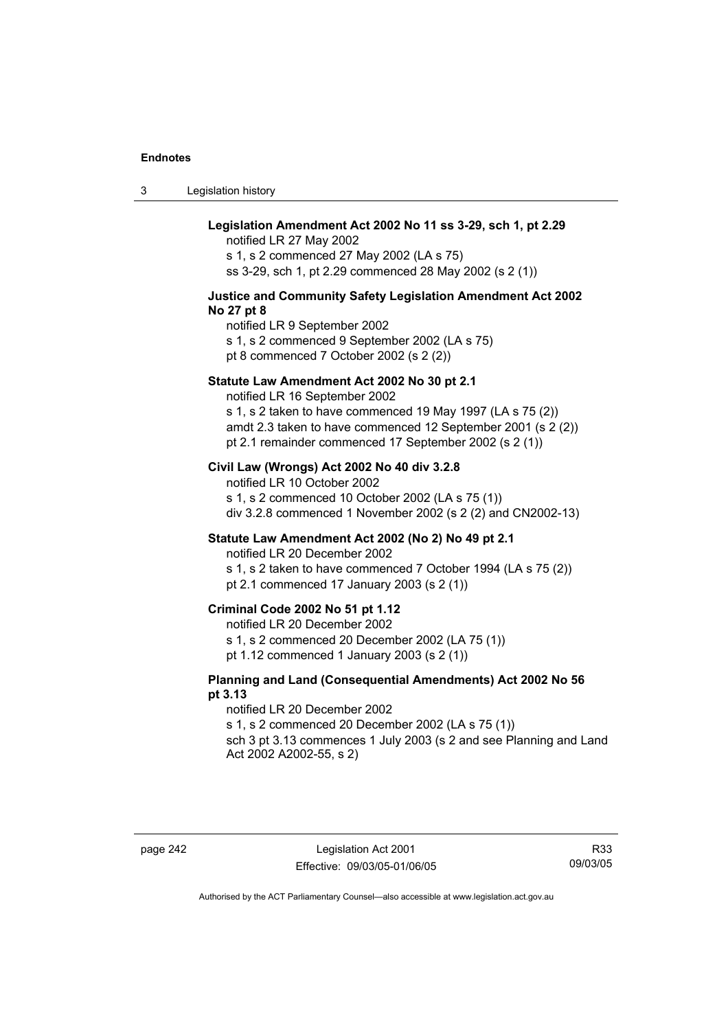**Legislation Amendment Act 2002 No 11 ss 3-29, sch 1, pt 2.29**
notified LR 27 May 2002
s 1, s 2 commenced 27 May 2002 (LA s 75)
ss 3-29, sch 1, pt 2.29 commenced 28 May 2002 (s 2 (1))

**Justice and Community Safety Legislation Amendment Act 2002 No 27 pt 8**
notified LR 9 September 2002
s 1, s 2 commenced 9 September 2002 (LA s 75)
pt 8 commenced 7 October 2002 (s 2 (2))

**Statute Law Amendment Act 2002 No 30 pt 2.1**
notified LR 16 September 2002
s 1, s 2 taken to have commenced 19 May 1997 (LA s 75 (2))
amdt 2.3 taken to have commenced 12 September 2001 (s 2 (2))
pt 2.1 remainder commenced 17 September 2002 (s 2 (1))

**Civil Law (Wrongs) Act 2002 No 40 div 3.2.8**
notified LR 10 October 2002
s 1, s 2 commenced 10 October 2002 (LA s 75 (1))
div 3.2.8 commenced 1 November 2002 (s 2 (2) and CN2002-13)

**Statute Law Amendment Act 2002 (No 2) No 49 pt 2.1**
notified LR 20 December 2002
s 1, s 2 taken to have commenced 7 October 1994 (LA s 75 (2))
pt 2.1 commenced 17 January 2003 (s 2 (1))

**Criminal Code 2002 No 51 pt 1.12**
notified LR 20 December 2002
s 1, s 2 commenced 20 December 2002 (LA 75 (1))
pt 1.12 commenced 1 January 2003 (s 2 (1))

**Planning and Land (Consequential Amendments) Act 2002 No 56 pt 3.13**
notified LR 20 December 2002
s 1, s 2 commenced 20 December 2002 (LA s 75 (1))
sch 3 pt 3.13 commences 1 July 2003 (s 2 and see Planning and Land Act 2002 A2002-55, s 2)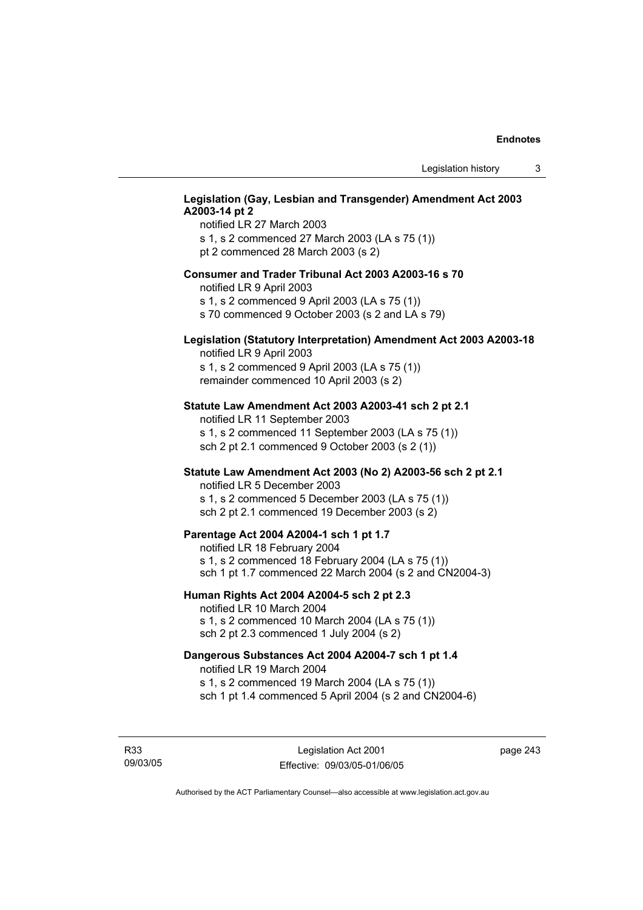**Legislation (Gay, Lesbian and Transgender) Amendment Act 2003 A2003-14 pt 2**

notified LR 27 March 2003
s 1, s 2 commenced 27 March 2003 (LA s 75 (1))
pt 2 commenced 28 March 2003 (s 2)

**Consumer and Trader Tribunal Act 2003 A2003-16 s 70**

notified LR 9 April 2003
s 1, s 2 commenced 9 April 2003 (LA s 75 (1))
s 70 commenced 9 October 2003 (s 2 and LA s 79)

**Legislation (Statutory Interpretation) Amendment Act 2003 A2003-18**

notified LR 9 April 2003
s 1, s 2 commenced 9 April 2003 (LA s 75 (1))
remainder commenced 10 April 2003 (s 2)

**Statute Law Amendment Act 2003 A2003-41 sch 2 pt 2.1**

notified LR 11 September 2003
s 1, s 2 commenced 11 September 2003 (LA s 75 (1))
sch 2 pt 2.1 commenced 9 October 2003 (s 2 (1))

**Statute Law Amendment Act 2003 (No 2) A2003-56 sch 2 pt 2.1**

notified LR 5 December 2003
s 1, s 2 commenced 5 December 2003 (LA s 75 (1))
sch 2 pt 2.1 commenced 19 December 2003 (s 2)

**Parentage Act 2004 A2004-1 sch 1 pt 1.7**

notified LR 18 February 2004
s 1, s 2 commenced 18 February 2004 (LA s 75 (1))
sch 1 pt 1.7 commenced 22 March 2004 (s 2 and CN2004-3)

**Human Rights Act 2004 A2004-5 sch 2 pt 2.3**

notified LR 10 March 2004
s 1, s 2 commenced 10 March 2004 (LA s 75 (1))
sch 2 pt 2.3 commenced 1 July 2004 (s 2)

**Dangerous Substances Act 2004 A2004-7 sch 1 pt 1.4**

notified LR 19 March 2004
s 1, s 2 commenced 19 March 2004 (LA s 75 (1))
sch 1 pt 1.4 commenced 5 April 2004 (s 2 and CN2004-6)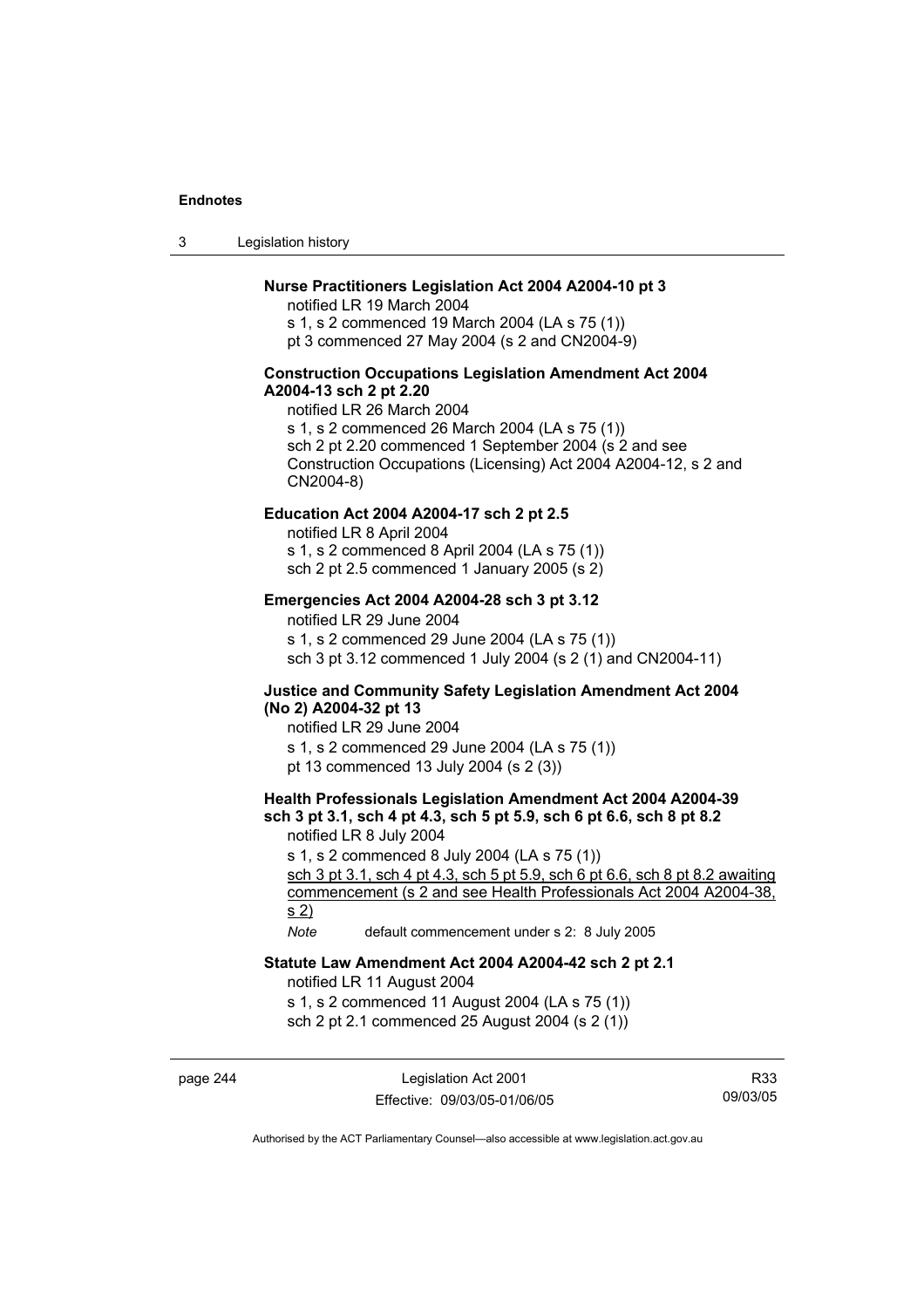**Nurse Practitioners Legislation Act 2004 A2004-10 pt 3**

notified LR 19 March 2004
s 1, s 2 commenced 19 March 2004 (LA s 75 (1))
pt 3 commenced 27 May 2004 (s 2 and CN2004-9)

**Construction Occupations Legislation Amendment Act 2004 A2004-13 sch 2 pt 2.20**

notified LR 26 March 2004
s 1, s 2 commenced 26 March 2004 (LA s 75 (1))
sch 2 pt 2.20 commenced 1 September 2004 (s 2 and see Construction Occupations (Licensing) Act 2004 A2004-12, s 2 and CN2004-8)

**Education Act 2004 A2004-17 sch 2 pt 2.5**

notified LR 8 April 2004
s 1, s 2 commenced 8 April 2004 (LA s 75 (1))
sch 2 pt 2.5 commenced 1 January 2005 (s 2)

**Emergencies Act 2004 A2004-28 sch 3 pt 3.12**

notified LR 29 June 2004
s 1, s 2 commenced 29 June 2004 (LA s 75 (1))
sch 3 pt 3.12 commenced 1 July 2004 (s 2 (1) and CN2004-11)

**Justice and Community Safety Legislation Amendment Act 2004 (No 2) A2004-32 pt 13**

notified LR 29 June 2004
s 1, s 2 commenced 29 June 2004 (LA s 75 (1))
pt 13 commenced 13 July 2004 (s 2 (3))

**Health Professionals Legislation Amendment Act 2004 A2004-39 sch 3 pt 3.1, sch 4 pt 4.3, sch 5 pt 5.9, sch 6 pt 6.6, sch 8 pt 8.2**

notified LR 8 July 2004
s 1, s 2 commenced 8 July 2004 (LA s 75 (1))
sch 3 pt 3.1, sch 4 pt 4.3, sch 5 pt 5.9, sch 6 pt 6.6, sch 8 pt 8.2 awaiting commencement (s 2 and see Health Professionals Act 2004 A2004-38, s 2)

*Note* default commencement under s 2: 8 July 2005

**Statute Law Amendment Act 2004 A2004-42 sch 2 pt 2.1**

notified LR 11 August 2004
s 1, s 2 commenced 11 August 2004 (LA s 75 (1))
sch 2 pt 2.1 commenced 25 August 2004 (s 2 (1))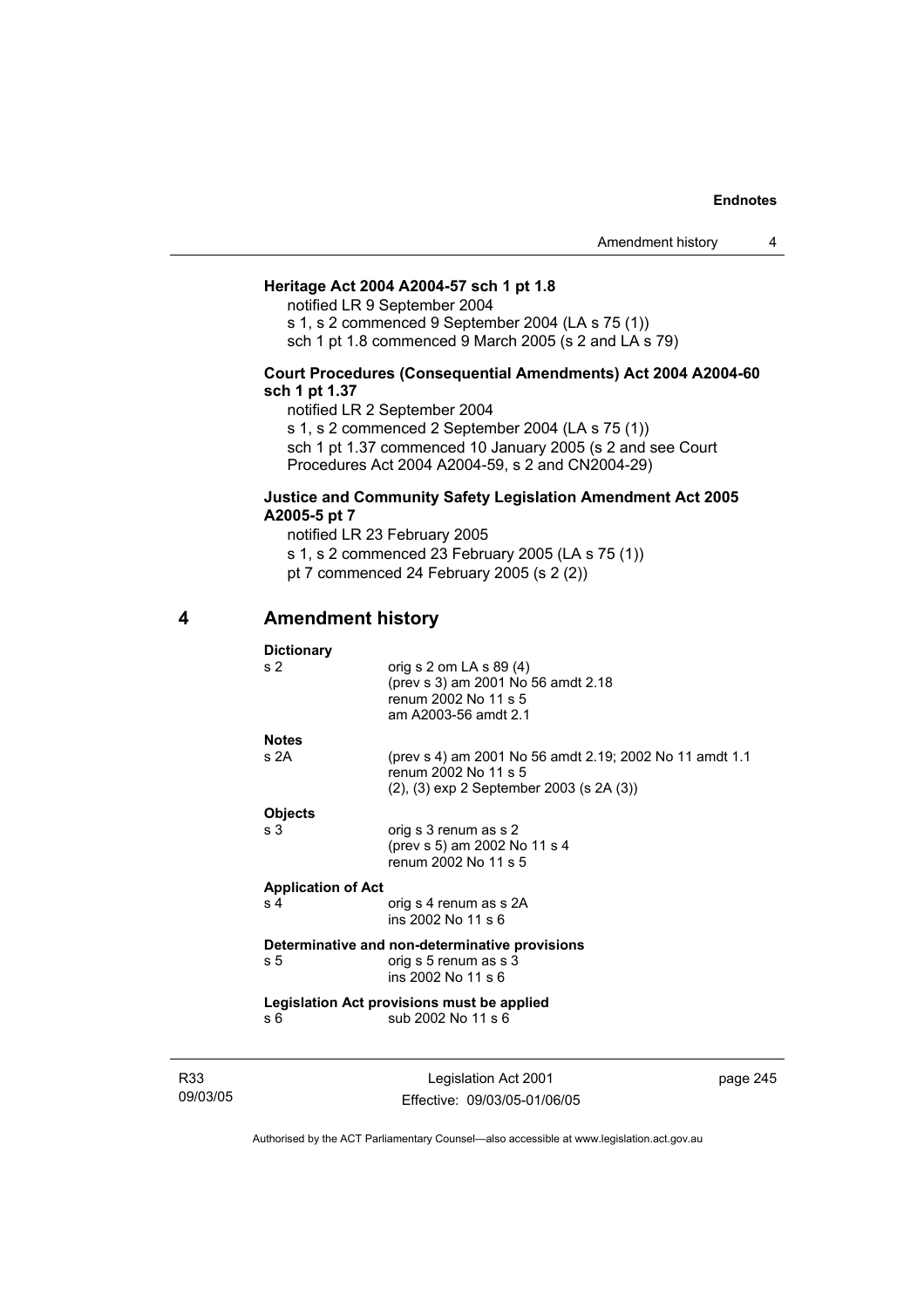**Heritage Act 2004 A2004-57 sch 1 pt 1.8**

notified LR 9 September 2004

s 1, s 2 commenced 9 September 2004 (LA s 75 (1))

sch 1 pt 1.8 commenced 9 March 2005 (s 2 and LA s 79)

**Court Procedures (Consequential Amendments) Act 2004 A2004-60 sch 1 pt 1.37**

notified LR 2 September 2004

s 1, s 2 commenced 2 September 2004 (LA s 75 (1))

sch 1 pt 1.37 commenced 10 January 2005 (s 2 and see Court Procedures Act 2004 A2004-59, s 2 and CN2004-29)

**Justice and Community Safety Legislation Amendment Act 2005 A2005-5 pt 7**

notified LR 23 February 2005

s 1, s 2 commenced 23 February 2005 (LA s 75 (1))

pt 7 commenced 24 February 2005 (s 2 (2))

## 4 Amendment history

**Dictionary**

| | |
|---|---|
| s 2 | orig s 2 om LA s 89 (4)<br>(prev s 3) am 2001 No 56 amdt 2.18<br>renum 2002 No 11 s 5<br>am A2003-56 amdt 2.1 |

**Notes**

| | |
|---|---|
| s 2A | (prev s 4) am 2001 No 56 amdt 2.19; 2002 No 11 amdt 1.1<br>renum 2002 No 11 s 5<br>(2), (3) exp 2 September 2003 (s 2A (3)) |

**Objects**

| | |
|---|---|
| s 3 | orig s 3 renum as s 2<br>(prev s 5) am 2002 No 11 s 4<br>renum 2002 No 11 s 5 |

**Application of Act**

| | |
|---|---|
| s 4 | orig s 4 renum as s 2A<br>ins 2002 No 11 s 6 |

**Determinative and non-determinative provisions**

| | |
|---|---|
| s 5 | orig s 5 renum as s 3<br>ins 2002 No 11 s 6 |

**Legislation Act provisions must be applied**

| | |
|---|---|
| s 6 | sub 2002 No 11 s 6 |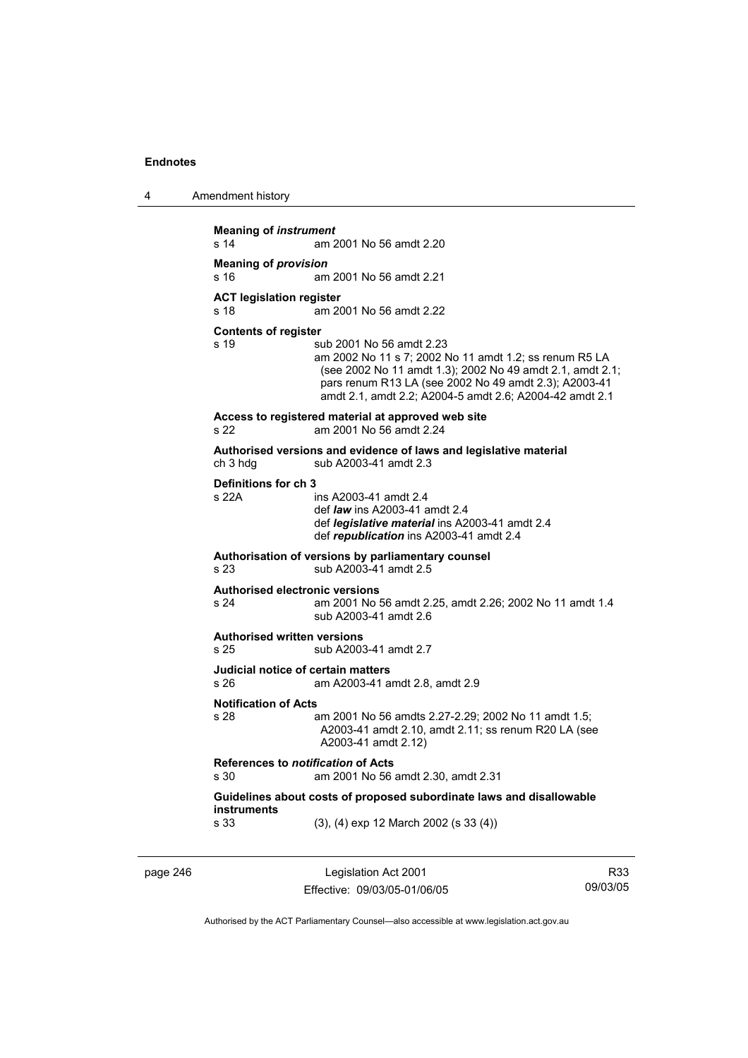**Meaning of *instrument***
s 14 am 2001 No 56 amdt 2.20

**Meaning of *provision***
s 16 am 2001 No 56 amdt 2.21

**ACT legislation register**
s 18 am 2001 No 56 amdt 2.22

**Contents of register**
s 19 sub 2001 No 56 amdt 2.23
am 2002 No 11 s 7; 2002 No 11 amdt 1.2; ss renum R5 LA (see 2002 No 11 amdt 1.3); 2002 No 49 amdt 2.1, amdt 2.1; pars renum R13 LA (see 2002 No 49 amdt 2.3); A2003-41 amdt 2.1, amdt 2.2; A2004-5 amdt 2.6; A2004-42 amdt 2.1

**Access to registered material at approved web site**
s 22 am 2001 No 56 amdt 2.24

**Authorised versions and evidence of laws and legislative material**
ch 3 hdg sub A2003-41 amdt 2.3

**Definitions for ch 3**
s 22A ins A2003-41 amdt 2.4
def ***law*** ins A2003-41 amdt 2.4
def ***legislative material*** ins A2003-41 amdt 2.4
def ***republication*** ins A2003-41 amdt 2.4

**Authorisation of versions by parliamentary counsel**
s 23 sub A2003-41 amdt 2.5

**Authorised electronic versions**
s 24 am 2001 No 56 amdt 2.25, amdt 2.26; 2002 No 11 amdt 1.4
sub A2003-41 amdt 2.6

**Authorised written versions**
s 25 sub A2003-41 amdt 2.7

**Judicial notice of certain matters**
s 26 am A2003-41 amdt 2.8, amdt 2.9

**Notification of Acts**
s 28 am 2001 No 56 amdts 2.27-2.29; 2002 No 11 amdt 1.5; A2003-41 amdt 2.10, amdt 2.11; ss renum R20 LA (see A2003-41 amdt 2.12)

**References to *notification* of Acts**
s 30 am 2001 No 56 amdt 2.30, amdt 2.31

**Guidelines about costs of proposed subordinate laws and disallowable instruments**
s 33 (3), (4) exp 12 March 2002 (s 33 (4))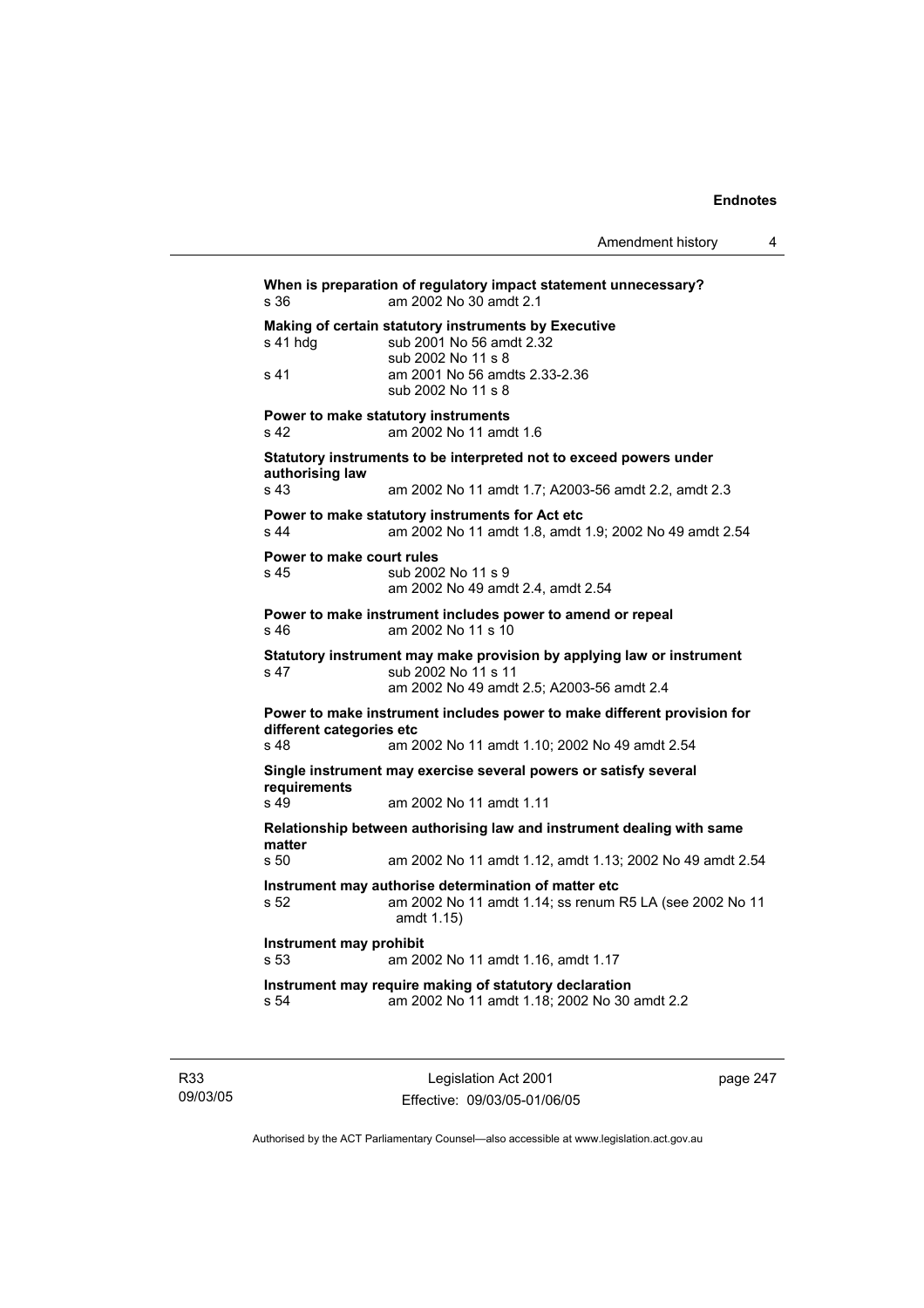**When is preparation of regulatory impact statement unnecessary?**

s 36 am 2002 No 30 amdt 2.1

**Making of certain statutory instruments by Executive**

s 41 hdg sub 2001 No 56 amdt 2.32
sub 2002 No 11 s 8

s 41 am 2001 No 56 amdts 2.33-2.36
sub 2002 No 11 s 8

**Power to make statutory instruments**

s 42 am 2002 No 11 amdt 1.6

**Statutory instruments to be interpreted not to exceed powers under authorising law**

s 43 am 2002 No 11 amdt 1.7; A2003-56 amdt 2.2, amdt 2.3

**Power to make statutory instruments for Act etc**

s 44 am 2002 No 11 amdt 1.8, amdt 1.9; 2002 No 49 amdt 2.54

**Power to make court rules**

s 45 sub 2002 No 11 s 9
am 2002 No 49 amdt 2.4, amdt 2.54

**Power to make instrument includes power to amend or repeal**

s 46 am 2002 No 11 s 10

**Statutory instrument may make provision by applying law or instrument**

s 47 sub 2002 No 11 s 11
am 2002 No 49 amdt 2.5; A2003-56 amdt 2.4

**Power to make instrument includes power to make different provision for different categories etc**

s 48 am 2002 No 11 amdt 1.10; 2002 No 49 amdt 2.54

**Single instrument may exercise several powers or satisfy several requirements**

s 49 am 2002 No 11 amdt 1.11

**Relationship between authorising law and instrument dealing with same matter**

s 50 am 2002 No 11 amdt 1.12, amdt 1.13; 2002 No 49 amdt 2.54

**Instrument may authorise determination of matter etc**

s 52 am 2002 No 11 amdt 1.14; ss renum R5 LA (see 2002 No 11 amdt 1.15)

**Instrument may prohibit**

s 53 am 2002 No 11 amdt 1.16, amdt 1.17

**Instrument may require making of statutory declaration**

s 54 am 2002 No 11 amdt 1.18; 2002 No 30 amdt 2.2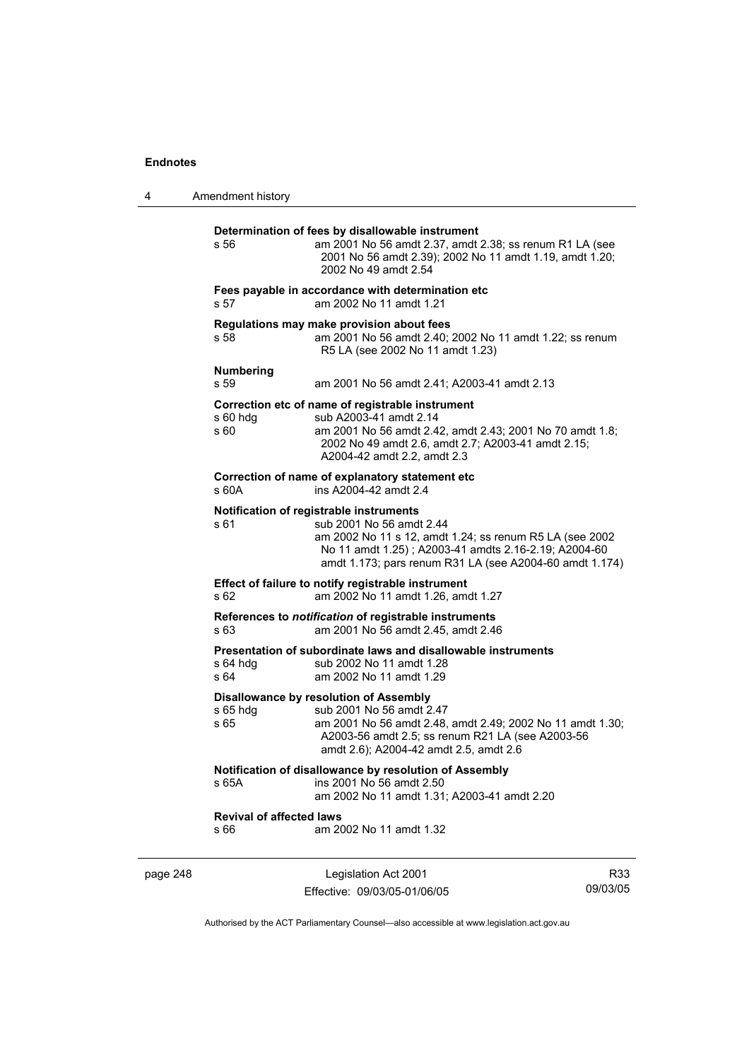**Determination of fees by disallowable instrument**

s 56 am 2001 No 56 amdt 2.37, amdt 2.38; ss renum R1 LA (see 2001 No 56 amdt 2.39); 2002 No 11 amdt 1.19, amdt 1.20; 2002 No 49 amdt 2.54

**Fees payable in accordance with determination etc**

s 57 am 2002 No 11 amdt 1.21

**Regulations may make provision about fees**

s 58 am 2001 No 56 amdt 2.40; 2002 No 11 amdt 1.22; ss renum R5 LA (see 2002 No 11 amdt 1.23)

**Numbering**

s 59 am 2001 No 56 amdt 2.41; A2003-41 amdt 2.13

**Correction etc of name of registrable instrument**

s 60 hdg sub A2003-41 amdt 2.14

s 60 am 2001 No 56 amdt 2.42, amdt 2.43; 2001 No 70 amdt 1.8; 2002 No 49 amdt 2.6, amdt 2.7; A2003-41 amdt 2.15; A2004-42 amdt 2.2, amdt 2.3

**Correction of name of explanatory statement etc**

s 60A ins A2004-42 amdt 2.4

**Notification of registrable instruments**

s 61 sub 2001 No 56 amdt 2.44

am 2002 No 11 s 12, amdt 1.24; ss renum R5 LA (see 2002 No 11 amdt 1.25) ; A2003-41 amdts 2.16-2.19; A2004-60 amdt 1.173; pars renum R31 LA (see A2004-60 amdt 1.174)

**Effect of failure to notify registrable instrument**

s 62 am 2002 No 11 amdt 1.26, amdt 1.27

**References to *notification* of registrable instruments**

s 63 am 2001 No 56 amdt 2.45, amdt 2.46

**Presentation of subordinate laws and disallowable instruments**

s 64 hdg sub 2002 No 11 amdt 1.28

s 64 am 2002 No 11 amdt 1.29

**Disallowance by resolution of Assembly**

s 65 hdg sub 2001 No 56 amdt 2.47

s 65 am 2001 No 56 amdt 2.48, amdt 2.49; 2002 No 11 amdt 1.30; A2003-56 amdt 2.5; ss renum R21 LA (see A2003-56 amdt 2.6); A2004-42 amdt 2.5, amdt 2.6

**Notification of disallowance by resolution of Assembly**

s 65A ins 2001 No 56 amdt 2.50

am 2002 No 11 amdt 1.31; A2003-41 amdt 2.20

**Revival of affected laws**

s 66 am 2002 No 11 amdt 1.32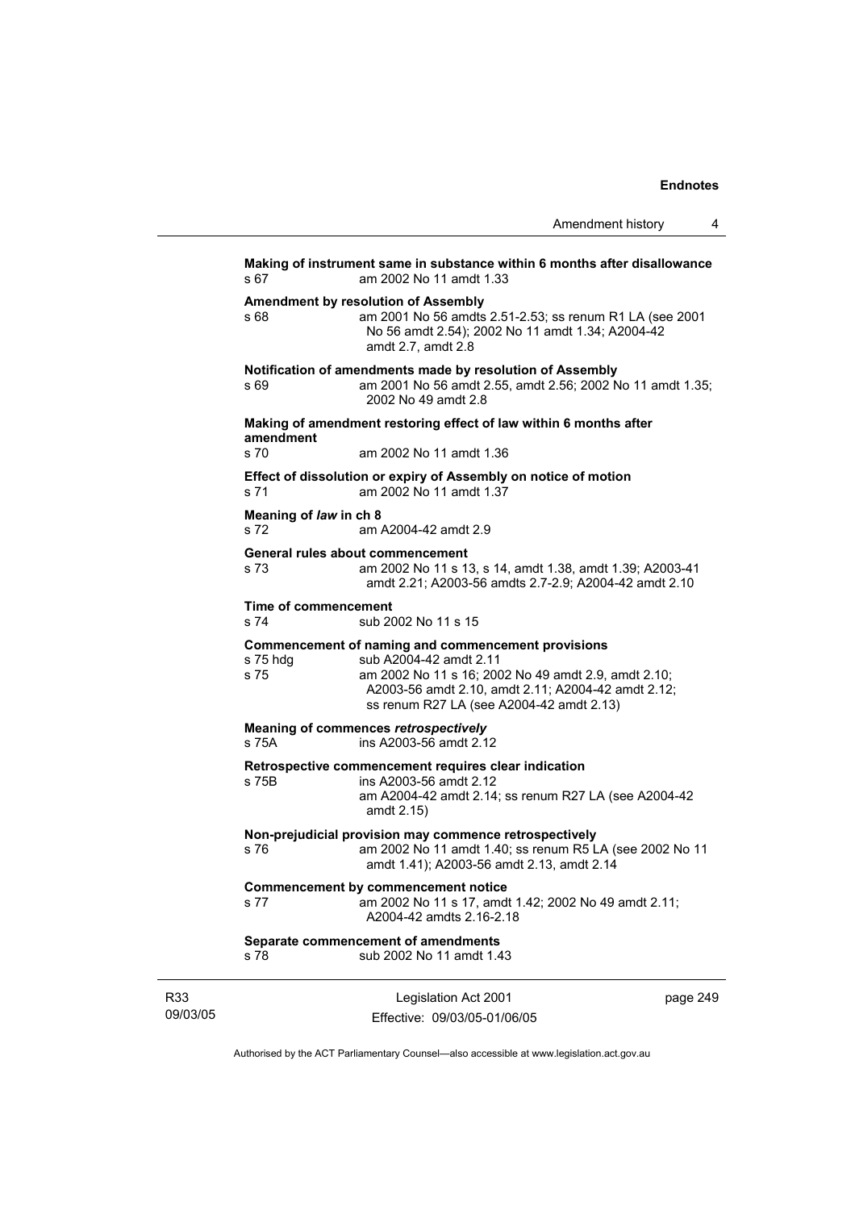**Making of instrument same in substance within 6 months after disallowance**

s 67 am 2002 No 11 amdt 1.33

**Amendment by resolution of Assembly**

s 68 am 2001 No 56 amdts 2.51-2.53; ss renum R1 LA (see 2001 No 56 amdt 2.54); 2002 No 11 amdt 1.34; A2004-42 amdt 2.7, amdt 2.8

**Notification of amendments made by resolution of Assembly**

s 69 am 2001 No 56 amdt 2.55, amdt 2.56; 2002 No 11 amdt 1.35; 2002 No 49 amdt 2.8

**Making of amendment restoring effect of law within 6 months after amendment**

s 70 am 2002 No 11 amdt 1.36

**Effect of dissolution or expiry of Assembly on notice of motion**

s 71 am 2002 No 11 amdt 1.37

**Meaning of *law* in ch 8**

s 72 am A2004-42 amdt 2.9

**General rules about commencement**

s 73 am 2002 No 11 s 13, s 14, amdt 1.38, amdt 1.39; A2003-41 amdt 2.21; A2003-56 amdts 2.7-2.9; A2004-42 amdt 2.10

**Time of commencement**

s 74 sub 2002 No 11 s 15

**Commencement of naming and commencement provisions**

s 75 hdg sub A2004-42 amdt 2.11

s 75 am 2002 No 11 s 16; 2002 No 49 amdt 2.9, amdt 2.10; A2003-56 amdt 2.10, amdt 2.11; A2004-42 amdt 2.12; ss renum R27 LA (see A2004-42 amdt 2.13)

**Meaning of commences *retrospectively***

s 75A ins A2003-56 amdt 2.12

**Retrospective commencement requires clear indication**

s 75B ins A2003-56 amdt 2.12
am A2004-42 amdt 2.14; ss renum R27 LA (see A2004-42 amdt 2.15)

**Non-prejudicial provision may commence retrospectively**

s 76 am 2002 No 11 amdt 1.40; ss renum R5 LA (see 2002 No 11 amdt 1.41); A2003-56 amdt 2.13, amdt 2.14

**Commencement by commencement notice**

s 77 am 2002 No 11 s 17, amdt 1.42; 2002 No 49 amdt 2.11; A2004-42 amdts 2.16-2.18

**Separate commencement of amendments**

s 78 sub 2002 No 11 amdt 1.43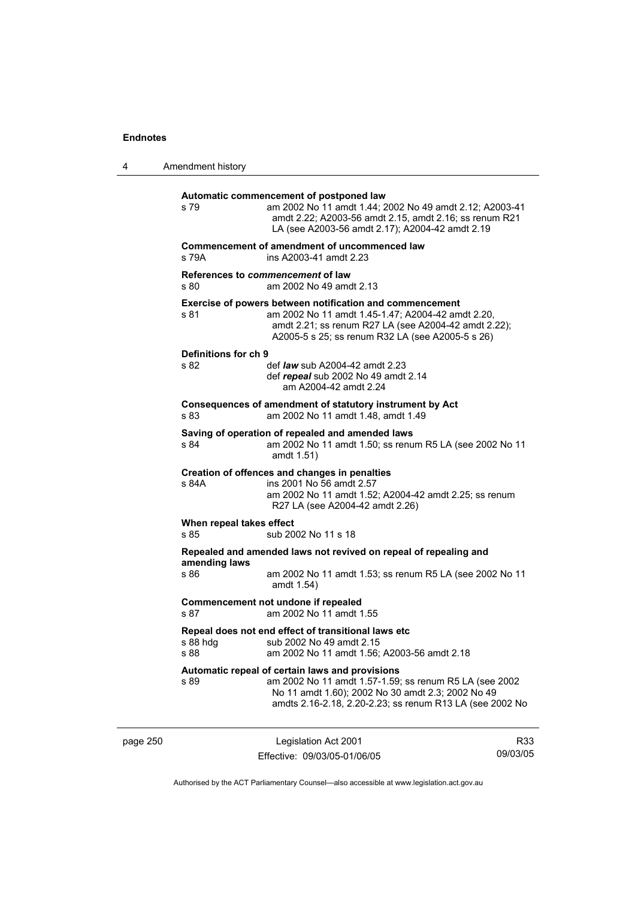**Automatic commencement of postponed law**

s 79 — am 2002 No 11 amdt 1.44; 2002 No 49 amdt 2.12; A2003-41 amdt 2.22; A2003-56 amdt 2.15, amdt 2.16; ss renum R21 LA (see A2003-56 amdt 2.17); A2004-42 amdt 2.19

**Commencement of amendment of uncommenced law**

s 79A — ins A2003-41 amdt 2.23

**References to *commencement* of law**

s 80 — am 2002 No 49 amdt 2.13

**Exercise of powers between notification and commencement**

s 81 — am 2002 No 11 amdt 1.45-1.47; A2004-42 amdt 2.20, amdt 2.21; ss renum R27 LA (see A2004-42 amdt 2.22); A2005-5 s 25; ss renum R32 LA (see A2005-5 s 26)

**Definitions for ch 9**

s 82 — def ***law*** sub A2004-42 amdt 2.23
def ***repeal*** sub 2002 No 49 amdt 2.14
am A2004-42 amdt 2.24

**Consequences of amendment of statutory instrument by Act**

s 83 — am 2002 No 11 amdt 1.48, amdt 1.49

**Saving of operation of repealed and amended laws**

s 84 — am 2002 No 11 amdt 1.50; ss renum R5 LA (see 2002 No 11 amdt 1.51)

**Creation of offences and changes in penalties**

s 84A — ins 2001 No 56 amdt 2.57
am 2002 No 11 amdt 1.52; A2004-42 amdt 2.25; ss renum R27 LA (see A2004-42 amdt 2.26)

**When repeal takes effect**

s 85 — sub 2002 No 11 s 18

**Repealed and amended laws not revived on repeal of repealing and amending laws**

s 86 — am 2002 No 11 amdt 1.53; ss renum R5 LA (see 2002 No 11 amdt 1.54)

**Commencement not undone if repealed**

s 87 — am 2002 No 11 amdt 1.55

**Repeal does not end effect of transitional laws etc**

s 88 hdg — sub 2002 No 49 amdt 2.15
s 88 — am 2002 No 11 amdt 1.56; A2003-56 amdt 2.18

**Automatic repeal of certain laws and provisions**

s 89 — am 2002 No 11 amdt 1.57-1.59; ss renum R5 LA (see 2002 No 11 amdt 1.60); 2002 No 30 amdt 2.3; 2002 No 49 amdts 2.16-2.18, 2.20-2.23; ss renum R13 LA (see 2002 No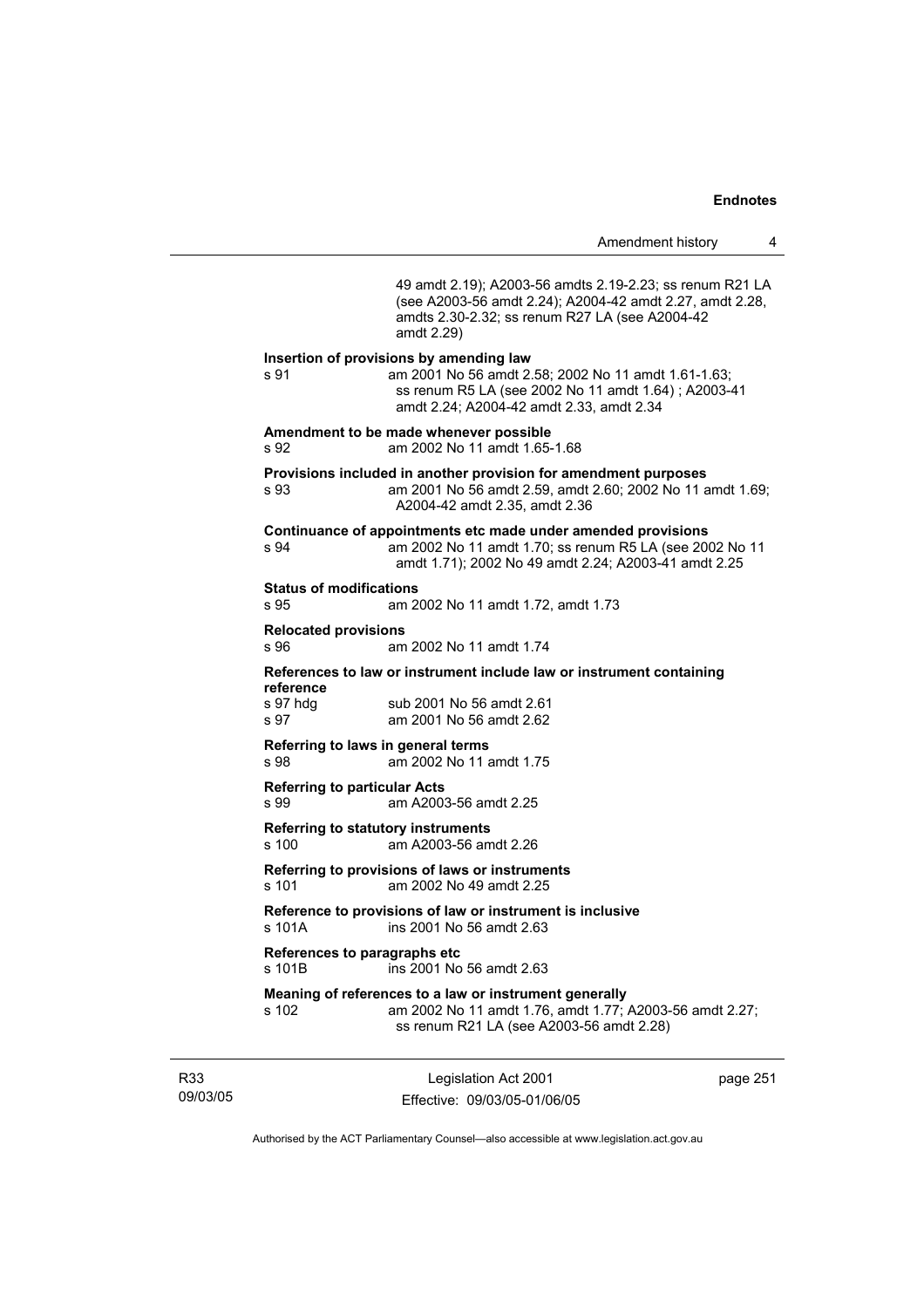49 amdt 2.19); A2003-56 amdts 2.19-2.23; ss renum R21 LA (see A2003-56 amdt 2.24); A2004-42 amdt 2.27, amdt 2.28, amdts 2.30-2.32; ss renum R27 LA (see A2004-42 amdt 2.29)

**Insertion of provisions by amending law**

s 91 am 2001 No 56 amdt 2.58; 2002 No 11 amdt 1.61-1.63; ss renum R5 LA (see 2002 No 11 amdt 1.64) ; A2003-41 amdt 2.24; A2004-42 amdt 2.33, amdt 2.34

**Amendment to be made whenever possible**

s 92 am 2002 No 11 amdt 1.65-1.68

**Provisions included in another provision for amendment purposes**

s 93 am 2001 No 56 amdt 2.59, amdt 2.60; 2002 No 11 amdt 1.69; A2004-42 amdt 2.35, amdt 2.36

**Continuance of appointments etc made under amended provisions**

s 94 am 2002 No 11 amdt 1.70; ss renum R5 LA (see 2002 No 11 amdt 1.71); 2002 No 49 amdt 2.24; A2003-41 amdt 2.25

**Status of modifications**

s 95 am 2002 No 11 amdt 1.72, amdt 1.73

**Relocated provisions**

s 96 am 2002 No 11 amdt 1.74

**References to law or instrument include law or instrument containing reference**

s 97 hdg sub 2001 No 56 amdt 2.61
s 97 am 2001 No 56 amdt 2.62

**Referring to laws in general terms**

s 98 am 2002 No 11 amdt 1.75

**Referring to particular Acts**

s 99 am A2003-56 amdt 2.25

**Referring to statutory instruments**

s 100 am A2003-56 amdt 2.26

**Referring to provisions of laws or instruments**

s 101 am 2002 No 49 amdt 2.25

**Reference to provisions of law or instrument is inclusive**

s 101A ins 2001 No 56 amdt 2.63

**References to paragraphs etc**

s 101B ins 2001 No 56 amdt 2.63

**Meaning of references to a law or instrument generally**

s 102 am 2002 No 11 amdt 1.76, amdt 1.77; A2003-56 amdt 2.27; ss renum R21 LA (see A2003-56 amdt 2.28)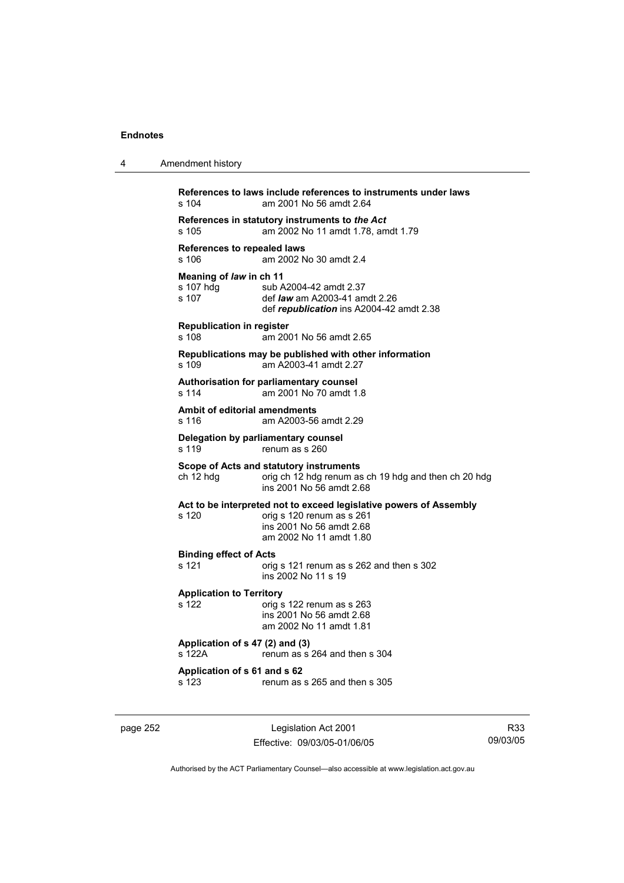**References to laws include references to instruments under laws**
s 104 am 2001 No 56 amdt 2.64

**References in statutory instruments to *the Act***
s 105 am 2002 No 11 amdt 1.78, amdt 1.79

**References to repealed laws**
s 106 am 2002 No 30 amdt 2.4

**Meaning of *law* in ch 11**
s 107 hdg sub A2004-42 amdt 2.37
s 107 def ***law*** am A2003-41 amdt 2.26
def ***republication*** ins A2004-42 amdt 2.38

**Republication in register**
s 108 am 2001 No 56 amdt 2.65

**Republications may be published with other information**
s 109 am A2003-41 amdt 2.27

**Authorisation for parliamentary counsel**
s 114 am 2001 No 70 amdt 1.8

**Ambit of editorial amendments**
s 116 am A2003-56 amdt 2.29

**Delegation by parliamentary counsel**
s 119 renum as s 260

**Scope of Acts and statutory instruments**
ch 12 hdg orig ch 12 hdg renum as ch 19 hdg and then ch 20 hdg
ins 2001 No 56 amdt 2.68

**Act to be interpreted not to exceed legislative powers of Assembly**
s 120 orig s 120 renum as s 261
ins 2001 No 56 amdt 2.68
am 2002 No 11 amdt 1.80

**Binding effect of Acts**
s 121 orig s 121 renum as s 262 and then s 302
ins 2002 No 11 s 19

**Application to Territory**
s 122 orig s 122 renum as s 263
ins 2001 No 56 amdt 2.68
am 2002 No 11 amdt 1.81

**Application of s 47 (2) and (3)**
s 122A renum as s 264 and then s 304

**Application of s 61 and s 62**
s 123 renum as s 265 and then s 305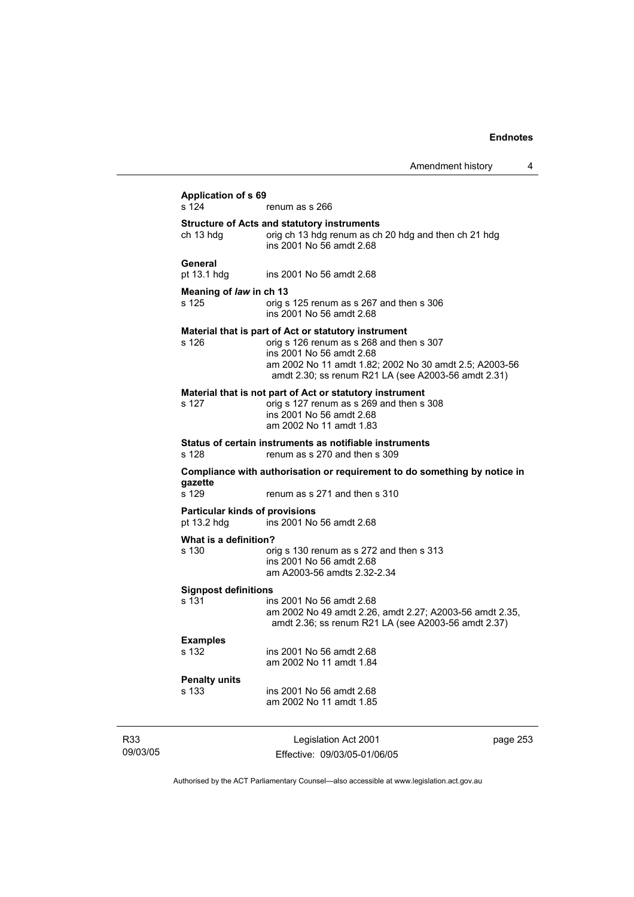**Application of s 69**
s 124 renum as s 266

**Structure of Acts and statutory instruments**
ch 13 hdg orig ch 13 hdg renum as ch 20 hdg and then ch 21 hdg
ins 2001 No 56 amdt 2.68

**General**
pt 13.1 hdg ins 2001 No 56 amdt 2.68

**Meaning of *law* in ch 13**
s 125 orig s 125 renum as s 267 and then s 306
ins 2001 No 56 amdt 2.68

**Material that is part of Act or statutory instrument**
s 126 orig s 126 renum as s 268 and then s 307
ins 2001 No 56 amdt 2.68
am 2002 No 11 amdt 1.82; 2002 No 30 amdt 2.5; A2003-56 amdt 2.30; ss renum R21 LA (see A2003-56 amdt 2.31)

**Material that is not part of Act or statutory instrument**
s 127 orig s 127 renum as s 269 and then s 308
ins 2001 No 56 amdt 2.68
am 2002 No 11 amdt 1.83

**Status of certain instruments as notifiable instruments**
s 128 renum as s 270 and then s 309

**Compliance with authorisation or requirement to do something by notice in gazette**
s 129 renum as s 271 and then s 310

**Particular kinds of provisions**
pt 13.2 hdg ins 2001 No 56 amdt 2.68

**What is a definition?**
s 130 orig s 130 renum as s 272 and then s 313
ins 2001 No 56 amdt 2.68
am A2003-56 amdts 2.32-2.34

**Signpost definitions**
s 131 ins 2001 No 56 amdt 2.68
am 2002 No 49 amdt 2.26, amdt 2.27; A2003-56 amdt 2.35, amdt 2.36; ss renum R21 LA (see A2003-56 amdt 2.37)

**Examples**
s 132 ins 2001 No 56 amdt 2.68
am 2002 No 11 amdt 1.84

**Penalty units**
s 133 ins 2001 No 56 amdt 2.68
am 2002 No 11 amdt 1.85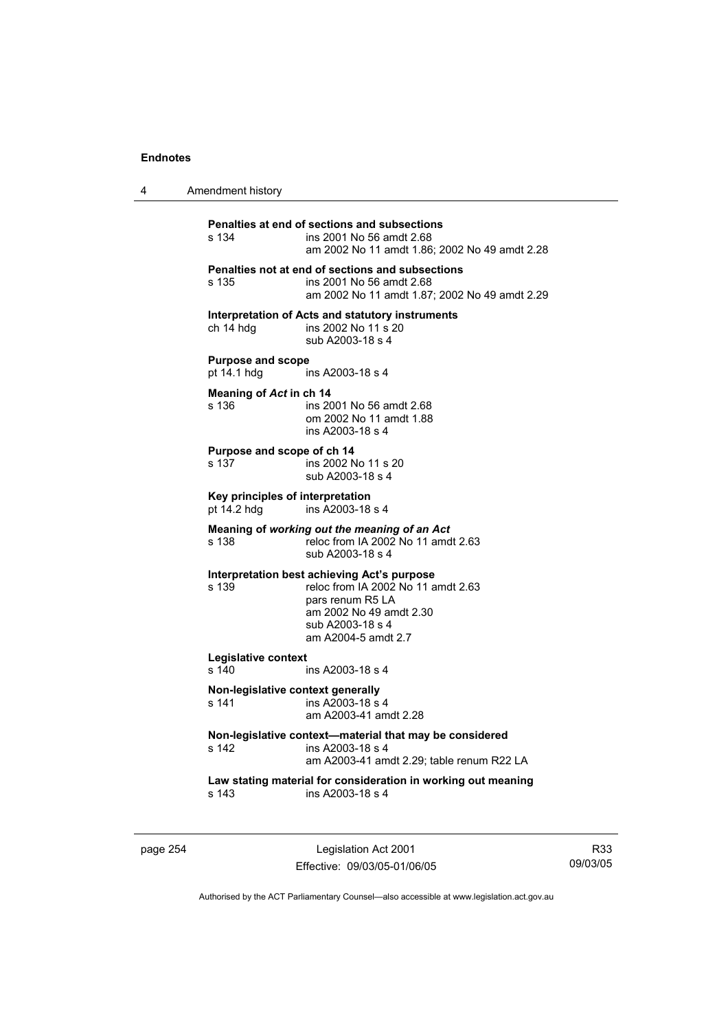**Penalties at end of sections and subsections**
s 134 ins 2001 No 56 amdt 2.68
am 2002 No 11 amdt 1.86; 2002 No 49 amdt 2.28

**Penalties not at end of sections and subsections**
s 135 ins 2001 No 56 amdt 2.68
am 2002 No 11 amdt 1.87; 2002 No 49 amdt 2.29

**Interpretation of Acts and statutory instruments**
ch 14 hdg ins 2002 No 11 s 20
sub A2003-18 s 4

**Purpose and scope**
pt 14.1 hdg ins A2003-18 s 4

**Meaning of *Act* in ch 14**
s 136 ins 2001 No 56 amdt 2.68
om 2002 No 11 amdt 1.88
ins A2003-18 s 4

**Purpose and scope of ch 14**
s 137 ins 2002 No 11 s 20
sub A2003-18 s 4

**Key principles of interpretation**
pt 14.2 hdg ins A2003-18 s 4

**Meaning of *working out the meaning of an Act***
s 138 reloc from IA 2002 No 11 amdt 2.63
sub A2003-18 s 4

**Interpretation best achieving Act's purpose**
s 139 reloc from IA 2002 No 11 amdt 2.63
pars renum R5 LA
am 2002 No 49 amdt 2.30
sub A2003-18 s 4
am A2004-5 amdt 2.7

**Legislative context**
s 140 ins A2003-18 s 4

**Non-legislative context generally**
s 141 ins A2003-18 s 4
am A2003-41 amdt 2.28

**Non-legislative context—material that may be considered**
s 142 ins A2003-18 s 4
am A2003-41 amdt 2.29; table renum R22 LA

**Law stating material for consideration in working out meaning**
s 143 ins A2003-18 s 4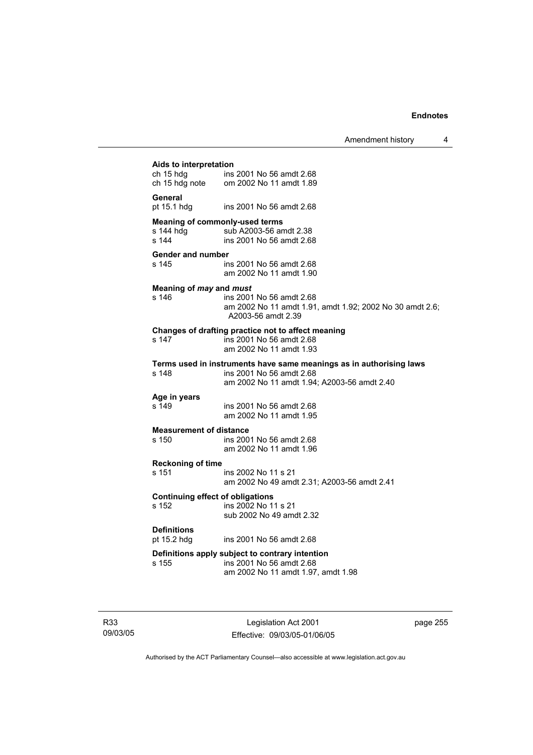**Aids to interpretation**
ch 15 hdg ins 2001 No 56 amdt 2.68
ch 15 hdg note om 2002 No 11 amdt 1.89

**General**
pt 15.1 hdg ins 2001 No 56 amdt 2.68

**Meaning of commonly-used terms**
s 144 hdg sub A2003-56 amdt 2.38
s 144 ins 2001 No 56 amdt 2.68

**Gender and number**
s 145 ins 2001 No 56 amdt 2.68
am 2002 No 11 amdt 1.90

**Meaning of *may* and *must***
s 146 ins 2001 No 56 amdt 2.68
am 2002 No 11 amdt 1.91, amdt 1.92; 2002 No 30 amdt 2.6; A2003-56 amdt 2.39

**Changes of drafting practice not to affect meaning**
s 147 ins 2001 No 56 amdt 2.68
am 2002 No 11 amdt 1.93

**Terms used in instruments have same meanings as in authorising laws**
s 148 ins 2001 No 56 amdt 2.68
am 2002 No 11 amdt 1.94; A2003-56 amdt 2.40

**Age in years**
s 149 ins 2001 No 56 amdt 2.68
am 2002 No 11 amdt 1.95

**Measurement of distance**
s 150 ins 2001 No 56 amdt 2.68
am 2002 No 11 amdt 1.96

**Reckoning of time**
s 151 ins 2002 No 11 s 21
am 2002 No 49 amdt 2.31; A2003-56 amdt 2.41

**Continuing effect of obligations**
s 152 ins 2002 No 11 s 21
sub 2002 No 49 amdt 2.32

**Definitions**
pt 15.2 hdg ins 2001 No 56 amdt 2.68

**Definitions apply subject to contrary intention**
s 155 ins 2001 No 56 amdt 2.68
am 2002 No 11 amdt 1.97, amdt 1.98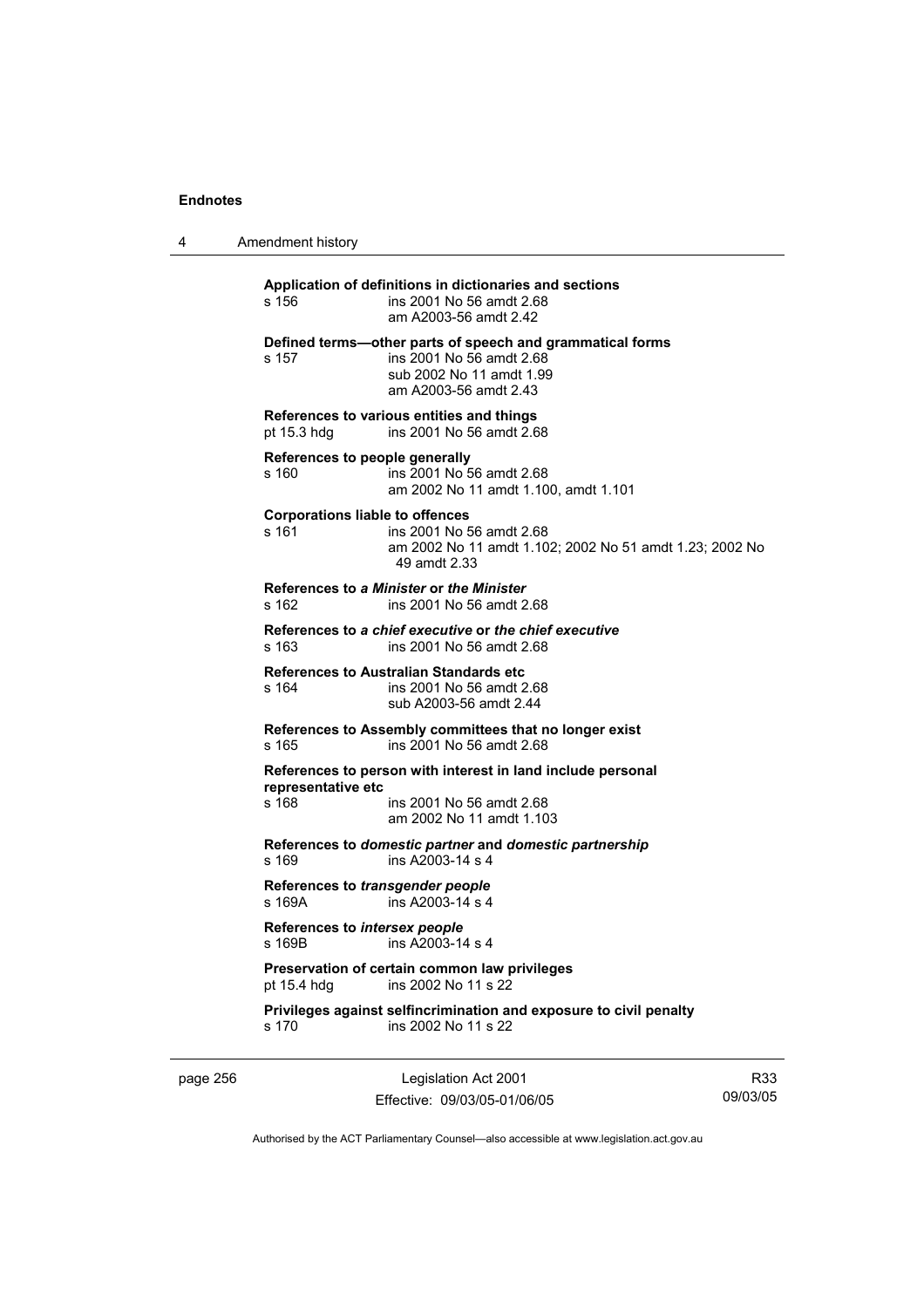**Application of definitions in dictionaries and sections**
s 156 ins 2001 No 56 amdt 2.68
am A2003-56 amdt 2.42

**Defined terms—other parts of speech and grammatical forms**
s 157 ins 2001 No 56 amdt 2.68
sub 2002 No 11 amdt 1.99
am A2003-56 amdt 2.43

**References to various entities and things**
pt 15.3 hdg ins 2001 No 56 amdt 2.68

**References to people generally**
s 160 ins 2001 No 56 amdt 2.68
am 2002 No 11 amdt 1.100, amdt 1.101

**Corporations liable to offences**
s 161 ins 2001 No 56 amdt 2.68
am 2002 No 11 amdt 1.102; 2002 No 51 amdt 1.23; 2002 No 49 amdt 2.33

**References to *a Minister* or *the Minister***
s 162 ins 2001 No 56 amdt 2.68

**References to *a chief executive* or *the chief executive***
s 163 ins 2001 No 56 amdt 2.68

**References to Australian Standards etc**
s 164 ins 2001 No 56 amdt 2.68
sub A2003-56 amdt 2.44

**References to Assembly committees that no longer exist**
s 165 ins 2001 No 56 amdt 2.68

**References to person with interest in land include personal representative etc**
s 168 ins 2001 No 56 amdt 2.68
am 2002 No 11 amdt 1.103

**References to *domestic partner* and *domestic partnership***
s 169 ins A2003-14 s 4

**References to *transgender people***
s 169A ins A2003-14 s 4

**References to *intersex people***
s 169B ins A2003-14 s 4

**Preservation of certain common law privileges**
pt 15.4 hdg ins 2002 No 11 s 22

**Privileges against selfincrimination and exposure to civil penalty**
s 170 ins 2002 No 11 s 22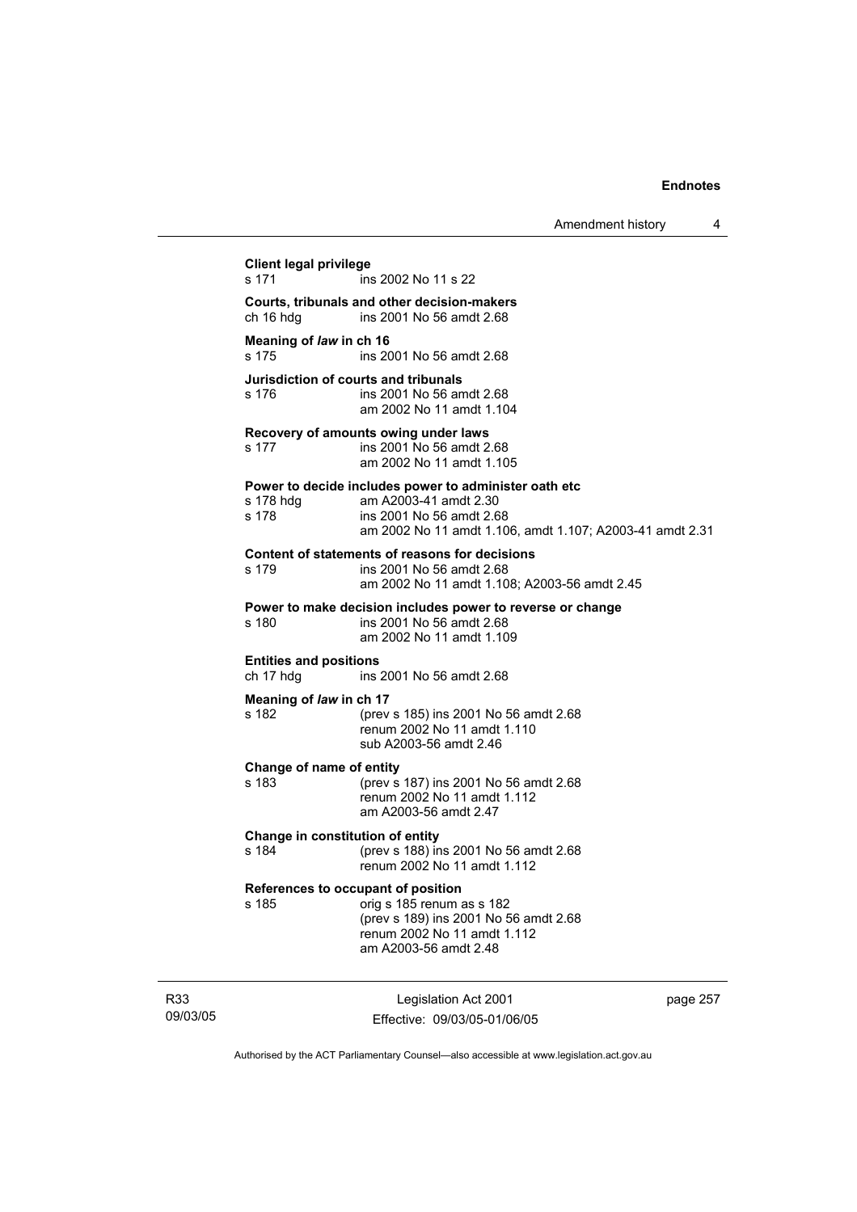**Client legal privilege**
s 171 ins 2002 No 11 s 22

**Courts, tribunals and other decision-makers**
ch 16 hdg ins 2001 No 56 amdt 2.68

**Meaning of *law* in ch 16**
s 175 ins 2001 No 56 amdt 2.68

**Jurisdiction of courts and tribunals**
s 176 ins 2001 No 56 amdt 2.68
am 2002 No 11 amdt 1.104

**Recovery of amounts owing under laws**
s 177 ins 2001 No 56 amdt 2.68
am 2002 No 11 amdt 1.105

**Power to decide includes power to administer oath etc**
s 178 hdg am A2003-41 amdt 2.30
s 178 ins 2001 No 56 amdt 2.68
am 2002 No 11 amdt 1.106, amdt 1.107; A2003-41 amdt 2.31

**Content of statements of reasons for decisions**
s 179 ins 2001 No 56 amdt 2.68
am 2002 No 11 amdt 1.108; A2003-56 amdt 2.45

**Power to make decision includes power to reverse or change**
s 180 ins 2001 No 56 amdt 2.68
am 2002 No 11 amdt 1.109

**Entities and positions**
ch 17 hdg ins 2001 No 56 amdt 2.68

**Meaning of *law* in ch 17**
s 182 (prev s 185) ins 2001 No 56 amdt 2.68
renum 2002 No 11 amdt 1.110
sub A2003-56 amdt 2.46

**Change of name of entity**
s 183 (prev s 187) ins 2001 No 56 amdt 2.68
renum 2002 No 11 amdt 1.112
am A2003-56 amdt 2.47

**Change in constitution of entity**
s 184 (prev s 188) ins 2001 No 56 amdt 2.68
renum 2002 No 11 amdt 1.112

**References to occupant of position**
s 185 orig s 185 renum as s 182
(prev s 189) ins 2001 No 56 amdt 2.68
renum 2002 No 11 amdt 1.112
am A2003-56 amdt 2.48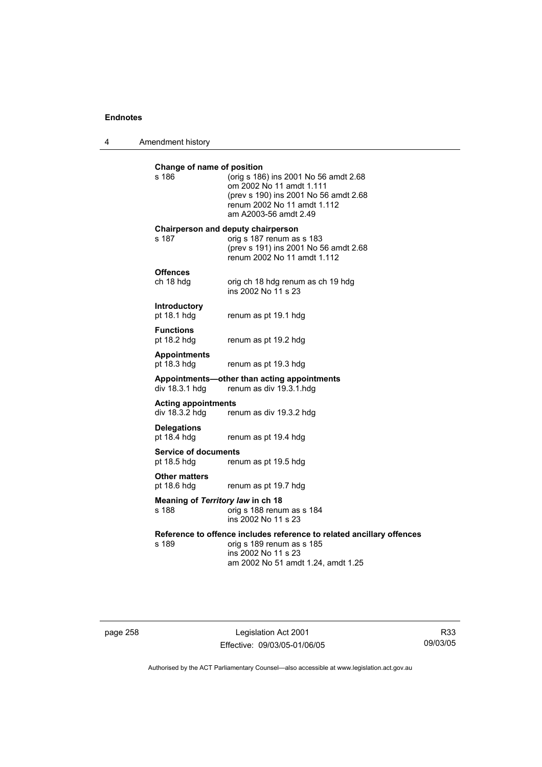**Change of name of position**

s 186 (orig s 186) ins 2001 No 56 amdt 2.68
om 2002 No 11 amdt 1.111
(prev s 190) ins 2001 No 56 amdt 2.68
renum 2002 No 11 amdt 1.112
am A2003-56 amdt 2.49

**Chairperson and deputy chairperson**

s 187 orig s 187 renum as s 183
(prev s 191) ins 2001 No 56 amdt 2.68
renum 2002 No 11 amdt 1.112

**Offences**

ch 18 hdg orig ch 18 hdg renum as ch 19 hdg
ins 2002 No 11 s 23

**Introductory**

pt 18.1 hdg renum as pt 19.1 hdg

**Functions**

pt 18.2 hdg renum as pt 19.2 hdg

**Appointments**

pt 18.3 hdg renum as pt 19.3 hdg

**Appointments—other than acting appointments**

div 18.3.1 hdg renum as div 19.3.1.hdg

**Acting appointments**

div 18.3.2 hdg renum as div 19.3.2 hdg

**Delegations**

pt 18.4 hdg renum as pt 19.4 hdg

**Service of documents**

pt 18.5 hdg renum as pt 19.5 hdg

**Other matters**

pt 18.6 hdg renum as pt 19.7 hdg

**Meaning of *Territory law* in ch 18**

s 188 orig s 188 renum as s 184
ins 2002 No 11 s 23

**Reference to offence includes reference to related ancillary offences**

s 189 orig s 189 renum as s 185
ins 2002 No 11 s 23
am 2002 No 51 amdt 1.24, amdt 1.25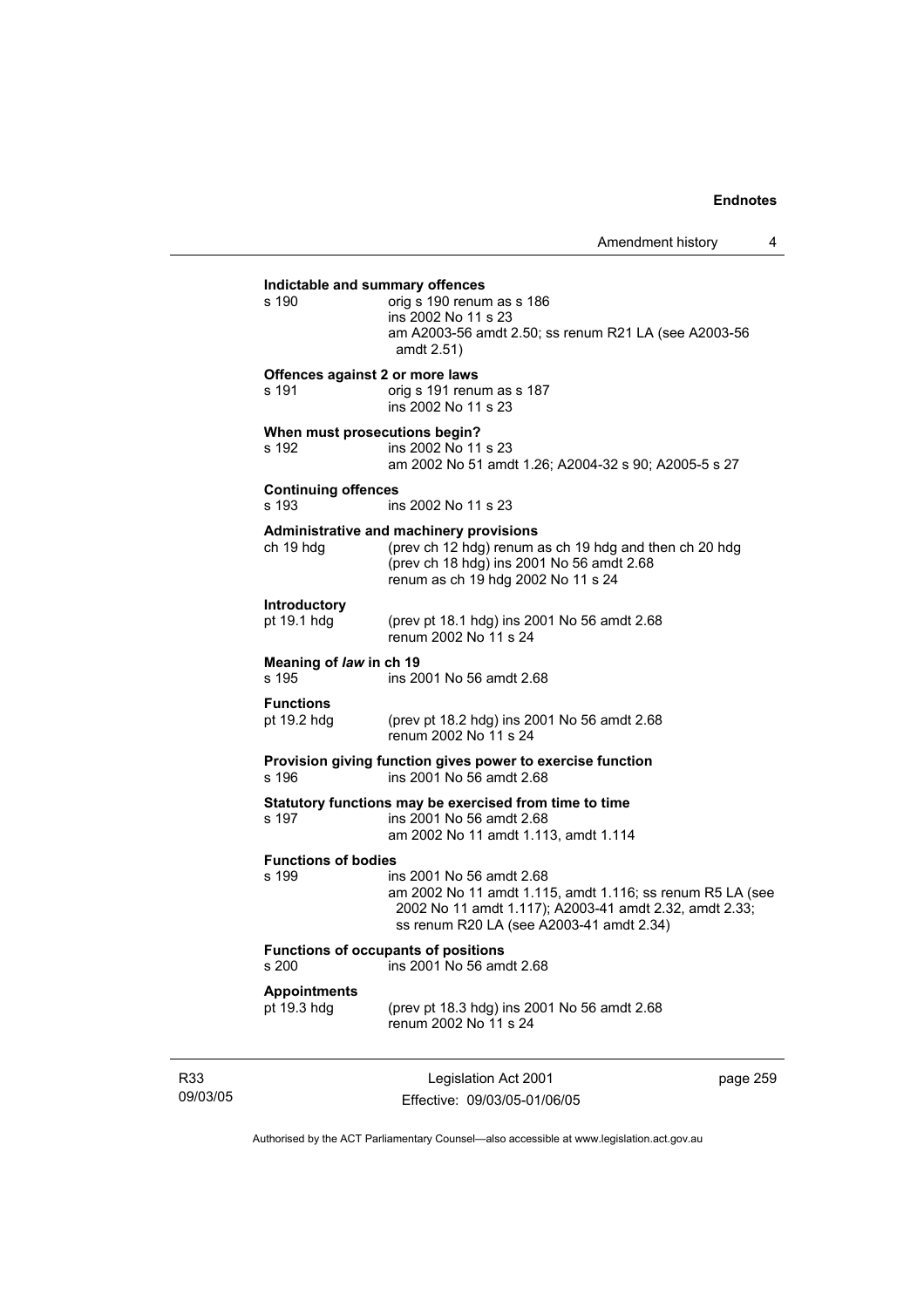**Indictable and summary offences**

s 190 orig s 190 renum as s 186
ins 2002 No 11 s 23
am A2003-56 amdt 2.50; ss renum R21 LA (see A2003-56 amdt 2.51)

**Offences against 2 or more laws**

s 191 orig s 191 renum as s 187
ins 2002 No 11 s 23

**When must prosecutions begin?**

s 192 ins 2002 No 11 s 23
am 2002 No 51 amdt 1.26; A2004-32 s 90; A2005-5 s 27

**Continuing offences**

s 193 ins 2002 No 11 s 23

**Administrative and machinery provisions**

ch 19 hdg (prev ch 12 hdg) renum as ch 19 hdg and then ch 20 hdg
(prev ch 18 hdg) ins 2001 No 56 amdt 2.68
renum as ch 19 hdg 2002 No 11 s 24

**Introductory**

pt 19.1 hdg (prev pt 18.1 hdg) ins 2001 No 56 amdt 2.68
renum 2002 No 11 s 24

**Meaning of *law* in ch 19**

s 195 ins 2001 No 56 amdt 2.68

**Functions**

pt 19.2 hdg (prev pt 18.2 hdg) ins 2001 No 56 amdt 2.68
renum 2002 No 11 s 24

**Provision giving function gives power to exercise function**

s 196 ins 2001 No 56 amdt 2.68

**Statutory functions may be exercised from time to time**

s 197 ins 2001 No 56 amdt 2.68
am 2002 No 11 amdt 1.113, amdt 1.114

**Functions of bodies**

s 199 ins 2001 No 56 amdt 2.68
am 2002 No 11 amdt 1.115, amdt 1.116; ss renum R5 LA (see 2002 No 11 amdt 1.117); A2003-41 amdt 2.32, amdt 2.33; ss renum R20 LA (see A2003-41 amdt 2.34)

**Functions of occupants of positions**

s 200 ins 2001 No 56 amdt 2.68

**Appointments**

pt 19.3 hdg (prev pt 18.3 hdg) ins 2001 No 56 amdt 2.68
renum 2002 No 11 s 24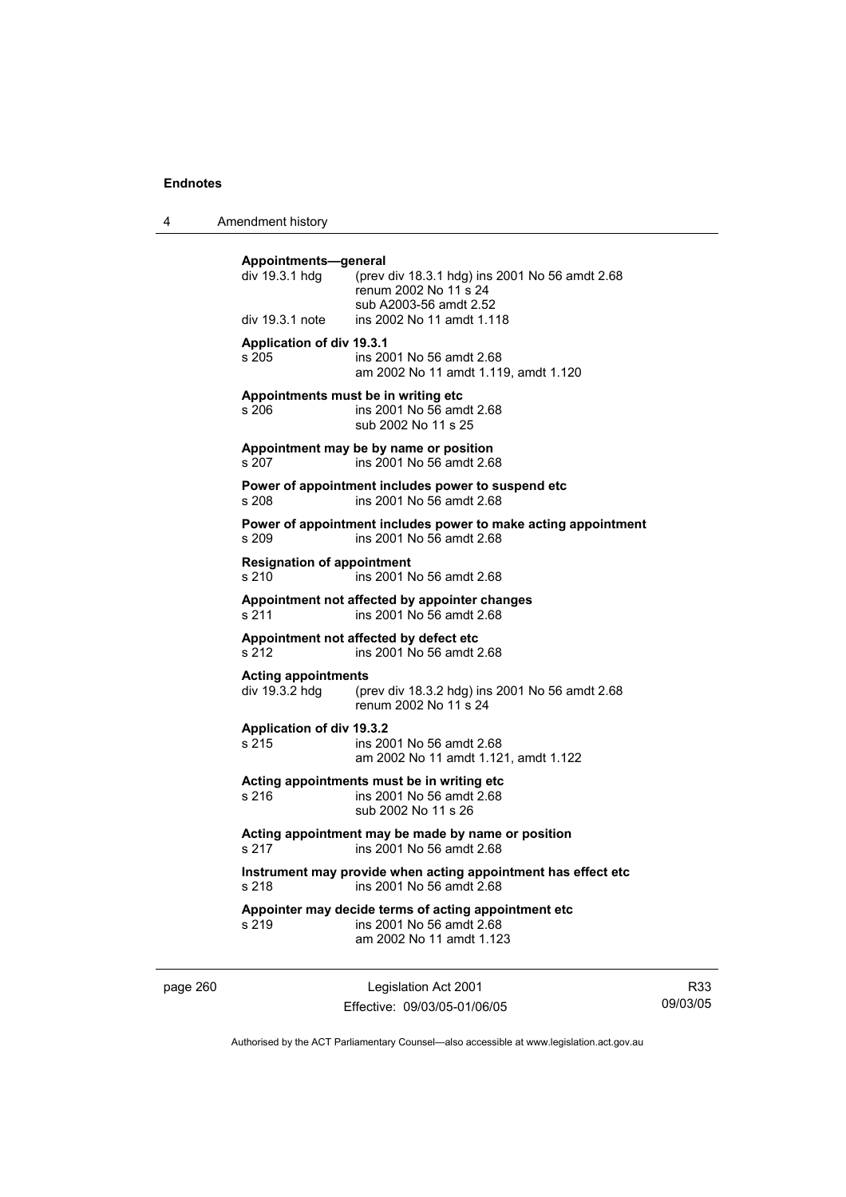**Appointments—general**

div 19.3.1 hdg (prev div 18.3.1 hdg) ins 2001 No 56 amdt 2.68
renum 2002 No 11 s 24
sub A2003-56 amdt 2.52

div 19.3.1 note ins 2002 No 11 amdt 1.118

**Application of div 19.3.1**

s 205 ins 2001 No 56 amdt 2.68
am 2002 No 11 amdt 1.119, amdt 1.120

**Appointments must be in writing etc**

s 206 ins 2001 No 56 amdt 2.68
sub 2002 No 11 s 25

**Appointment may be by name or position**

s 207 ins 2001 No 56 amdt 2.68

**Power of appointment includes power to suspend etc**

s 208 ins 2001 No 56 amdt 2.68

**Power of appointment includes power to make acting appointment**

s 209 ins 2001 No 56 amdt 2.68

**Resignation of appointment**

s 210 ins 2001 No 56 amdt 2.68

**Appointment not affected by appointer changes**

s 211 ins 2001 No 56 amdt 2.68

**Appointment not affected by defect etc**

s 212 ins 2001 No 56 amdt 2.68

**Acting appointments**

div 19.3.2 hdg (prev div 18.3.2 hdg) ins 2001 No 56 amdt 2.68
renum 2002 No 11 s 24

**Application of div 19.3.2**

s 215 ins 2001 No 56 amdt 2.68
am 2002 No 11 amdt 1.121, amdt 1.122

**Acting appointments must be in writing etc**

s 216 ins 2001 No 56 amdt 2.68
sub 2002 No 11 s 26

**Acting appointment may be made by name or position**

s 217 ins 2001 No 56 amdt 2.68

**Instrument may provide when acting appointment has effect etc**

s 218 ins 2001 No 56 amdt 2.68

**Appointer may decide terms of acting appointment etc**

s 219 ins 2001 No 56 amdt 2.68
am 2002 No 11 amdt 1.123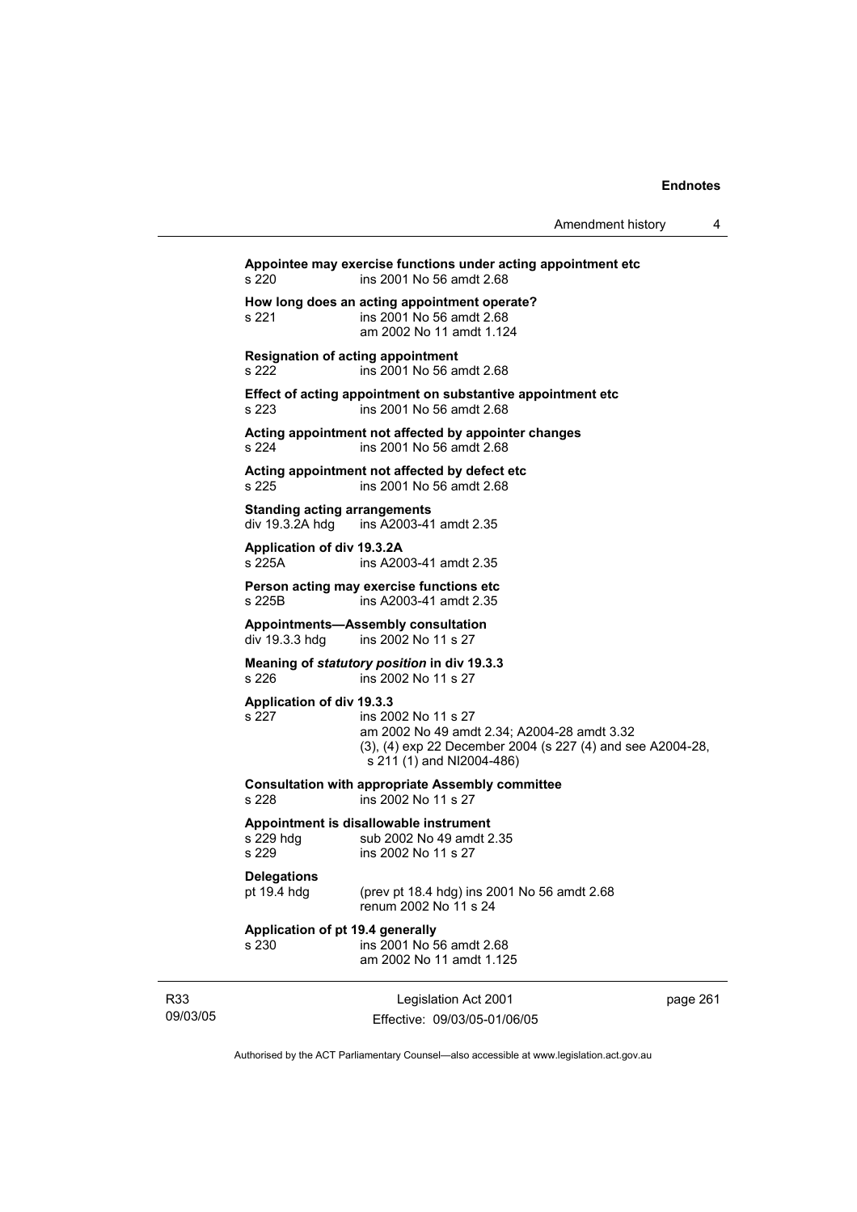**Appointee may exercise functions under acting appointment etc**
s 220 ins 2001 No 56 amdt 2.68

**How long does an acting appointment operate?**
s 221 ins 2001 No 56 amdt 2.68
am 2002 No 11 amdt 1.124

**Resignation of acting appointment**
s 222 ins 2001 No 56 amdt 2.68

**Effect of acting appointment on substantive appointment etc**
s 223 ins 2001 No 56 amdt 2.68

**Acting appointment not affected by appointer changes**
s 224 ins 2001 No 56 amdt 2.68

**Acting appointment not affected by defect etc**
s 225 ins 2001 No 56 amdt 2.68

**Standing acting arrangements**
div 19.3.2A hdg ins A2003-41 amdt 2.35

**Application of div 19.3.2A**
s 225A ins A2003-41 amdt 2.35

**Person acting may exercise functions etc**
s 225B ins A2003-41 amdt 2.35

**Appointments—Assembly consultation**
div 19.3.3 hdg ins 2002 No 11 s 27

**Meaning of *statutory position* in div 19.3.3**
s 226 ins 2002 No 11 s 27

**Application of div 19.3.3**
s 227 ins 2002 No 11 s 27
am 2002 No 49 amdt 2.34; A2004-28 amdt 3.32
(3), (4) exp 22 December 2004 (s 227 (4) and see A2004-28, s 211 (1) and NI2004-486)

**Consultation with appropriate Assembly committee**
s 228 ins 2002 No 11 s 27

**Appointment is disallowable instrument**
s 229 hdg sub 2002 No 49 amdt 2.35
s 229 ins 2002 No 11 s 27

**Delegations**
pt 19.4 hdg (prev pt 18.4 hdg) ins 2001 No 56 amdt 2.68
renum 2002 No 11 s 24

**Application of pt 19.4 generally**
s 230 ins 2001 No 56 amdt 2.68
am 2002 No 11 amdt 1.125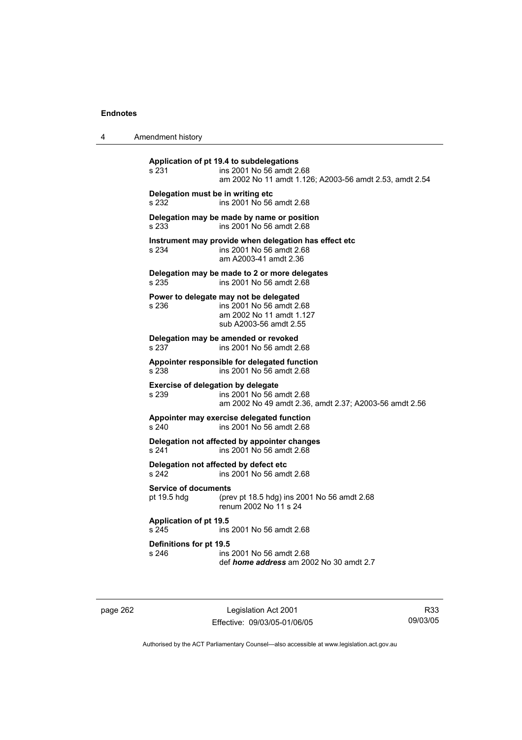**Application of pt 19.4 to subdelegations**
s 231 ins 2001 No 56 amdt 2.68
am 2002 No 11 amdt 1.126; A2003-56 amdt 2.53, amdt 2.54

**Delegation must be in writing etc**
s 232 ins 2001 No 56 amdt 2.68

**Delegation may be made by name or position**
s 233 ins 2001 No 56 amdt 2.68

**Instrument may provide when delegation has effect etc**
s 234 ins 2001 No 56 amdt 2.68
am A2003-41 amdt 2.36

**Delegation may be made to 2 or more delegates**
s 235 ins 2001 No 56 amdt 2.68

**Power to delegate may not be delegated**
s 236 ins 2001 No 56 amdt 2.68
am 2002 No 11 amdt 1.127
sub A2003-56 amdt 2.55

**Delegation may be amended or revoked**
s 237 ins 2001 No 56 amdt 2.68

**Appointer responsible for delegated function**
s 238 ins 2001 No 56 amdt 2.68

**Exercise of delegation by delegate**
s 239 ins 2001 No 56 amdt 2.68
am 2002 No 49 amdt 2.36, amdt 2.37; A2003-56 amdt 2.56

**Appointer may exercise delegated function**
s 240 ins 2001 No 56 amdt 2.68

**Delegation not affected by appointer changes**
s 241 ins 2001 No 56 amdt 2.68

**Delegation not affected by defect etc**
s 242 ins 2001 No 56 amdt 2.68

**Service of documents**
pt 19.5 hdg (prev pt 18.5 hdg) ins 2001 No 56 amdt 2.68
renum 2002 No 11 s 24

**Application of pt 19.5**
s 245 ins 2001 No 56 amdt 2.68

**Definitions for pt 19.5**
s 246 ins 2001 No 56 amdt 2.68
def ***home address*** am 2002 No 30 amdt 2.7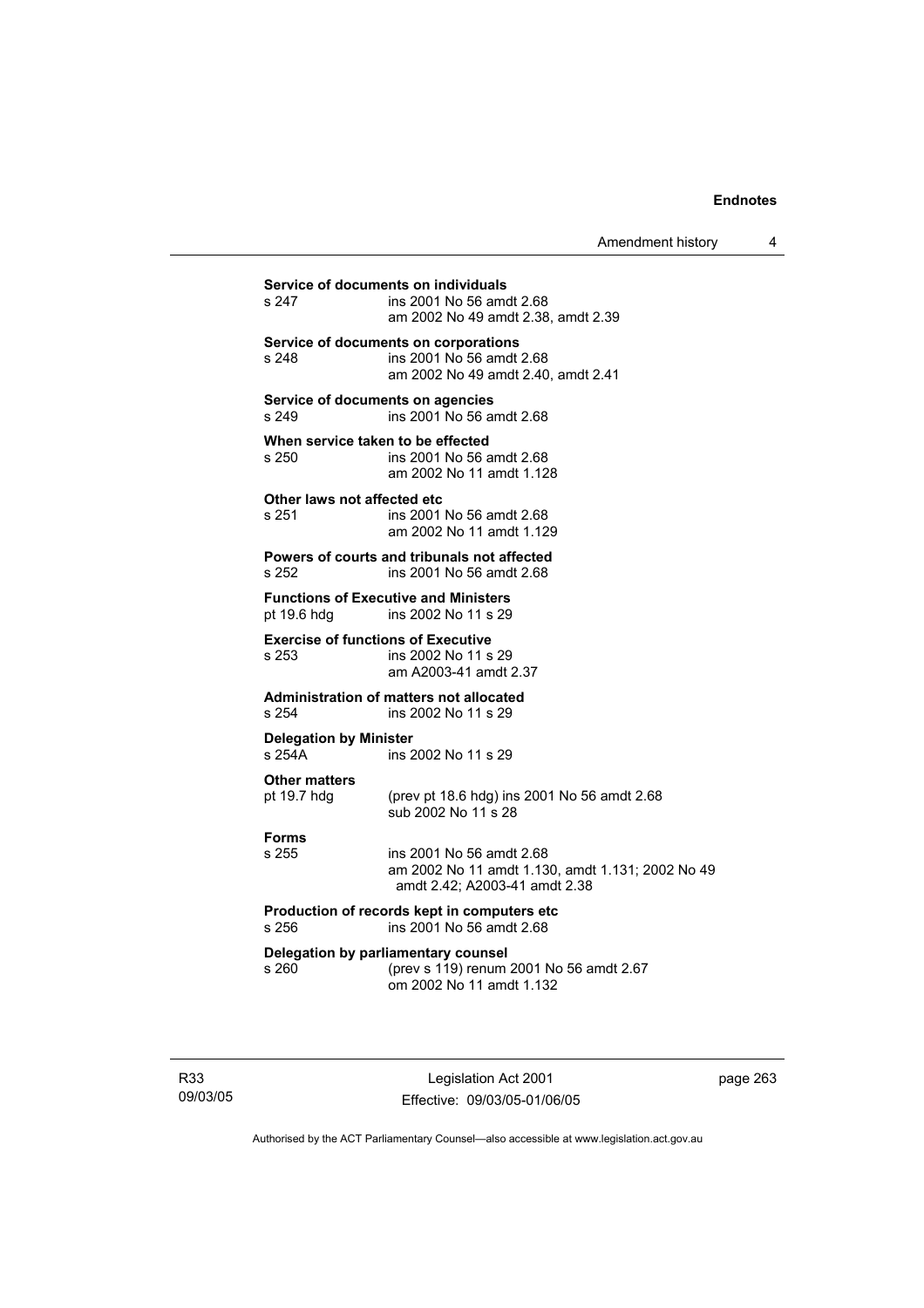**Service of documents on individuals**

s 247 ins 2001 No 56 amdt 2.68
am 2002 No 49 amdt 2.38, amdt 2.39

**Service of documents on corporations**

s 248 ins 2001 No 56 amdt 2.68
am 2002 No 49 amdt 2.40, amdt 2.41

**Service of documents on agencies**

s 249 ins 2001 No 56 amdt 2.68

**When service taken to be effected**

s 250 ins 2001 No 56 amdt 2.68
am 2002 No 11 amdt 1.128

**Other laws not affected etc**

s 251 ins 2001 No 56 amdt 2.68
am 2002 No 11 amdt 1.129

**Powers of courts and tribunals not affected**

s 252 ins 2001 No 56 amdt 2.68

**Functions of Executive and Ministers**

pt 19.6 hdg ins 2002 No 11 s 29

**Exercise of functions of Executive**

s 253 ins 2002 No 11 s 29
am A2003-41 amdt 2.37

**Administration of matters not allocated**

s 254 ins 2002 No 11 s 29

**Delegation by Minister**

s 254A ins 2002 No 11 s 29

**Other matters**

pt 19.7 hdg (prev pt 18.6 hdg) ins 2001 No 56 amdt 2.68
sub 2002 No 11 s 28

**Forms**

s 255 ins 2001 No 56 amdt 2.68
am 2002 No 11 amdt 1.130, amdt 1.131; 2002 No 49 amdt 2.42; A2003-41 amdt 2.38

**Production of records kept in computers etc**

s 256 ins 2001 No 56 amdt 2.68

**Delegation by parliamentary counsel**

s 260 (prev s 119) renum 2001 No 56 amdt 2.67
om 2002 No 11 amdt 1.132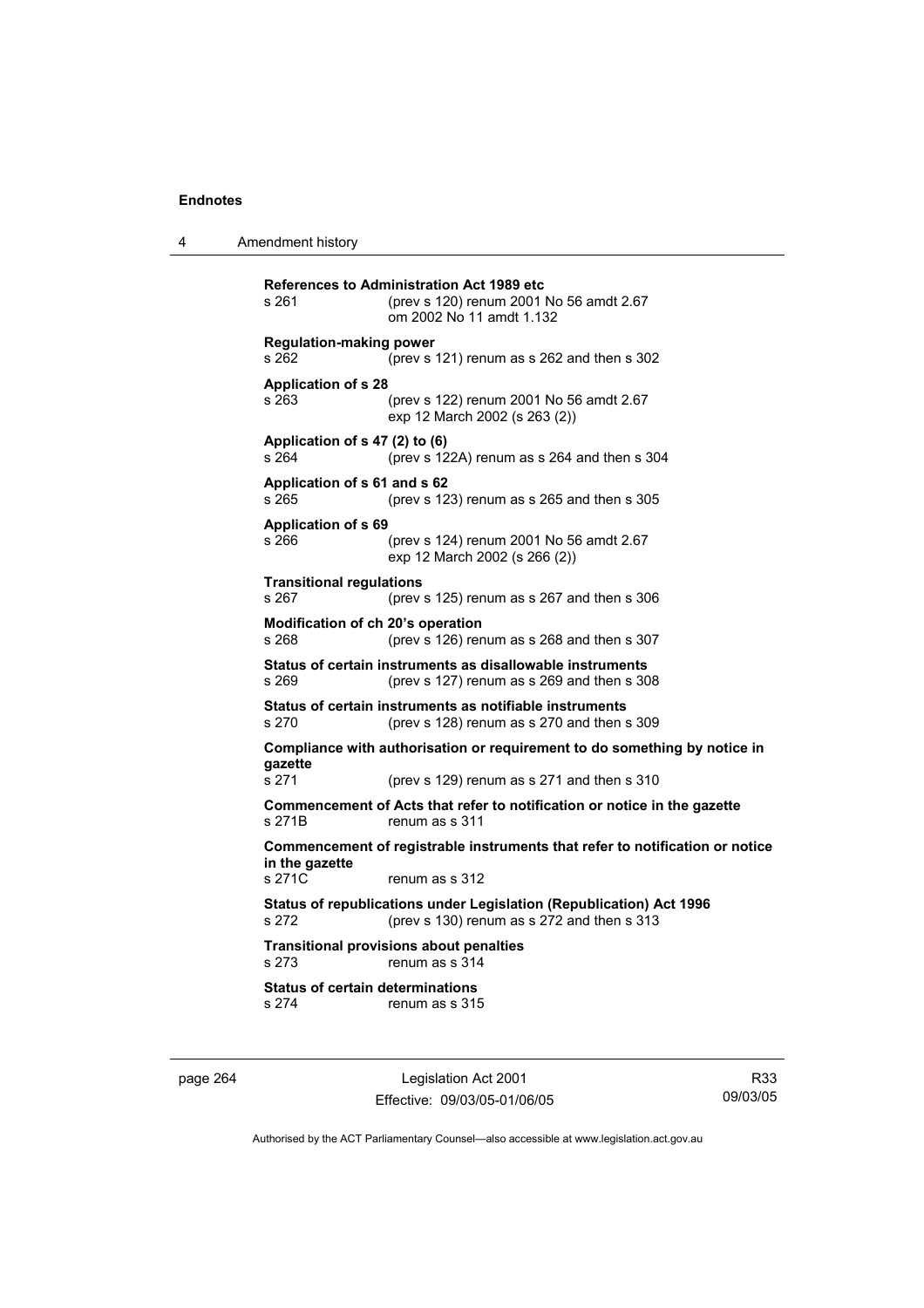**References to Administration Act 1989 etc**
s 261 (prev s 120) renum 2001 No 56 amdt 2.67
om 2002 No 11 amdt 1.132

**Regulation-making power**
s 262 (prev s 121) renum as s 262 and then s 302

**Application of s 28**
s 263 (prev s 122) renum 2001 No 56 amdt 2.67
exp 12 March 2002 (s 263 (2))

**Application of s 47 (2) to (6)**
s 264 (prev s 122A) renum as s 264 and then s 304

**Application of s 61 and s 62**
s 265 (prev s 123) renum as s 265 and then s 305

**Application of s 69**
s 266 (prev s 124) renum 2001 No 56 amdt 2.67
exp 12 March 2002 (s 266 (2))

**Transitional regulations**
s 267 (prev s 125) renum as s 267 and then s 306

**Modification of ch 20's operation**
s 268 (prev s 126) renum as s 268 and then s 307

**Status of certain instruments as disallowable instruments**
s 269 (prev s 127) renum as s 269 and then s 308

**Status of certain instruments as notifiable instruments**
s 270 (prev s 128) renum as s 270 and then s 309

**Compliance with authorisation or requirement to do something by notice in gazette**
s 271 (prev s 129) renum as s 271 and then s 310

**Commencement of Acts that refer to notification or notice in the gazette**
s 271B renum as s 311

**Commencement of registrable instruments that refer to notification or notice in the gazette**
s 271C renum as s 312

**Status of republications under Legislation (Republication) Act 1996**
s 272 (prev s 130) renum as s 272 and then s 313

**Transitional provisions about penalties**
s 273 renum as s 314

**Status of certain determinations**
s 274 renum as s 315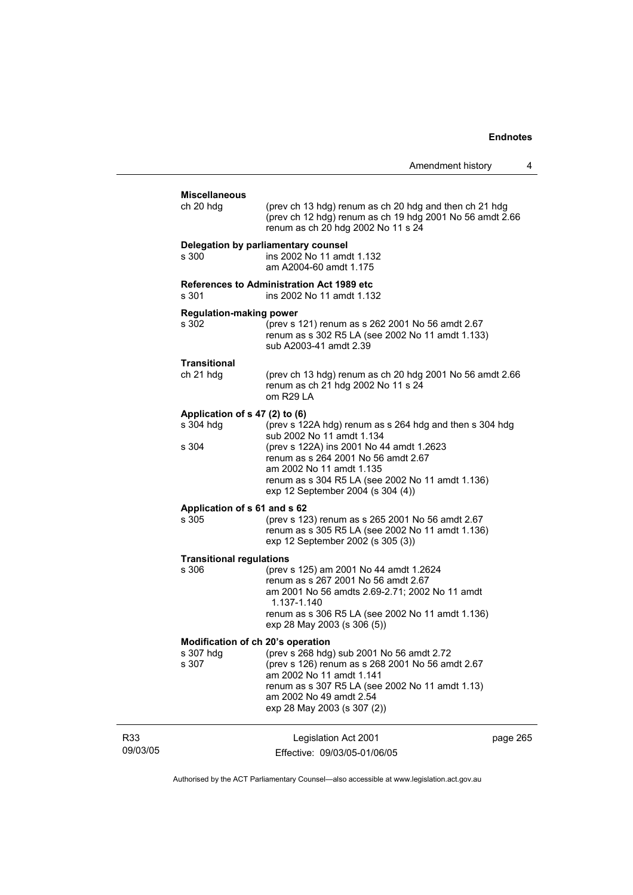**Miscellaneous**

ch 20 hdg — (prev ch 13 hdg) renum as ch 20 hdg and then ch 21 hdg
(prev ch 12 hdg) renum as ch 19 hdg 2001 No 56 amdt 2.66
renum as ch 20 hdg 2002 No 11 s 24

**Delegation by parliamentary counsel**

s 300 — ins 2002 No 11 amdt 1.132
am A2004-60 amdt 1.175

**References to Administration Act 1989 etc**

s 301 — ins 2002 No 11 amdt 1.132

**Regulation-making power**

s 302 — (prev s 121) renum as s 262 2001 No 56 amdt 2.67
renum as s 302 R5 LA (see 2002 No 11 amdt 1.133)
sub A2003-41 amdt 2.39

**Transitional**

ch 21 hdg — (prev ch 13 hdg) renum as ch 20 hdg 2001 No 56 amdt 2.66
renum as ch 21 hdg 2002 No 11 s 24
om R29 LA

**Application of s 47 (2) to (6)**

s 304 hdg — (prev s 122A hdg) renum as s 264 hdg and then s 304 hdg
sub 2002 No 11 amdt 1.134

s 304 — (prev s 122A) ins 2001 No 44 amdt 1.2623
renum as s 264 2001 No 56 amdt 2.67
am 2002 No 11 amdt 1.135
renum as s 304 R5 LA (see 2002 No 11 amdt 1.136)
exp 12 September 2004 (s 304 (4))

**Application of s 61 and s 62**

s 305 — (prev s 123) renum as s 265 2001 No 56 amdt 2.67
renum as s 305 R5 LA (see 2002 No 11 amdt 1.136)
exp 12 September 2002 (s 305 (3))

**Transitional regulations**

s 306 — (prev s 125) am 2001 No 44 amdt 1.2624
renum as s 267 2001 No 56 amdt 2.67
am 2001 No 56 amdts 2.69-2.71; 2002 No 11 amdt 1.137-1.140
renum as s 306 R5 LA (see 2002 No 11 amdt 1.136)
exp 28 May 2003 (s 306 (5))

**Modification of ch 20's operation**

s 307 hdg — (prev s 268 hdg) sub 2001 No 56 amdt 2.72

s 307 — (prev s 126) renum as s 268 2001 No 56 amdt 2.67
am 2002 No 11 amdt 1.141
renum as s 307 R5 LA (see 2002 No 11 amdt 1.13)
am 2002 No 49 amdt 2.54
exp 28 May 2003 (s 307 (2))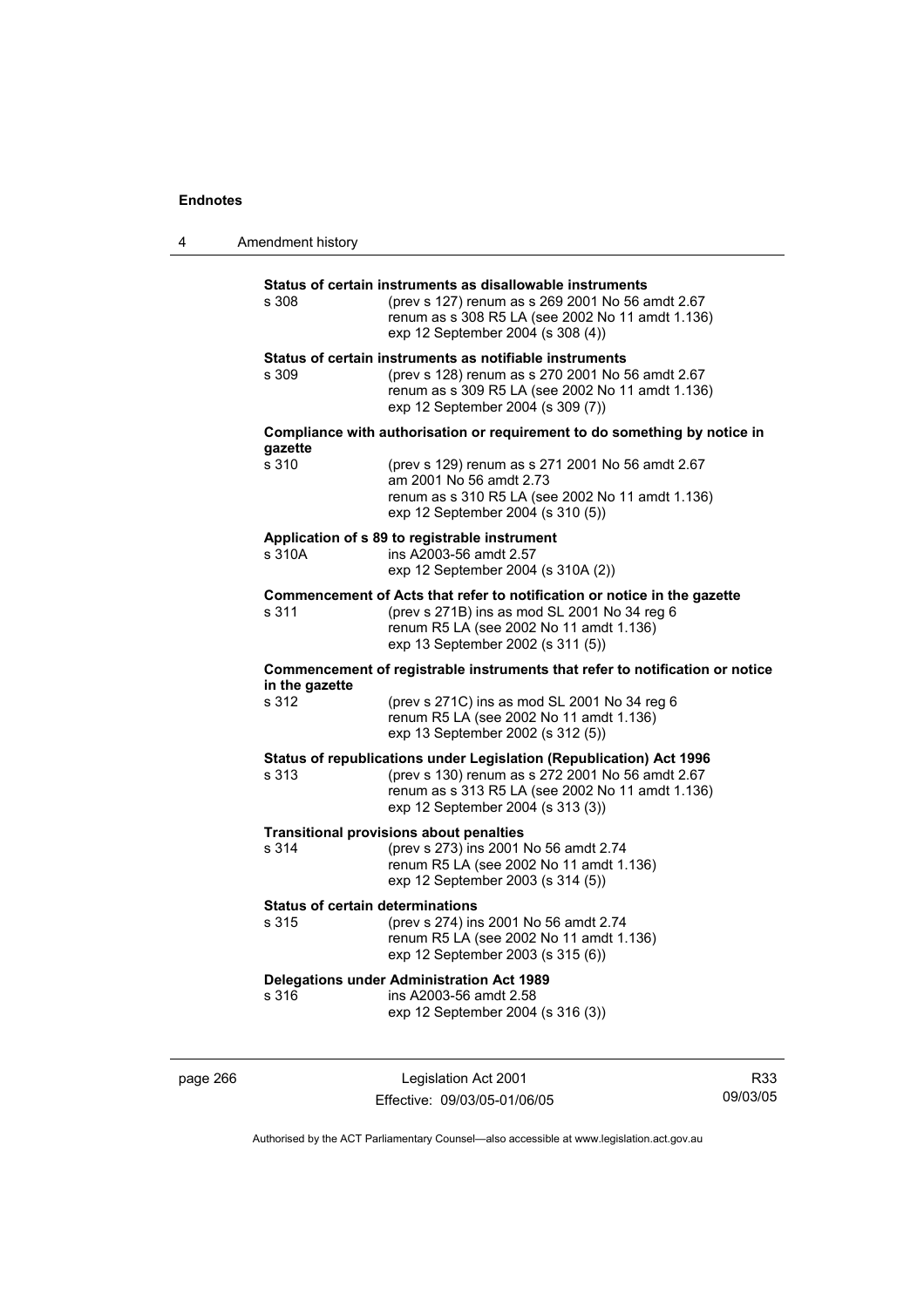**Status of certain instruments as disallowable instruments**

s 308 (prev s 127) renum as s 269 2001 No 56 amdt 2.67
renum as s 308 R5 LA (see 2002 No 11 amdt 1.136)
exp 12 September 2004 (s 308 (4))

**Status of certain instruments as notifiable instruments**

s 309 (prev s 128) renum as s 270 2001 No 56 amdt 2.67
renum as s 309 R5 LA (see 2002 No 11 amdt 1.136)
exp 12 September 2004 (s 309 (7))

**Compliance with authorisation or requirement to do something by notice in gazette**

s 310 (prev s 129) renum as s 271 2001 No 56 amdt 2.67
am 2001 No 56 amdt 2.73
renum as s 310 R5 LA (see 2002 No 11 amdt 1.136)
exp 12 September 2004 (s 310 (5))

**Application of s 89 to registrable instrument**

s 310A ins A2003-56 amdt 2.57
exp 12 September 2004 (s 310A (2))

**Commencement of Acts that refer to notification or notice in the gazette**

s 311 (prev s 271B) ins as mod SL 2001 No 34 reg 6
renum R5 LA (see 2002 No 11 amdt 1.136)
exp 13 September 2002 (s 311 (5))

**Commencement of registrable instruments that refer to notification or notice in the gazette**

s 312 (prev s 271C) ins as mod SL 2001 No 34 reg 6
renum R5 LA (see 2002 No 11 amdt 1.136)
exp 13 September 2002 (s 312 (5))

**Status of republications under Legislation (Republication) Act 1996**

s 313 (prev s 130) renum as s 272 2001 No 56 amdt 2.67
renum as s 313 R5 LA (see 2002 No 11 amdt 1.136)
exp 12 September 2004 (s 313 (3))

**Transitional provisions about penalties**

s 314 (prev s 273) ins 2001 No 56 amdt 2.74
renum R5 LA (see 2002 No 11 amdt 1.136)
exp 12 September 2003 (s 314 (5))

**Status of certain determinations**

s 315 (prev s 274) ins 2001 No 56 amdt 2.74
renum R5 LA (see 2002 No 11 amdt 1.136)
exp 12 September 2003 (s 315 (6))

**Delegations under Administration Act 1989**

s 316 ins A2003-56 amdt 2.58
exp 12 September 2004 (s 316 (3))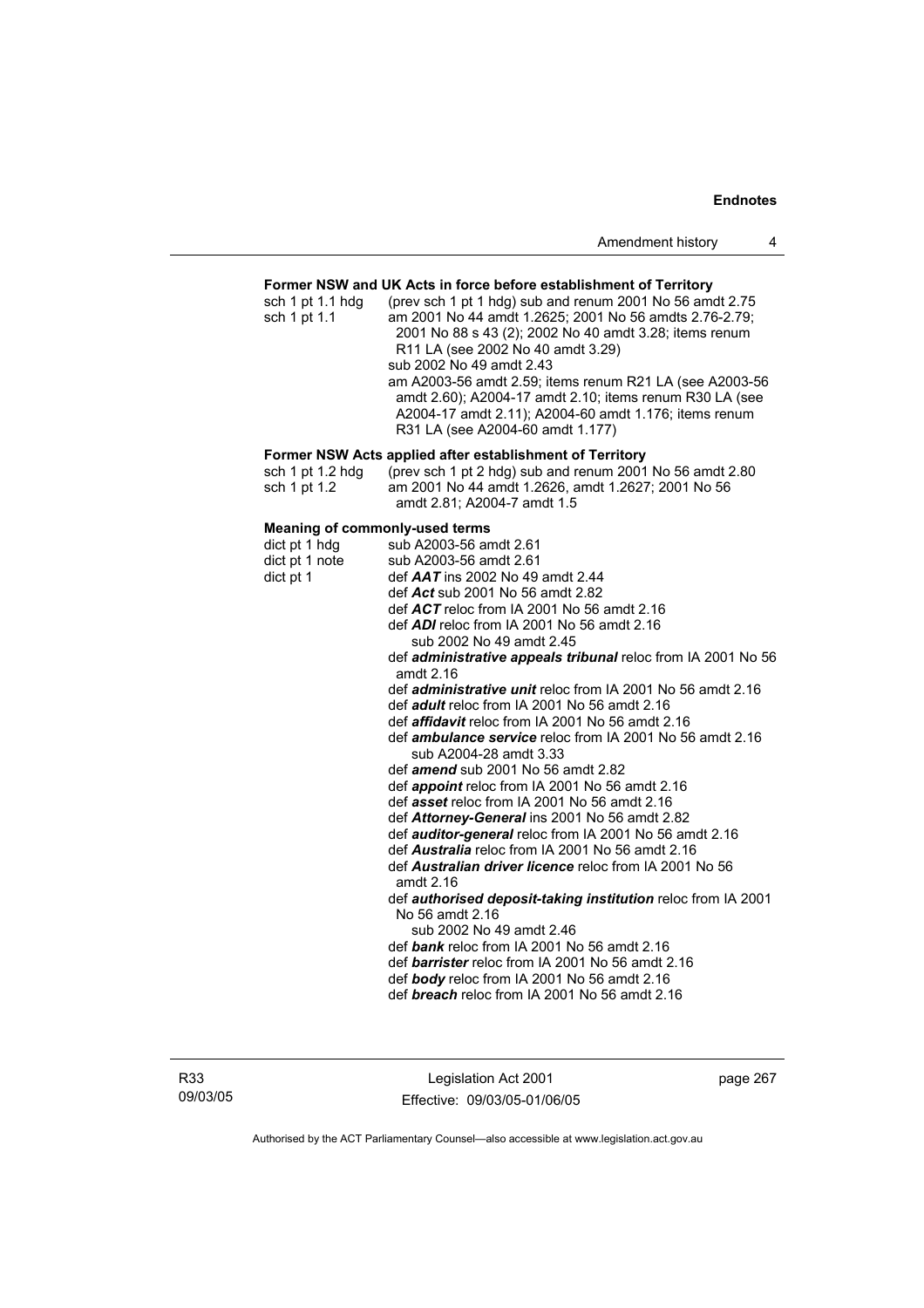**Former NSW and UK Acts in force before establishment of Territory**

sch 1 pt 1.1 hdg (prev sch 1 pt 1 hdg) sub and renum 2001 No 56 amdt 2.75
sch 1 pt 1.1 am 2001 No 44 amdt 1.2625; 2001 No 56 amdts 2.76-2.79; 2001 No 88 s 43 (2); 2002 No 40 amdt 3.28; items renum R11 LA (see 2002 No 40 amdt 3.29)
sub 2002 No 49 amdt 2.43
am A2003-56 amdt 2.59; items renum R21 LA (see A2003-56 amdt 2.60); A2004-17 amdt 2.10; items renum R30 LA (see A2004-17 amdt 2.11); A2004-60 amdt 1.176; items renum R31 LA (see A2004-60 amdt 1.177)

**Former NSW Acts applied after establishment of Territory**

sch 1 pt 1.2 hdg (prev sch 1 pt 2 hdg) sub and renum 2001 No 56 amdt 2.80
sch 1 pt 1.2 am 2001 No 44 amdt 1.2626, amdt 1.2627; 2001 No 56 amdt 2.81; A2004-7 amdt 1.5

**Meaning of commonly-used terms**

dict pt 1 hdg sub A2003-56 amdt 2.61
dict pt 1 note sub A2003-56 amdt 2.61
dict pt 1 def ***AAT*** ins 2002 No 49 amdt 2.44
def ***Act*** sub 2001 No 56 amdt 2.82
def ***ACT*** reloc from IA 2001 No 56 amdt 2.16
def ***ADI*** reloc from IA 2001 No 56 amdt 2.16
sub 2002 No 49 amdt 2.45
def ***administrative appeals tribunal*** reloc from IA 2001 No 56 amdt 2.16
def ***administrative unit*** reloc from IA 2001 No 56 amdt 2.16
def ***adult*** reloc from IA 2001 No 56 amdt 2.16
def ***affidavit*** reloc from IA 2001 No 56 amdt 2.16
def ***ambulance service*** reloc from IA 2001 No 56 amdt 2.16
sub A2004-28 amdt 3.33
def ***amend*** sub 2001 No 56 amdt 2.82
def ***appoint*** reloc from IA 2001 No 56 amdt 2.16
def ***asset*** reloc from IA 2001 No 56 amdt 2.16
def ***Attorney-General*** ins 2001 No 56 amdt 2.82
def ***auditor-general*** reloc from IA 2001 No 56 amdt 2.16
def ***Australia*** reloc from IA 2001 No 56 amdt 2.16
def ***Australian driver licence*** reloc from IA 2001 No 56 amdt 2.16
def ***authorised deposit-taking institution*** reloc from IA 2001 No 56 amdt 2.16
sub 2002 No 49 amdt 2.46
def ***bank*** reloc from IA 2001 No 56 amdt 2.16
def ***barrister*** reloc from IA 2001 No 56 amdt 2.16
def ***body*** reloc from IA 2001 No 56 amdt 2.16
def ***breach*** reloc from IA 2001 No 56 amdt 2.16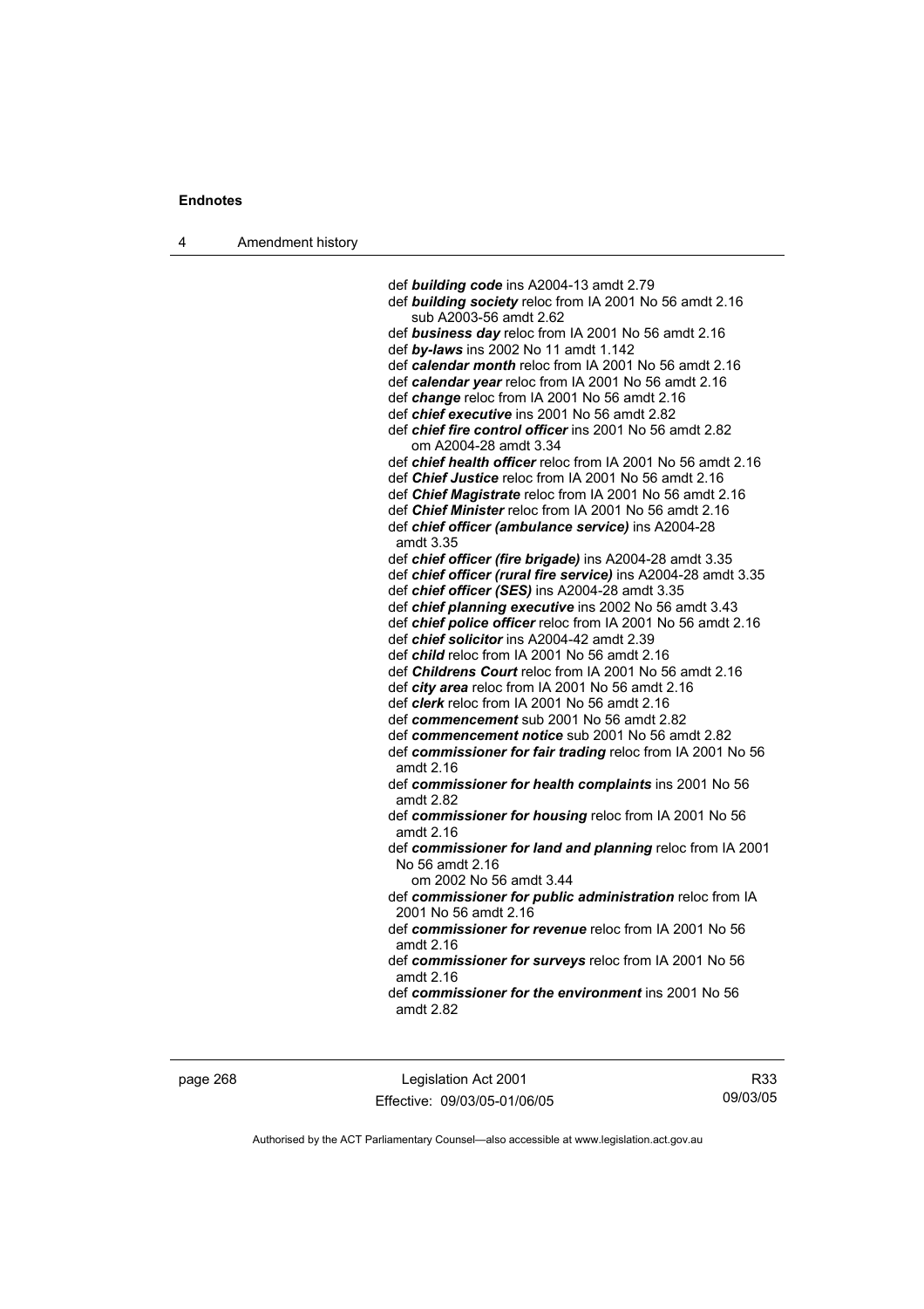def ***building code*** ins A2004-13 amdt 2.79

def ***building society*** reloc from IA 2001 No 56 amdt 2.16
sub A2003-56 amdt 2.62

def ***business day*** reloc from IA 2001 No 56 amdt 2.16

def ***by-laws*** ins 2002 No 11 amdt 1.142

def ***calendar month*** reloc from IA 2001 No 56 amdt 2.16

def ***calendar year*** reloc from IA 2001 No 56 amdt 2.16

def ***change*** reloc from IA 2001 No 56 amdt 2.16

def ***chief executive*** ins 2001 No 56 amdt 2.82

def ***chief fire control officer*** ins 2001 No 56 amdt 2.82
om A2004-28 amdt 3.34

def ***chief health officer*** reloc from IA 2001 No 56 amdt 2.16

def ***Chief Justice*** reloc from IA 2001 No 56 amdt 2.16

def ***Chief Magistrate*** reloc from IA 2001 No 56 amdt 2.16

def ***Chief Minister*** reloc from IA 2001 No 56 amdt 2.16

def ***chief officer (ambulance service)*** ins A2004-28 amdt 3.35

def ***chief officer (fire brigade)*** ins A2004-28 amdt 3.35

def ***chief officer (rural fire service)*** ins A2004-28 amdt 3.35

def ***chief officer (SES)*** ins A2004-28 amdt 3.35

def ***chief planning executive*** ins 2002 No 56 amdt 3.43

def ***chief police officer*** reloc from IA 2001 No 56 amdt 2.16

def ***chief solicitor*** ins A2004-42 amdt 2.39

def ***child*** reloc from IA 2001 No 56 amdt 2.16

def ***Childrens Court*** reloc from IA 2001 No 56 amdt 2.16

def ***city area*** reloc from IA 2001 No 56 amdt 2.16

def ***clerk*** reloc from IA 2001 No 56 amdt 2.16

def ***commencement*** sub 2001 No 56 amdt 2.82

def ***commencement notice*** sub 2001 No 56 amdt 2.82

def ***commissioner for fair trading*** reloc from IA 2001 No 56 amdt 2.16

def ***commissioner for health complaints*** ins 2001 No 56 amdt 2.82

def ***commissioner for housing*** reloc from IA 2001 No 56 amdt 2.16

def ***commissioner for land and planning*** reloc from IA 2001 No 56 amdt 2.16
om 2002 No 56 amdt 3.44

def ***commissioner for public administration*** reloc from IA 2001 No 56 amdt 2.16

def ***commissioner for revenue*** reloc from IA 2001 No 56 amdt 2.16

def ***commissioner for surveys*** reloc from IA 2001 No 56 amdt 2.16

def ***commissioner for the environment*** ins 2001 No 56 amdt 2.82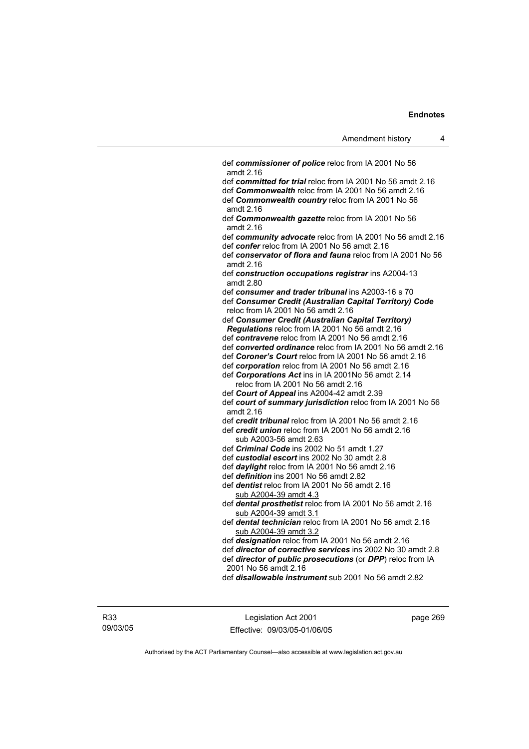def ***commissioner of police*** reloc from IA 2001 No 56 amdt 2.16

def ***committed for trial*** reloc from IA 2001 No 56 amdt 2.16

def ***Commonwealth*** reloc from IA 2001 No 56 amdt 2.16

def ***Commonwealth country*** reloc from IA 2001 No 56 amdt 2.16

def ***Commonwealth gazette*** reloc from IA 2001 No 56 amdt 2.16

def ***community advocate*** reloc from IA 2001 No 56 amdt 2.16

def ***confer*** reloc from IA 2001 No 56 amdt 2.16

def ***conservator of flora and fauna*** reloc from IA 2001 No 56 amdt 2.16

def ***construction occupations registrar*** ins A2004-13 amdt 2.80

def ***consumer and trader tribunal*** ins A2003-16 s 70

def ***Consumer Credit (Australian Capital Territory) Code*** reloc from IA 2001 No 56 amdt 2.16

def ***Consumer Credit (Australian Capital Territory) Regulations*** reloc from IA 2001 No 56 amdt 2.16

def ***contravene*** reloc from IA 2001 No 56 amdt 2.16

def ***converted ordinance*** reloc from IA 2001 No 56 amdt 2.16

def ***Coroner's Court*** reloc from IA 2001 No 56 amdt 2.16

def ***corporation*** reloc from IA 2001 No 56 amdt 2.16

def ***Corporations Act*** ins in IA 2001No 56 amdt 2.14
reloc from IA 2001 No 56 amdt 2.16

def ***Court of Appeal*** ins A2004-42 amdt 2.39

def ***court of summary jurisdiction*** reloc from IA 2001 No 56 amdt 2.16

def ***credit tribunal*** reloc from IA 2001 No 56 amdt 2.16

def ***credit union*** reloc from IA 2001 No 56 amdt 2.16
sub A2003-56 amdt 2.63

def ***Criminal Code*** ins 2002 No 51 amdt 1.27

def ***custodial escort*** ins 2002 No 30 amdt 2.8

def ***daylight*** reloc from IA 2001 No 56 amdt 2.16

def ***definition*** ins 2001 No 56 amdt 2.82

def ***dentist*** reloc from IA 2001 No 56 amdt 2.16
sub A2004-39 amdt 4.3

def ***dental prosthetist*** reloc from IA 2001 No 56 amdt 2.16
sub A2004-39 amdt 3.1

def ***dental technician*** reloc from IA 2001 No 56 amdt 2.16
sub A2004-39 amdt 3.2

def ***designation*** reloc from IA 2001 No 56 amdt 2.16

def ***director of corrective services*** ins 2002 No 30 amdt 2.8

def ***director of public prosecutions*** (or ***DPP***) reloc from IA 2001 No 56 amdt 2.16

def ***disallowable instrument*** sub 2001 No 56 amdt 2.82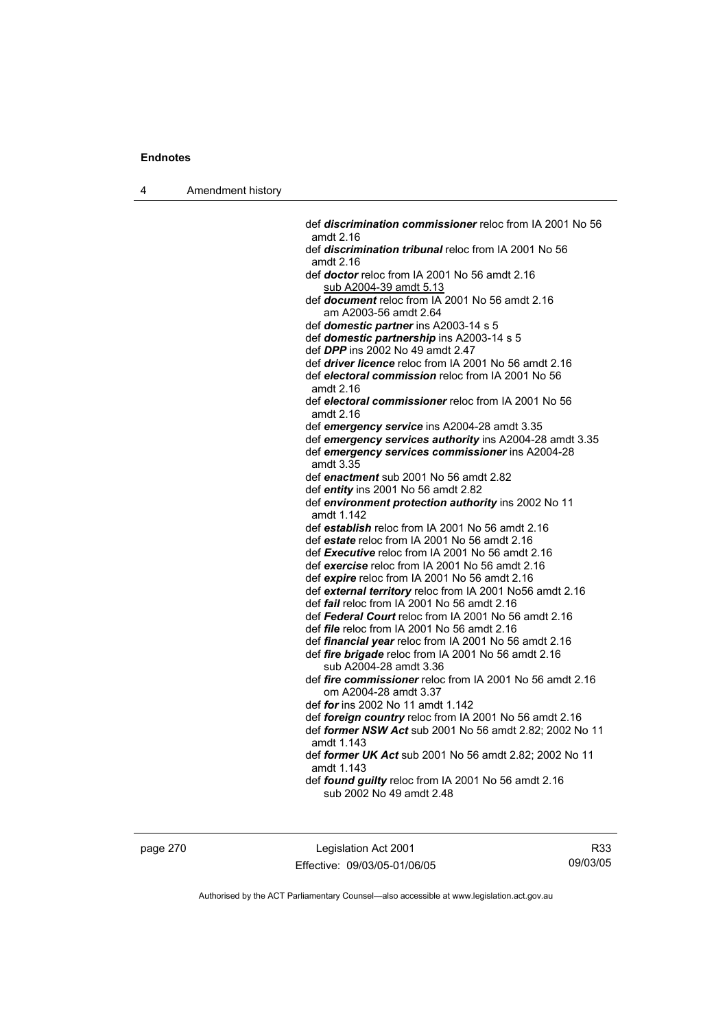def ***discrimination commissioner*** reloc from IA 2001 No 56 amdt 2.16

def ***discrimination tribunal*** reloc from IA 2001 No 56 amdt 2.16

def ***doctor*** reloc from IA 2001 No 56 amdt 2.16
sub A2004-39 amdt 5.13

def ***document*** reloc from IA 2001 No 56 amdt 2.16
am A2003-56 amdt 2.64

def ***domestic partner*** ins A2003-14 s 5

def ***domestic partnership*** ins A2003-14 s 5

def ***DPP*** ins 2002 No 49 amdt 2.47

def ***driver licence*** reloc from IA 2001 No 56 amdt 2.16

def ***electoral commission*** reloc from IA 2001 No 56 amdt 2.16

def ***electoral commissioner*** reloc from IA 2001 No 56 amdt 2.16

def ***emergency service*** ins A2004-28 amdt 3.35

def ***emergency services authority*** ins A2004-28 amdt 3.35

def ***emergency services commissioner*** ins A2004-28 amdt 3.35

def ***enactment*** sub 2001 No 56 amdt 2.82

def ***entity*** ins 2001 No 56 amdt 2.82

def ***environment protection authority*** ins 2002 No 11 amdt 1.142

def ***establish*** reloc from IA 2001 No 56 amdt 2.16

def ***estate*** reloc from IA 2001 No 56 amdt 2.16

def ***Executive*** reloc from IA 2001 No 56 amdt 2.16

def ***exercise*** reloc from IA 2001 No 56 amdt 2.16

def ***expire*** reloc from IA 2001 No 56 amdt 2.16

def ***external territory*** reloc from IA 2001 No56 amdt 2.16

def ***fail*** reloc from IA 2001 No 56 amdt 2.16

def ***Federal Court*** reloc from IA 2001 No 56 amdt 2.16

def ***file*** reloc from IA 2001 No 56 amdt 2.16

def ***financial year*** reloc from IA 2001 No 56 amdt 2.16

def ***fire brigade*** reloc from IA 2001 No 56 amdt 2.16
sub A2004-28 amdt 3.36

def ***fire commissioner*** reloc from IA 2001 No 56 amdt 2.16
om A2004-28 amdt 3.37

def ***for*** ins 2002 No 11 amdt 1.142

def ***foreign country*** reloc from IA 2001 No 56 amdt 2.16

def ***former NSW Act*** sub 2001 No 56 amdt 2.82; 2002 No 11 amdt 1.143

def ***former UK Act*** sub 2001 No 56 amdt 2.82; 2002 No 11 amdt 1.143

def ***found guilty*** reloc from IA 2001 No 56 amdt 2.16
sub 2002 No 49 amdt 2.48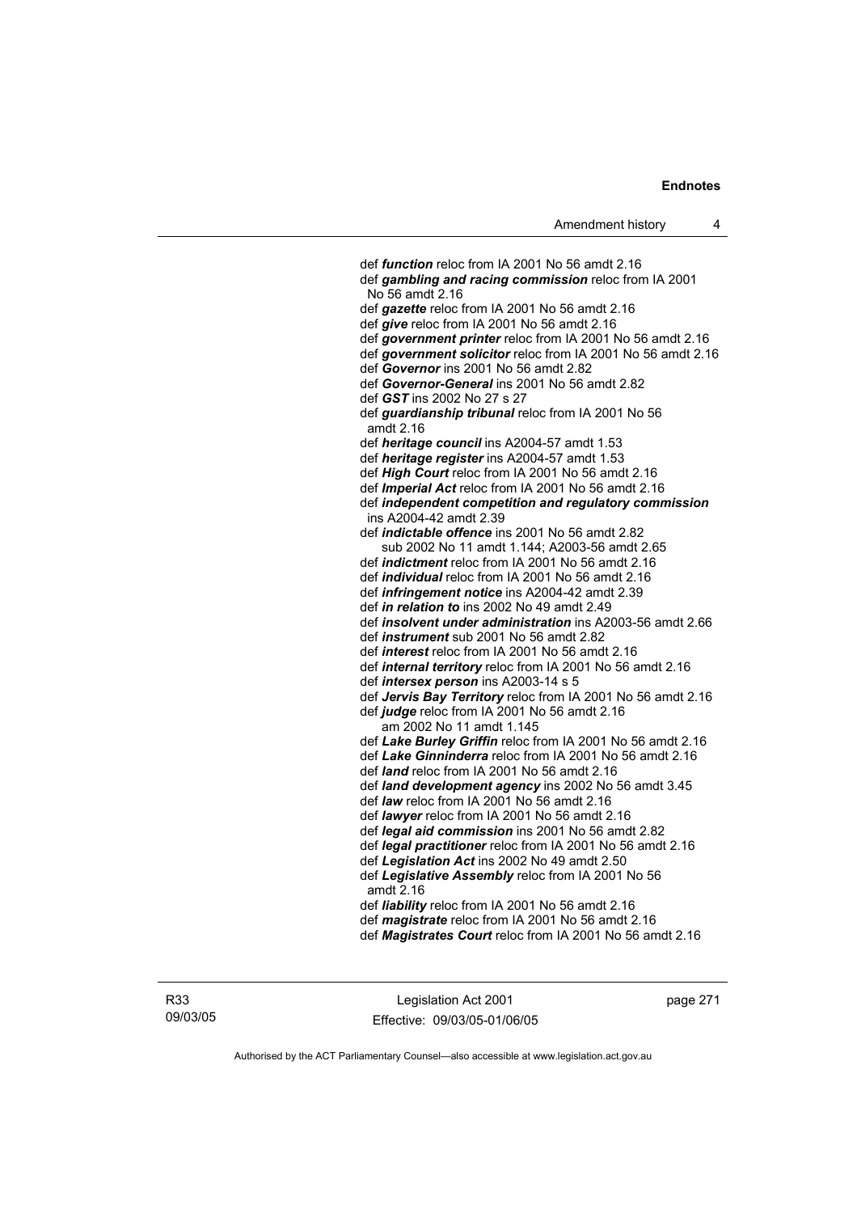def ***function*** reloc from IA 2001 No 56 amdt 2.16
def ***gambling and racing commission*** reloc from IA 2001 No 56 amdt 2.16
def ***gazette*** reloc from IA 2001 No 56 amdt 2.16
def ***give*** reloc from IA 2001 No 56 amdt 2.16
def ***government printer*** reloc from IA 2001 No 56 amdt 2.16
def ***government solicitor*** reloc from IA 2001 No 56 amdt 2.16
def ***Governor*** ins 2001 No 56 amdt 2.82
def ***Governor-General*** ins 2001 No 56 amdt 2.82
def ***GST*** ins 2002 No 27 s 27
def ***guardianship tribunal*** reloc from IA 2001 No 56 amdt 2.16
def ***heritage council*** ins A2004-57 amdt 1.53
def ***heritage register*** ins A2004-57 amdt 1.53
def ***High Court*** reloc from IA 2001 No 56 amdt 2.16
def ***Imperial Act*** reloc from IA 2001 No 56 amdt 2.16
def ***independent competition and regulatory commission*** ins A2004-42 amdt 2.39
def ***indictable offence*** ins 2001 No 56 amdt 2.82
sub 2002 No 11 amdt 1.144; A2003-56 amdt 2.65
def ***indictment*** reloc from IA 2001 No 56 amdt 2.16
def ***individual*** reloc from IA 2001 No 56 amdt 2.16
def ***infringement notice*** ins A2004-42 amdt 2.39
def ***in relation to*** ins 2002 No 49 amdt 2.49
def ***insolvent under administration*** ins A2003-56 amdt 2.66
def ***instrument*** sub 2001 No 56 amdt 2.82
def ***interest*** reloc from IA 2001 No 56 amdt 2.16
def ***internal territory*** reloc from IA 2001 No 56 amdt 2.16
def ***intersex person*** ins A2003-14 s 5
def ***Jervis Bay Territory*** reloc from IA 2001 No 56 amdt 2.16
def ***judge*** reloc from IA 2001 No 56 amdt 2.16
am 2002 No 11 amdt 1.145
def ***Lake Burley Griffin*** reloc from IA 2001 No 56 amdt 2.16
def ***Lake Ginninderra*** reloc from IA 2001 No 56 amdt 2.16
def ***land*** reloc from IA 2001 No 56 amdt 2.16
def ***land development agency*** ins 2002 No 56 amdt 3.45
def ***law*** reloc from IA 2001 No 56 amdt 2.16
def ***lawyer*** reloc from IA 2001 No 56 amdt 2.16
def ***legal aid commission*** ins 2001 No 56 amdt 2.82
def ***legal practitioner*** reloc from IA 2001 No 56 amdt 2.16
def ***Legislation Act*** ins 2002 No 49 amdt 2.50
def ***Legislative Assembly*** reloc from IA 2001 No 56 amdt 2.16
def ***liability*** reloc from IA 2001 No 56 amdt 2.16
def ***magistrate*** reloc from IA 2001 No 56 amdt 2.16
def ***Magistrates Court*** reloc from IA 2001 No 56 amdt 2.16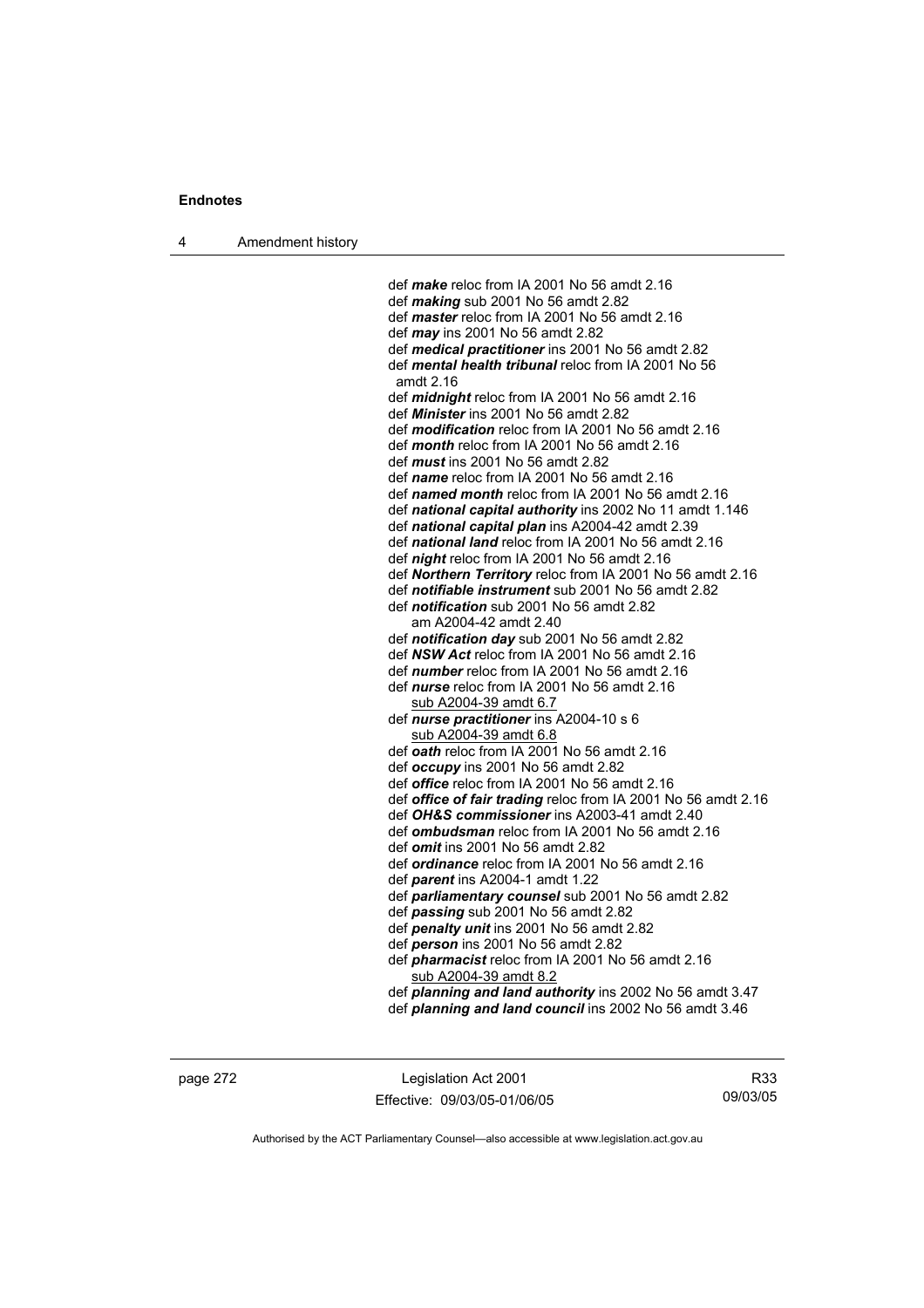def ***make*** reloc from IA 2001 No 56 amdt 2.16
def ***making*** sub 2001 No 56 amdt 2.82
def ***master*** reloc from IA 2001 No 56 amdt 2.16
def ***may*** ins 2001 No 56 amdt 2.82
def ***medical practitioner*** ins 2001 No 56 amdt 2.82
def ***mental health tribunal*** reloc from IA 2001 No 56 amdt 2.16
def ***midnight*** reloc from IA 2001 No 56 amdt 2.16
def ***Minister*** ins 2001 No 56 amdt 2.82
def ***modification*** reloc from IA 2001 No 56 amdt 2.16
def ***month*** reloc from IA 2001 No 56 amdt 2.16
def ***must*** ins 2001 No 56 amdt 2.82
def ***name*** reloc from IA 2001 No 56 amdt 2.16
def ***named month*** reloc from IA 2001 No 56 amdt 2.16
def ***national capital authority*** ins 2002 No 11 amdt 1.146
def ***national capital plan*** ins A2004-42 amdt 2.39
def ***national land*** reloc from IA 2001 No 56 amdt 2.16
def ***night*** reloc from IA 2001 No 56 amdt 2.16
def ***Northern Territory*** reloc from IA 2001 No 56 amdt 2.16
def ***notifiable instrument*** sub 2001 No 56 amdt 2.82
def ***notification*** sub 2001 No 56 amdt 2.82
am A2004-42 amdt 2.40
def ***notification day*** sub 2001 No 56 amdt 2.82
def ***NSW Act*** reloc from IA 2001 No 56 amdt 2.16
def ***number*** reloc from IA 2001 No 56 amdt 2.16
def ***nurse*** reloc from IA 2001 No 56 amdt 2.16
sub A2004-39 amdt 6.7
def ***nurse practitioner*** ins A2004-10 s 6
sub A2004-39 amdt 6.8
def ***oath*** reloc from IA 2001 No 56 amdt 2.16
def ***occupy*** ins 2001 No 56 amdt 2.82
def ***office*** reloc from IA 2001 No 56 amdt 2.16
def ***office of fair trading*** reloc from IA 2001 No 56 amdt 2.16
def ***OH&S commissioner*** ins A2003-41 amdt 2.40
def ***ombudsman*** reloc from IA 2001 No 56 amdt 2.16
def ***omit*** ins 2001 No 56 amdt 2.82
def ***ordinance*** reloc from IA 2001 No 56 amdt 2.16
def ***parent*** ins A2004-1 amdt 1.22
def ***parliamentary counsel*** sub 2001 No 56 amdt 2.82
def ***passing*** sub 2001 No 56 amdt 2.82
def ***penalty unit*** ins 2001 No 56 amdt 2.82
def ***person*** ins 2001 No 56 amdt 2.82
def ***pharmacist*** reloc from IA 2001 No 56 amdt 2.16
sub A2004-39 amdt 8.2
def ***planning and land authority*** ins 2002 No 56 amdt 3.47
def ***planning and land council*** ins 2002 No 56 amdt 3.46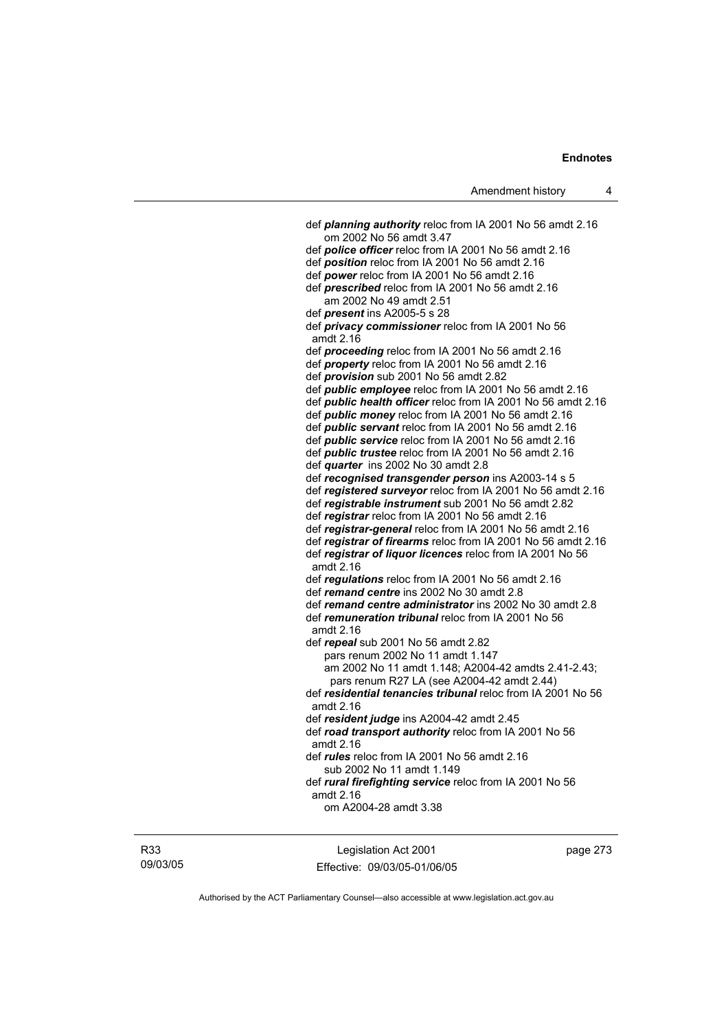def ***planning authority*** reloc from IA 2001 No 56 amdt 2.16
om 2002 No 56 amdt 3.47

def ***police officer*** reloc from IA 2001 No 56 amdt 2.16

def ***position*** reloc from IA 2001 No 56 amdt 2.16

def ***power*** reloc from IA 2001 No 56 amdt 2.16

def ***prescribed*** reloc from IA 2001 No 56 amdt 2.16
am 2002 No 49 amdt 2.51

def ***present*** ins A2005-5 s 28

def ***privacy commissioner*** reloc from IA 2001 No 56 amdt 2.16

def ***proceeding*** reloc from IA 2001 No 56 amdt 2.16

def ***property*** reloc from IA 2001 No 56 amdt 2.16

def ***provision*** sub 2001 No 56 amdt 2.82

def ***public employee*** reloc from IA 2001 No 56 amdt 2.16

def ***public health officer*** reloc from IA 2001 No 56 amdt 2.16

def ***public money*** reloc from IA 2001 No 56 amdt 2.16

def ***public servant*** reloc from IA 2001 No 56 amdt 2.16

def ***public service*** reloc from IA 2001 No 56 amdt 2.16

def ***public trustee*** reloc from IA 2001 No 56 amdt 2.16

def ***quarter*** ins 2002 No 30 amdt 2.8

def ***recognised transgender person*** ins A2003-14 s 5

def ***registered surveyor*** reloc from IA 2001 No 56 amdt 2.16

def ***registrable instrument*** sub 2001 No 56 amdt 2.82

def ***registrar*** reloc from IA 2001 No 56 amdt 2.16

def ***registrar-general*** reloc from IA 2001 No 56 amdt 2.16

def ***registrar of firearms*** reloc from IA 2001 No 56 amdt 2.16

def ***registrar of liquor licences*** reloc from IA 2001 No 56 amdt 2.16

def ***regulations*** reloc from IA 2001 No 56 amdt 2.16

def ***remand centre*** ins 2002 No 30 amdt 2.8

def ***remand centre administrator*** ins 2002 No 30 amdt 2.8

def ***remuneration tribunal*** reloc from IA 2001 No 56 amdt 2.16

def ***repeal*** sub 2001 No 56 amdt 2.82
pars renum 2002 No 11 amdt 1.147
am 2002 No 11 amdt 1.148; A2004-42 amdts 2.41-2.43; pars renum R27 LA (see A2004-42 amdt 2.44)

def ***residential tenancies tribunal*** reloc from IA 2001 No 56 amdt 2.16

def ***resident judge*** ins A2004-42 amdt 2.45

def ***road transport authority*** reloc from IA 2001 No 56 amdt 2.16

def ***rules*** reloc from IA 2001 No 56 amdt 2.16
sub 2002 No 11 amdt 1.149

def ***rural firefighting service*** reloc from IA 2001 No 56 amdt 2.16
om A2004-28 amdt 3.38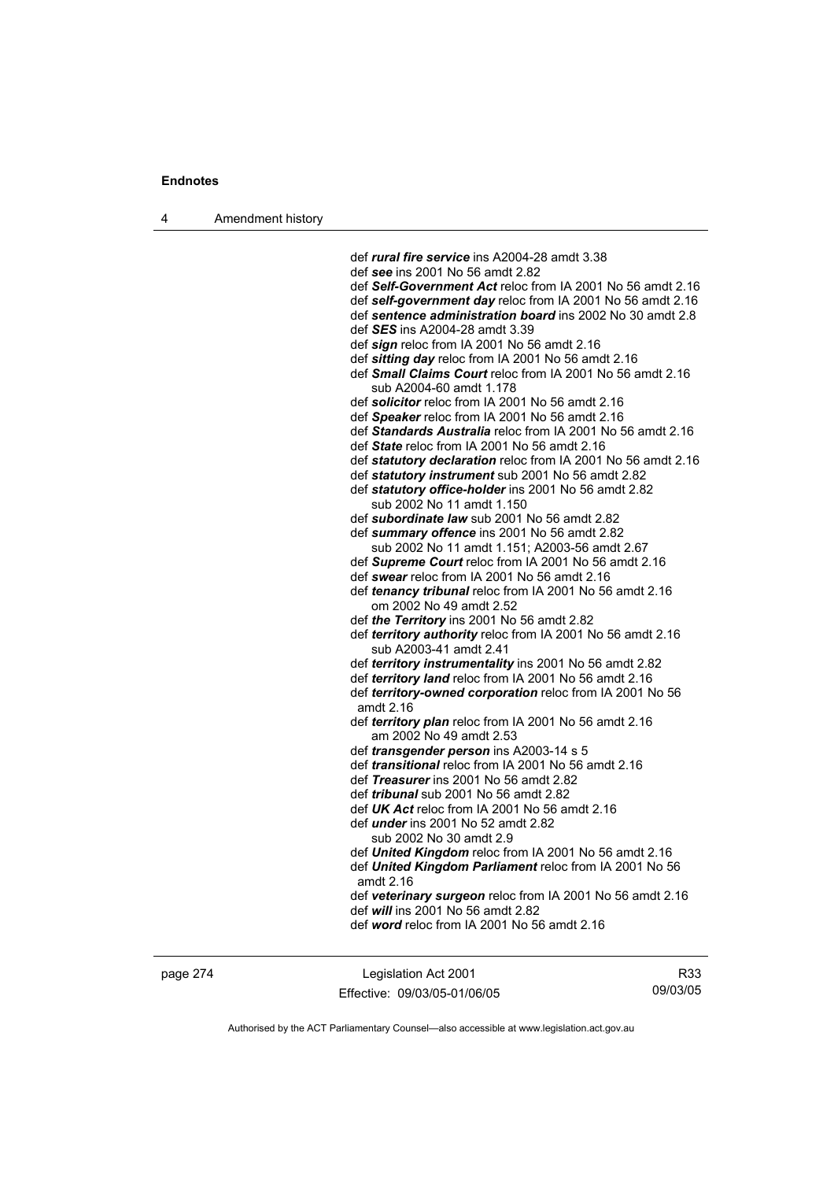def ***rural fire service*** ins A2004-28 amdt 3.38
def ***see*** ins 2001 No 56 amdt 2.82
def ***Self-Government Act*** reloc from IA 2001 No 56 amdt 2.16
def ***self-government day*** reloc from IA 2001 No 56 amdt 2.16
def ***sentence administration board*** ins 2002 No 30 amdt 2.8
def ***SES*** ins A2004-28 amdt 3.39
def ***sign*** reloc from IA 2001 No 56 amdt 2.16
def ***sitting day*** reloc from IA 2001 No 56 amdt 2.16
def ***Small Claims Court*** reloc from IA 2001 No 56 amdt 2.16
    sub A2004-60 amdt 1.178
def ***solicitor*** reloc from IA 2001 No 56 amdt 2.16
def ***Speaker*** reloc from IA 2001 No 56 amdt 2.16
def ***Standards Australia*** reloc from IA 2001 No 56 amdt 2.16
def ***State*** reloc from IA 2001 No 56 amdt 2.16
def ***statutory declaration*** reloc from IA 2001 No 56 amdt 2.16
def ***statutory instrument*** sub 2001 No 56 amdt 2.82
def ***statutory office-holder*** ins 2001 No 56 amdt 2.82
    sub 2002 No 11 amdt 1.150
def ***subordinate law*** sub 2001 No 56 amdt 2.82
def ***summary offence*** ins 2001 No 56 amdt 2.82
    sub 2002 No 11 amdt 1.151; A2003-56 amdt 2.67
def ***Supreme Court*** reloc from IA 2001 No 56 amdt 2.16
def ***swear*** reloc from IA 2001 No 56 amdt 2.16
def ***tenancy tribunal*** reloc from IA 2001 No 56 amdt 2.16
    om 2002 No 49 amdt 2.52
def ***the Territory*** ins 2001 No 56 amdt 2.82
def ***territory authority*** reloc from IA 2001 No 56 amdt 2.16
    sub A2003-41 amdt 2.41
def ***territory instrumentality*** ins 2001 No 56 amdt 2.82
def ***territory land*** reloc from IA 2001 No 56 amdt 2.16
def ***territory-owned corporation*** reloc from IA 2001 No 56 amdt 2.16
def ***territory plan*** reloc from IA 2001 No 56 amdt 2.16
    am 2002 No 49 amdt 2.53
def ***transgender person*** ins A2003-14 s 5
def ***transitional*** reloc from IA 2001 No 56 amdt 2.16
def ***Treasurer*** ins 2001 No 56 amdt 2.82
def ***tribunal*** sub 2001 No 56 amdt 2.82
def ***UK Act*** reloc from IA 2001 No 56 amdt 2.16
def ***under*** ins 2001 No 52 amdt 2.82
    sub 2002 No 30 amdt 2.9
def ***United Kingdom*** reloc from IA 2001 No 56 amdt 2.16
def ***United Kingdom Parliament*** reloc from IA 2001 No 56 amdt 2.16
def ***veterinary surgeon*** reloc from IA 2001 No 56 amdt 2.16
def ***will*** ins 2001 No 56 amdt 2.82
def ***word*** reloc from IA 2001 No 56 amdt 2.16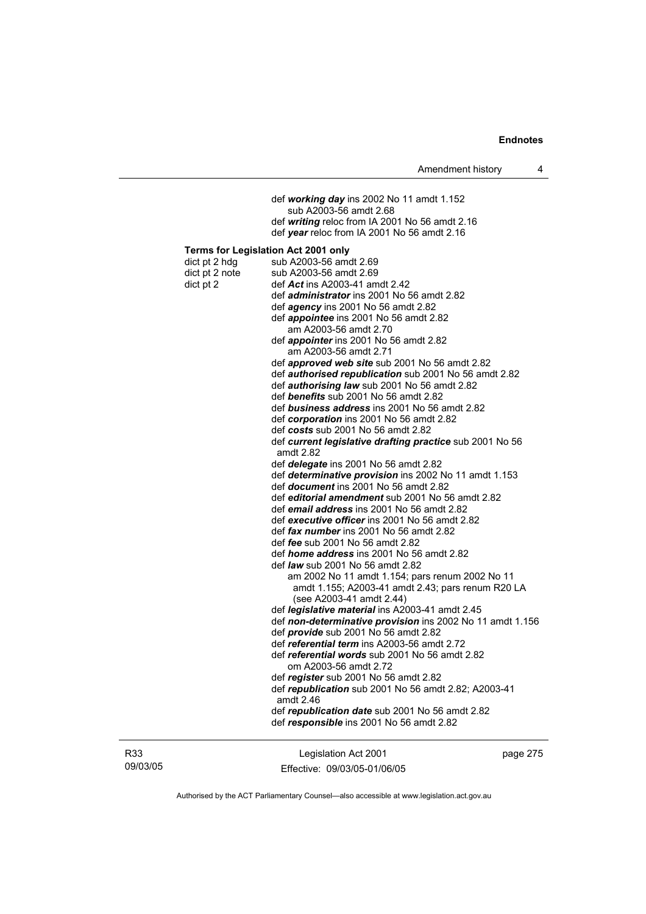def ***working day*** ins 2002 No 11 amdt 1.152
sub A2003-56 amdt 2.68
def ***writing*** reloc from IA 2001 No 56 amdt 2.16
def ***year*** reloc from IA 2001 No 56 amdt 2.16

**Terms for Legislation Act 2001 only**

dict pt 2 hdg sub A2003-56 amdt 2.69
dict pt 2 note sub A2003-56 amdt 2.69
dict pt 2 def ***Act*** ins A2003-41 amdt 2.42
def ***administrator*** ins 2001 No 56 amdt 2.82
def ***agency*** ins 2001 No 56 amdt 2.82
def ***appointee*** ins 2001 No 56 amdt 2.82
am A2003-56 amdt 2.70
def ***appointer*** ins 2001 No 56 amdt 2.82
am A2003-56 amdt 2.71
def ***approved web site*** sub 2001 No 56 amdt 2.82
def ***authorised republication*** sub 2001 No 56 amdt 2.82
def ***authorising law*** sub 2001 No 56 amdt 2.82
def ***benefits*** sub 2001 No 56 amdt 2.82
def ***business address*** ins 2001 No 56 amdt 2.82
def ***corporation*** ins 2001 No 56 amdt 2.82
def ***costs*** sub 2001 No 56 amdt 2.82
def ***current legislative drafting practice*** sub 2001 No 56 amdt 2.82
def ***delegate*** ins 2001 No 56 amdt 2.82
def ***determinative provision*** ins 2002 No 11 amdt 1.153
def ***document*** ins 2001 No 56 amdt 2.82
def ***editorial amendment*** sub 2001 No 56 amdt 2.82
def ***email address*** ins 2001 No 56 amdt 2.82
def ***executive officer*** ins 2001 No 56 amdt 2.82
def ***fax number*** ins 2001 No 56 amdt 2.82
def ***fee*** sub 2001 No 56 amdt 2.82
def ***home address*** ins 2001 No 56 amdt 2.82
def ***law*** sub 2001 No 56 amdt 2.82
am 2002 No 11 amdt 1.154; pars renum 2002 No 11 amdt 1.155; A2003-41 amdt 2.43; pars renum R20 LA (see A2003-41 amdt 2.44)
def ***legislative material*** ins A2003-41 amdt 2.45
def ***non-determinative provision*** ins 2002 No 11 amdt 1.156
def ***provide*** sub 2001 No 56 amdt 2.82
def ***referential term*** ins A2003-56 amdt 2.72
def ***referential words*** sub 2001 No 56 amdt 2.82
om A2003-56 amdt 2.72
def ***register*** sub 2001 No 56 amdt 2.82
def ***republication*** sub 2001 No 56 amdt 2.82; A2003-41 amdt 2.46
def ***republication date*** sub 2001 No 56 amdt 2.82
def ***responsible*** ins 2001 No 56 amdt 2.82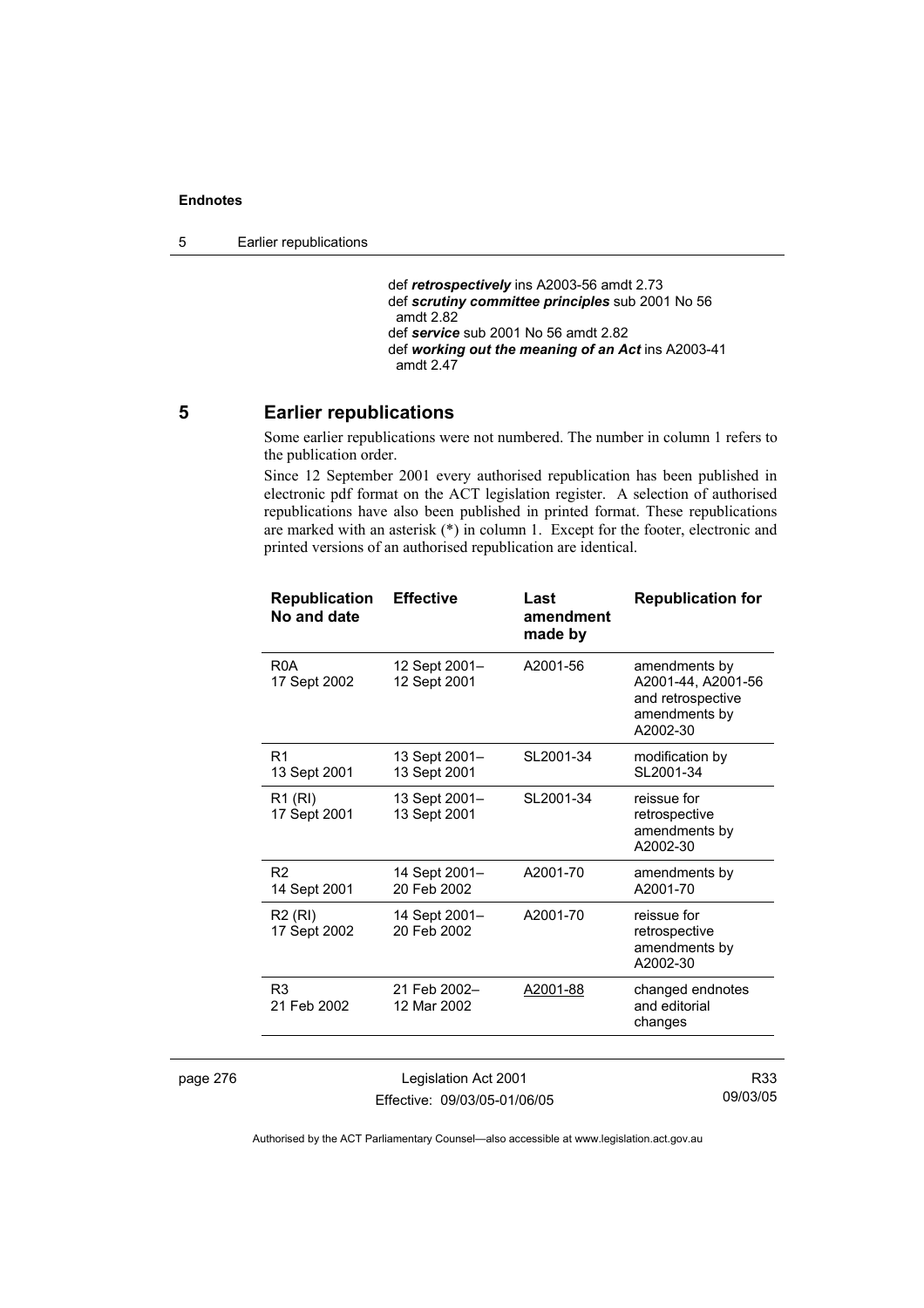def ***retrospectively*** ins A2003-56 amdt 2.73
def ***scrutiny committee principles*** sub 2001 No 56 amdt 2.82
def ***service*** sub 2001 No 56 amdt 2.82
def ***working out the meaning of an Act*** ins A2003-41 amdt 2.47

## 5 Earlier republications

Some earlier republications were not numbered. The number in column 1 refers to the publication order.

Since 12 September 2001 every authorised republication has been published in electronic pdf format on the ACT legislation register. A selection of authorised republications have also been published in printed format. These republications are marked with an asterisk (*) in column 1. Except for the footer, electronic and printed versions of an authorised republication are identical.

| Republication No and date | Effective | Last amendment made by | Republication for |
|---|---|---|---|
| R0A 17 Sept 2002 | 12 Sept 2001– 12 Sept 2001 | A2001-56 | amendments by A2001-44, A2001-56 and retrospective amendments by A2002-30 |
| R1 13 Sept 2001 | 13 Sept 2001– 13 Sept 2001 | SL2001-34 | modification by SL2001-34 |
| R1 (RI) 17 Sept 2001 | 13 Sept 2001– 13 Sept 2001 | SL2001-34 | reissue for retrospective amendments by A2002-30 |
| R2 14 Sept 2001 | 14 Sept 2001– 20 Feb 2002 | A2001-70 | amendments by A2001-70 |
| R2 (RI) 17 Sept 2002 | 14 Sept 2001– 20 Feb 2002 | A2001-70 | reissue for retrospective amendments by A2002-30 |
| R3 21 Feb 2002 | 21 Feb 2002– 12 Mar 2002 | A2001-88 | changed endnotes and editorial changes |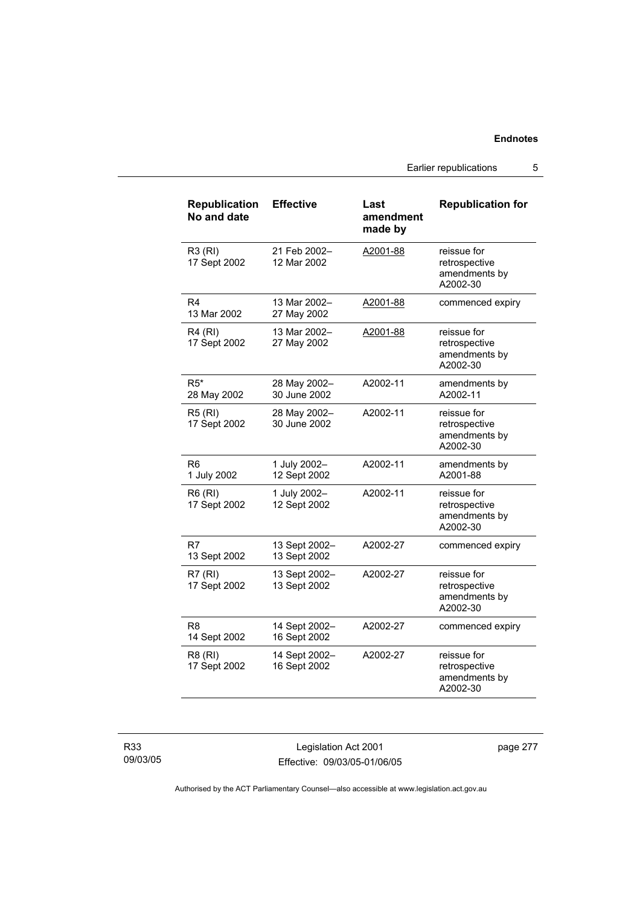| Republication No and date | Effective | Last amendment made by | Republication for |
|---|---|---|---|
| R3 (RI) 17 Sept 2002 | 21 Feb 2002– 12 Mar 2002 | A2001-88 | reissue for retrospective amendments by A2002-30 |
| R4 13 Mar 2002 | 13 Mar 2002– 27 May 2002 | A2001-88 | commenced expiry |
| R4 (RI) 17 Sept 2002 | 13 Mar 2002– 27 May 2002 | A2001-88 | reissue for retrospective amendments by A2002-30 |
| R5* 28 May 2002 | 28 May 2002– 30 June 2002 | A2002-11 | amendments by A2002-11 |
| R5 (RI) 17 Sept 2002 | 28 May 2002– 30 June 2002 | A2002-11 | reissue for retrospective amendments by A2002-30 |
| R6 1 July 2002 | 1 July 2002– 12 Sept 2002 | A2002-11 | amendments by A2001-88 |
| R6 (RI) 17 Sept 2002 | 1 July 2002– 12 Sept 2002 | A2002-11 | reissue for retrospective amendments by A2002-30 |
| R7 13 Sept 2002 | 13 Sept 2002– 13 Sept 2002 | A2002-27 | commenced expiry |
| R7 (RI) 17 Sept 2002 | 13 Sept 2002– 13 Sept 2002 | A2002-27 | reissue for retrospective amendments by A2002-30 |
| R8 14 Sept 2002 | 14 Sept 2002– 16 Sept 2002 | A2002-27 | commenced expiry |
| R8 (RI) 17 Sept 2002 | 14 Sept 2002– 16 Sept 2002 | A2002-27 | reissue for retrospective amendments by A2002-30 |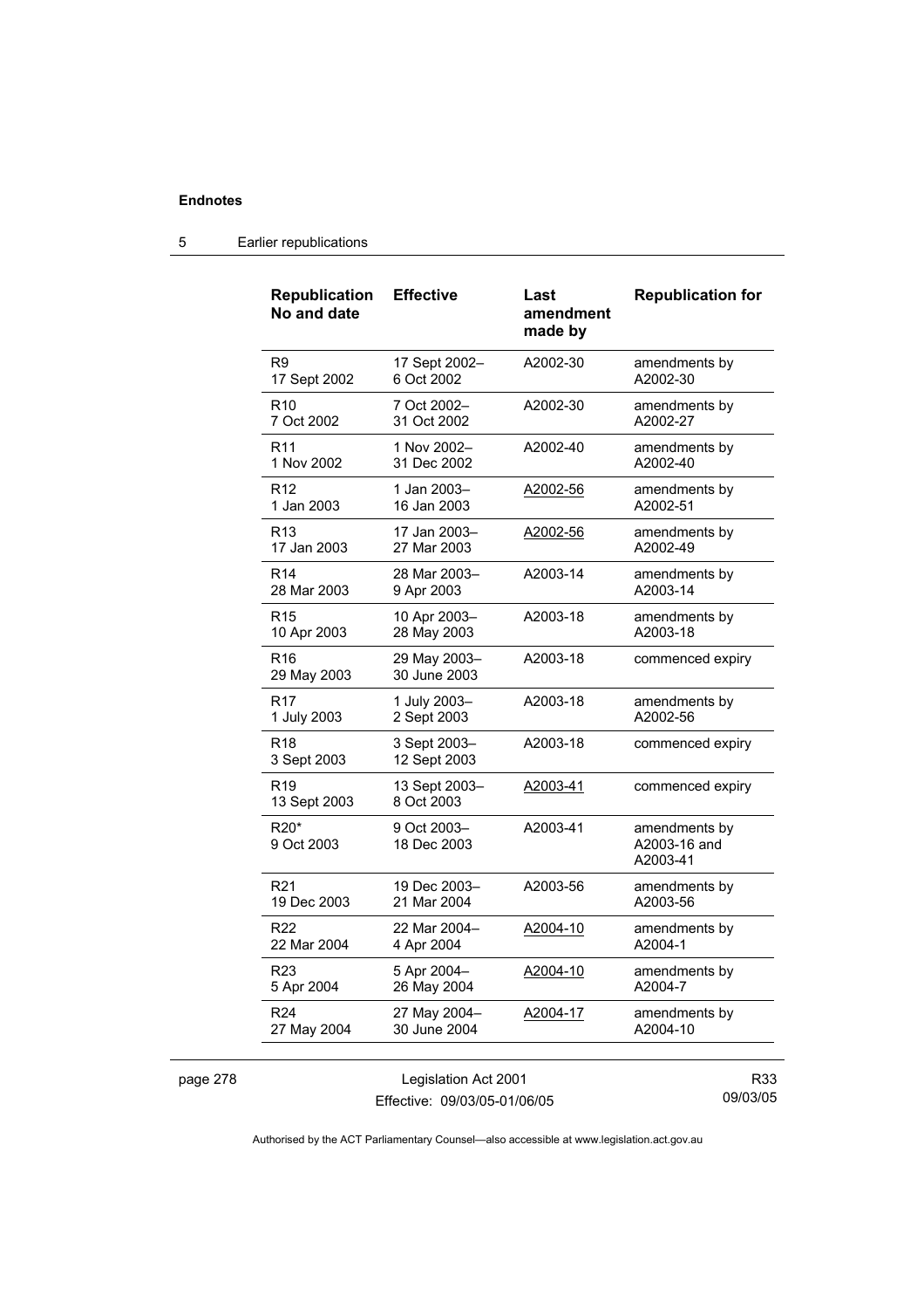## 5 Earlier republications

| Republication No and date | Effective | Last amendment made by | Republication for |
|---|---|---|---|
| R9<br>17 Sept 2002 | 17 Sept 2002–<br>6 Oct 2002 | A2002-30 | amendments by A2002-30 |
| R10<br>7 Oct 2002 | 7 Oct 2002–<br>31 Oct 2002 | A2002-30 | amendments by A2002-27 |
| R11<br>1 Nov 2002 | 1 Nov 2002–<br>31 Dec 2002 | A2002-40 | amendments by A2002-40 |
| R12<br>1 Jan 2003 | 1 Jan 2003–<br>16 Jan 2003 | A2002-56 | amendments by A2002-51 |
| R13<br>17 Jan 2003 | 17 Jan 2003–<br>27 Mar 2003 | A2002-56 | amendments by A2002-49 |
| R14<br>28 Mar 2003 | 28 Mar 2003–<br>9 Apr 2003 | A2003-14 | amendments by A2003-14 |
| R15<br>10 Apr 2003 | 10 Apr 2003–<br>28 May 2003 | A2003-18 | amendments by A2003-18 |
| R16<br>29 May 2003 | 29 May 2003–<br>30 June 2003 | A2003-18 | commenced expiry |
| R17<br>1 July 2003 | 1 July 2003–<br>2 Sept 2003 | A2003-18 | amendments by A2002-56 |
| R18<br>3 Sept 2003 | 3 Sept 2003–<br>12 Sept 2003 | A2003-18 | commenced expiry |
| R19<br>13 Sept 2003 | 13 Sept 2003–<br>8 Oct 2003 | A2003-41 | commenced expiry |
| R20*<br>9 Oct 2003 | 9 Oct 2003–<br>18 Dec 2003 | A2003-41 | amendments by A2003-16 and A2003-41 |
| R21<br>19 Dec 2003 | 19 Dec 2003–<br>21 Mar 2004 | A2003-56 | amendments by A2003-56 |
| R22<br>22 Mar 2004 | 22 Mar 2004–<br>4 Apr 2004 | A2004-10 | amendments by A2004-1 |
| R23<br>5 Apr 2004 | 5 Apr 2004–<br>26 May 2004 | A2004-10 | amendments by A2004-7 |
| R24<br>27 May 2004 | 27 May 2004–<br>30 June 2004 | A2004-17 | amendments by A2004-10 |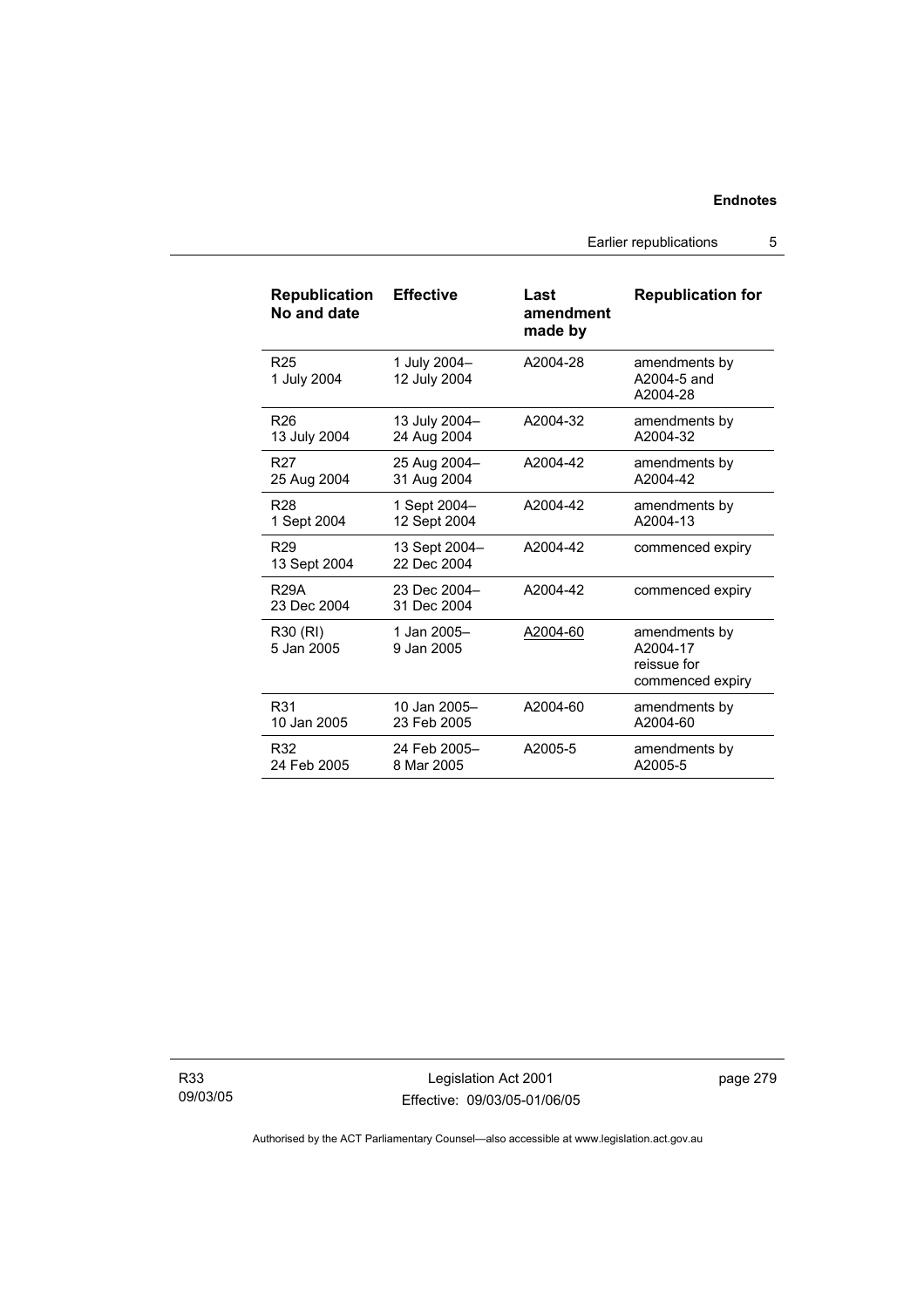| Republication No and date | Effective | Last amendment made by | Republication for |
|---|---|---|---|
| R25<br>1 July 2004 | 1 July 2004–<br>12 July 2004 | A2004-28 | amendments by A2004-5 and A2004-28 |
| R26<br>13 July 2004 | 13 July 2004–<br>24 Aug 2004 | A2004-32 | amendments by A2004-32 |
| R27<br>25 Aug 2004 | 25 Aug 2004–<br>31 Aug 2004 | A2004-42 | amendments by A2004-42 |
| R28<br>1 Sept 2004 | 1 Sept 2004–<br>12 Sept 2004 | A2004-42 | amendments by A2004-13 |
| R29<br>13 Sept 2004 | 13 Sept 2004–<br>22 Dec 2004 | A2004-42 | commenced expiry |
| R29A<br>23 Dec 2004 | 23 Dec 2004–<br>31 Dec 2004 | A2004-42 | commenced expiry |
| R30 (RI)<br>5 Jan 2005 | 1 Jan 2005–<br>9 Jan 2005 | A2004-60 | amendments by A2004-17<br>reissue for commenced expiry |
| R31<br>10 Jan 2005 | 10 Jan 2005–<br>23 Feb 2005 | A2004-60 | amendments by A2004-60 |
| R32<br>24 Feb 2005 | 24 Feb 2005–<br>8 Mar 2005 | A2005-5 | amendments by A2005-5 |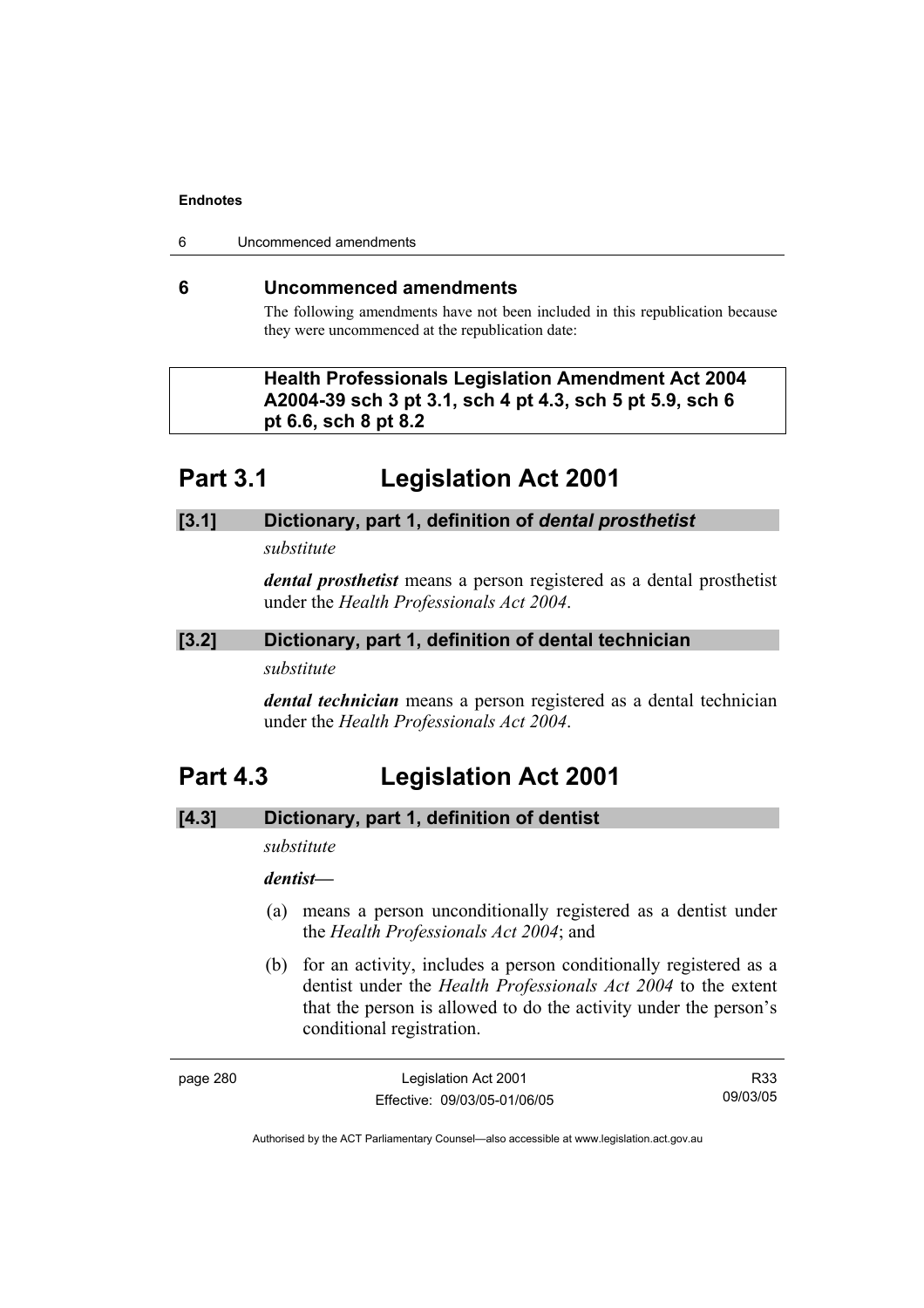## 6 Uncommenced amendments

The following amendments have not been included in this republication because they were uncommenced at the republication date:

**Health Professionals Legislation Amendment Act 2004 A2004-39 sch 3 pt 3.1, sch 4 pt 4.3, sch 5 pt 5.9, sch 6 pt 6.6, sch 8 pt 8.2**

# Part 3.1 Legislation Act 2001

### [3.1] Dictionary, part 1, definition of *dental prosthetist*

*substitute*

***dental prosthetist*** means a person registered as a dental prosthetist under the *Health Professionals Act 2004*.

### [3.2] Dictionary, part 1, definition of dental technician

*substitute*

***dental technician*** means a person registered as a dental technician under the *Health Professionals Act 2004*.

# Part 4.3 Legislation Act 2001

### [4.3] Dictionary, part 1, definition of dentist

*substitute*

***dentist***—

(a) means a person unconditionally registered as a dentist under the *Health Professionals Act 2004*; and

(b) for an activity, includes a person conditionally registered as a dentist under the *Health Professionals Act 2004* to the extent that the person is allowed to do the activity under the person's conditional registration.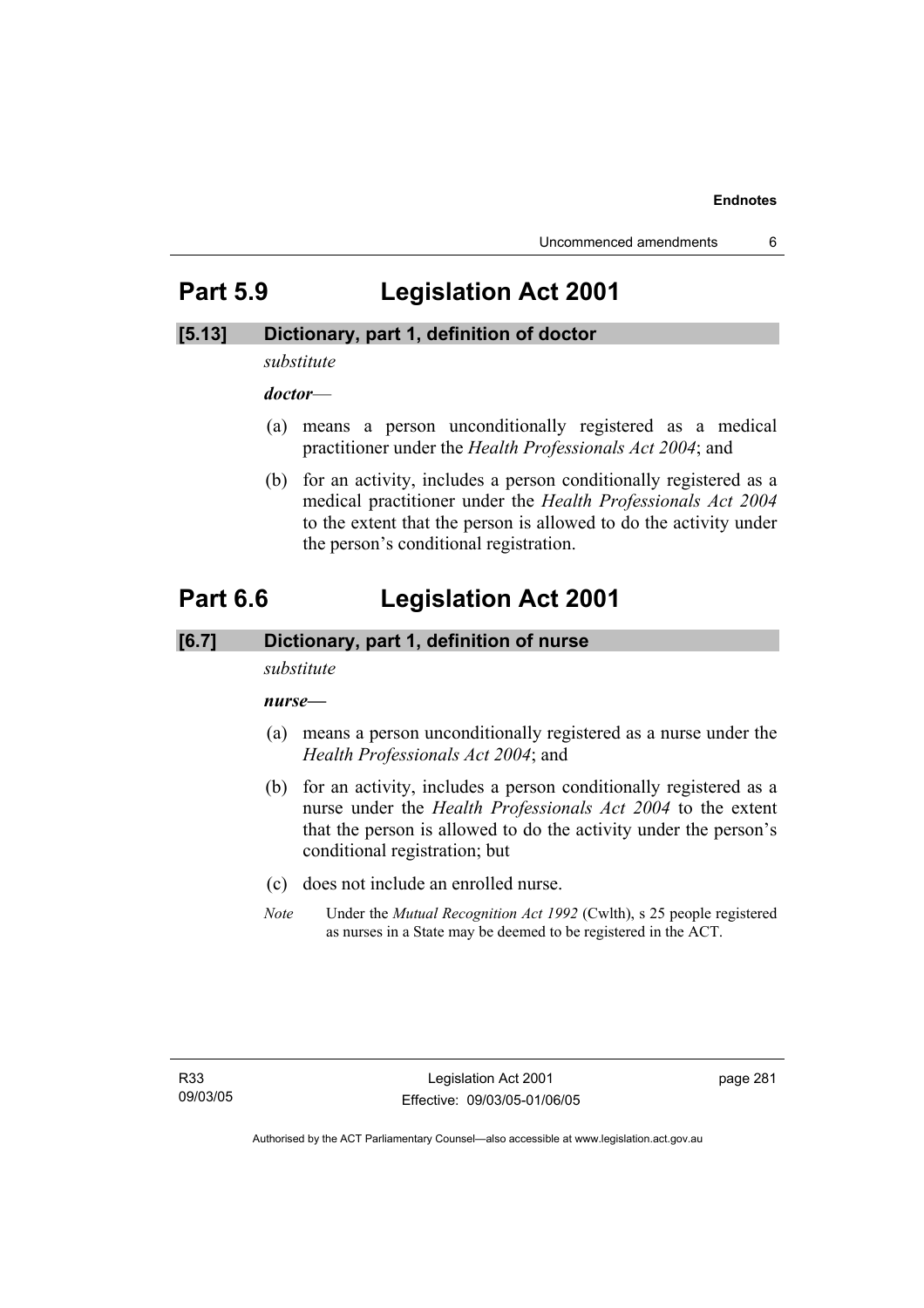# Part 5.9 Legislation Act 2001

## [5.13] Dictionary, part 1, definition of doctor

*substitute*

***doctor***—

(a) means a person unconditionally registered as a medical practitioner under the *Health Professionals Act 2004*; and

(b) for an activity, includes a person conditionally registered as a medical practitioner under the *Health Professionals Act 2004* to the extent that the person is allowed to do the activity under the person's conditional registration.

# Part 6.6 Legislation Act 2001

## [6.7] Dictionary, part 1, definition of nurse

*substitute*

***nurse—***

(a) means a person unconditionally registered as a nurse under the *Health Professionals Act 2004*; and

(b) for an activity, includes a person conditionally registered as a nurse under the *Health Professionals Act 2004* to the extent that the person is allowed to do the activity under the person's conditional registration; but

(c) does not include an enrolled nurse.

*Note* Under the *Mutual Recognition Act 1992* (Cwlth), s 25 people registered as nurses in a State may be deemed to be registered in the ACT.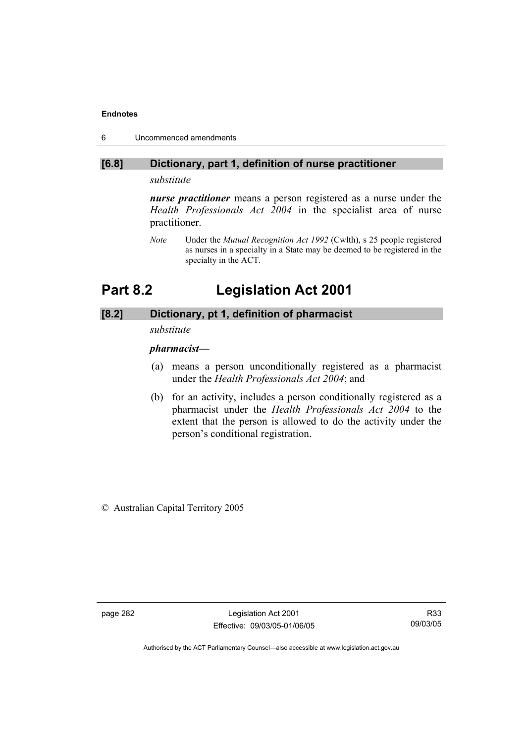## [6.8] Dictionary, part 1, definition of nurse practitioner

*substitute*

***nurse practitioner*** means a person registered as a nurse under the *Health Professionals Act 2004* in the specialist area of nurse practitioner.

*Note* Under the *Mutual Recognition Act 1992* (Cwlth), s 25 people registered as nurses in a specialty in a State may be deemed to be registered in the specialty in the ACT.

# Part 8.2 Legislation Act 2001

## [8.2] Dictionary, pt 1, definition of pharmacist

*substitute*

***pharmacist***—

(a) means a person unconditionally registered as a pharmacist under the *Health Professionals Act 2004*; and

(b) for an activity, includes a person conditionally registered as a pharmacist under the *Health Professionals Act 2004* to the extent that the person is allowed to do the activity under the person's conditional registration.

© Australian Capital Territory 2005